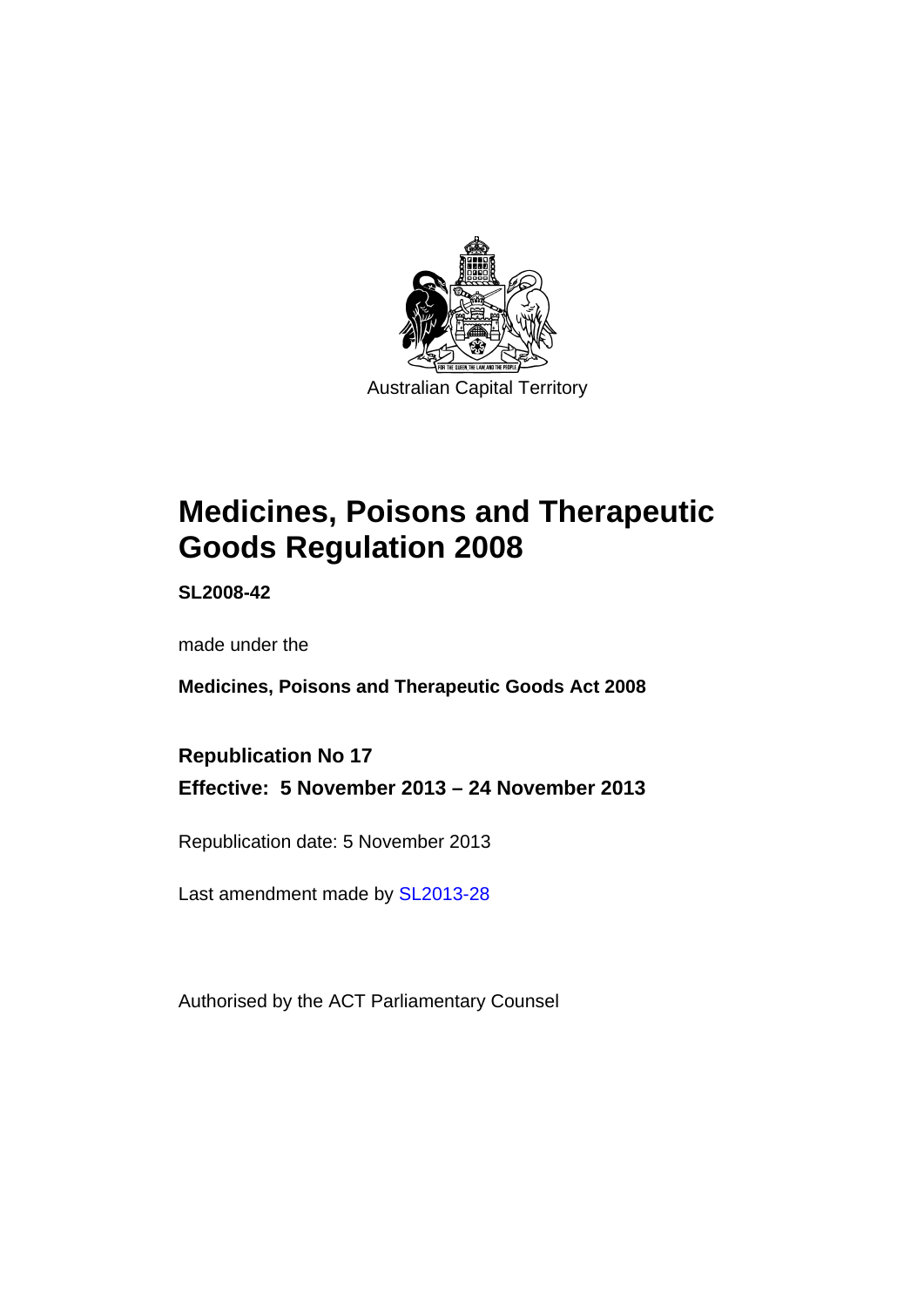Australian Capital Territory

# Medicines, Poisons and Therapeutic Goods Regulation 2008

**SL2008-42**

made under the

**Medicines, Poisons and Therapeutic Goods Act 2008**

**Republication No 17**

**Effective: 5 November 2013 – 24 November 2013**

Republication date: 5 November 2013

Last amendment made by SL2013-28

Authorised by the ACT Parliamentary Counsel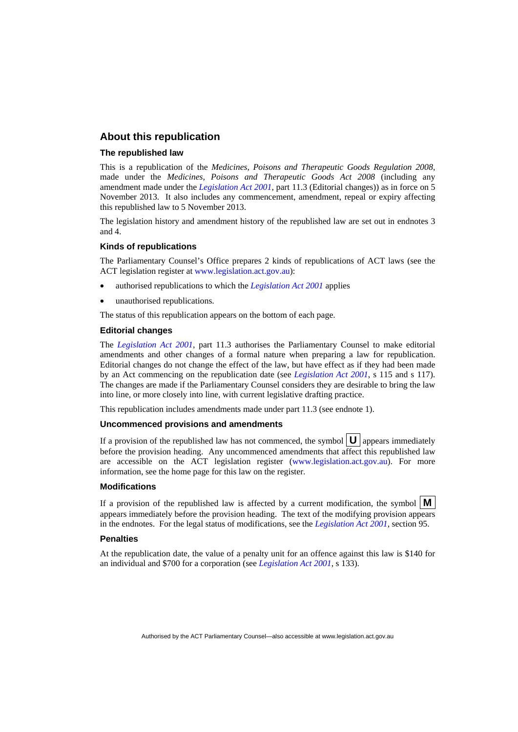## About this republication

### The republished law

This is a republication of the *Medicines, Poisons and Therapeutic Goods Regulation 2008*, made under the *Medicines, Poisons and Therapeutic Goods Act 2008* (including any amendment made under the *Legislation Act 2001*, part 11.3 (Editorial changes)) as in force on 5 November 2013. It also includes any commencement, amendment, repeal or expiry affecting this republished law to 5 November 2013.

The legislation history and amendment history of the republished law are set out in endnotes 3 and 4.

### Kinds of republications

The Parliamentary Counsel's Office prepares 2 kinds of republications of ACT laws (see the ACT legislation register at www.legislation.act.gov.au):

- authorised republications to which the *Legislation Act 2001* applies
- unauthorised republications.

The status of this republication appears on the bottom of each page.

### Editorial changes

The *Legislation Act 2001*, part 11.3 authorises the Parliamentary Counsel to make editorial amendments and other changes of a formal nature when preparing a law for republication. Editorial changes do not change the effect of the law, but have effect as if they had been made by an Act commencing on the republication date (see *Legislation Act 2001*, s 115 and s 117). The changes are made if the Parliamentary Counsel considers they are desirable to bring the law into line, or more closely into line, with current legislative drafting practice.

This republication includes amendments made under part 11.3 (see endnote 1).

### Uncommenced provisions and amendments

If a provision of the republished law has not commenced, the symbol **U** appears immediately before the provision heading. Any uncommenced amendments that affect this republished law are accessible on the ACT legislation register (www.legislation.act.gov.au). For more information, see the home page for this law on the register.

### Modifications

If a provision of the republished law is affected by a current modification, the symbol **M** appears immediately before the provision heading. The text of the modifying provision appears in the endnotes. For the legal status of modifications, see the *Legislation Act 2001*, section 95.

### Penalties

At the republication date, the value of a penalty unit for an offence against this law is $140 for an individual and $700 for a corporation (see *Legislation Act 2001*, s 133).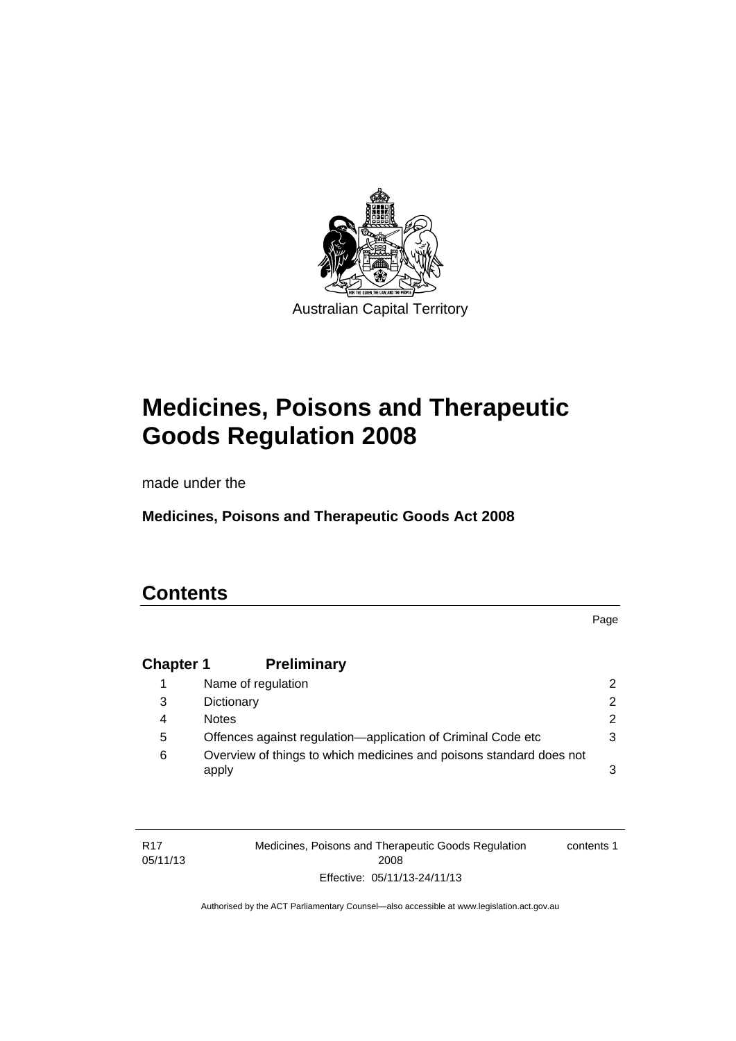Australian Capital Territory

# Medicines, Poisons and Therapeutic Goods Regulation 2008

made under the

**Medicines, Poisons and Therapeutic Goods Act 2008**

## Contents

Page

| | | |
|---|---|---|
| **Chapter 1** | **Preliminary** | |
| 1 | Name of regulation | 2 |
| 3 | Dictionary | 2 |
| 4 | Notes | 2 |
| 5 | Offences against regulation—application of Criminal Code etc | 3 |
| 6 | Overview of things to which medicines and poisons standard does not apply | 3 |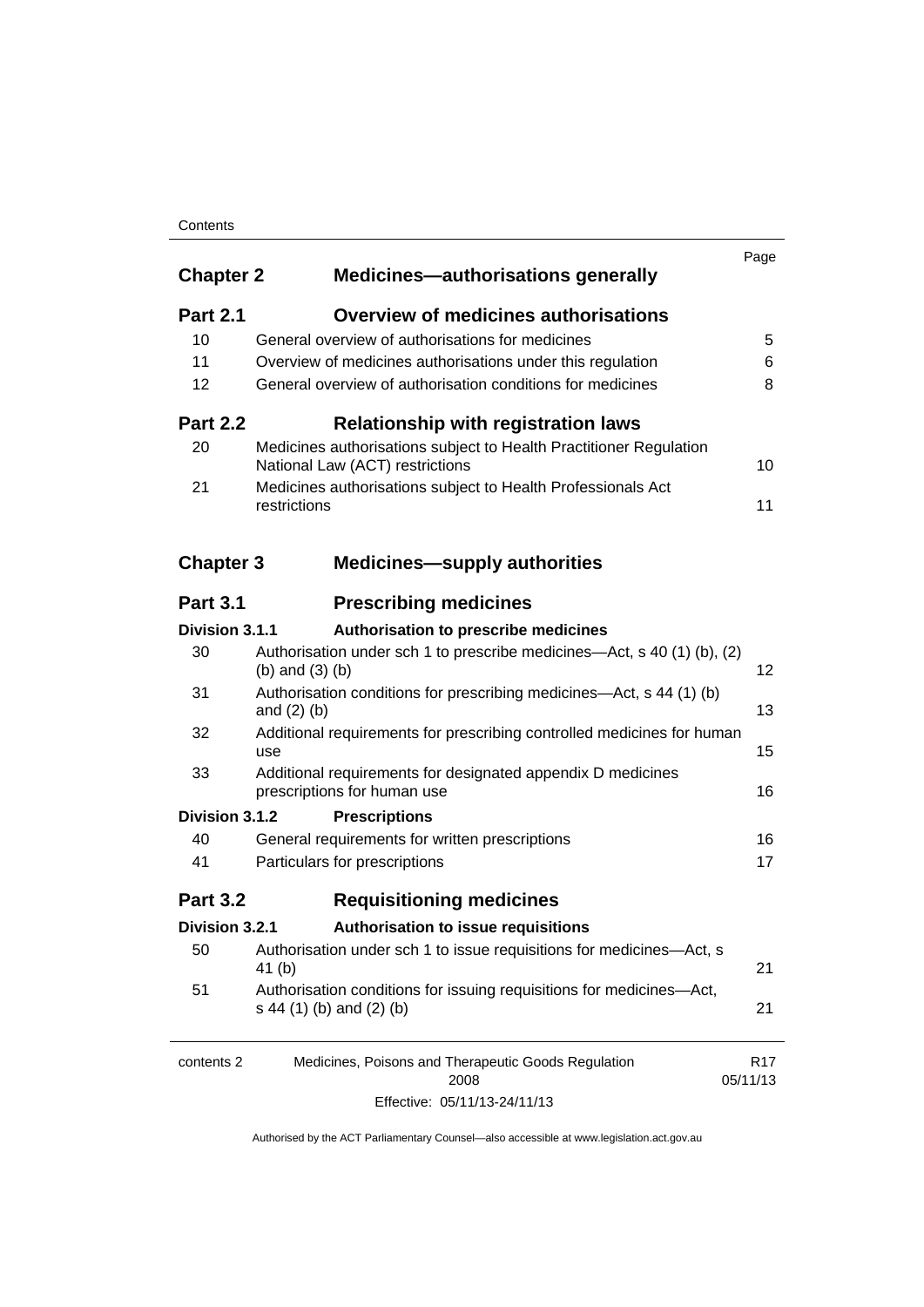| | | Page |
|---|---|---|
| **Chapter 2** | **Medicines—authorisations generally** | |
| **Part 2.1** | **Overview of medicines authorisations** | |
| 10 | General overview of authorisations for medicines | 5 |
| 11 | Overview of medicines authorisations under this regulation | 6 |
| 12 | General overview of authorisation conditions for medicines | 8 |
| **Part 2.2** | **Relationship with registration laws** | |
| 20 | Medicines authorisations subject to Health Practitioner Regulation National Law (ACT) restrictions | 10 |
| 21 | Medicines authorisations subject to Health Professionals Act restrictions | 11 |
| **Chapter 3** | **Medicines—supply authorities** | |
| **Part 3.1** | **Prescribing medicines** | |
| **Division 3.1.1** | **Authorisation to prescribe medicines** | |
| 30 | Authorisation under sch 1 to prescribe medicines—Act, s 40 (1) (b), (2) (b) and (3) (b) | 12 |
| 31 | Authorisation conditions for prescribing medicines—Act, s 44 (1) (b) and (2) (b) | 13 |
| 32 | Additional requirements for prescribing controlled medicines for human use | 15 |
| 33 | Additional requirements for designated appendix D medicines prescriptions for human use | 16 |
| **Division 3.1.2** | **Prescriptions** | |
| 40 | General requirements for written prescriptions | 16 |
| 41 | Particulars for prescriptions | 17 |
| **Part 3.2** | **Requisitioning medicines** | |
| **Division 3.2.1** | **Authorisation to issue requisitions** | |
| 50 | Authorisation under sch 1 to issue requisitions for medicines—Act, s 41 (b) | 21 |
| 51 | Authorisation conditions for issuing requisitions for medicines—Act, s 44 (1) (b) and (2) (b) | 21 |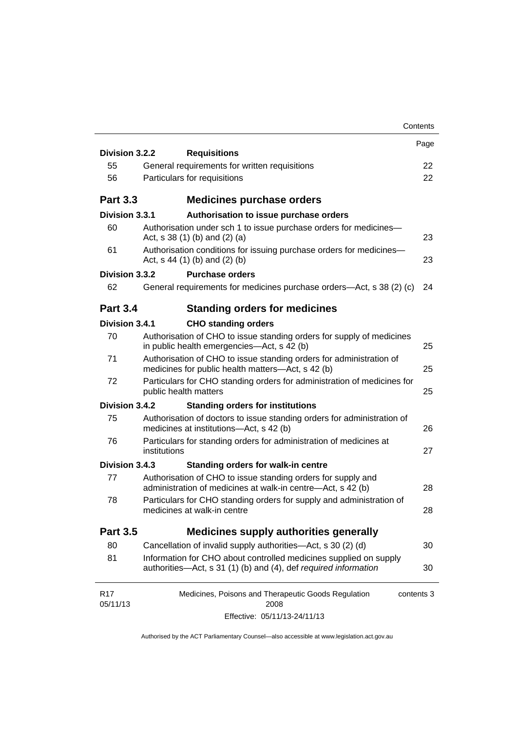| | | Page |
|---|---|---|
| **Division 3.2.2** | **Requisitions** | |
| 55 | General requirements for written requisitions | 22 |
| 56 | Particulars for requisitions | 22 |
| **Part 3.3** | **Medicines purchase orders** | |
| **Division 3.3.1** | **Authorisation to issue purchase orders** | |
| 60 | Authorisation under sch 1 to issue purchase orders for medicines—Act, s 38 (1) (b) and (2) (a) | 23 |
| 61 | Authorisation conditions for issuing purchase orders for medicines—Act, s 44 (1) (b) and (2) (b) | 23 |
| **Division 3.3.2** | **Purchase orders** | |
| 62 | General requirements for medicines purchase orders—Act, s 38 (2) (c) | 24 |
| **Part 3.4** | **Standing orders for medicines** | |
| **Division 3.4.1** | **CHO standing orders** | |
| 70 | Authorisation of CHO to issue standing orders for supply of medicines in public health emergencies—Act, s 42 (b) | 25 |
| 71 | Authorisation of CHO to issue standing orders for administration of medicines for public health matters—Act, s 42 (b) | 25 |
| 72 | Particulars for CHO standing orders for administration of medicines for public health matters | 25 |
| **Division 3.4.2** | **Standing orders for institutions** | |
| 75 | Authorisation of doctors to issue standing orders for administration of medicines at institutions—Act, s 42 (b) | 26 |
| 76 | Particulars for standing orders for administration of medicines at institutions | 27 |
| **Division 3.4.3** | **Standing orders for walk-in centre** | |
| 77 | Authorisation of CHO to issue standing orders for supply and administration of medicines at walk-in centre—Act, s 42 (b) | 28 |
| 78 | Particulars for CHO standing orders for supply and administration of medicines at walk-in centre | 28 |
| **Part 3.5** | **Medicines supply authorities generally** | |
| 80 | Cancellation of invalid supply authorities—Act, s 30 (2) (d) | 30 |
| 81 | Information for CHO about controlled medicines supplied on supply authorities—Act, s 31 (1) (b) and (4), def *required information* | 30 |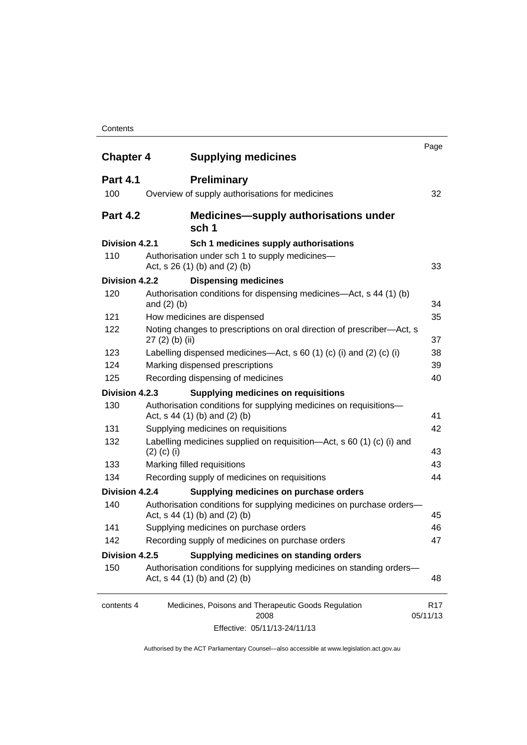| | | Page |
|---|---|---|
| **Chapter 4** | **Supplying medicines** | |
| **Part 4.1** | **Preliminary** | |
| 100 | Overview of supply authorisations for medicines | 32 |
| **Part 4.2** | **Medicines—supply authorisations under sch 1** | |
| **Division 4.2.1** | **Sch 1 medicines supply authorisations** | |
| 110 | Authorisation under sch 1 to supply medicines—Act, s 26 (1) (b) and (2) (b) | 33 |
| **Division 4.2.2** | **Dispensing medicines** | |
| 120 | Authorisation conditions for dispensing medicines—Act, s 44 (1) (b) and (2) (b) | 34 |
| 121 | How medicines are dispensed | 35 |
| 122 | Noting changes to prescriptions on oral direction of prescriber—Act, s 27 (2) (b) (ii) | 37 |
| 123 | Labelling dispensed medicines—Act, s 60 (1) (c) (i) and (2) (c) (i) | 38 |
| 124 | Marking dispensed prescriptions | 39 |
| 125 | Recording dispensing of medicines | 40 |
| **Division 4.2.3** | **Supplying medicines on requisitions** | |
| 130 | Authorisation conditions for supplying medicines on requisitions—Act, s 44 (1) (b) and (2) (b) | 41 |
| 131 | Supplying medicines on requisitions | 42 |
| 132 | Labelling medicines supplied on requisition—Act, s 60 (1) (c) (i) and (2) (c) (i) | 43 |
| 133 | Marking filled requisitions | 43 |
| 134 | Recording supply of medicines on requisitions | 44 |
| **Division 4.2.4** | **Supplying medicines on purchase orders** | |
| 140 | Authorisation conditions for supplying medicines on purchase orders—Act, s 44 (1) (b) and (2) (b) | 45 |
| 141 | Supplying medicines on purchase orders | 46 |
| 142 | Recording supply of medicines on purchase orders | 47 |
| **Division 4.2.5** | **Supplying medicines on standing orders** | |
| 150 | Authorisation conditions for supplying medicines on standing orders—Act, s 44 (1) (b) and (2) (b) | 48 |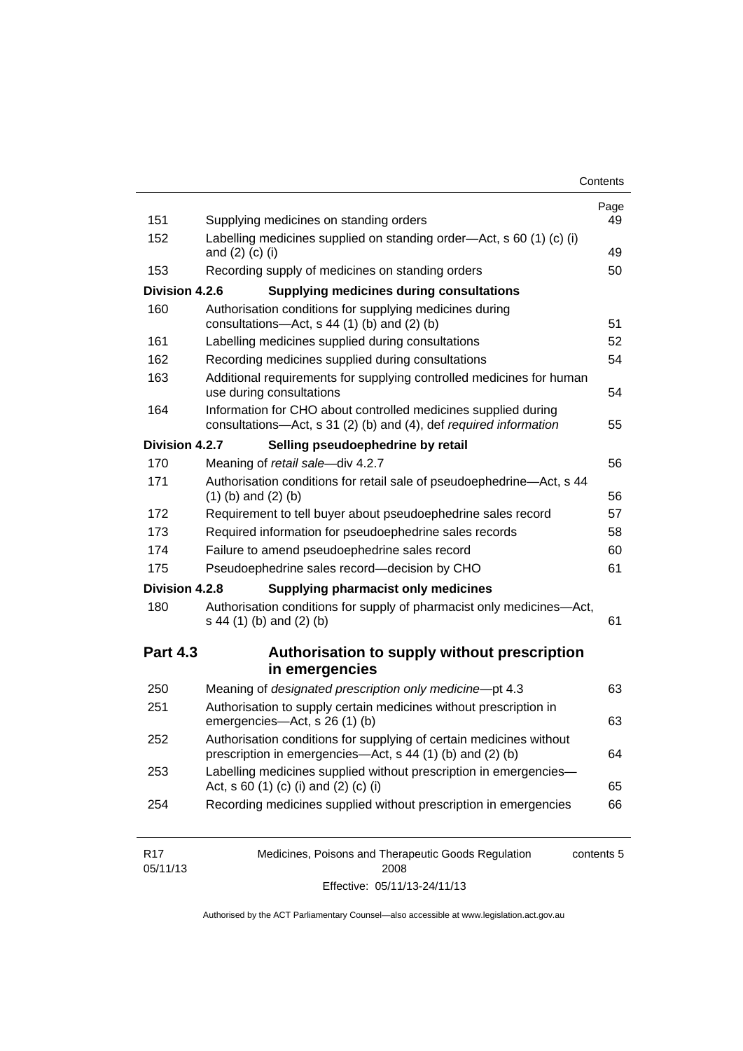| | | Page |
|---|---|---|
| 151 | Supplying medicines on standing orders | 49 |
| 152 | Labelling medicines supplied on standing order—Act, s 60 (1) (c) (i) and (2) (c) (i) | 49 |
| 153 | Recording supply of medicines on standing orders | 50 |
| **Division 4.2.6** | **Supplying medicines during consultations** | |
| 160 | Authorisation conditions for supplying medicines during consultations—Act, s 44 (1) (b) and (2) (b) | 51 |
| 161 | Labelling medicines supplied during consultations | 52 |
| 162 | Recording medicines supplied during consultations | 54 |
| 163 | Additional requirements for supplying controlled medicines for human use during consultations | 54 |
| 164 | Information for CHO about controlled medicines supplied during consultations—Act, s 31 (2) (b) and (4), def *required information* | 55 |
| **Division 4.2.7** | **Selling pseudoephedrine by retail** | |
| 170 | Meaning of *retail sale*—div 4.2.7 | 56 |
| 171 | Authorisation conditions for retail sale of pseudoephedrine—Act, s 44 (1) (b) and (2) (b) | 56 |
| 172 | Requirement to tell buyer about pseudoephedrine sales record | 57 |
| 173 | Required information for pseudoephedrine sales records | 58 |
| 174 | Failure to amend pseudoephedrine sales record | 60 |
| 175 | Pseudoephedrine sales record—decision by CHO | 61 |
| **Division 4.2.8** | **Supplying pharmacist only medicines** | |
| 180 | Authorisation conditions for supply of pharmacist only medicines—Act, s 44 (1) (b) and (2) (b) | 61 |

## Part 4.3 Authorisation to supply without prescription in emergencies

| | | |
|---|---|---|
| 250 | Meaning of *designated prescription only medicine*—pt 4.3 | 63 |
| 251 | Authorisation to supply certain medicines without prescription in emergencies—Act, s 26 (1) (b) | 63 |
| 252 | Authorisation conditions for supplying of certain medicines without prescription in emergencies—Act, s 44 (1) (b) and (2) (b) | 64 |
| 253 | Labelling medicines supplied without prescription in emergencies—Act, s 60 (1) (c) (i) and (2) (c) (i) | 65 |
| 254 | Recording medicines supplied without prescription in emergencies | 66 |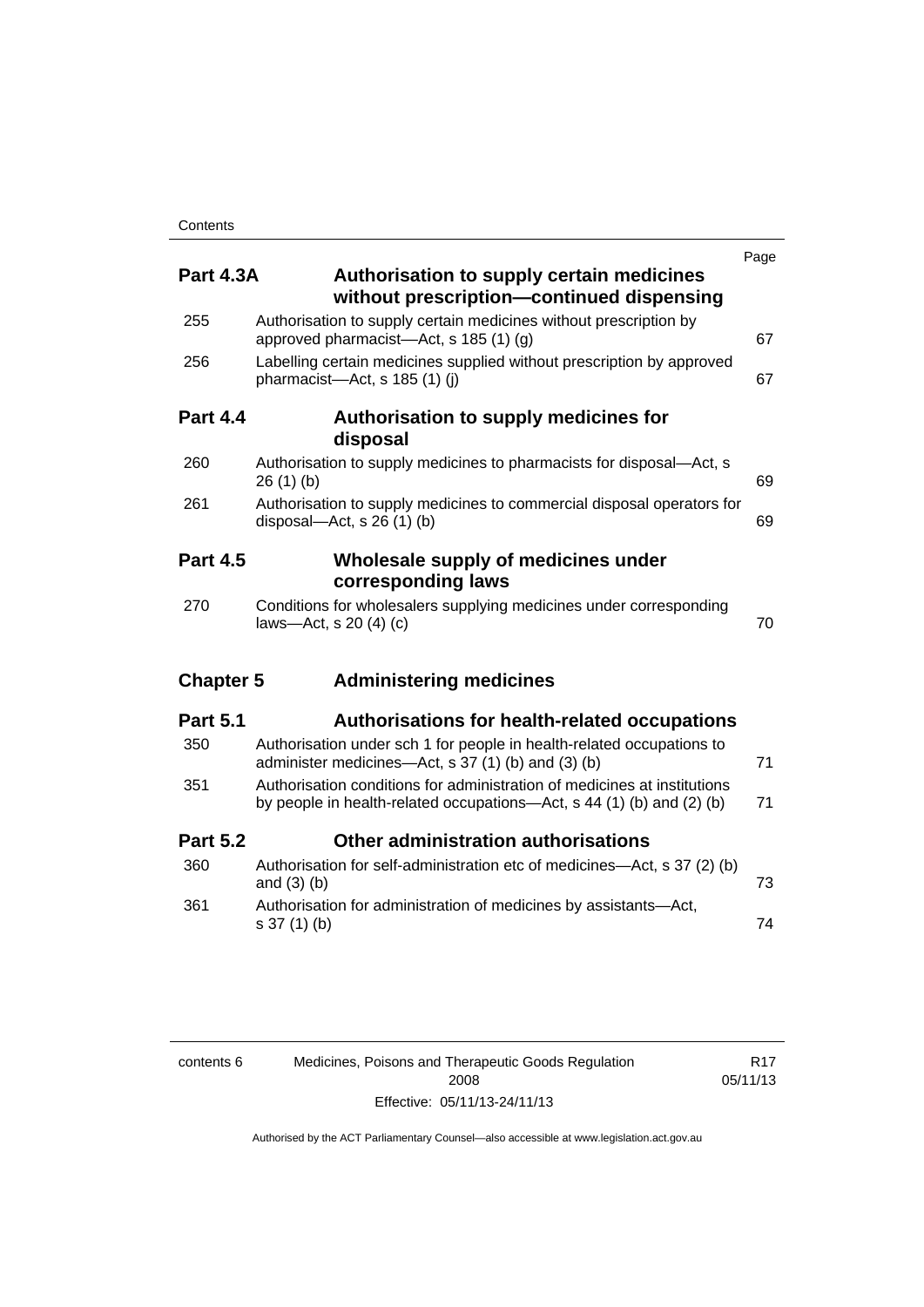| | | Page |
|---|---|---|
| **Part 4.3A** | **Authorisation to supply certain medicines without prescription—continued dispensing** | |
| 255 | Authorisation to supply certain medicines without prescription by approved pharmacist—Act, s 185 (1) (g) | 67 |
| 256 | Labelling certain medicines supplied without prescription by approved pharmacist—Act, s 185 (1) (j) | 67 |
| **Part 4.4** | **Authorisation to supply medicines for disposal** | |
| 260 | Authorisation to supply medicines to pharmacists for disposal—Act, s 26 (1) (b) | 69 |
| 261 | Authorisation to supply medicines to commercial disposal operators for disposal—Act, s 26 (1) (b) | 69 |
| **Part 4.5** | **Wholesale supply of medicines under corresponding laws** | |
| 270 | Conditions for wholesalers supplying medicines under corresponding laws—Act, s 20 (4) (c) | 70 |
| **Chapter 5** | **Administering medicines** | |
| **Part 5.1** | **Authorisations for health-related occupations** | |
| 350 | Authorisation under sch 1 for people in health-related occupations to administer medicines—Act, s 37 (1) (b) and (3) (b) | 71 |
| 351 | Authorisation conditions for administration of medicines at institutions by people in health-related occupations—Act, s 44 (1) (b) and (2) (b) | 71 |
| **Part 5.2** | **Other administration authorisations** | |
| 360 | Authorisation for self-administration etc of medicines—Act, s 37 (2) (b) and (3) (b) | 73 |
| 361 | Authorisation for administration of medicines by assistants—Act, s 37 (1) (b) | 74 |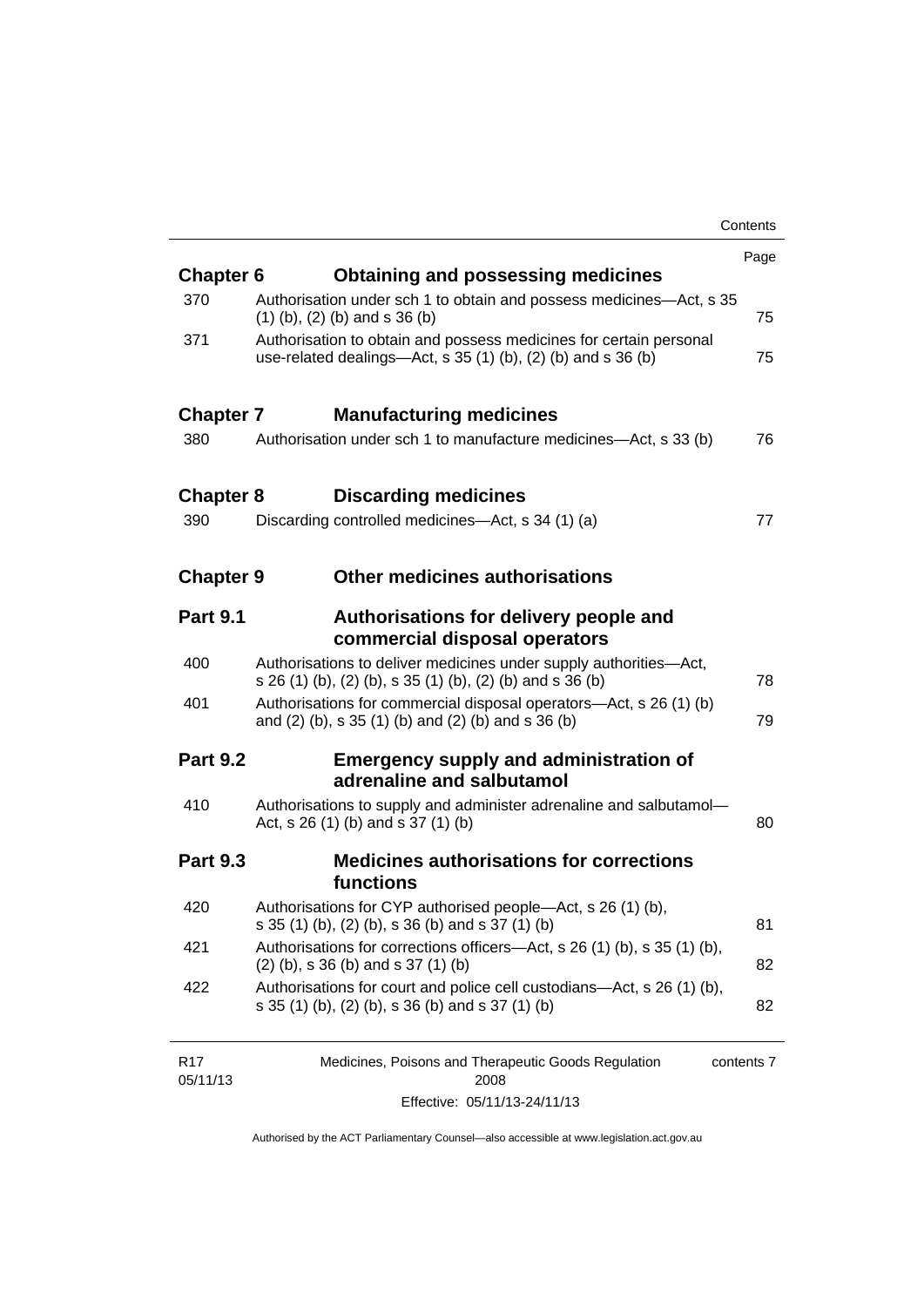| | | Page |
|---|---|---|
| **Chapter 6** | **Obtaining and possessing medicines** | |
| 370 | Authorisation under sch 1 to obtain and possess medicines—Act, s 35 (1) (b), (2) (b) and s 36 (b) | 75 |
| 371 | Authorisation to obtain and possess medicines for certain personal use-related dealings—Act, s 35 (1) (b), (2) (b) and s 36 (b) | 75 |
| **Chapter 7** | **Manufacturing medicines** | |
| 380 | Authorisation under sch 1 to manufacture medicines—Act, s 33 (b) | 76 |
| **Chapter 8** | **Discarding medicines** | |
| 390 | Discarding controlled medicines—Act, s 34 (1) (a) | 77 |
| **Chapter 9** | **Other medicines authorisations** | |
| **Part 9.1** | **Authorisations for delivery people and commercial disposal operators** | |
| 400 | Authorisations to deliver medicines under supply authorities—Act, s 26 (1) (b), (2) (b), s 35 (1) (b), (2) (b) and s 36 (b) | 78 |
| 401 | Authorisations for commercial disposal operators—Act, s 26 (1) (b) and (2) (b), s 35 (1) (b) and (2) (b) and s 36 (b) | 79 |
| **Part 9.2** | **Emergency supply and administration of adrenaline and salbutamol** | |
| 410 | Authorisations to supply and administer adrenaline and salbutamol—Act, s 26 (1) (b) and s 37 (1) (b) | 80 |
| **Part 9.3** | **Medicines authorisations for corrections functions** | |
| 420 | Authorisations for CYP authorised people—Act, s 26 (1) (b), s 35 (1) (b), (2) (b), s 36 (b) and s 37 (1) (b) | 81 |
| 421 | Authorisations for corrections officers—Act, s 26 (1) (b), s 35 (1) (b), (2) (b), s 36 (b) and s 37 (1) (b) | 82 |
| 422 | Authorisations for court and police cell custodians—Act, s 26 (1) (b), s 35 (1) (b), (2) (b), s 36 (b) and s 37 (1) (b) | 82 |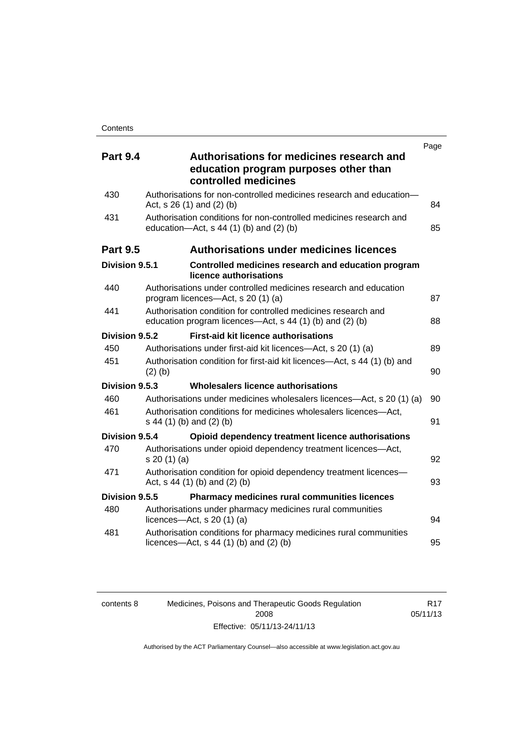| | | Page |
|---|---|---|
| **Part 9.4** | **Authorisations for medicines research and education program purposes other than controlled medicines** | |
| 430 | Authorisations for non-controlled medicines research and education—Act, s 26 (1) and (2) (b) | 84 |
| 431 | Authorisation conditions for non-controlled medicines research and education—Act, s 44 (1) (b) and (2) (b) | 85 |
| **Part 9.5** | **Authorisations under medicines licences** | |
| **Division 9.5.1** | **Controlled medicines research and education program licence authorisations** | |
| 440 | Authorisations under controlled medicines research and education program licences—Act, s 20 (1) (a) | 87 |
| 441 | Authorisation condition for controlled medicines research and education program licences—Act, s 44 (1) (b) and (2) (b) | 88 |
| **Division 9.5.2** | **First-aid kit licence authorisations** | |
| 450 | Authorisations under first-aid kit licences—Act, s 20 (1) (a) | 89 |
| 451 | Authorisation condition for first-aid kit licences—Act, s 44 (1) (b) and (2) (b) | 90 |
| **Division 9.5.3** | **Wholesalers licence authorisations** | |
| 460 | Authorisations under medicines wholesalers licences—Act, s 20 (1) (a) | 90 |
| 461 | Authorisation conditions for medicines wholesalers licences—Act, s 44 (1) (b) and (2) (b) | 91 |
| **Division 9.5.4** | **Opioid dependency treatment licence authorisations** | |
| 470 | Authorisations under opioid dependency treatment licences—Act, s 20 (1) (a) | 92 |
| 471 | Authorisation condition for opioid dependency treatment licences—Act, s 44 (1) (b) and (2) (b) | 93 |
| **Division 9.5.5** | **Pharmacy medicines rural communities licences** | |
| 480 | Authorisations under pharmacy medicines rural communities licences—Act, s 20 (1) (a) | 94 |
| 481 | Authorisation conditions for pharmacy medicines rural communities licences—Act, s 44 (1) (b) and (2) (b) | 95 |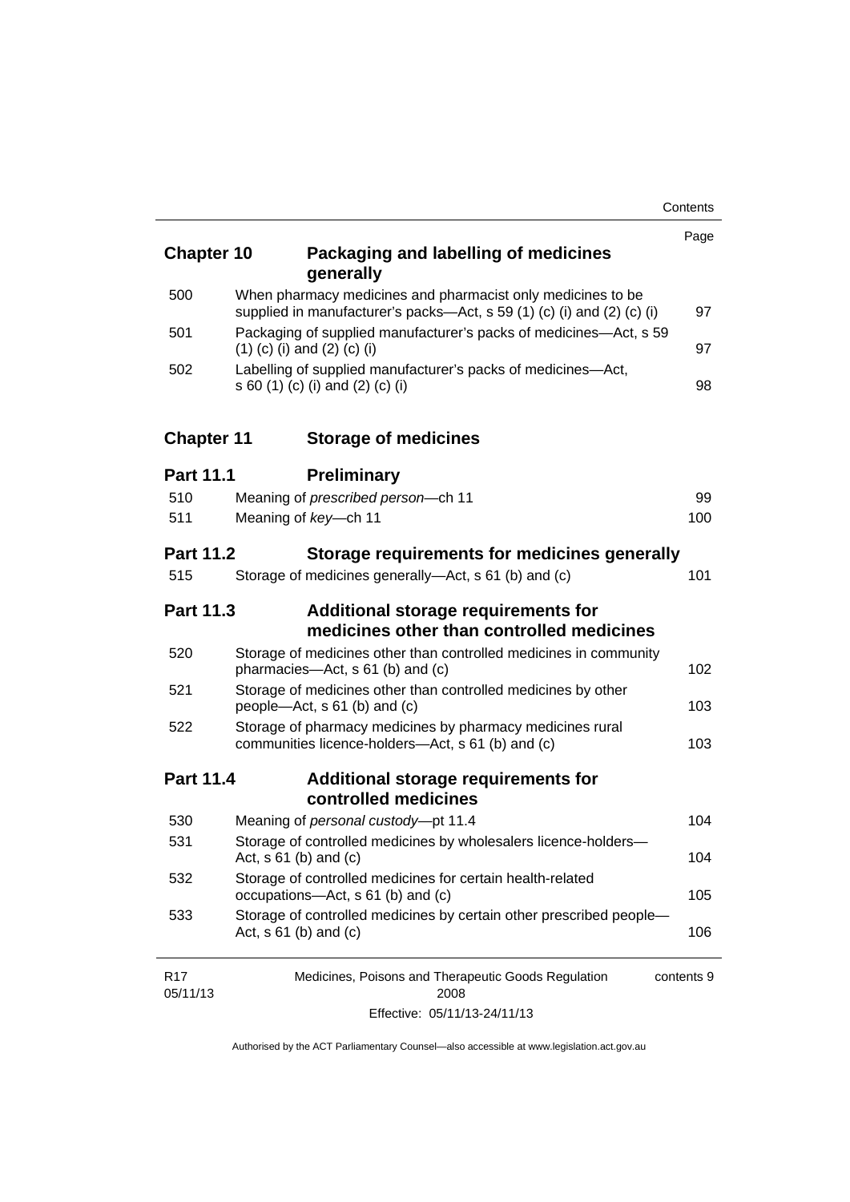| | | Page |
|---|---|---|
| **Chapter 10** | **Packaging and labelling of medicines generally** | |
| 500 | When pharmacy medicines and pharmacist only medicines to be supplied in manufacturer's packs—Act, s 59 (1) (c) (i) and (2) (c) (i) | 97 |
| 501 | Packaging of supplied manufacturer's packs of medicines—Act, s 59 (1) (c) (i) and (2) (c) (i) | 97 |
| 502 | Labelling of supplied manufacturer's packs of medicines—Act, s 60 (1) (c) (i) and (2) (c) (i) | 98 |
| **Chapter 11** | **Storage of medicines** | |
| **Part 11.1** | **Preliminary** | |
| 510 | Meaning of *prescribed person*—ch 11 | 99 |
| 511 | Meaning of *key*—ch 11 | 100 |
| **Part 11.2** | **Storage requirements for medicines generally** | |
| 515 | Storage of medicines generally—Act, s 61 (b) and (c) | 101 |
| **Part 11.3** | **Additional storage requirements for medicines other than controlled medicines** | |
| 520 | Storage of medicines other than controlled medicines in community pharmacies—Act, s 61 (b) and (c) | 102 |
| 521 | Storage of medicines other than controlled medicines by other people—Act, s 61 (b) and (c) | 103 |
| 522 | Storage of pharmacy medicines by pharmacy medicines rural communities licence-holders—Act, s 61 (b) and (c) | 103 |
| **Part 11.4** | **Additional storage requirements for controlled medicines** | |
| 530 | Meaning of *personal custody*—pt 11.4 | 104 |
| 531 | Storage of controlled medicines by wholesalers licence-holders—Act, s 61 (b) and (c) | 104 |
| 532 | Storage of controlled medicines for certain health-related occupations—Act, s 61 (b) and (c) | 105 |
| 533 | Storage of controlled medicines by certain other prescribed people—Act, s 61 (b) and (c) | 106 |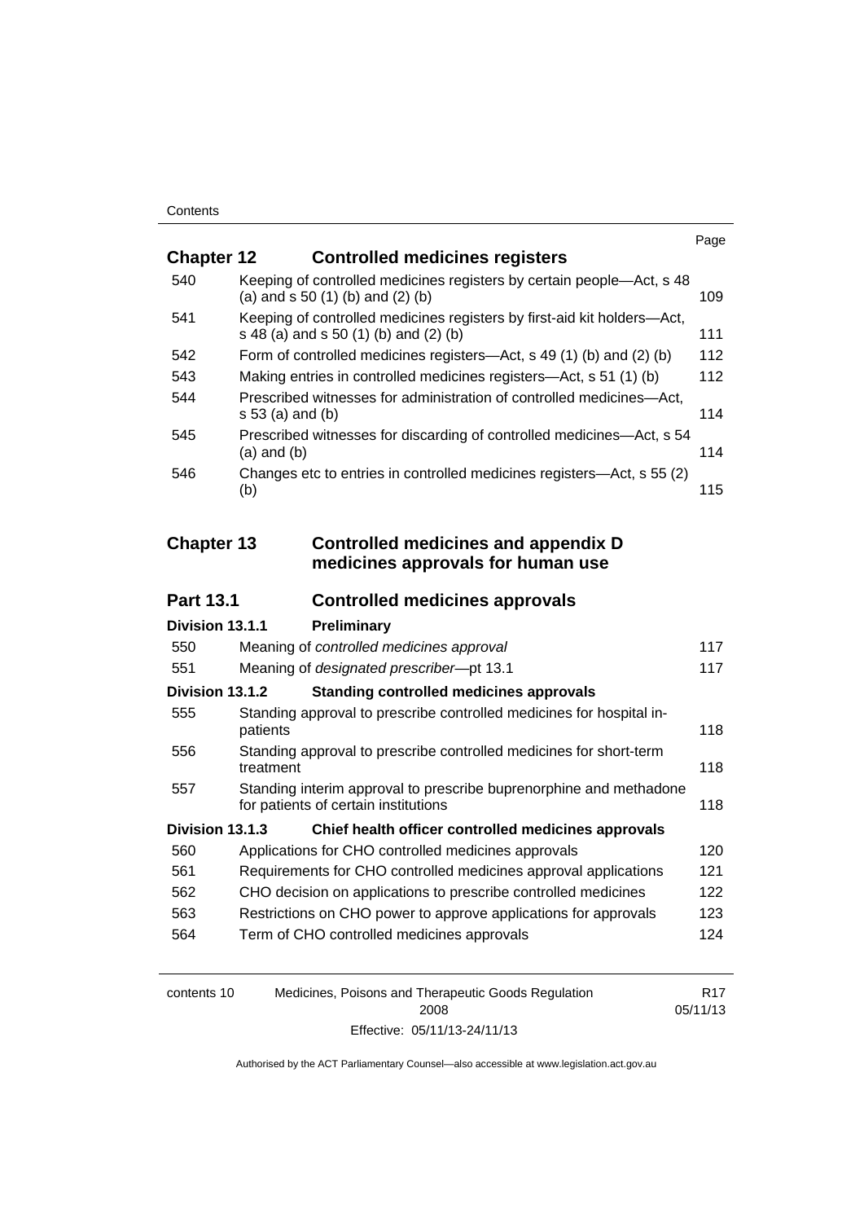| | | Page |
|---|---|---|
| **Chapter 12** | **Controlled medicines registers** | |
| 540 | Keeping of controlled medicines registers by certain people—Act, s 48 (a) and s 50 (1) (b) and (2) (b) | 109 |
| 541 | Keeping of controlled medicines registers by first-aid kit holders—Act, s 48 (a) and s 50 (1) (b) and (2) (b) | 111 |
| 542 | Form of controlled medicines registers—Act, s 49 (1) (b) and (2) (b) | 112 |
| 543 | Making entries in controlled medicines registers—Act, s 51 (1) (b) | 112 |
| 544 | Prescribed witnesses for administration of controlled medicines—Act, s 53 (a) and (b) | 114 |
| 545 | Prescribed witnesses for discarding of controlled medicines—Act, s 54 (a) and (b) | 114 |
| 546 | Changes etc to entries in controlled medicines registers—Act, s 55 (2) (b) | 115 |
| **Chapter 13** | **Controlled medicines and appendix D medicines approvals for human use** | |
| **Part 13.1** | **Controlled medicines approvals** | |
| **Division 13.1.1** | **Preliminary** | |
| 550 | Meaning of *controlled medicines approval* | 117 |
| 551 | Meaning of *designated prescriber*—pt 13.1 | 117 |
| **Division 13.1.2** | **Standing controlled medicines approvals** | |
| 555 | Standing approval to prescribe controlled medicines for hospital in-patients | 118 |
| 556 | Standing approval to prescribe controlled medicines for short-term treatment | 118 |
| 557 | Standing interim approval to prescribe buprenorphine and methadone for patients of certain institutions | 118 |
| **Division 13.1.3** | **Chief health officer controlled medicines approvals** | |
| 560 | Applications for CHO controlled medicines approvals | 120 |
| 561 | Requirements for CHO controlled medicines approval applications | 121 |
| 562 | CHO decision on applications to prescribe controlled medicines | 122 |
| 563 | Restrictions on CHO power to approve applications for approvals | 123 |
| 564 | Term of CHO controlled medicines approvals | 124 |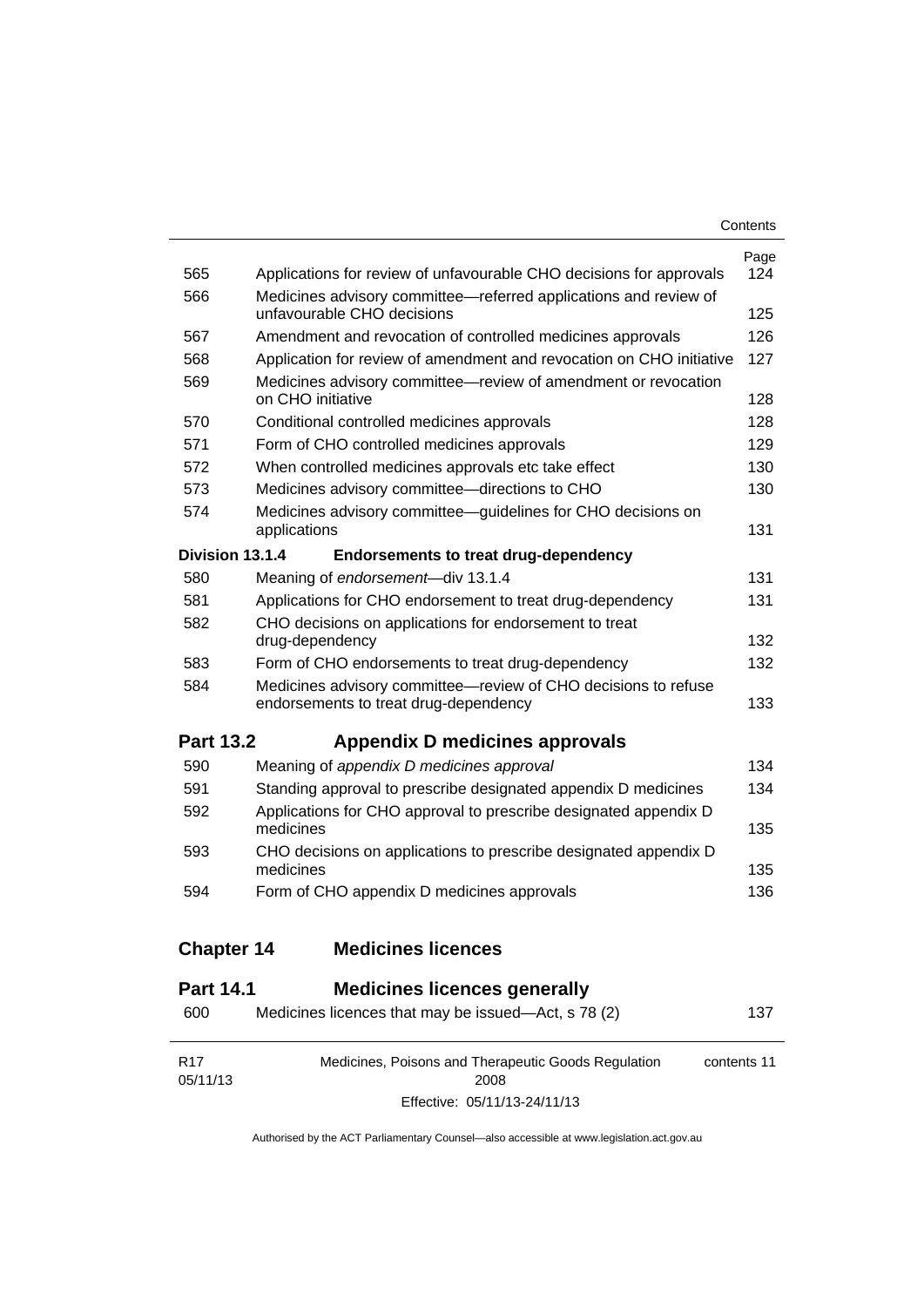| | | Page |
|---|---|---|
| 565 | Applications for review of unfavourable CHO decisions for approvals | 124 |
| 566 | Medicines advisory committee—referred applications and review of unfavourable CHO decisions | 125 |
| 567 | Amendment and revocation of controlled medicines approvals | 126 |
| 568 | Application for review of amendment and revocation on CHO initiative | 127 |
| 569 | Medicines advisory committee—review of amendment or revocation on CHO initiative | 128 |
| 570 | Conditional controlled medicines approvals | 128 |
| 571 | Form of CHO controlled medicines approvals | 129 |
| 572 | When controlled medicines approvals etc take effect | 130 |
| 573 | Medicines advisory committee—directions to CHO | 130 |
| 574 | Medicines advisory committee—guidelines for CHO decisions on applications | 131 |
| **Division 13.1.4** | **Endorsements to treat drug-dependency** | |
| 580 | Meaning of *endorsement*—div 13.1.4 | 131 |
| 581 | Applications for CHO endorsement to treat drug-dependency | 131 |
| 582 | CHO decisions on applications for endorsement to treat drug-dependency | 132 |
| 583 | Form of CHO endorsements to treat drug-dependency | 132 |
| 584 | Medicines advisory committee—review of CHO decisions to refuse endorsements to treat drug-dependency | 133 |

## Part 13.2 Appendix D medicines approvals

| | | |
|---|---|---|
| 590 | Meaning of *appendix D medicines approval* | 134 |
| 591 | Standing approval to prescribe designated appendix D medicines | 134 |
| 592 | Applications for CHO approval to prescribe designated appendix D medicines | 135 |
| 593 | CHO decisions on applications to prescribe designated appendix D medicines | 135 |
| 594 | Form of CHO appendix D medicines approvals | 136 |

# Chapter 14 Medicines licences

## Part 14.1 Medicines licences generally

| | | |
|---|---|---|
| 600 | Medicines licences that may be issued—Act, s 78 (2) | 137 |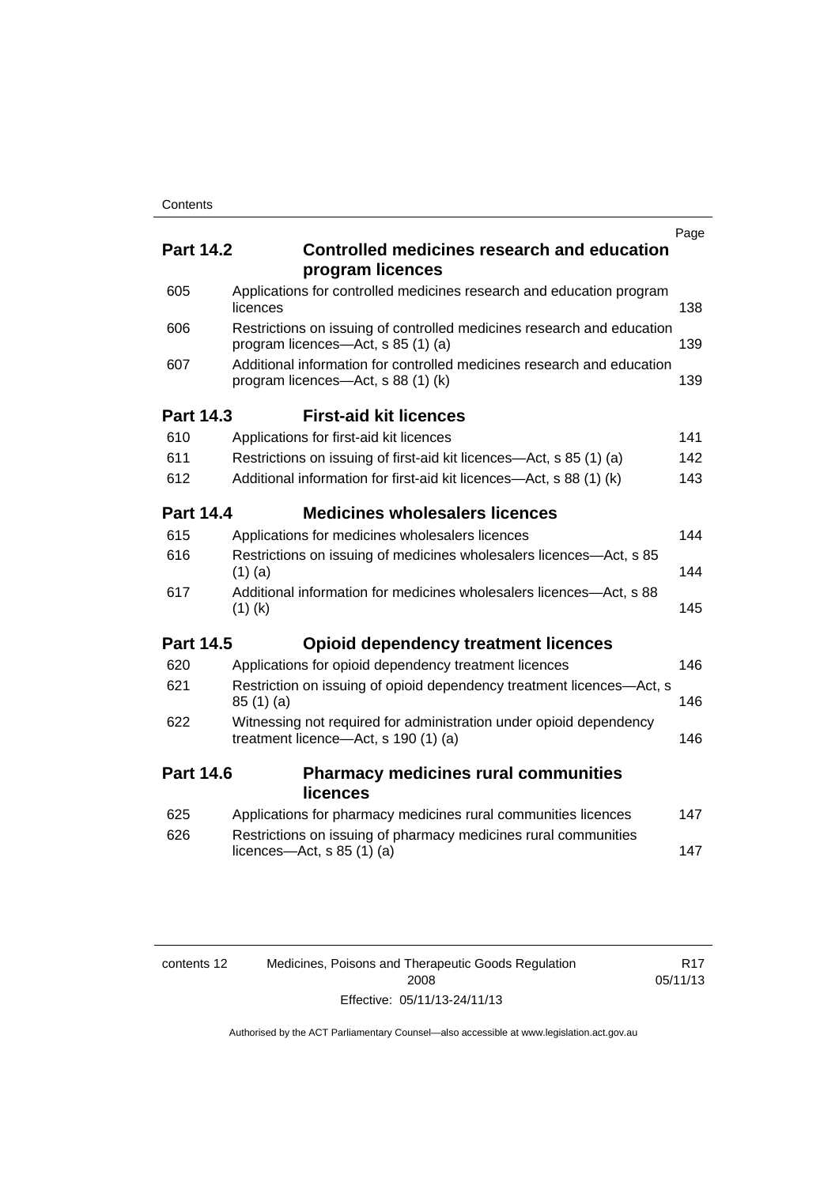| | | Page |
|---|---|---|
| **Part 14.2** | **Controlled medicines research and education program licences** | |
| 605 | Applications for controlled medicines research and education program licences | 138 |
| 606 | Restrictions on issuing of controlled medicines research and education program licences—Act, s 85 (1) (a) | 139 |
| 607 | Additional information for controlled medicines research and education program licences—Act, s 88 (1) (k) | 139 |
| **Part 14.3** | **First-aid kit licences** | |
| 610 | Applications for first-aid kit licences | 141 |
| 611 | Restrictions on issuing of first-aid kit licences—Act, s 85 (1) (a) | 142 |
| 612 | Additional information for first-aid kit licences—Act, s 88 (1) (k) | 143 |
| **Part 14.4** | **Medicines wholesalers licences** | |
| 615 | Applications for medicines wholesalers licences | 144 |
| 616 | Restrictions on issuing of medicines wholesalers licences—Act, s 85 (1) (a) | 144 |
| 617 | Additional information for medicines wholesalers licences—Act, s 88 (1) (k) | 145 |
| **Part 14.5** | **Opioid dependency treatment licences** | |
| 620 | Applications for opioid dependency treatment licences | 146 |
| 621 | Restriction on issuing of opioid dependency treatment licences—Act, s 85 (1) (a) | 146 |
| 622 | Witnessing not required for administration under opioid dependency treatment licence—Act, s 190 (1) (a) | 146 |
| **Part 14.6** | **Pharmacy medicines rural communities licences** | |
| 625 | Applications for pharmacy medicines rural communities licences | 147 |
| 626 | Restrictions on issuing of pharmacy medicines rural communities licences—Act, s 85 (1) (a) | 147 |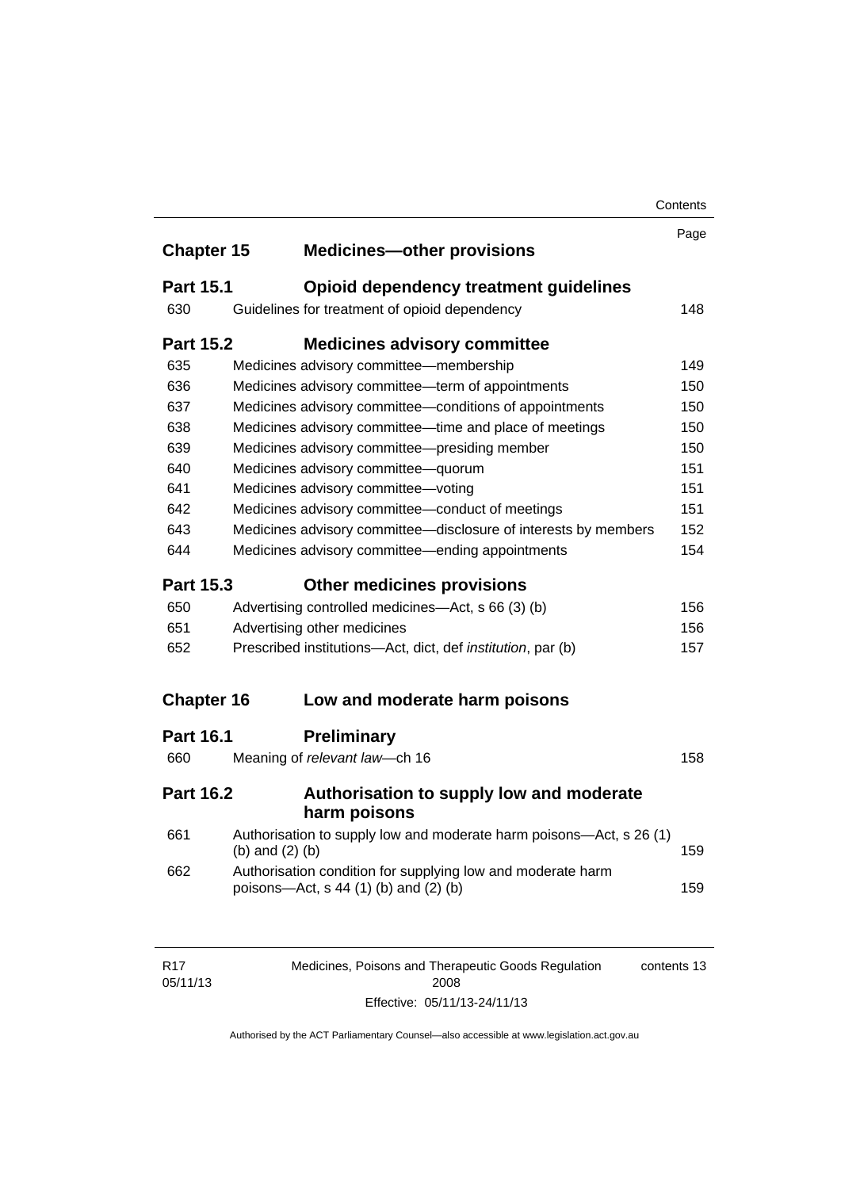| | | Page |
|---|---|---|
| **Chapter 15** | **Medicines—other provisions** | |
| **Part 15.1** | **Opioid dependency treatment guidelines** | |
| 630 | Guidelines for treatment of opioid dependency | 148 |
| **Part 15.2** | **Medicines advisory committee** | |
| 635 | Medicines advisory committee—membership | 149 |
| 636 | Medicines advisory committee—term of appointments | 150 |
| 637 | Medicines advisory committee—conditions of appointments | 150 |
| 638 | Medicines advisory committee—time and place of meetings | 150 |
| 639 | Medicines advisory committee—presiding member | 150 |
| 640 | Medicines advisory committee—quorum | 151 |
| 641 | Medicines advisory committee—voting | 151 |
| 642 | Medicines advisory committee—conduct of meetings | 151 |
| 643 | Medicines advisory committee—disclosure of interests by members | 152 |
| 644 | Medicines advisory committee—ending appointments | 154 |
| **Part 15.3** | **Other medicines provisions** | |
| 650 | Advertising controlled medicines—Act, s 66 (3) (b) | 156 |
| 651 | Advertising other medicines | 156 |
| 652 | Prescribed institutions—Act, dict, def *institution*, par (b) | 157 |
| **Chapter 16** | **Low and moderate harm poisons** | |
| **Part 16.1** | **Preliminary** | |
| 660 | Meaning of *relevant law*—ch 16 | 158 |
| **Part 16.2** | **Authorisation to supply low and moderate harm poisons** | |
| 661 | Authorisation to supply low and moderate harm poisons—Act, s 26 (1) (b) and (2) (b) | 159 |
| 662 | Authorisation condition for supplying low and moderate harm poisons—Act, s 44 (1) (b) and (2) (b) | 159 |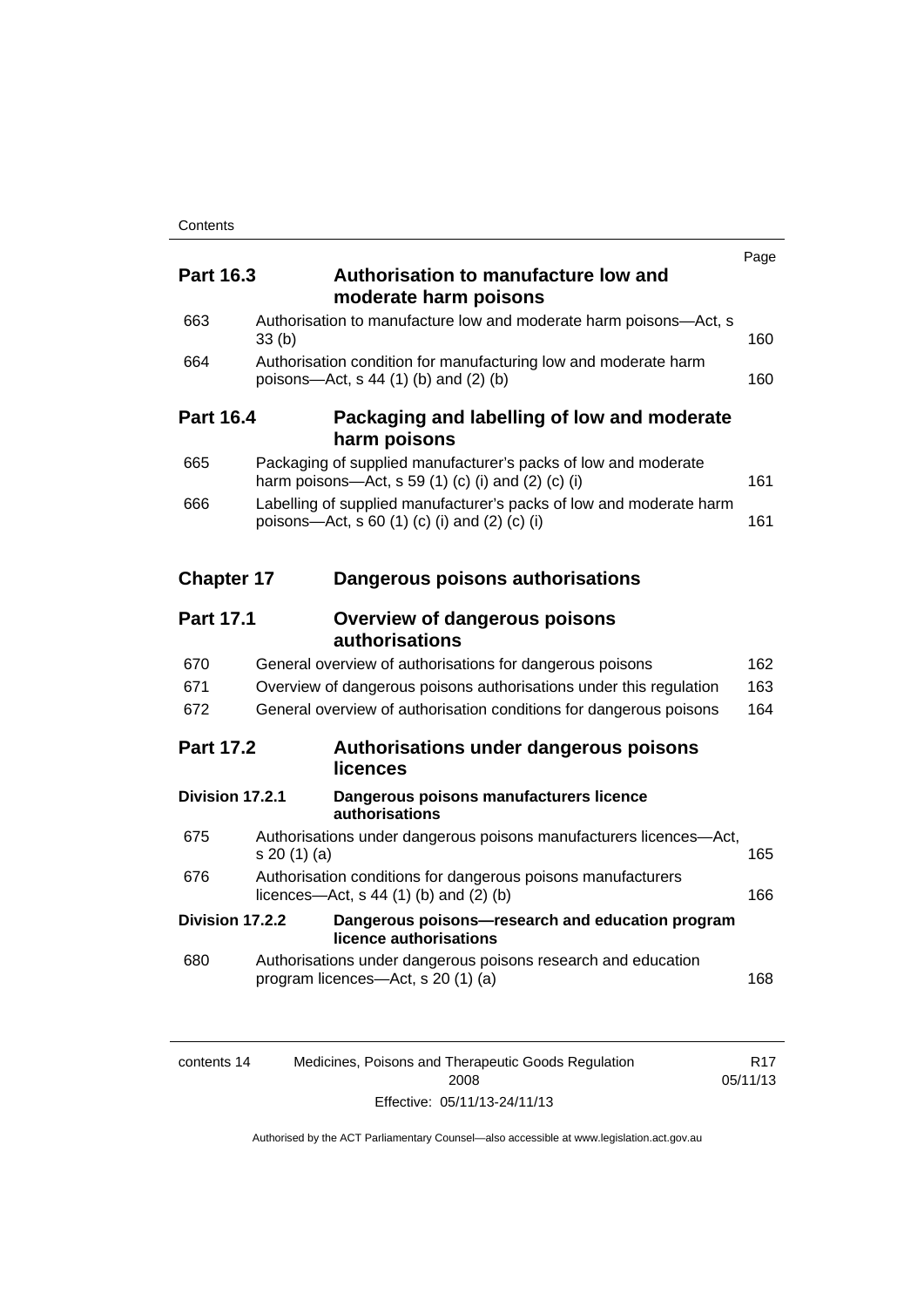| | | Page |
|---|---|---|
| **Part 16.3** | **Authorisation to manufacture low and moderate harm poisons** | |
| 663 | Authorisation to manufacture low and moderate harm poisons—Act, s 33 (b) | 160 |
| 664 | Authorisation condition for manufacturing low and moderate harm poisons—Act, s 44 (1) (b) and (2) (b) | 160 |
| **Part 16.4** | **Packaging and labelling of low and moderate harm poisons** | |
| 665 | Packaging of supplied manufacturer's packs of low and moderate harm poisons—Act, s 59 (1) (c) (i) and (2) (c) (i) | 161 |
| 666 | Labelling of supplied manufacturer's packs of low and moderate harm poisons—Act, s 60 (1) (c) (i) and (2) (c) (i) | 161 |
| **Chapter 17** | **Dangerous poisons authorisations** | |
| **Part 17.1** | **Overview of dangerous poisons authorisations** | |
| 670 | General overview of authorisations for dangerous poisons | 162 |
| 671 | Overview of dangerous poisons authorisations under this regulation | 163 |
| 672 | General overview of authorisation conditions for dangerous poisons | 164 |
| **Part 17.2** | **Authorisations under dangerous poisons licences** | |
| **Division 17.2.1** | **Dangerous poisons manufacturers licence authorisations** | |
| 675 | Authorisations under dangerous poisons manufacturers licences—Act, s 20 (1) (a) | 165 |
| 676 | Authorisation conditions for dangerous poisons manufacturers licences—Act, s 44 (1) (b) and (2) (b) | 166 |
| **Division 17.2.2** | **Dangerous poisons—research and education program licence authorisations** | |
| 680 | Authorisations under dangerous poisons research and education program licences—Act, s 20 (1) (a) | 168 |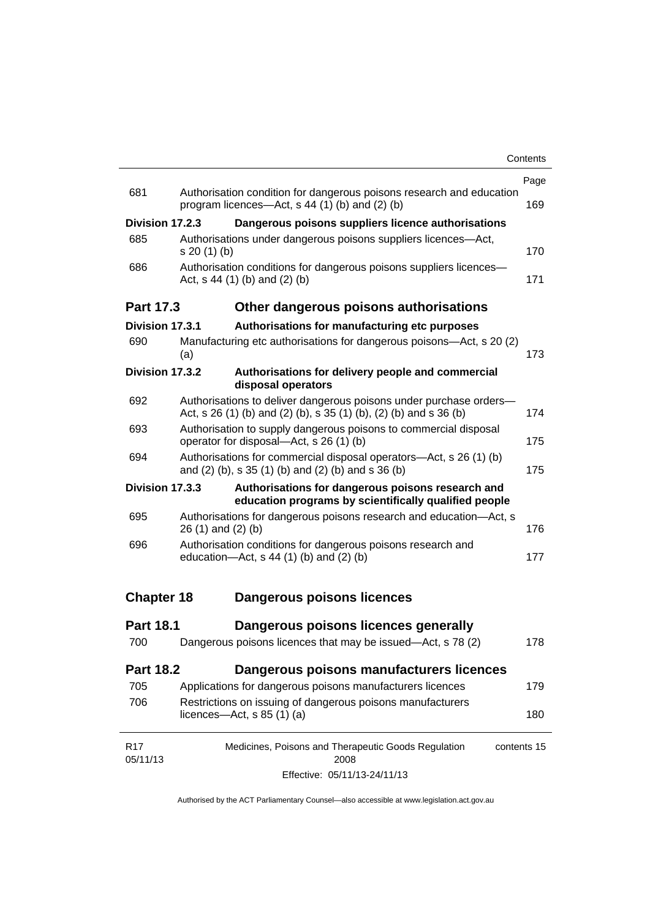| | | Page |
|---|---|---|
| 681 | Authorisation condition for dangerous poisons research and education program licences—Act, s 44 (1) (b) and (2) (b) | 169 |
| **Division 17.2.3** | **Dangerous poisons suppliers licence authorisations** | |
| 685 | Authorisations under dangerous poisons suppliers licences—Act, s 20 (1) (b) | 170 |
| 686 | Authorisation conditions for dangerous poisons suppliers licences—Act, s 44 (1) (b) and (2) (b) | 171 |
| **Part 17.3** | **Other dangerous poisons authorisations** | |
| **Division 17.3.1** | **Authorisations for manufacturing etc purposes** | |
| 690 | Manufacturing etc authorisations for dangerous poisons—Act, s 20 (2) (a) | 173 |
| **Division 17.3.2** | **Authorisations for delivery people and commercial disposal operators** | |
| 692 | Authorisations to deliver dangerous poisons under purchase orders—Act, s 26 (1) (b) and (2) (b), s 35 (1) (b), (2) (b) and s 36 (b) | 174 |
| 693 | Authorisation to supply dangerous poisons to commercial disposal operator for disposal—Act, s 26 (1) (b) | 175 |
| 694 | Authorisations for commercial disposal operators—Act, s 26 (1) (b) and (2) (b), s 35 (1) (b) and (2) (b) and s 36 (b) | 175 |
| **Division 17.3.3** | **Authorisations for dangerous poisons research and education programs by scientifically qualified people** | |
| 695 | Authorisations for dangerous poisons research and education—Act, s 26 (1) and (2) (b) | 176 |
| 696 | Authorisation conditions for dangerous poisons research and education—Act, s 44 (1) (b) and (2) (b) | 177 |
| **Chapter 18** | **Dangerous poisons licences** | |
| **Part 18.1** | **Dangerous poisons licences generally** | |
| 700 | Dangerous poisons licences that may be issued—Act, s 78 (2) | 178 |
| **Part 18.2** | **Dangerous poisons manufacturers licences** | |
| 705 | Applications for dangerous poisons manufacturers licences | 179 |
| 706 | Restrictions on issuing of dangerous poisons manufacturers licences—Act, s 85 (1) (a) | 180 |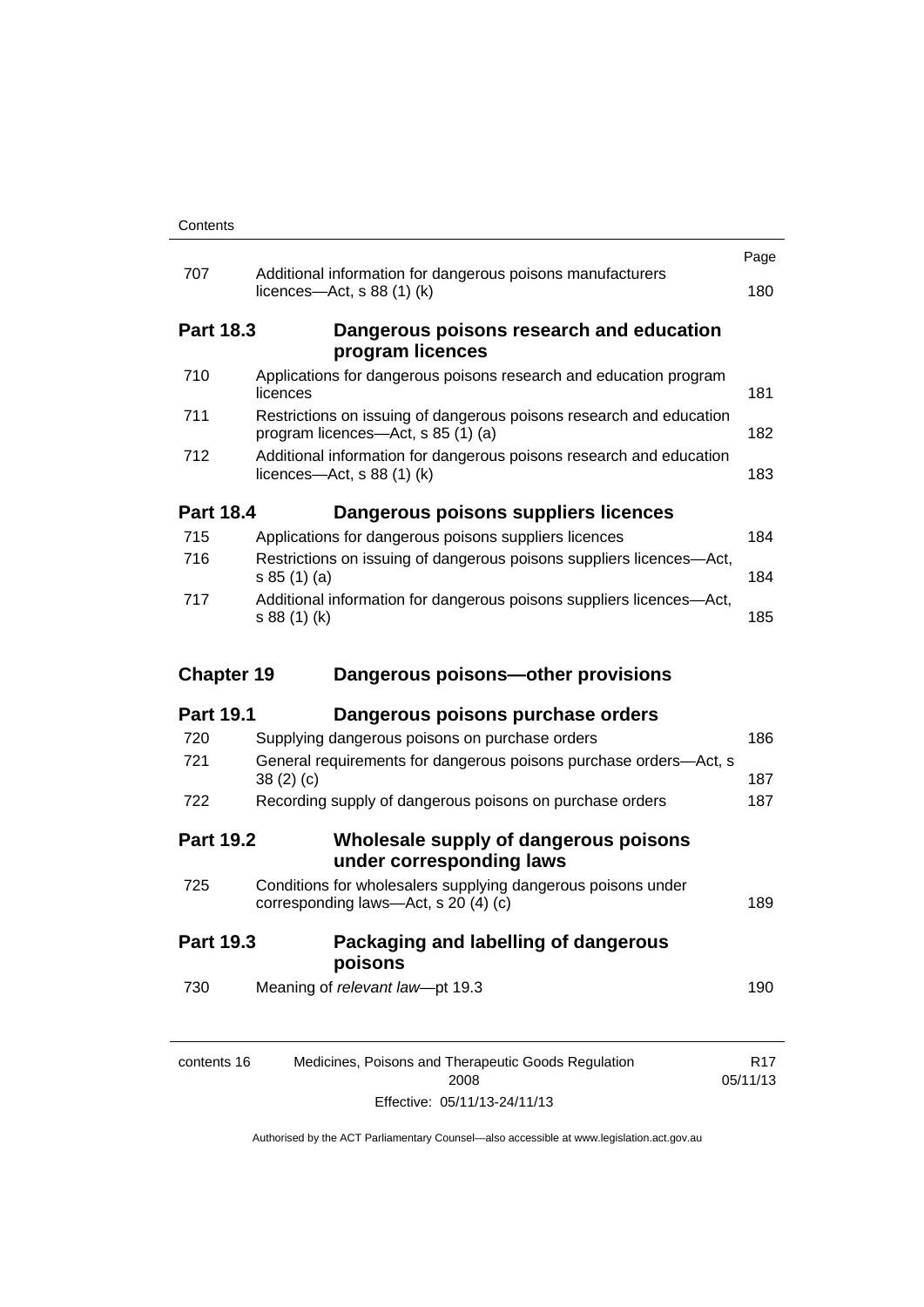| | | Page |
|---|---|---|
| 707 | Additional information for dangerous poisons manufacturers licences—Act, s 88 (1) (k) | 180 |

**Part 18.3 Dangerous poisons research and education program licences**

| | | |
|---|---|---|
| 710 | Applications for dangerous poisons research and education program licences | 181 |
| 711 | Restrictions on issuing of dangerous poisons research and education program licences—Act, s 85 (1) (a) | 182 |
| 712 | Additional information for dangerous poisons research and education licences—Act, s 88 (1) (k) | 183 |

**Part 18.4 Dangerous poisons suppliers licences**

| | | |
|---|---|---|
| 715 | Applications for dangerous poisons suppliers licences | 184 |
| 716 | Restrictions on issuing of dangerous poisons suppliers licences—Act, s 85 (1) (a) | 184 |
| 717 | Additional information for dangerous poisons suppliers licences—Act, s 88 (1) (k) | 185 |

**Chapter 19 Dangerous poisons—other provisions**

**Part 19.1 Dangerous poisons purchase orders**

| | | |
|---|---|---|
| 720 | Supplying dangerous poisons on purchase orders | 186 |
| 721 | General requirements for dangerous poisons purchase orders—Act, s 38 (2) (c) | 187 |
| 722 | Recording supply of dangerous poisons on purchase orders | 187 |

**Part 19.2 Wholesale supply of dangerous poisons under corresponding laws**

| | | |
|---|---|---|
| 725 | Conditions for wholesalers supplying dangerous poisons under corresponding laws—Act, s 20 (4) (c) | 189 |

**Part 19.3 Packaging and labelling of dangerous poisons**

| | | |
|---|---|---|
| 730 | Meaning of *relevant law*—pt 19.3 | 190 |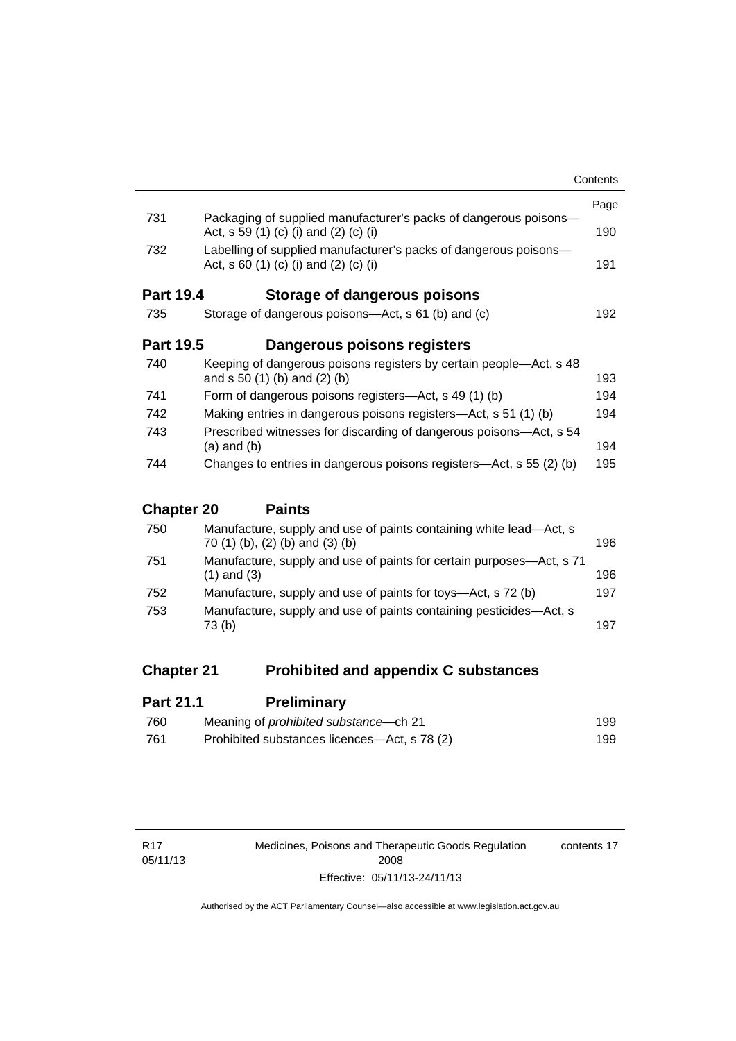| | | Page |
|---|---|---|
| 731 | Packaging of supplied manufacturer's packs of dangerous poisons—Act, s 59 (1) (c) (i) and (2) (c) (i) | 190 |
| 732 | Labelling of supplied manufacturer's packs of dangerous poisons—Act, s 60 (1) (c) (i) and (2) (c) (i) | 191 |

### Part 19.4 Storage of dangerous poisons

| | | |
|---|---|---|
| 735 | Storage of dangerous poisons—Act, s 61 (b) and (c) | 192 |

### Part 19.5 Dangerous poisons registers

| | | |
|---|---|---|
| 740 | Keeping of dangerous poisons registers by certain people—Act, s 48 and s 50 (1) (b) and (2) (b) | 193 |
| 741 | Form of dangerous poisons registers—Act, s 49 (1) (b) | 194 |
| 742 | Making entries in dangerous poisons registers—Act, s 51 (1) (b) | 194 |
| 743 | Prescribed witnesses for discarding of dangerous poisons—Act, s 54 (a) and (b) | 194 |
| 744 | Changes to entries in dangerous poisons registers—Act, s 55 (2) (b) | 195 |

## Chapter 20 Paints

| | | |
|---|---|---|
| 750 | Manufacture, supply and use of paints containing white lead—Act, s 70 (1) (b), (2) (b) and (3) (b) | 196 |
| 751 | Manufacture, supply and use of paints for certain purposes—Act, s 71 (1) and (3) | 196 |
| 752 | Manufacture, supply and use of paints for toys—Act, s 72 (b) | 197 |
| 753 | Manufacture, supply and use of paints containing pesticides—Act, s 73 (b) | 197 |

## Chapter 21 Prohibited and appendix C substances

### Part 21.1 Preliminary

| | | |
|---|---|---|
| 760 | Meaning of *prohibited substance*—ch 21 | 199 |
| 761 | Prohibited substances licences—Act, s 78 (2) | 199 |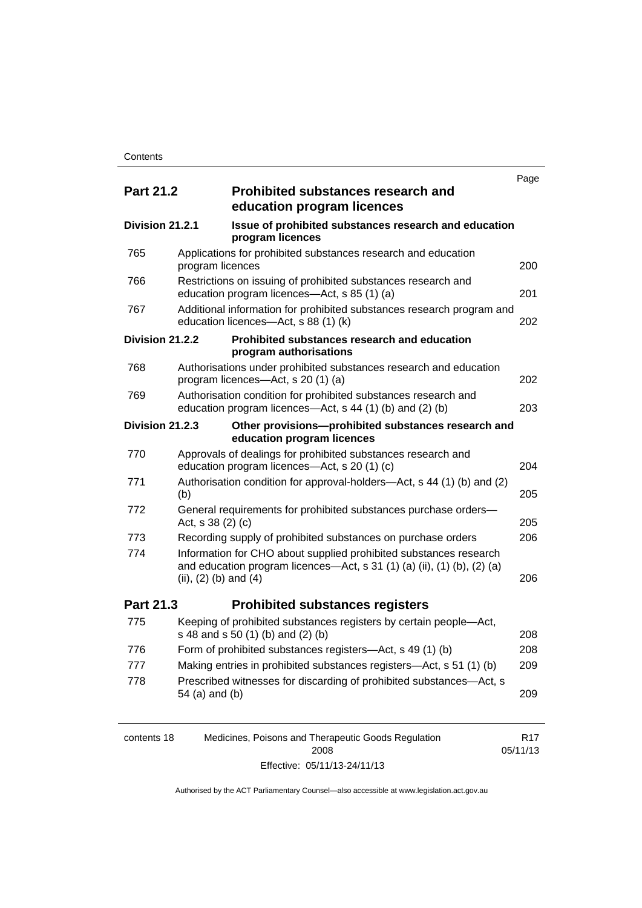| | | Page |
|---|---|---|
| **Part 21.2** | **Prohibited substances research and education program licences** | |
| **Division 21.2.1** | **Issue of prohibited substances research and education program licences** | |
| 765 | Applications for prohibited substances research and education program licences | 200 |
| 766 | Restrictions on issuing of prohibited substances research and education program licences—Act, s 85 (1) (a) | 201 |
| 767 | Additional information for prohibited substances research program and education licences—Act, s 88 (1) (k) | 202 |
| **Division 21.2.2** | **Prohibited substances research and education program authorisations** | |
| 768 | Authorisations under prohibited substances research and education program licences—Act, s 20 (1) (a) | 202 |
| 769 | Authorisation condition for prohibited substances research and education program licences—Act, s 44 (1) (b) and (2) (b) | 203 |
| **Division 21.2.3** | **Other provisions—prohibited substances research and education program licences** | |
| 770 | Approvals of dealings for prohibited substances research and education program licences—Act, s 20 (1) (c) | 204 |
| 771 | Authorisation condition for approval-holders—Act, s 44 (1) (b) and (2) (b) | 205 |
| 772 | General requirements for prohibited substances purchase orders—Act, s 38 (2) (c) | 205 |
| 773 | Recording supply of prohibited substances on purchase orders | 206 |
| 774 | Information for CHO about supplied prohibited substances research and education program licences—Act, s 31 (1) (a) (ii), (1) (b), (2) (a) (ii), (2) (b) and (4) | 206 |
| **Part 21.3** | **Prohibited substances registers** | |
| 775 | Keeping of prohibited substances registers by certain people—Act, s 48 and s 50 (1) (b) and (2) (b) | 208 |
| 776 | Form of prohibited substances registers—Act, s 49 (1) (b) | 208 |
| 777 | Making entries in prohibited substances registers—Act, s 51 (1) (b) | 209 |
| 778 | Prescribed witnesses for discarding of prohibited substances—Act, s 54 (a) and (b) | 209 |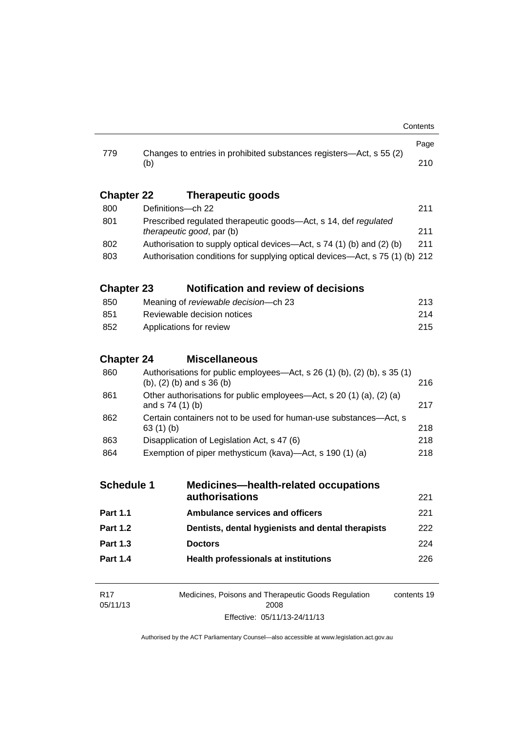| | | Page |
|---|---|---|
| 779 | Changes to entries in prohibited substances registers—Act, s 55 (2) (b) | 210 |

## Chapter 22 Therapeutic goods

| | | |
|---|---|---|
| 800 | Definitions—ch 22 | 211 |
| 801 | Prescribed regulated therapeutic goods—Act, s 14, def *regulated therapeutic good*, par (b) | 211 |
| 802 | Authorisation to supply optical devices—Act, s 74 (1) (b) and (2) (b) | 211 |
| 803 | Authorisation conditions for supplying optical devices—Act, s 75 (1) (b) | 212 |

## Chapter 23 Notification and review of decisions

| | | |
|---|---|---|
| 850 | Meaning of *reviewable decision*—ch 23 | 213 |
| 851 | Reviewable decision notices | 214 |
| 852 | Applications for review | 215 |

## Chapter 24 Miscellaneous

| | | |
|---|---|---|
| 860 | Authorisations for public employees—Act, s 26 (1) (b), (2) (b), s 35 (1) (b), (2) (b) and s 36 (b) | 216 |
| 861 | Other authorisations for public employees—Act, s 20 (1) (a), (2) (a) and s 74 (1) (b) | 217 |
| 862 | Certain containers not to be used for human-use substances—Act, s 63 (1) (b) | 218 |
| 863 | Disapplication of Legislation Act, s 47 (6) | 218 |
| 864 | Exemption of piper methysticum (kava)—Act, s 190 (1) (a) | 218 |

## Schedule 1 Medicines—health-related occupations authorisations 221

| | | |
|---|---|---|
| **Part 1.1** | **Ambulance services and officers** | 221 |
| **Part 1.2** | **Dentists, dental hygienists and dental therapists** | 222 |
| **Part 1.3** | **Doctors** | 224 |
| **Part 1.4** | **Health professionals at institutions** | 226 |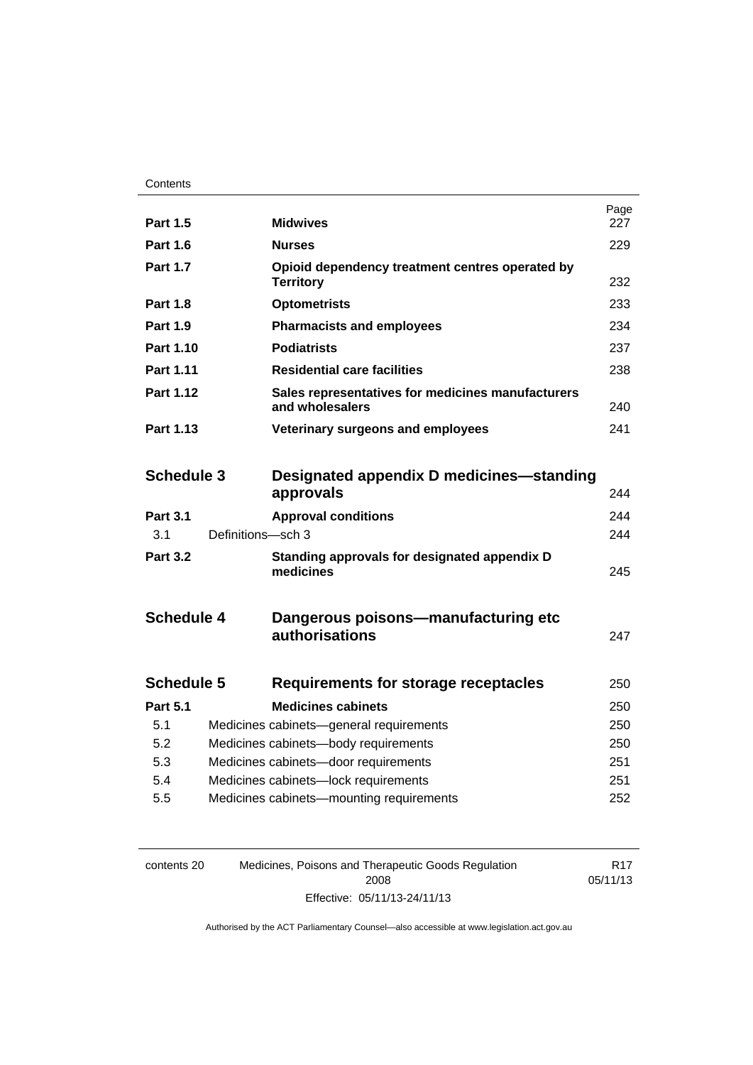| | | Page |
|---|---|---|
| **Part 1.5** | **Midwives** | 227 |
| **Part 1.6** | **Nurses** | 229 |
| **Part 1.7** | **Opioid dependency treatment centres operated by Territory** | 232 |
| **Part 1.8** | **Optometrists** | 233 |
| **Part 1.9** | **Pharmacists and employees** | 234 |
| **Part 1.10** | **Podiatrists** | 237 |
| **Part 1.11** | **Residential care facilities** | 238 |
| **Part 1.12** | **Sales representatives for medicines manufacturers and wholesalers** | 240 |
| **Part 1.13** | **Veterinary surgeons and employees** | 241 |

| | | |
|---|---|---|
| **Schedule 3** | **Designated appendix D medicines—standing approvals** | 244 |
| **Part 3.1** | **Approval conditions** | 244 |
| 3.1 | Definitions—sch 3 | 244 |
| **Part 3.2** | **Standing approvals for designated appendix D medicines** | 245 |

| | | |
|---|---|---|
| **Schedule 4** | **Dangerous poisons—manufacturing etc authorisations** | 247 |

| | | |
|---|---|---|
| **Schedule 5** | **Requirements for storage receptacles** | 250 |
| **Part 5.1** | **Medicines cabinets** | 250 |
| 5.1 | Medicines cabinets—general requirements | 250 |
| 5.2 | Medicines cabinets—body requirements | 250 |
| 5.3 | Medicines cabinets—door requirements | 251 |
| 5.4 | Medicines cabinets—lock requirements | 251 |
| 5.5 | Medicines cabinets—mounting requirements | 252 |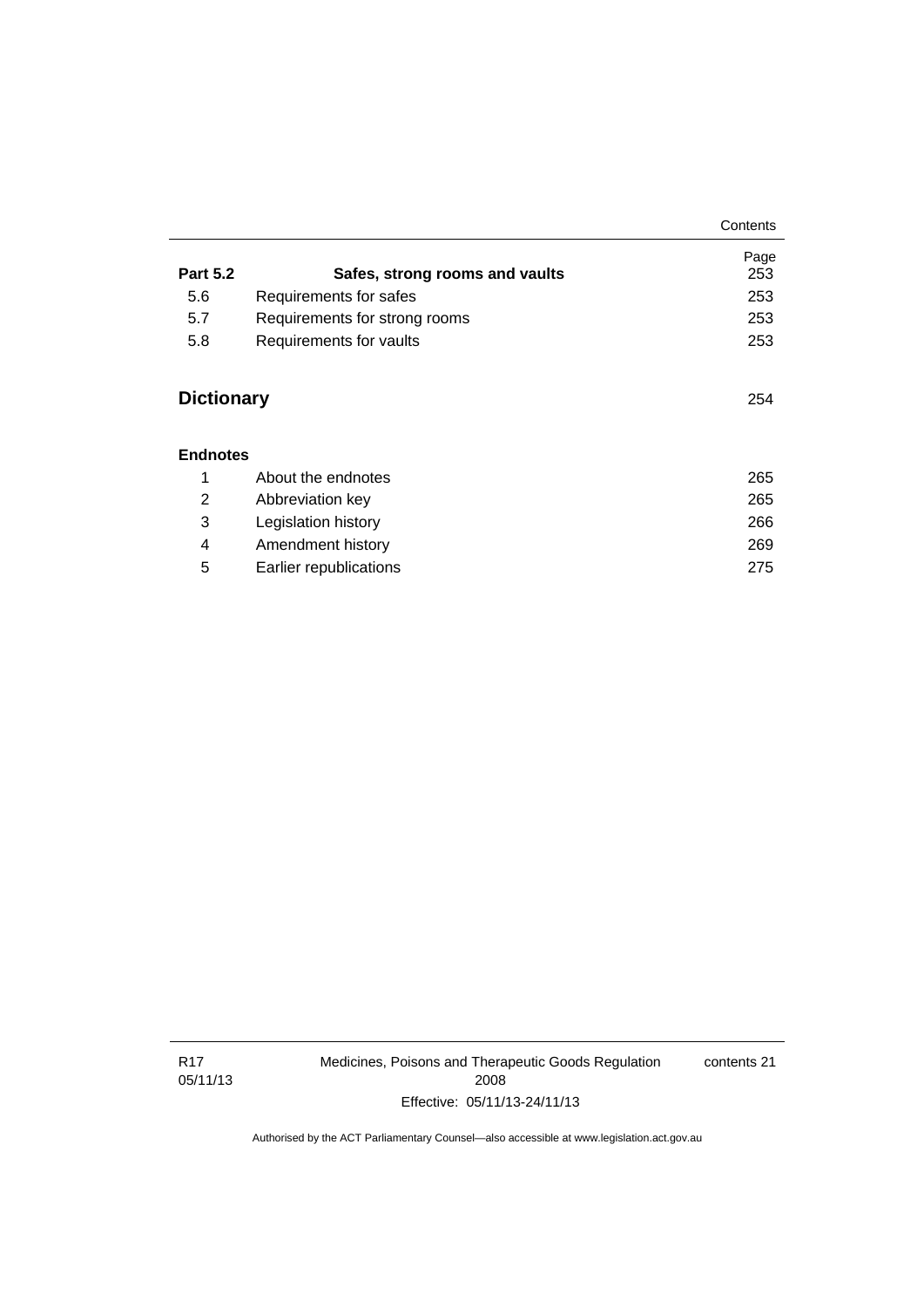| | | Page |
|---|---|---|
| **Part 5.2** | **Safes, strong rooms and vaults** | 253 |
| 5.6 | Requirements for safes | 253 |
| 5.7 | Requirements for strong rooms | 253 |
| 5.8 | Requirements for vaults | 253 |

## Dictionary 254

**Endnotes**

| | | |
|---|---|---|
| 1 | About the endnotes | 265 |
| 2 | Abbreviation key | 265 |
| 3 | Legislation history | 266 |
| 4 | Amendment history | 269 |
| 5 | Earlier republications | 275 |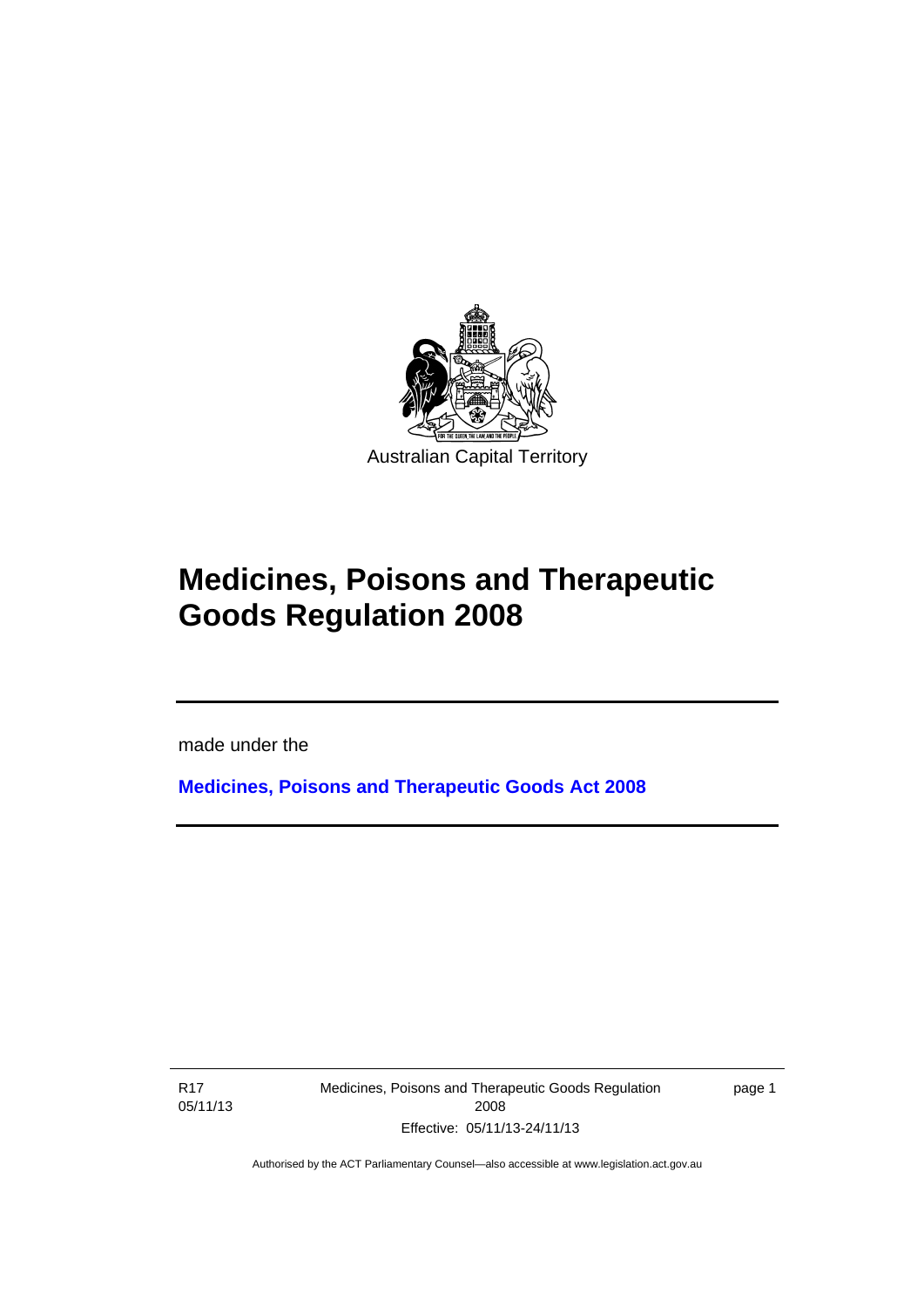Australian Capital Territory

# Medicines, Poisons and Therapeutic Goods Regulation 2008

made under the

**Medicines, Poisons and Therapeutic Goods Act 2008**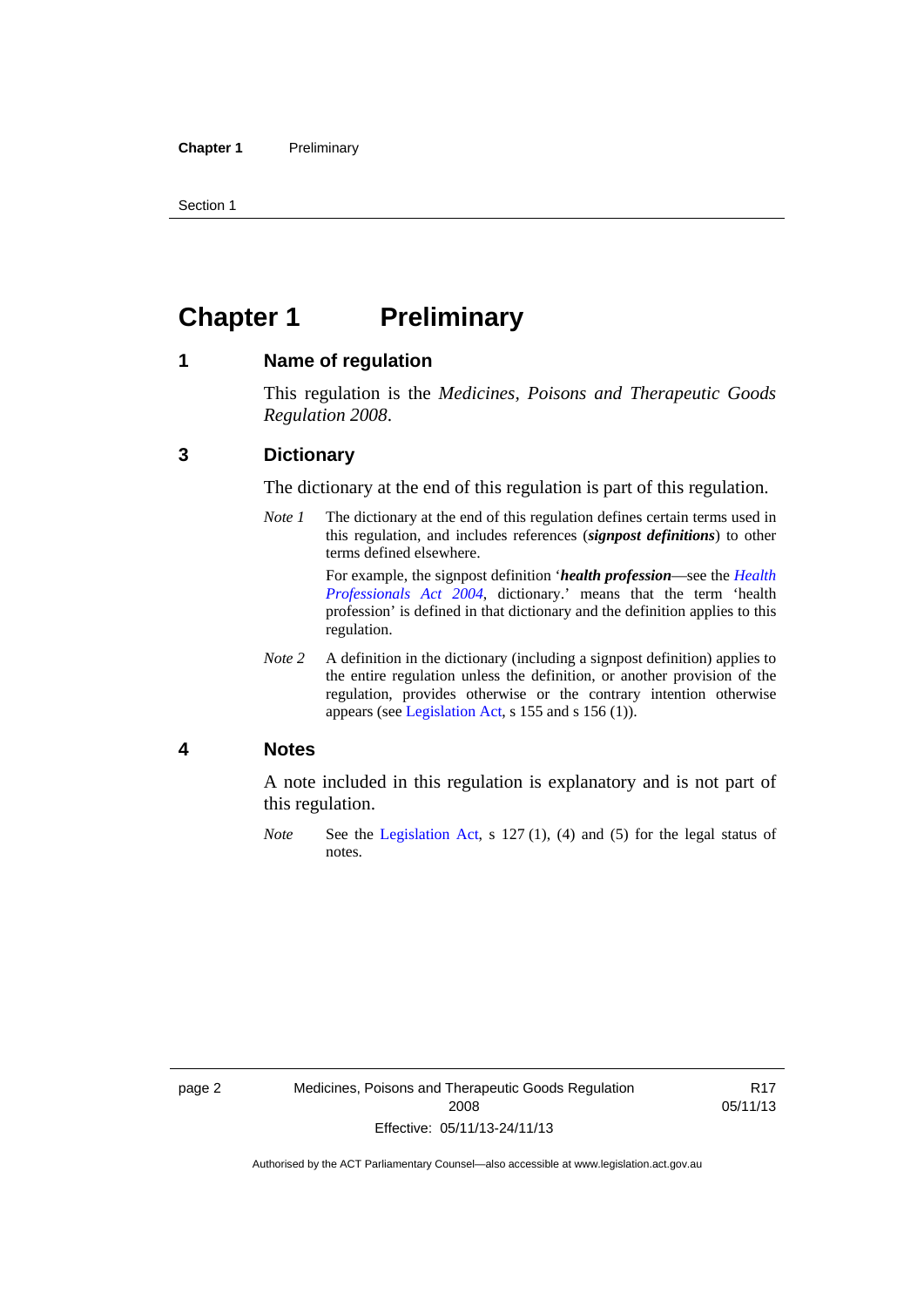# Chapter 1 Preliminary

## 1 Name of regulation

This regulation is the *Medicines, Poisons and Therapeutic Goods Regulation 2008*.

## 3 Dictionary

The dictionary at the end of this regulation is part of this regulation.

*Note 1* The dictionary at the end of this regulation defines certain terms used in this regulation, and includes references (***signpost definitions***) to other terms defined elsewhere.

For example, the signpost definition '***health profession***—see the *Health Professionals Act 2004*, dictionary.' means that the term 'health profession' is defined in that dictionary and the definition applies to this regulation.

*Note 2* A definition in the dictionary (including a signpost definition) applies to the entire regulation unless the definition, or another provision of the regulation, provides otherwise or the contrary intention otherwise appears (see Legislation Act, s 155 and s 156 (1)).

## 4 Notes

A note included in this regulation is explanatory and is not part of this regulation.

*Note* See the Legislation Act, s 127 (1), (4) and (5) for the legal status of notes.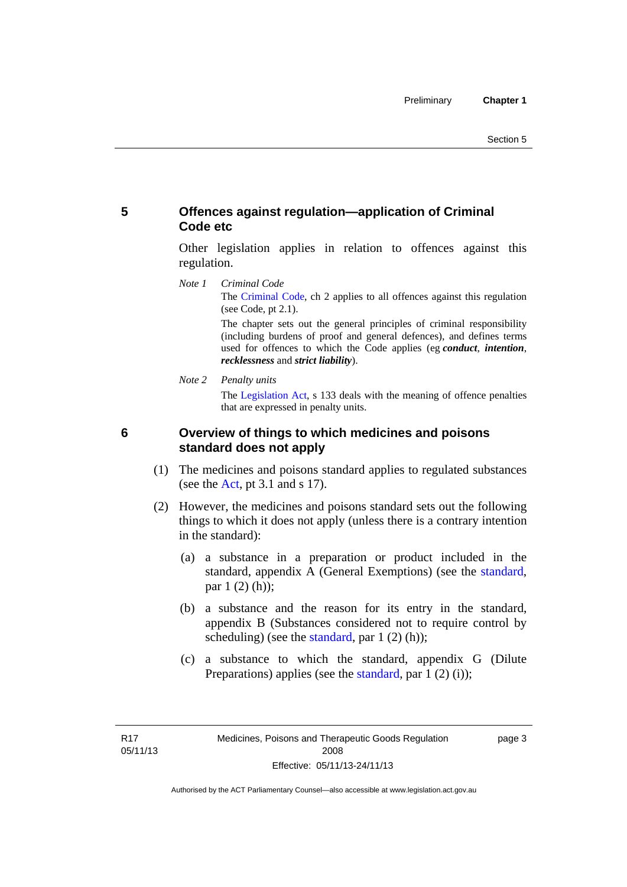## 5 Offences against regulation—application of Criminal Code etc

Other legislation applies in relation to offences against this regulation.

*Note 1* *Criminal Code*

The Criminal Code, ch 2 applies to all offences against this regulation (see Code, pt 2.1).

The chapter sets out the general principles of criminal responsibility (including burdens of proof and general defences), and defines terms used for offences to which the Code applies (eg ***conduct***, ***intention***, ***recklessness*** and ***strict liability***).

*Note 2* *Penalty units*

The Legislation Act, s 133 deals with the meaning of offence penalties that are expressed in penalty units.

## 6 Overview of things to which medicines and poisons standard does not apply

(1) The medicines and poisons standard applies to regulated substances (see the Act, pt 3.1 and s 17).

(2) However, the medicines and poisons standard sets out the following things to which it does not apply (unless there is a contrary intention in the standard):

(a) a substance in a preparation or product included in the standard, appendix A (General Exemptions) (see the standard, par 1 (2) (h));

(b) a substance and the reason for its entry in the standard, appendix B (Substances considered not to require control by scheduling) (see the standard, par 1 (2) (h));

(c) a substance to which the standard, appendix G (Dilute Preparations) applies (see the standard, par 1 (2) (i));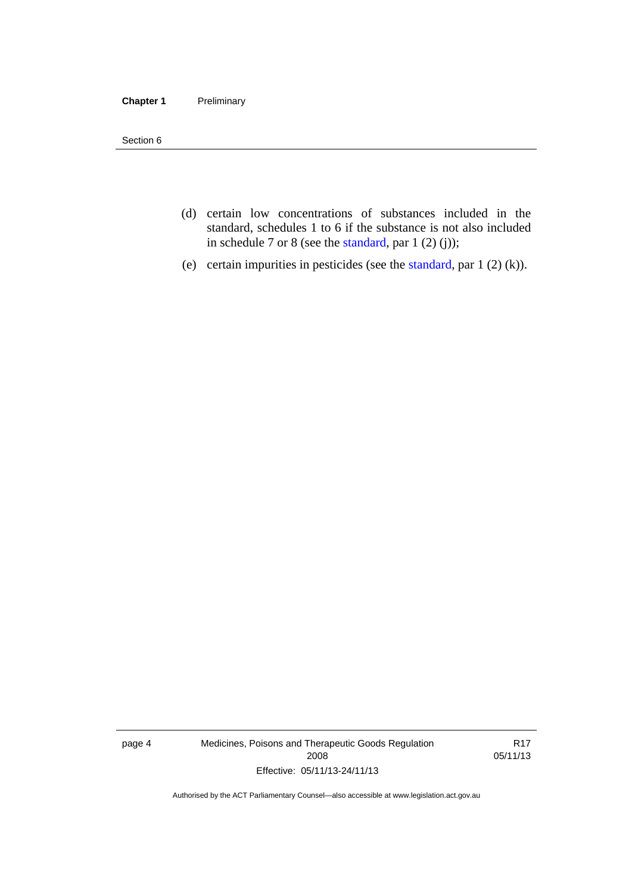(d) certain low concentrations of substances included in the standard, schedules 1 to 6 if the substance is not also included in schedule 7 or 8 (see the standard, par 1 (2) (j));

(e) certain impurities in pesticides (see the standard, par 1 (2) (k)).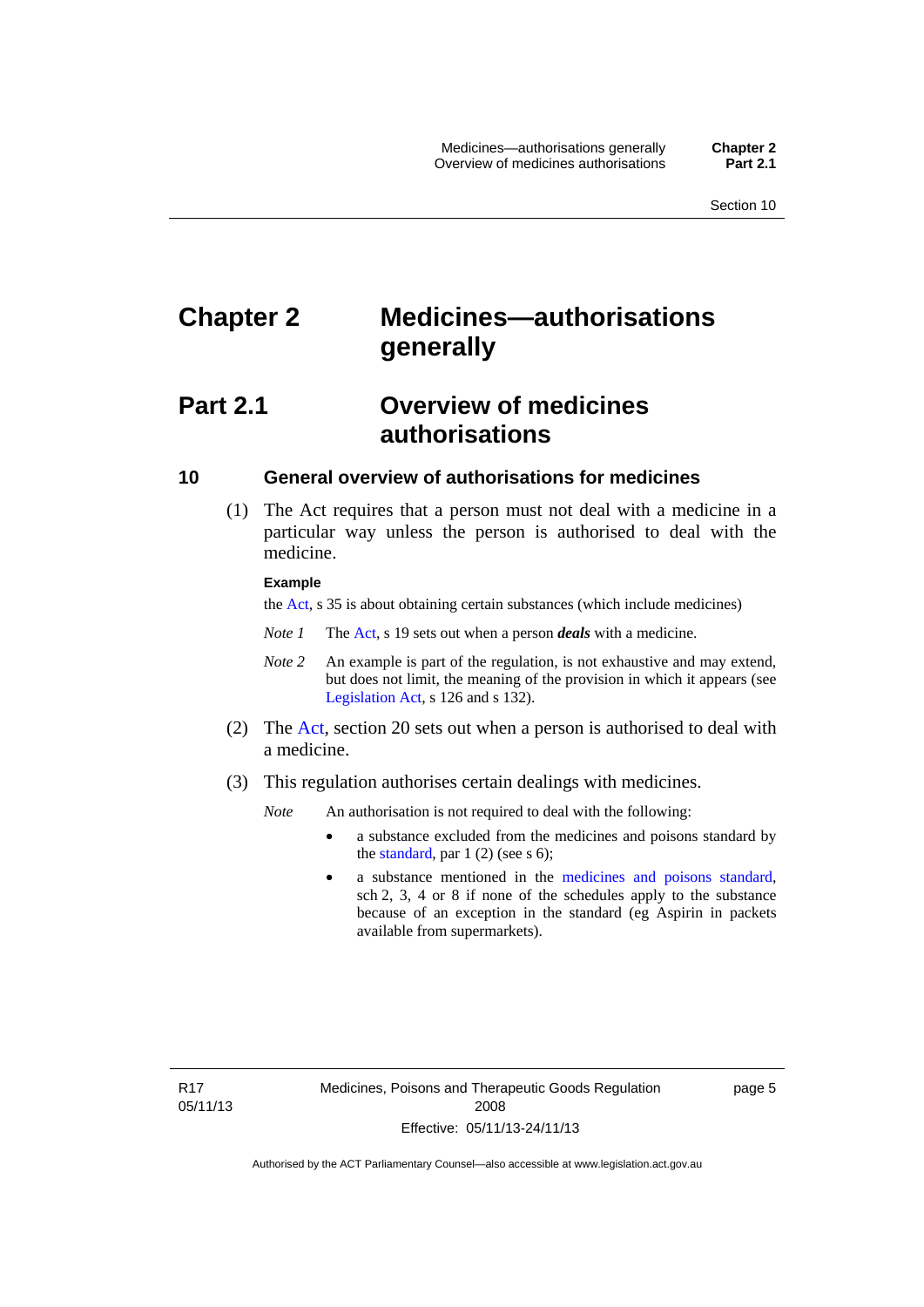# Chapter 2 Medicines—authorisations generally

## Part 2.1 Overview of medicines authorisations

### 10 General overview of authorisations for medicines

(1) The Act requires that a person must not deal with a medicine in a particular way unless the person is authorised to deal with the medicine.

**Example**

the Act, s 35 is about obtaining certain substances (which include medicines)

*Note 1* The Act, s 19 sets out when a person ***deals*** with a medicine.

*Note 2* An example is part of the regulation, is not exhaustive and may extend, but does not limit, the meaning of the provision in which it appears (see Legislation Act, s 126 and s 132).

(2) The Act, section 20 sets out when a person is authorised to deal with a medicine.

(3) This regulation authorises certain dealings with medicines.

*Note* An authorisation is not required to deal with the following:

- a substance excluded from the medicines and poisons standard by the standard, par 1 (2) (see s 6);
- a substance mentioned in the medicines and poisons standard, sch 2, 3, 4 or 8 if none of the schedules apply to the substance because of an exception in the standard (eg Aspirin in packets available from supermarkets).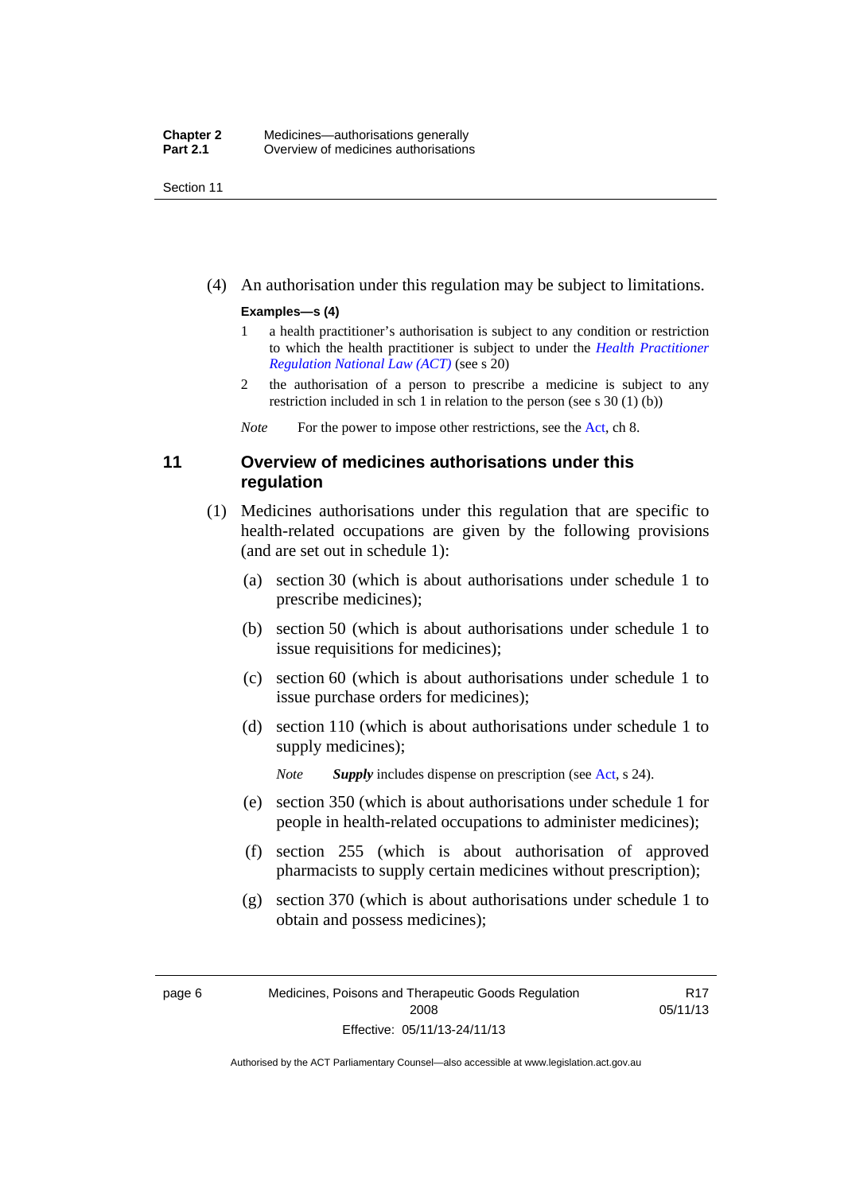(4) An authorisation under this regulation may be subject to limitations.

**Examples—s (4)**

1 a health practitioner's authorisation is subject to any condition or restriction to which the health practitioner is subject to under the *Health Practitioner Regulation National Law (ACT)* (see s 20)

2 the authorisation of a person to prescribe a medicine is subject to any restriction included in sch 1 in relation to the person (see s 30 (1) (b))

*Note* For the power to impose other restrictions, see the Act, ch 8.

## 11 Overview of medicines authorisations under this regulation

(1) Medicines authorisations under this regulation that are specific to health-related occupations are given by the following provisions (and are set out in schedule 1):

(a) section 30 (which is about authorisations under schedule 1 to prescribe medicines);

(b) section 50 (which is about authorisations under schedule 1 to issue requisitions for medicines);

(c) section 60 (which is about authorisations under schedule 1 to issue purchase orders for medicines);

(d) section 110 (which is about authorisations under schedule 1 to supply medicines);

*Note* ***Supply*** includes dispense on prescription (see Act, s 24).

(e) section 350 (which is about authorisations under schedule 1 for people in health-related occupations to administer medicines);

(f) section 255 (which is about authorisation of approved pharmacists to supply certain medicines without prescription);

(g) section 370 (which is about authorisations under schedule 1 to obtain and possess medicines);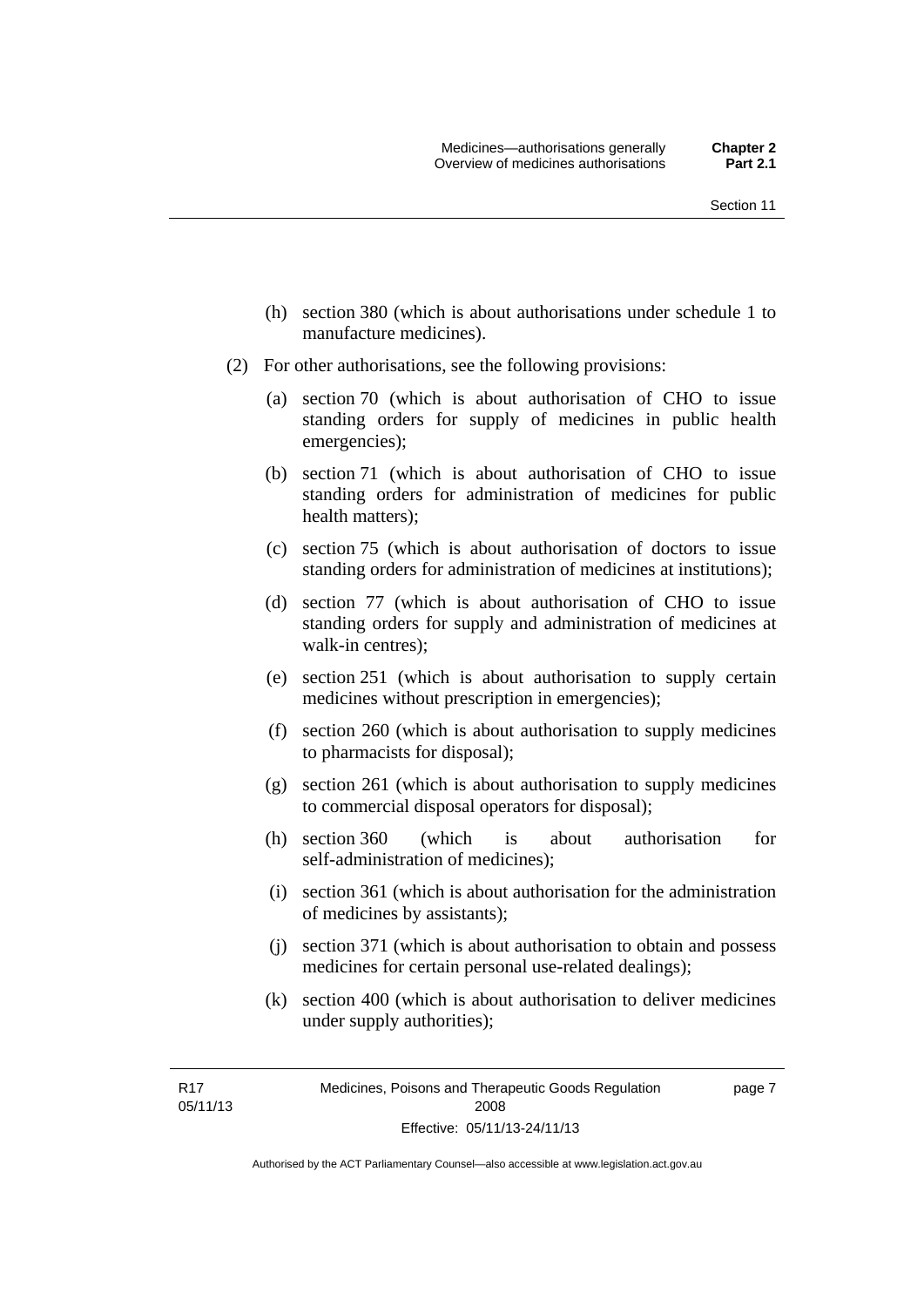(h) section 380 (which is about authorisations under schedule 1 to manufacture medicines).

(2) For other authorisations, see the following provisions:

(a) section 70 (which is about authorisation of CHO to issue standing orders for supply of medicines in public health emergencies);

(b) section 71 (which is about authorisation of CHO to issue standing orders for administration of medicines for public health matters);

(c) section 75 (which is about authorisation of doctors to issue standing orders for administration of medicines at institutions);

(d) section 77 (which is about authorisation of CHO to issue standing orders for supply and administration of medicines at walk-in centres);

(e) section 251 (which is about authorisation to supply certain medicines without prescription in emergencies);

(f) section 260 (which is about authorisation to supply medicines to pharmacists for disposal);

(g) section 261 (which is about authorisation to supply medicines to commercial disposal operators for disposal);

(h) section 360 (which is about authorisation for self-administration of medicines);

(i) section 361 (which is about authorisation for the administration of medicines by assistants);

(j) section 371 (which is about authorisation to obtain and possess medicines for certain personal use-related dealings);

(k) section 400 (which is about authorisation to deliver medicines under supply authorities);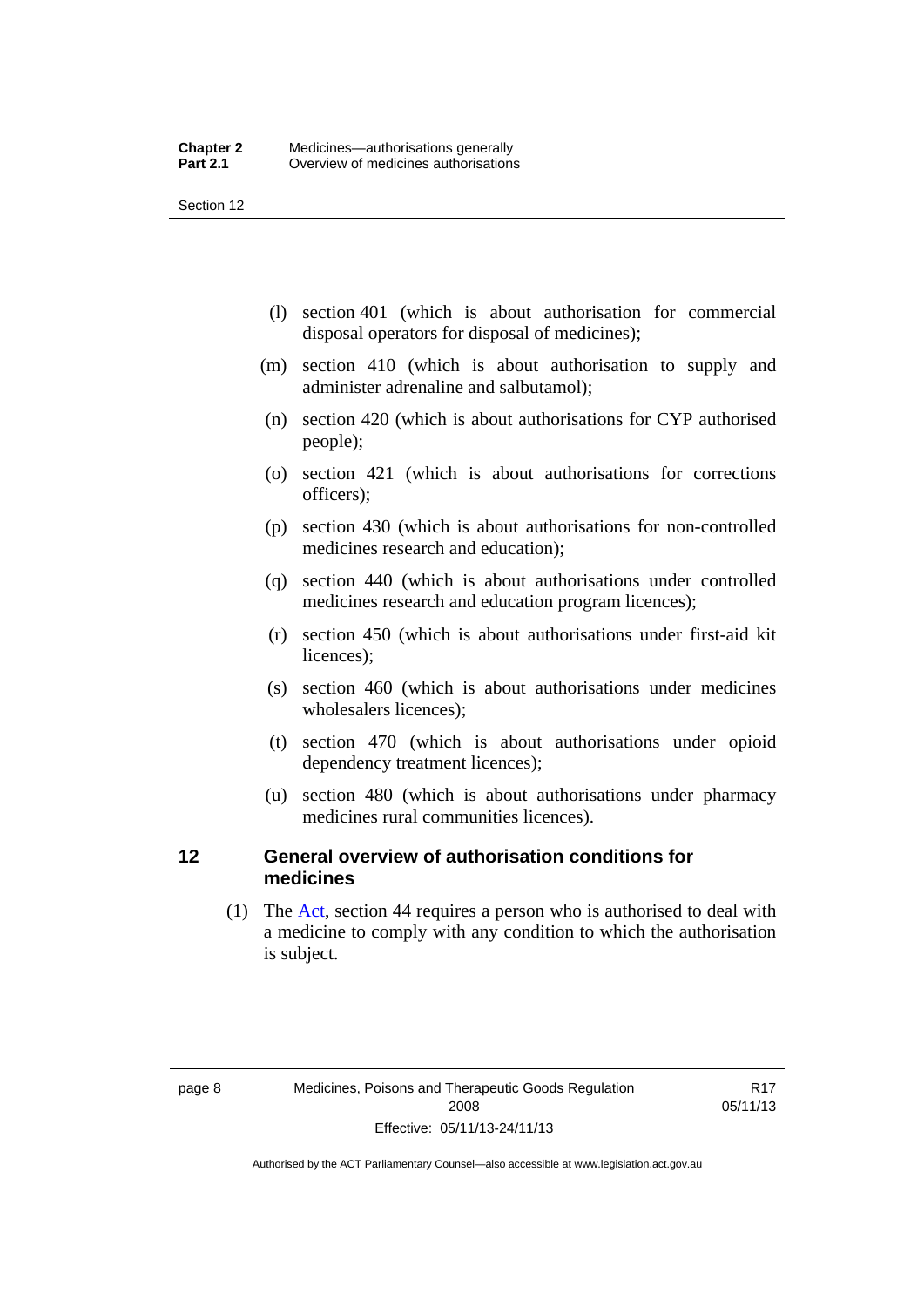(l) section 401 (which is about authorisation for commercial disposal operators for disposal of medicines);

(m) section 410 (which is about authorisation to supply and administer adrenaline and salbutamol);

(n) section 420 (which is about authorisations for CYP authorised people);

(o) section 421 (which is about authorisations for corrections officers);

(p) section 430 (which is about authorisations for non-controlled medicines research and education);

(q) section 440 (which is about authorisations under controlled medicines research and education program licences);

(r) section 450 (which is about authorisations under first-aid kit licences);

(s) section 460 (which is about authorisations under medicines wholesalers licences);

(t) section 470 (which is about authorisations under opioid dependency treatment licences);

(u) section 480 (which is about authorisations under pharmacy medicines rural communities licences).

## 12 General overview of authorisation conditions for medicines

(1) The Act, section 44 requires a person who is authorised to deal with a medicine to comply with any condition to which the authorisation is subject.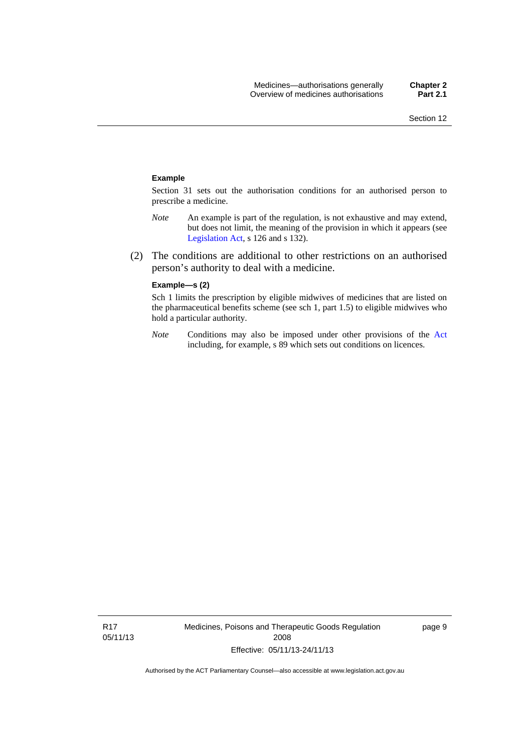**Example**

Section 31 sets out the authorisation conditions for an authorised person to prescribe a medicine.

*Note* An example is part of the regulation, is not exhaustive and may extend, but does not limit, the meaning of the provision in which it appears (see Legislation Act, s 126 and s 132).

(2) The conditions are additional to other restrictions on an authorised person's authority to deal with a medicine.

**Example—s (2)**

Sch 1 limits the prescription by eligible midwives of medicines that are listed on the pharmaceutical benefits scheme (see sch 1, part 1.5) to eligible midwives who hold a particular authority.

*Note* Conditions may also be imposed under other provisions of the Act including, for example, s 89 which sets out conditions on licences.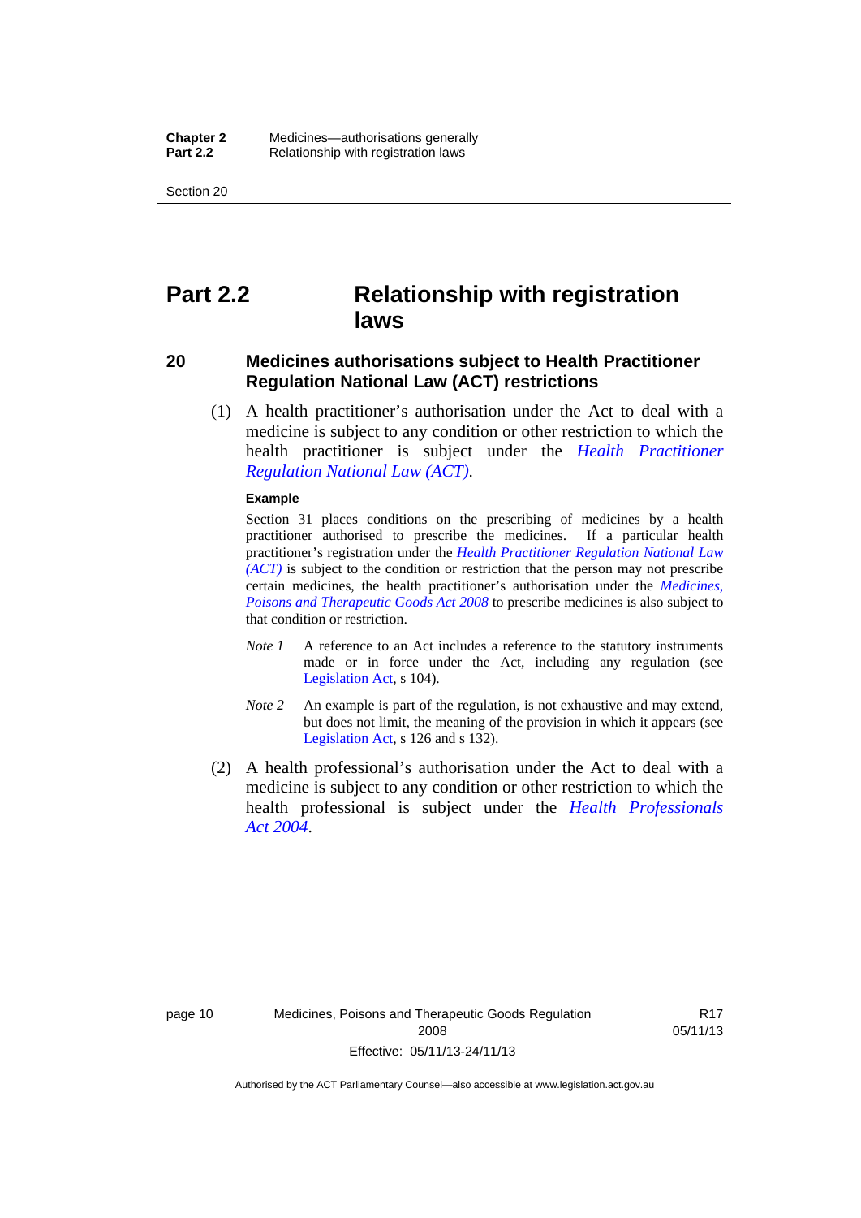# Part 2.2 Relationship with registration laws

## 20 Medicines authorisations subject to Health Practitioner Regulation National Law (ACT) restrictions

(1) A health practitioner's authorisation under the Act to deal with a medicine is subject to any condition or other restriction to which the health practitioner is subject under the *Health Practitioner Regulation National Law (ACT)*.

**Example**

Section 31 places conditions on the prescribing of medicines by a health practitioner authorised to prescribe the medicines. If a particular health practitioner's registration under the *Health Practitioner Regulation National Law (ACT)* is subject to the condition or restriction that the person may not prescribe certain medicines, the health practitioner's authorisation under the *Medicines, Poisons and Therapeutic Goods Act 2008* to prescribe medicines is also subject to that condition or restriction.

*Note 1* A reference to an Act includes a reference to the statutory instruments made or in force under the Act, including any regulation (see Legislation Act, s 104).

*Note 2* An example is part of the regulation, is not exhaustive and may extend, but does not limit, the meaning of the provision in which it appears (see Legislation Act, s 126 and s 132).

(2) A health professional's authorisation under the Act to deal with a medicine is subject to any condition or other restriction to which the health professional is subject under the *Health Professionals Act 2004*.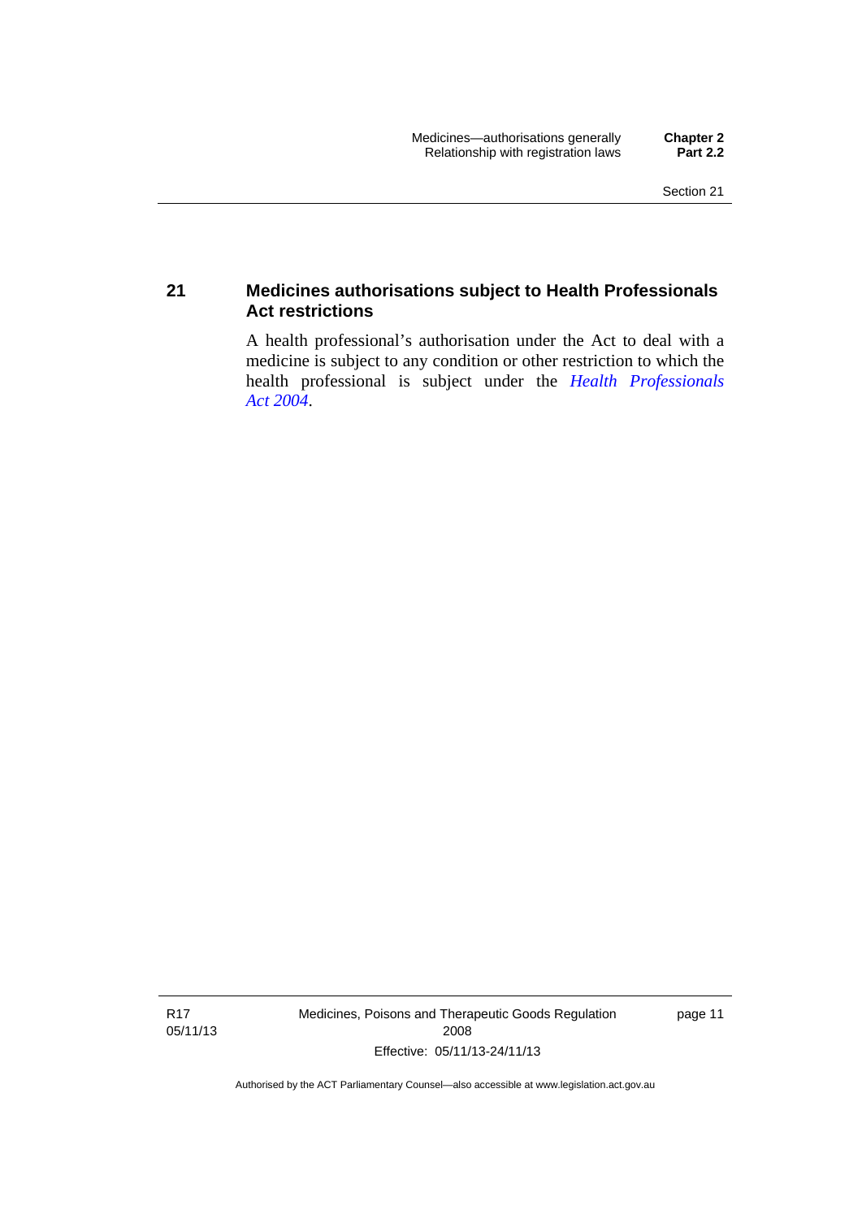## 21 Medicines authorisations subject to Health Professionals Act restrictions

A health professional's authorisation under the Act to deal with a medicine is subject to any condition or other restriction to which the health professional is subject under the *Health Professionals Act 2004*.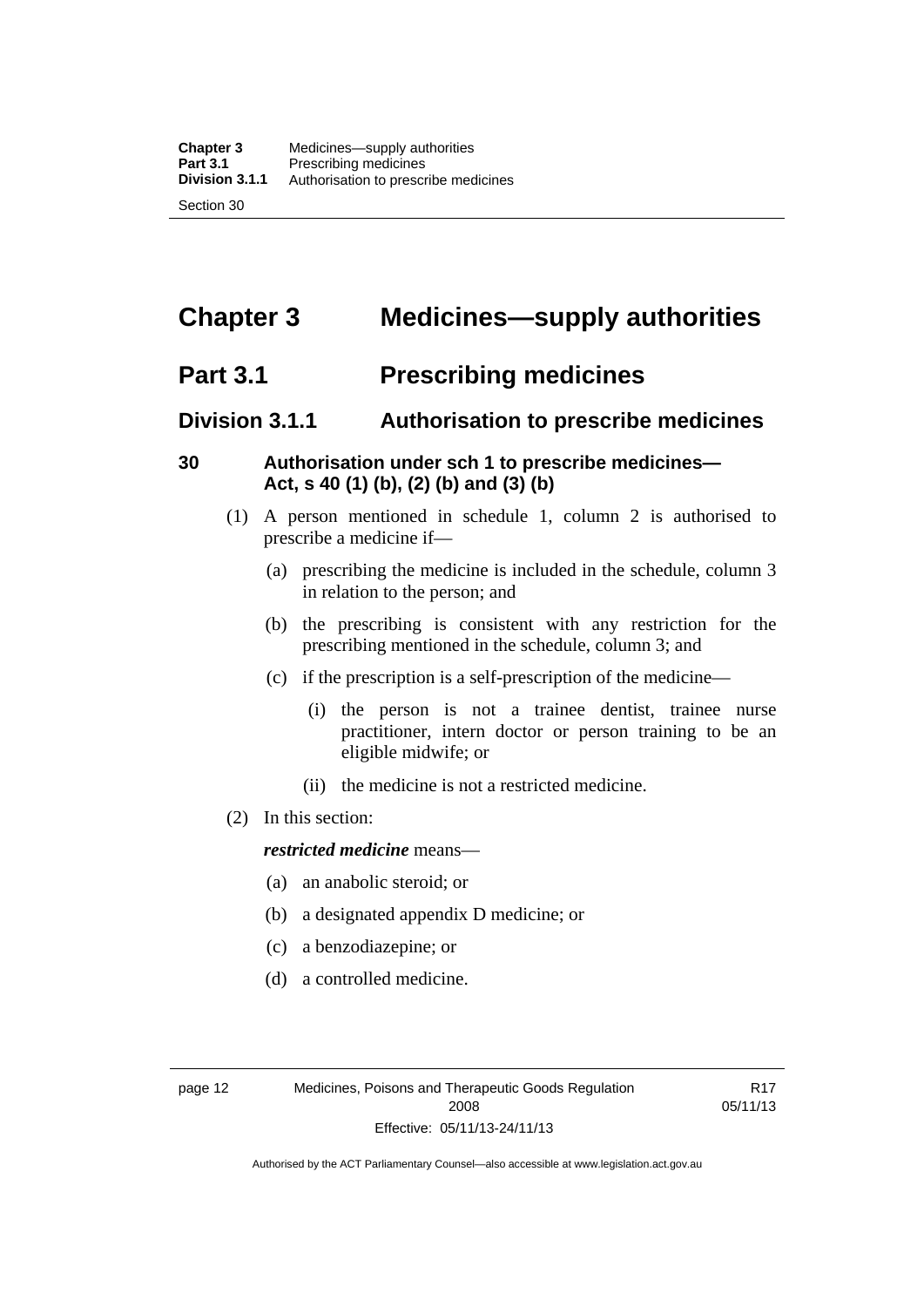# Chapter 3 Medicines—supply authorities

## Part 3.1 Prescribing medicines

### Division 3.1.1 Authorisation to prescribe medicines

#### 30 Authorisation under sch 1 to prescribe medicines—Act, s 40 (1) (b), (2) (b) and (3) (b)

(1) A person mentioned in schedule 1, column 2 is authorised to prescribe a medicine if—

(a) prescribing the medicine is included in the schedule, column 3 in relation to the person; and

(b) the prescribing is consistent with any restriction for the prescribing mentioned in the schedule, column 3; and

(c) if the prescription is a self-prescription of the medicine—

(i) the person is not a trainee dentist, trainee nurse practitioner, intern doctor or person training to be an eligible midwife; or

(ii) the medicine is not a restricted medicine.

(2) In this section:

***restricted medicine*** means—

(a) an anabolic steroid; or

(b) a designated appendix D medicine; or

(c) a benzodiazepine; or

(d) a controlled medicine.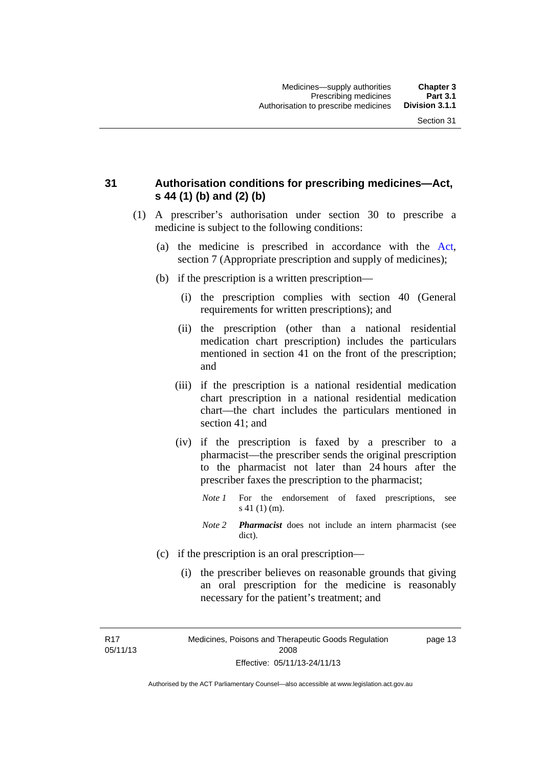### 31 Authorisation conditions for prescribing medicines—Act, s 44 (1) (b) and (2) (b)

(1) A prescriber's authorisation under section 30 to prescribe a medicine is subject to the following conditions:

(a) the medicine is prescribed in accordance with the Act, section 7 (Appropriate prescription and supply of medicines);

(b) if the prescription is a written prescription—

(i) the prescription complies with section 40 (General requirements for written prescriptions); and

(ii) the prescription (other than a national residential medication chart prescription) includes the particulars mentioned in section 41 on the front of the prescription; and

(iii) if the prescription is a national residential medication chart prescription in a national residential medication chart—the chart includes the particulars mentioned in section 41; and

(iv) if the prescription is faxed by a prescriber to a pharmacist—the prescriber sends the original prescription to the pharmacist not later than 24 hours after the prescriber faxes the prescription to the pharmacist;

*Note 1* For the endorsement of faxed prescriptions, see s 41 (1) (m).

*Note 2* ***Pharmacist*** does not include an intern pharmacist (see dict).

(c) if the prescription is an oral prescription—

(i) the prescriber believes on reasonable grounds that giving an oral prescription for the medicine is reasonably necessary for the patient's treatment; and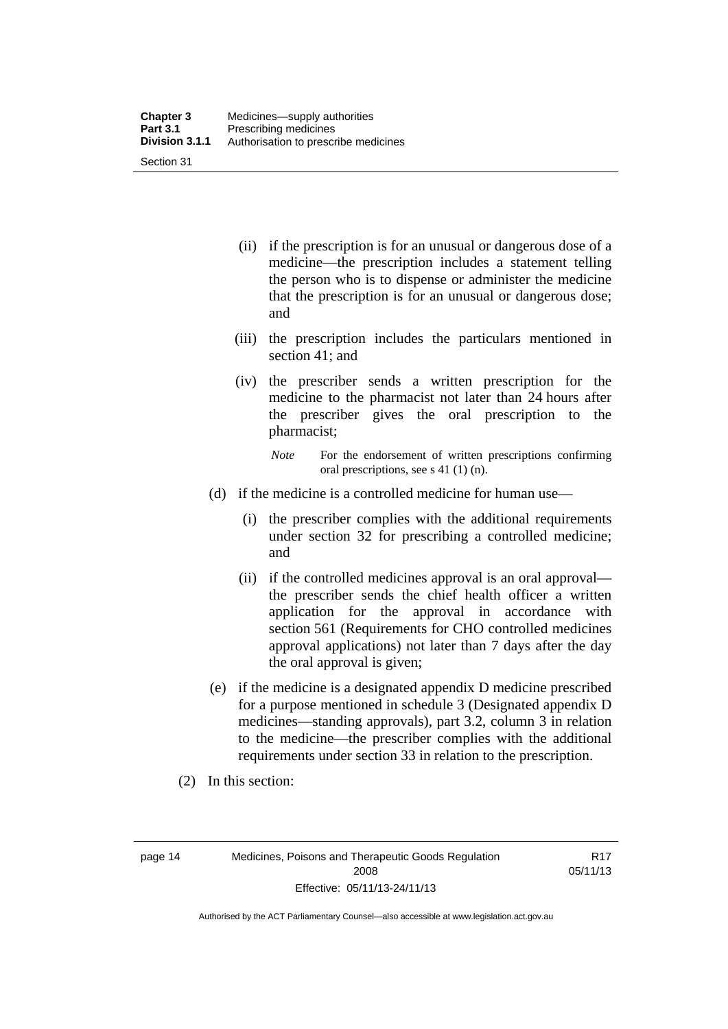(ii) if the prescription is for an unusual or dangerous dose of a medicine—the prescription includes a statement telling the person who is to dispense or administer the medicine that the prescription is for an unusual or dangerous dose; and

(iii) the prescription includes the particulars mentioned in section 41; and

(iv) the prescriber sends a written prescription for the medicine to the pharmacist not later than 24 hours after the prescriber gives the oral prescription to the pharmacist;

*Note* For the endorsement of written prescriptions confirming oral prescriptions, see s 41 (1) (n).

(d) if the medicine is a controlled medicine for human use—

(i) the prescriber complies with the additional requirements under section 32 for prescribing a controlled medicine; and

(ii) if the controlled medicines approval is an oral approval—the prescriber sends the chief health officer a written application for the approval in accordance with section 561 (Requirements for CHO controlled medicines approval applications) not later than 7 days after the day the oral approval is given;

(e) if the medicine is a designated appendix D medicine prescribed for a purpose mentioned in schedule 3 (Designated appendix D medicines—standing approvals), part 3.2, column 3 in relation to the medicine—the prescriber complies with the additional requirements under section 33 in relation to the prescription.

(2) In this section: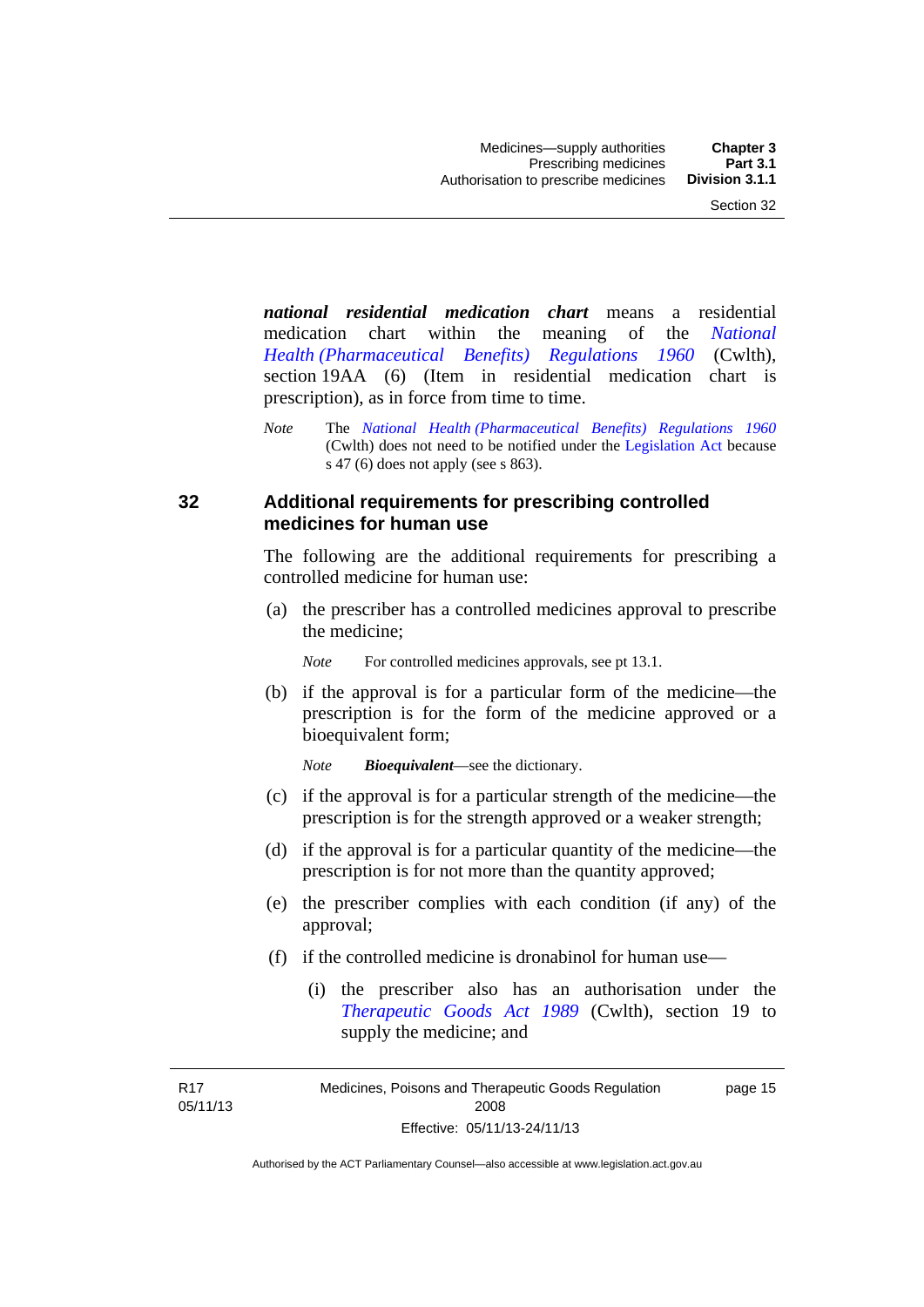***national residential medication chart*** means a residential medication chart within the meaning of the *National Health (Pharmaceutical Benefits) Regulations 1960* (Cwlth), section 19AA (6) (Item in residential medication chart is prescription), as in force from time to time.

*Note* The *National Health (Pharmaceutical Benefits) Regulations 1960* (Cwlth) does not need to be notified under the Legislation Act because s 47 (6) does not apply (see s 863).

## 32 Additional requirements for prescribing controlled medicines for human use

The following are the additional requirements for prescribing a controlled medicine for human use:

(a) the prescriber has a controlled medicines approval to prescribe the medicine;

*Note* For controlled medicines approvals, see pt 13.1.

(b) if the approval is for a particular form of the medicine—the prescription is for the form of the medicine approved or a bioequivalent form;

*Note* ***Bioequivalent***—see the dictionary.

(c) if the approval is for a particular strength of the medicine—the prescription is for the strength approved or a weaker strength;

(d) if the approval is for a particular quantity of the medicine—the prescription is for not more than the quantity approved;

(e) the prescriber complies with each condition (if any) of the approval;

(f) if the controlled medicine is dronabinol for human use—

(i) the prescriber also has an authorisation under the *Therapeutic Goods Act 1989* (Cwlth), section 19 to supply the medicine; and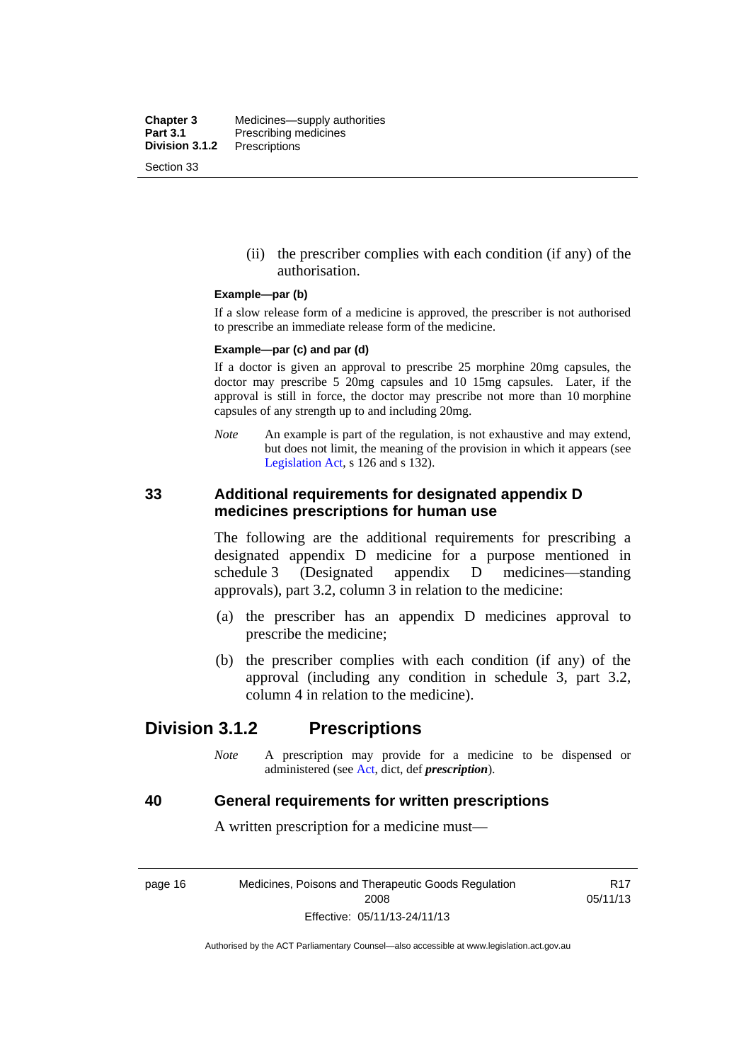(ii) the prescriber complies with each condition (if any) of the authorisation.

**Example—par (b)**

If a slow release form of a medicine is approved, the prescriber is not authorised to prescribe an immediate release form of the medicine.

**Example—par (c) and par (d)**

If a doctor is given an approval to prescribe 25 morphine 20mg capsules, the doctor may prescribe 5 20mg capsules and 10 15mg capsules. Later, if the approval is still in force, the doctor may prescribe not more than 10 morphine capsules of any strength up to and including 20mg.

*Note* An example is part of the regulation, is not exhaustive and may extend, but does not limit, the meaning of the provision in which it appears (see Legislation Act, s 126 and s 132).

### 33 Additional requirements for designated appendix D medicines prescriptions for human use

The following are the additional requirements for prescribing a designated appendix D medicine for a purpose mentioned in schedule 3 (Designated appendix D medicines—standing approvals), part 3.2, column 3 in relation to the medicine:

(a) the prescriber has an appendix D medicines approval to prescribe the medicine;

(b) the prescriber complies with each condition (if any) of the approval (including any condition in schedule 3, part 3.2, column 4 in relation to the medicine).

## Division 3.1.2 Prescriptions

*Note* A prescription may provide for a medicine to be dispensed or administered (see Act, dict, def ***prescription***).

### 40 General requirements for written prescriptions

A written prescription for a medicine must—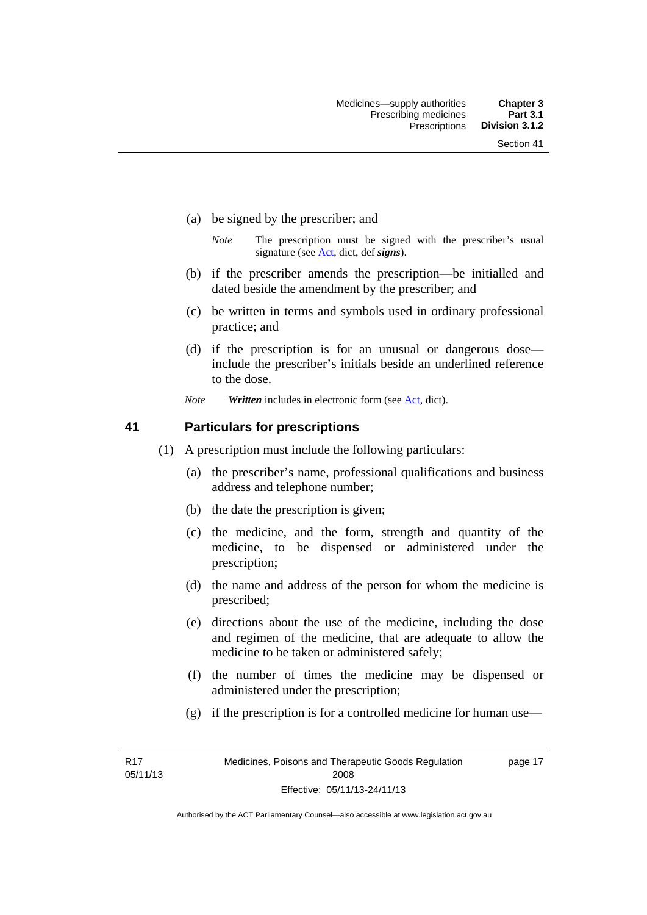(a) be signed by the prescriber; and

*Note* The prescription must be signed with the prescriber's usual signature (see Act, dict, def ***signs***).

(b) if the prescriber amends the prescription—be initialled and dated beside the amendment by the prescriber; and

(c) be written in terms and symbols used in ordinary professional practice; and

(d) if the prescription is for an unusual or dangerous dose—include the prescriber's initials beside an underlined reference to the dose.

*Note* ***Written*** includes in electronic form (see Act, dict).

## 41 Particulars for prescriptions

(1) A prescription must include the following particulars:

(a) the prescriber's name, professional qualifications and business address and telephone number;

(b) the date the prescription is given;

(c) the medicine, and the form, strength and quantity of the medicine, to be dispensed or administered under the prescription;

(d) the name and address of the person for whom the medicine is prescribed;

(e) directions about the use of the medicine, including the dose and regimen of the medicine, that are adequate to allow the medicine to be taken or administered safely;

(f) the number of times the medicine may be dispensed or administered under the prescription;

(g) if the prescription is for a controlled medicine for human use—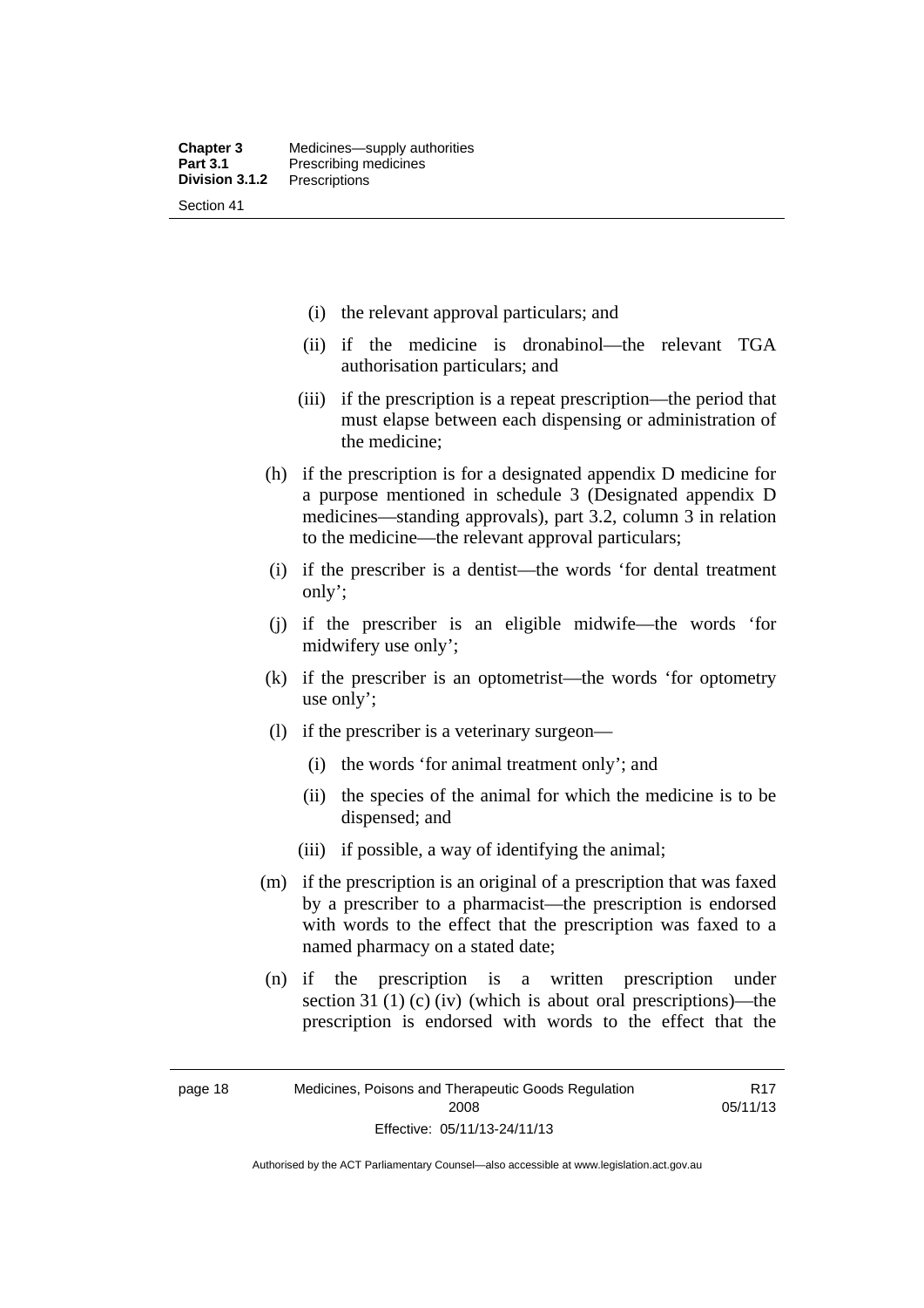(i) the relevant approval particulars; and

(ii) if the medicine is dronabinol—the relevant TGA authorisation particulars; and

(iii) if the prescription is a repeat prescription—the period that must elapse between each dispensing or administration of the medicine;

(h) if the prescription is for a designated appendix D medicine for a purpose mentioned in schedule 3 (Designated appendix D medicines—standing approvals), part 3.2, column 3 in relation to the medicine—the relevant approval particulars;

(i) if the prescriber is a dentist—the words 'for dental treatment only';

(j) if the prescriber is an eligible midwife—the words 'for midwifery use only';

(k) if the prescriber is an optometrist—the words 'for optometry use only';

(l) if the prescriber is a veterinary surgeon—

(i) the words 'for animal treatment only'; and

(ii) the species of the animal for which the medicine is to be dispensed; and

(iii) if possible, a way of identifying the animal;

(m) if the prescription is an original of a prescription that was faxed by a prescriber to a pharmacist—the prescription is endorsed with words to the effect that the prescription was faxed to a named pharmacy on a stated date;

(n) if the prescription is a written prescription under section 31 (1) (c) (iv) (which is about oral prescriptions)—the prescription is endorsed with words to the effect that the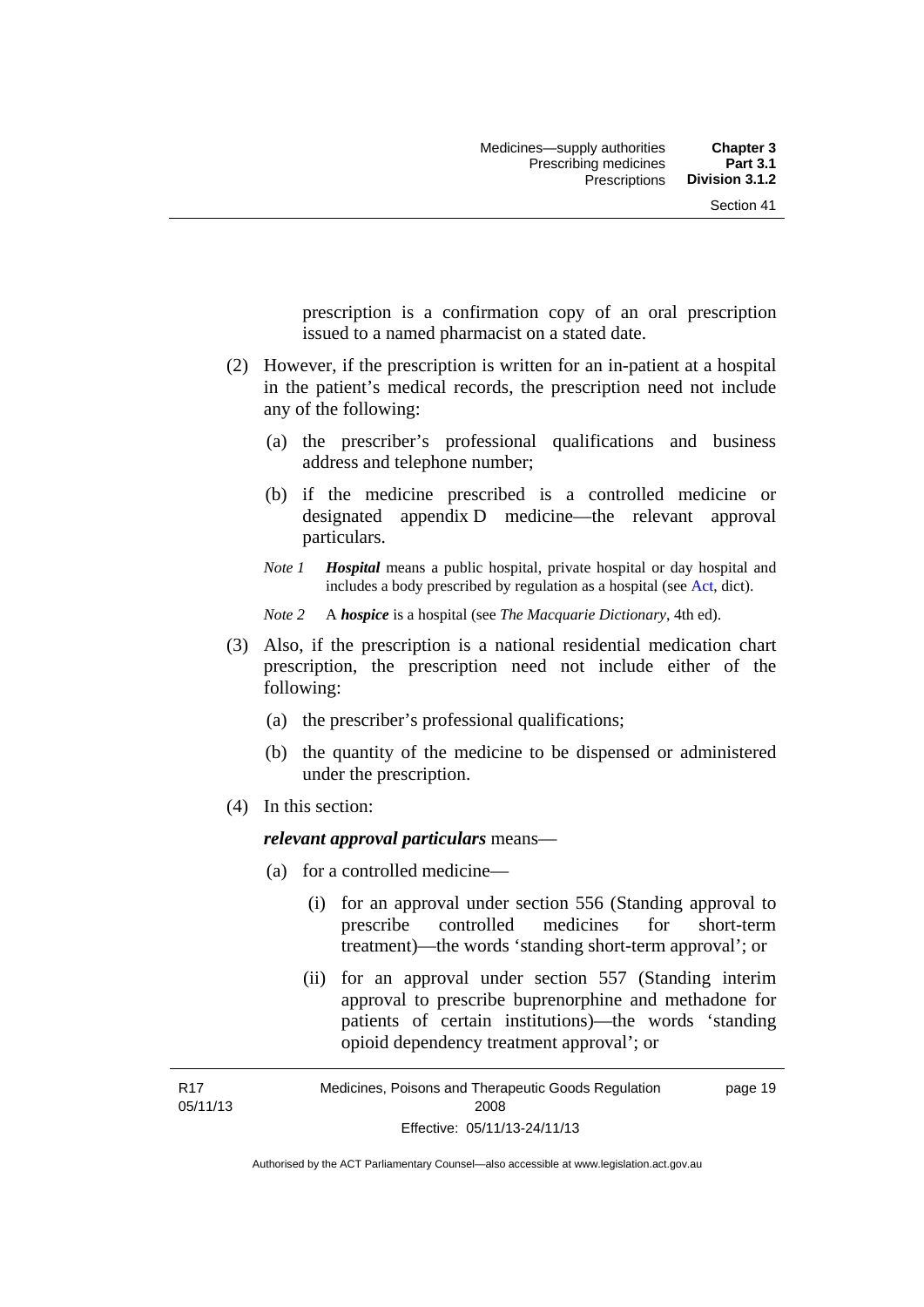prescription is a confirmation copy of an oral prescription issued to a named pharmacist on a stated date.

(2) However, if the prescription is written for an in-patient at a hospital in the patient's medical records, the prescription need not include any of the following:

(a) the prescriber's professional qualifications and business address and telephone number;

(b) if the medicine prescribed is a controlled medicine or designated appendix D medicine—the relevant approval particulars.

*Note 1* ***Hospital*** means a public hospital, private hospital or day hospital and includes a body prescribed by regulation as a hospital (see Act, dict).

*Note 2* A ***hospice*** is a hospital (see *The Macquarie Dictionary*, 4th ed).

(3) Also, if the prescription is a national residential medication chart prescription, the prescription need not include either of the following:

(a) the prescriber's professional qualifications;

(b) the quantity of the medicine to be dispensed or administered under the prescription.

(4) In this section:

***relevant approval particulars*** means—

(a) for a controlled medicine—

(i) for an approval under section 556 (Standing approval to prescribe controlled medicines for short-term treatment)—the words 'standing short-term approval'; or

(ii) for an approval under section 557 (Standing interim approval to prescribe buprenorphine and methadone for patients of certain institutions)—the words 'standing opioid dependency treatment approval'; or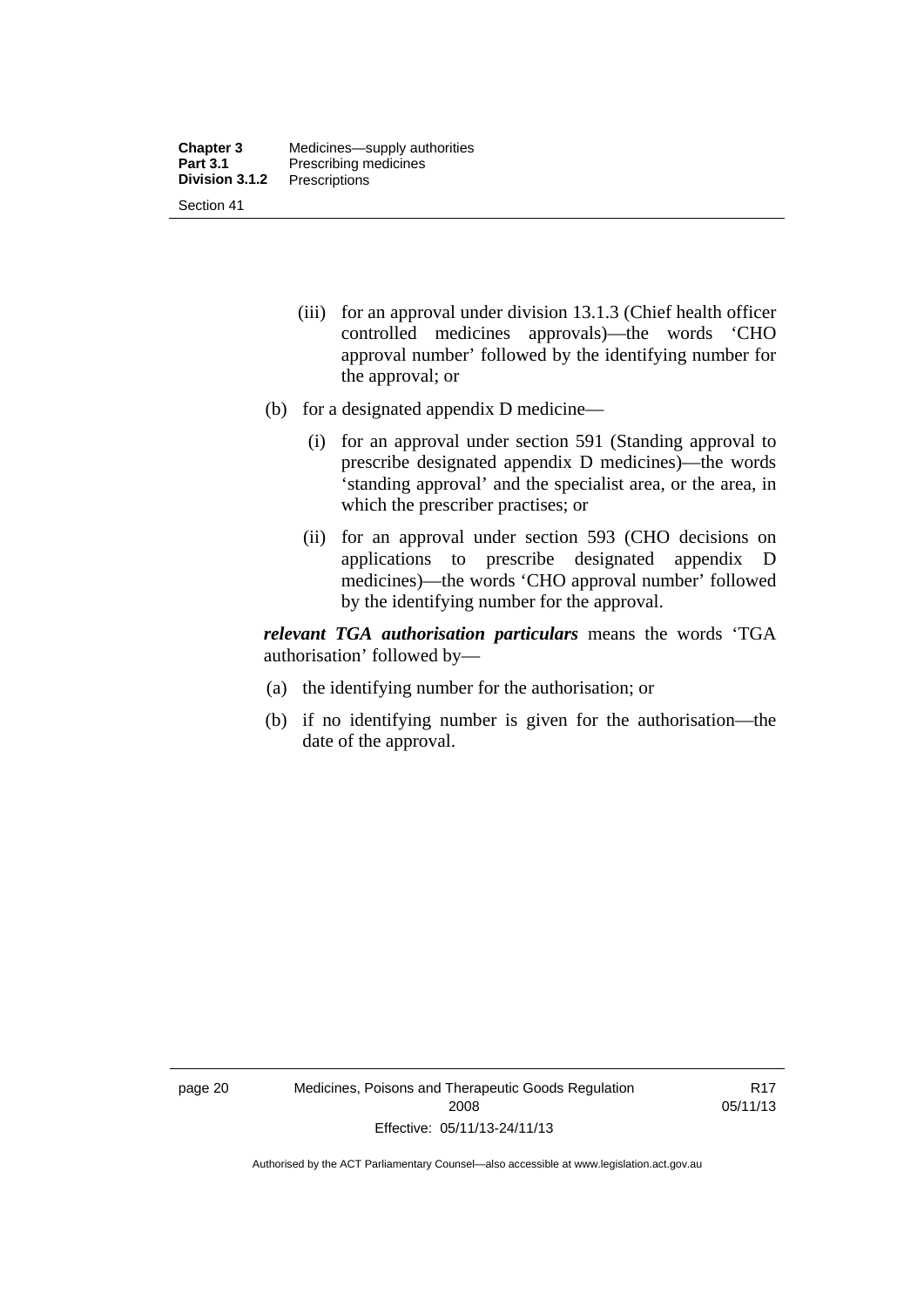(iii) for an approval under division 13.1.3 (Chief health officer controlled medicines approvals)—the words 'CHO approval number' followed by the identifying number for the approval; or

(b) for a designated appendix D medicine—

(i) for an approval under section 591 (Standing approval to prescribe designated appendix D medicines)—the words 'standing approval' and the specialist area, or the area, in which the prescriber practises; or

(ii) for an approval under section 593 (CHO decisions on applications to prescribe designated appendix D medicines)—the words 'CHO approval number' followed by the identifying number for the approval.

***relevant TGA authorisation particulars*** means the words 'TGA authorisation' followed by—

(a) the identifying number for the authorisation; or

(b) if no identifying number is given for the authorisation—the date of the approval.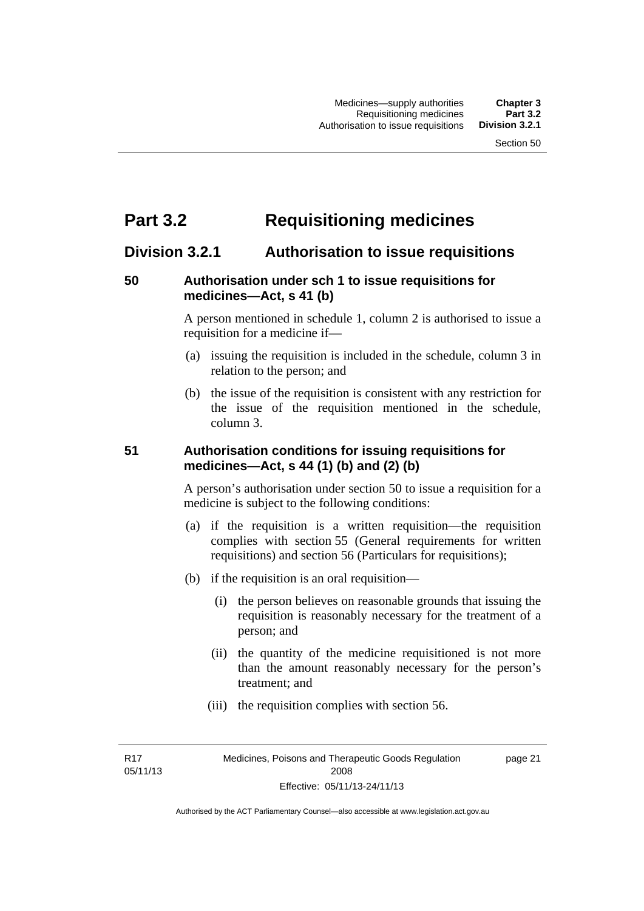# Part 3.2 Requisitioning medicines

## Division 3.2.1 Authorisation to issue requisitions

### 50 Authorisation under sch 1 to issue requisitions for medicines—Act, s 41 (b)

A person mentioned in schedule 1, column 2 is authorised to issue a requisition for a medicine if—

(a) issuing the requisition is included in the schedule, column 3 in relation to the person; and

(b) the issue of the requisition is consistent with any restriction for the issue of the requisition mentioned in the schedule, column 3.

### 51 Authorisation conditions for issuing requisitions for medicines—Act, s 44 (1) (b) and (2) (b)

A person's authorisation under section 50 to issue a requisition for a medicine is subject to the following conditions:

(a) if the requisition is a written requisition—the requisition complies with section 55 (General requirements for written requisitions) and section 56 (Particulars for requisitions);

(b) if the requisition is an oral requisition—

  (i) the person believes on reasonable grounds that issuing the requisition is reasonably necessary for the treatment of a person; and

  (ii) the quantity of the medicine requisitioned is not more than the amount reasonably necessary for the person's treatment; and

  (iii) the requisition complies with section 56.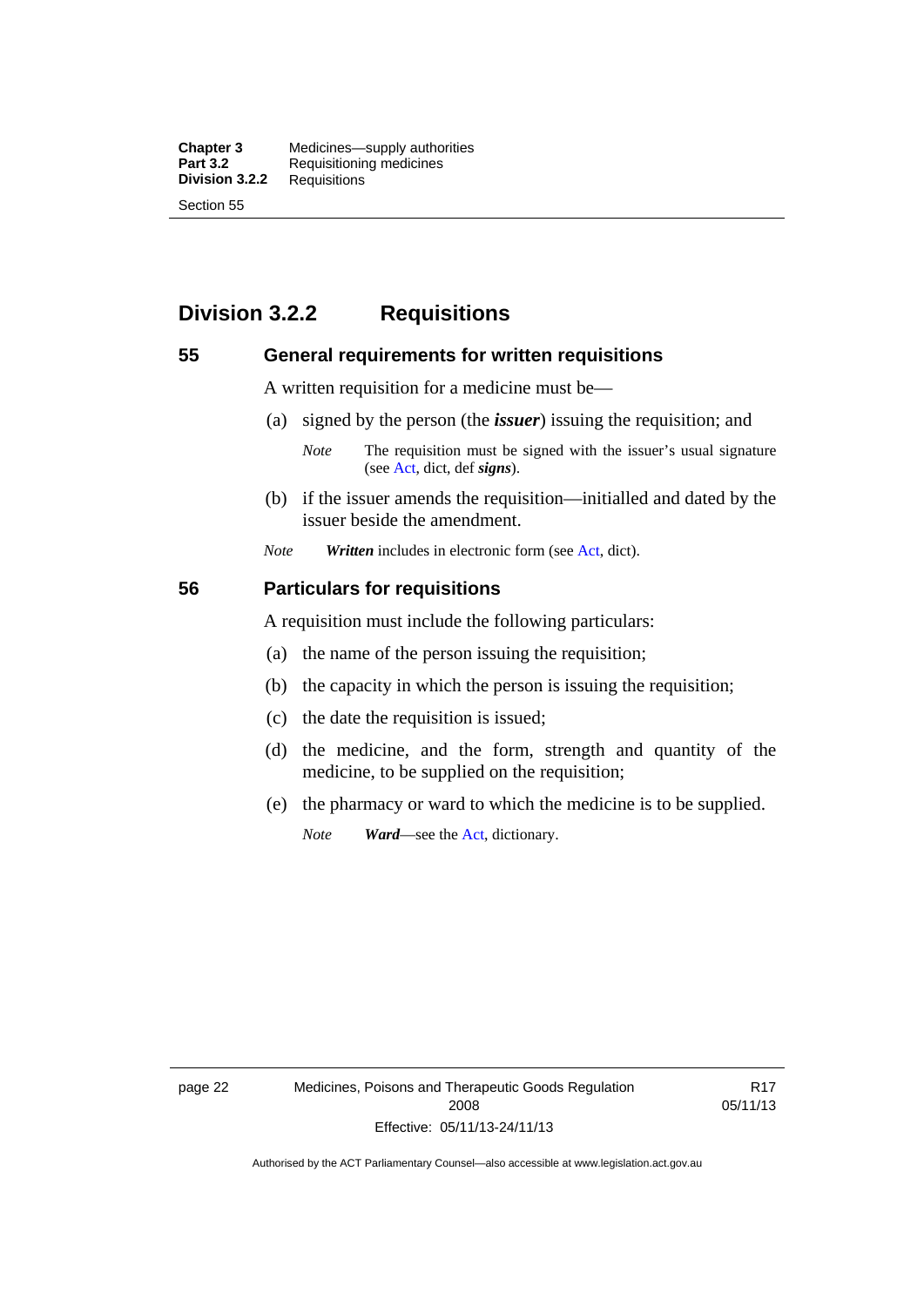## Division 3.2.2 Requisitions

### 55 General requirements for written requisitions

A written requisition for a medicine must be—

(a) signed by the person (the ***issuer***) issuing the requisition; and

> *Note* The requisition must be signed with the issuer's usual signature (see Act, dict, def ***signs***).

(b) if the issuer amends the requisition—initialled and dated by the issuer beside the amendment.

*Note* ***Written*** includes in electronic form (see Act, dict).

### 56 Particulars for requisitions

A requisition must include the following particulars:

(a) the name of the person issuing the requisition;

(b) the capacity in which the person is issuing the requisition;

(c) the date the requisition is issued;

(d) the medicine, and the form, strength and quantity of the medicine, to be supplied on the requisition;

(e) the pharmacy or ward to which the medicine is to be supplied.

> *Note* ***Ward***—see the Act, dictionary.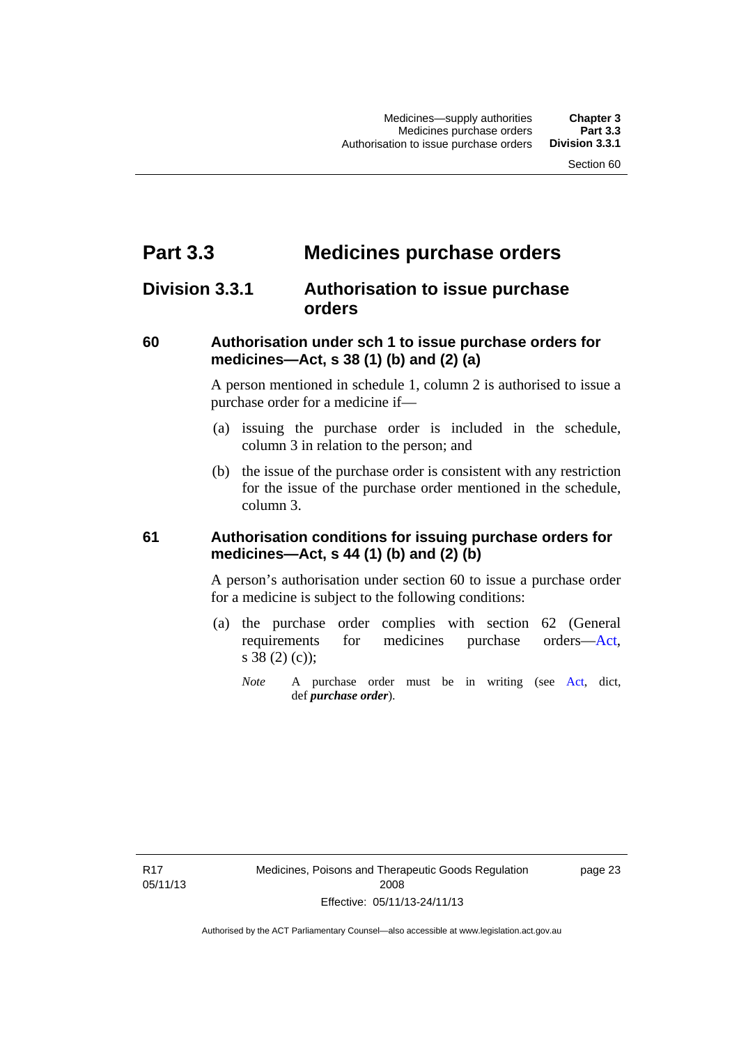# Part 3.3 Medicines purchase orders

## Division 3.3.1 Authorisation to issue purchase orders

### 60 Authorisation under sch 1 to issue purchase orders for medicines—Act, s 38 (1) (b) and (2) (a)

A person mentioned in schedule 1, column 2 is authorised to issue a purchase order for a medicine if—

(a) issuing the purchase order is included in the schedule, column 3 in relation to the person; and

(b) the issue of the purchase order is consistent with any restriction for the issue of the purchase order mentioned in the schedule, column 3.

### 61 Authorisation conditions for issuing purchase orders for medicines—Act, s 44 (1) (b) and (2) (b)

A person's authorisation under section 60 to issue a purchase order for a medicine is subject to the following conditions:

(a) the purchase order complies with section 62 (General requirements for medicines purchase orders—Act, s 38 (2) (c));

*Note* A purchase order must be in writing (see Act, dict, def ***purchase order***).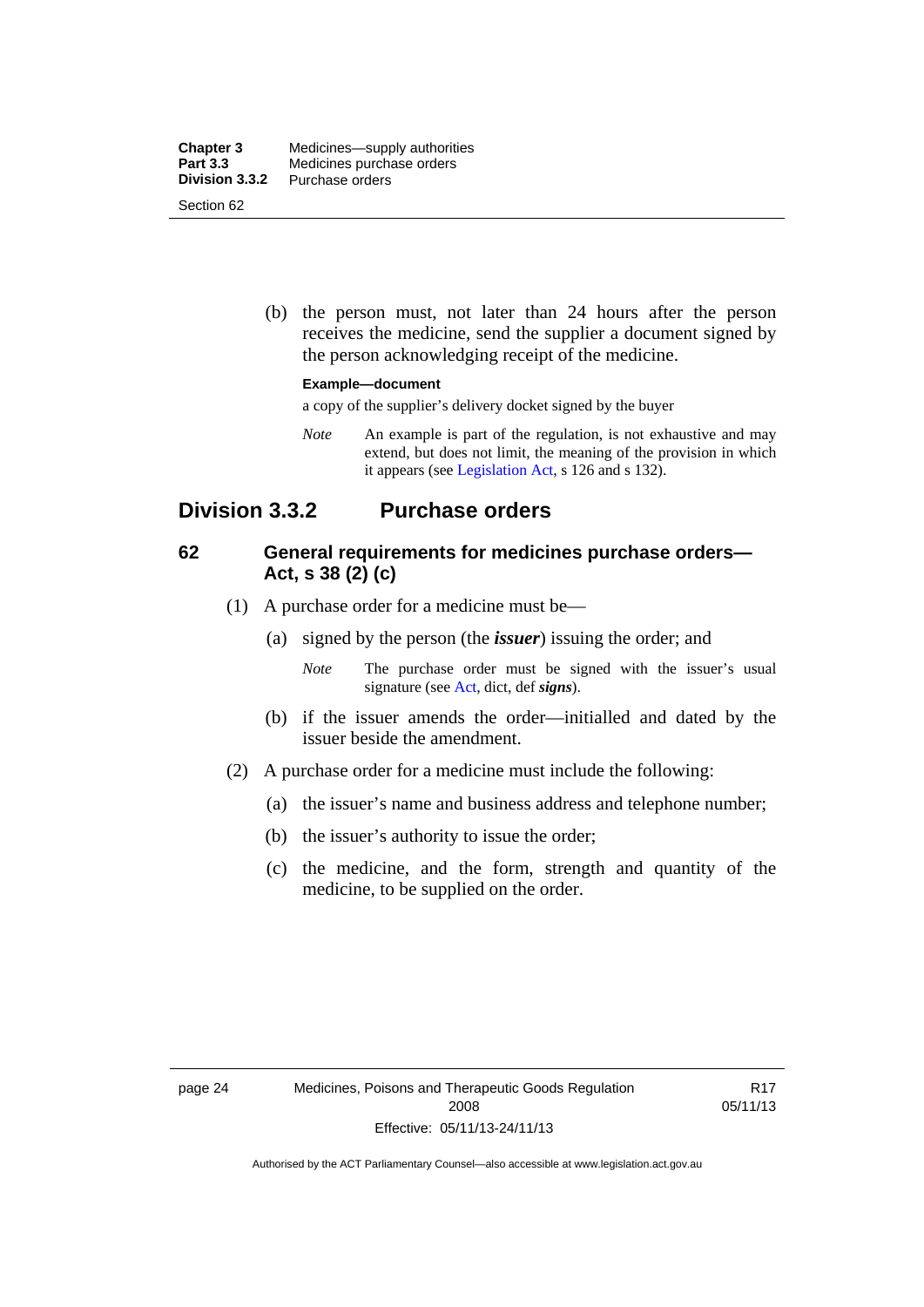(b) the person must, not later than 24 hours after the person receives the medicine, send the supplier a document signed by the person acknowledging receipt of the medicine.

**Example—document**

a copy of the supplier's delivery docket signed by the buyer

*Note* An example is part of the regulation, is not exhaustive and may extend, but does not limit, the meaning of the provision in which it appears (see Legislation Act, s 126 and s 132).

## Division 3.3.2 Purchase orders

### 62 General requirements for medicines purchase orders—Act, s 38 (2) (c)

(1) A purchase order for a medicine must be—

(a) signed by the person (the ***issuer***) issuing the order; and

*Note* The purchase order must be signed with the issuer's usual signature (see Act, dict, def ***signs***).

(b) if the issuer amends the order—initialled and dated by the issuer beside the amendment.

(2) A purchase order for a medicine must include the following:

(a) the issuer's name and business address and telephone number;

(b) the issuer's authority to issue the order;

(c) the medicine, and the form, strength and quantity of the medicine, to be supplied on the order.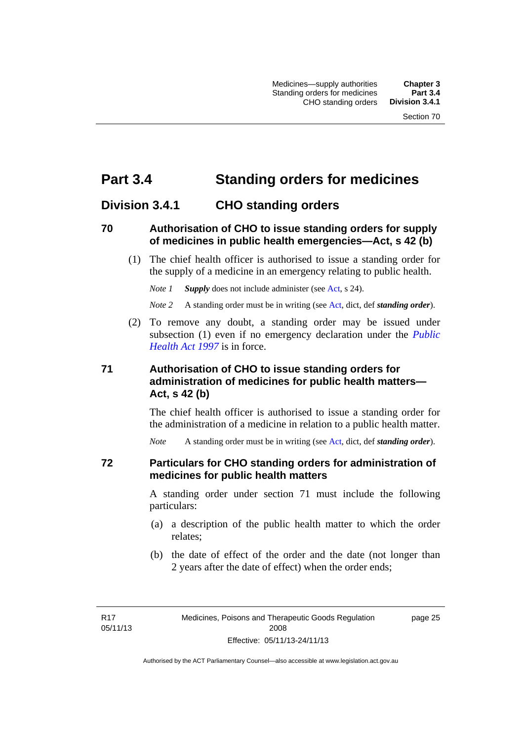# Part 3.4 Standing orders for medicines

## Division 3.4.1 CHO standing orders

### 70 Authorisation of CHO to issue standing orders for supply of medicines in public health emergencies—Act, s 42 (b)

(1) The chief health officer is authorised to issue a standing order for the supply of a medicine in an emergency relating to public health.

*Note 1* ***Supply*** does not include administer (see Act, s 24).

*Note 2* A standing order must be in writing (see Act, dict, def ***standing order***).

(2) To remove any doubt, a standing order may be issued under subsection (1) even if no emergency declaration under the *Public Health Act 1997* is in force.

### 71 Authorisation of CHO to issue standing orders for administration of medicines for public health matters—Act, s 42 (b)

The chief health officer is authorised to issue a standing order for the administration of a medicine in relation to a public health matter.

*Note* A standing order must be in writing (see Act, dict, def ***standing order***).

### 72 Particulars for CHO standing orders for administration of medicines for public health matters

A standing order under section 71 must include the following particulars:

(a) a description of the public health matter to which the order relates;

(b) the date of effect of the order and the date (not longer than 2 years after the date of effect) when the order ends;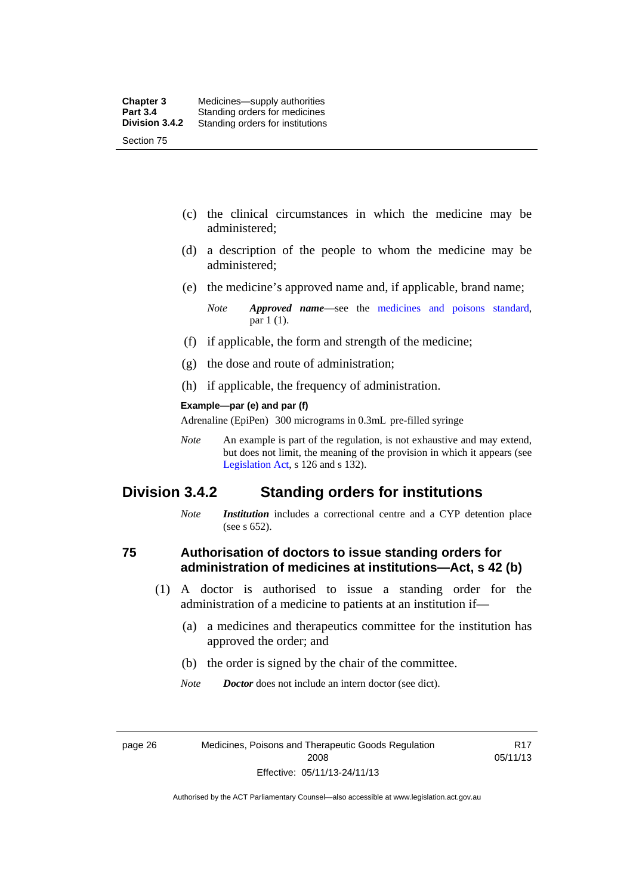(c) the clinical circumstances in which the medicine may be administered;

(d) a description of the people to whom the medicine may be administered;

(e) the medicine's approved name and, if applicable, brand name;

*Note* ***Approved name***—see the medicines and poisons standard, par 1 (1).

(f) if applicable, the form and strength of the medicine;

(g) the dose and route of administration;

(h) if applicable, the frequency of administration.

**Example—par (e) and par (f)**

Adrenaline (EpiPen) 300 micrograms in 0.3mL pre-filled syringe

*Note* An example is part of the regulation, is not exhaustive and may extend, but does not limit, the meaning of the provision in which it appears (see Legislation Act, s 126 and s 132).

## Division 3.4.2 Standing orders for institutions

*Note* ***Institution*** includes a correctional centre and a CYP detention place (see s 652).

### 75 Authorisation of doctors to issue standing orders for administration of medicines at institutions—Act, s 42 (b)

(1) A doctor is authorised to issue a standing order for the administration of a medicine to patients at an institution if—

(a) a medicines and therapeutics committee for the institution has approved the order; and

(b) the order is signed by the chair of the committee.

*Note* ***Doctor*** does not include an intern doctor (see dict).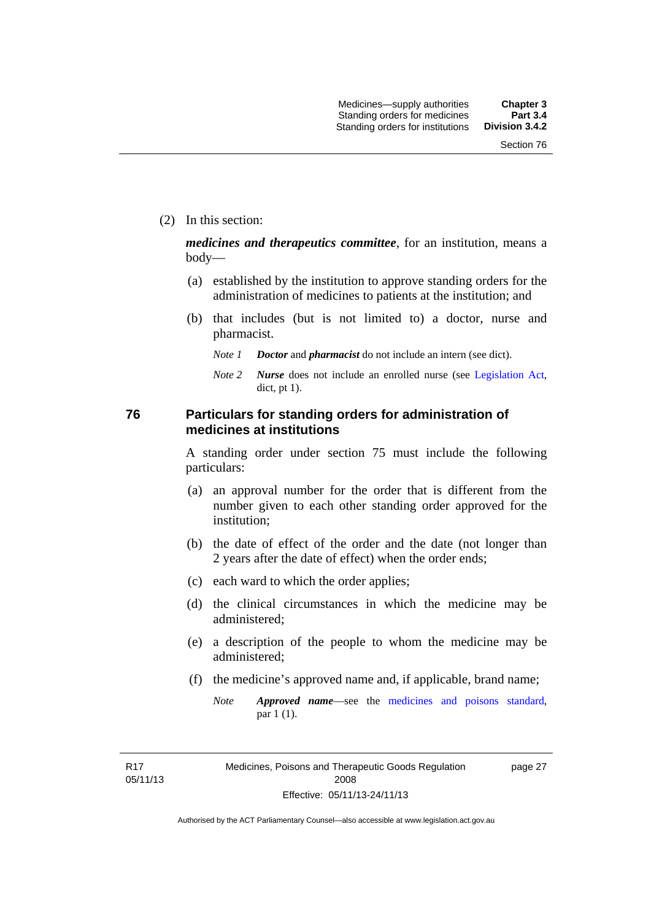(2) In this section:

***medicines and therapeutics committee***, for an institution, means a body—

(a) established by the institution to approve standing orders for the administration of medicines to patients at the institution; and

(b) that includes (but is not limited to) a doctor, nurse and pharmacist.

*Note 1* ***Doctor*** and ***pharmacist*** do not include an intern (see dict).

*Note 2* ***Nurse*** does not include an enrolled nurse (see Legislation Act, dict, pt 1).

## 76 Particulars for standing orders for administration of medicines at institutions

A standing order under section 75 must include the following particulars:

(a) an approval number for the order that is different from the number given to each other standing order approved for the institution;

(b) the date of effect of the order and the date (not longer than 2 years after the date of effect) when the order ends;

(c) each ward to which the order applies;

(d) the clinical circumstances in which the medicine may be administered;

(e) a description of the people to whom the medicine may be administered;

(f) the medicine's approved name and, if applicable, brand name;

*Note* ***Approved name***—see the medicines and poisons standard, par 1 (1).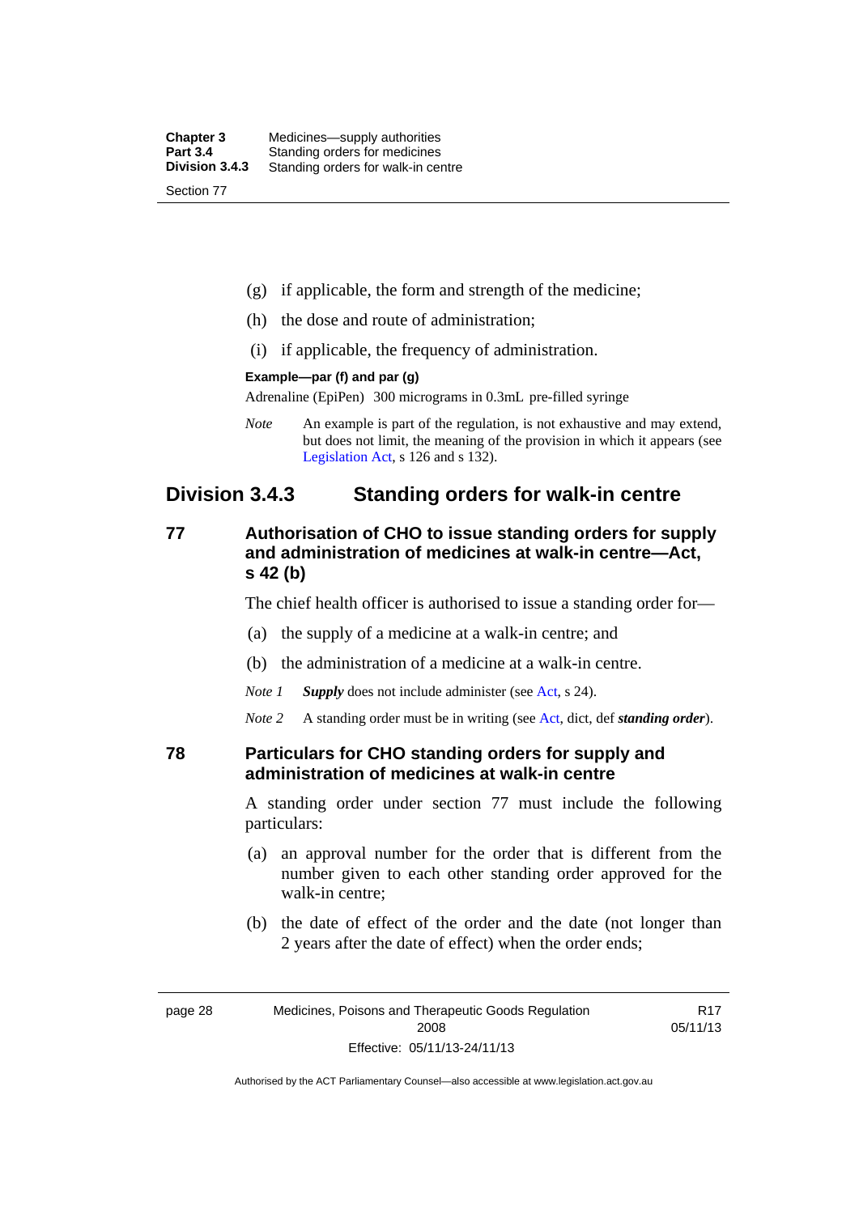(g) if applicable, the form and strength of the medicine;

(h) the dose and route of administration;

(i) if applicable, the frequency of administration.

**Example—par (f) and par (g)**

Adrenaline (EpiPen) 300 micrograms in 0.3mL pre-filled syringe

*Note* An example is part of the regulation, is not exhaustive and may extend, but does not limit, the meaning of the provision in which it appears (see Legislation Act, s 126 and s 132).

## Division 3.4.3 Standing orders for walk-in centre

### 77 Authorisation of CHO to issue standing orders for supply and administration of medicines at walk-in centre—Act, s 42 (b)

The chief health officer is authorised to issue a standing order for—

(a) the supply of a medicine at a walk-in centre; and

(b) the administration of a medicine at a walk-in centre.

*Note 1* ***Supply*** does not include administer (see Act, s 24).

*Note 2* A standing order must be in writing (see Act, dict, def ***standing order***).

### 78 Particulars for CHO standing orders for supply and administration of medicines at walk-in centre

A standing order under section 77 must include the following particulars:

(a) an approval number for the order that is different from the number given to each other standing order approved for the walk-in centre;

(b) the date of effect of the order and the date (not longer than 2 years after the date of effect) when the order ends;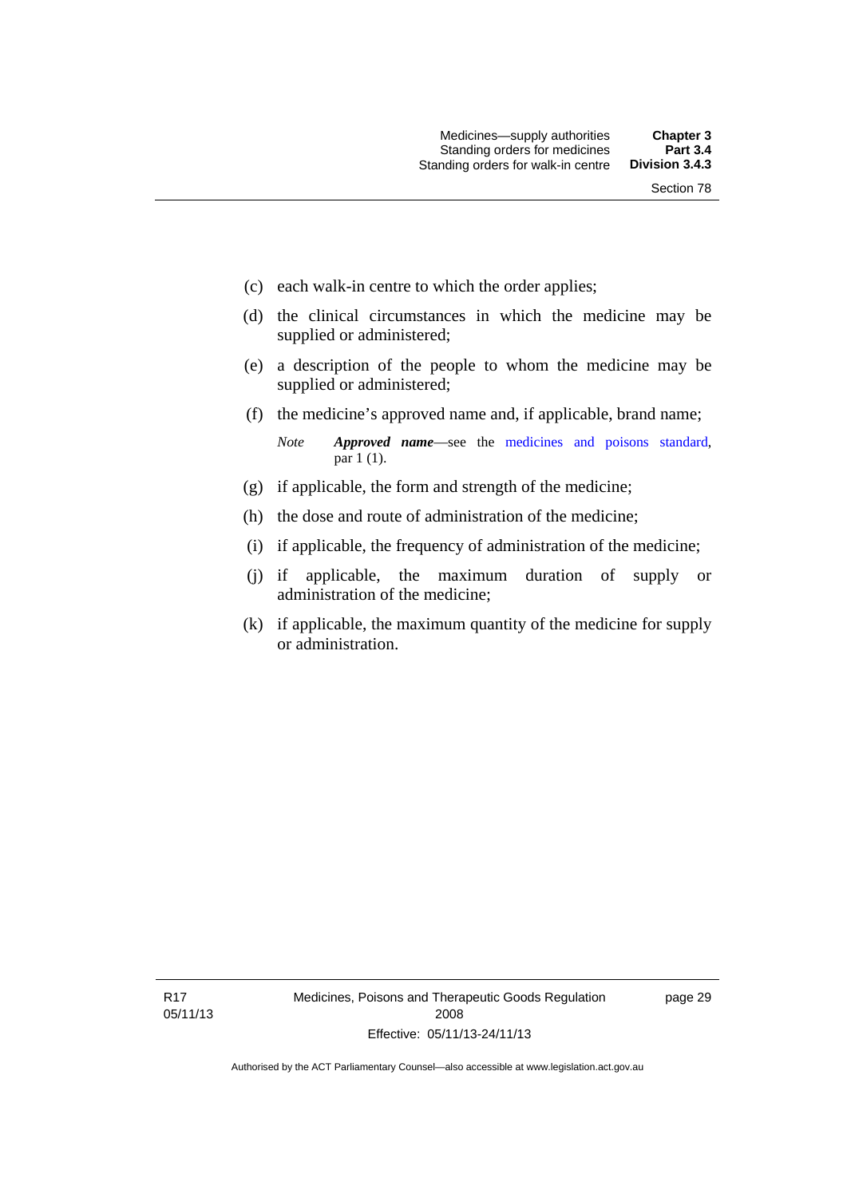(c) each walk-in centre to which the order applies;

(d) the clinical circumstances in which the medicine may be supplied or administered;

(e) a description of the people to whom the medicine may be supplied or administered;

(f) the medicine's approved name and, if applicable, brand name;

*Note* ***Approved name***—see the medicines and poisons standard, par 1 (1).

(g) if applicable, the form and strength of the medicine;

(h) the dose and route of administration of the medicine;

(i) if applicable, the frequency of administration of the medicine;

(j) if applicable, the maximum duration of supply or administration of the medicine;

(k) if applicable, the maximum quantity of the medicine for supply or administration.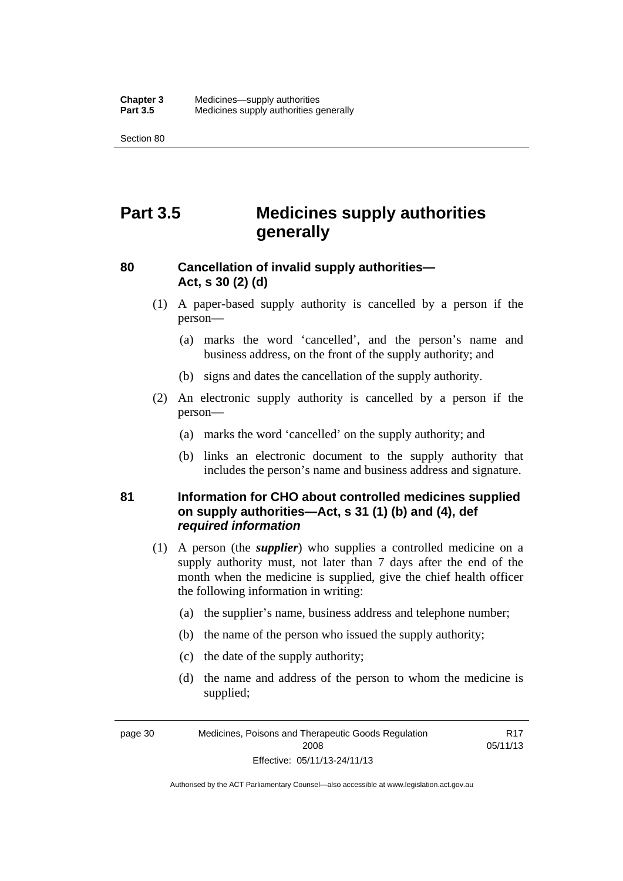# Part 3.5 Medicines supply authorities generally

## 80 Cancellation of invalid supply authorities—Act, s 30 (2) (d)

(1) A paper-based supply authority is cancelled by a person if the person—

(a) marks the word 'cancelled', and the person's name and business address, on the front of the supply authority; and

(b) signs and dates the cancellation of the supply authority.

(2) An electronic supply authority is cancelled by a person if the person—

(a) marks the word 'cancelled' on the supply authority; and

(b) links an electronic document to the supply authority that includes the person's name and business address and signature.

## 81 Information for CHO about controlled medicines supplied on supply authorities—Act, s 31 (1) (b) and (4), def *required information*

(1) A person (the ***supplier***) who supplies a controlled medicine on a supply authority must, not later than 7 days after the end of the month when the medicine is supplied, give the chief health officer the following information in writing:

(a) the supplier's name, business address and telephone number;

(b) the name of the person who issued the supply authority;

(c) the date of the supply authority;

(d) the name and address of the person to whom the medicine is supplied;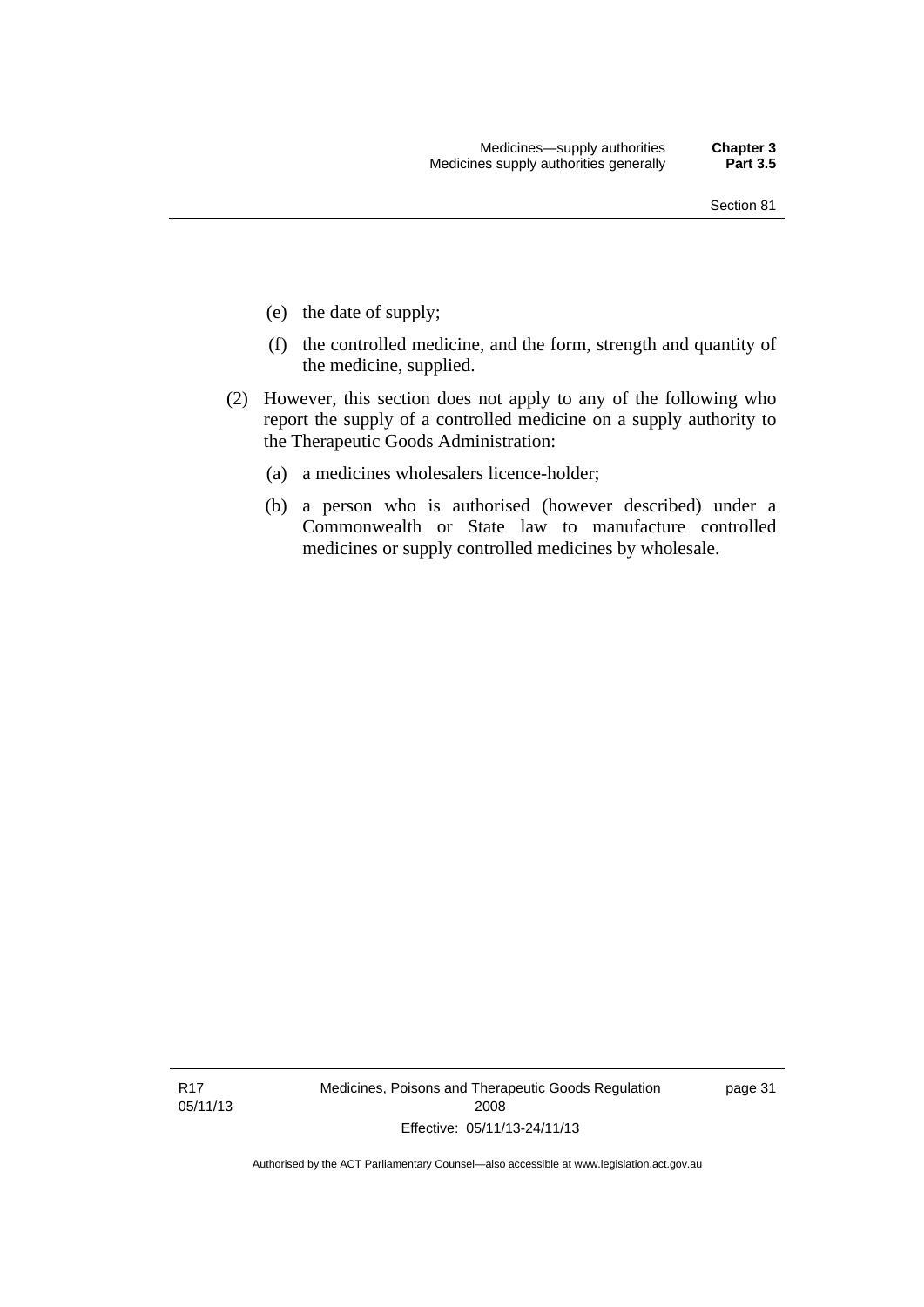(e) the date of supply;

(f) the controlled medicine, and the form, strength and quantity of the medicine, supplied.

(2) However, this section does not apply to any of the following who report the supply of a controlled medicine on a supply authority to the Therapeutic Goods Administration:

(a) a medicines wholesalers licence-holder;

(b) a person who is authorised (however described) under a Commonwealth or State law to manufacture controlled medicines or supply controlled medicines by wholesale.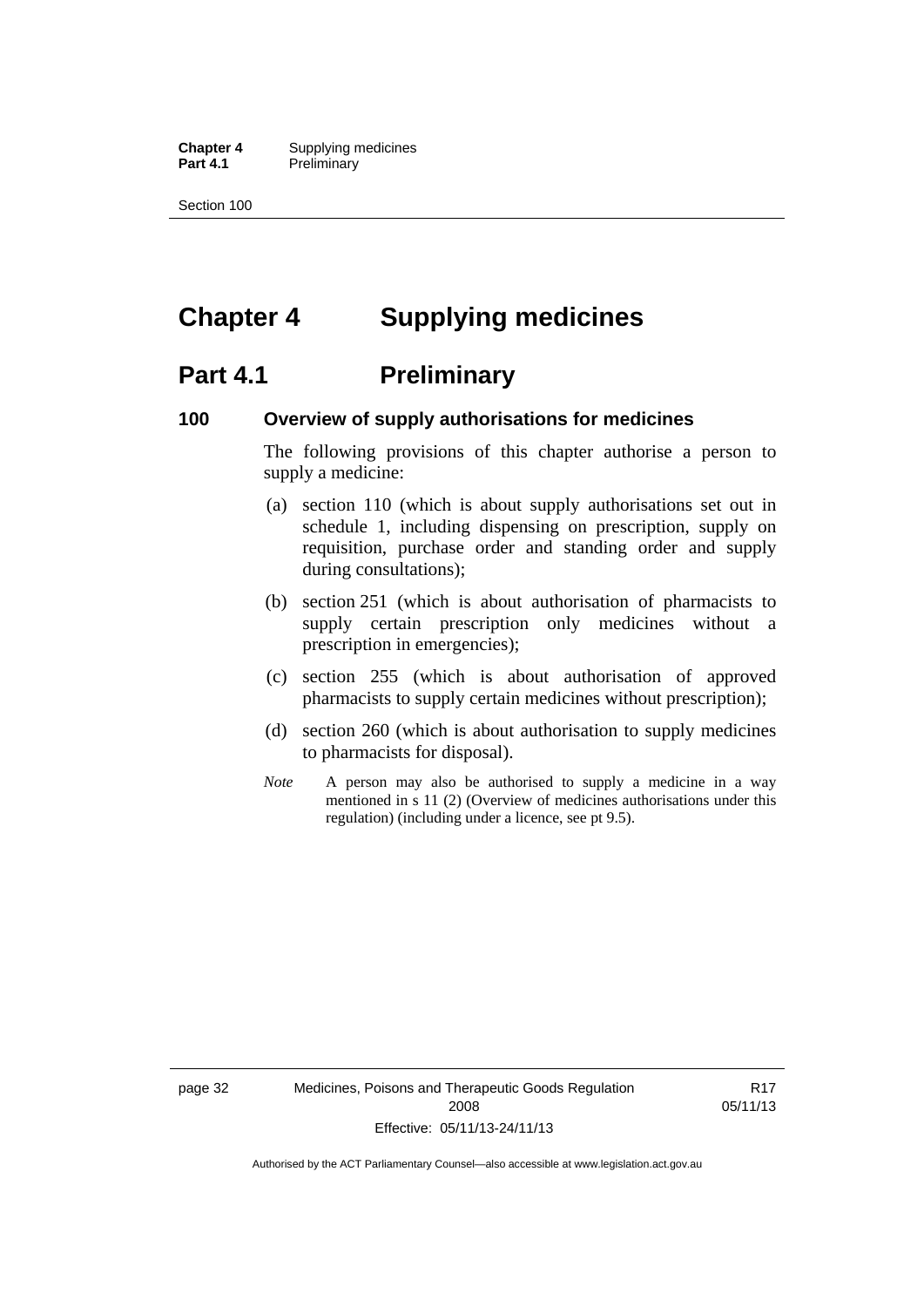# Chapter 4 Supplying medicines

## Part 4.1 Preliminary

### 100 Overview of supply authorisations for medicines

The following provisions of this chapter authorise a person to supply a medicine:

(a) section 110 (which is about supply authorisations set out in schedule 1, including dispensing on prescription, supply on requisition, purchase order and standing order and supply during consultations);

(b) section 251 (which is about authorisation of pharmacists to supply certain prescription only medicines without a prescription in emergencies);

(c) section 255 (which is about authorisation of approved pharmacists to supply certain medicines without prescription);

(d) section 260 (which is about authorisation to supply medicines to pharmacists for disposal).

*Note* A person may also be authorised to supply a medicine in a way mentioned in s 11 (2) (Overview of medicines authorisations under this regulation) (including under a licence, see pt 9.5).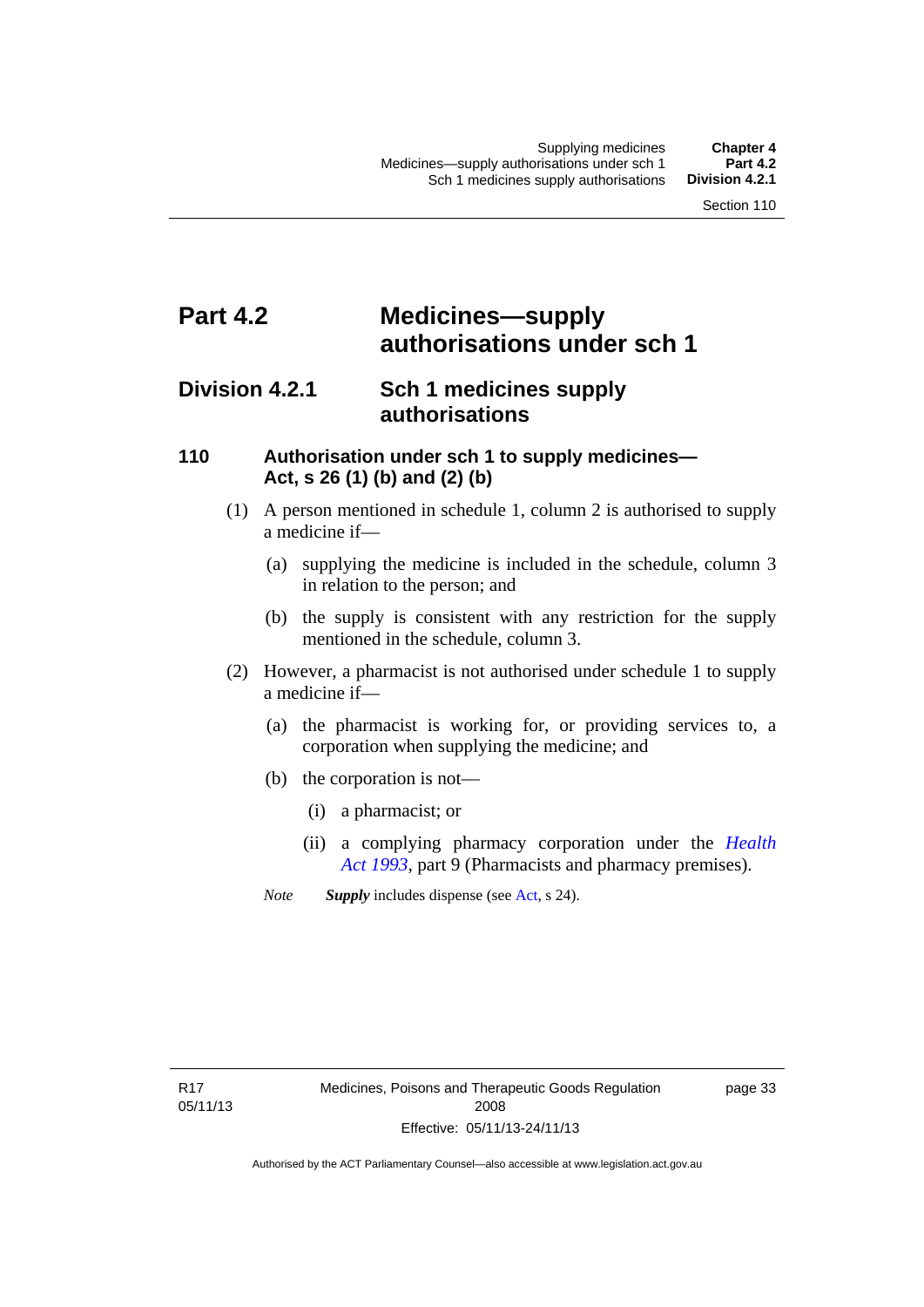# Part 4.2 Medicines—supply authorisations under sch 1

## Division 4.2.1 Sch 1 medicines supply authorisations

### 110 Authorisation under sch 1 to supply medicines—Act, s 26 (1) (b) and (2) (b)

(1) A person mentioned in schedule 1, column 2 is authorised to supply a medicine if—

(a) supplying the medicine is included in the schedule, column 3 in relation to the person; and

(b) the supply is consistent with any restriction for the supply mentioned in the schedule, column 3.

(2) However, a pharmacist is not authorised under schedule 1 to supply a medicine if—

(a) the pharmacist is working for, or providing services to, a corporation when supplying the medicine; and

(b) the corporation is not—

(i) a pharmacist; or

(ii) a complying pharmacy corporation under the *Health Act 1993*, part 9 (Pharmacists and pharmacy premises).

*Note* ***Supply*** includes dispense (see Act, s 24).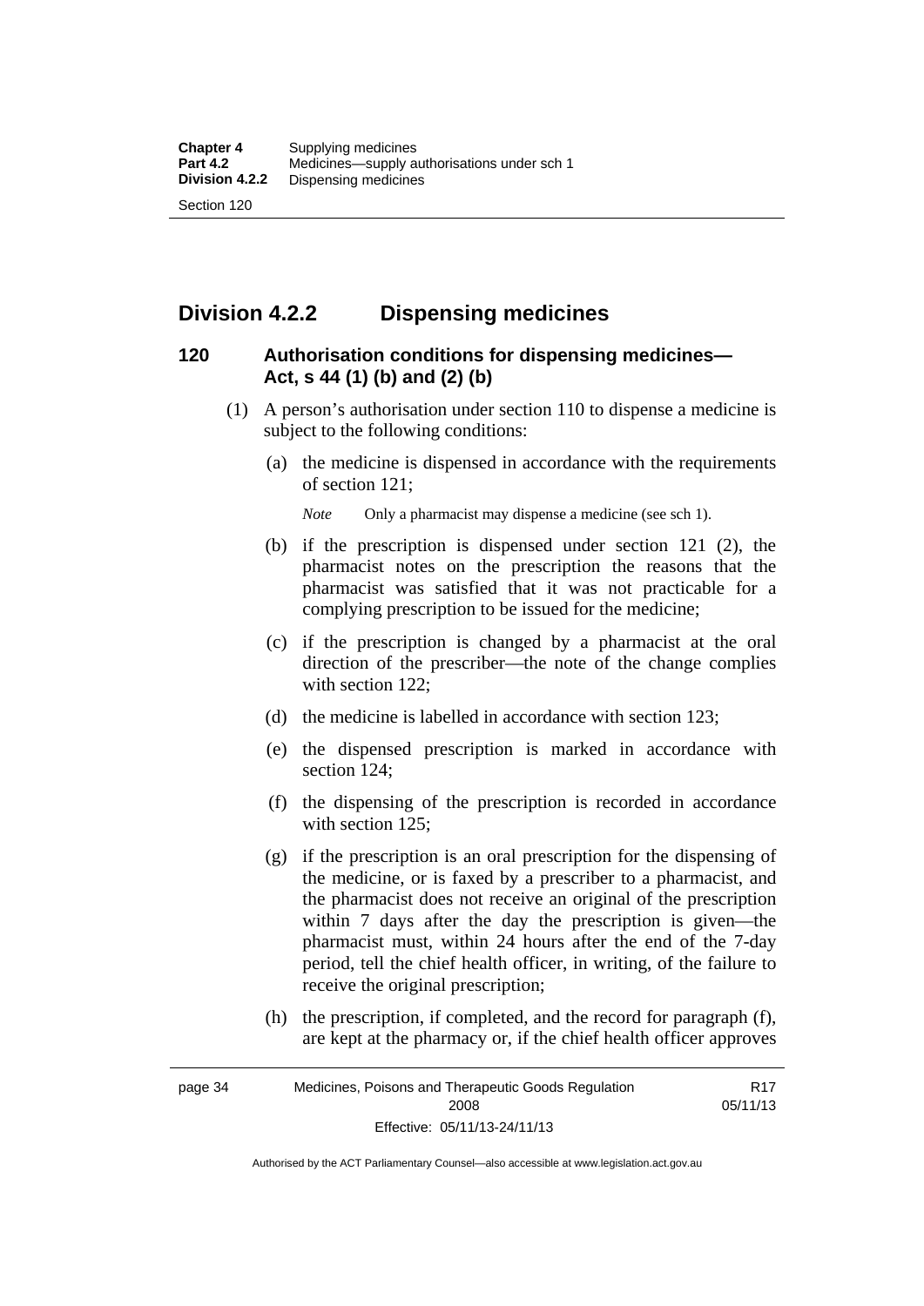## Division 4.2.2 Dispensing medicines

### 120 Authorisation conditions for dispensing medicines—Act, s 44 (1) (b) and (2) (b)

(1) A person's authorisation under section 110 to dispense a medicine is subject to the following conditions:

(a) the medicine is dispensed in accordance with the requirements of section 121;

*Note* Only a pharmacist may dispense a medicine (see sch 1).

(b) if the prescription is dispensed under section 121 (2), the pharmacist notes on the prescription the reasons that the pharmacist was satisfied that it was not practicable for a complying prescription to be issued for the medicine;

(c) if the prescription is changed by a pharmacist at the oral direction of the prescriber—the note of the change complies with section 122;

(d) the medicine is labelled in accordance with section 123;

(e) the dispensed prescription is marked in accordance with section 124;

(f) the dispensing of the prescription is recorded in accordance with section 125;

(g) if the prescription is an oral prescription for the dispensing of the medicine, or is faxed by a prescriber to a pharmacist, and the pharmacist does not receive an original of the prescription within 7 days after the day the prescription is given—the pharmacist must, within 24 hours after the end of the 7-day period, tell the chief health officer, in writing, of the failure to receive the original prescription;

(h) the prescription, if completed, and the record for paragraph (f), are kept at the pharmacy or, if the chief health officer approves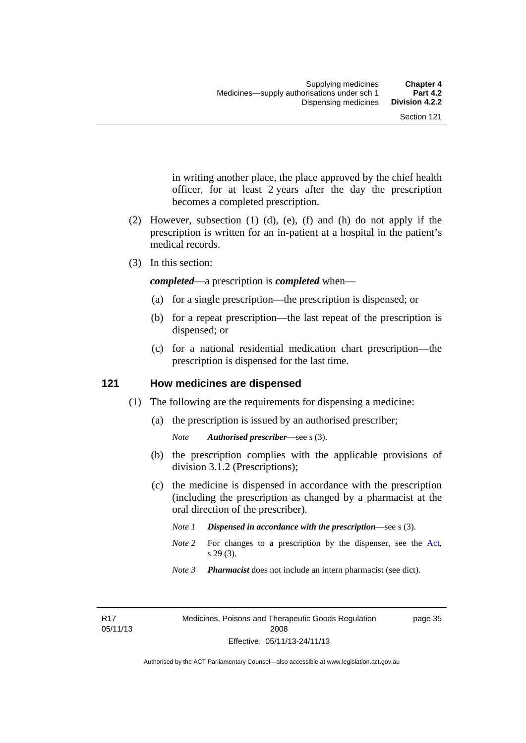in writing another place, the place approved by the chief health officer, for at least 2 years after the day the prescription becomes a completed prescription.

(2) However, subsection (1) (d), (e), (f) and (h) do not apply if the prescription is written for an in-patient at a hospital in the patient's medical records.

(3) In this section:

***completed***—a prescription is ***completed*** when—

(a) for a single prescription—the prescription is dispensed; or

(b) for a repeat prescription—the last repeat of the prescription is dispensed; or

(c) for a national residential medication chart prescription—the prescription is dispensed for the last time.

## 121 How medicines are dispensed

(1) The following are the requirements for dispensing a medicine:

(a) the prescription is issued by an authorised prescriber;

*Note* ***Authorised prescriber***—see s (3).

(b) the prescription complies with the applicable provisions of division 3.1.2 (Prescriptions);

(c) the medicine is dispensed in accordance with the prescription (including the prescription as changed by a pharmacist at the oral direction of the prescriber).

*Note 1* ***Dispensed in accordance with the prescription***—see s (3).

*Note 2* For changes to a prescription by the dispenser, see the Act, s 29 (3).

*Note 3* ***Pharmacist*** does not include an intern pharmacist (see dict).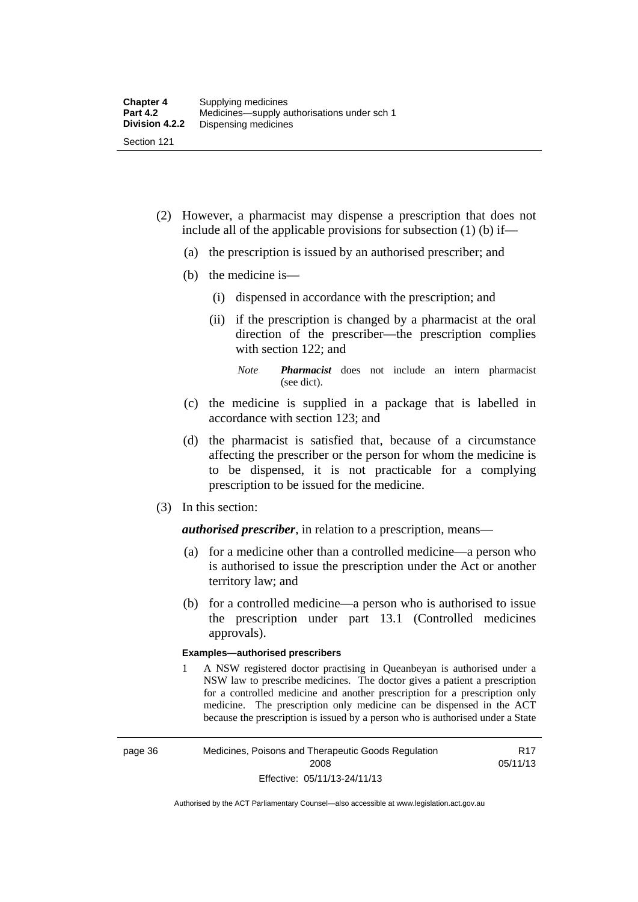(2) However, a pharmacist may dispense a prescription that does not include all of the applicable provisions for subsection (1) (b) if—

(a) the prescription is issued by an authorised prescriber; and

(b) the medicine is—

(i) dispensed in accordance with the prescription; and

(ii) if the prescription is changed by a pharmacist at the oral direction of the prescriber—the prescription complies with section 122; and

*Note* ***Pharmacist*** does not include an intern pharmacist (see dict).

(c) the medicine is supplied in a package that is labelled in accordance with section 123; and

(d) the pharmacist is satisfied that, because of a circumstance affecting the prescriber or the person for whom the medicine is to be dispensed, it is not practicable for a complying prescription to be issued for the medicine.

(3) In this section:

***authorised prescriber***, in relation to a prescription, means—

(a) for a medicine other than a controlled medicine—a person who is authorised to issue the prescription under the Act or another territory law; and

(b) for a controlled medicine—a person who is authorised to issue the prescription under part 13.1 (Controlled medicines approvals).

**Examples—authorised prescribers**

1 A NSW registered doctor practising in Queanbeyan is authorised under a NSW law to prescribe medicines. The doctor gives a patient a prescription for a controlled medicine and another prescription for a prescription only medicine. The prescription only medicine can be dispensed in the ACT because the prescription is issued by a person who is authorised under a State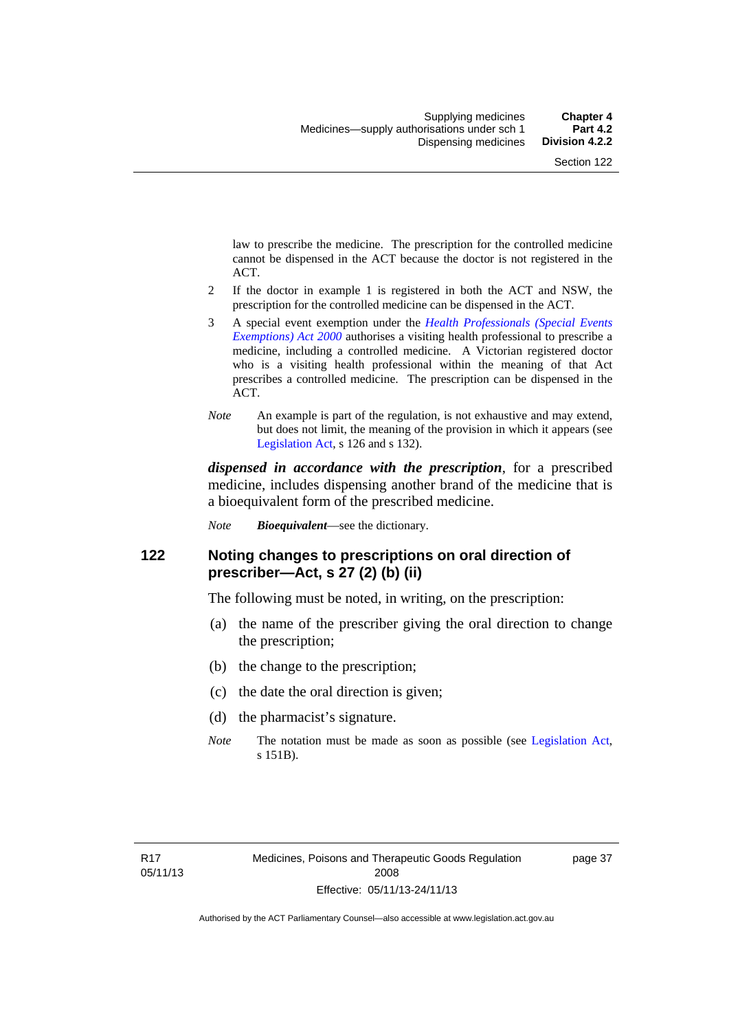law to prescribe the medicine. The prescription for the controlled medicine cannot be dispensed in the ACT because the doctor is not registered in the ACT.

2 If the doctor in example 1 is registered in both the ACT and NSW, the prescription for the controlled medicine can be dispensed in the ACT.

3 A special event exemption under the *Health Professionals (Special Events Exemptions) Act 2000* authorises a visiting health professional to prescribe a medicine, including a controlled medicine. A Victorian registered doctor who is a visiting health professional within the meaning of that Act prescribes a controlled medicine. The prescription can be dispensed in the ACT.

*Note* An example is part of the regulation, is not exhaustive and may extend, but does not limit, the meaning of the provision in which it appears (see Legislation Act, s 126 and s 132).

***dispensed in accordance with the prescription***, for a prescribed medicine, includes dispensing another brand of the medicine that is a bioequivalent form of the prescribed medicine.

*Note* ***Bioequivalent***—see the dictionary.

## 122 Noting changes to prescriptions on oral direction of prescriber—Act, s 27 (2) (b) (ii)

The following must be noted, in writing, on the prescription:

(a) the name of the prescriber giving the oral direction to change the prescription;

(b) the change to the prescription;

(c) the date the oral direction is given;

(d) the pharmacist's signature.

*Note* The notation must be made as soon as possible (see Legislation Act, s 151B).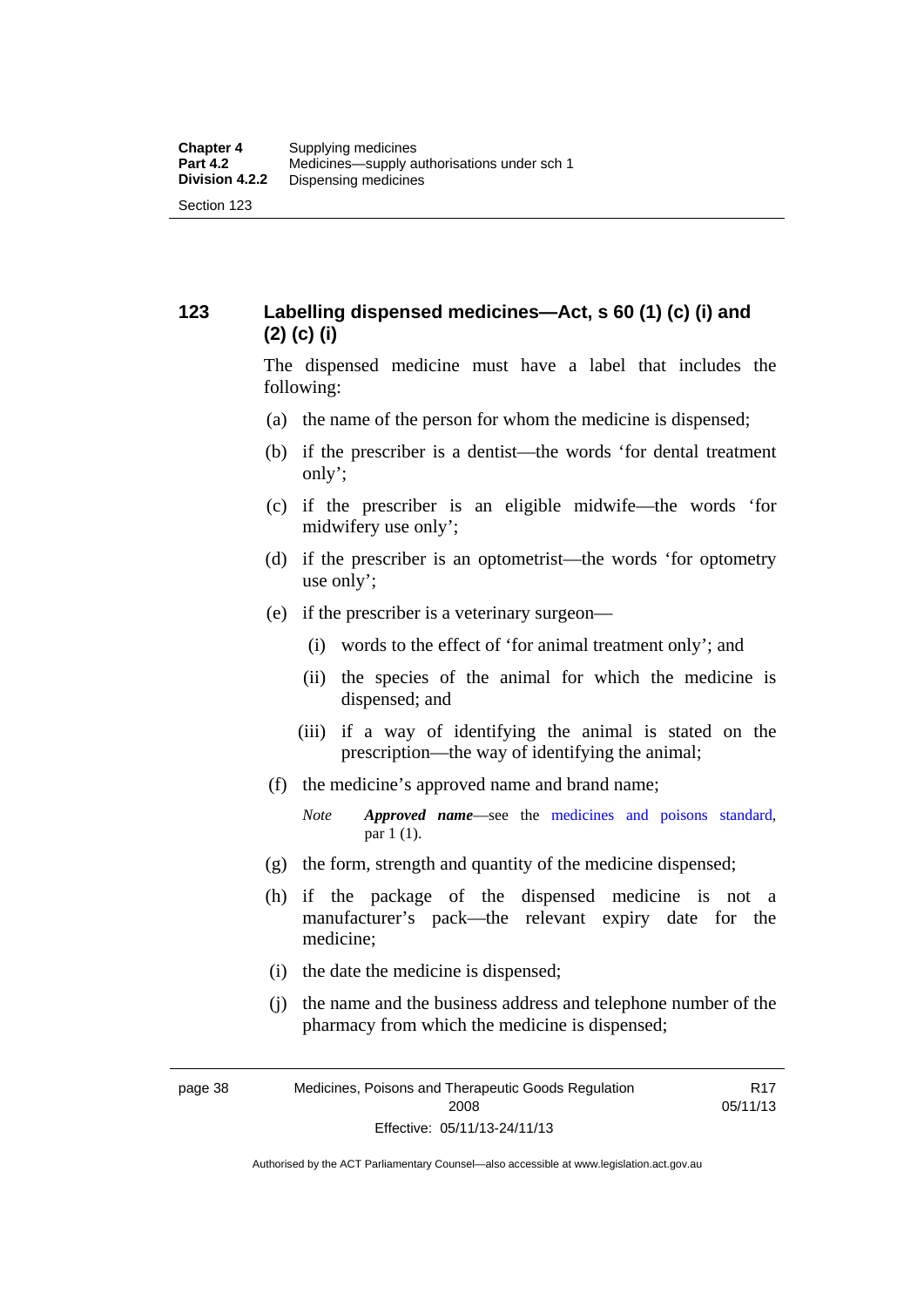### 123 Labelling dispensed medicines—Act, s 60 (1) (c) (i) and (2) (c) (i)

The dispensed medicine must have a label that includes the following:

(a) the name of the person for whom the medicine is dispensed;

(b) if the prescriber is a dentist—the words 'for dental treatment only';

(c) if the prescriber is an eligible midwife—the words 'for midwifery use only';

(d) if the prescriber is an optometrist—the words 'for optometry use only';

(e) if the prescriber is a veterinary surgeon—

  (i) words to the effect of 'for animal treatment only'; and

  (ii) the species of the animal for which the medicine is dispensed; and

  (iii) if a way of identifying the animal is stated on the prescription—the way of identifying the animal;

(f) the medicine's approved name and brand name;

> *Note* ***Approved name***—see the medicines and poisons standard, par 1 (1).

(g) the form, strength and quantity of the medicine dispensed;

(h) if the package of the dispensed medicine is not a manufacturer's pack—the relevant expiry date for the medicine;

(i) the date the medicine is dispensed;

(j) the name and the business address and telephone number of the pharmacy from which the medicine is dispensed;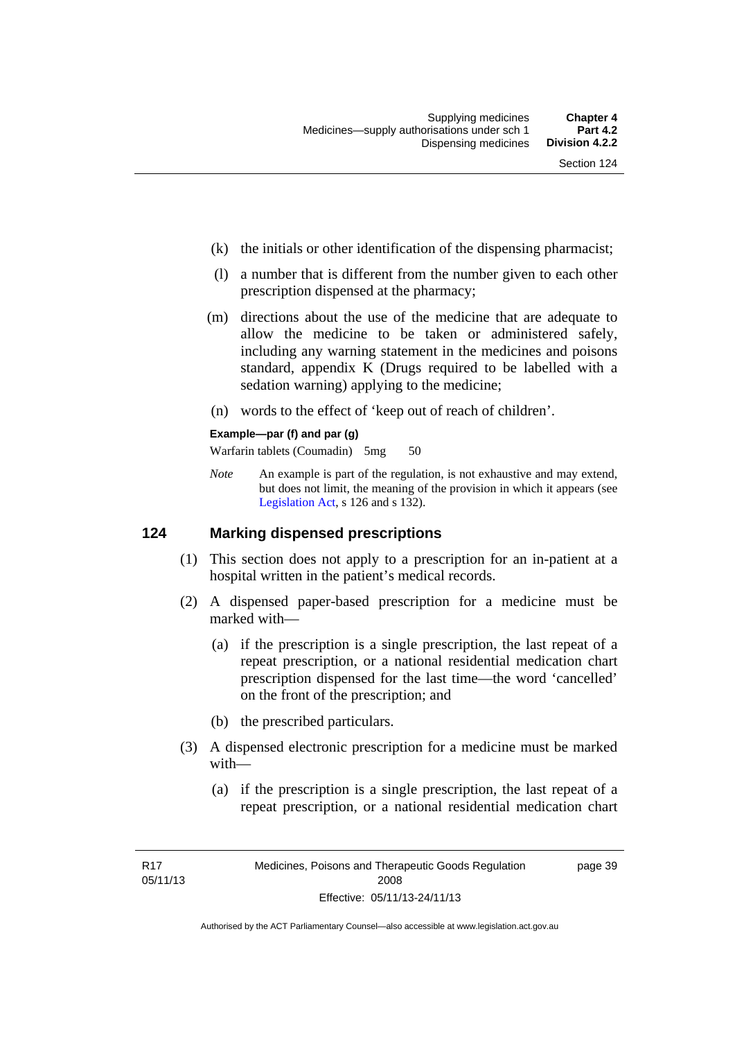(k) the initials or other identification of the dispensing pharmacist;

(l) a number that is different from the number given to each other prescription dispensed at the pharmacy;

(m) directions about the use of the medicine that are adequate to allow the medicine to be taken or administered safely, including any warning statement in the medicines and poisons standard, appendix K (Drugs required to be labelled with a sedation warning) applying to the medicine;

(n) words to the effect of 'keep out of reach of children'.

**Example—par (f) and par (g)**

Warfarin tablets (Coumadin) 5mg 50

*Note* An example is part of the regulation, is not exhaustive and may extend, but does not limit, the meaning of the provision in which it appears (see Legislation Act, s 126 and s 132).

## 124 Marking dispensed prescriptions

(1) This section does not apply to a prescription for an in-patient at a hospital written in the patient's medical records.

(2) A dispensed paper-based prescription for a medicine must be marked with—

(a) if the prescription is a single prescription, the last repeat of a repeat prescription, or a national residential medication chart prescription dispensed for the last time—the word 'cancelled' on the front of the prescription; and

(b) the prescribed particulars.

(3) A dispensed electronic prescription for a medicine must be marked with—

(a) if the prescription is a single prescription, the last repeat of a repeat prescription, or a national residential medication chart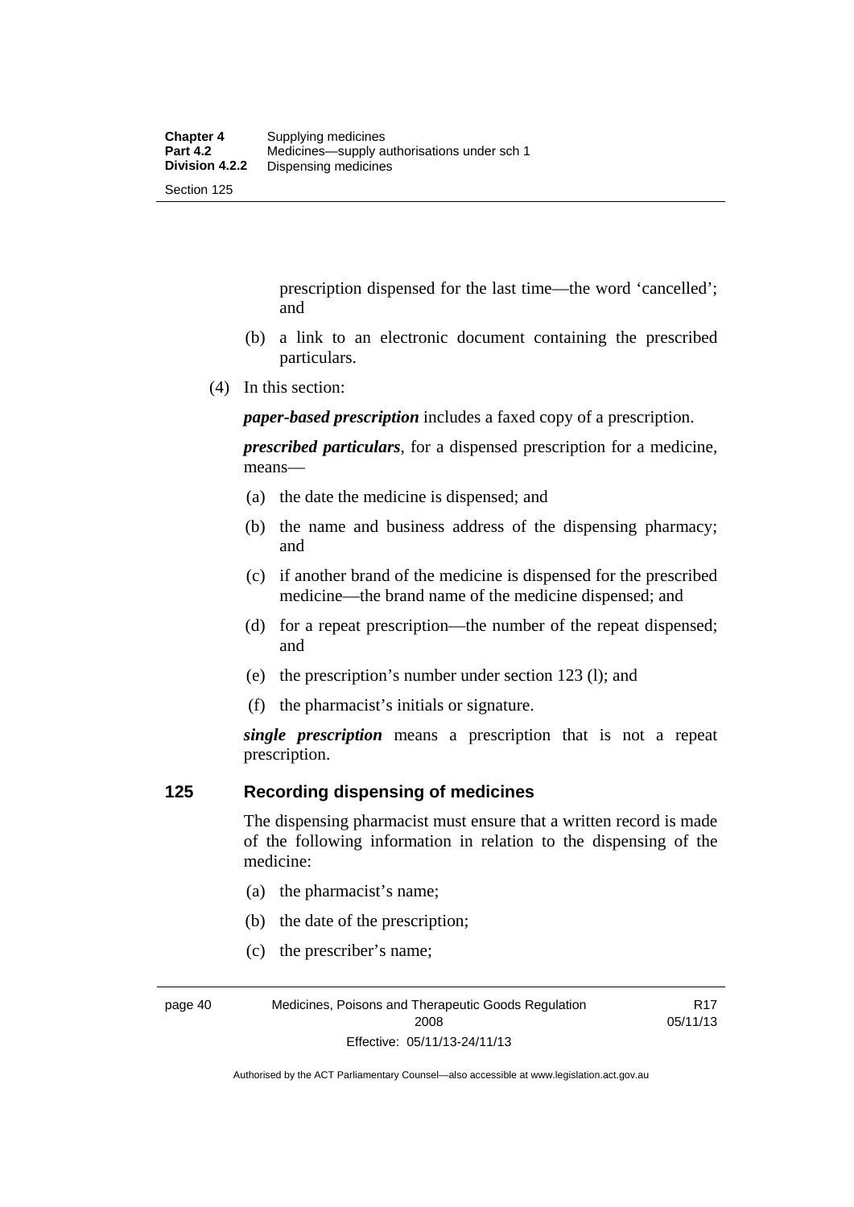prescription dispensed for the last time—the word 'cancelled'; and

(b) a link to an electronic document containing the prescribed particulars.

(4) In this section:

***paper-based prescription*** includes a faxed copy of a prescription.

***prescribed particulars***, for a dispensed prescription for a medicine, means—

(a) the date the medicine is dispensed; and

(b) the name and business address of the dispensing pharmacy; and

(c) if another brand of the medicine is dispensed for the prescribed medicine—the brand name of the medicine dispensed; and

(d) for a repeat prescription—the number of the repeat dispensed; and

(e) the prescription's number under section 123 (l); and

(f) the pharmacist's initials or signature.

***single prescription*** means a prescription that is not a repeat prescription.

## 125 Recording dispensing of medicines

The dispensing pharmacist must ensure that a written record is made of the following information in relation to the dispensing of the medicine:

(a) the pharmacist's name;

(b) the date of the prescription;

(c) the prescriber's name;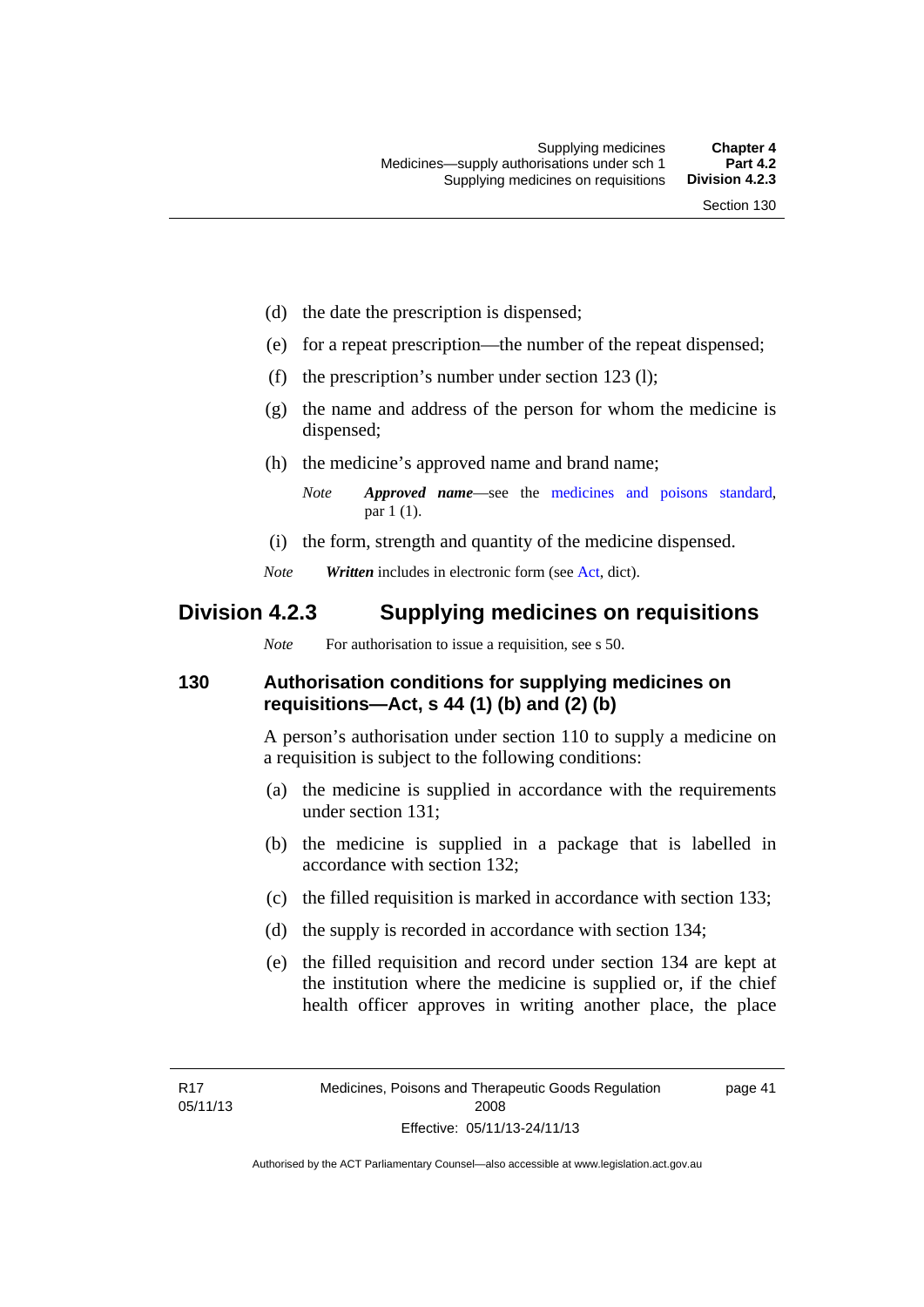(d) the date the prescription is dispensed;

(e) for a repeat prescription—the number of the repeat dispensed;

(f) the prescription's number under section 123 (l);

(g) the name and address of the person for whom the medicine is dispensed;

(h) the medicine's approved name and brand name;

*Note* ***Approved name***—see the medicines and poisons standard, par 1 (1).

(i) the form, strength and quantity of the medicine dispensed.

*Note* ***Written*** includes in electronic form (see Act, dict).

## Division 4.2.3 Supplying medicines on requisitions

*Note* For authorisation to issue a requisition, see s 50.

### 130 Authorisation conditions for supplying medicines on requisitions—Act, s 44 (1) (b) and (2) (b)

A person's authorisation under section 110 to supply a medicine on a requisition is subject to the following conditions:

(a) the medicine is supplied in accordance with the requirements under section 131;

(b) the medicine is supplied in a package that is labelled in accordance with section 132;

(c) the filled requisition is marked in accordance with section 133;

(d) the supply is recorded in accordance with section 134;

(e) the filled requisition and record under section 134 are kept at the institution where the medicine is supplied or, if the chief health officer approves in writing another place, the place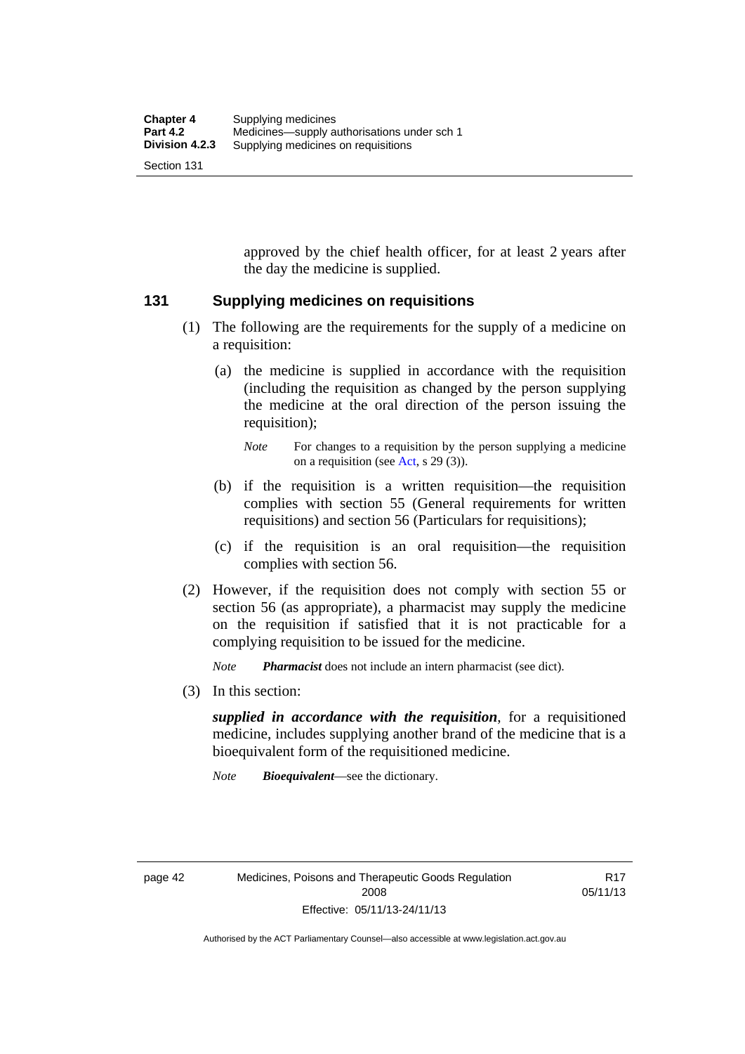approved by the chief health officer, for at least 2 years after the day the medicine is supplied.

## 131 Supplying medicines on requisitions

(1) The following are the requirements for the supply of a medicine on a requisition:

(a) the medicine is supplied in accordance with the requisition (including the requisition as changed by the person supplying the medicine at the oral direction of the person issuing the requisition);

*Note* For changes to a requisition by the person supplying a medicine on a requisition (see Act, s 29 (3)).

(b) if the requisition is a written requisition—the requisition complies with section 55 (General requirements for written requisitions) and section 56 (Particulars for requisitions);

(c) if the requisition is an oral requisition—the requisition complies with section 56.

(2) However, if the requisition does not comply with section 55 or section 56 (as appropriate), a pharmacist may supply the medicine on the requisition if satisfied that it is not practicable for a complying requisition to be issued for the medicine.

*Note* ***Pharmacist*** does not include an intern pharmacist (see dict).

(3) In this section:

***supplied in accordance with the requisition***, for a requisitioned medicine, includes supplying another brand of the medicine that is a bioequivalent form of the requisitioned medicine.

*Note* ***Bioequivalent***—see the dictionary.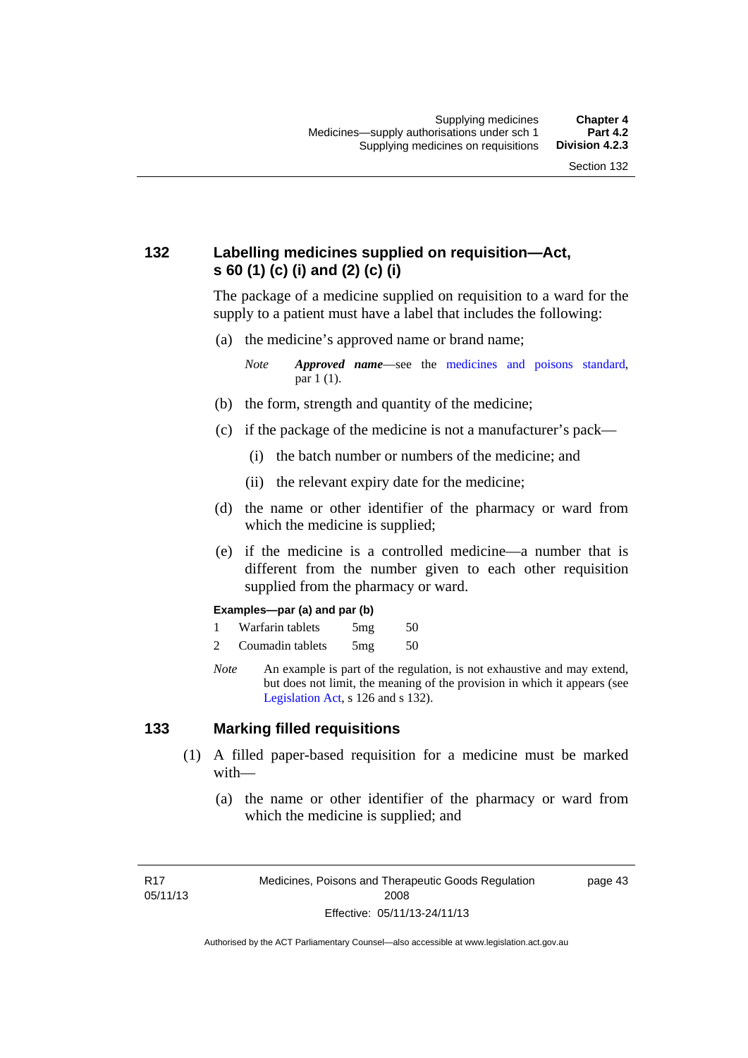## 132 Labelling medicines supplied on requisition—Act, s 60 (1) (c) (i) and (2) (c) (i)

The package of a medicine supplied on requisition to a ward for the supply to a patient must have a label that includes the following:

(a) the medicine's approved name or brand name;

*Note* ***Approved name***—see the medicines and poisons standard, par 1 (1).

(b) the form, strength and quantity of the medicine;

(c) if the package of the medicine is not a manufacturer's pack—

(i) the batch number or numbers of the medicine; and

(ii) the relevant expiry date for the medicine;

(d) the name or other identifier of the pharmacy or ward from which the medicine is supplied;

(e) if the medicine is a controlled medicine—a number that is different from the number given to each other requisition supplied from the pharmacy or ward.

**Examples—par (a) and par (b)**

| | | | |
|---|---|---|---|
| 1 | Warfarin tablets | 5mg | 50 |
| 2 | Coumadin tablets | 5mg | 50 |

*Note* An example is part of the regulation, is not exhaustive and may extend, but does not limit, the meaning of the provision in which it appears (see Legislation Act, s 126 and s 132).

## 133 Marking filled requisitions

(1) A filled paper-based requisition for a medicine must be marked with—

(a) the name or other identifier of the pharmacy or ward from which the medicine is supplied; and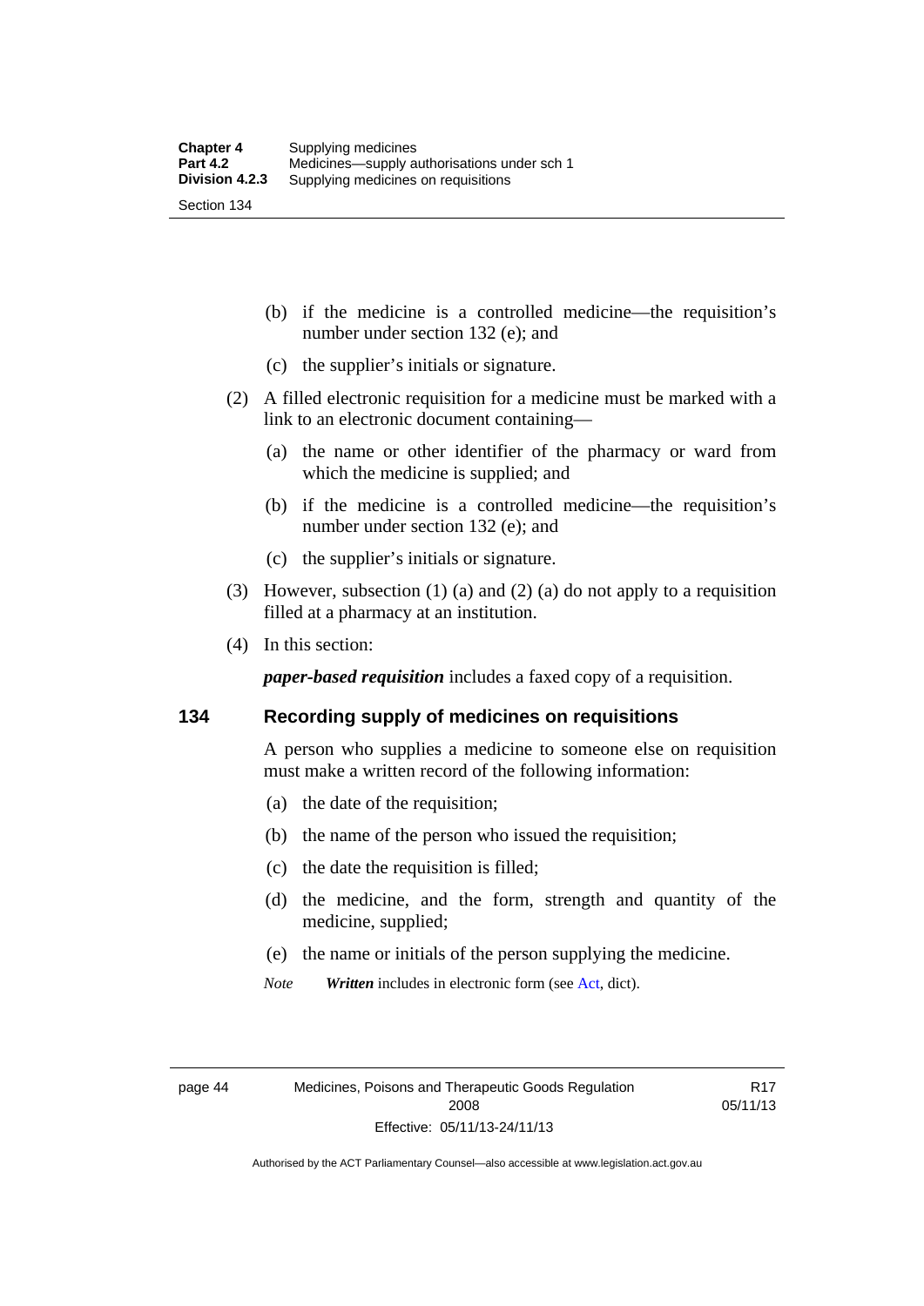(b) if the medicine is a controlled medicine—the requisition's number under section 132 (e); and

(c) the supplier's initials or signature.

(2) A filled electronic requisition for a medicine must be marked with a link to an electronic document containing—

(a) the name or other identifier of the pharmacy or ward from which the medicine is supplied; and

(b) if the medicine is a controlled medicine—the requisition's number under section 132 (e); and

(c) the supplier's initials or signature.

(3) However, subsection (1) (a) and (2) (a) do not apply to a requisition filled at a pharmacy at an institution.

(4) In this section:

***paper-based requisition*** includes a faxed copy of a requisition.

## 134 Recording supply of medicines on requisitions

A person who supplies a medicine to someone else on requisition must make a written record of the following information:

(a) the date of the requisition;

(b) the name of the person who issued the requisition;

(c) the date the requisition is filled;

(d) the medicine, and the form, strength and quantity of the medicine, supplied;

(e) the name or initials of the person supplying the medicine.

*Note* ***Written*** includes in electronic form (see Act, dict).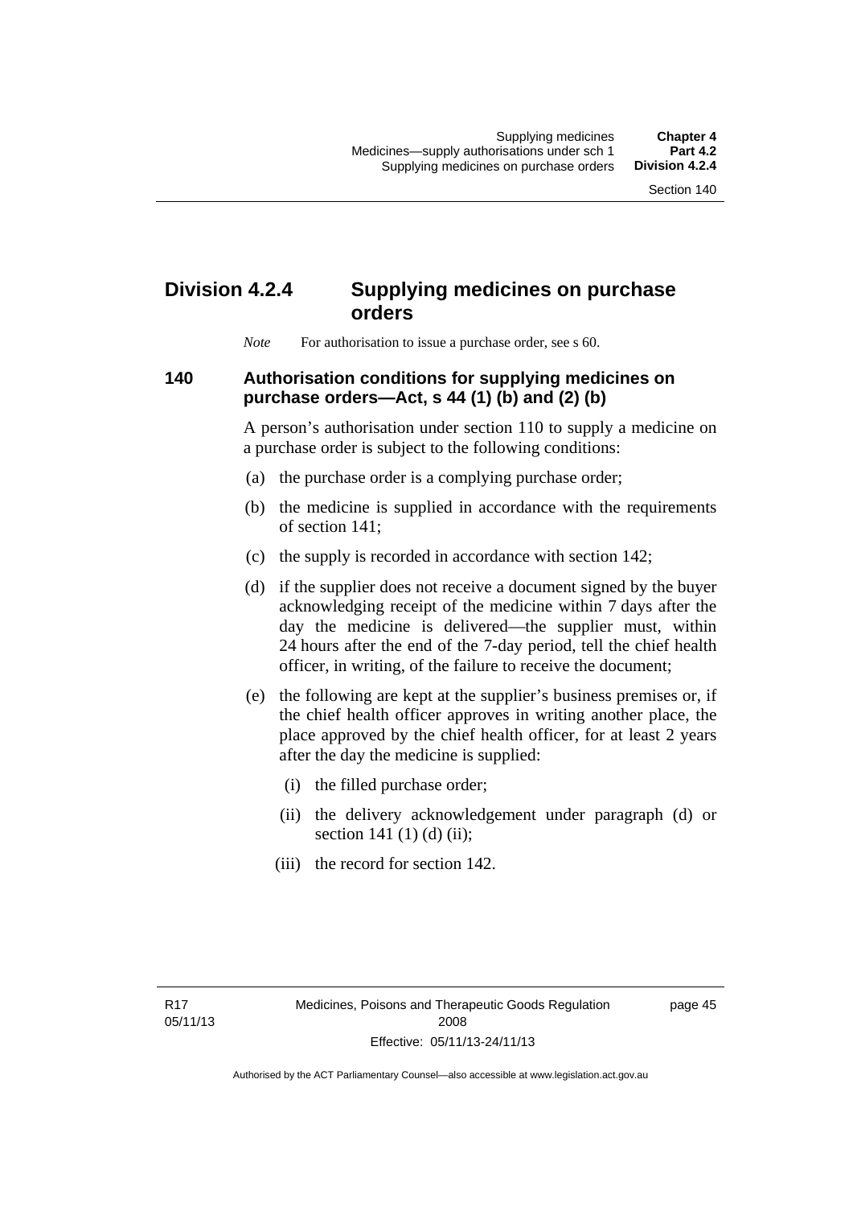## Division 4.2.4 Supplying medicines on purchase orders

*Note* For authorisation to issue a purchase order, see s 60.

### 140 Authorisation conditions for supplying medicines on purchase orders—Act, s 44 (1) (b) and (2) (b)

A person's authorisation under section 110 to supply a medicine on a purchase order is subject to the following conditions:

(a) the purchase order is a complying purchase order;

(b) the medicine is supplied in accordance with the requirements of section 141;

(c) the supply is recorded in accordance with section 142;

(d) if the supplier does not receive a document signed by the buyer acknowledging receipt of the medicine within 7 days after the day the medicine is delivered—the supplier must, within 24 hours after the end of the 7-day period, tell the chief health officer, in writing, of the failure to receive the document;

(e) the following are kept at the supplier's business premises or, if the chief health officer approves in writing another place, the place approved by the chief health officer, for at least 2 years after the day the medicine is supplied:

(i) the filled purchase order;

(ii) the delivery acknowledgement under paragraph (d) or section 141 (1) (d) (ii);

(iii) the record for section 142.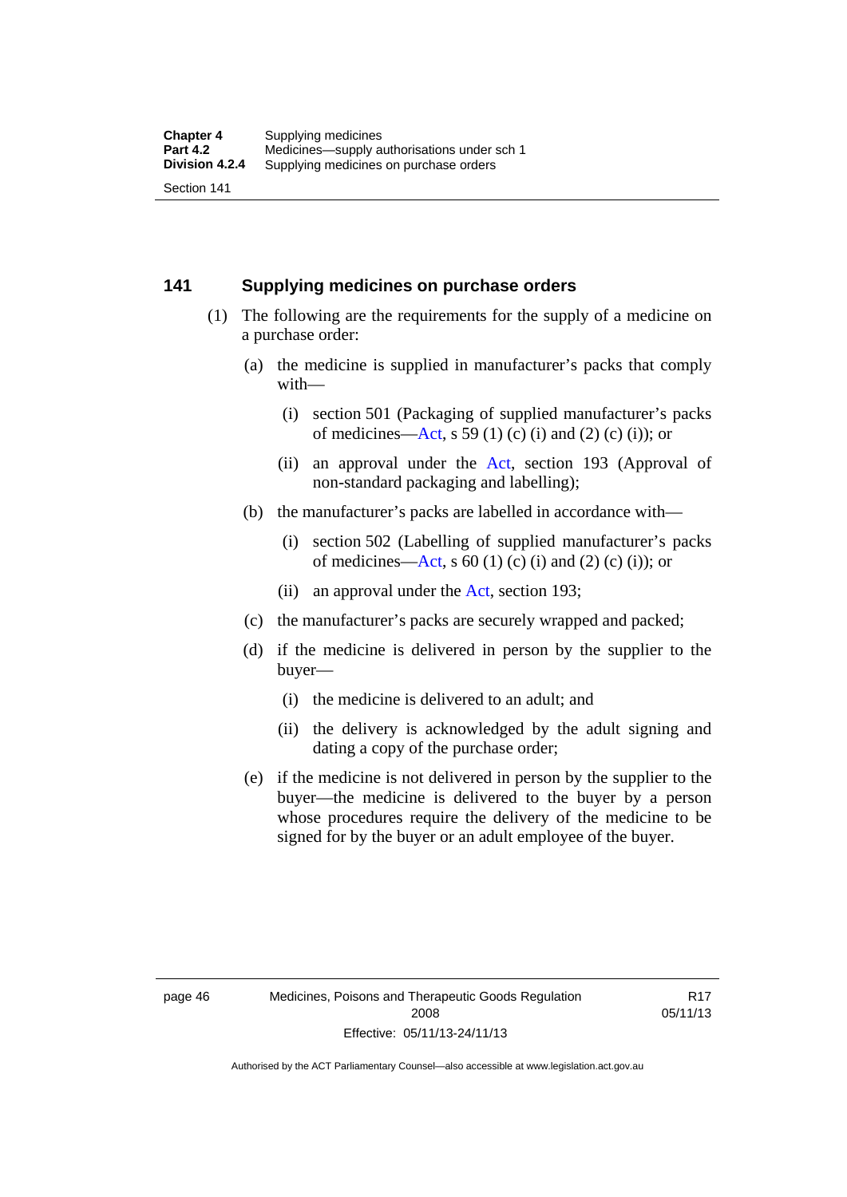## 141 Supplying medicines on purchase orders

(1) The following are the requirements for the supply of a medicine on a purchase order:

(a) the medicine is supplied in manufacturer's packs that comply with—

(i) section 501 (Packaging of supplied manufacturer's packs of medicines—Act, s 59 (1) (c) (i) and (2) (c) (i)); or

(ii) an approval under the Act, section 193 (Approval of non-standard packaging and labelling);

(b) the manufacturer's packs are labelled in accordance with—

(i) section 502 (Labelling of supplied manufacturer's packs of medicines—Act, s 60 (1) (c) (i) and (2) (c) (i)); or

(ii) an approval under the Act, section 193;

(c) the manufacturer's packs are securely wrapped and packed;

(d) if the medicine is delivered in person by the supplier to the buyer—

(i) the medicine is delivered to an adult; and

(ii) the delivery is acknowledged by the adult signing and dating a copy of the purchase order;

(e) if the medicine is not delivered in person by the supplier to the buyer—the medicine is delivered to the buyer by a person whose procedures require the delivery of the medicine to be signed for by the buyer or an adult employee of the buyer.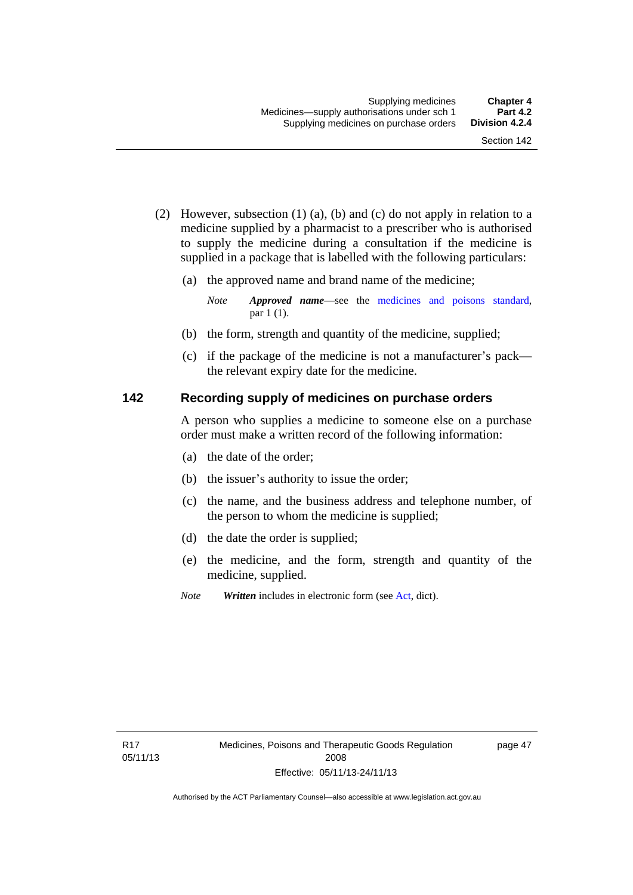(2) However, subsection (1) (a), (b) and (c) do not apply in relation to a medicine supplied by a pharmacist to a prescriber who is authorised to supply the medicine during a consultation if the medicine is supplied in a package that is labelled with the following particulars:

(a) the approved name and brand name of the medicine;

*Note* ***Approved name***—see the medicines and poisons standard, par 1 (1).

(b) the form, strength and quantity of the medicine, supplied;

(c) if the package of the medicine is not a manufacturer's pack—the relevant expiry date for the medicine.

## 142 Recording supply of medicines on purchase orders

A person who supplies a medicine to someone else on a purchase order must make a written record of the following information:

(a) the date of the order;

(b) the issuer's authority to issue the order;

(c) the name, and the business address and telephone number, of the person to whom the medicine is supplied;

(d) the date the order is supplied;

(e) the medicine, and the form, strength and quantity of the medicine, supplied.

*Note* ***Written*** includes in electronic form (see Act, dict).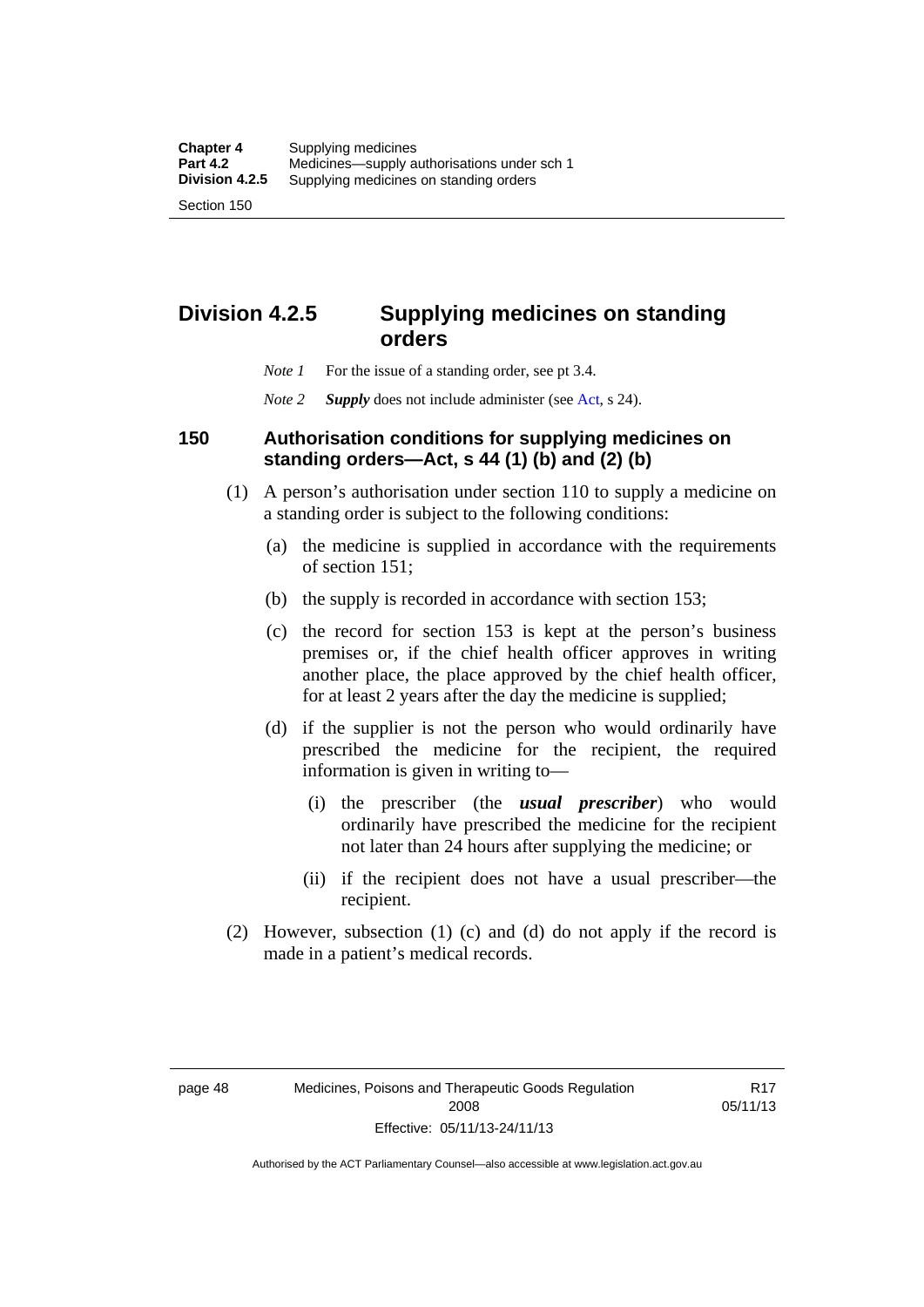## Division 4.2.5 Supplying medicines on standing orders

*Note 1* For the issue of a standing order, see pt 3.4.

*Note 2* ***Supply*** does not include administer (see Act, s 24).

### 150 Authorisation conditions for supplying medicines on standing orders—Act, s 44 (1) (b) and (2) (b)

(1) A person's authorisation under section 110 to supply a medicine on a standing order is subject to the following conditions:

(a) the medicine is supplied in accordance with the requirements of section 151;

(b) the supply is recorded in accordance with section 153;

(c) the record for section 153 is kept at the person's business premises or, if the chief health officer approves in writing another place, the place approved by the chief health officer, for at least 2 years after the day the medicine is supplied;

(d) if the supplier is not the person who would ordinarily have prescribed the medicine for the recipient, the required information is given in writing to—

(i) the prescriber (the ***usual prescriber***) who would ordinarily have prescribed the medicine for the recipient not later than 24 hours after supplying the medicine; or

(ii) if the recipient does not have a usual prescriber—the recipient.

(2) However, subsection (1) (c) and (d) do not apply if the record is made in a patient's medical records.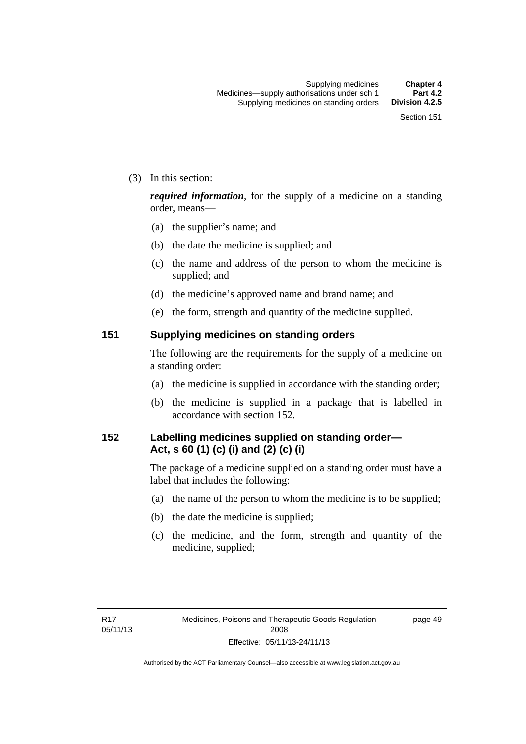(3) In this section:

***required information***, for the supply of a medicine on a standing order, means—

(a) the supplier's name; and

(b) the date the medicine is supplied; and

(c) the name and address of the person to whom the medicine is supplied; and

(d) the medicine's approved name and brand name; and

(e) the form, strength and quantity of the medicine supplied.

## 151 Supplying medicines on standing orders

The following are the requirements for the supply of a medicine on a standing order:

(a) the medicine is supplied in accordance with the standing order;

(b) the medicine is supplied in a package that is labelled in accordance with section 152.

## 152 Labelling medicines supplied on standing order—Act, s 60 (1) (c) (i) and (2) (c) (i)

The package of a medicine supplied on a standing order must have a label that includes the following:

(a) the name of the person to whom the medicine is to be supplied;

(b) the date the medicine is supplied;

(c) the medicine, and the form, strength and quantity of the medicine, supplied;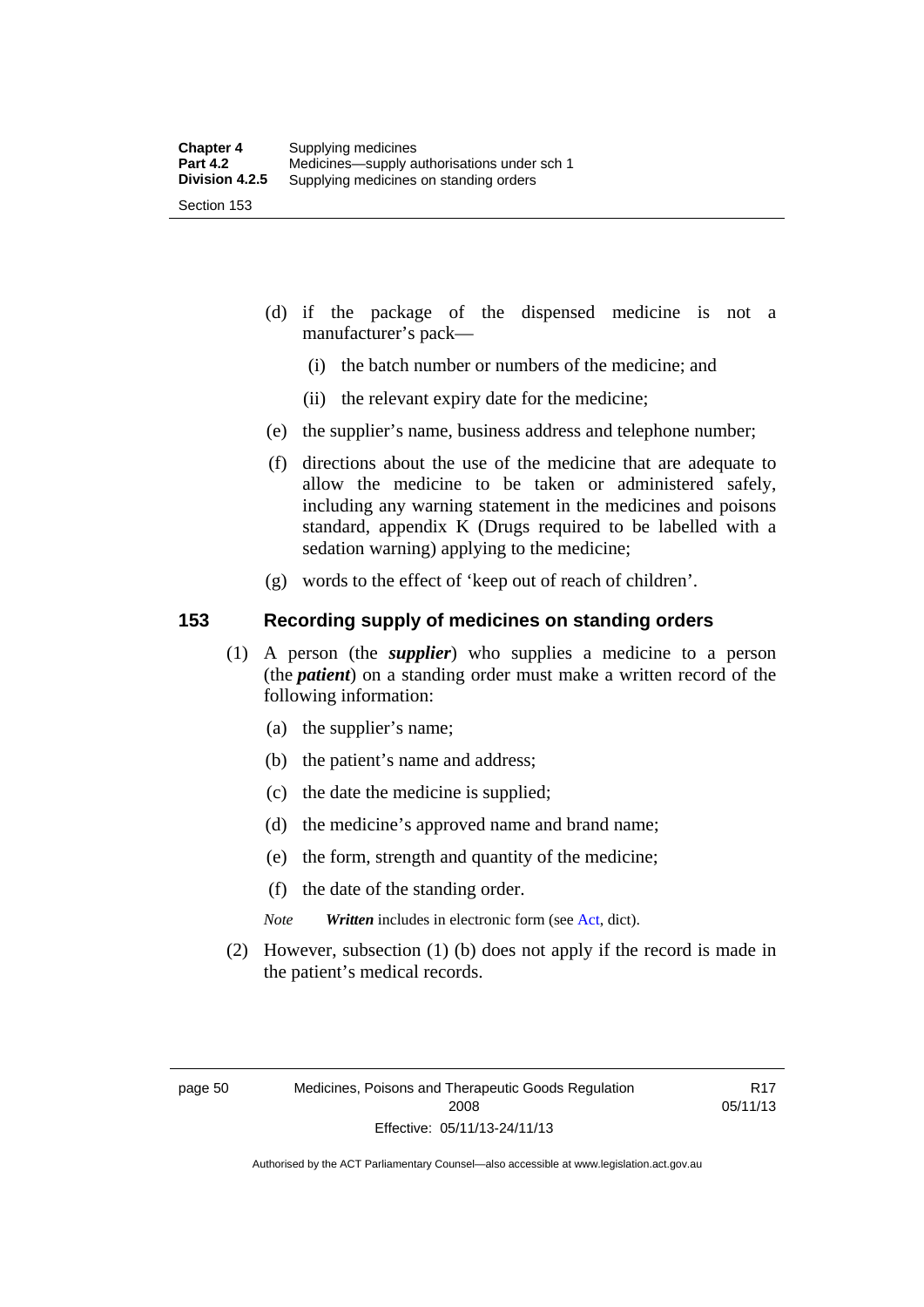(d) if the package of the dispensed medicine is not a manufacturer's pack—

(i) the batch number or numbers of the medicine; and

(ii) the relevant expiry date for the medicine;

(e) the supplier's name, business address and telephone number;

(f) directions about the use of the medicine that are adequate to allow the medicine to be taken or administered safely, including any warning statement in the medicines and poisons standard, appendix K (Drugs required to be labelled with a sedation warning) applying to the medicine;

(g) words to the effect of 'keep out of reach of children'.

## 153 Recording supply of medicines on standing orders

(1) A person (the ***supplier***) who supplies a medicine to a person (the ***patient***) on a standing order must make a written record of the following information:

(a) the supplier's name;

(b) the patient's name and address;

(c) the date the medicine is supplied;

(d) the medicine's approved name and brand name;

(e) the form, strength and quantity of the medicine;

(f) the date of the standing order.

*Note* ***Written*** includes in electronic form (see Act, dict).

(2) However, subsection (1) (b) does not apply if the record is made in the patient's medical records.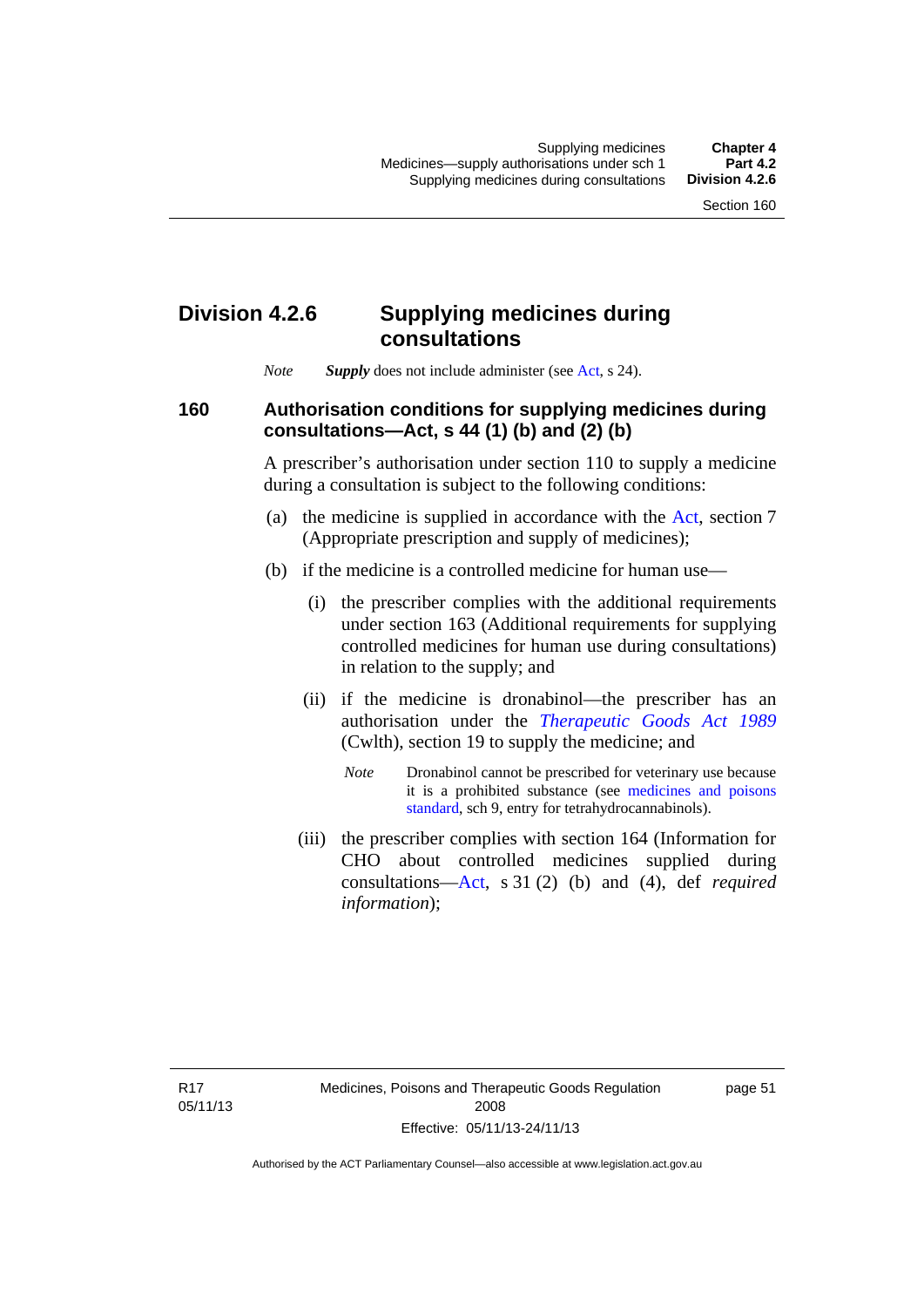## Division 4.2.6 Supplying medicines during consultations

*Note* ***Supply*** does not include administer (see Act, s 24).

### 160 Authorisation conditions for supplying medicines during consultations—Act, s 44 (1) (b) and (2) (b)

A prescriber's authorisation under section 110 to supply a medicine during a consultation is subject to the following conditions:

(a) the medicine is supplied in accordance with the Act, section 7 (Appropriate prescription and supply of medicines);

(b) if the medicine is a controlled medicine for human use—

(i) the prescriber complies with the additional requirements under section 163 (Additional requirements for supplying controlled medicines for human use during consultations) in relation to the supply; and

(ii) if the medicine is dronabinol—the prescriber has an authorisation under the *Therapeutic Goods Act 1989* (Cwlth), section 19 to supply the medicine; and

*Note* Dronabinol cannot be prescribed for veterinary use because it is a prohibited substance (see medicines and poisons standard, sch 9, entry for tetrahydrocannabinols).

(iii) the prescriber complies with section 164 (Information for CHO about controlled medicines supplied during consultations—Act, s 31 (2) (b) and (4), def *required information*);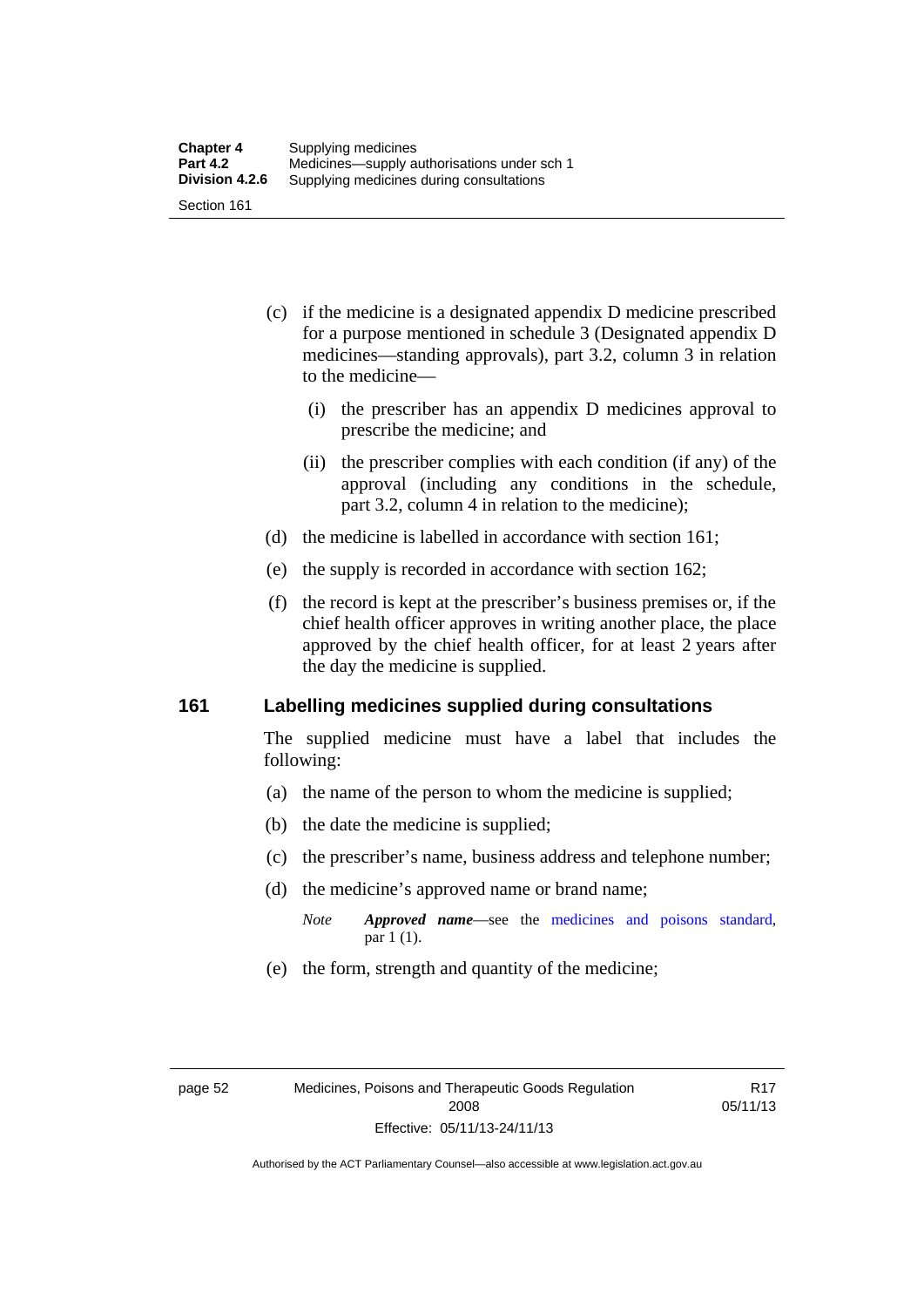(c) if the medicine is a designated appendix D medicine prescribed for a purpose mentioned in schedule 3 (Designated appendix D medicines—standing approvals), part 3.2, column 3 in relation to the medicine—

  (i) the prescriber has an appendix D medicines approval to prescribe the medicine; and

  (ii) the prescriber complies with each condition (if any) of the approval (including any conditions in the schedule, part 3.2, column 4 in relation to the medicine);

(d) the medicine is labelled in accordance with section 161;

(e) the supply is recorded in accordance with section 162;

(f) the record is kept at the prescriber's business premises or, if the chief health officer approves in writing another place, the place approved by the chief health officer, for at least 2 years after the day the medicine is supplied.

## 161 Labelling medicines supplied during consultations

The supplied medicine must have a label that includes the following:

(a) the name of the person to whom the medicine is supplied;

(b) the date the medicine is supplied;

(c) the prescriber's name, business address and telephone number;

(d) the medicine's approved name or brand name;

*Note* ***Approved name***—see the medicines and poisons standard, par 1 (1).

(e) the form, strength and quantity of the medicine;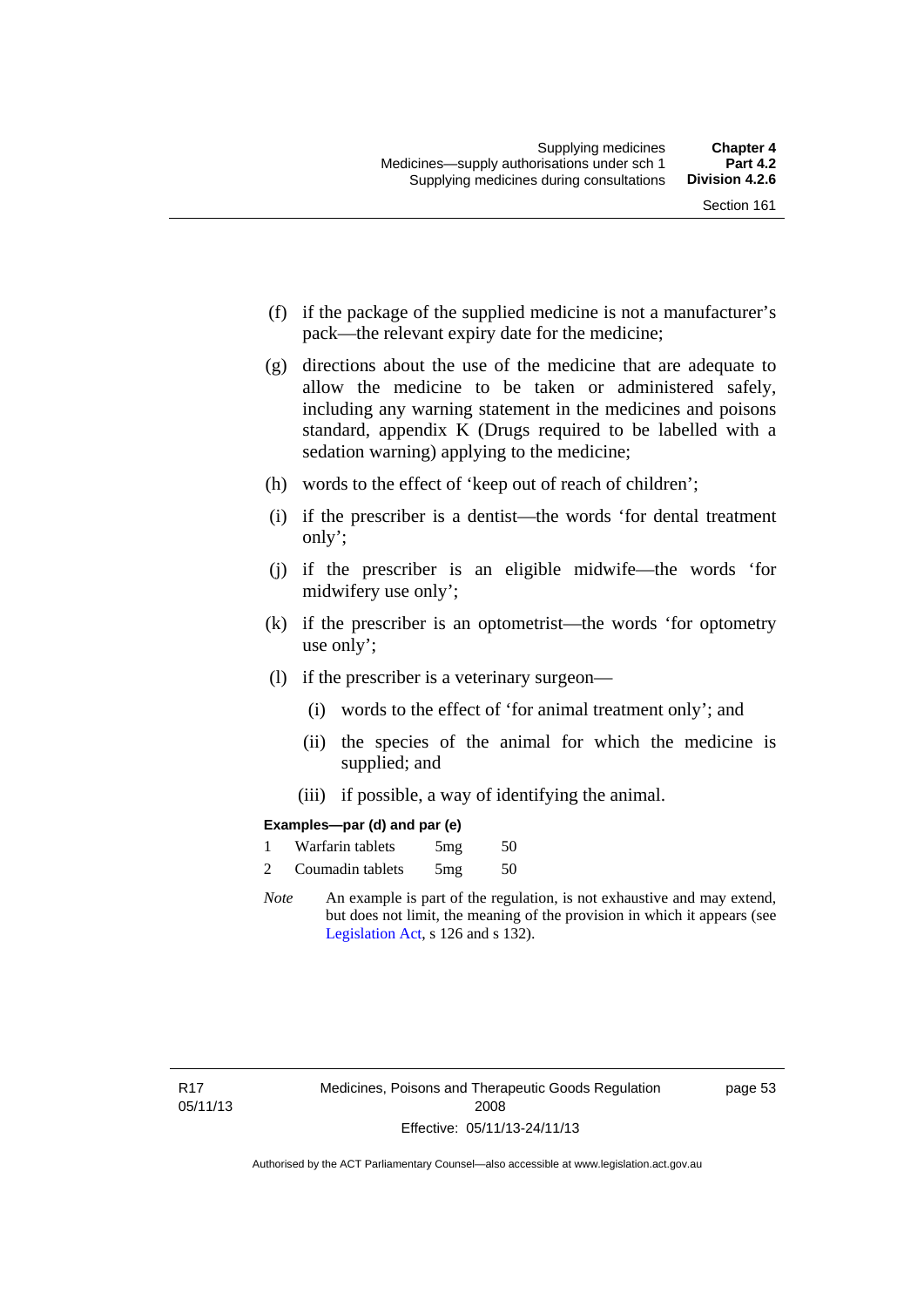(f) if the package of the supplied medicine is not a manufacturer's pack—the relevant expiry date for the medicine;

(g) directions about the use of the medicine that are adequate to allow the medicine to be taken or administered safely, including any warning statement in the medicines and poisons standard, appendix K (Drugs required to be labelled with a sedation warning) applying to the medicine;

(h) words to the effect of 'keep out of reach of children';

(i) if the prescriber is a dentist—the words 'for dental treatment only';

(j) if the prescriber is an eligible midwife—the words 'for midwifery use only';

(k) if the prescriber is an optometrist—the words 'for optometry use only';

(l) if the prescriber is a veterinary surgeon—

(i) words to the effect of 'for animal treatment only'; and

(ii) the species of the animal for which the medicine is supplied; and

(iii) if possible, a way of identifying the animal.

**Examples—par (d) and par (e)**

| | | | |
|---|---|---|---|
| 1 | Warfarin tablets | 5mg | 50 |
| 2 | Coumadin tablets | 5mg | 50 |

*Note* An example is part of the regulation, is not exhaustive and may extend, but does not limit, the meaning of the provision in which it appears (see Legislation Act, s 126 and s 132).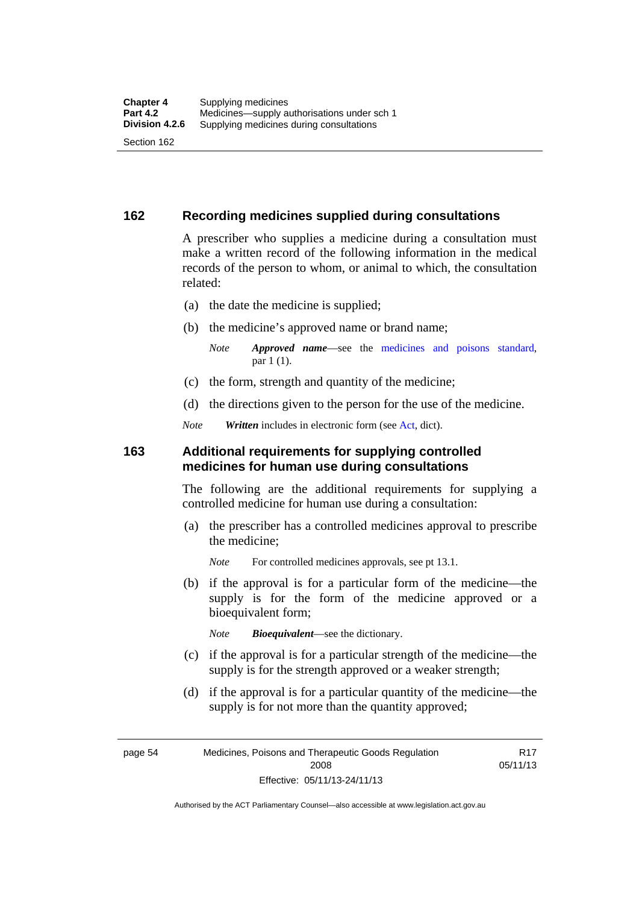## 162 Recording medicines supplied during consultations

A prescriber who supplies a medicine during a consultation must make a written record of the following information in the medical records of the person to whom, or animal to which, the consultation related:

(a) the date the medicine is supplied;

(b) the medicine's approved name or brand name;

*Note* ***Approved name***—see the medicines and poisons standard, par 1 (1).

(c) the form, strength and quantity of the medicine;

(d) the directions given to the person for the use of the medicine.

*Note* ***Written*** includes in electronic form (see Act, dict).

## 163 Additional requirements for supplying controlled medicines for human use during consultations

The following are the additional requirements for supplying a controlled medicine for human use during a consultation:

(a) the prescriber has a controlled medicines approval to prescribe the medicine;

*Note* For controlled medicines approvals, see pt 13.1.

(b) if the approval is for a particular form of the medicine—the supply is for the form of the medicine approved or a bioequivalent form;

*Note* ***Bioequivalent***—see the dictionary.

(c) if the approval is for a particular strength of the medicine—the supply is for the strength approved or a weaker strength;

(d) if the approval is for a particular quantity of the medicine—the supply is for not more than the quantity approved;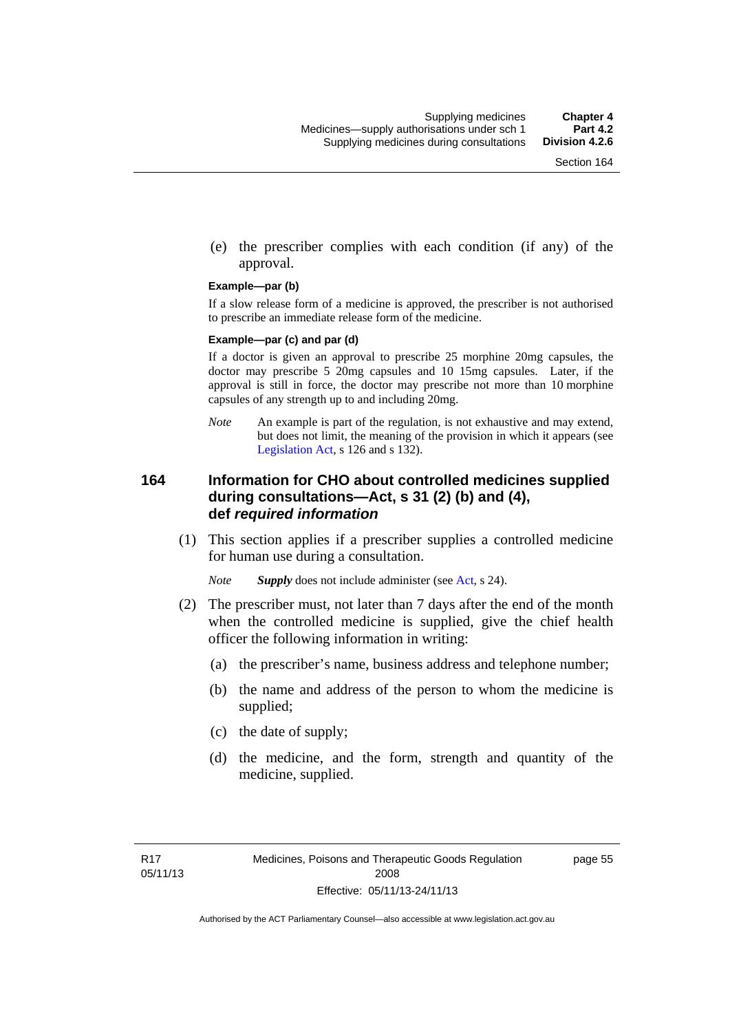(e) the prescriber complies with each condition (if any) of the approval.

**Example—par (b)**

If a slow release form of a medicine is approved, the prescriber is not authorised to prescribe an immediate release form of the medicine.

**Example—par (c) and par (d)**

If a doctor is given an approval to prescribe 25 morphine 20mg capsules, the doctor may prescribe 5 20mg capsules and 10 15mg capsules. Later, if the approval is still in force, the doctor may prescribe not more than 10 morphine capsules of any strength up to and including 20mg.

*Note* An example is part of the regulation, is not exhaustive and may extend, but does not limit, the meaning of the provision in which it appears (see Legislation Act, s 126 and s 132).

## 164 Information for CHO about controlled medicines supplied during consultations—Act, s 31 (2) (b) and (4), def *required information*

(1) This section applies if a prescriber supplies a controlled medicine for human use during a consultation.

*Note* ***Supply*** does not include administer (see Act, s 24).

(2) The prescriber must, not later than 7 days after the end of the month when the controlled medicine is supplied, give the chief health officer the following information in writing:

(a) the prescriber's name, business address and telephone number;

(b) the name and address of the person to whom the medicine is supplied;

(c) the date of supply;

(d) the medicine, and the form, strength and quantity of the medicine, supplied.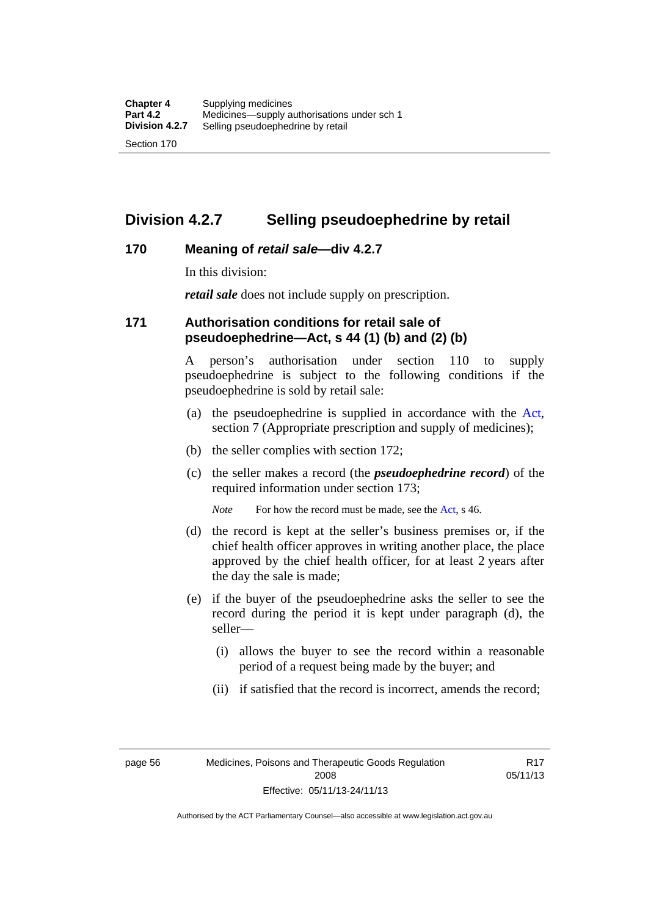## Division 4.2.7 Selling pseudoephedrine by retail

### 170 Meaning of *retail sale*—div 4.2.7

In this division:

***retail sale*** does not include supply on prescription.

### 171 Authorisation conditions for retail sale of pseudoephedrine—Act, s 44 (1) (b) and (2) (b)

A person's authorisation under section 110 to supply pseudoephedrine is subject to the following conditions if the pseudoephedrine is sold by retail sale:

(a) the pseudoephedrine is supplied in accordance with the Act, section 7 (Appropriate prescription and supply of medicines);

(b) the seller complies with section 172;

(c) the seller makes a record (the ***pseudoephedrine record***) of the required information under section 173;

*Note* For how the record must be made, see the Act, s 46.

(d) the record is kept at the seller's business premises or, if the chief health officer approves in writing another place, the place approved by the chief health officer, for at least 2 years after the day the sale is made;

(e) if the buyer of the pseudoephedrine asks the seller to see the record during the period it is kept under paragraph (d), the seller—

(i) allows the buyer to see the record within a reasonable period of a request being made by the buyer; and

(ii) if satisfied that the record is incorrect, amends the record;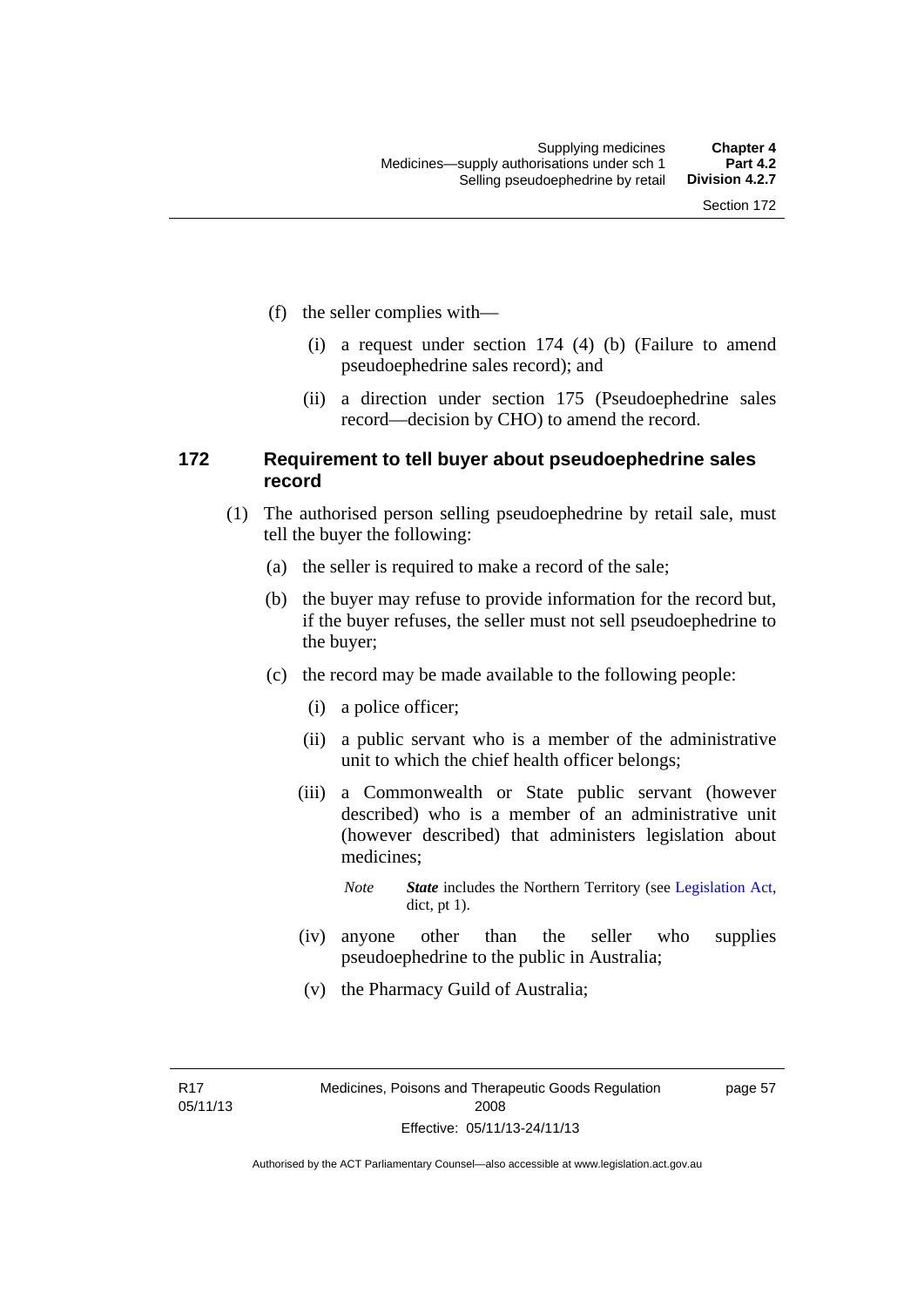(f) the seller complies with—

  (i) a request under section 174 (4) (b) (Failure to amend pseudoephedrine sales record); and

  (ii) a direction under section 175 (Pseudoephedrine sales record—decision by CHO) to amend the record.

### 172 Requirement to tell buyer about pseudoephedrine sales record

(1) The authorised person selling pseudoephedrine by retail sale, must tell the buyer the following:

  (a) the seller is required to make a record of the sale;

  (b) the buyer may refuse to provide information for the record but, if the buyer refuses, the seller must not sell pseudoephedrine to the buyer;

  (c) the record may be made available to the following people:

    (i) a police officer;

    (ii) a public servant who is a member of the administrative unit to which the chief health officer belongs;

    (iii) a Commonwealth or State public servant (however described) who is a member of an administrative unit (however described) that administers legislation about medicines;

    *Note* ***State*** includes the Northern Territory (see Legislation Act, dict, pt 1).

    (iv) anyone other than the seller who supplies pseudoephedrine to the public in Australia;

    (v) the Pharmacy Guild of Australia;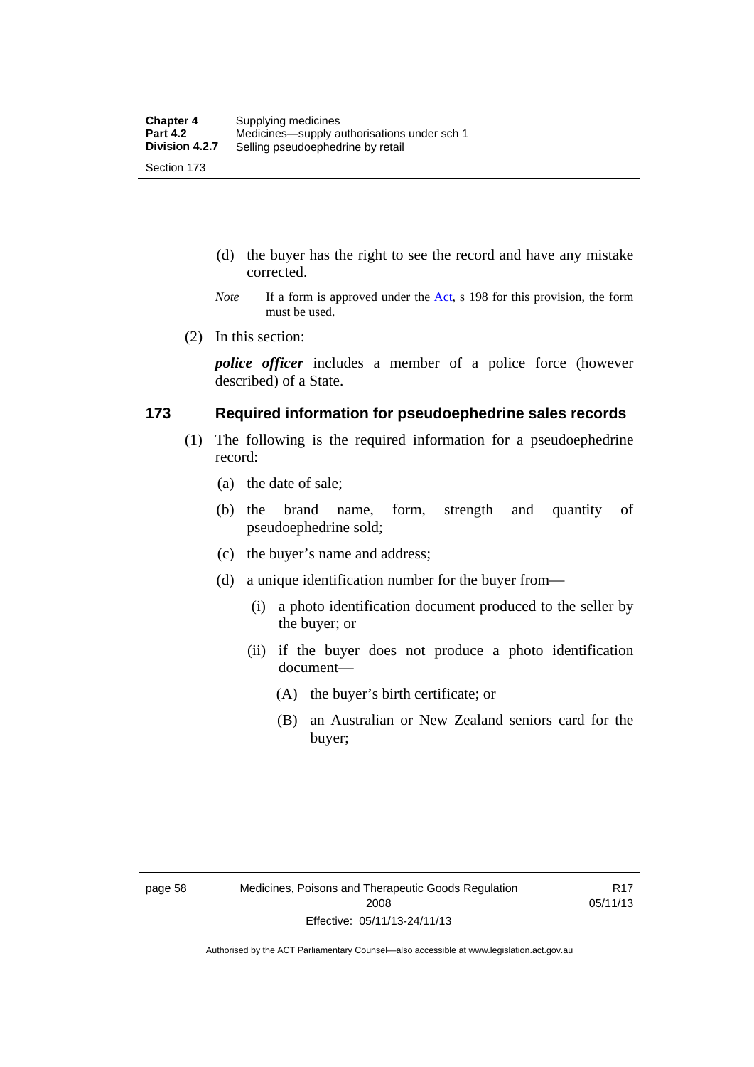(d) the buyer has the right to see the record and have any mistake corrected.

*Note* If a form is approved under the Act, s 198 for this provision, the form must be used.

(2) In this section:

***police officer*** includes a member of a police force (however described) of a State.

## 173 Required information for pseudoephedrine sales records

(1) The following is the required information for a pseudoephedrine record:

(a) the date of sale;

(b) the brand name, form, strength and quantity of pseudoephedrine sold;

(c) the buyer's name and address;

(d) a unique identification number for the buyer from—

(i) a photo identification document produced to the seller by the buyer; or

(ii) if the buyer does not produce a photo identification document—

(A) the buyer's birth certificate; or

(B) an Australian or New Zealand seniors card for the buyer;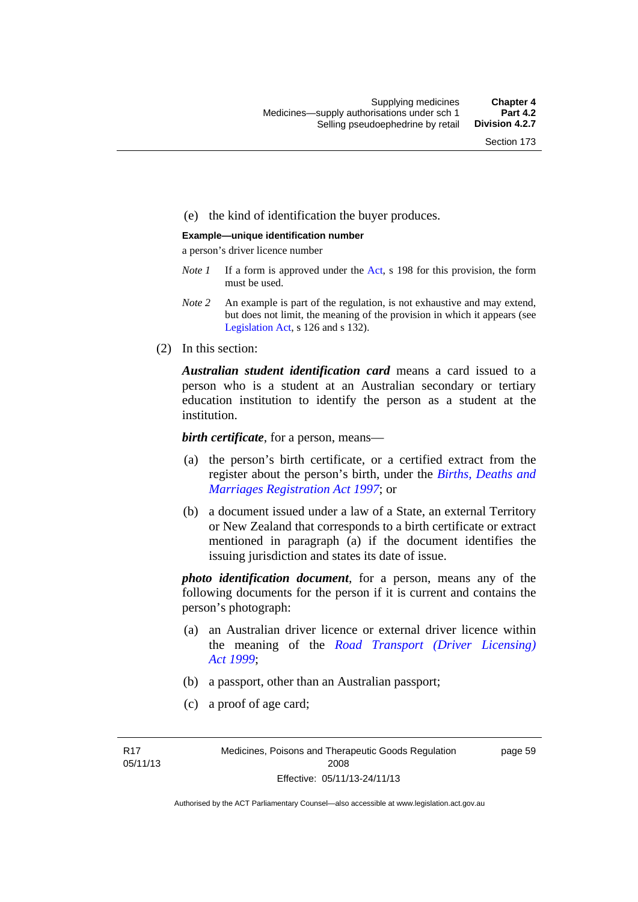(e) the kind of identification the buyer produces.

**Example—unique identification number**

a person's driver licence number

*Note 1* If a form is approved under the Act, s 198 for this provision, the form must be used.

*Note 2* An example is part of the regulation, is not exhaustive and may extend, but does not limit, the meaning of the provision in which it appears (see Legislation Act, s 126 and s 132).

(2) In this section:

***Australian student identification card*** means a card issued to a person who is a student at an Australian secondary or tertiary education institution to identify the person as a student at the institution.

***birth certificate***, for a person, means—

(a) the person's birth certificate, or a certified extract from the register about the person's birth, under the *Births, Deaths and Marriages Registration Act 1997*; or

(b) a document issued under a law of a State, an external Territory or New Zealand that corresponds to a birth certificate or extract mentioned in paragraph (a) if the document identifies the issuing jurisdiction and states its date of issue.

***photo identification document***, for a person, means any of the following documents for the person if it is current and contains the person's photograph:

(a) an Australian driver licence or external driver licence within the meaning of the *Road Transport (Driver Licensing) Act 1999*;

(b) a passport, other than an Australian passport;

(c) a proof of age card;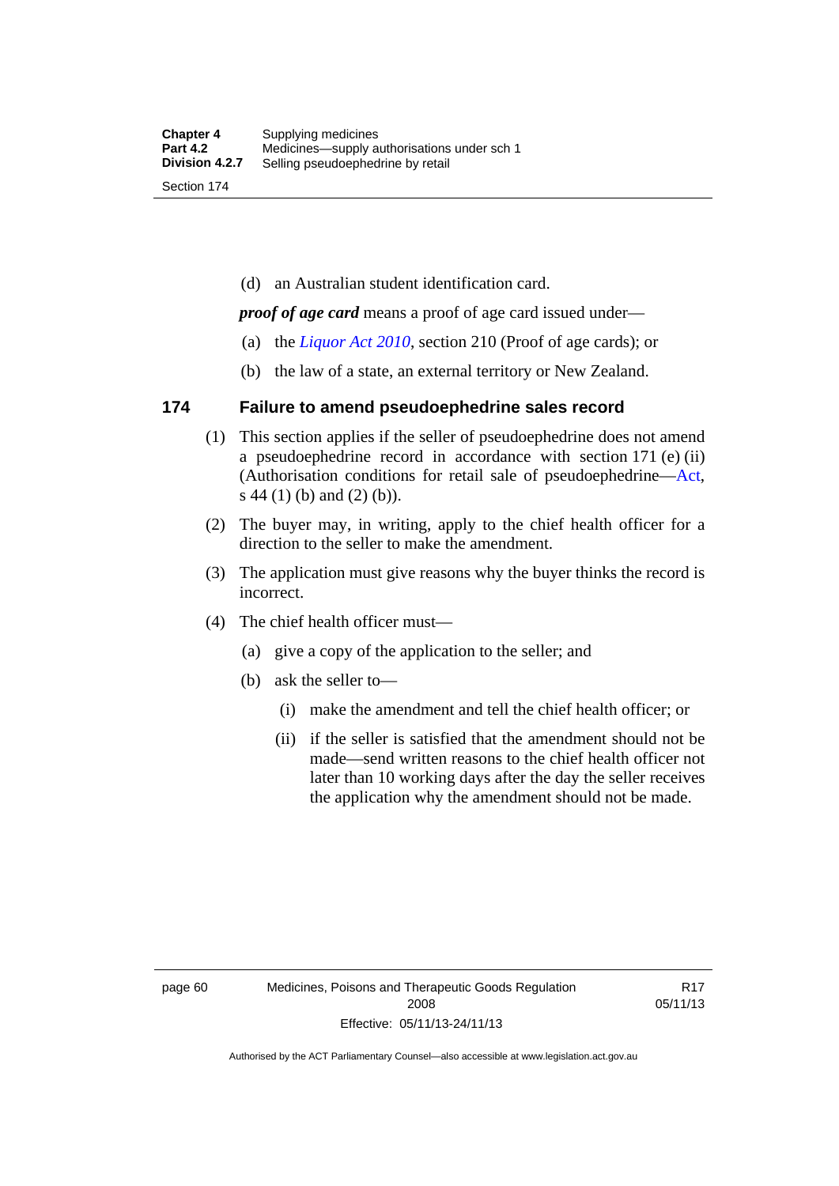(d) an Australian student identification card.

***proof of age card*** means a proof of age card issued under—

(a) the *Liquor Act 2010*, section 210 (Proof of age cards); or

(b) the law of a state, an external territory or New Zealand.

## 174 Failure to amend pseudoephedrine sales record

(1) This section applies if the seller of pseudoephedrine does not amend a pseudoephedrine record in accordance with section 171 (e) (ii) (Authorisation conditions for retail sale of pseudoephedrine—Act, s 44 (1) (b) and (2) (b)).

(2) The buyer may, in writing, apply to the chief health officer for a direction to the seller to make the amendment.

(3) The application must give reasons why the buyer thinks the record is incorrect.

(4) The chief health officer must—

(a) give a copy of the application to the seller; and

(b) ask the seller to—

(i) make the amendment and tell the chief health officer; or

(ii) if the seller is satisfied that the amendment should not be made—send written reasons to the chief health officer not later than 10 working days after the day the seller receives the application why the amendment should not be made.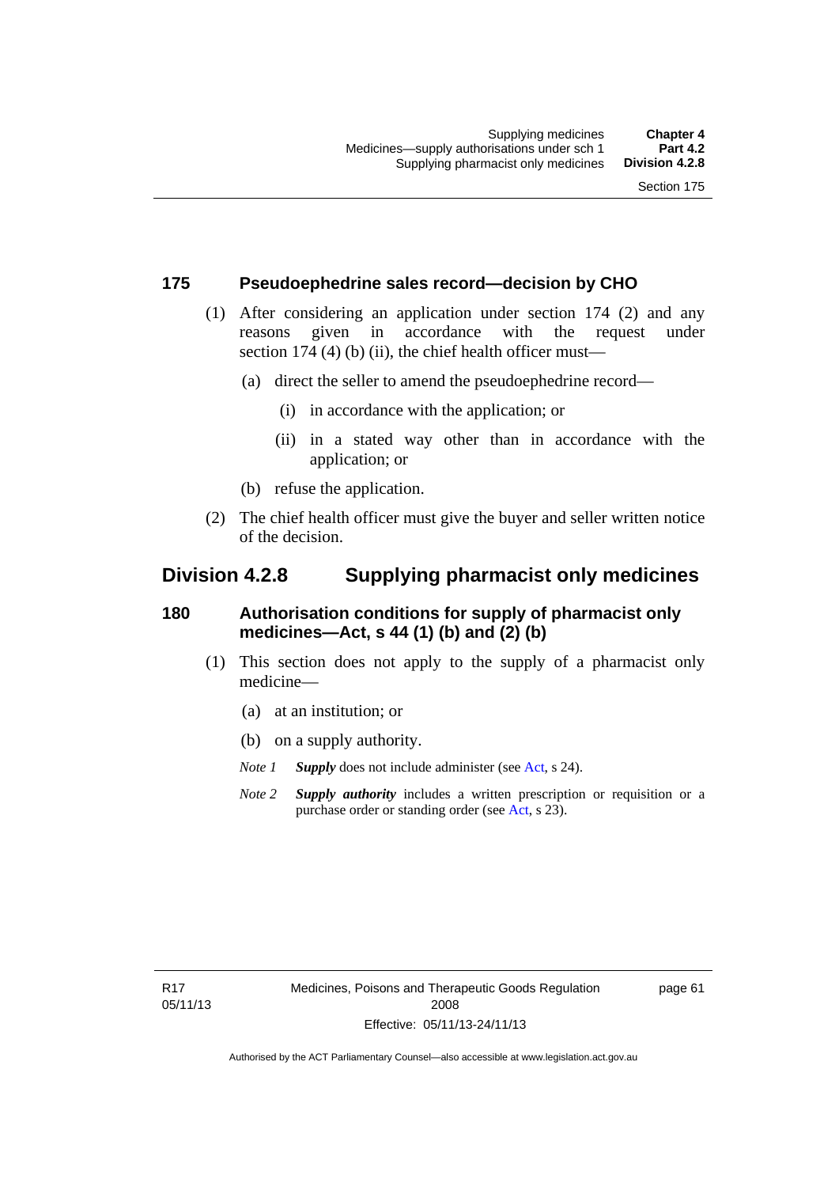### 175 Pseudoephedrine sales record—decision by CHO

(1) After considering an application under section 174 (2) and any reasons given in accordance with the request under section 174 (4) (b) (ii), the chief health officer must—

(a) direct the seller to amend the pseudoephedrine record—

(i) in accordance with the application; or

(ii) in a stated way other than in accordance with the application; or

(b) refuse the application.

(2) The chief health officer must give the buyer and seller written notice of the decision.

## Division 4.2.8 Supplying pharmacist only medicines

### 180 Authorisation conditions for supply of pharmacist only medicines—Act, s 44 (1) (b) and (2) (b)

(1) This section does not apply to the supply of a pharmacist only medicine—

(a) at an institution; or

(b) on a supply authority.

*Note 1* ***Supply*** does not include administer (see Act, s 24).

*Note 2* ***Supply authority*** includes a written prescription or requisition or a purchase order or standing order (see Act, s 23).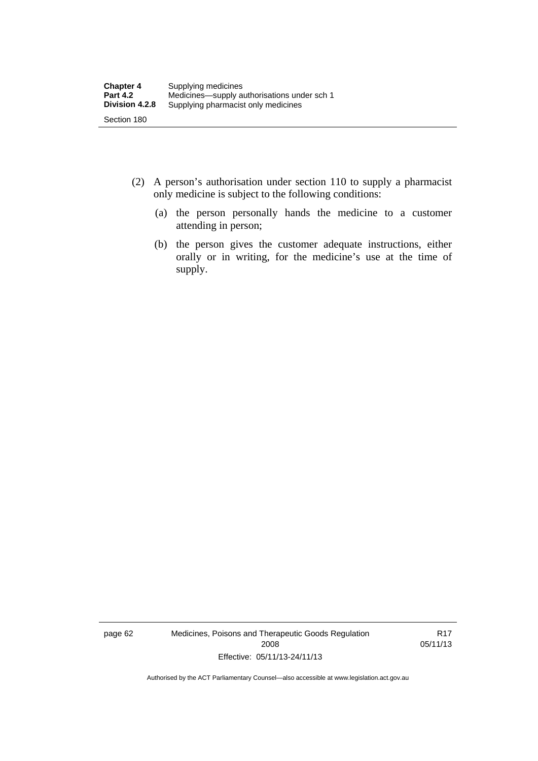(2) A person's authorisation under section 110 to supply a pharmacist only medicine is subject to the following conditions:

(a) the person personally hands the medicine to a customer attending in person;

(b) the person gives the customer adequate instructions, either orally or in writing, for the medicine's use at the time of supply.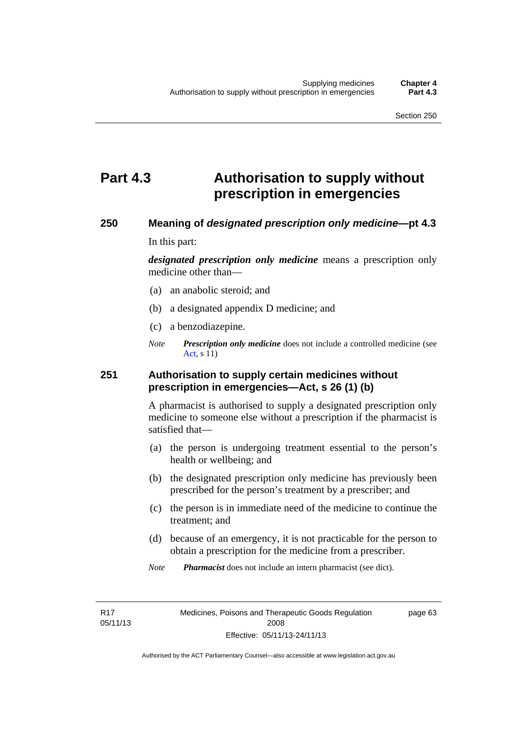# Part 4.3 Authorisation to supply without prescription in emergencies

## 250 Meaning of *designated prescription only medicine*—pt 4.3

In this part:

***designated prescription only medicine*** means a prescription only medicine other than—

(a) an anabolic steroid; and

(b) a designated appendix D medicine; and

(c) a benzodiazepine.

*Note* ***Prescription only medicine*** does not include a controlled medicine (see Act, s 11)

## 251 Authorisation to supply certain medicines without prescription in emergencies—Act, s 26 (1) (b)

A pharmacist is authorised to supply a designated prescription only medicine to someone else without a prescription if the pharmacist is satisfied that—

(a) the person is undergoing treatment essential to the person's health or wellbeing; and

(b) the designated prescription only medicine has previously been prescribed for the person's treatment by a prescriber; and

(c) the person is in immediate need of the medicine to continue the treatment; and

(d) because of an emergency, it is not practicable for the person to obtain a prescription for the medicine from a prescriber.

*Note* ***Pharmacist*** does not include an intern pharmacist (see dict).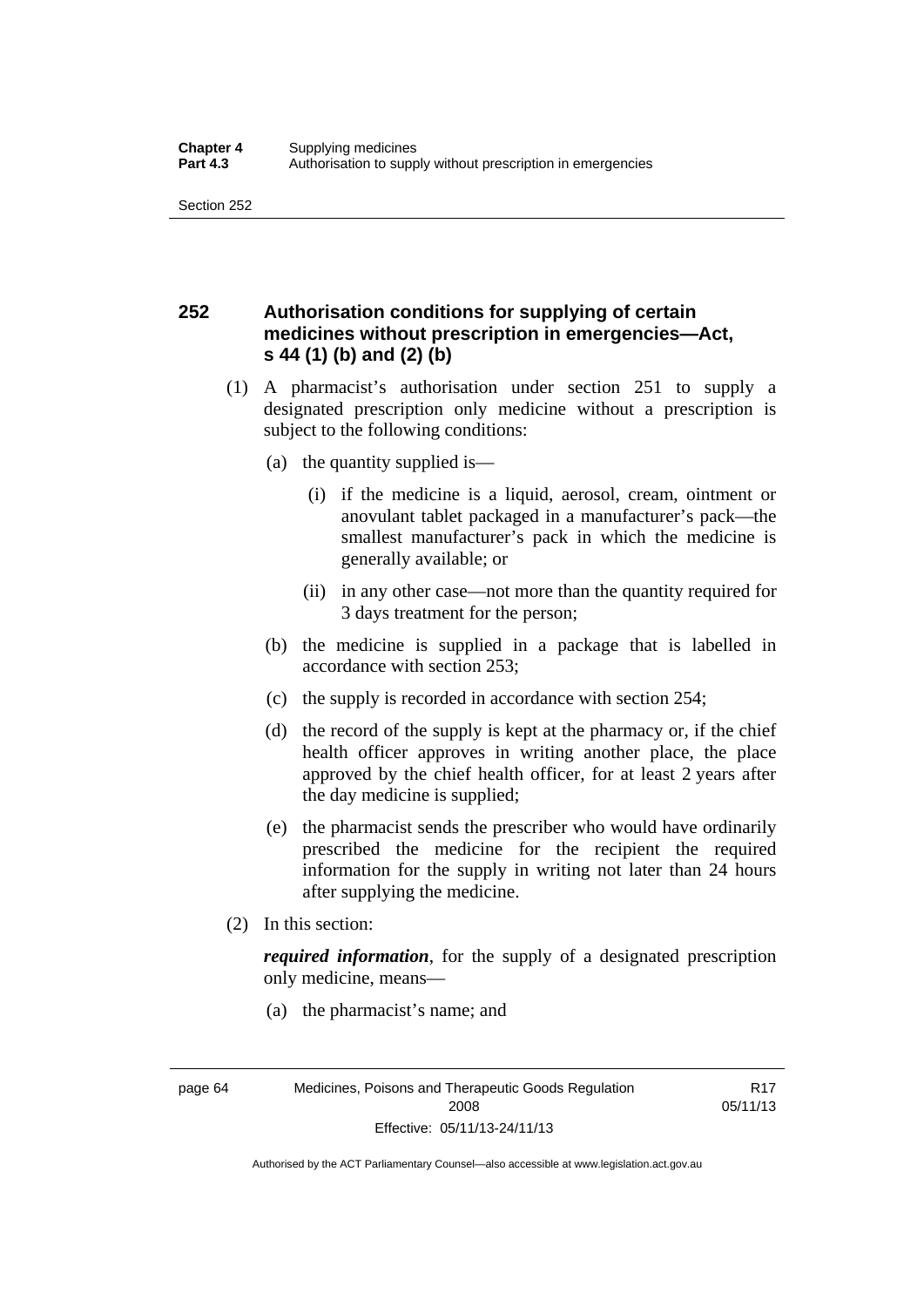## 252 Authorisation conditions for supplying of certain medicines without prescription in emergencies—Act, s 44 (1) (b) and (2) (b)

(1) A pharmacist's authorisation under section 251 to supply a designated prescription only medicine without a prescription is subject to the following conditions:

(a) the quantity supplied is—

(i) if the medicine is a liquid, aerosol, cream, ointment or anovulant tablet packaged in a manufacturer's pack—the smallest manufacturer's pack in which the medicine is generally available; or

(ii) in any other case—not more than the quantity required for 3 days treatment for the person;

(b) the medicine is supplied in a package that is labelled in accordance with section 253;

(c) the supply is recorded in accordance with section 254;

(d) the record of the supply is kept at the pharmacy or, if the chief health officer approves in writing another place, the place approved by the chief health officer, for at least 2 years after the day medicine is supplied;

(e) the pharmacist sends the prescriber who would have ordinarily prescribed the medicine for the recipient the required information for the supply in writing not later than 24 hours after supplying the medicine.

(2) In this section:

***required information***, for the supply of a designated prescription only medicine, means—

(a) the pharmacist's name; and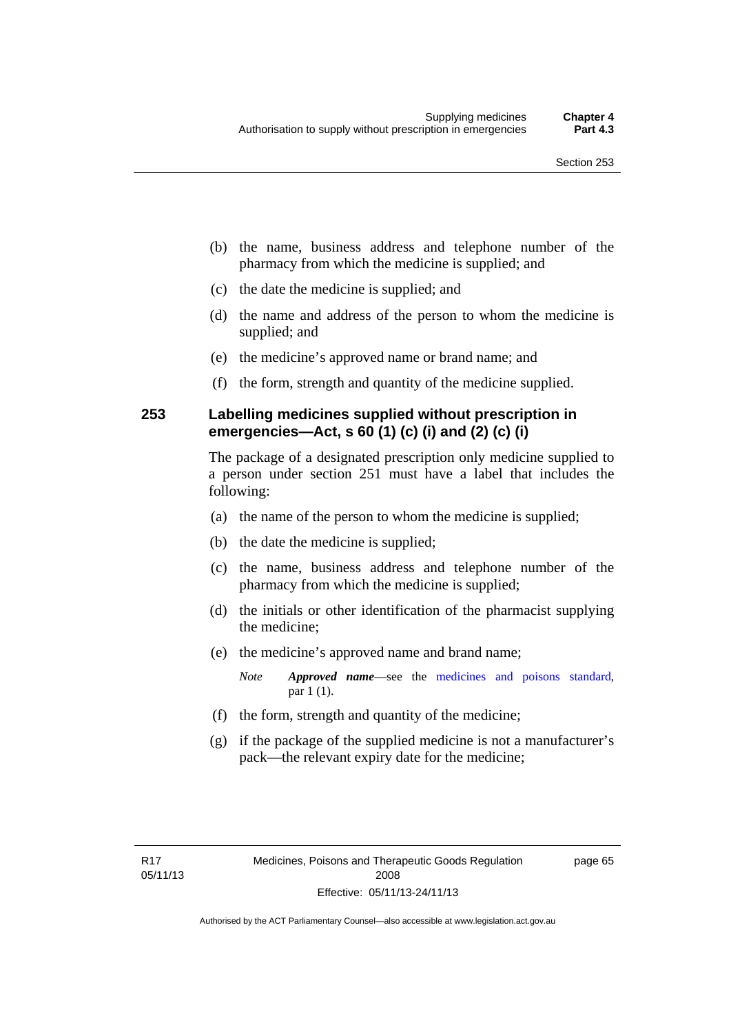(b) the name, business address and telephone number of the pharmacy from which the medicine is supplied; and

(c) the date the medicine is supplied; and

(d) the name and address of the person to whom the medicine is supplied; and

(e) the medicine's approved name or brand name; and

(f) the form, strength and quantity of the medicine supplied.

## 253 Labelling medicines supplied without prescription in emergencies—Act, s 60 (1) (c) (i) and (2) (c) (i)

The package of a designated prescription only medicine supplied to a person under section 251 must have a label that includes the following:

(a) the name of the person to whom the medicine is supplied;

(b) the date the medicine is supplied;

(c) the name, business address and telephone number of the pharmacy from which the medicine is supplied;

(d) the initials or other identification of the pharmacist supplying the medicine;

(e) the medicine's approved name and brand name;

*Note* ***Approved name***—see the medicines and poisons standard, par 1 (1).

(f) the form, strength and quantity of the medicine;

(g) if the package of the supplied medicine is not a manufacturer's pack—the relevant expiry date for the medicine;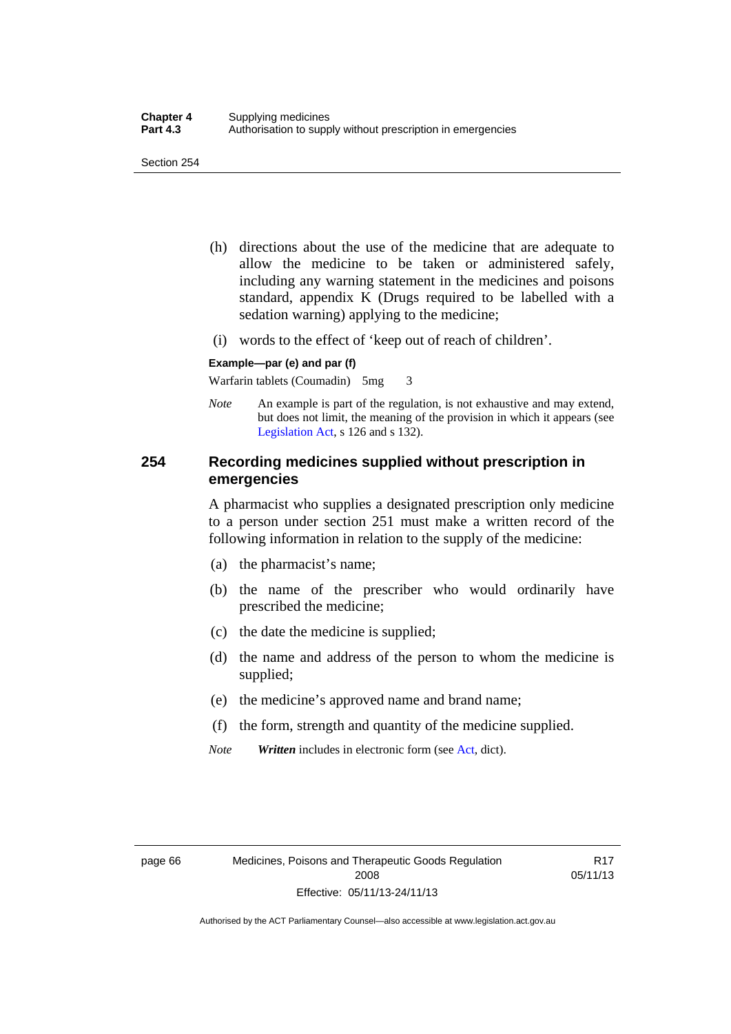(h) directions about the use of the medicine that are adequate to allow the medicine to be taken or administered safely, including any warning statement in the medicines and poisons standard, appendix K (Drugs required to be labelled with a sedation warning) applying to the medicine;

(i) words to the effect of 'keep out of reach of children'.

**Example—par (e) and par (f)**

Warfarin tablets (Coumadin) 5mg 3

*Note* An example is part of the regulation, is not exhaustive and may extend, but does not limit, the meaning of the provision in which it appears (see Legislation Act, s 126 and s 132).

## 254 Recording medicines supplied without prescription in emergencies

A pharmacist who supplies a designated prescription only medicine to a person under section 251 must make a written record of the following information in relation to the supply of the medicine:

(a) the pharmacist's name;

(b) the name of the prescriber who would ordinarily have prescribed the medicine;

(c) the date the medicine is supplied;

(d) the name and address of the person to whom the medicine is supplied;

(e) the medicine's approved name and brand name;

(f) the form, strength and quantity of the medicine supplied.

*Note* ***Written*** includes in electronic form (see Act, dict).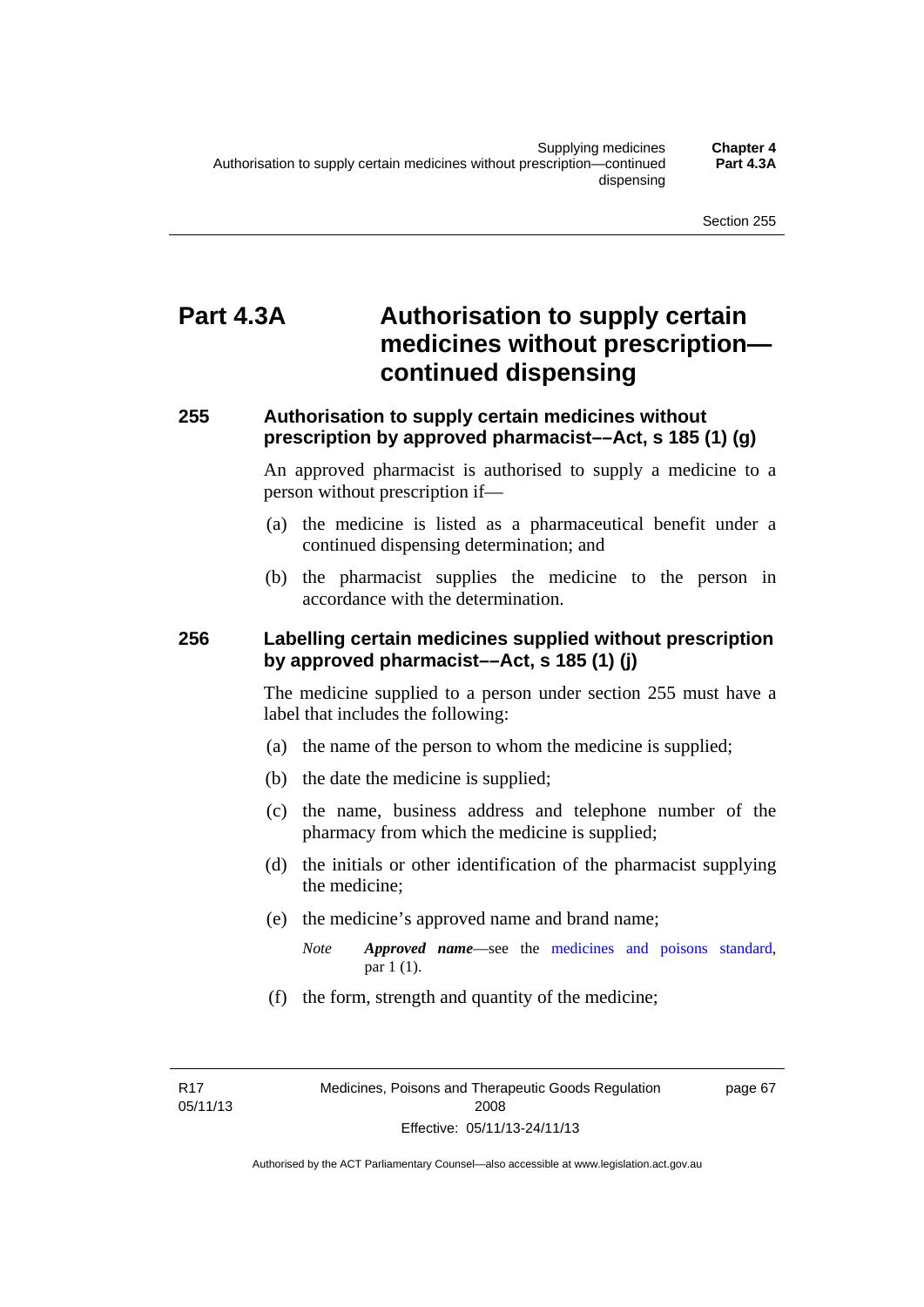# Part 4.3A Authorisation to supply certain medicines without prescription—continued dispensing

## 255 Authorisation to supply certain medicines without prescription by approved pharmacist––Act, s 185 (1) (g)

An approved pharmacist is authorised to supply a medicine to a person without prescription if—

(a) the medicine is listed as a pharmaceutical benefit under a continued dispensing determination; and

(b) the pharmacist supplies the medicine to the person in accordance with the determination.

## 256 Labelling certain medicines supplied without prescription by approved pharmacist––Act, s 185 (1) (j)

The medicine supplied to a person under section 255 must have a label that includes the following:

(a) the name of the person to whom the medicine is supplied;

(b) the date the medicine is supplied;

(c) the name, business address and telephone number of the pharmacy from which the medicine is supplied;

(d) the initials or other identification of the pharmacist supplying the medicine;

(e) the medicine's approved name and brand name;

*Note* ***Approved name***—see the medicines and poisons standard, par 1 (1).

(f) the form, strength and quantity of the medicine;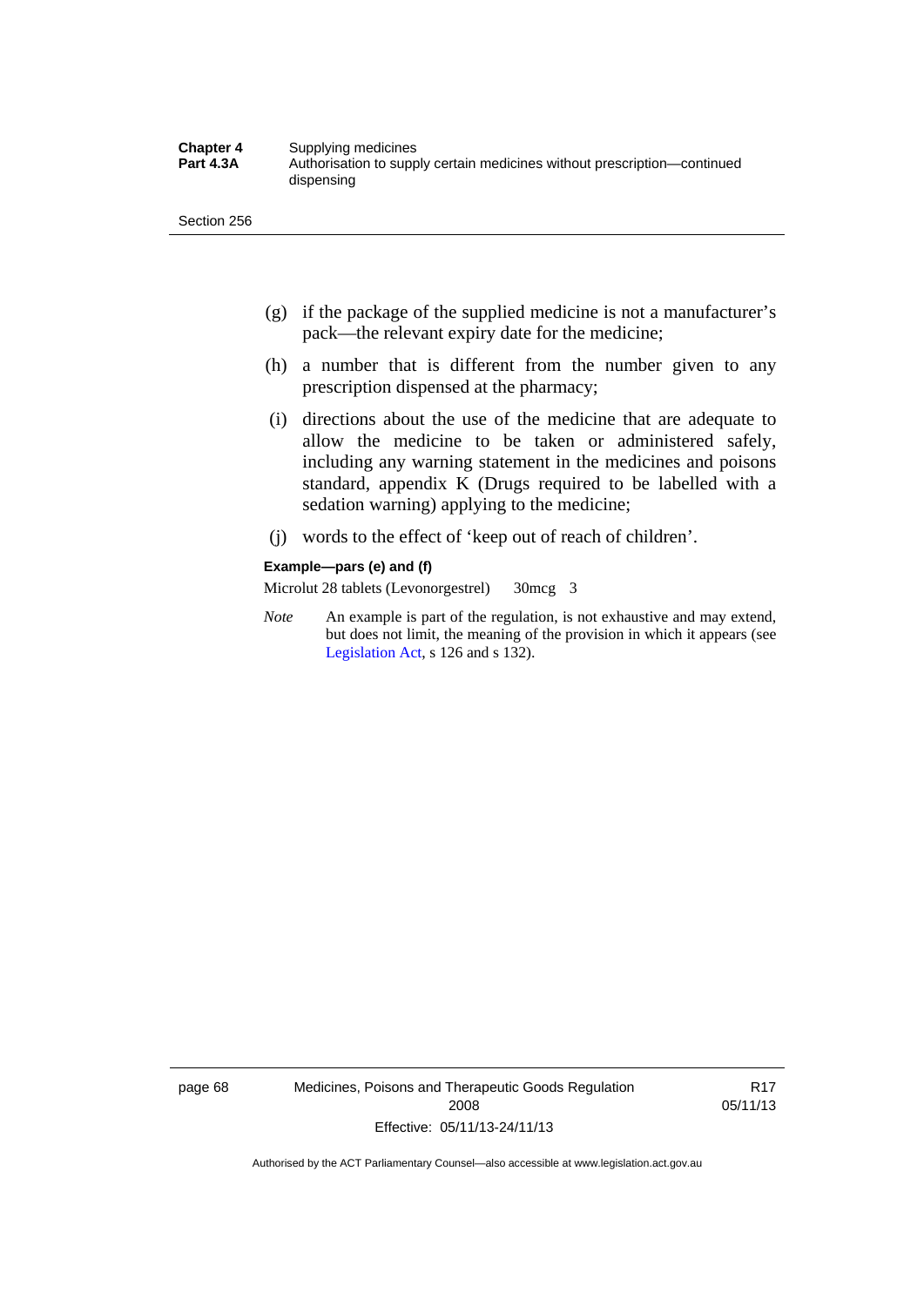(g) if the package of the supplied medicine is not a manufacturer's pack—the relevant expiry date for the medicine;

(h) a number that is different from the number given to any prescription dispensed at the pharmacy;

(i) directions about the use of the medicine that are adequate to allow the medicine to be taken or administered safely, including any warning statement in the medicines and poisons standard, appendix K (Drugs required to be labelled with a sedation warning) applying to the medicine;

(j) words to the effect of 'keep out of reach of children'.

**Example—pars (e) and (f)**

Microlut 28 tablets (Levonorgestrel)     30mcg   3

*Note* An example is part of the regulation, is not exhaustive and may extend, but does not limit, the meaning of the provision in which it appears (see Legislation Act, s 126 and s 132).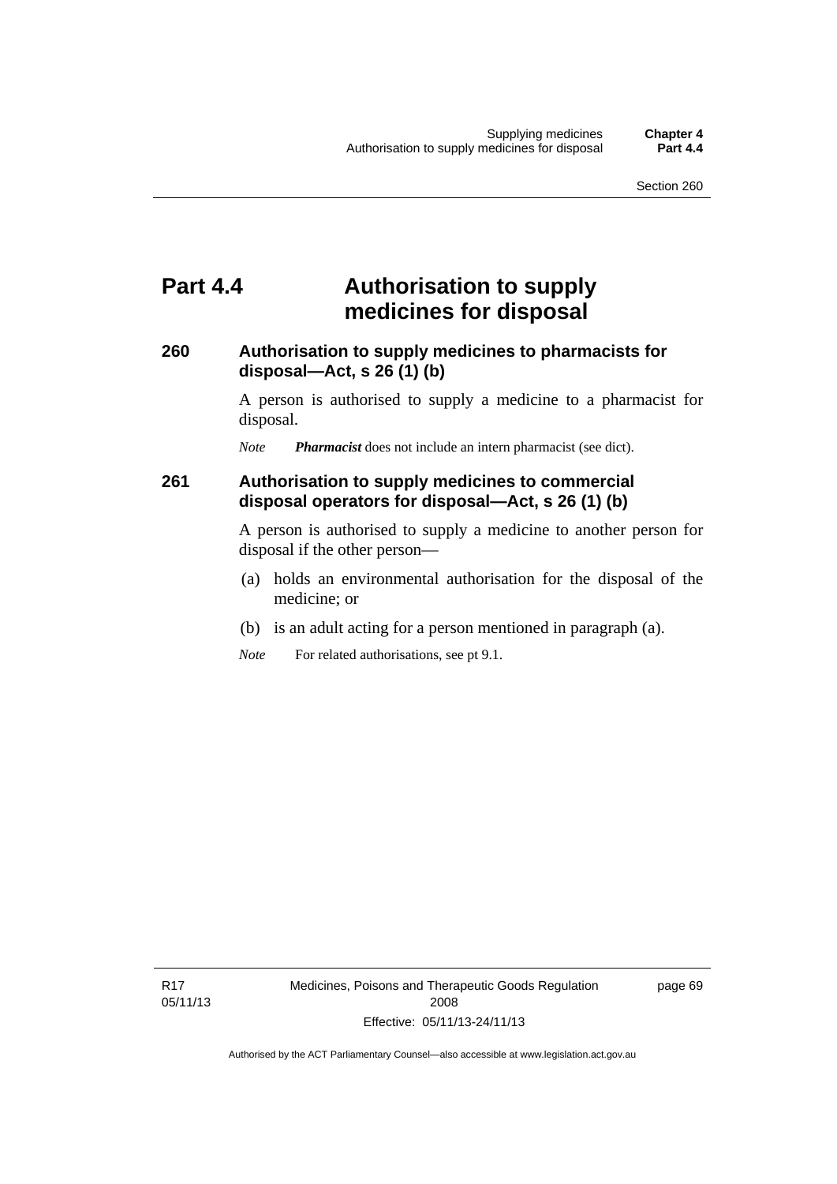# Part 4.4 Authorisation to supply medicines for disposal

### 260 Authorisation to supply medicines to pharmacists for disposal—Act, s 26 (1) (b)

A person is authorised to supply a medicine to a pharmacist for disposal.

*Note* ***Pharmacist*** does not include an intern pharmacist (see dict).

### 261 Authorisation to supply medicines to commercial disposal operators for disposal—Act, s 26 (1) (b)

A person is authorised to supply a medicine to another person for disposal if the other person—

(a) holds an environmental authorisation for the disposal of the medicine; or

(b) is an adult acting for a person mentioned in paragraph (a).

*Note* For related authorisations, see pt 9.1.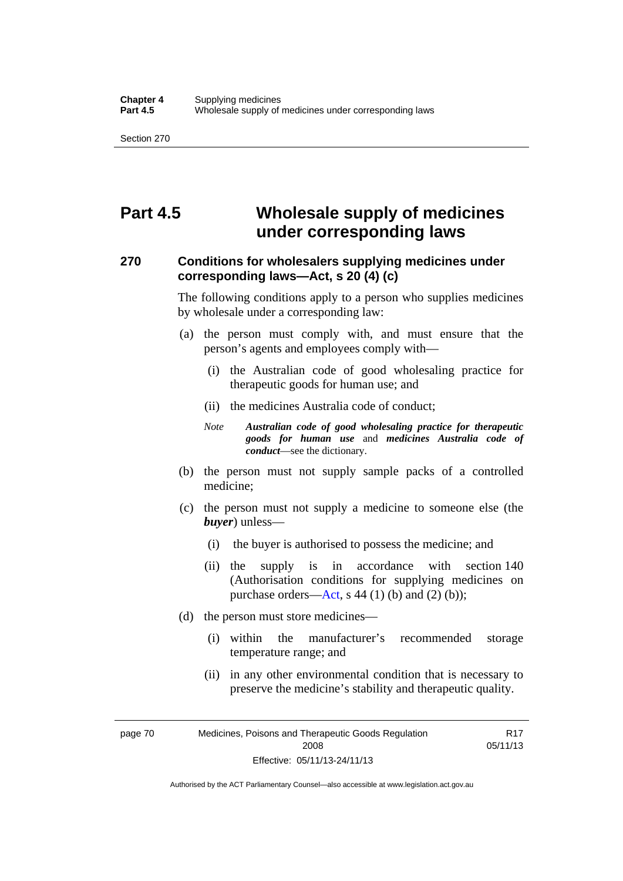# Part 4.5 Wholesale supply of medicines under corresponding laws

## 270 Conditions for wholesalers supplying medicines under corresponding laws—Act, s 20 (4) (c)

The following conditions apply to a person who supplies medicines by wholesale under a corresponding law:

(a) the person must comply with, and must ensure that the person's agents and employees comply with—

(i) the Australian code of good wholesaling practice for therapeutic goods for human use; and

(ii) the medicines Australia code of conduct;

*Note* ***Australian code of good wholesaling practice for therapeutic goods for human use*** and ***medicines Australia code of conduct***—see the dictionary.

(b) the person must not supply sample packs of a controlled medicine;

(c) the person must not supply a medicine to someone else (the ***buyer***) unless—

(i) the buyer is authorised to possess the medicine; and

(ii) the supply is in accordance with section 140 (Authorisation conditions for supplying medicines on purchase orders—Act, s 44 (1) (b) and (2) (b));

(d) the person must store medicines—

(i) within the manufacturer's recommended storage temperature range; and

(ii) in any other environmental condition that is necessary to preserve the medicine's stability and therapeutic quality.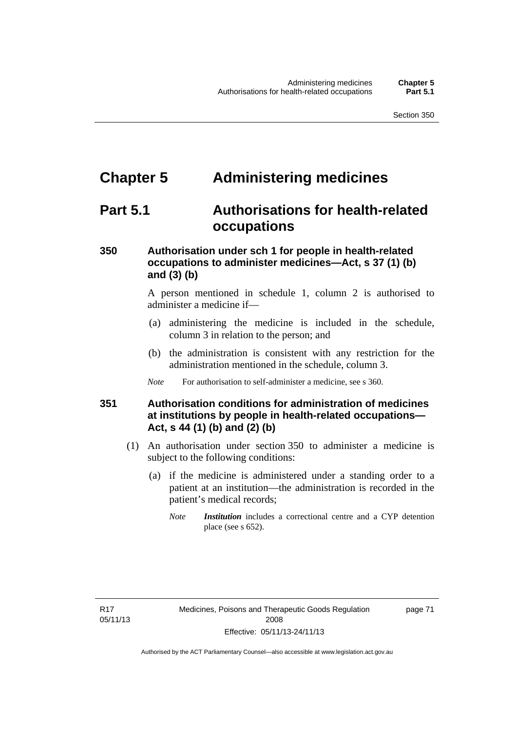# Chapter 5 Administering medicines

## Part 5.1 Authorisations for health-related occupations

### 350 Authorisation under sch 1 for people in health-related occupations to administer medicines—Act, s 37 (1) (b) and (3) (b)

A person mentioned in schedule 1, column 2 is authorised to administer a medicine if—

(a) administering the medicine is included in the schedule, column 3 in relation to the person; and

(b) the administration is consistent with any restriction for the administration mentioned in the schedule, column 3.

*Note* For authorisation to self-administer a medicine, see s 360.

### 351 Authorisation conditions for administration of medicines at institutions by people in health-related occupations—Act, s 44 (1) (b) and (2) (b)

(1) An authorisation under section 350 to administer a medicine is subject to the following conditions:

(a) if the medicine is administered under a standing order to a patient at an institution—the administration is recorded in the patient's medical records;

*Note* ***Institution*** includes a correctional centre and a CYP detention place (see s 652).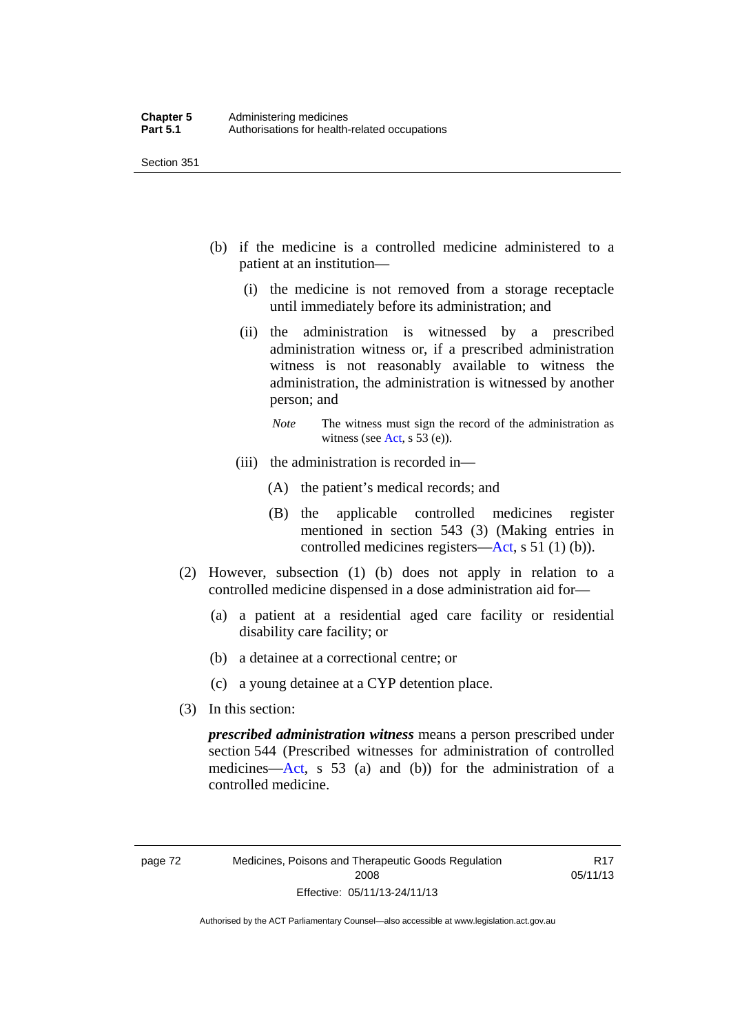(b) if the medicine is a controlled medicine administered to a patient at an institution—

(i) the medicine is not removed from a storage receptacle until immediately before its administration; and

(ii) the administration is witnessed by a prescribed administration witness or, if a prescribed administration witness is not reasonably available to witness the administration, the administration is witnessed by another person; and

*Note* The witness must sign the record of the administration as witness (see Act, s 53 (e)).

(iii) the administration is recorded in—

(A) the patient's medical records; and

(B) the applicable controlled medicines register mentioned in section 543 (3) (Making entries in controlled medicines registers—Act, s 51 (1) (b)).

(2) However, subsection (1) (b) does not apply in relation to a controlled medicine dispensed in a dose administration aid for—

(a) a patient at a residential aged care facility or residential disability care facility; or

(b) a detainee at a correctional centre; or

(c) a young detainee at a CYP detention place.

(3) In this section:

***prescribed administration witness*** means a person prescribed under section 544 (Prescribed witnesses for administration of controlled medicines—Act, s 53 (a) and (b)) for the administration of a controlled medicine.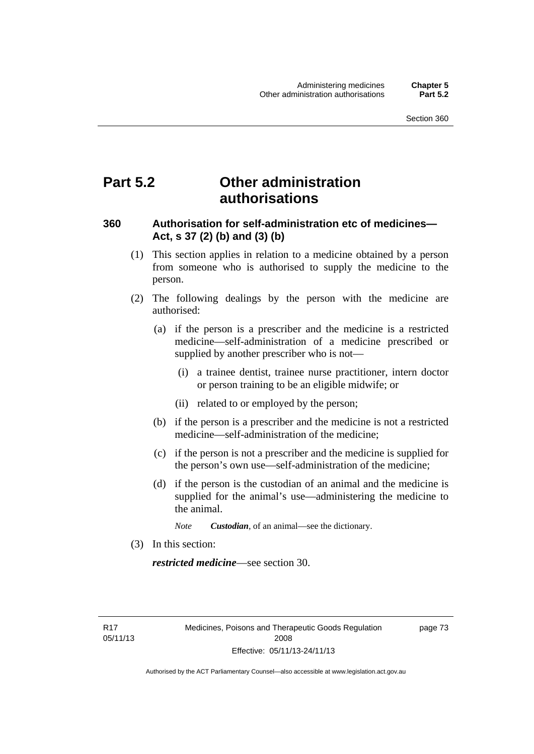# Part 5.2 Other administration authorisations

## 360 Authorisation for self-administration etc of medicines—Act, s 37 (2) (b) and (3) (b)

(1) This section applies in relation to a medicine obtained by a person from someone who is authorised to supply the medicine to the person.

(2) The following dealings by the person with the medicine are authorised:

(a) if the person is a prescriber and the medicine is a restricted medicine—self-administration of a medicine prescribed or supplied by another prescriber who is not—

(i) a trainee dentist, trainee nurse practitioner, intern doctor or person training to be an eligible midwife; or

(ii) related to or employed by the person;

(b) if the person is a prescriber and the medicine is not a restricted medicine—self-administration of the medicine;

(c) if the person is not a prescriber and the medicine is supplied for the person's own use—self-administration of the medicine;

(d) if the person is the custodian of an animal and the medicine is supplied for the animal's use—administering the medicine to the animal.

*Note* ***Custodian***, of an animal—see the dictionary.

(3) In this section:

***restricted medicine***—see section 30.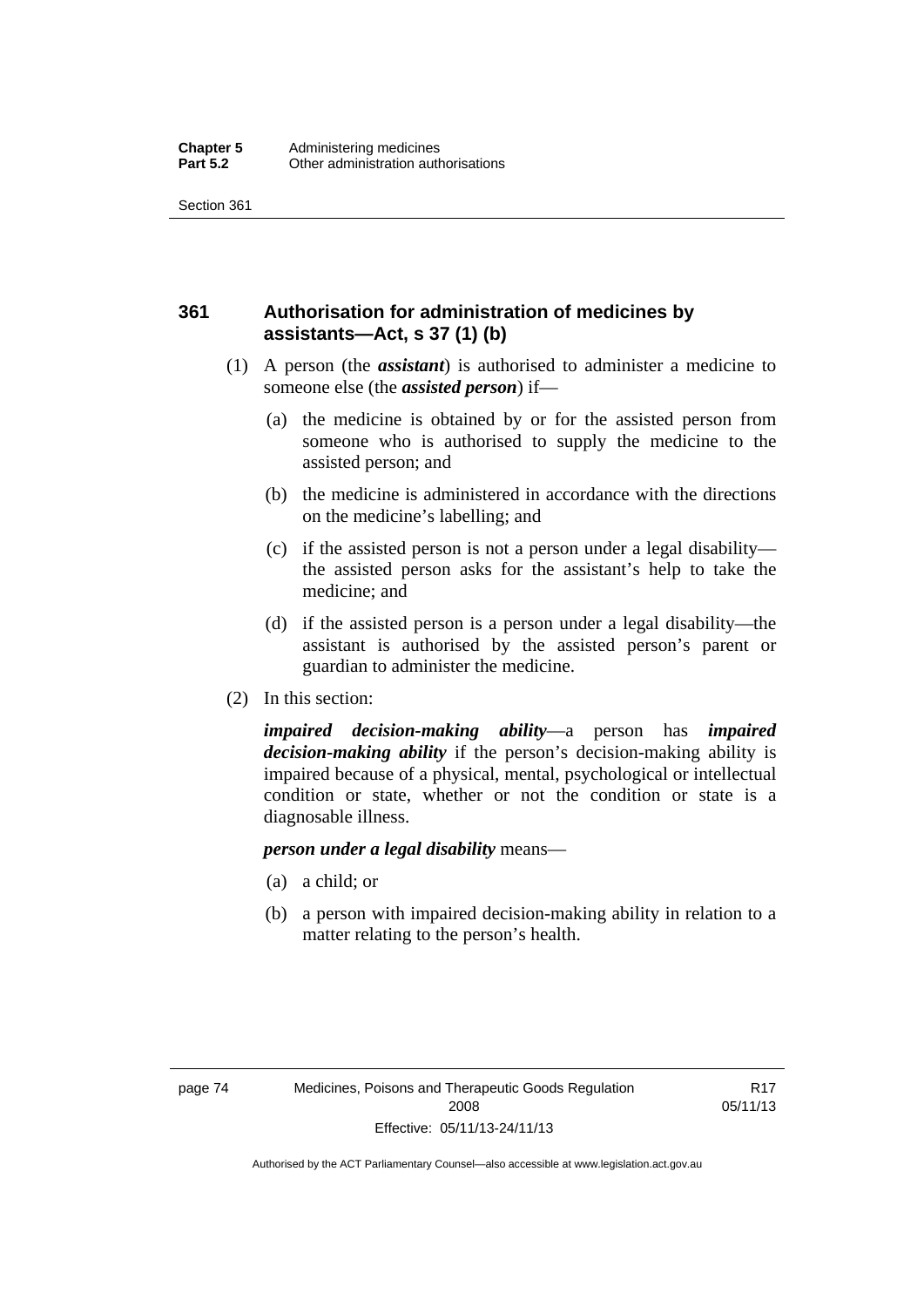## 361 Authorisation for administration of medicines by assistants—Act, s 37 (1) (b)

(1) A person (the ***assistant***) is authorised to administer a medicine to someone else (the ***assisted person***) if—

- (a) the medicine is obtained by or for the assisted person from someone who is authorised to supply the medicine to the assisted person; and
- (b) the medicine is administered in accordance with the directions on the medicine's labelling; and
- (c) if the assisted person is not a person under a legal disability—the assisted person asks for the assistant's help to take the medicine; and
- (d) if the assisted person is a person under a legal disability—the assistant is authorised by the assisted person's parent or guardian to administer the medicine.

(2) In this section:

***impaired decision-making ability***—a person has ***impaired decision-making ability*** if the person's decision-making ability is impaired because of a physical, mental, psychological or intellectual condition or state, whether or not the condition or state is a diagnosable illness.

***person under a legal disability*** means—

- (a) a child; or
- (b) a person with impaired decision-making ability in relation to a matter relating to the person's health.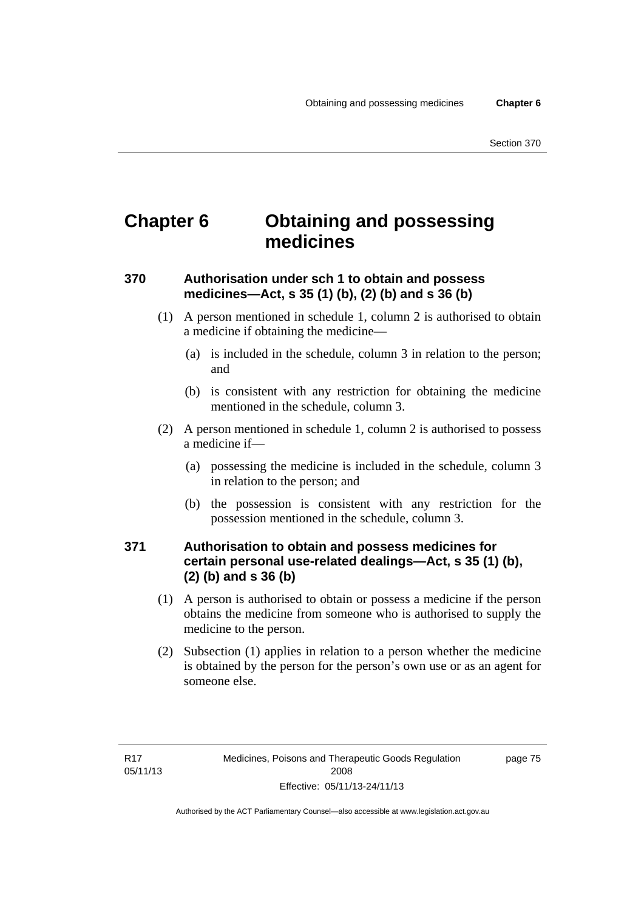# Chapter 6 Obtaining and possessing medicines

### 370 Authorisation under sch 1 to obtain and possess medicines—Act, s 35 (1) (b), (2) (b) and s 36 (b)

(1) A person mentioned in schedule 1, column 2 is authorised to obtain a medicine if obtaining the medicine—

(a) is included in the schedule, column 3 in relation to the person; and

(b) is consistent with any restriction for obtaining the medicine mentioned in the schedule, column 3.

(2) A person mentioned in schedule 1, column 2 is authorised to possess a medicine if—

(a) possessing the medicine is included in the schedule, column 3 in relation to the person; and

(b) the possession is consistent with any restriction for the possession mentioned in the schedule, column 3.

### 371 Authorisation to obtain and possess medicines for certain personal use-related dealings—Act, s 35 (1) (b), (2) (b) and s 36 (b)

(1) A person is authorised to obtain or possess a medicine if the person obtains the medicine from someone who is authorised to supply the medicine to the person.

(2) Subsection (1) applies in relation to a person whether the medicine is obtained by the person for the person's own use or as an agent for someone else.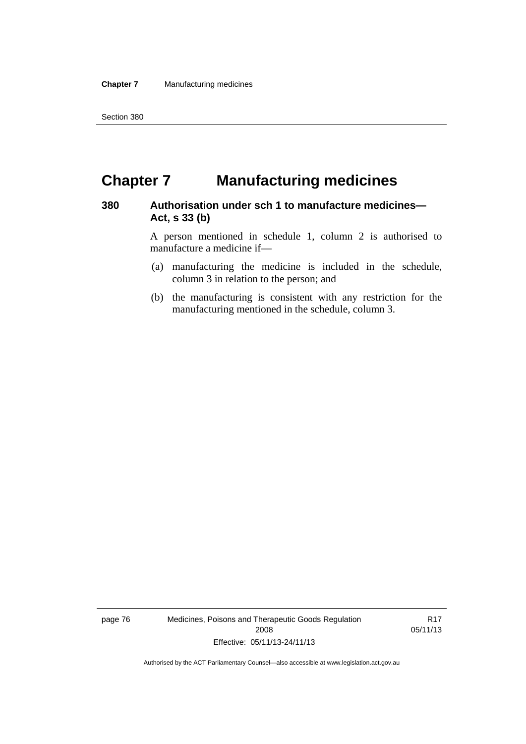# Chapter 7 Manufacturing medicines

## 380 Authorisation under sch 1 to manufacture medicines—Act, s 33 (b)

A person mentioned in schedule 1, column 2 is authorised to manufacture a medicine if—

(a) manufacturing the medicine is included in the schedule, column 3 in relation to the person; and

(b) the manufacturing is consistent with any restriction for the manufacturing mentioned in the schedule, column 3.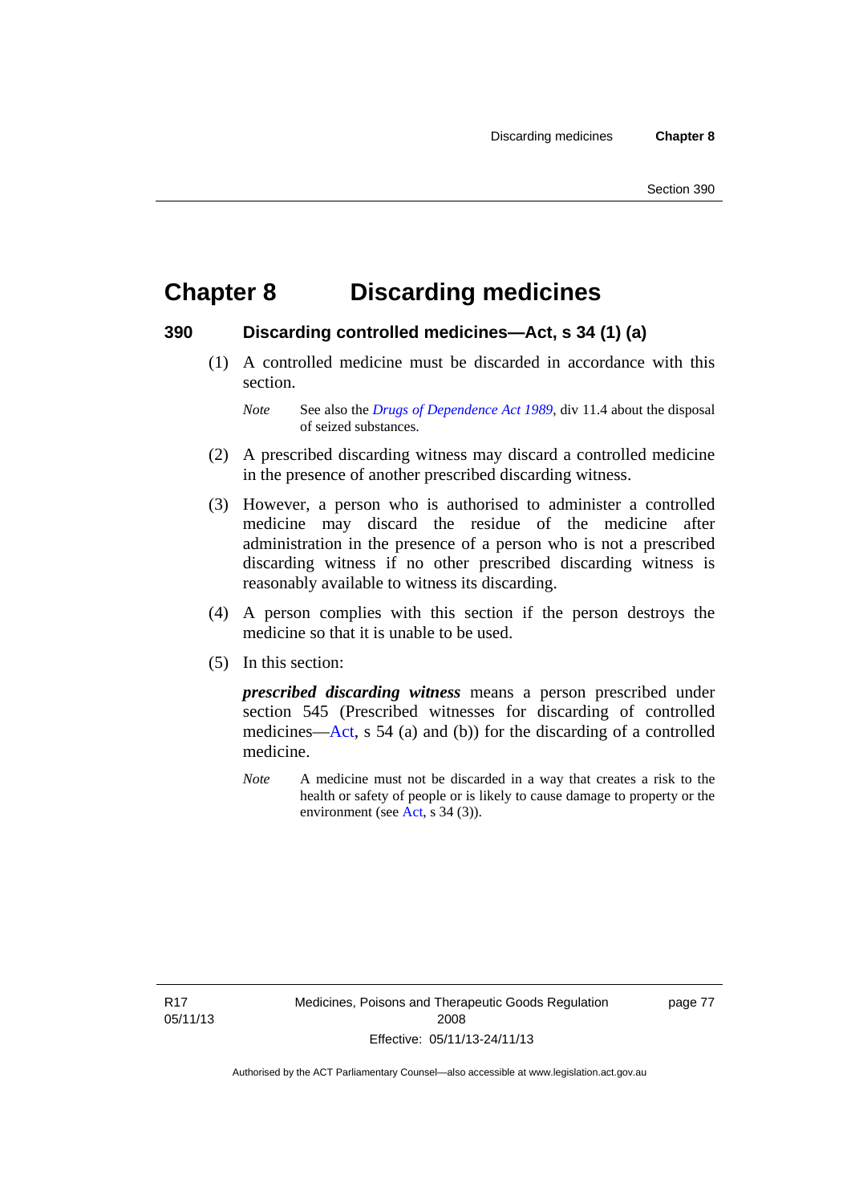# Chapter 8 Discarding medicines

## 390 Discarding controlled medicines—Act, s 34 (1) (a)

(1) A controlled medicine must be discarded in accordance with this section.

*Note* See also the *Drugs of Dependence Act 1989*, div 11.4 about the disposal of seized substances.

(2) A prescribed discarding witness may discard a controlled medicine in the presence of another prescribed discarding witness.

(3) However, a person who is authorised to administer a controlled medicine may discard the residue of the medicine after administration in the presence of a person who is not a prescribed discarding witness if no other prescribed discarding witness is reasonably available to witness its discarding.

(4) A person complies with this section if the person destroys the medicine so that it is unable to be used.

(5) In this section:

***prescribed discarding witness*** means a person prescribed under section 545 (Prescribed witnesses for discarding of controlled medicines—Act, s 54 (a) and (b)) for the discarding of a controlled medicine.

*Note* A medicine must not be discarded in a way that creates a risk to the health or safety of people or is likely to cause damage to property or the environment (see Act, s 34 (3)).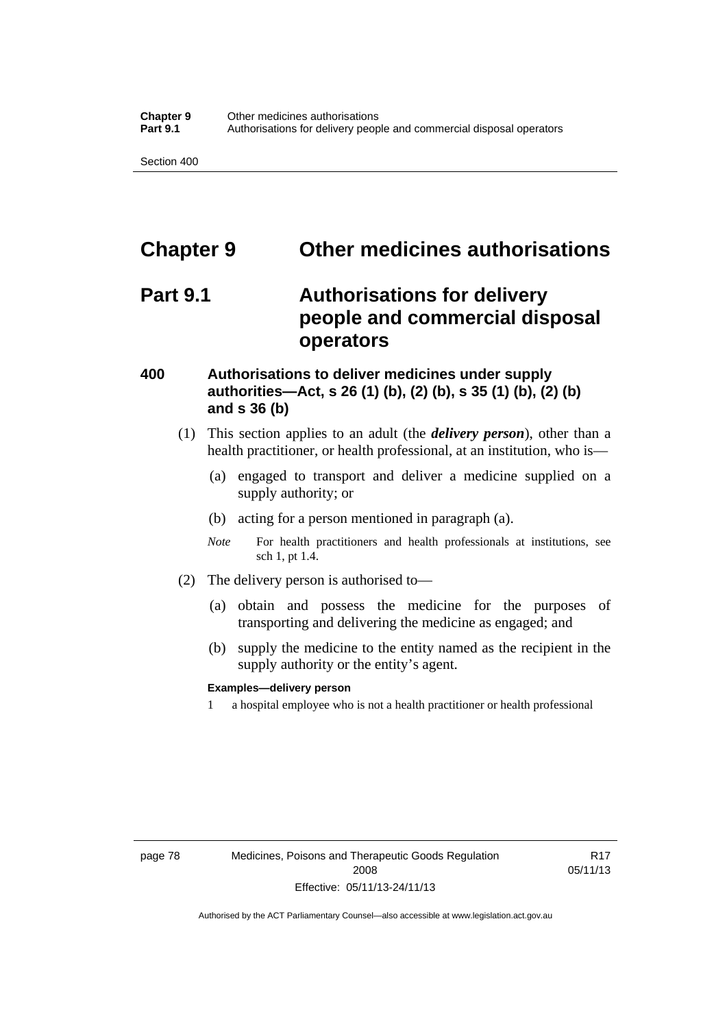# Chapter 9 Other medicines authorisations

## Part 9.1 Authorisations for delivery people and commercial disposal operators

### 400 Authorisations to deliver medicines under supply authorities—Act, s 26 (1) (b), (2) (b), s 35 (1) (b), (2) (b) and s 36 (b)

(1) This section applies to an adult (the ***delivery person***), other than a health practitioner, or health professional, at an institution, who is—

(a) engaged to transport and deliver a medicine supplied on a supply authority; or

(b) acting for a person mentioned in paragraph (a).

*Note* For health practitioners and health professionals at institutions, see sch 1, pt 1.4.

(2) The delivery person is authorised to—

(a) obtain and possess the medicine for the purposes of transporting and delivering the medicine as engaged; and

(b) supply the medicine to the entity named as the recipient in the supply authority or the entity's agent.

**Examples—delivery person**

1 a hospital employee who is not a health practitioner or health professional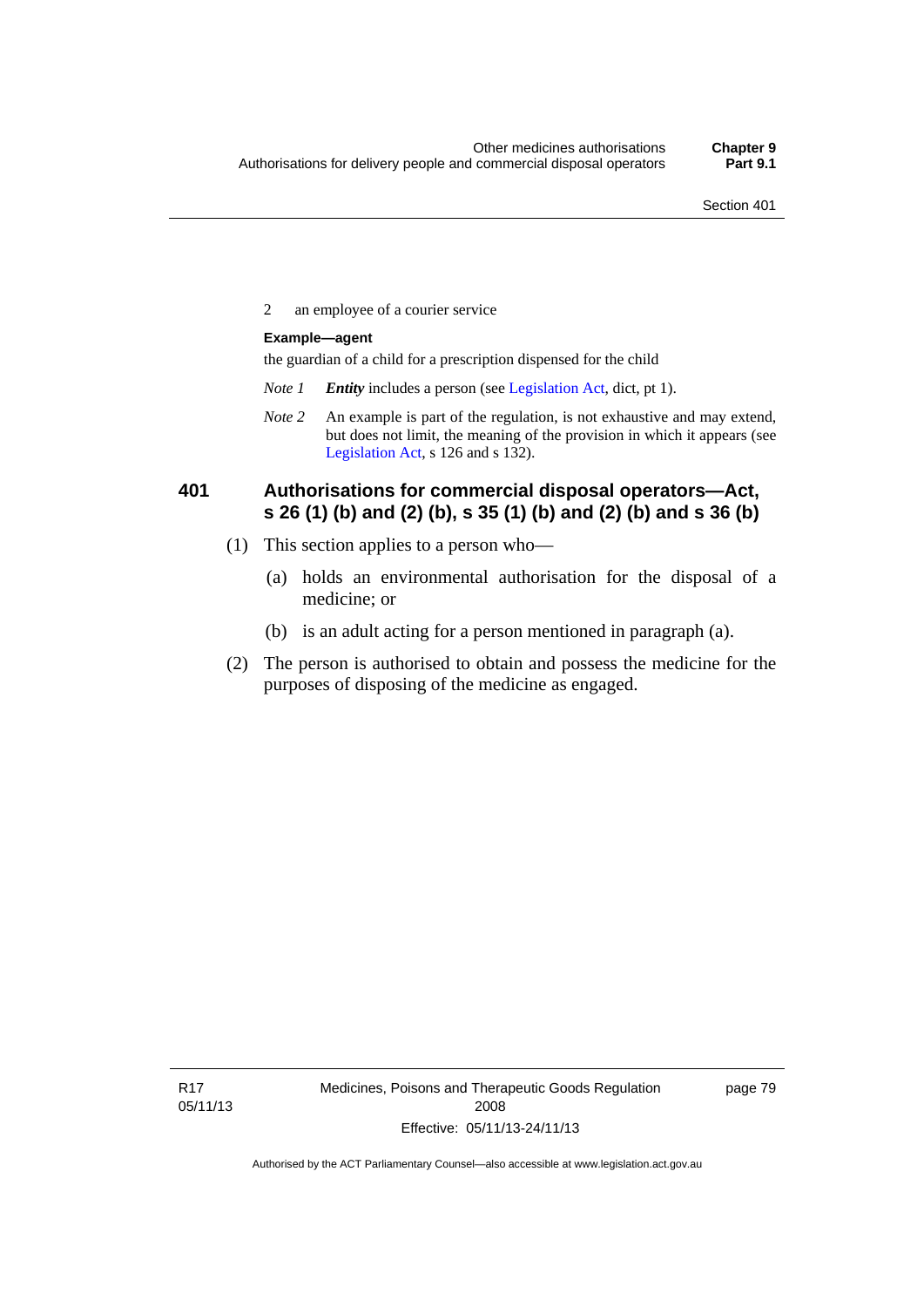2 an employee of a courier service

**Example—agent**

the guardian of a child for a prescription dispensed for the child

*Note 1* ***Entity*** includes a person (see Legislation Act, dict, pt 1).

*Note 2* An example is part of the regulation, is not exhaustive and may extend, but does not limit, the meaning of the provision in which it appears (see Legislation Act, s 126 and s 132).

### 401 Authorisations for commercial disposal operators—Act, s 26 (1) (b) and (2) (b), s 35 (1) (b) and (2) (b) and s 36 (b)

(1) This section applies to a person who—

(a) holds an environmental authorisation for the disposal of a medicine; or

(b) is an adult acting for a person mentioned in paragraph (a).

(2) The person is authorised to obtain and possess the medicine for the purposes of disposing of the medicine as engaged.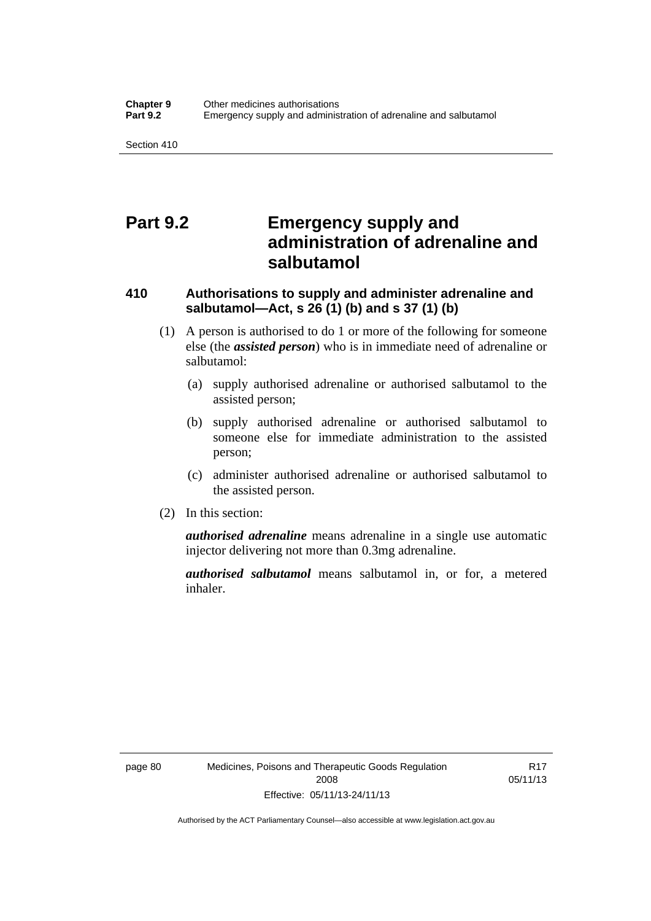# Part 9.2 Emergency supply and administration of adrenaline and salbutamol

### 410 Authorisations to supply and administer adrenaline and salbutamol—Act, s 26 (1) (b) and s 37 (1) (b)

(1) A person is authorised to do 1 or more of the following for someone else (the ***assisted person***) who is in immediate need of adrenaline or salbutamol:

(a) supply authorised adrenaline or authorised salbutamol to the assisted person;

(b) supply authorised adrenaline or authorised salbutamol to someone else for immediate administration to the assisted person;

(c) administer authorised adrenaline or authorised salbutamol to the assisted person.

(2) In this section:

***authorised adrenaline*** means adrenaline in a single use automatic injector delivering not more than 0.3mg adrenaline.

***authorised salbutamol*** means salbutamol in, or for, a metered inhaler.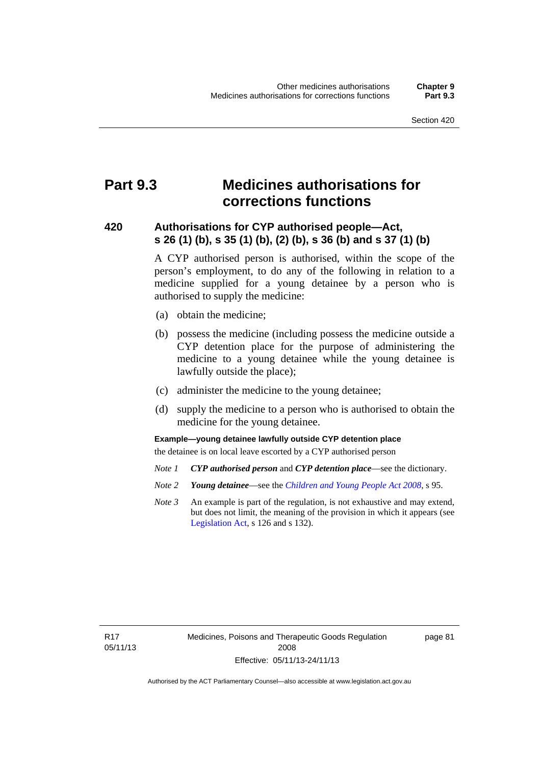# Part 9.3 Medicines authorisations for corrections functions

## 420 Authorisations for CYP authorised people—Act, s 26 (1) (b), s 35 (1) (b), (2) (b), s 36 (b) and s 37 (1) (b)

A CYP authorised person is authorised, within the scope of the person's employment, to do any of the following in relation to a medicine supplied for a young detainee by a person who is authorised to supply the medicine:

(a) obtain the medicine;

(b) possess the medicine (including possess the medicine outside a CYP detention place for the purpose of administering the medicine to a young detainee while the young detainee is lawfully outside the place);

(c) administer the medicine to the young detainee;

(d) supply the medicine to a person who is authorised to obtain the medicine for the young detainee.

**Example—young detainee lawfully outside CYP detention place**

the detainee is on local leave escorted by a CYP authorised person

*Note 1* ***CYP authorised person*** and ***CYP detention place***—see the dictionary.

*Note 2* ***Young detainee***—see the *Children and Young People Act 2008*, s 95.

*Note 3* An example is part of the regulation, is not exhaustive and may extend, but does not limit, the meaning of the provision in which it appears (see Legislation Act, s 126 and s 132).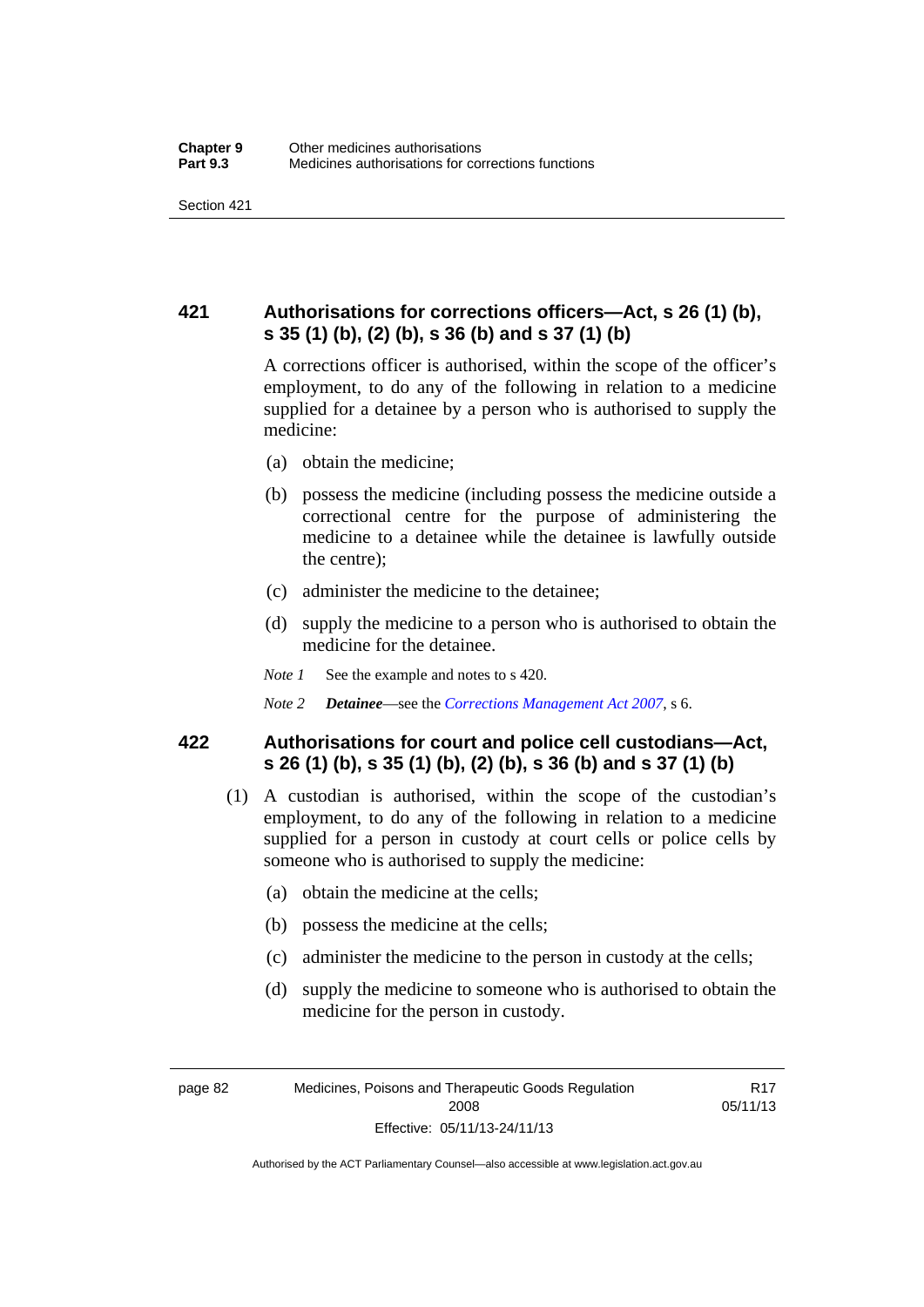## 421 Authorisations for corrections officers—Act, s 26 (1) (b), s 35 (1) (b), (2) (b), s 36 (b) and s 37 (1) (b)

A corrections officer is authorised, within the scope of the officer's employment, to do any of the following in relation to a medicine supplied for a detainee by a person who is authorised to supply the medicine:

(a) obtain the medicine;

(b) possess the medicine (including possess the medicine outside a correctional centre for the purpose of administering the medicine to a detainee while the detainee is lawfully outside the centre);

(c) administer the medicine to the detainee;

(d) supply the medicine to a person who is authorised to obtain the medicine for the detainee.

*Note 1* See the example and notes to s 420.

*Note 2* ***Detainee***—see the *Corrections Management Act 2007*, s 6.

## 422 Authorisations for court and police cell custodians—Act, s 26 (1) (b), s 35 (1) (b), (2) (b), s 36 (b) and s 37 (1) (b)

(1) A custodian is authorised, within the scope of the custodian's employment, to do any of the following in relation to a medicine supplied for a person in custody at court cells or police cells by someone who is authorised to supply the medicine:

(a) obtain the medicine at the cells;

(b) possess the medicine at the cells;

(c) administer the medicine to the person in custody at the cells;

(d) supply the medicine to someone who is authorised to obtain the medicine for the person in custody.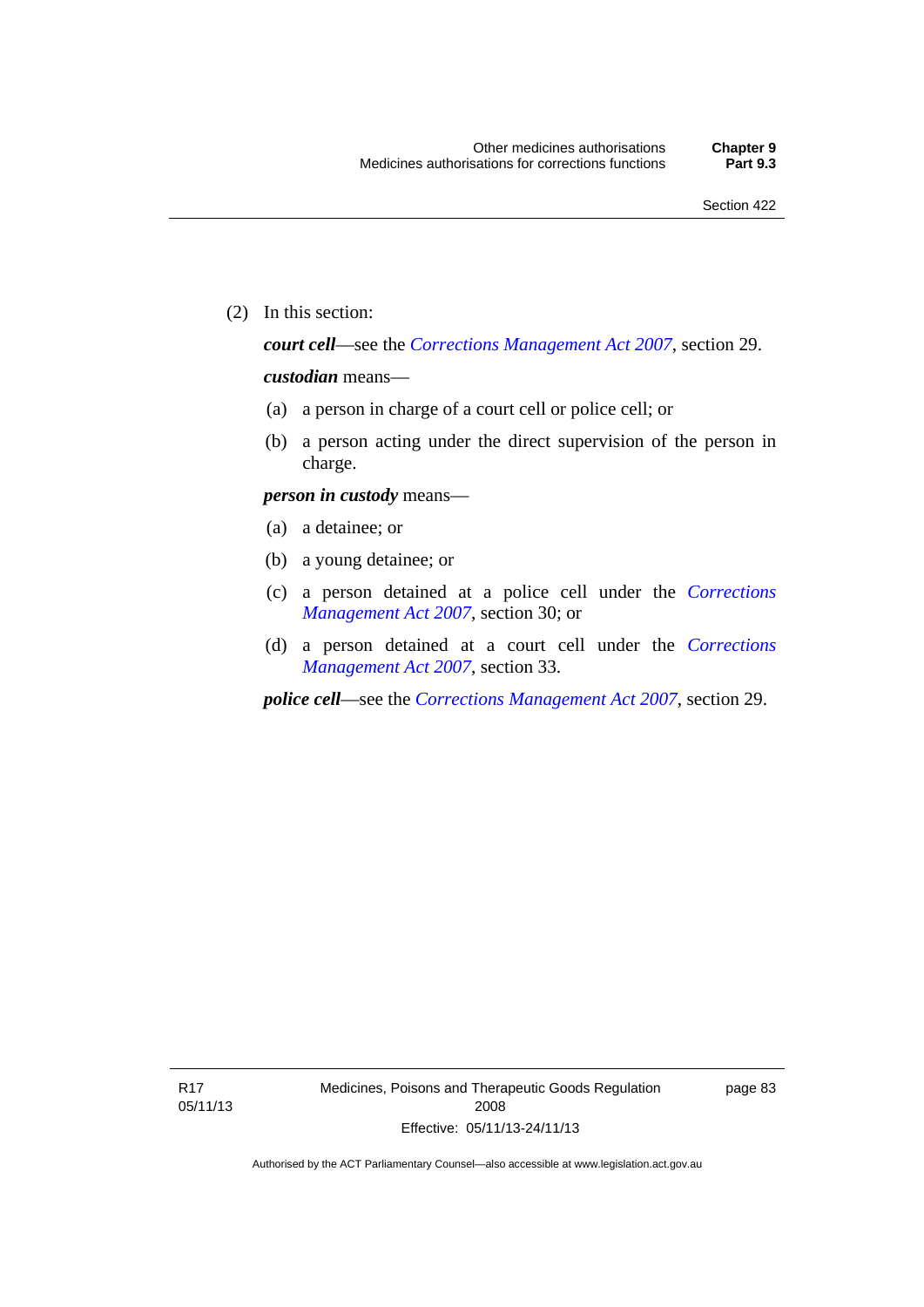(2) In this section:

***court cell***—see the *Corrections Management Act 2007*, section 29.

***custodian*** means—

(a) a person in charge of a court cell or police cell; or

(b) a person acting under the direct supervision of the person in charge.

***person in custody*** means—

(a) a detainee; or

(b) a young detainee; or

(c) a person detained at a police cell under the *Corrections Management Act 2007*, section 30; or

(d) a person detained at a court cell under the *Corrections Management Act 2007*, section 33.

***police cell***—see the *Corrections Management Act 2007*, section 29.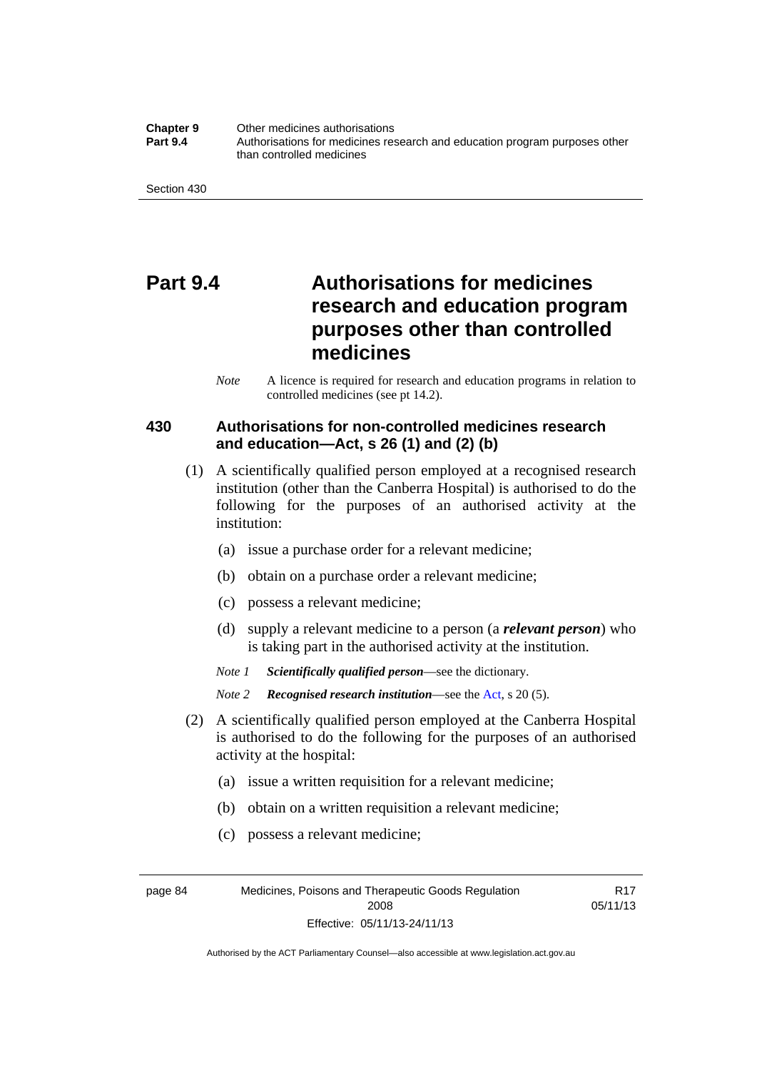# Part 9.4 Authorisations for medicines research and education program purposes other than controlled medicines

*Note* A licence is required for research and education programs in relation to controlled medicines (see pt 14.2).

### 430 Authorisations for non-controlled medicines research and education—Act, s 26 (1) and (2) (b)

(1) A scientifically qualified person employed at a recognised research institution (other than the Canberra Hospital) is authorised to do the following for the purposes of an authorised activity at the institution:

- (a) issue a purchase order for a relevant medicine;
- (b) obtain on a purchase order a relevant medicine;
- (c) possess a relevant medicine;
- (d) supply a relevant medicine to a person (a ***relevant person***) who is taking part in the authorised activity at the institution.

*Note 1* ***Scientifically qualified person***—see the dictionary.

*Note 2* ***Recognised research institution***—see the Act, s 20 (5).

(2) A scientifically qualified person employed at the Canberra Hospital is authorised to do the following for the purposes of an authorised activity at the hospital:

- (a) issue a written requisition for a relevant medicine;
- (b) obtain on a written requisition a relevant medicine;
- (c) possess a relevant medicine;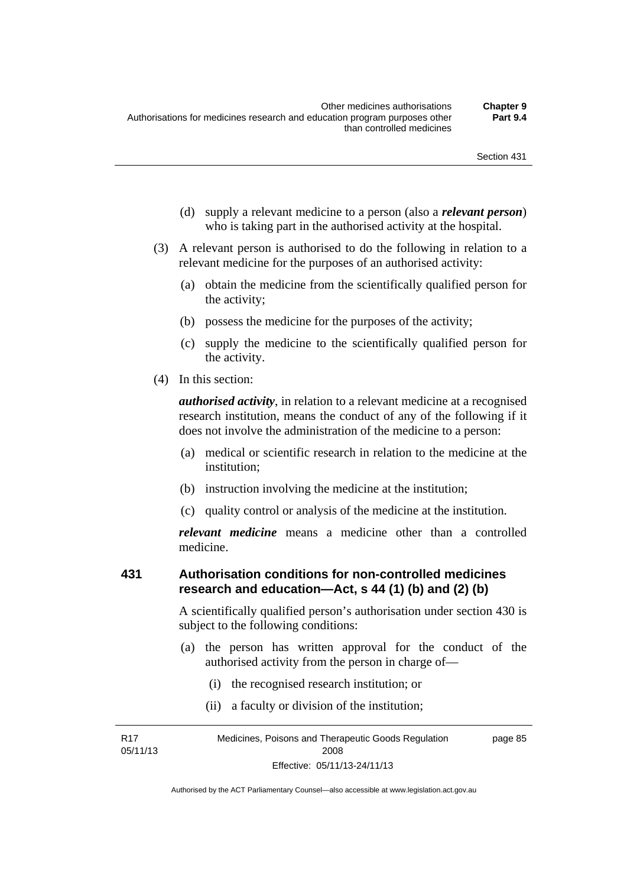(d) supply a relevant medicine to a person (also a ***relevant person***) who is taking part in the authorised activity at the hospital.

(3) A relevant person is authorised to do the following in relation to a relevant medicine for the purposes of an authorised activity:

(a) obtain the medicine from the scientifically qualified person for the activity;

(b) possess the medicine for the purposes of the activity;

(c) supply the medicine to the scientifically qualified person for the activity.

(4) In this section:

***authorised activity***, in relation to a relevant medicine at a recognised research institution, means the conduct of any of the following if it does not involve the administration of the medicine to a person:

(a) medical or scientific research in relation to the medicine at the institution;

(b) instruction involving the medicine at the institution;

(c) quality control or analysis of the medicine at the institution.

***relevant medicine*** means a medicine other than a controlled medicine.

### 431 Authorisation conditions for non-controlled medicines research and education—Act, s 44 (1) (b) and (2) (b)

A scientifically qualified person's authorisation under section 430 is subject to the following conditions:

(a) the person has written approval for the conduct of the authorised activity from the person in charge of—

(i) the recognised research institution; or

(ii) a faculty or division of the institution;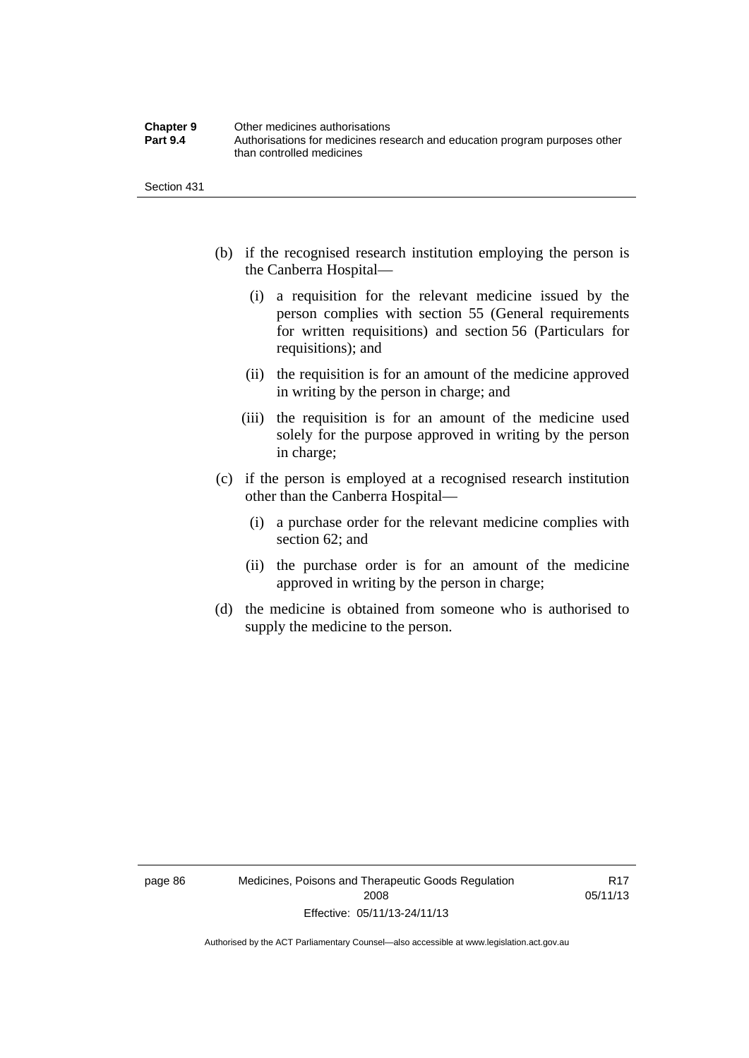(b) if the recognised research institution employing the person is the Canberra Hospital—

(i) a requisition for the relevant medicine issued by the person complies with section 55 (General requirements for written requisitions) and section 56 (Particulars for requisitions); and

(ii) the requisition is for an amount of the medicine approved in writing by the person in charge; and

(iii) the requisition is for an amount of the medicine used solely for the purpose approved in writing by the person in charge;

(c) if the person is employed at a recognised research institution other than the Canberra Hospital—

(i) a purchase order for the relevant medicine complies with section 62; and

(ii) the purchase order is for an amount of the medicine approved in writing by the person in charge;

(d) the medicine is obtained from someone who is authorised to supply the medicine to the person.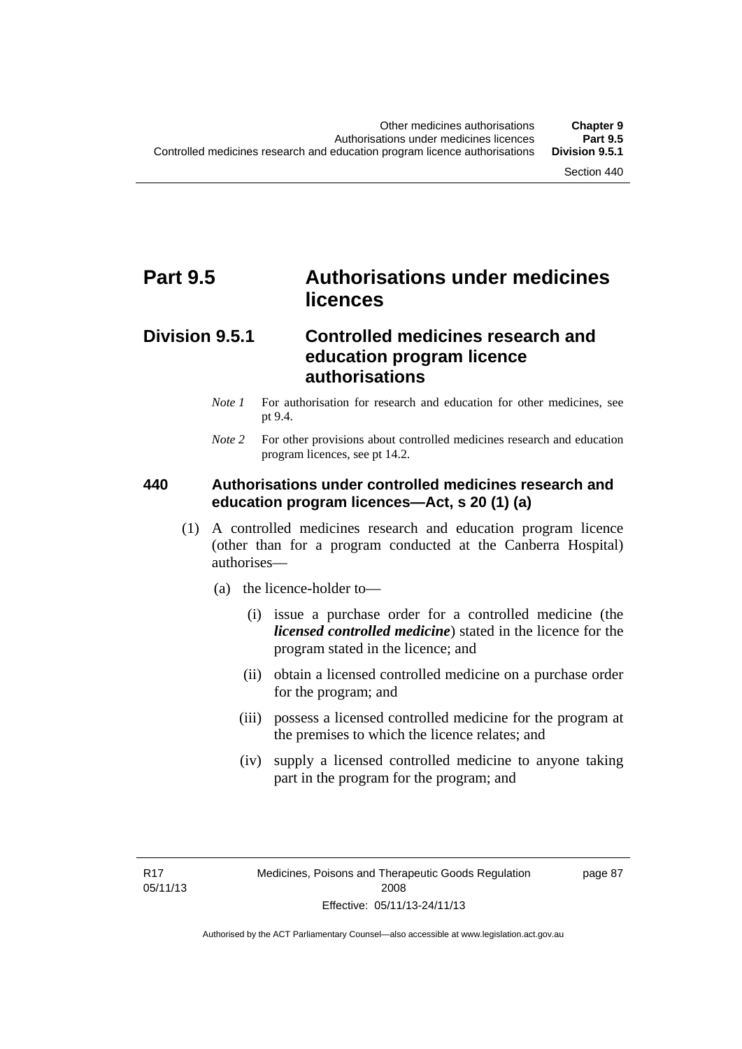# Part 9.5 Authorisations under medicines licences

## Division 9.5.1 Controlled medicines research and education program licence authorisations

*Note 1* For authorisation for research and education for other medicines, see pt 9.4.

*Note 2* For other provisions about controlled medicines research and education program licences, see pt 14.2.

### 440 Authorisations under controlled medicines research and education program licences—Act, s 20 (1) (a)

(1) A controlled medicines research and education program licence (other than for a program conducted at the Canberra Hospital) authorises—

(a) the licence-holder to—

(i) issue a purchase order for a controlled medicine (the ***licensed controlled medicine***) stated in the licence for the program stated in the licence; and

(ii) obtain a licensed controlled medicine on a purchase order for the program; and

(iii) possess a licensed controlled medicine for the program at the premises to which the licence relates; and

(iv) supply a licensed controlled medicine to anyone taking part in the program for the program; and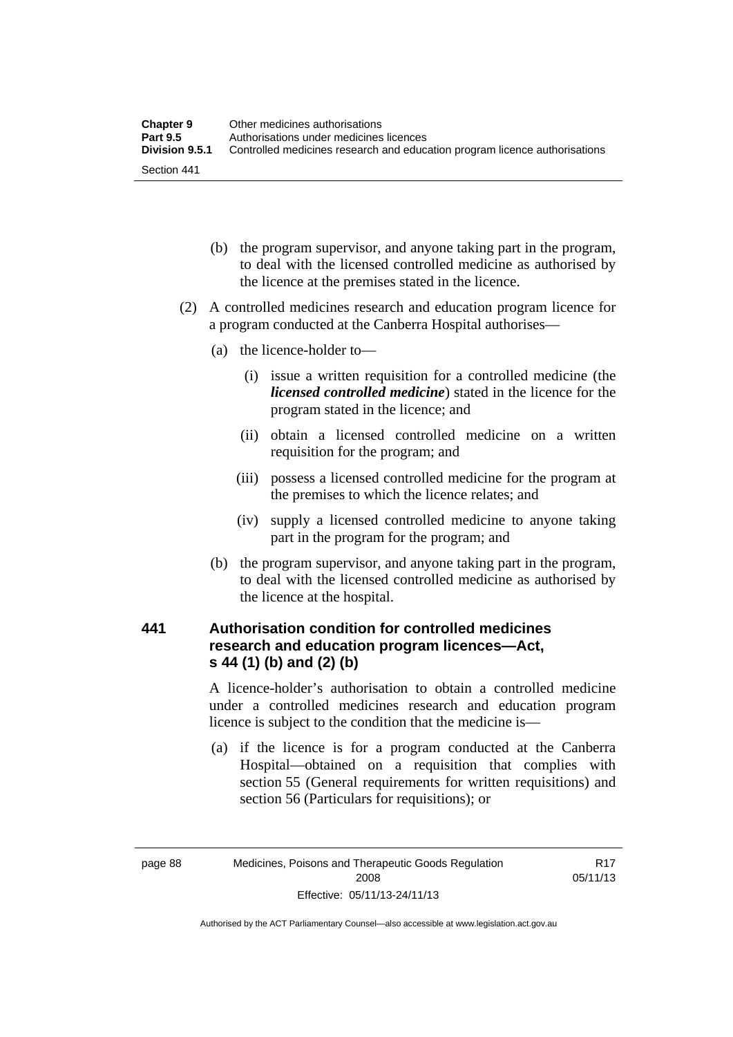(b) the program supervisor, and anyone taking part in the program, to deal with the licensed controlled medicine as authorised by the licence at the premises stated in the licence.

(2) A controlled medicines research and education program licence for a program conducted at the Canberra Hospital authorises—

(a) the licence-holder to—

(i) issue a written requisition for a controlled medicine (the ***licensed controlled medicine***) stated in the licence for the program stated in the licence; and

(ii) obtain a licensed controlled medicine on a written requisition for the program; and

(iii) possess a licensed controlled medicine for the program at the premises to which the licence relates; and

(iv) supply a licensed controlled medicine to anyone taking part in the program for the program; and

(b) the program supervisor, and anyone taking part in the program, to deal with the licensed controlled medicine as authorised by the licence at the hospital.

### 441 Authorisation condition for controlled medicines research and education program licences—Act, s 44 (1) (b) and (2) (b)

A licence-holder's authorisation to obtain a controlled medicine under a controlled medicines research and education program licence is subject to the condition that the medicine is—

(a) if the licence is for a program conducted at the Canberra Hospital—obtained on a requisition that complies with section 55 (General requirements for written requisitions) and section 56 (Particulars for requisitions); or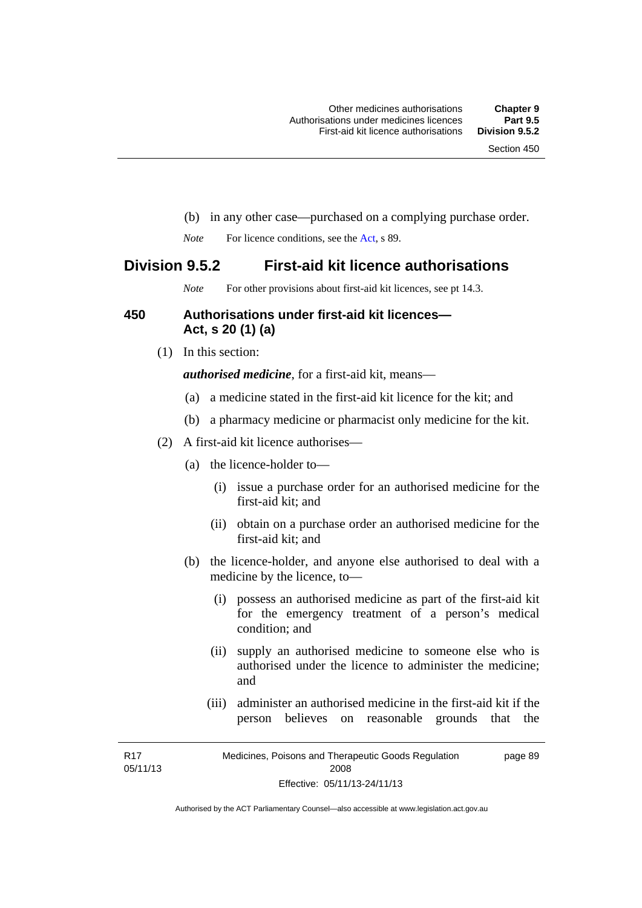(b) in any other case—purchased on a complying purchase order.

*Note* For licence conditions, see the Act, s 89.

## Division 9.5.2 First-aid kit licence authorisations

*Note* For other provisions about first-aid kit licences, see pt 14.3.

### 450 Authorisations under first-aid kit licences—Act, s 20 (1) (a)

(1) In this section:

***authorised medicine***, for a first-aid kit, means—

(a) a medicine stated in the first-aid kit licence for the kit; and

(b) a pharmacy medicine or pharmacist only medicine for the kit.

(2) A first-aid kit licence authorises—

(a) the licence-holder to—

(i) issue a purchase order for an authorised medicine for the first-aid kit; and

(ii) obtain on a purchase order an authorised medicine for the first-aid kit; and

(b) the licence-holder, and anyone else authorised to deal with a medicine by the licence, to—

(i) possess an authorised medicine as part of the first-aid kit for the emergency treatment of a person's medical condition; and

(ii) supply an authorised medicine to someone else who is authorised under the licence to administer the medicine; and

(iii) administer an authorised medicine in the first-aid kit if the person believes on reasonable grounds that the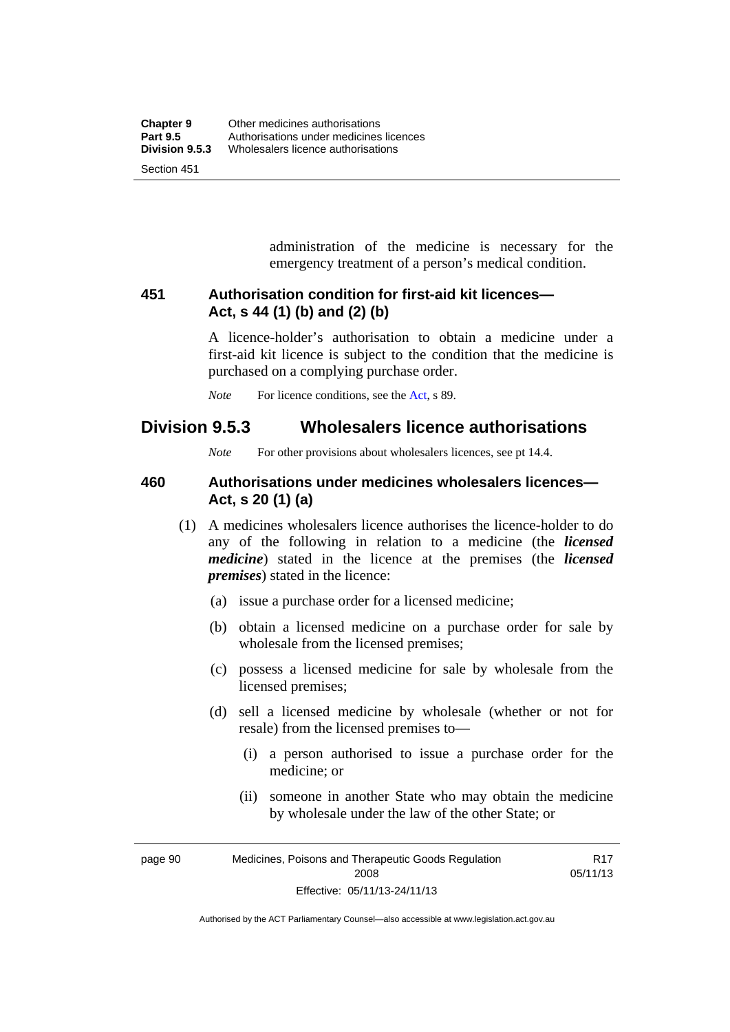administration of the medicine is necessary for the emergency treatment of a person's medical condition.

### 451 Authorisation condition for first-aid kit licences—Act, s 44 (1) (b) and (2) (b)

A licence-holder's authorisation to obtain a medicine under a first-aid kit licence is subject to the condition that the medicine is purchased on a complying purchase order.

*Note* For licence conditions, see the Act, s 89.

## Division 9.5.3 Wholesalers licence authorisations

*Note* For other provisions about wholesalers licences, see pt 14.4.

### 460 Authorisations under medicines wholesalers licences—Act, s 20 (1) (a)

(1) A medicines wholesalers licence authorises the licence-holder to do any of the following in relation to a medicine (the ***licensed medicine***) stated in the licence at the premises (the ***licensed premises***) stated in the licence:

(a) issue a purchase order for a licensed medicine;

(b) obtain a licensed medicine on a purchase order for sale by wholesale from the licensed premises;

(c) possess a licensed medicine for sale by wholesale from the licensed premises;

(d) sell a licensed medicine by wholesale (whether or not for resale) from the licensed premises to—

(i) a person authorised to issue a purchase order for the medicine; or

(ii) someone in another State who may obtain the medicine by wholesale under the law of the other State; or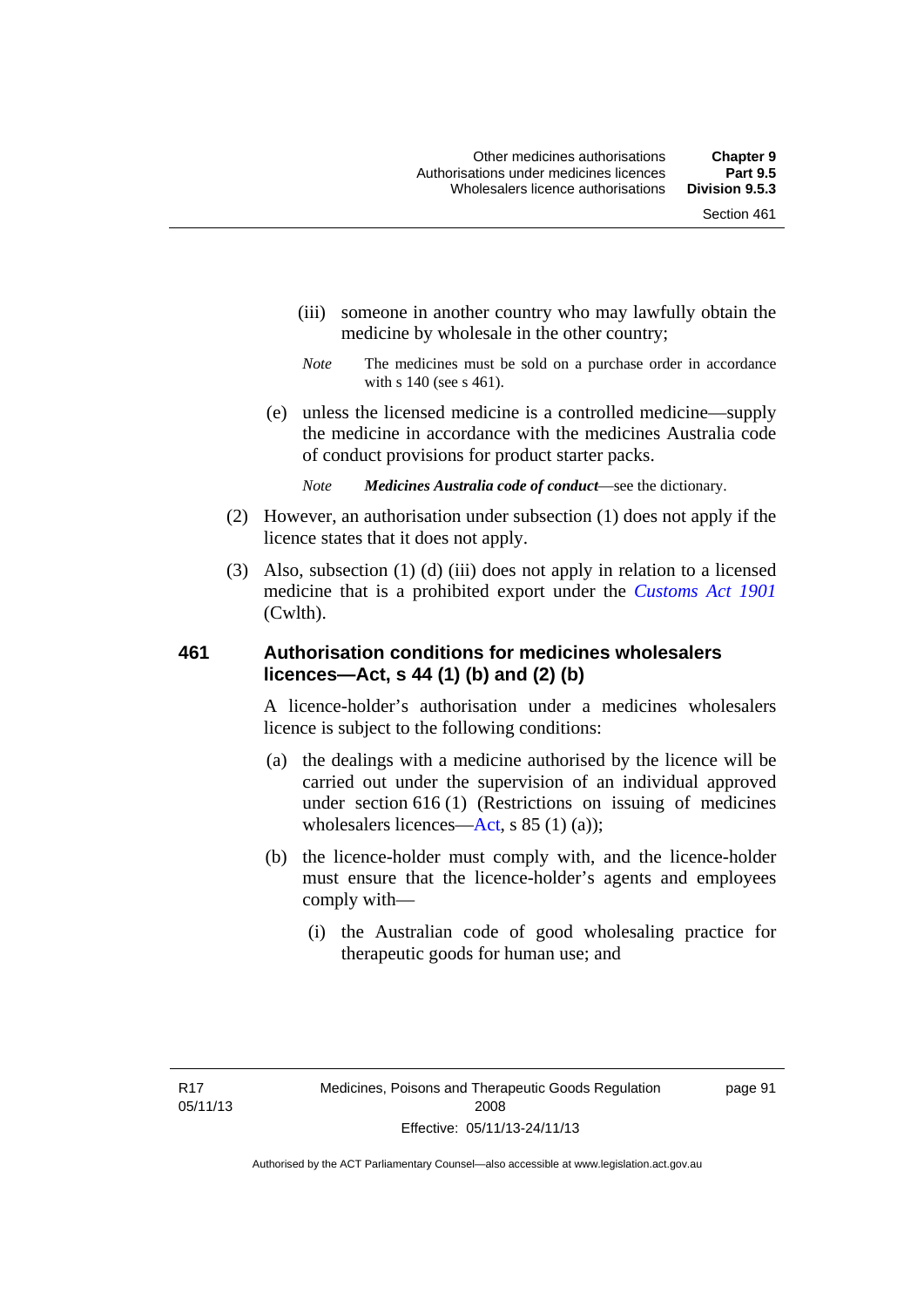(iii) someone in another country who may lawfully obtain the medicine by wholesale in the other country;

*Note* The medicines must be sold on a purchase order in accordance with s 140 (see s 461).

(e) unless the licensed medicine is a controlled medicine—supply the medicine in accordance with the medicines Australia code of conduct provisions for product starter packs.

*Note* ***Medicines Australia code of conduct***—see the dictionary.

(2) However, an authorisation under subsection (1) does not apply if the licence states that it does not apply.

(3) Also, subsection (1) (d) (iii) does not apply in relation to a licensed medicine that is a prohibited export under the *Customs Act 1901* (Cwlth).

### 461 Authorisation conditions for medicines wholesalers licences—Act, s 44 (1) (b) and (2) (b)

A licence-holder's authorisation under a medicines wholesalers licence is subject to the following conditions:

(a) the dealings with a medicine authorised by the licence will be carried out under the supervision of an individual approved under section 616 (1) (Restrictions on issuing of medicines wholesalers licences—Act, s 85 (1) (a));

(b) the licence-holder must comply with, and the licence-holder must ensure that the licence-holder's agents and employees comply with—

(i) the Australian code of good wholesaling practice for therapeutic goods for human use; and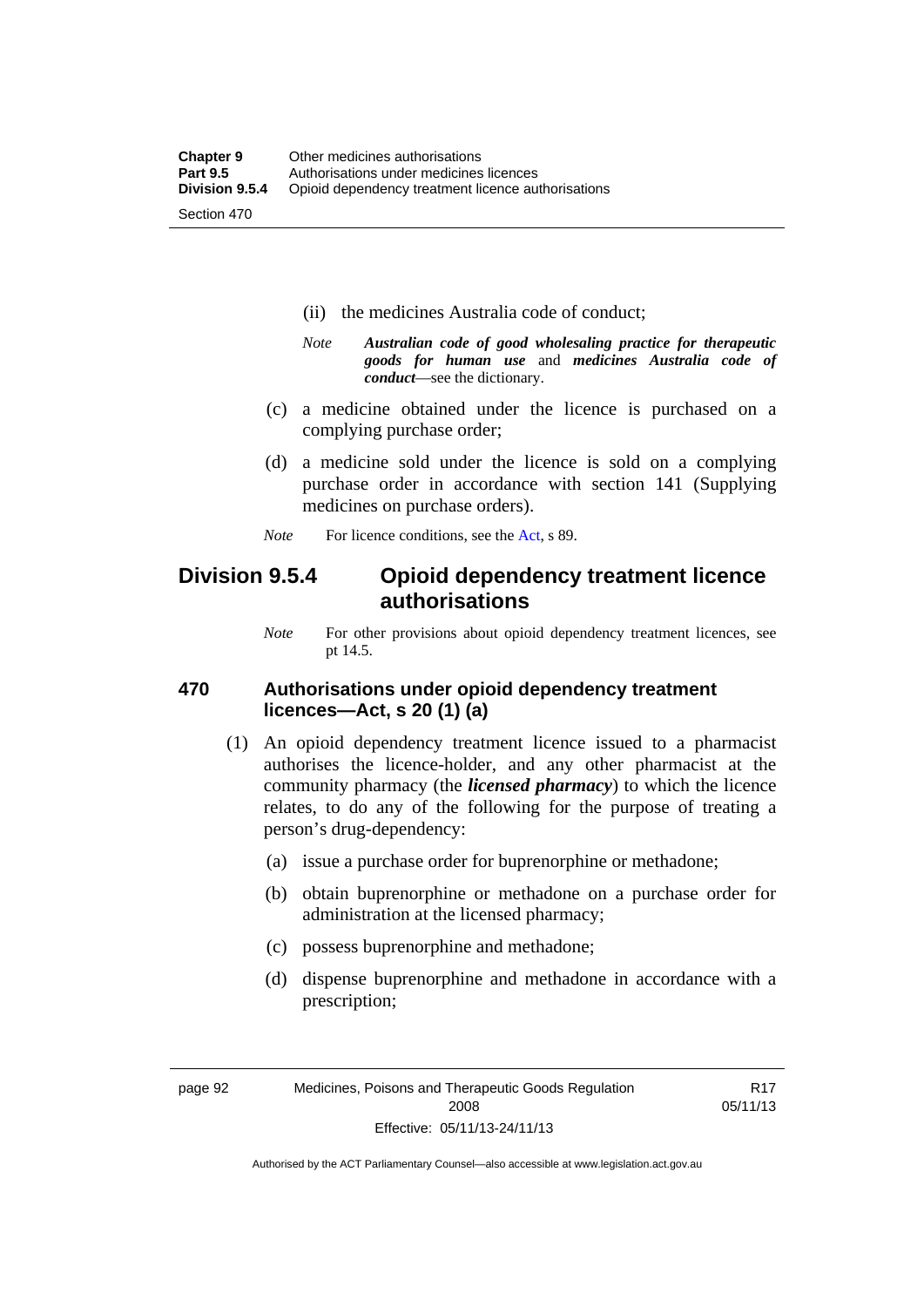(ii) the medicines Australia code of conduct;

*Note* ***Australian code of good wholesaling practice for therapeutic goods for human use*** and ***medicines Australia code of conduct***—see the dictionary.

(c) a medicine obtained under the licence is purchased on a complying purchase order;

(d) a medicine sold under the licence is sold on a complying purchase order in accordance with section 141 (Supplying medicines on purchase orders).

*Note* For licence conditions, see the Act, s 89.

## Division 9.5.4 Opioid dependency treatment licence authorisations

*Note* For other provisions about opioid dependency treatment licences, see pt 14.5.

### 470 Authorisations under opioid dependency treatment licences—Act, s 20 (1) (a)

(1) An opioid dependency treatment licence issued to a pharmacist authorises the licence-holder, and any other pharmacist at the community pharmacy (the ***licensed pharmacy***) to which the licence relates, to do any of the following for the purpose of treating a person's drug-dependency:

(a) issue a purchase order for buprenorphine or methadone;

(b) obtain buprenorphine or methadone on a purchase order for administration at the licensed pharmacy;

(c) possess buprenorphine and methadone;

(d) dispense buprenorphine and methadone in accordance with a prescription;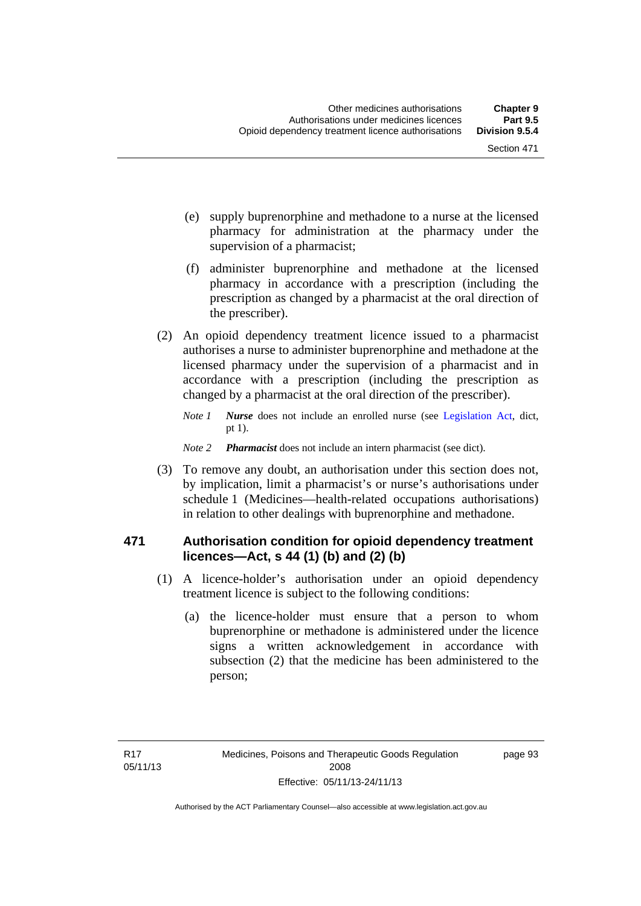(e) supply buprenorphine and methadone to a nurse at the licensed pharmacy for administration at the pharmacy under the supervision of a pharmacist;

(f) administer buprenorphine and methadone at the licensed pharmacy in accordance with a prescription (including the prescription as changed by a pharmacist at the oral direction of the prescriber).

(2) An opioid dependency treatment licence issued to a pharmacist authorises a nurse to administer buprenorphine and methadone at the licensed pharmacy under the supervision of a pharmacist and in accordance with a prescription (including the prescription as changed by a pharmacist at the oral direction of the prescriber).

*Note 1* ***Nurse*** does not include an enrolled nurse (see Legislation Act, dict, pt 1).

*Note 2* ***Pharmacist*** does not include an intern pharmacist (see dict).

(3) To remove any doubt, an authorisation under this section does not, by implication, limit a pharmacist's or nurse's authorisations under schedule 1 (Medicines—health-related occupations authorisations) in relation to other dealings with buprenorphine and methadone.

### 471 Authorisation condition for opioid dependency treatment licences—Act, s 44 (1) (b) and (2) (b)

(1) A licence-holder's authorisation under an opioid dependency treatment licence is subject to the following conditions:

(a) the licence-holder must ensure that a person to whom buprenorphine or methadone is administered under the licence signs a written acknowledgement in accordance with subsection (2) that the medicine has been administered to the person;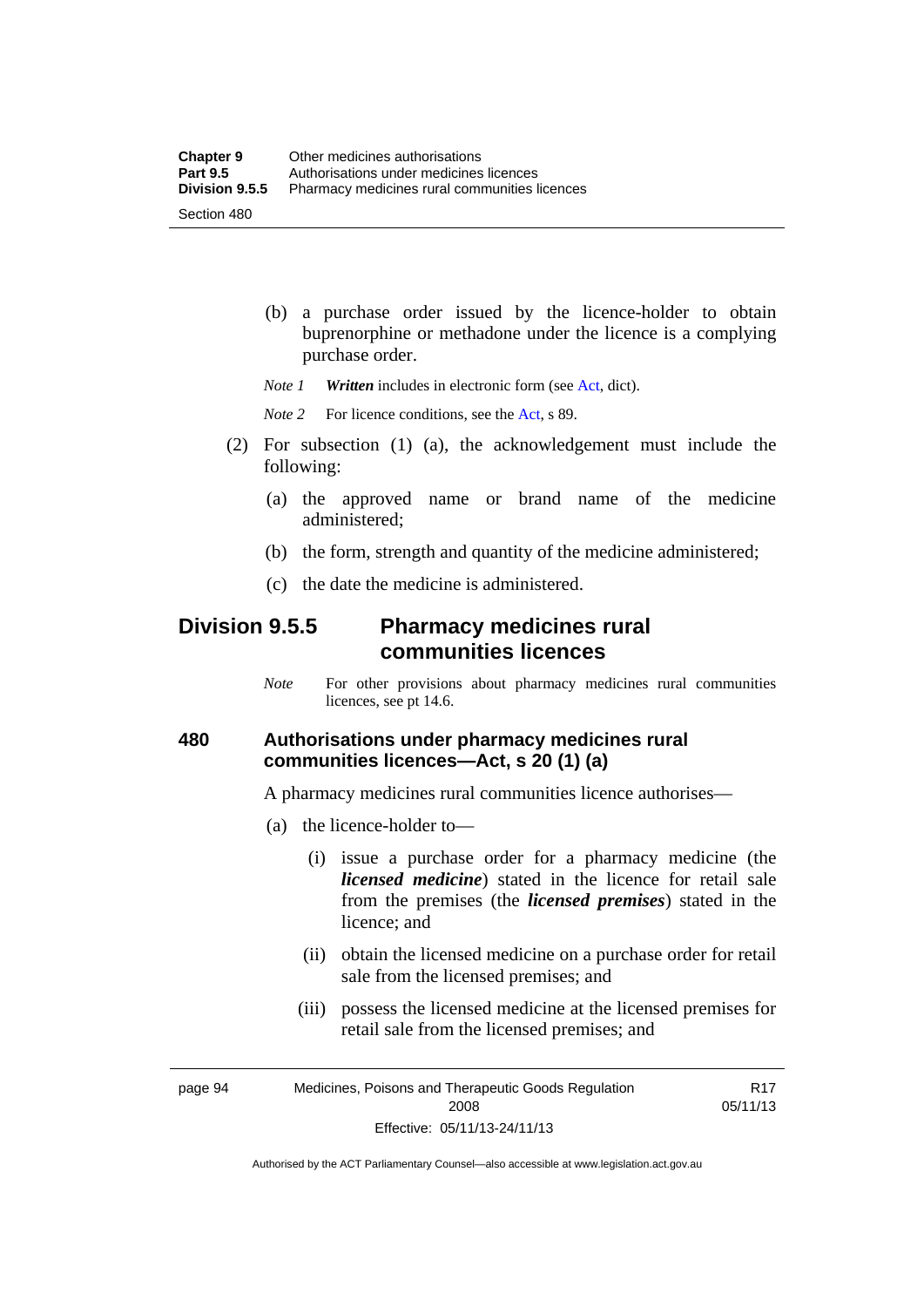(b) a purchase order issued by the licence-holder to obtain buprenorphine or methadone under the licence is a complying purchase order.

*Note 1* ***Written*** includes in electronic form (see Act, dict).

*Note 2* For licence conditions, see the Act, s 89.

(2) For subsection (1) (a), the acknowledgement must include the following:

(a) the approved name or brand name of the medicine administered;

(b) the form, strength and quantity of the medicine administered;

(c) the date the medicine is administered.

## Division 9.5.5 Pharmacy medicines rural communities licences

*Note* For other provisions about pharmacy medicines rural communities licences, see pt 14.6.

### 480 Authorisations under pharmacy medicines rural communities licences—Act, s 20 (1) (a)

A pharmacy medicines rural communities licence authorises—

(a) the licence-holder to—

(i) issue a purchase order for a pharmacy medicine (the ***licensed medicine***) stated in the licence for retail sale from the premises (the ***licensed premises***) stated in the licence; and

(ii) obtain the licensed medicine on a purchase order for retail sale from the licensed premises; and

(iii) possess the licensed medicine at the licensed premises for retail sale from the licensed premises; and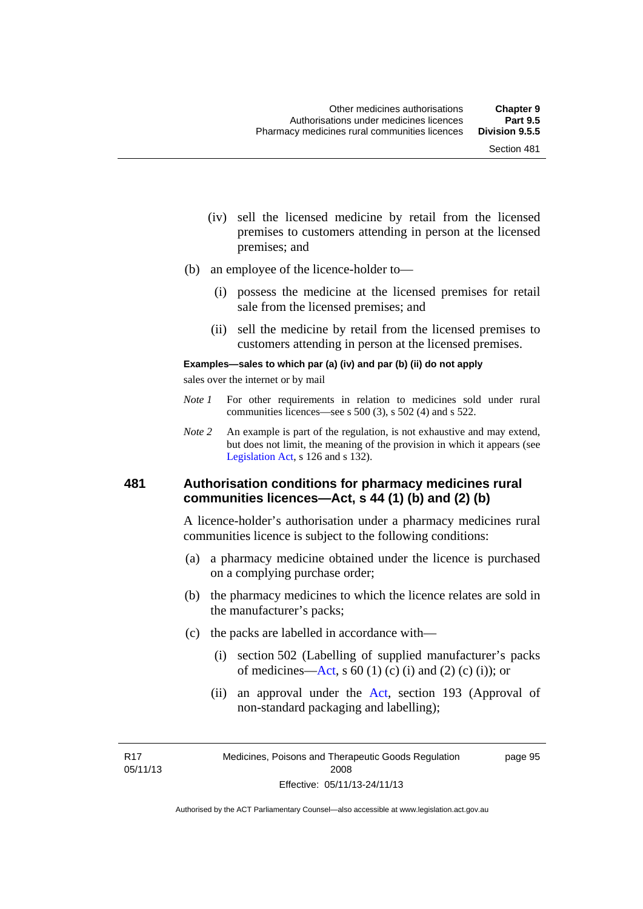(iv) sell the licensed medicine by retail from the licensed premises to customers attending in person at the licensed premises; and

(b) an employee of the licence-holder to—

(i) possess the medicine at the licensed premises for retail sale from the licensed premises; and

(ii) sell the medicine by retail from the licensed premises to customers attending in person at the licensed premises.

**Examples—sales to which par (a) (iv) and par (b) (ii) do not apply**

sales over the internet or by mail

*Note 1* For other requirements in relation to medicines sold under rural communities licences—see s 500 (3), s 502 (4) and s 522.

*Note 2* An example is part of the regulation, is not exhaustive and may extend, but does not limit, the meaning of the provision in which it appears (see Legislation Act, s 126 and s 132).

## 481 Authorisation conditions for pharmacy medicines rural communities licences—Act, s 44 (1) (b) and (2) (b)

A licence-holder's authorisation under a pharmacy medicines rural communities licence is subject to the following conditions:

(a) a pharmacy medicine obtained under the licence is purchased on a complying purchase order;

(b) the pharmacy medicines to which the licence relates are sold in the manufacturer's packs;

(c) the packs are labelled in accordance with—

(i) section 502 (Labelling of supplied manufacturer's packs of medicines—Act, s 60 (1) (c) (i) and (2) (c) (i)); or

(ii) an approval under the Act, section 193 (Approval of non-standard packaging and labelling);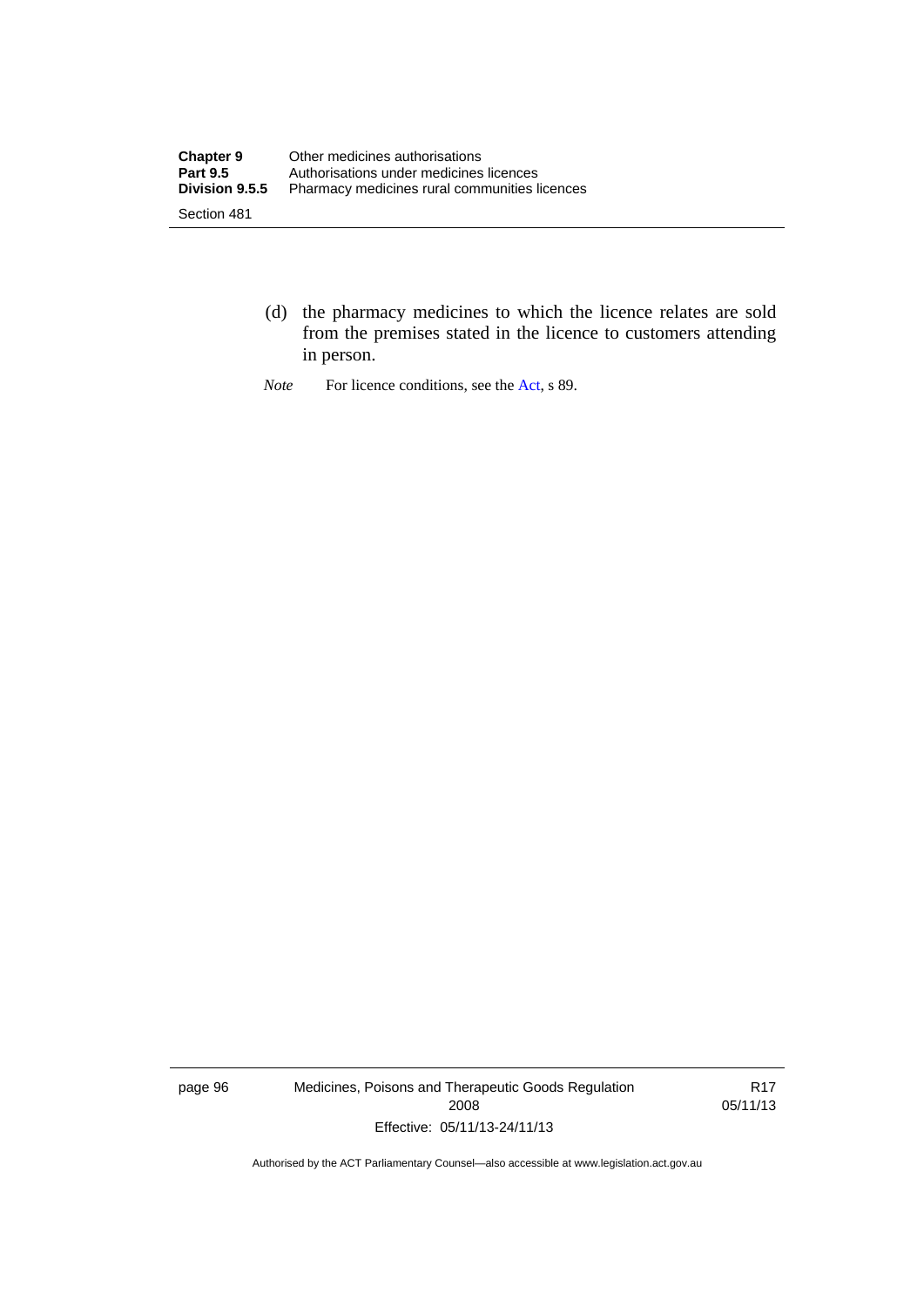(d) the pharmacy medicines to which the licence relates are sold from the premises stated in the licence to customers attending in person.

*Note* For licence conditions, see the Act, s 89.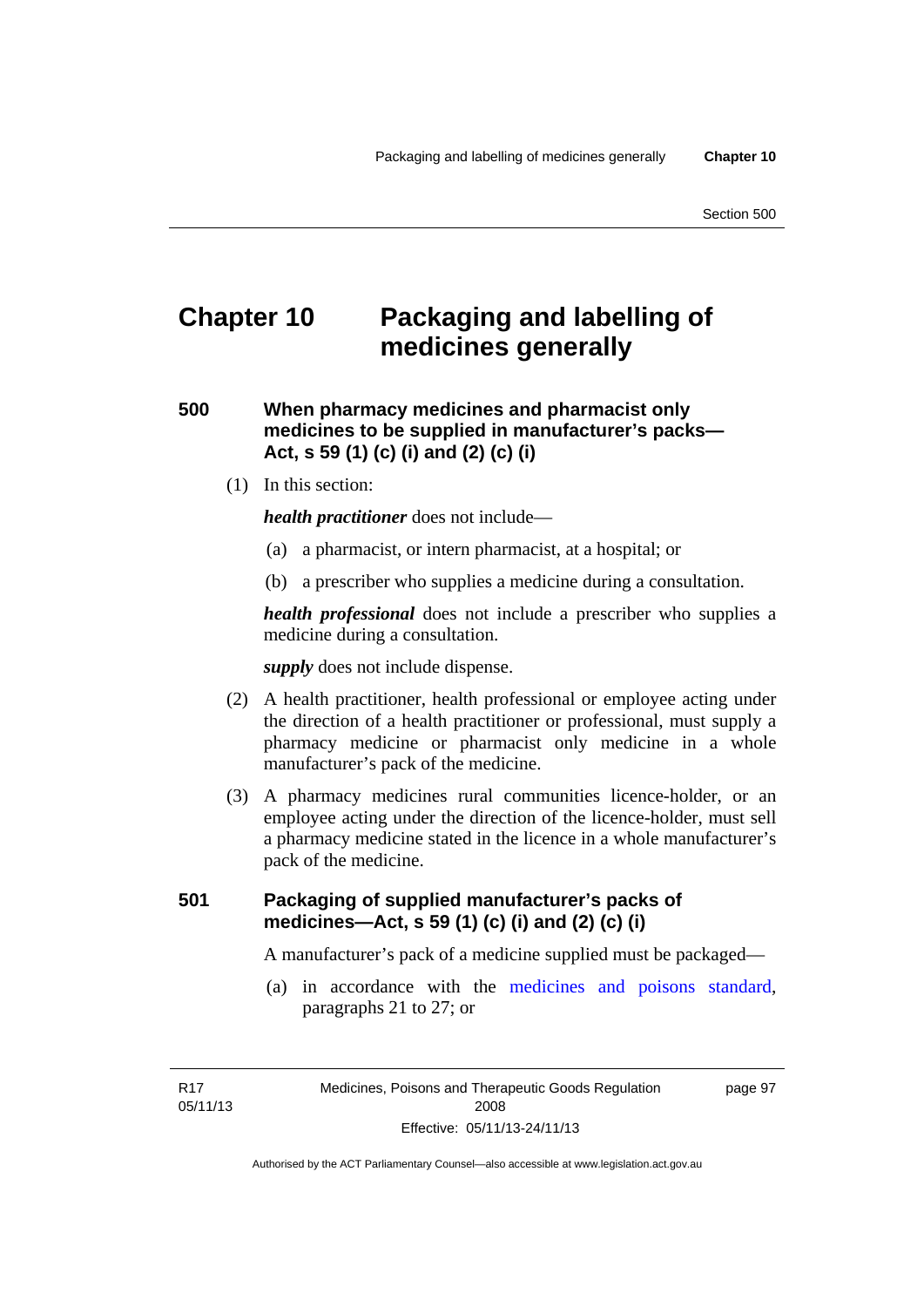# Chapter 10 Packaging and labelling of medicines generally

## 500 When pharmacy medicines and pharmacist only medicines to be supplied in manufacturer's packs—Act, s 59 (1) (c) (i) and (2) (c) (i)

(1) In this section:

***health practitioner*** does not include—

(a) a pharmacist, or intern pharmacist, at a hospital; or

(b) a prescriber who supplies a medicine during a consultation.

***health professional*** does not include a prescriber who supplies a medicine during a consultation.

***supply*** does not include dispense.

(2) A health practitioner, health professional or employee acting under the direction of a health practitioner or professional, must supply a pharmacy medicine or pharmacist only medicine in a whole manufacturer's pack of the medicine.

(3) A pharmacy medicines rural communities licence-holder, or an employee acting under the direction of the licence-holder, must sell a pharmacy medicine stated in the licence in a whole manufacturer's pack of the medicine.

## 501 Packaging of supplied manufacturer's packs of medicines—Act, s 59 (1) (c) (i) and (2) (c) (i)

A manufacturer's pack of a medicine supplied must be packaged—

(a) in accordance with the medicines and poisons standard, paragraphs 21 to 27; or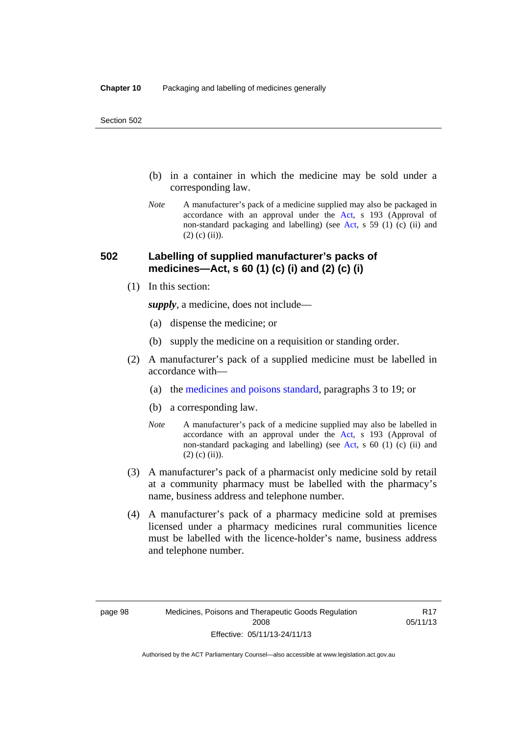(b) in a container in which the medicine may be sold under a corresponding law.

*Note* A manufacturer's pack of a medicine supplied may also be packaged in accordance with an approval under the Act, s 193 (Approval of non-standard packaging and labelling) (see Act, s 59 (1) (c) (ii) and (2) (c) (ii)).

## 502 Labelling of supplied manufacturer's packs of medicines—Act, s 60 (1) (c) (i) and (2) (c) (i)

(1) In this section:

***supply***, a medicine, does not include—

(a) dispense the medicine; or

(b) supply the medicine on a requisition or standing order.

(2) A manufacturer's pack of a supplied medicine must be labelled in accordance with—

(a) the medicines and poisons standard, paragraphs 3 to 19; or

(b) a corresponding law.

*Note* A manufacturer's pack of a medicine supplied may also be labelled in accordance with an approval under the Act, s 193 (Approval of non-standard packaging and labelling) (see Act, s 60 (1) (c) (ii) and (2) (c) (ii)).

(3) A manufacturer's pack of a pharmacist only medicine sold by retail at a community pharmacy must be labelled with the pharmacy's name, business address and telephone number.

(4) A manufacturer's pack of a pharmacy medicine sold at premises licensed under a pharmacy medicines rural communities licence must be labelled with the licence-holder's name, business address and telephone number.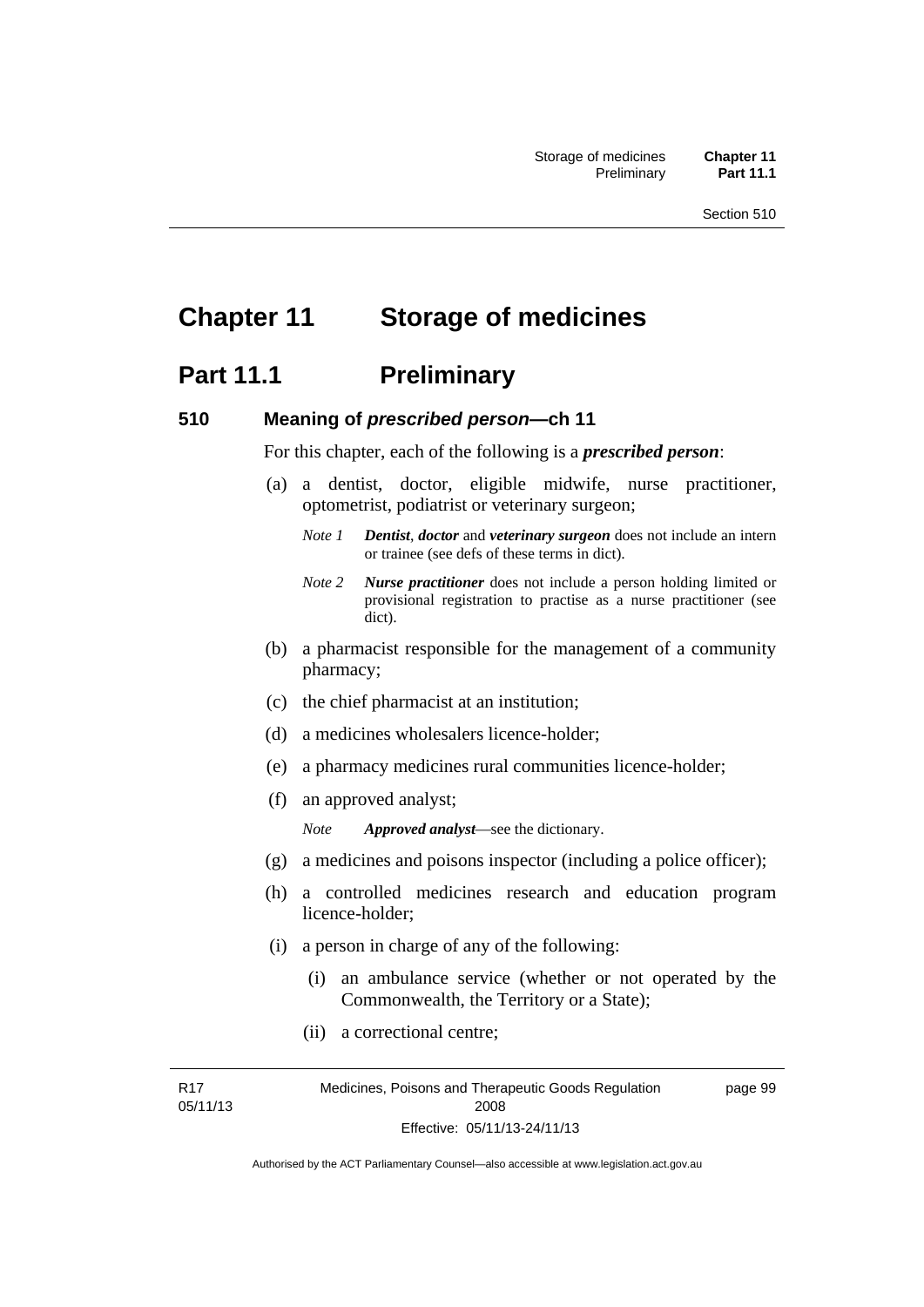# Chapter 11 Storage of medicines

## Part 11.1 Preliminary

### 510 Meaning of *prescribed person*—ch 11

For this chapter, each of the following is a ***prescribed person***:

(a) a dentist, doctor, eligible midwife, nurse practitioner, optometrist, podiatrist or veterinary surgeon;

*Note 1* ***Dentist***, ***doctor*** and ***veterinary surgeon*** does not include an intern or trainee (see defs of these terms in dict).

*Note 2* ***Nurse practitioner*** does not include a person holding limited or provisional registration to practise as a nurse practitioner (see dict).

(b) a pharmacist responsible for the management of a community pharmacy;

(c) the chief pharmacist at an institution;

(d) a medicines wholesalers licence-holder;

(e) a pharmacy medicines rural communities licence-holder;

(f) an approved analyst;

*Note* ***Approved analyst***—see the dictionary.

(g) a medicines and poisons inspector (including a police officer);

(h) a controlled medicines research and education program licence-holder;

(i) a person in charge of any of the following:

(i) an ambulance service (whether or not operated by the Commonwealth, the Territory or a State);

(ii) a correctional centre;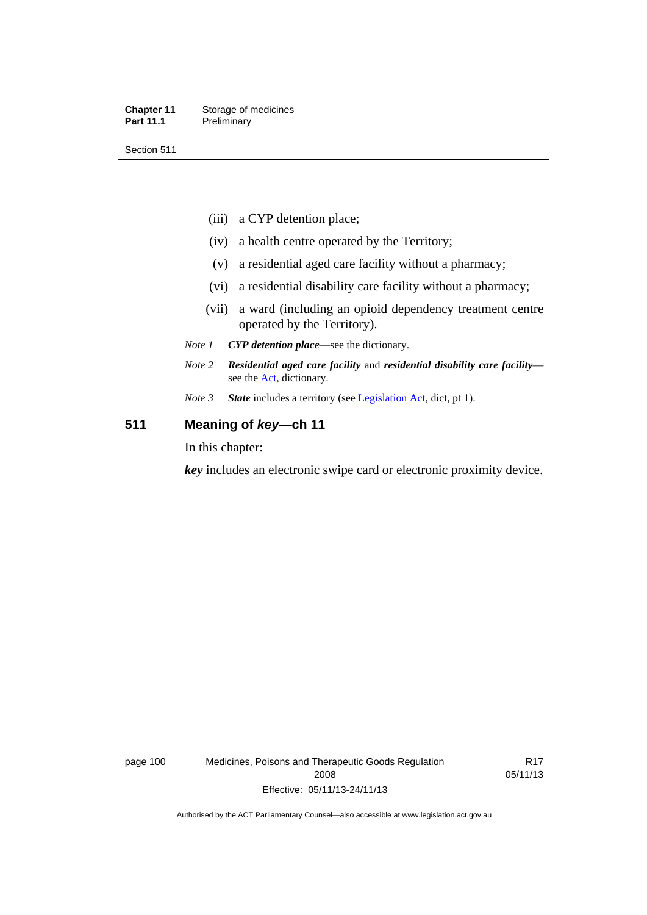(iii) a CYP detention place;

(iv) a health centre operated by the Territory;

(v) a residential aged care facility without a pharmacy;

(vi) a residential disability care facility without a pharmacy;

(vii) a ward (including an opioid dependency treatment centre operated by the Territory).

*Note 1* ***CYP detention place***—see the dictionary.

*Note 2* ***Residential aged care facility*** and ***residential disability care facility***—see the Act, dictionary.

*Note 3* ***State*** includes a territory (see Legislation Act, dict, pt 1).

## 511 Meaning of *key*—ch 11

In this chapter:

***key*** includes an electronic swipe card or electronic proximity device.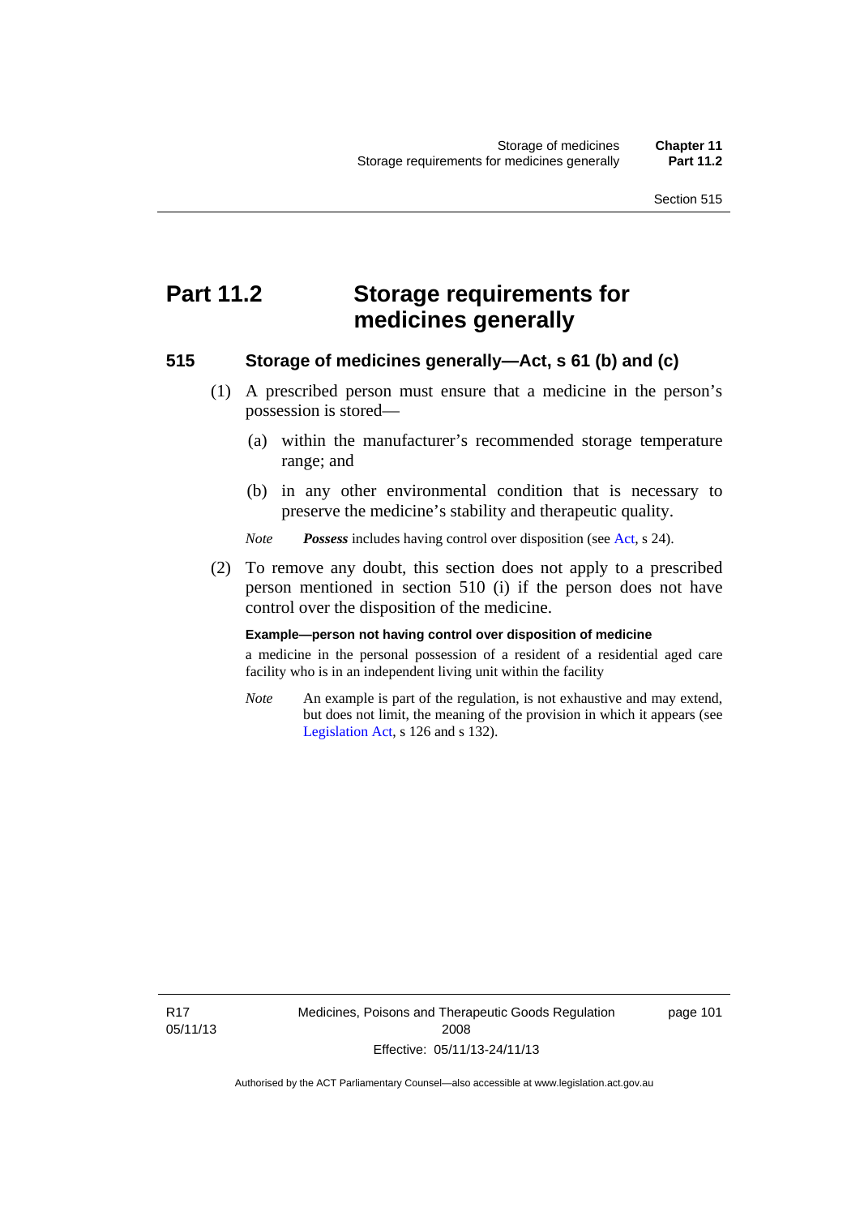# Part 11.2 Storage requirements for medicines generally

## 515 Storage of medicines generally—Act, s 61 (b) and (c)

(1) A prescribed person must ensure that a medicine in the person's possession is stored—

(a) within the manufacturer's recommended storage temperature range; and

(b) in any other environmental condition that is necessary to preserve the medicine's stability and therapeutic quality.

*Note* ***Possess*** includes having control over disposition (see Act, s 24).

(2) To remove any doubt, this section does not apply to a prescribed person mentioned in section 510 (i) if the person does not have control over the disposition of the medicine.

**Example—person not having control over disposition of medicine**

a medicine in the personal possession of a resident of a residential aged care facility who is in an independent living unit within the facility

*Note* An example is part of the regulation, is not exhaustive and may extend, but does not limit, the meaning of the provision in which it appears (see Legislation Act, s 126 and s 132).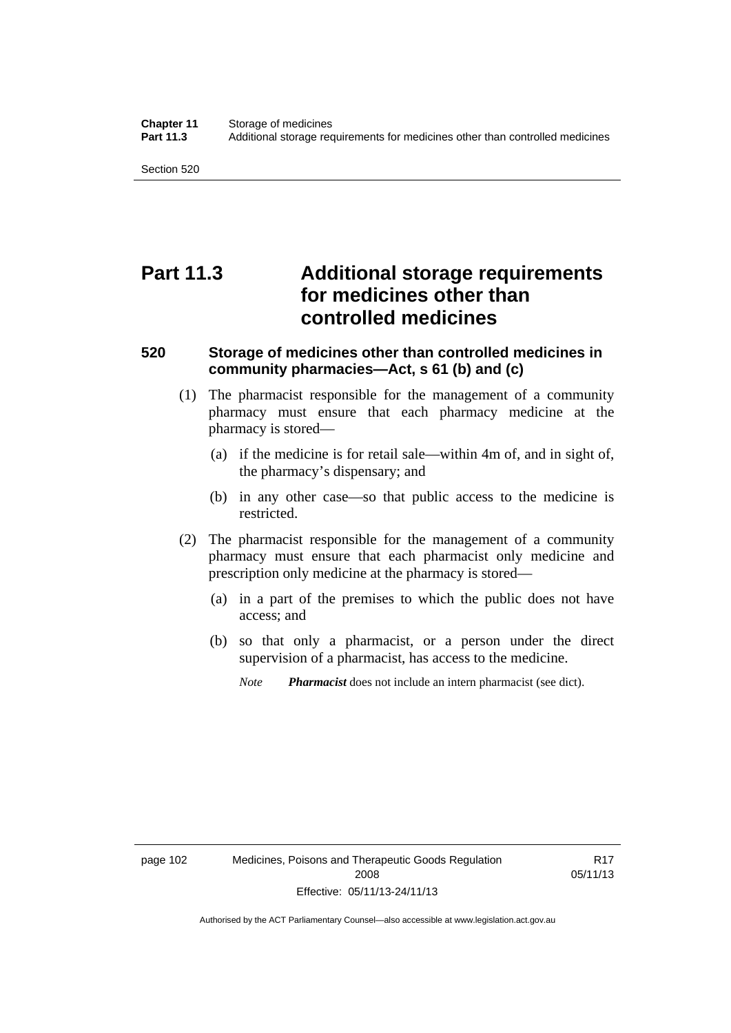# Part 11.3 Additional storage requirements for medicines other than controlled medicines

## 520 Storage of medicines other than controlled medicines in community pharmacies—Act, s 61 (b) and (c)

(1) The pharmacist responsible for the management of a community pharmacy must ensure that each pharmacy medicine at the pharmacy is stored—

(a) if the medicine is for retail sale—within 4m of, and in sight of, the pharmacy's dispensary; and

(b) in any other case—so that public access to the medicine is restricted.

(2) The pharmacist responsible for the management of a community pharmacy must ensure that each pharmacist only medicine and prescription only medicine at the pharmacy is stored—

(a) in a part of the premises to which the public does not have access; and

(b) so that only a pharmacist, or a person under the direct supervision of a pharmacist, has access to the medicine.

*Note* ***Pharmacist*** does not include an intern pharmacist (see dict).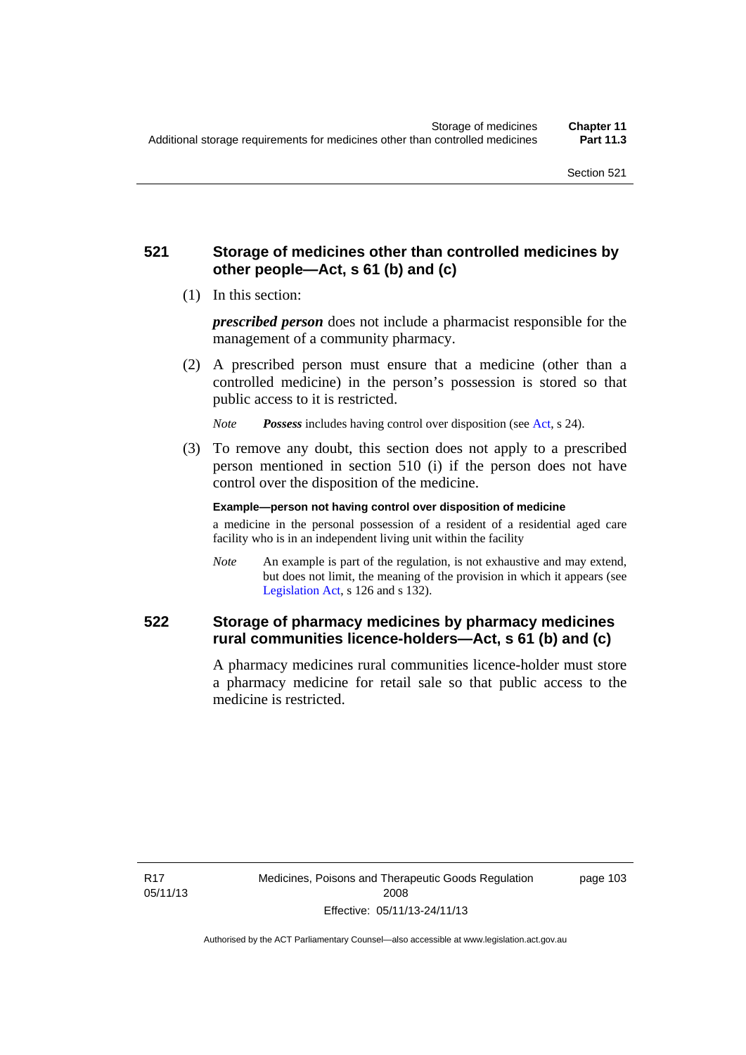## 521 Storage of medicines other than controlled medicines by other people—Act, s 61 (b) and (c)

(1) In this section:

***prescribed person*** does not include a pharmacist responsible for the management of a community pharmacy.

(2) A prescribed person must ensure that a medicine (other than a controlled medicine) in the person's possession is stored so that public access to it is restricted.

*Note* ***Possess*** includes having control over disposition (see Act, s 24).

(3) To remove any doubt, this section does not apply to a prescribed person mentioned in section 510 (i) if the person does not have control over the disposition of the medicine.

**Example—person not having control over disposition of medicine**

a medicine in the personal possession of a resident of a residential aged care facility who is in an independent living unit within the facility

*Note* An example is part of the regulation, is not exhaustive and may extend, but does not limit, the meaning of the provision in which it appears (see Legislation Act, s 126 and s 132).

## 522 Storage of pharmacy medicines by pharmacy medicines rural communities licence-holders—Act, s 61 (b) and (c)

A pharmacy medicines rural communities licence-holder must store a pharmacy medicine for retail sale so that public access to the medicine is restricted.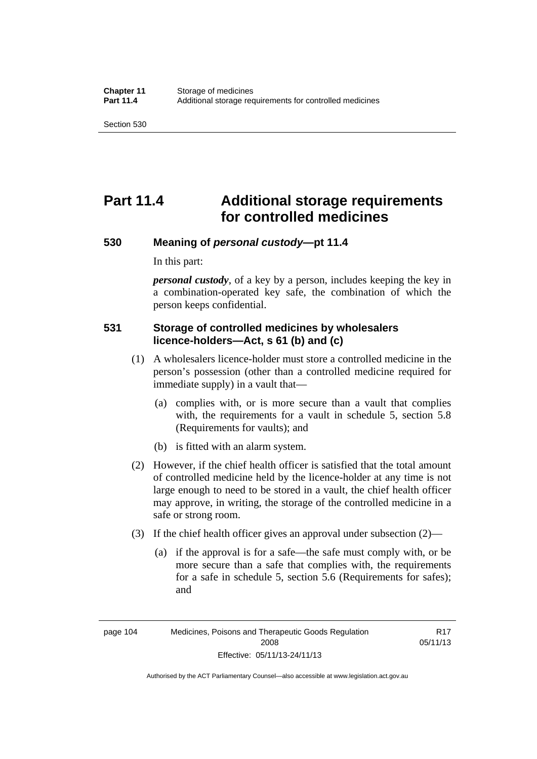# Part 11.4 Additional storage requirements for controlled medicines

## 530 Meaning of *personal custody*—pt 11.4

In this part:

***personal custody***, of a key by a person, includes keeping the key in a combination-operated key safe, the combination of which the person keeps confidential.

## 531 Storage of controlled medicines by wholesalers licence-holders—Act, s 61 (b) and (c)

(1) A wholesalers licence-holder must store a controlled medicine in the person's possession (other than a controlled medicine required for immediate supply) in a vault that—

(a) complies with, or is more secure than a vault that complies with, the requirements for a vault in schedule 5, section 5.8 (Requirements for vaults); and

(b) is fitted with an alarm system.

(2) However, if the chief health officer is satisfied that the total amount of controlled medicine held by the licence-holder at any time is not large enough to need to be stored in a vault, the chief health officer may approve, in writing, the storage of the controlled medicine in a safe or strong room.

(3) If the chief health officer gives an approval under subsection (2)—

(a) if the approval is for a safe—the safe must comply with, or be more secure than a safe that complies with, the requirements for a safe in schedule 5, section 5.6 (Requirements for safes); and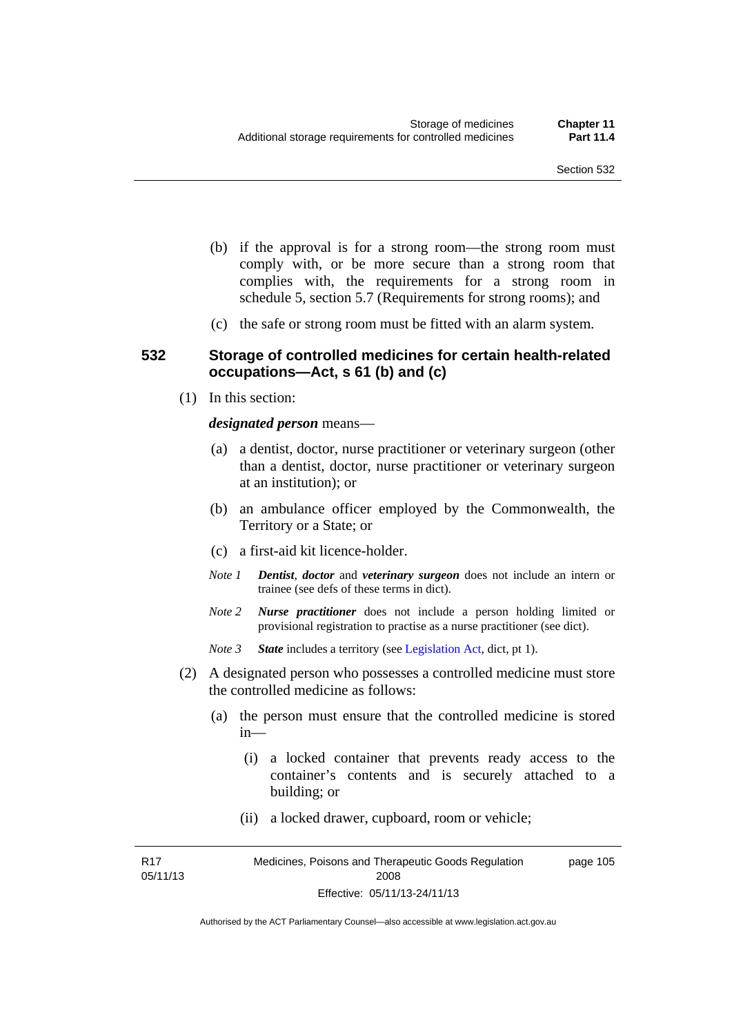(b) if the approval is for a strong room—the strong room must comply with, or be more secure than a strong room that complies with, the requirements for a strong room in schedule 5, section 5.7 (Requirements for strong rooms); and

(c) the safe or strong room must be fitted with an alarm system.

## 532 Storage of controlled medicines for certain health-related occupations—Act, s 61 (b) and (c)

(1) In this section:

***designated person*** means—

(a) a dentist, doctor, nurse practitioner or veterinary surgeon (other than a dentist, doctor, nurse practitioner or veterinary surgeon at an institution); or

(b) an ambulance officer employed by the Commonwealth, the Territory or a State; or

(c) a first-aid kit licence-holder.

*Note 1* ***Dentist****,* ***doctor*** and ***veterinary surgeon*** does not include an intern or trainee (see defs of these terms in dict).

*Note 2* ***Nurse practitioner*** does not include a person holding limited or provisional registration to practise as a nurse practitioner (see dict).

*Note 3* ***State*** includes a territory (see Legislation Act, dict, pt 1).

(2) A designated person who possesses a controlled medicine must store the controlled medicine as follows:

(a) the person must ensure that the controlled medicine is stored in—

(i) a locked container that prevents ready access to the container's contents and is securely attached to a building; or

(ii) a locked drawer, cupboard, room or vehicle;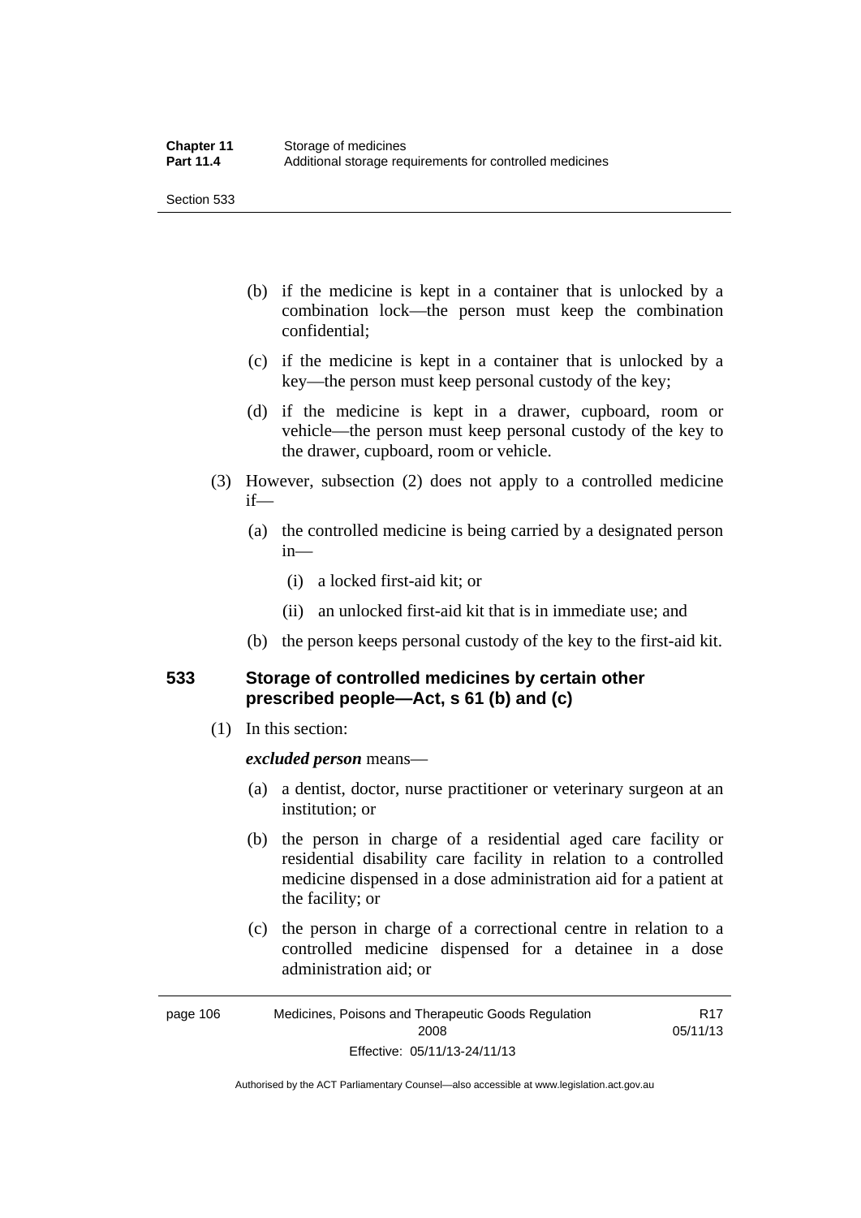(b) if the medicine is kept in a container that is unlocked by a combination lock—the person must keep the combination confidential;

(c) if the medicine is kept in a container that is unlocked by a key—the person must keep personal custody of the key;

(d) if the medicine is kept in a drawer, cupboard, room or vehicle—the person must keep personal custody of the key to the drawer, cupboard, room or vehicle.

(3) However, subsection (2) does not apply to a controlled medicine if—

(a) the controlled medicine is being carried by a designated person in—

(i) a locked first-aid kit; or

(ii) an unlocked first-aid kit that is in immediate use; and

(b) the person keeps personal custody of the key to the first-aid kit.

## 533 Storage of controlled medicines by certain other prescribed people—Act, s 61 (b) and (c)

(1) In this section:

***excluded person*** means—

(a) a dentist, doctor, nurse practitioner or veterinary surgeon at an institution; or

(b) the person in charge of a residential aged care facility or residential disability care facility in relation to a controlled medicine dispensed in a dose administration aid for a patient at the facility; or

(c) the person in charge of a correctional centre in relation to a controlled medicine dispensed for a detainee in a dose administration aid; or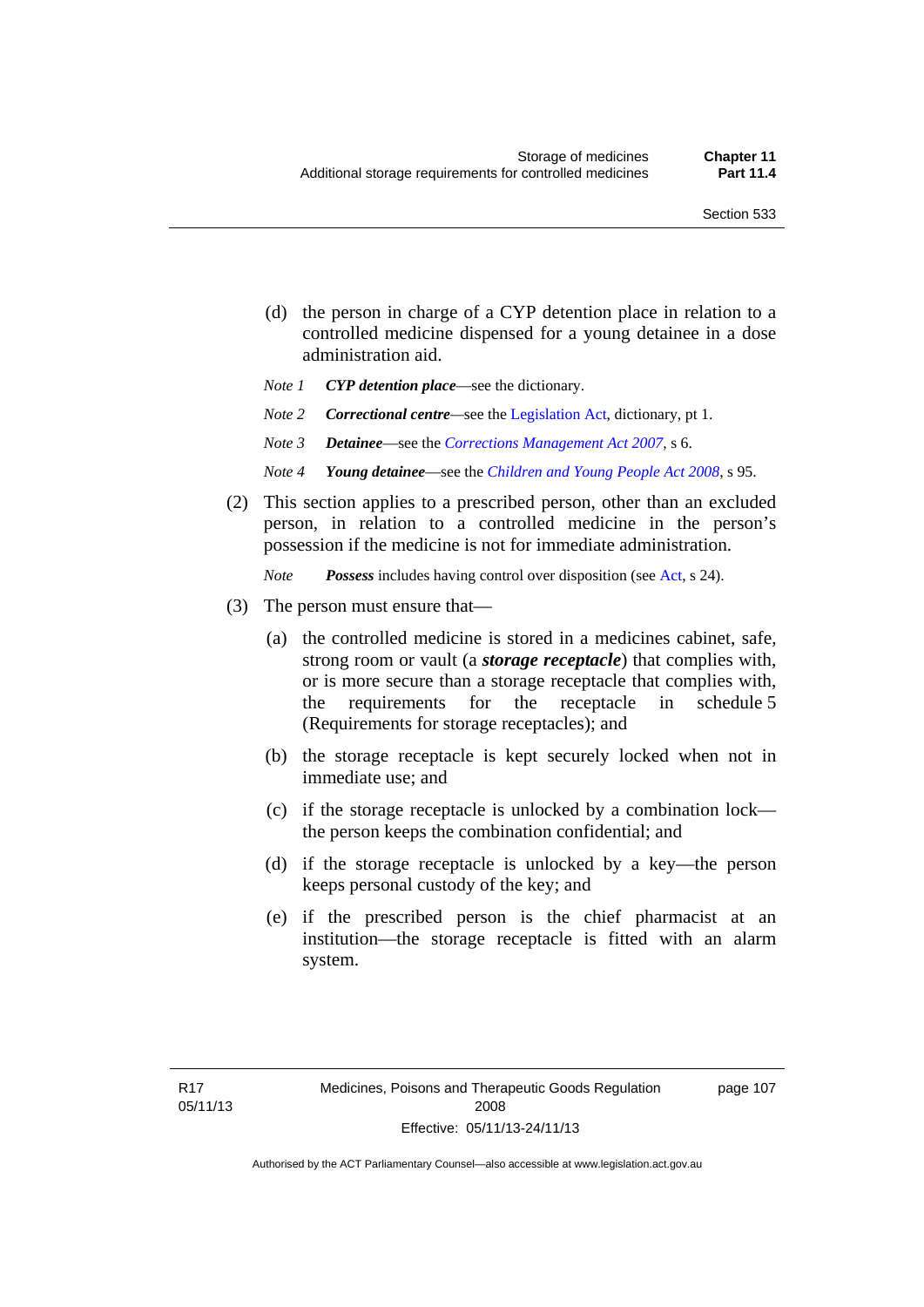(d) the person in charge of a CYP detention place in relation to a controlled medicine dispensed for a young detainee in a dose administration aid.

*Note 1* ***CYP detention place***—see the dictionary.

*Note 2* ***Correctional centre***—see the Legislation Act, dictionary, pt 1.

*Note 3* ***Detainee***—see the *Corrections Management Act 2007*, s 6.

*Note 4* ***Young detainee***—see the *Children and Young People Act 2008*, s 95.

(2) This section applies to a prescribed person, other than an excluded person, in relation to a controlled medicine in the person's possession if the medicine is not for immediate administration.

*Note* ***Possess*** includes having control over disposition (see Act, s 24).

(3) The person must ensure that—

(a) the controlled medicine is stored in a medicines cabinet, safe, strong room or vault (a ***storage receptacle***) that complies with, or is more secure than a storage receptacle that complies with, the requirements for the receptacle in schedule 5 (Requirements for storage receptacles); and

(b) the storage receptacle is kept securely locked when not in immediate use; and

(c) if the storage receptacle is unlocked by a combination lock—the person keeps the combination confidential; and

(d) if the storage receptacle is unlocked by a key—the person keeps personal custody of the key; and

(e) if the prescribed person is the chief pharmacist at an institution—the storage receptacle is fitted with an alarm system.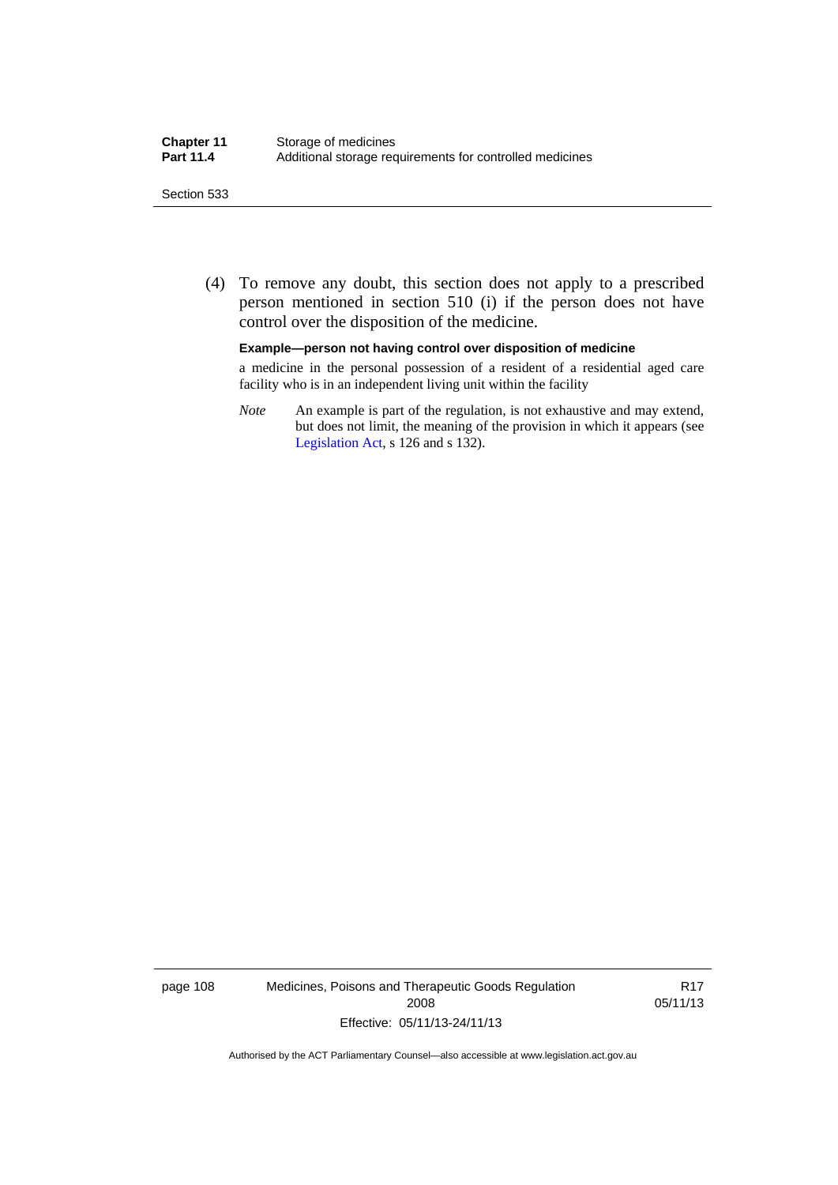(4) To remove any doubt, this section does not apply to a prescribed person mentioned in section 510 (i) if the person does not have control over the disposition of the medicine.

**Example—person not having control over disposition of medicine**

a medicine in the personal possession of a resident of a residential aged care facility who is in an independent living unit within the facility

*Note* An example is part of the regulation, is not exhaustive and may extend, but does not limit, the meaning of the provision in which it appears (see Legislation Act, s 126 and s 132).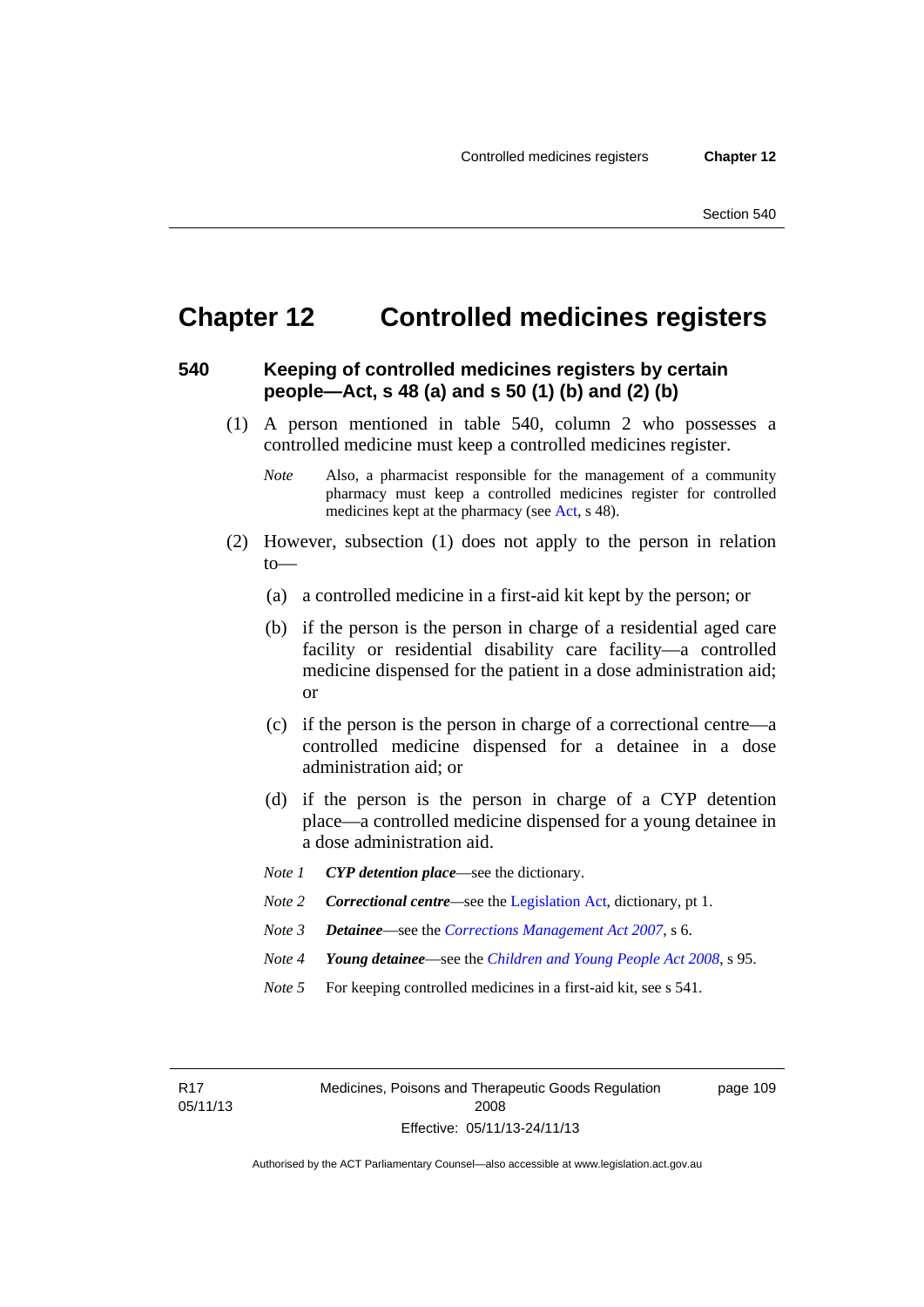# Chapter 12 Controlled medicines registers

## 540 Keeping of controlled medicines registers by certain people—Act, s 48 (a) and s 50 (1) (b) and (2) (b)

(1) A person mentioned in table 540, column 2 who possesses a controlled medicine must keep a controlled medicines register.

*Note* Also, a pharmacist responsible for the management of a community pharmacy must keep a controlled medicines register for controlled medicines kept at the pharmacy (see Act, s 48).

(2) However, subsection (1) does not apply to the person in relation to—

(a) a controlled medicine in a first-aid kit kept by the person; or

(b) if the person is the person in charge of a residential aged care facility or residential disability care facility—a controlled medicine dispensed for the patient in a dose administration aid; or

(c) if the person is the person in charge of a correctional centre—a controlled medicine dispensed for a detainee in a dose administration aid; or

(d) if the person is the person in charge of a CYP detention place—a controlled medicine dispensed for a young detainee in a dose administration aid.

*Note 1* ***CYP detention place***—see the dictionary.

*Note 2* ***Correctional centre***—see the Legislation Act, dictionary, pt 1.

*Note 3* ***Detainee***—see the *Corrections Management Act 2007*, s 6.

*Note 4* ***Young detainee***—see the *Children and Young People Act 2008*, s 95.

*Note 5* For keeping controlled medicines in a first-aid kit, see s 541.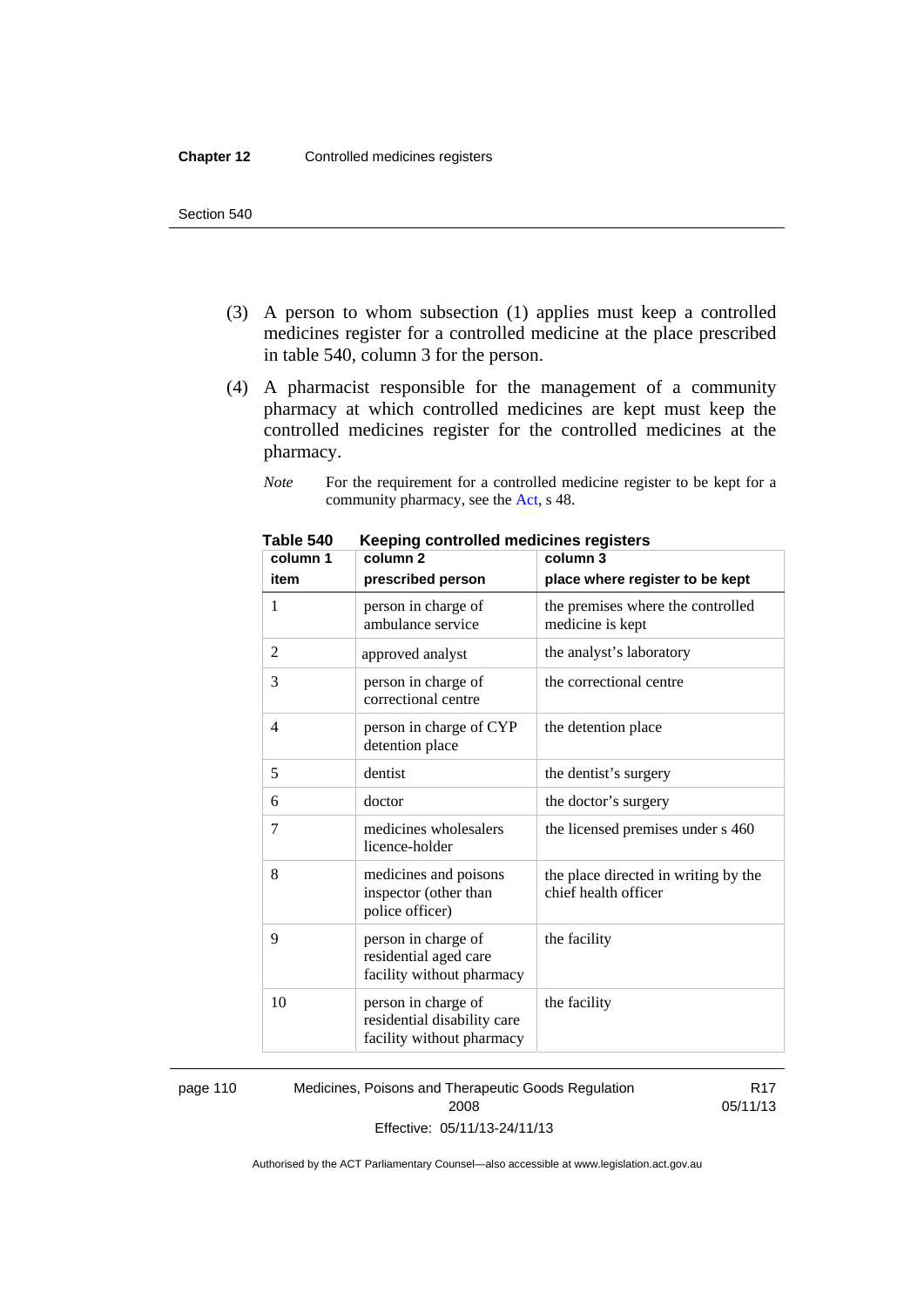(3) A person to whom subsection (1) applies must keep a controlled medicines register for a controlled medicine at the place prescribed in table 540, column 3 for the person.

(4) A pharmacist responsible for the management of a community pharmacy at which controlled medicines are kept must keep the controlled medicines register for the controlled medicines at the pharmacy.

*Note* For the requirement for a controlled medicine register to be kept for a community pharmacy, see the Act, s 48.

**Table 540 Keeping controlled medicines registers**

| column 1<br>item | column 2<br>prescribed person | column 3<br>place where register to be kept |
|---|---|---|
| 1 | person in charge of ambulance service | the premises where the controlled medicine is kept |
| 2 | approved analyst | the analyst's laboratory |
| 3 | person in charge of correctional centre | the correctional centre |
| 4 | person in charge of CYP detention place | the detention place |
| 5 | dentist | the dentist's surgery |
| 6 | doctor | the doctor's surgery |
| 7 | medicines wholesalers licence-holder | the licensed premises under s 460 |
| 8 | medicines and poisons inspector (other than police officer) | the place directed in writing by the chief health officer |
| 9 | person in charge of residential aged care facility without pharmacy | the facility |
| 10 | person in charge of residential disability care facility without pharmacy | the facility |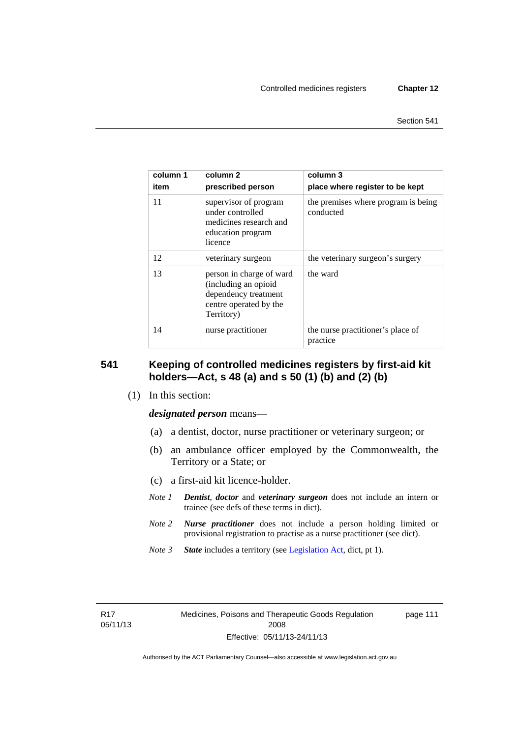| column 1<br>item | column 2<br>prescribed person | column 3<br>place where register to be kept |
|---|---|---|
| 11 | supervisor of program under controlled medicines research and education program licence | the premises where program is being conducted |
| 12 | veterinary surgeon | the veterinary surgeon's surgery |
| 13 | person in charge of ward (including an opioid dependency treatment centre operated by the Territory) | the ward |
| 14 | nurse practitioner | the nurse practitioner's place of practice |

## 541 Keeping of controlled medicines registers by first-aid kit holders—Act, s 48 (a) and s 50 (1) (b) and (2) (b)

(1) In this section:

***designated person*** means—

(a) a dentist, doctor, nurse practitioner or veterinary surgeon; or

(b) an ambulance officer employed by the Commonwealth, the Territory or a State; or

(c) a first-aid kit licence-holder.

*Note 1* ***Dentist***, ***doctor*** and ***veterinary surgeon*** does not include an intern or trainee (see defs of these terms in dict).

*Note 2* ***Nurse practitioner*** does not include a person holding limited or provisional registration to practise as a nurse practitioner (see dict).

*Note 3* ***State*** includes a territory (see Legislation Act, dict, pt 1).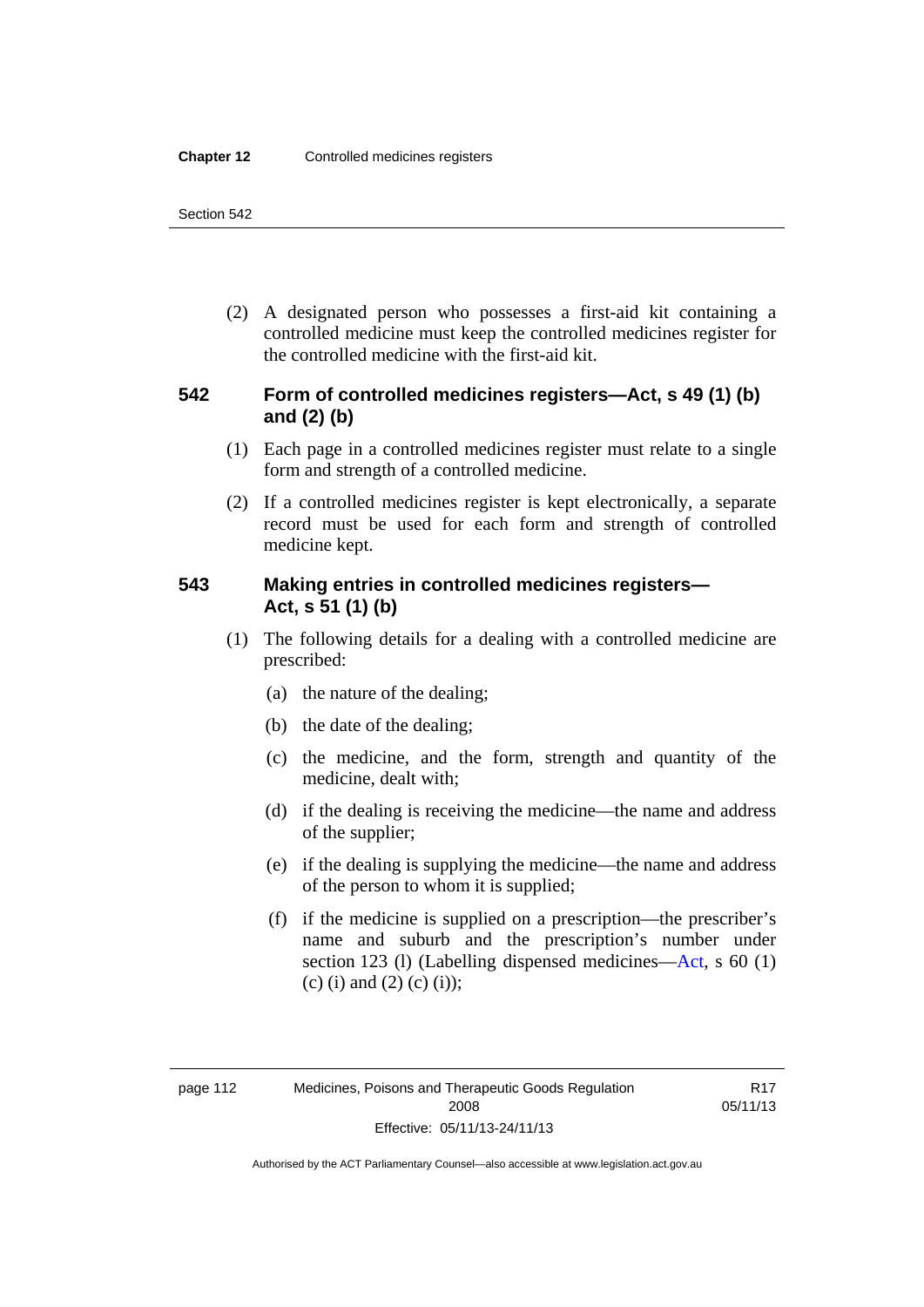(2) A designated person who possesses a first-aid kit containing a controlled medicine must keep the controlled medicines register for the controlled medicine with the first-aid kit.

### 542 Form of controlled medicines registers—Act, s 49 (1) (b) and (2) (b)

(1) Each page in a controlled medicines register must relate to a single form and strength of a controlled medicine.

(2) If a controlled medicines register is kept electronically, a separate record must be used for each form and strength of controlled medicine kept.

### 543 Making entries in controlled medicines registers—Act, s 51 (1) (b)

(1) The following details for a dealing with a controlled medicine are prescribed:

(a) the nature of the dealing;

(b) the date of the dealing;

(c) the medicine, and the form, strength and quantity of the medicine, dealt with;

(d) if the dealing is receiving the medicine—the name and address of the supplier;

(e) if the dealing is supplying the medicine—the name and address of the person to whom it is supplied;

(f) if the medicine is supplied on a prescription—the prescriber's name and suburb and the prescription's number under section 123 (l) (Labelling dispensed medicines—Act, s 60 (1) (c) (i) and (2) (c) (i));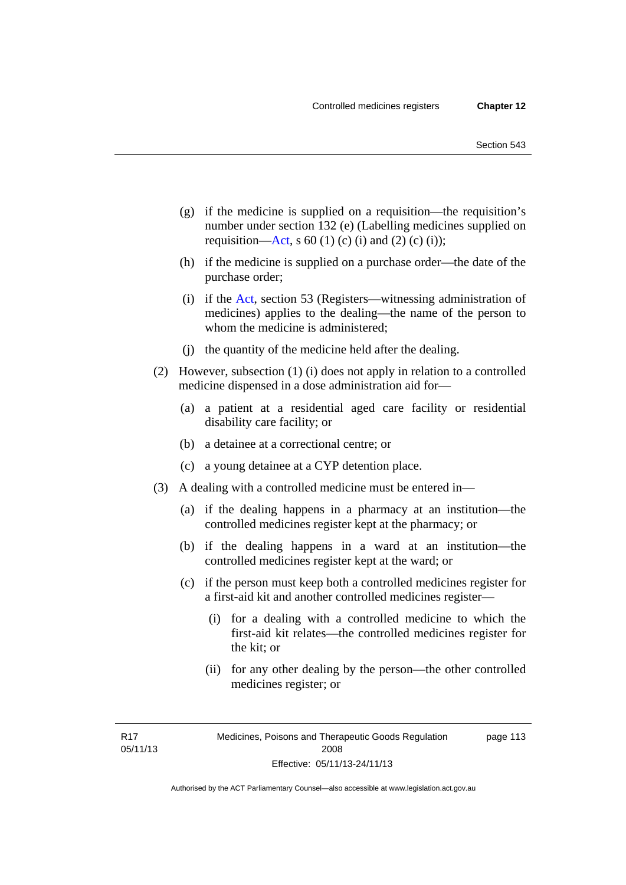(g) if the medicine is supplied on a requisition—the requisition's number under section 132 (e) (Labelling medicines supplied on requisition—Act, s 60 (1) (c) (i) and (2) (c) (i));

(h) if the medicine is supplied on a purchase order—the date of the purchase order;

(i) if the Act, section 53 (Registers—witnessing administration of medicines) applies to the dealing—the name of the person to whom the medicine is administered;

(j) the quantity of the medicine held after the dealing.

(2) However, subsection (1) (i) does not apply in relation to a controlled medicine dispensed in a dose administration aid for—

(a) a patient at a residential aged care facility or residential disability care facility; or

(b) a detainee at a correctional centre; or

(c) a young detainee at a CYP detention place.

(3) A dealing with a controlled medicine must be entered in—

(a) if the dealing happens in a pharmacy at an institution—the controlled medicines register kept at the pharmacy; or

(b) if the dealing happens in a ward at an institution—the controlled medicines register kept at the ward; or

(c) if the person must keep both a controlled medicines register for a first-aid kit and another controlled medicines register—

(i) for a dealing with a controlled medicine to which the first-aid kit relates—the controlled medicines register for the kit; or

(ii) for any other dealing by the person—the other controlled medicines register; or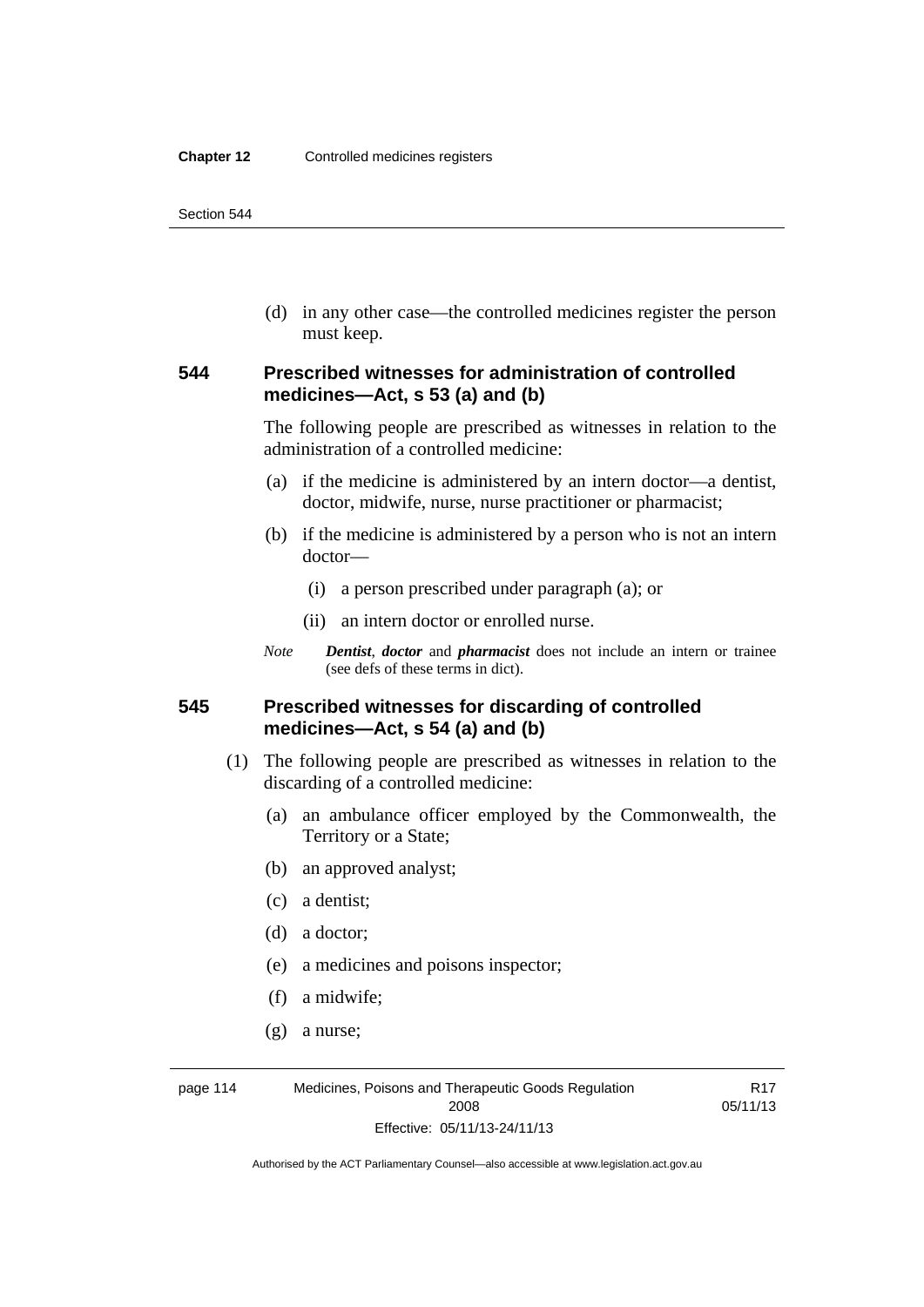(d) in any other case—the controlled medicines register the person must keep.

### 544 Prescribed witnesses for administration of controlled medicines—Act, s 53 (a) and (b)

The following people are prescribed as witnesses in relation to the administration of a controlled medicine:

(a) if the medicine is administered by an intern doctor—a dentist, doctor, midwife, nurse, nurse practitioner or pharmacist;

(b) if the medicine is administered by a person who is not an intern doctor—

(i) a person prescribed under paragraph (a); or

(ii) an intern doctor or enrolled nurse.

*Note* ***Dentist***, ***doctor*** and ***pharmacist*** does not include an intern or trainee (see defs of these terms in dict).

### 545 Prescribed witnesses for discarding of controlled medicines—Act, s 54 (a) and (b)

(1) The following people are prescribed as witnesses in relation to the discarding of a controlled medicine:

(a) an ambulance officer employed by the Commonwealth, the Territory or a State;

(b) an approved analyst;

(c) a dentist;

(d) a doctor;

(e) a medicines and poisons inspector;

(f) a midwife;

(g) a nurse;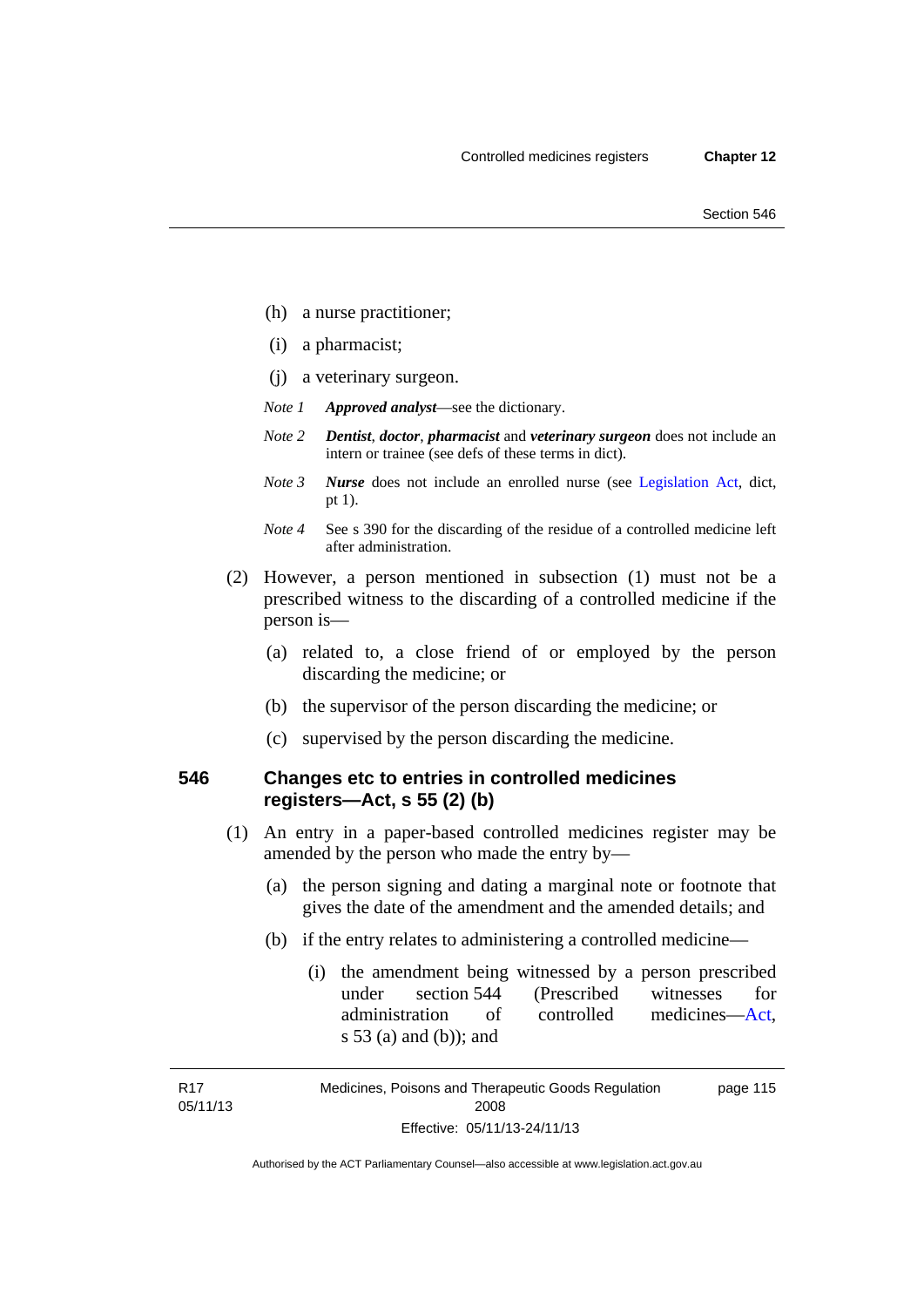(h) a nurse practitioner;

(i) a pharmacist;

(j) a veterinary surgeon.

*Note 1* ***Approved analyst***—see the dictionary.

*Note 2* ***Dentist***, ***doctor***, ***pharmacist*** and ***veterinary surgeon*** does not include an intern or trainee (see defs of these terms in dict).

*Note 3* ***Nurse*** does not include an enrolled nurse (see Legislation Act, dict, pt 1).

*Note 4* See s 390 for the discarding of the residue of a controlled medicine left after administration.

(2) However, a person mentioned in subsection (1) must not be a prescribed witness to the discarding of a controlled medicine if the person is—

(a) related to, a close friend of or employed by the person discarding the medicine; or

(b) the supervisor of the person discarding the medicine; or

(c) supervised by the person discarding the medicine.

## 546 Changes etc to entries in controlled medicines registers—Act, s 55 (2) (b)

(1) An entry in a paper-based controlled medicines register may be amended by the person who made the entry by—

(a) the person signing and dating a marginal note or footnote that gives the date of the amendment and the amended details; and

(b) if the entry relates to administering a controlled medicine—

(i) the amendment being witnessed by a person prescribed under section 544 (Prescribed witnesses for administration of controlled medicines—Act, s 53 (a) and (b)); and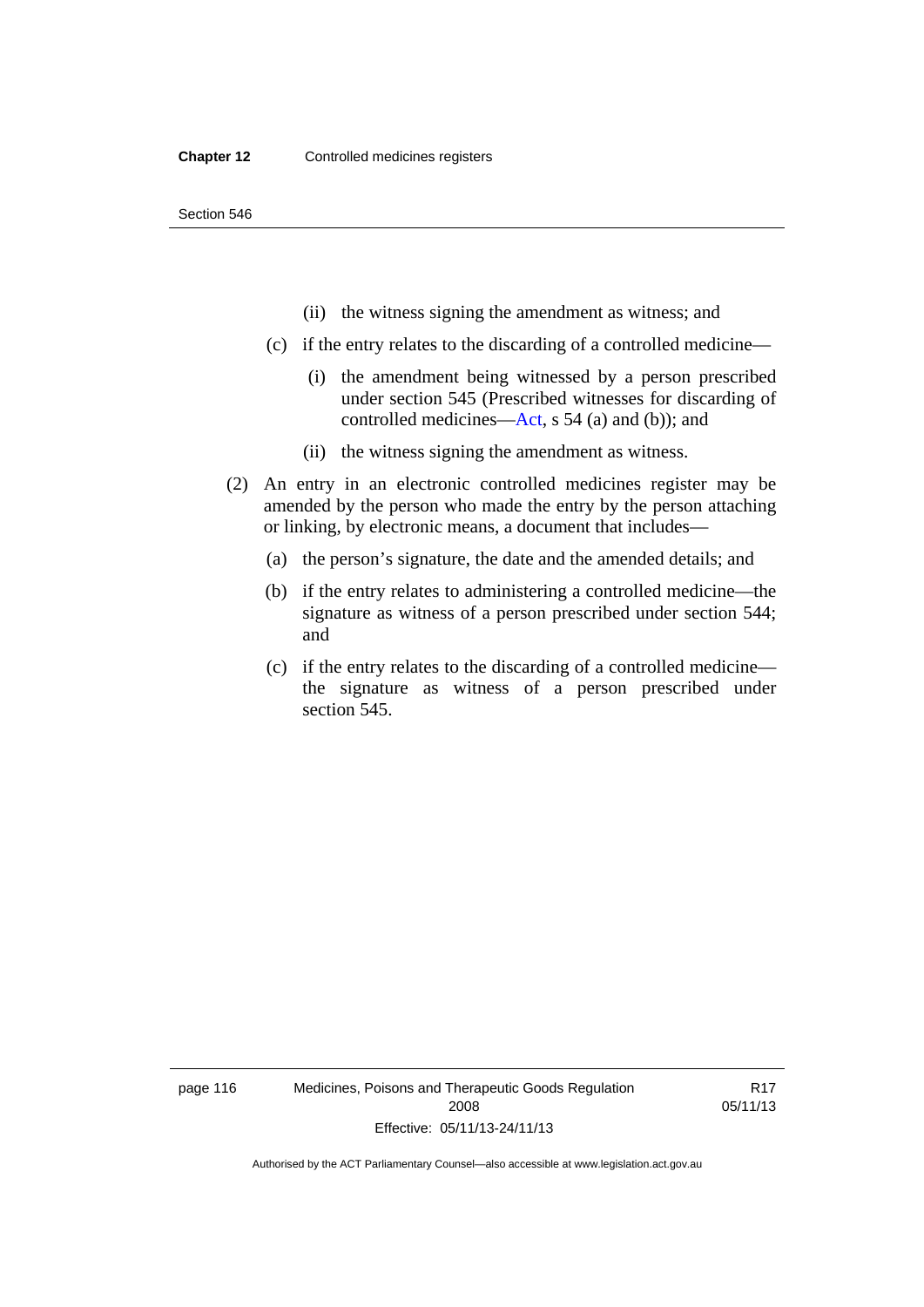(ii) the witness signing the amendment as witness; and

(c) if the entry relates to the discarding of a controlled medicine—

(i) the amendment being witnessed by a person prescribed under section 545 (Prescribed witnesses for discarding of controlled medicines—Act, s 54 (a) and (b)); and

(ii) the witness signing the amendment as witness.

(2) An entry in an electronic controlled medicines register may be amended by the person who made the entry by the person attaching or linking, by electronic means, a document that includes—

(a) the person's signature, the date and the amended details; and

(b) if the entry relates to administering a controlled medicine—the signature as witness of a person prescribed under section 544; and

(c) if the entry relates to the discarding of a controlled medicine—the signature as witness of a person prescribed under section 545.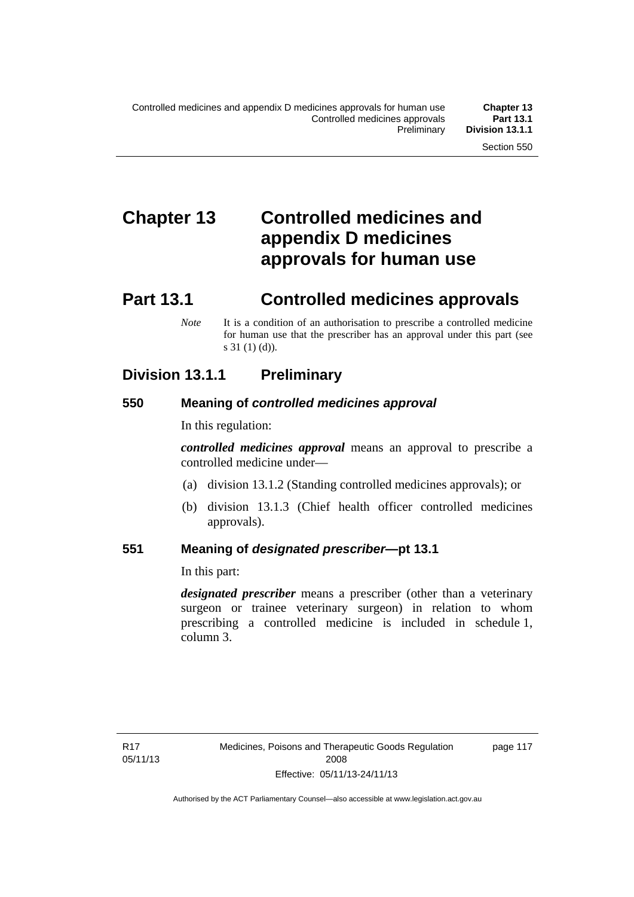# Chapter 13 Controlled medicines and appendix D medicines approvals for human use

## Part 13.1 Controlled medicines approvals

*Note* It is a condition of an authorisation to prescribe a controlled medicine for human use that the prescriber has an approval under this part (see s 31 (1) (d)).

### Division 13.1.1 Preliminary

#### 550 Meaning of *controlled medicines approval*

In this regulation:

***controlled medicines approval*** means an approval to prescribe a controlled medicine under—

(a) division 13.1.2 (Standing controlled medicines approvals); or

(b) division 13.1.3 (Chief health officer controlled medicines approvals).

#### 551 Meaning of *designated prescriber*—pt 13.1

In this part:

***designated prescriber*** means a prescriber (other than a veterinary surgeon or trainee veterinary surgeon) in relation to whom prescribing a controlled medicine is included in schedule 1, column 3.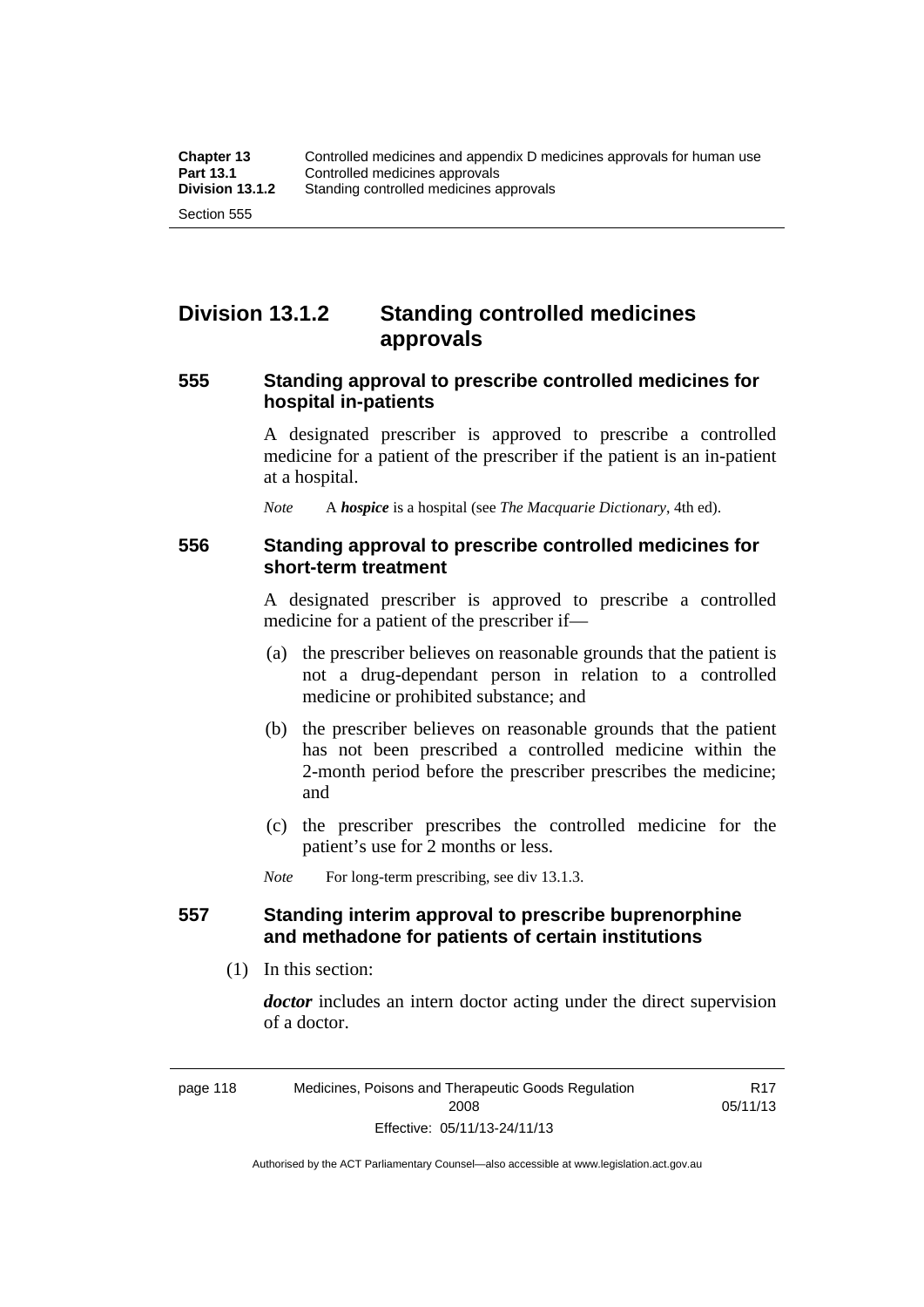## Division 13.1.2 Standing controlled medicines approvals

### 555 Standing approval to prescribe controlled medicines for hospital in-patients

A designated prescriber is approved to prescribe a controlled medicine for a patient of the prescriber if the patient is an in-patient at a hospital.

*Note* A ***hospice*** is a hospital (see *The Macquarie Dictionary*, 4th ed).

### 556 Standing approval to prescribe controlled medicines for short-term treatment

A designated prescriber is approved to prescribe a controlled medicine for a patient of the prescriber if—

(a) the prescriber believes on reasonable grounds that the patient is not a drug-dependant person in relation to a controlled medicine or prohibited substance; and

(b) the prescriber believes on reasonable grounds that the patient has not been prescribed a controlled medicine within the 2-month period before the prescriber prescribes the medicine; and

(c) the prescriber prescribes the controlled medicine for the patient's use for 2 months or less.

*Note* For long-term prescribing, see div 13.1.3.

### 557 Standing interim approval to prescribe buprenorphine and methadone for patients of certain institutions

(1) In this section:

***doctor*** includes an intern doctor acting under the direct supervision of a doctor.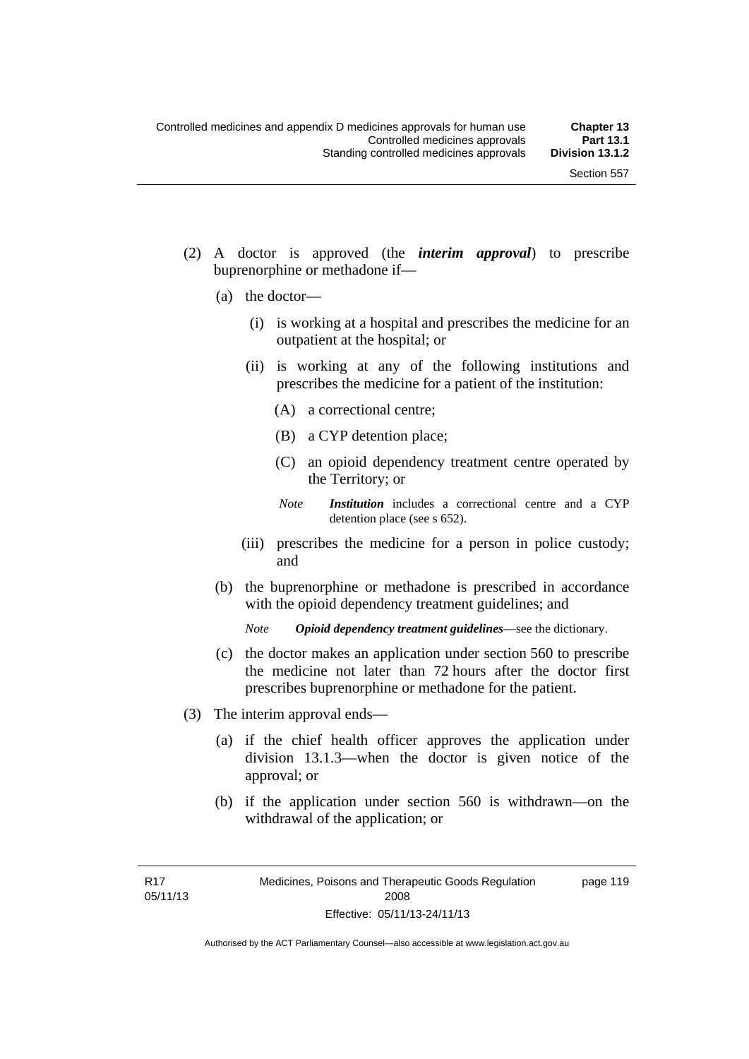(2) A doctor is approved (the ***interim approval***) to prescribe buprenorphine or methadone if—

(a) the doctor—

(i) is working at a hospital and prescribes the medicine for an outpatient at the hospital; or

(ii) is working at any of the following institutions and prescribes the medicine for a patient of the institution:

(A) a correctional centre;

(B) a CYP detention place;

(C) an opioid dependency treatment centre operated by the Territory; or

*Note* ***Institution*** includes a correctional centre and a CYP detention place (see s 652).

(iii) prescribes the medicine for a person in police custody; and

(b) the buprenorphine or methadone is prescribed in accordance with the opioid dependency treatment guidelines; and

*Note* ***Opioid dependency treatment guidelines***—see the dictionary.

(c) the doctor makes an application under section 560 to prescribe the medicine not later than 72 hours after the doctor first prescribes buprenorphine or methadone for the patient.

(3) The interim approval ends—

(a) if the chief health officer approves the application under division 13.1.3—when the doctor is given notice of the approval; or

(b) if the application under section 560 is withdrawn—on the withdrawal of the application; or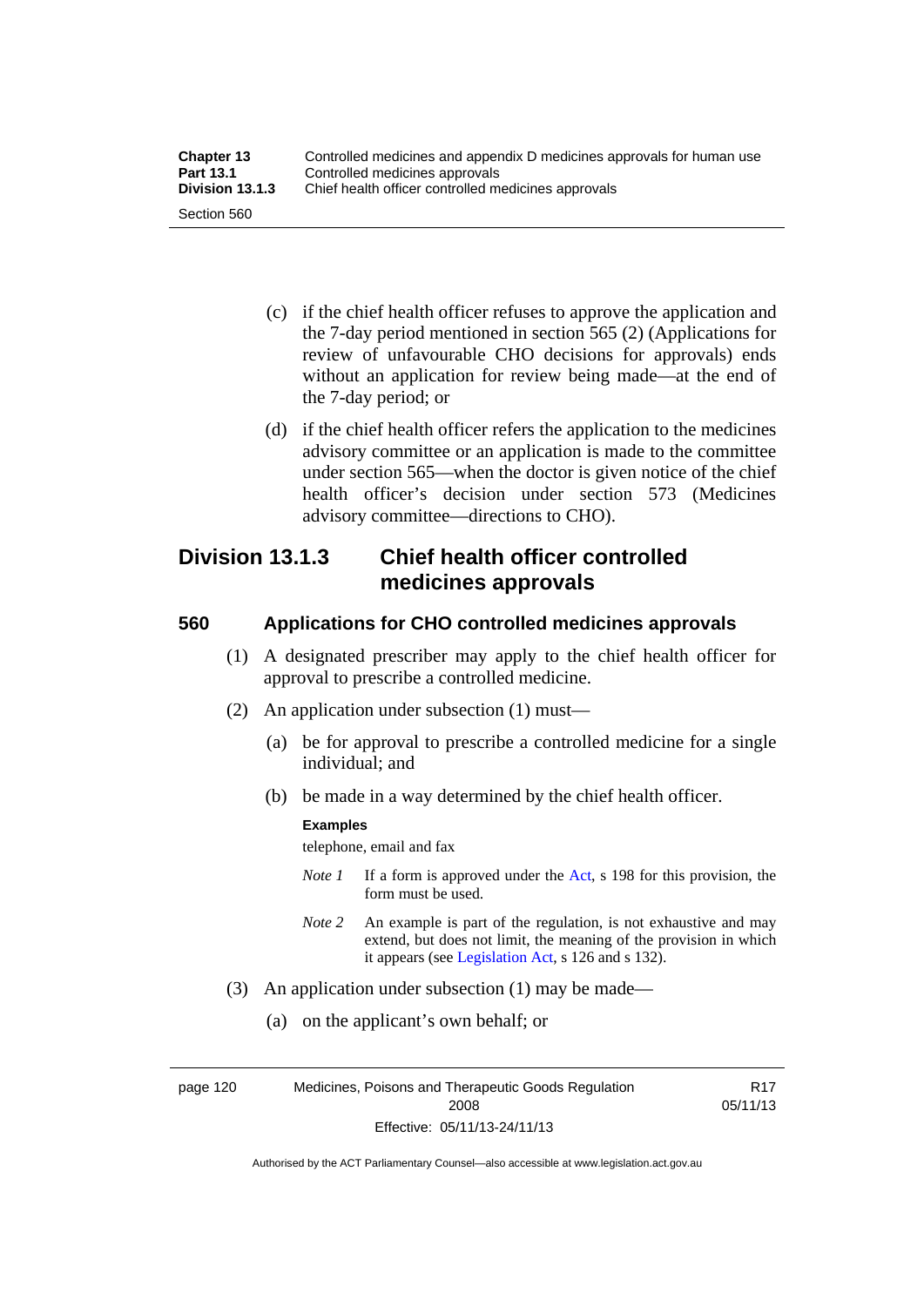(c) if the chief health officer refuses to approve the application and the 7-day period mentioned in section 565 (2) (Applications for review of unfavourable CHO decisions for approvals) ends without an application for review being made—at the end of the 7-day period; or

(d) if the chief health officer refers the application to the medicines advisory committee or an application is made to the committee under section 565—when the doctor is given notice of the chief health officer's decision under section 573 (Medicines advisory committee—directions to CHO).

## Division 13.1.3 Chief health officer controlled medicines approvals

### 560 Applications for CHO controlled medicines approvals

(1) A designated prescriber may apply to the chief health officer for approval to prescribe a controlled medicine.

(2) An application under subsection (1) must—

(a) be for approval to prescribe a controlled medicine for a single individual; and

(b) be made in a way determined by the chief health officer.

**Examples**

telephone, email and fax

*Note 1* If a form is approved under the Act, s 198 for this provision, the form must be used.

*Note 2* An example is part of the regulation, is not exhaustive and may extend, but does not limit, the meaning of the provision in which it appears (see Legislation Act, s 126 and s 132).

(3) An application under subsection (1) may be made—

(a) on the applicant's own behalf; or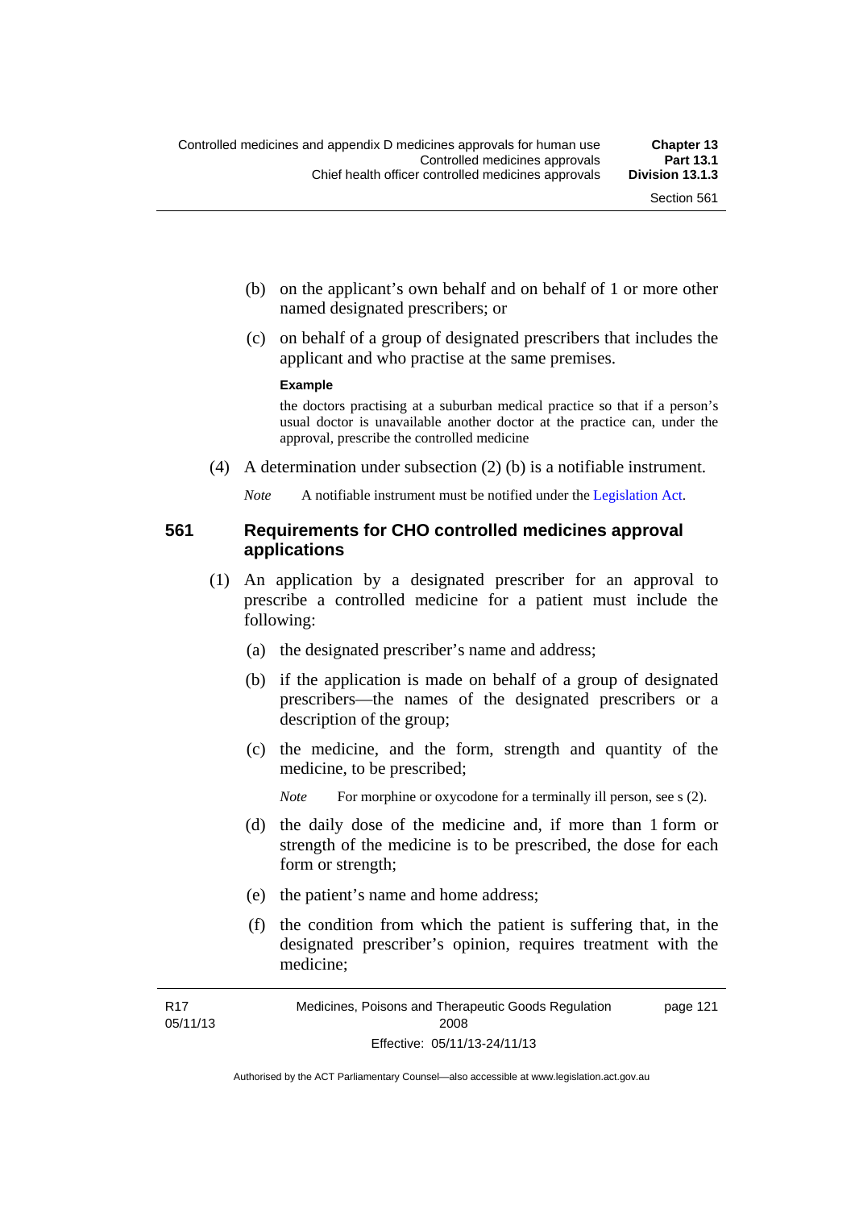(b) on the applicant's own behalf and on behalf of 1 or more other named designated prescribers; or

(c) on behalf of a group of designated prescribers that includes the applicant and who practise at the same premises.

**Example**

the doctors practising at a suburban medical practice so that if a person's usual doctor is unavailable another doctor at the practice can, under the approval, prescribe the controlled medicine

(4) A determination under subsection (2) (b) is a notifiable instrument.

*Note* A notifiable instrument must be notified under the Legislation Act.

## 561 Requirements for CHO controlled medicines approval applications

(1) An application by a designated prescriber for an approval to prescribe a controlled medicine for a patient must include the following:

(a) the designated prescriber's name and address;

(b) if the application is made on behalf of a group of designated prescribers—the names of the designated prescribers or a description of the group;

(c) the medicine, and the form, strength and quantity of the medicine, to be prescribed;

*Note* For morphine or oxycodone for a terminally ill person, see s (2).

(d) the daily dose of the medicine and, if more than 1 form or strength of the medicine is to be prescribed, the dose for each form or strength;

(e) the patient's name and home address;

(f) the condition from which the patient is suffering that, in the designated prescriber's opinion, requires treatment with the medicine;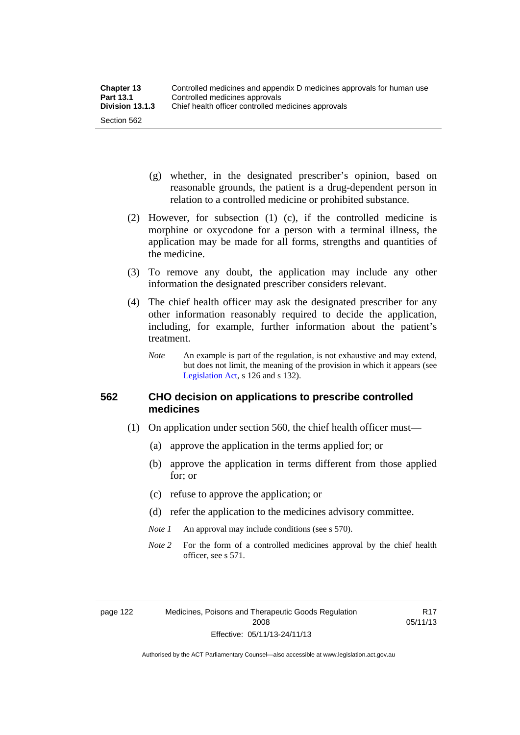(g) whether, in the designated prescriber's opinion, based on reasonable grounds, the patient is a drug-dependent person in relation to a controlled medicine or prohibited substance.

(2) However, for subsection (1) (c), if the controlled medicine is morphine or oxycodone for a person with a terminal illness, the application may be made for all forms, strengths and quantities of the medicine.

(3) To remove any doubt, the application may include any other information the designated prescriber considers relevant.

(4) The chief health officer may ask the designated prescriber for any other information reasonably required to decide the application, including, for example, further information about the patient's treatment.

*Note* An example is part of the regulation, is not exhaustive and may extend, but does not limit, the meaning of the provision in which it appears (see Legislation Act, s 126 and s 132).

## 562 CHO decision on applications to prescribe controlled medicines

(1) On application under section 560, the chief health officer must—

(a) approve the application in the terms applied for; or

(b) approve the application in terms different from those applied for; or

(c) refuse to approve the application; or

(d) refer the application to the medicines advisory committee.

*Note 1* An approval may include conditions (see s 570).

*Note 2* For the form of a controlled medicines approval by the chief health officer, see s 571.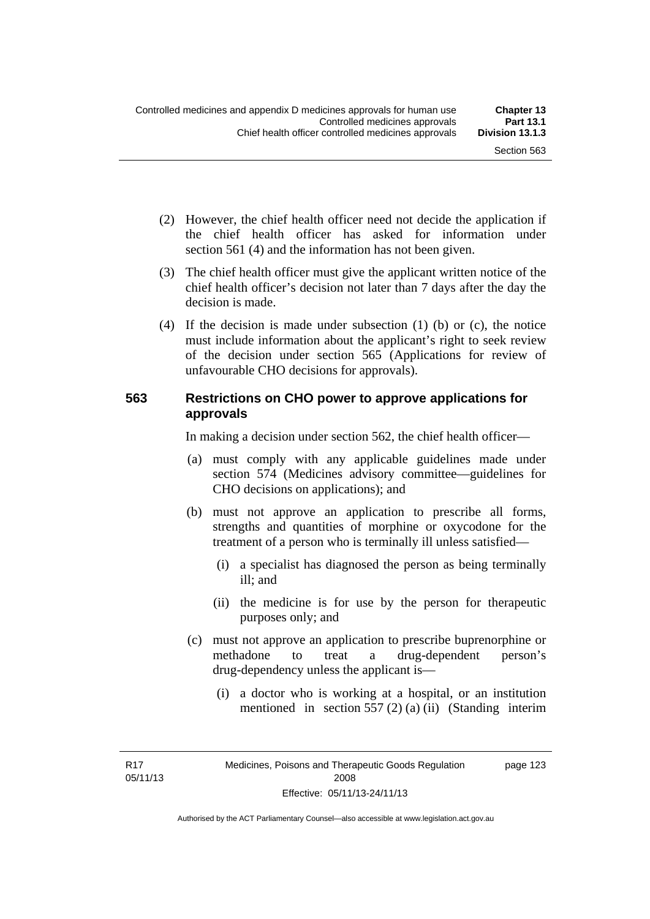(2) However, the chief health officer need not decide the application if the chief health officer has asked for information under section 561 (4) and the information has not been given.

(3) The chief health officer must give the applicant written notice of the chief health officer's decision not later than 7 days after the day the decision is made.

(4) If the decision is made under subsection (1) (b) or (c), the notice must include information about the applicant's right to seek review of the decision under section 565 (Applications for review of unfavourable CHO decisions for approvals).

### 563 Restrictions on CHO power to approve applications for approvals

In making a decision under section 562, the chief health officer—

(a) must comply with any applicable guidelines made under section 574 (Medicines advisory committee—guidelines for CHO decisions on applications); and

(b) must not approve an application to prescribe all forms, strengths and quantities of morphine or oxycodone for the treatment of a person who is terminally ill unless satisfied—

(i) a specialist has diagnosed the person as being terminally ill; and

(ii) the medicine is for use by the person for therapeutic purposes only; and

(c) must not approve an application to prescribe buprenorphine or methadone to treat a drug-dependent person's drug-dependency unless the applicant is—

(i) a doctor who is working at a hospital, or an institution mentioned in section 557 (2) (a) (ii) (Standing interim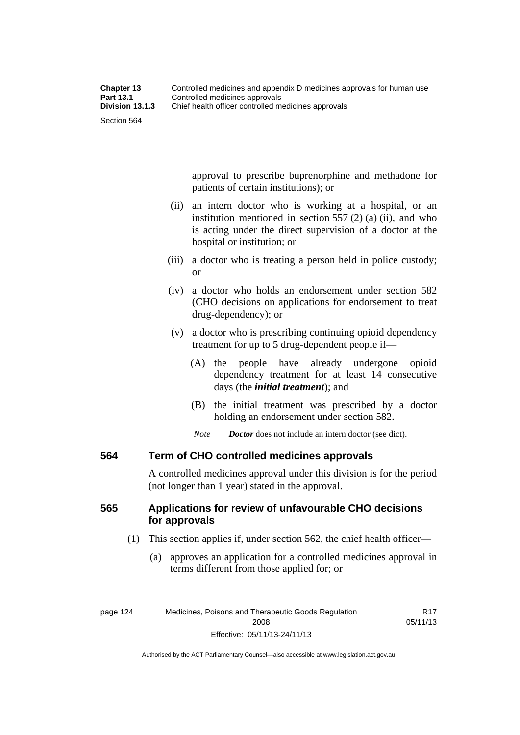approval to prescribe buprenorphine and methadone for patients of certain institutions); or

(ii) an intern doctor who is working at a hospital, or an institution mentioned in section 557 (2) (a) (ii), and who is acting under the direct supervision of a doctor at the hospital or institution; or

(iii) a doctor who is treating a person held in police custody; or

(iv) a doctor who holds an endorsement under section 582 (CHO decisions on applications for endorsement to treat drug-dependency); or

(v) a doctor who is prescribing continuing opioid dependency treatment for up to 5 drug-dependent people if—

(A) the people have already undergone opioid dependency treatment for at least 14 consecutive days (the ***initial treatment***); and

(B) the initial treatment was prescribed by a doctor holding an endorsement under section 582.

*Note* ***Doctor*** does not include an intern doctor (see dict).

## 564 Term of CHO controlled medicines approvals

A controlled medicines approval under this division is for the period (not longer than 1 year) stated in the approval.

## 565 Applications for review of unfavourable CHO decisions for approvals

(1) This section applies if, under section 562, the chief health officer—

(a) approves an application for a controlled medicines approval in terms different from those applied for; or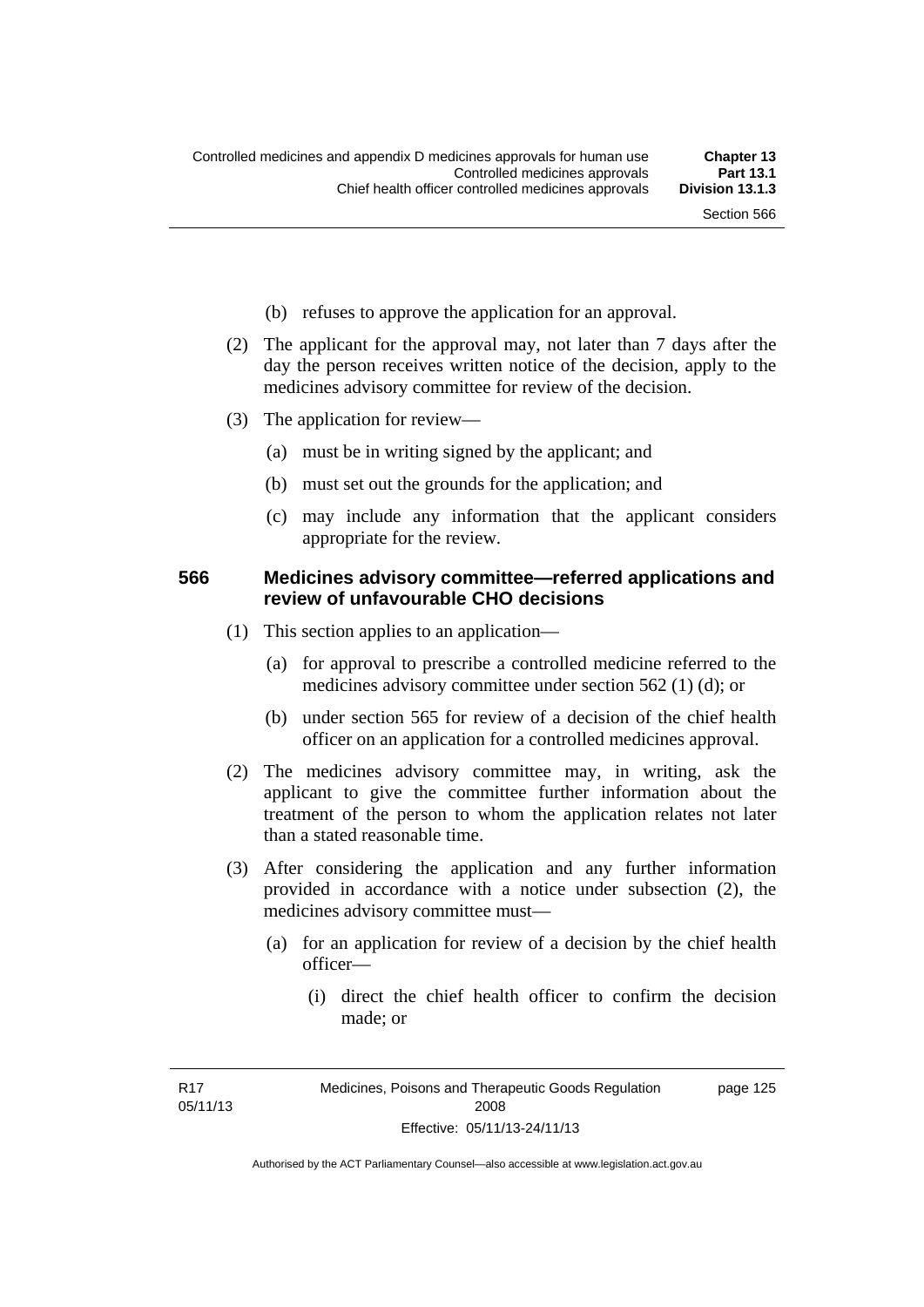(b) refuses to approve the application for an approval.

(2) The applicant for the approval may, not later than 7 days after the day the person receives written notice of the decision, apply to the medicines advisory committee for review of the decision.

(3) The application for review—

(a) must be in writing signed by the applicant; and

(b) must set out the grounds for the application; and

(c) may include any information that the applicant considers appropriate for the review.

### 566 Medicines advisory committee—referred applications and review of unfavourable CHO decisions

(1) This section applies to an application—

(a) for approval to prescribe a controlled medicine referred to the medicines advisory committee under section 562 (1) (d); or

(b) under section 565 for review of a decision of the chief health officer on an application for a controlled medicines approval.

(2) The medicines advisory committee may, in writing, ask the applicant to give the committee further information about the treatment of the person to whom the application relates not later than a stated reasonable time.

(3) After considering the application and any further information provided in accordance with a notice under subsection (2), the medicines advisory committee must—

(a) for an application for review of a decision by the chief health officer—

(i) direct the chief health officer to confirm the decision made; or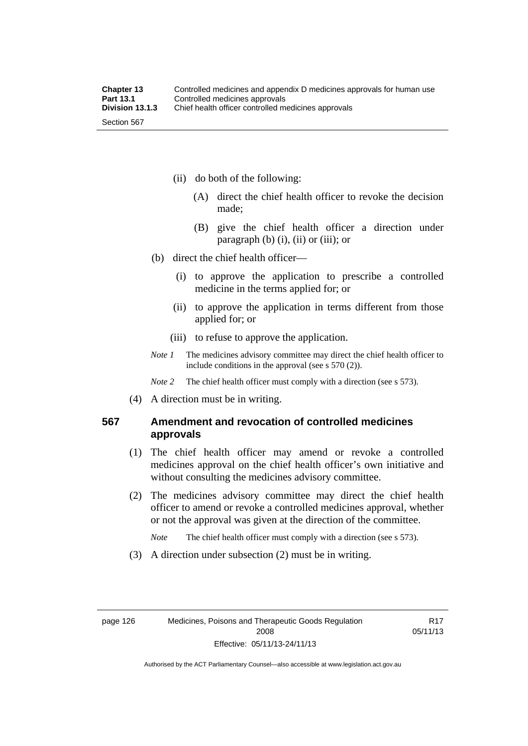(ii) do both of the following:

(A) direct the chief health officer to revoke the decision made;

(B) give the chief health officer a direction under paragraph (b) (i), (ii) or (iii); or

(b) direct the chief health officer—

(i) to approve the application to prescribe a controlled medicine in the terms applied for; or

(ii) to approve the application in terms different from those applied for; or

(iii) to refuse to approve the application.

*Note 1* The medicines advisory committee may direct the chief health officer to include conditions in the approval (see s 570 (2)).

*Note 2* The chief health officer must comply with a direction (see s 573).

(4) A direction must be in writing.

## 567 Amendment and revocation of controlled medicines approvals

(1) The chief health officer may amend or revoke a controlled medicines approval on the chief health officer's own initiative and without consulting the medicines advisory committee.

(2) The medicines advisory committee may direct the chief health officer to amend or revoke a controlled medicines approval, whether or not the approval was given at the direction of the committee.

*Note* The chief health officer must comply with a direction (see s 573).

(3) A direction under subsection (2) must be in writing.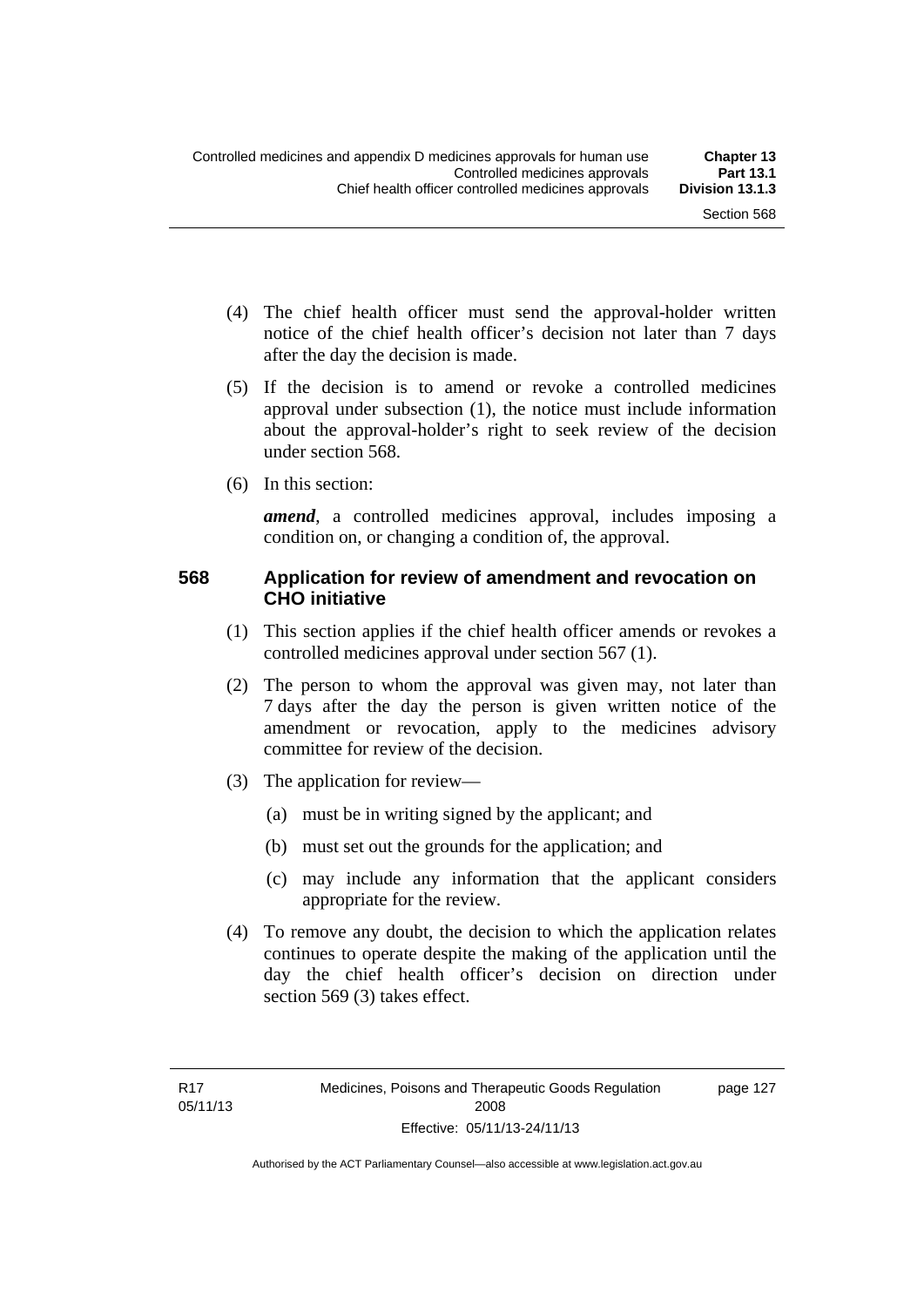(4) The chief health officer must send the approval-holder written notice of the chief health officer's decision not later than 7 days after the day the decision is made.

(5) If the decision is to amend or revoke a controlled medicines approval under subsection (1), the notice must include information about the approval-holder's right to seek review of the decision under section 568.

(6) In this section:

***amend***, a controlled medicines approval, includes imposing a condition on, or changing a condition of, the approval.

### 568 Application for review of amendment and revocation on CHO initiative

(1) This section applies if the chief health officer amends or revokes a controlled medicines approval under section 567 (1).

(2) The person to whom the approval was given may, not later than 7 days after the day the person is given written notice of the amendment or revocation, apply to the medicines advisory committee for review of the decision.

(3) The application for review—

(a) must be in writing signed by the applicant; and

(b) must set out the grounds for the application; and

(c) may include any information that the applicant considers appropriate for the review.

(4) To remove any doubt, the decision to which the application relates continues to operate despite the making of the application until the day the chief health officer's decision on direction under section 569 (3) takes effect.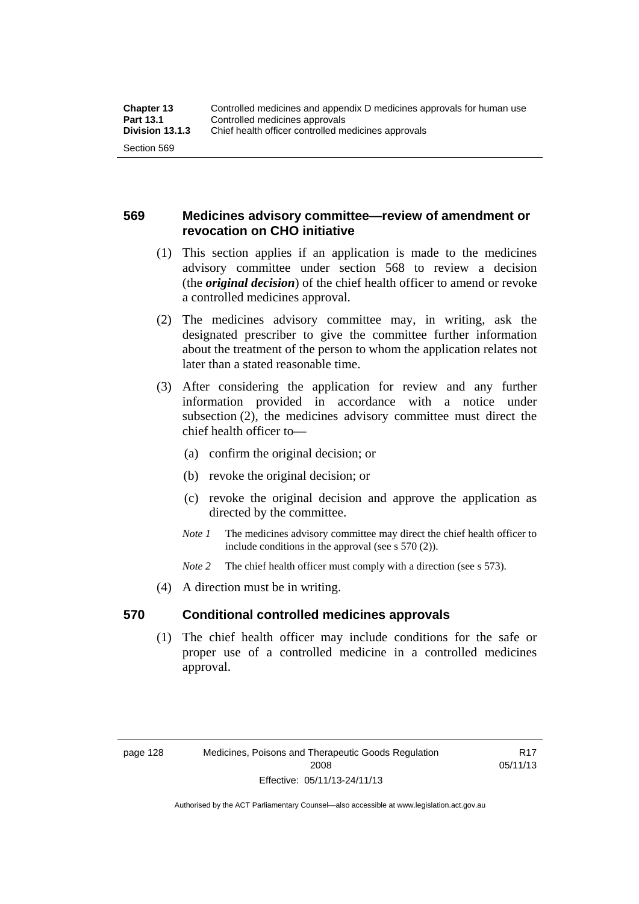## 569 Medicines advisory committee—review of amendment or revocation on CHO initiative

(1) This section applies if an application is made to the medicines advisory committee under section 568 to review a decision (the ***original decision***) of the chief health officer to amend or revoke a controlled medicines approval.

(2) The medicines advisory committee may, in writing, ask the designated prescriber to give the committee further information about the treatment of the person to whom the application relates not later than a stated reasonable time.

(3) After considering the application for review and any further information provided in accordance with a notice under subsection (2), the medicines advisory committee must direct the chief health officer to—

(a) confirm the original decision; or

(b) revoke the original decision; or

(c) revoke the original decision and approve the application as directed by the committee.

*Note 1* The medicines advisory committee may direct the chief health officer to include conditions in the approval (see s 570 (2)).

*Note 2* The chief health officer must comply with a direction (see s 573).

(4) A direction must be in writing.

## 570 Conditional controlled medicines approvals

(1) The chief health officer may include conditions for the safe or proper use of a controlled medicine in a controlled medicines approval.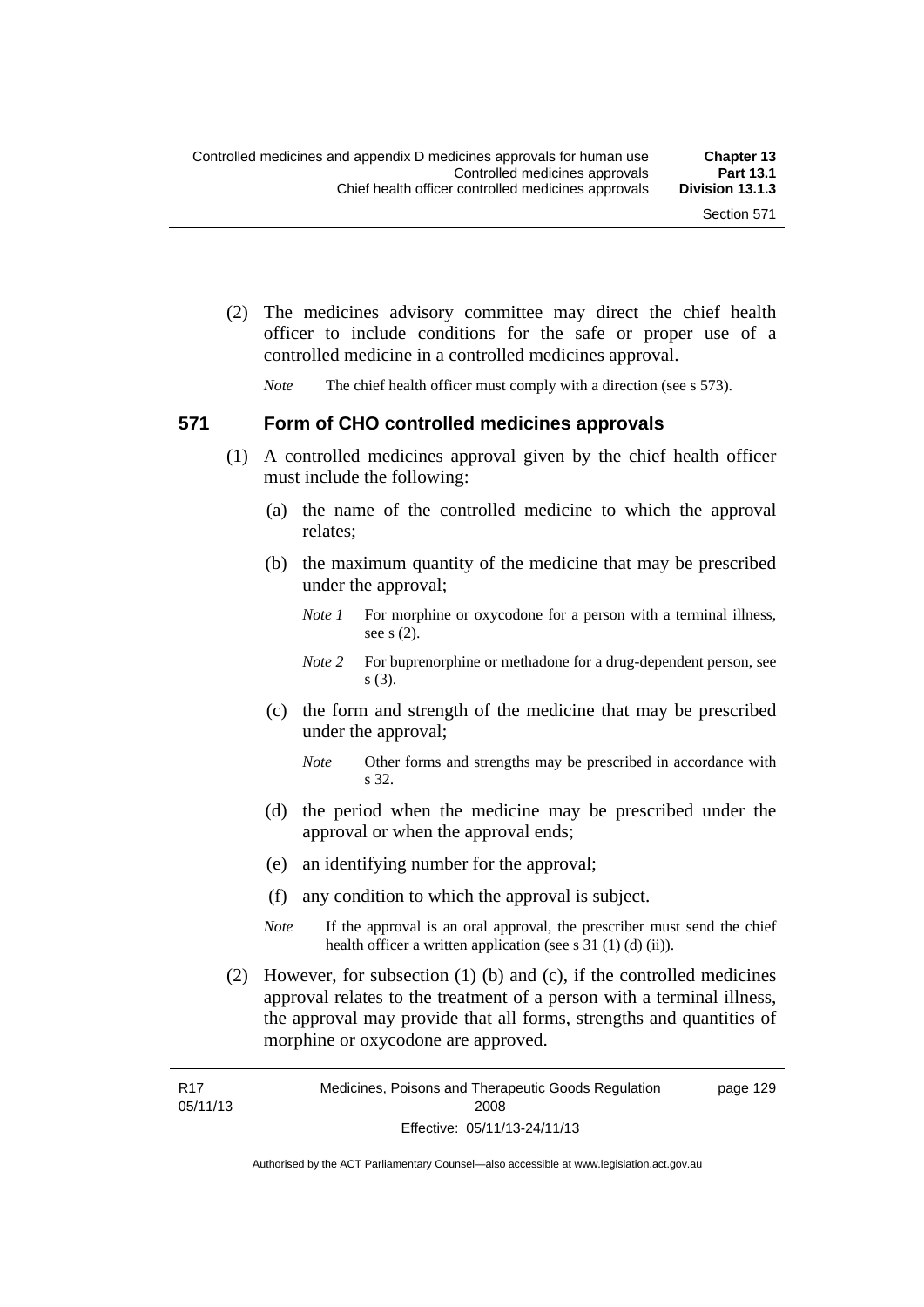(2) The medicines advisory committee may direct the chief health officer to include conditions for the safe or proper use of a controlled medicine in a controlled medicines approval.

*Note* The chief health officer must comply with a direction (see s 573).

## 571 Form of CHO controlled medicines approvals

(1) A controlled medicines approval given by the chief health officer must include the following:

(a) the name of the controlled medicine to which the approval relates;

(b) the maximum quantity of the medicine that may be prescribed under the approval;

*Note 1* For morphine or oxycodone for a person with a terminal illness, see s (2).

*Note 2* For buprenorphine or methadone for a drug-dependent person, see s (3).

(c) the form and strength of the medicine that may be prescribed under the approval;

*Note* Other forms and strengths may be prescribed in accordance with s 32.

(d) the period when the medicine may be prescribed under the approval or when the approval ends;

(e) an identifying number for the approval;

(f) any condition to which the approval is subject.

*Note* If the approval is an oral approval, the prescriber must send the chief health officer a written application (see s 31 (1) (d) (ii)).

(2) However, for subsection (1) (b) and (c), if the controlled medicines approval relates to the treatment of a person with a terminal illness, the approval may provide that all forms, strengths and quantities of morphine or oxycodone are approved.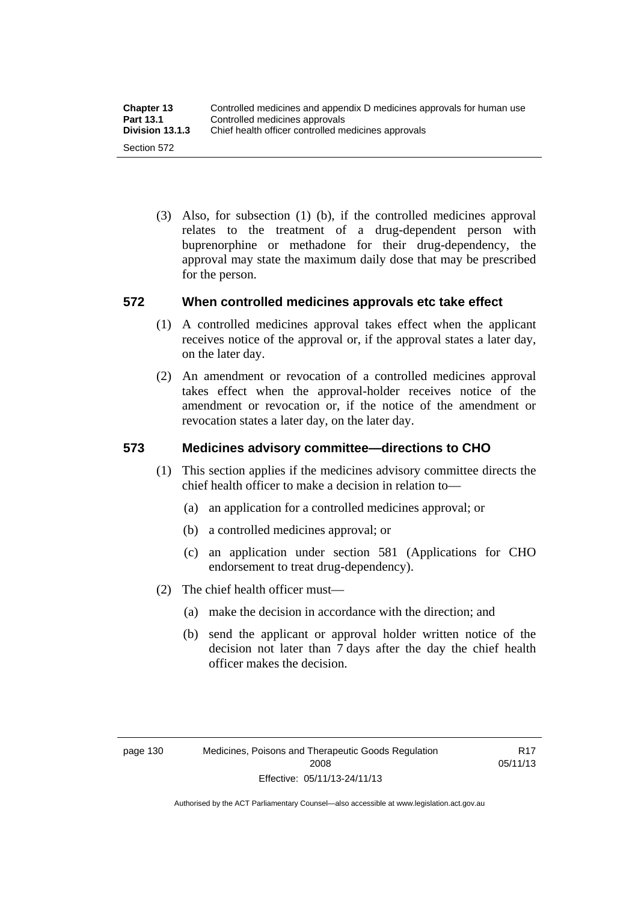(3) Also, for subsection (1) (b), if the controlled medicines approval relates to the treatment of a drug-dependent person with buprenorphine or methadone for their drug-dependency, the approval may state the maximum daily dose that may be prescribed for the person.

## 572 When controlled medicines approvals etc take effect

(1) A controlled medicines approval takes effect when the applicant receives notice of the approval or, if the approval states a later day, on the later day.

(2) An amendment or revocation of a controlled medicines approval takes effect when the approval-holder receives notice of the amendment or revocation or, if the notice of the amendment or revocation states a later day, on the later day.

## 573 Medicines advisory committee—directions to CHO

(1) This section applies if the medicines advisory committee directs the chief health officer to make a decision in relation to—

(a) an application for a controlled medicines approval; or

(b) a controlled medicines approval; or

(c) an application under section 581 (Applications for CHO endorsement to treat drug-dependency).

(2) The chief health officer must—

(a) make the decision in accordance with the direction; and

(b) send the applicant or approval holder written notice of the decision not later than 7 days after the day the chief health officer makes the decision.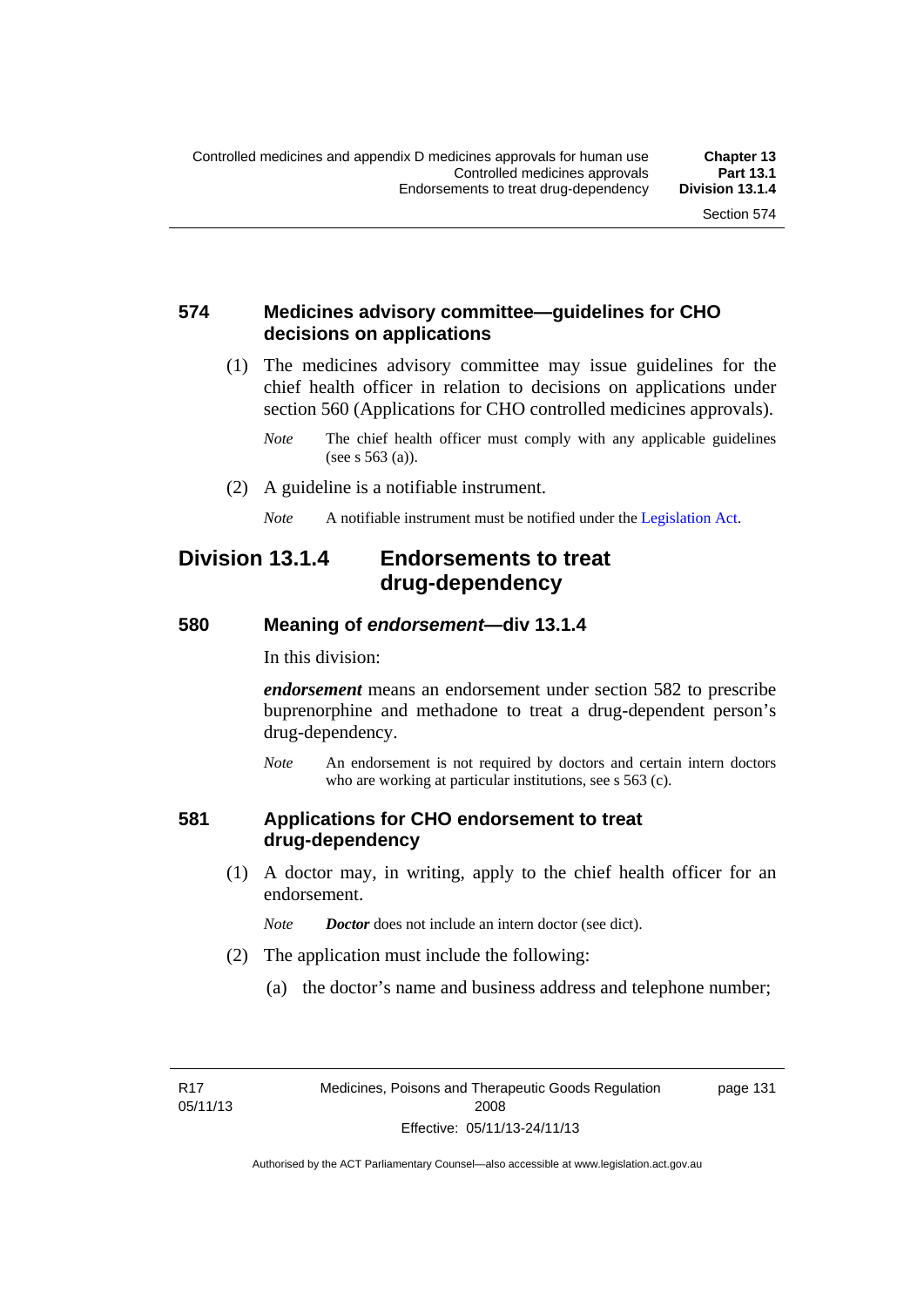### 574 Medicines advisory committee—guidelines for CHO decisions on applications

(1) The medicines advisory committee may issue guidelines for the chief health officer in relation to decisions on applications under section 560 (Applications for CHO controlled medicines approvals).

*Note* The chief health officer must comply with any applicable guidelines (see s 563 (a)).

(2) A guideline is a notifiable instrument.

*Note* A notifiable instrument must be notified under the Legislation Act.

## Division 13.1.4 Endorsements to treat drug-dependency

### 580 Meaning of *endorsement*—div 13.1.4

In this division:

***endorsement*** means an endorsement under section 582 to prescribe buprenorphine and methadone to treat a drug-dependent person's drug-dependency.

*Note* An endorsement is not required by doctors and certain intern doctors who are working at particular institutions, see s 563 (c).

### 581 Applications for CHO endorsement to treat drug-dependency

(1) A doctor may, in writing, apply to the chief health officer for an endorsement.

*Note* ***Doctor*** does not include an intern doctor (see dict).

(2) The application must include the following:

(a) the doctor's name and business address and telephone number;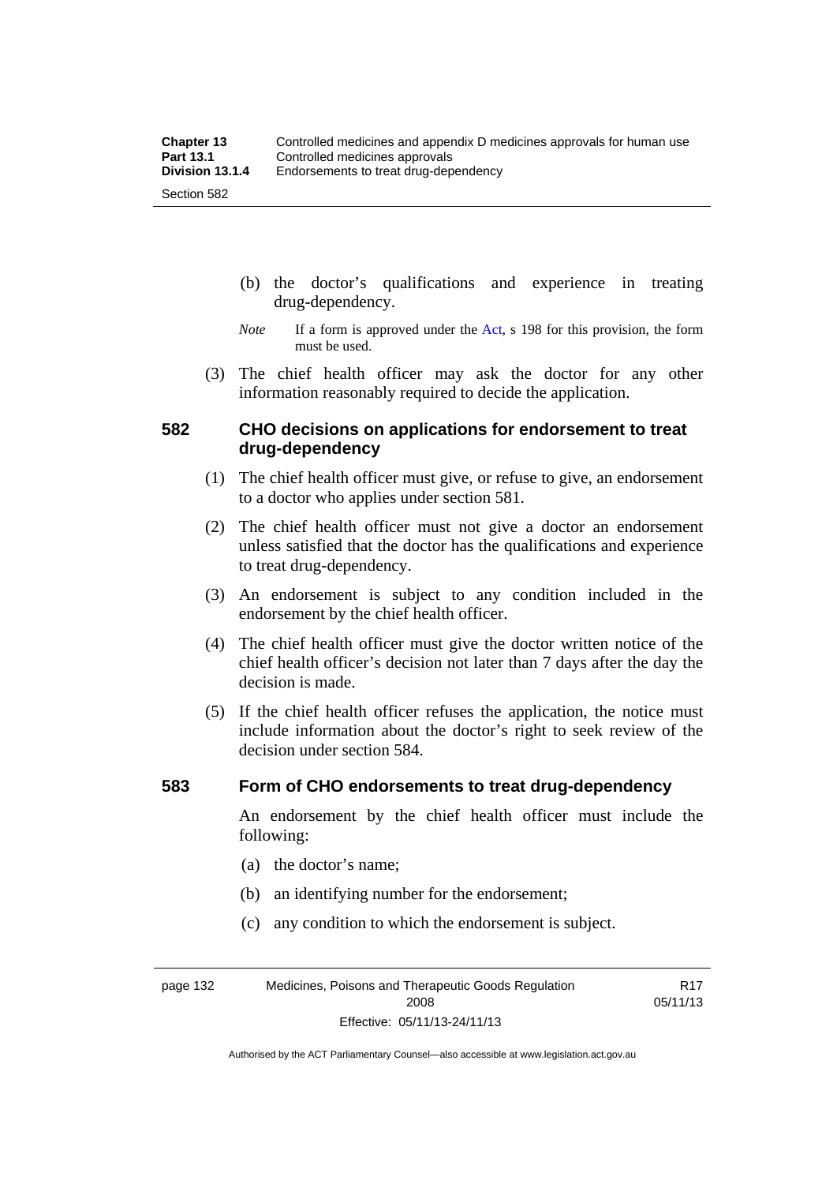(b) the doctor's qualifications and experience in treating drug-dependency.

*Note* If a form is approved under the Act, s 198 for this provision, the form must be used.

(3) The chief health officer may ask the doctor for any other information reasonably required to decide the application.

### 582 CHO decisions on applications for endorsement to treat drug-dependency

(1) The chief health officer must give, or refuse to give, an endorsement to a doctor who applies under section 581.

(2) The chief health officer must not give a doctor an endorsement unless satisfied that the doctor has the qualifications and experience to treat drug-dependency.

(3) An endorsement is subject to any condition included in the endorsement by the chief health officer.

(4) The chief health officer must give the doctor written notice of the chief health officer's decision not later than 7 days after the day the decision is made.

(5) If the chief health officer refuses the application, the notice must include information about the doctor's right to seek review of the decision under section 584.

### 583 Form of CHO endorsements to treat drug-dependency

An endorsement by the chief health officer must include the following:

(a) the doctor's name;

(b) an identifying number for the endorsement;

(c) any condition to which the endorsement is subject.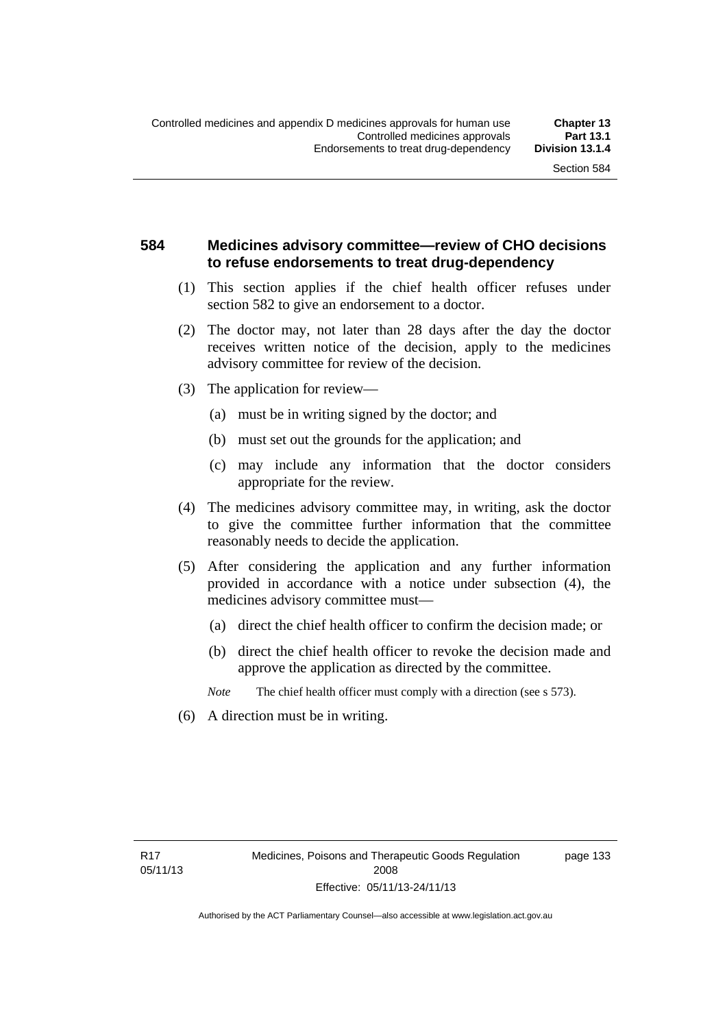### 584 Medicines advisory committee—review of CHO decisions to refuse endorsements to treat drug-dependency

(1) This section applies if the chief health officer refuses under section 582 to give an endorsement to a doctor.

(2) The doctor may, not later than 28 days after the day the doctor receives written notice of the decision, apply to the medicines advisory committee for review of the decision.

(3) The application for review—

(a) must be in writing signed by the doctor; and

(b) must set out the grounds for the application; and

(c) may include any information that the doctor considers appropriate for the review.

(4) The medicines advisory committee may, in writing, ask the doctor to give the committee further information that the committee reasonably needs to decide the application.

(5) After considering the application and any further information provided in accordance with a notice under subsection (4), the medicines advisory committee must—

(a) direct the chief health officer to confirm the decision made; or

(b) direct the chief health officer to revoke the decision made and approve the application as directed by the committee.

*Note* The chief health officer must comply with a direction (see s 573).

(6) A direction must be in writing.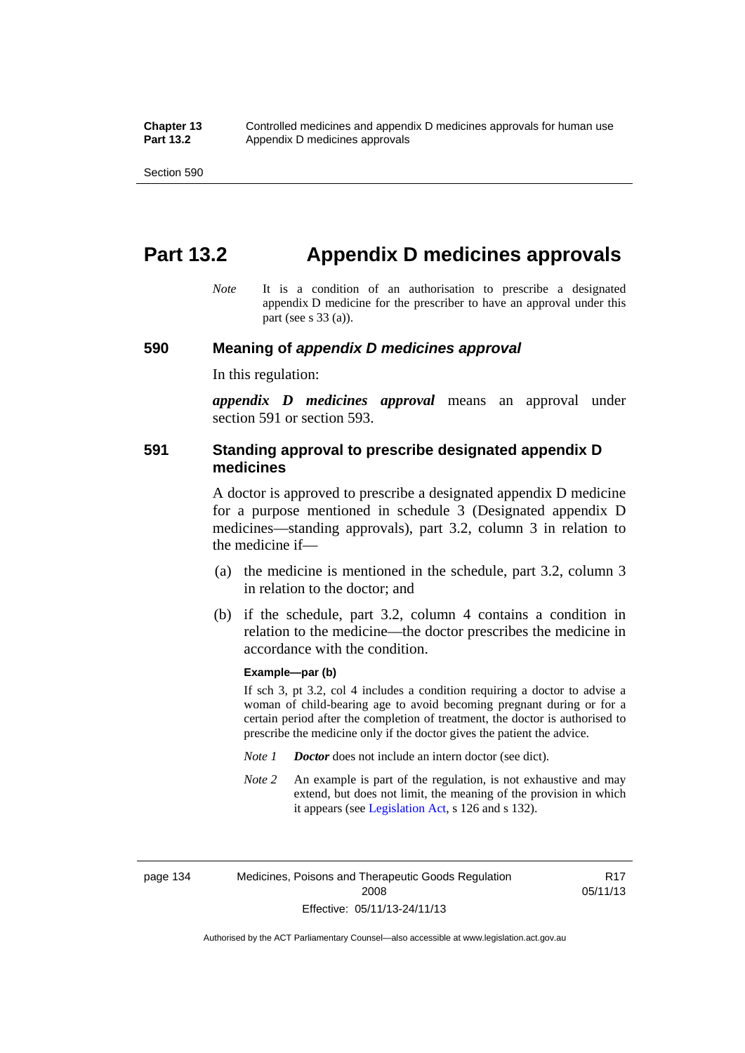# Part 13.2 Appendix D medicines approvals

*Note* It is a condition of an authorisation to prescribe a designated appendix D medicine for the prescriber to have an approval under this part (see s 33 (a)).

### 590 Meaning of *appendix D medicines approval*

In this regulation:

***appendix D medicines approval*** means an approval under section 591 or section 593.

### 591 Standing approval to prescribe designated appendix D medicines

A doctor is approved to prescribe a designated appendix D medicine for a purpose mentioned in schedule 3 (Designated appendix D medicines—standing approvals), part 3.2, column 3 in relation to the medicine if—

(a) the medicine is mentioned in the schedule, part 3.2, column 3 in relation to the doctor; and

(b) if the schedule, part 3.2, column 4 contains a condition in relation to the medicine—the doctor prescribes the medicine in accordance with the condition.

**Example—par (b)**

If sch 3, pt 3.2, col 4 includes a condition requiring a doctor to advise a woman of child-bearing age to avoid becoming pregnant during or for a certain period after the completion of treatment, the doctor is authorised to prescribe the medicine only if the doctor gives the patient the advice.

*Note 1* ***Doctor*** does not include an intern doctor (see dict).

*Note 2* An example is part of the regulation, is not exhaustive and may extend, but does not limit, the meaning of the provision in which it appears (see Legislation Act, s 126 and s 132).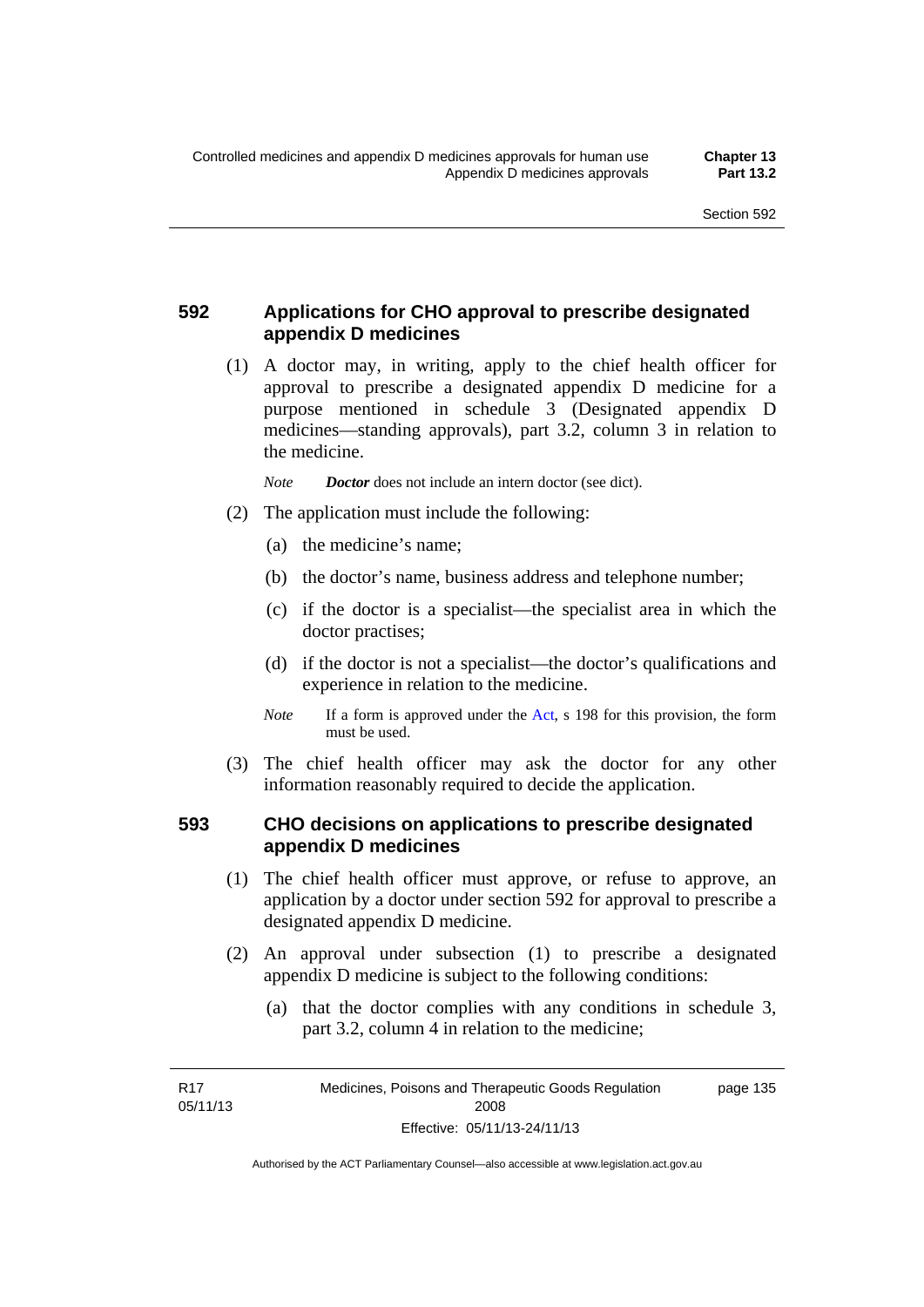## 592 Applications for CHO approval to prescribe designated appendix D medicines

(1) A doctor may, in writing, apply to the chief health officer for approval to prescribe a designated appendix D medicine for a purpose mentioned in schedule 3 (Designated appendix D medicines—standing approvals), part 3.2, column 3 in relation to the medicine.

*Note* ***Doctor*** does not include an intern doctor (see dict).

(2) The application must include the following:

(a) the medicine's name;

(b) the doctor's name, business address and telephone number;

(c) if the doctor is a specialist—the specialist area in which the doctor practises;

(d) if the doctor is not a specialist—the doctor's qualifications and experience in relation to the medicine.

*Note* If a form is approved under the Act, s 198 for this provision, the form must be used.

(3) The chief health officer may ask the doctor for any other information reasonably required to decide the application.

## 593 CHO decisions on applications to prescribe designated appendix D medicines

(1) The chief health officer must approve, or refuse to approve, an application by a doctor under section 592 for approval to prescribe a designated appendix D medicine.

(2) An approval under subsection (1) to prescribe a designated appendix D medicine is subject to the following conditions:

(a) that the doctor complies with any conditions in schedule 3, part 3.2, column 4 in relation to the medicine;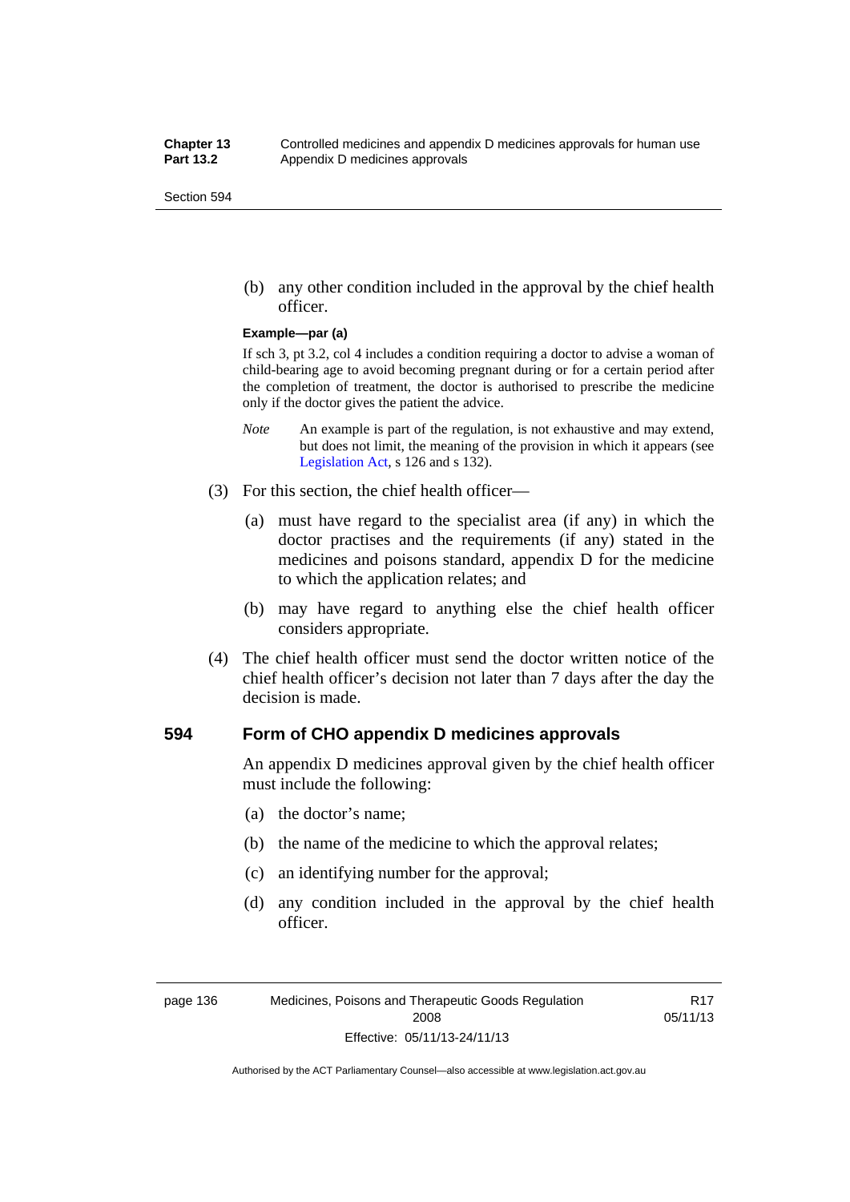(b) any other condition included in the approval by the chief health officer.

**Example—par (a)**

If sch 3, pt 3.2, col 4 includes a condition requiring a doctor to advise a woman of child-bearing age to avoid becoming pregnant during or for a certain period after the completion of treatment, the doctor is authorised to prescribe the medicine only if the doctor gives the patient the advice.

*Note* An example is part of the regulation, is not exhaustive and may extend, but does not limit, the meaning of the provision in which it appears (see Legislation Act, s 126 and s 132).

(3) For this section, the chief health officer—

(a) must have regard to the specialist area (if any) in which the doctor practises and the requirements (if any) stated in the medicines and poisons standard, appendix D for the medicine to which the application relates; and

(b) may have regard to anything else the chief health officer considers appropriate.

(4) The chief health officer must send the doctor written notice of the chief health officer's decision not later than 7 days after the day the decision is made.

### 594 Form of CHO appendix D medicines approvals

An appendix D medicines approval given by the chief health officer must include the following:

(a) the doctor's name;

(b) the name of the medicine to which the approval relates;

(c) an identifying number for the approval;

(d) any condition included in the approval by the chief health officer.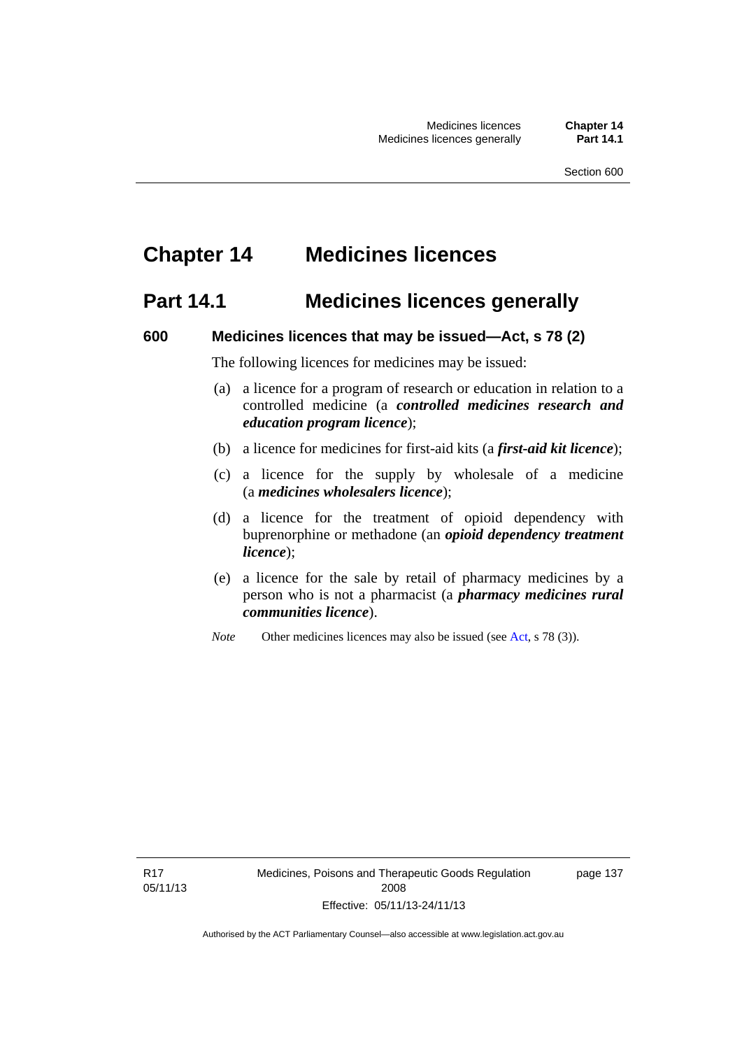# Chapter 14 Medicines licences

## Part 14.1 Medicines licences generally

### 600 Medicines licences that may be issued—Act, s 78 (2)

The following licences for medicines may be issued:

(a) a licence for a program of research or education in relation to a controlled medicine (a ***controlled medicines research and education program licence***);

(b) a licence for medicines for first-aid kits (a ***first-aid kit licence***);

(c) a licence for the supply by wholesale of a medicine (a ***medicines wholesalers licence***);

(d) a licence for the treatment of opioid dependency with buprenorphine or methadone (an ***opioid dependency treatment licence***);

(e) a licence for the sale by retail of pharmacy medicines by a person who is not a pharmacist (a ***pharmacy medicines rural communities licence***).

*Note* Other medicines licences may also be issued (see Act, s 78 (3)).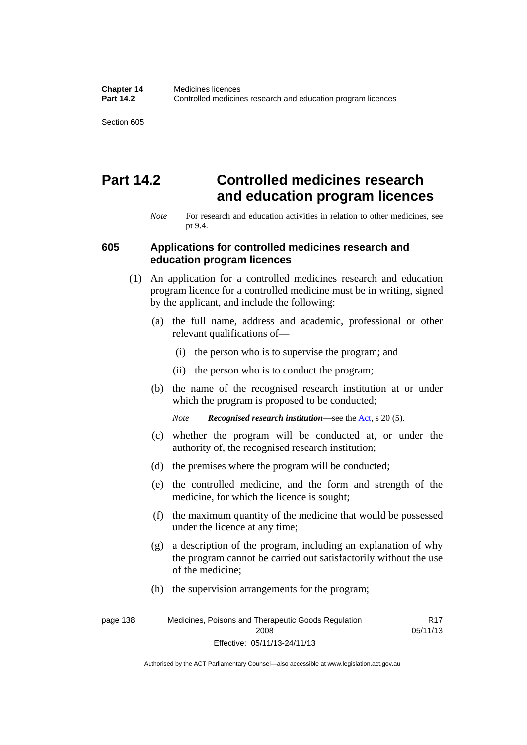# Part 14.2 Controlled medicines research and education program licences

*Note* For research and education activities in relation to other medicines, see pt 9.4.

## 605 Applications for controlled medicines research and education program licences

(1) An application for a controlled medicines research and education program licence for a controlled medicine must be in writing, signed by the applicant, and include the following:

(a) the full name, address and academic, professional or other relevant qualifications of—

(i) the person who is to supervise the program; and

(ii) the person who is to conduct the program;

(b) the name of the recognised research institution at or under which the program is proposed to be conducted;

*Note* ***Recognised research institution***—see the Act, s 20 (5).

(c) whether the program will be conducted at, or under the authority of, the recognised research institution;

(d) the premises where the program will be conducted;

(e) the controlled medicine, and the form and strength of the medicine, for which the licence is sought;

(f) the maximum quantity of the medicine that would be possessed under the licence at any time;

(g) a description of the program, including an explanation of why the program cannot be carried out satisfactorily without the use of the medicine;

(h) the supervision arrangements for the program;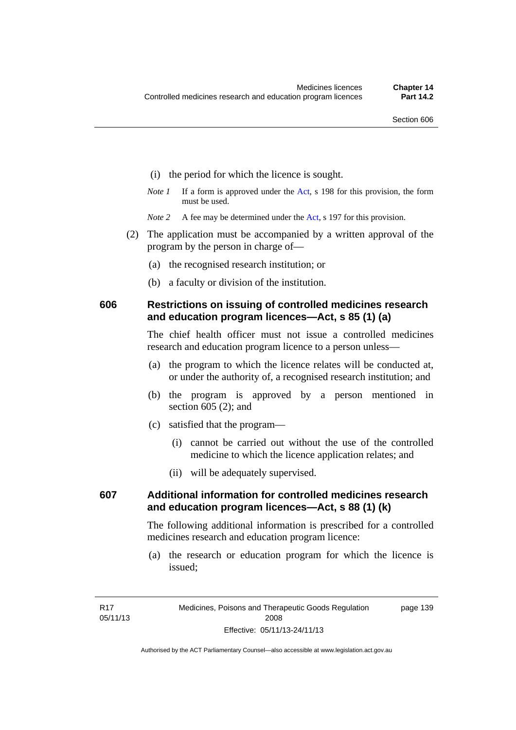(i) the period for which the licence is sought.

*Note 1* If a form is approved under the Act, s 198 for this provision, the form must be used.

*Note 2* A fee may be determined under the Act, s 197 for this provision.

(2) The application must be accompanied by a written approval of the program by the person in charge of—

(a) the recognised research institution; or

(b) a faculty or division of the institution.

## 606 Restrictions on issuing of controlled medicines research and education program licences—Act, s 85 (1) (a)

The chief health officer must not issue a controlled medicines research and education program licence to a person unless—

(a) the program to which the licence relates will be conducted at, or under the authority of, a recognised research institution; and

(b) the program is approved by a person mentioned in section 605 (2); and

(c) satisfied that the program—

(i) cannot be carried out without the use of the controlled medicine to which the licence application relates; and

(ii) will be adequately supervised.

## 607 Additional information for controlled medicines research and education program licences—Act, s 88 (1) (k)

The following additional information is prescribed for a controlled medicines research and education program licence:

(a) the research or education program for which the licence is issued;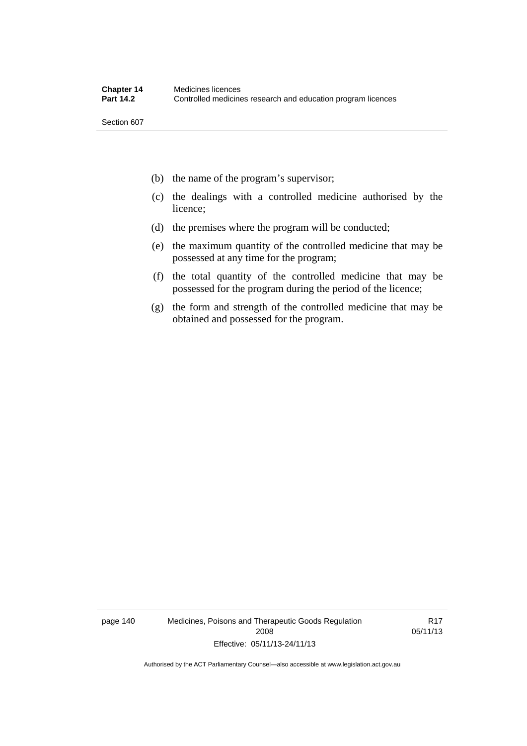(b) the name of the program's supervisor;

(c) the dealings with a controlled medicine authorised by the licence;

(d) the premises where the program will be conducted;

(e) the maximum quantity of the controlled medicine that may be possessed at any time for the program;

(f) the total quantity of the controlled medicine that may be possessed for the program during the period of the licence;

(g) the form and strength of the controlled medicine that may be obtained and possessed for the program.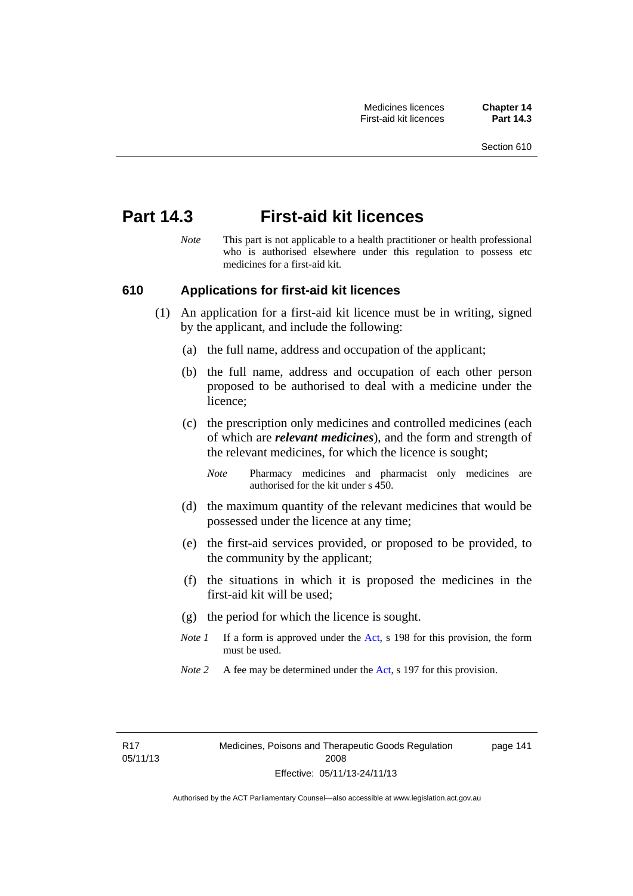# Part 14.3 First-aid kit licences

*Note* This part is not applicable to a health practitioner or health professional who is authorised elsewhere under this regulation to possess etc medicines for a first-aid kit.

## 610 Applications for first-aid kit licences

(1) An application for a first-aid kit licence must be in writing, signed by the applicant, and include the following:

(a) the full name, address and occupation of the applicant;

(b) the full name, address and occupation of each other person proposed to be authorised to deal with a medicine under the licence;

(c) the prescription only medicines and controlled medicines (each of which are ***relevant medicines***), and the form and strength of the relevant medicines, for which the licence is sought;

*Note* Pharmacy medicines and pharmacist only medicines are authorised for the kit under s 450.

(d) the maximum quantity of the relevant medicines that would be possessed under the licence at any time;

(e) the first-aid services provided, or proposed to be provided, to the community by the applicant;

(f) the situations in which it is proposed the medicines in the first-aid kit will be used;

(g) the period for which the licence is sought.

*Note 1* If a form is approved under the Act, s 198 for this provision, the form must be used.

*Note 2* A fee may be determined under the Act, s 197 for this provision.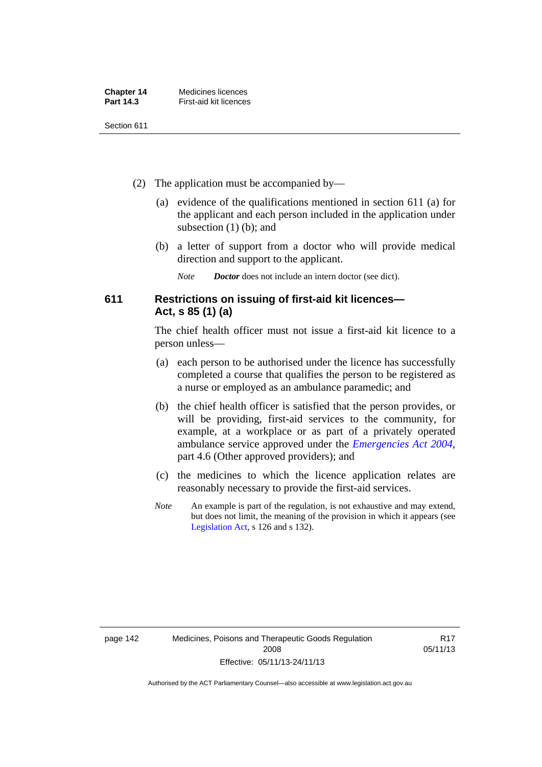(2) The application must be accompanied by—

(a) evidence of the qualifications mentioned in section 611 (a) for the applicant and each person included in the application under subsection (1) (b); and

(b) a letter of support from a doctor who will provide medical direction and support to the applicant.

*Note* **Doctor** does not include an intern doctor (see dict).

## 611 Restrictions on issuing of first-aid kit licences—Act, s 85 (1) (a)

The chief health officer must not issue a first-aid kit licence to a person unless—

(a) each person to be authorised under the licence has successfully completed a course that qualifies the person to be registered as a nurse or employed as an ambulance paramedic; and

(b) the chief health officer is satisfied that the person provides, or will be providing, first-aid services to the community, for example, at a workplace or as part of a privately operated ambulance service approved under the *Emergencies Act 2004*, part 4.6 (Other approved providers); and

(c) the medicines to which the licence application relates are reasonably necessary to provide the first-aid services.

*Note* An example is part of the regulation, is not exhaustive and may extend, but does not limit, the meaning of the provision in which it appears (see Legislation Act, s 126 and s 132).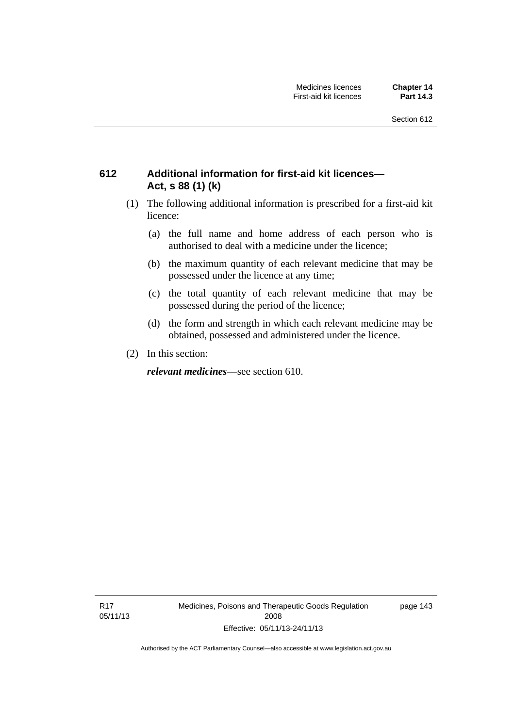## 612 Additional information for first-aid kit licences—Act, s 88 (1) (k)

(1) The following additional information is prescribed for a first-aid kit licence:

(a) the full name and home address of each person who is authorised to deal with a medicine under the licence;

(b) the maximum quantity of each relevant medicine that may be possessed under the licence at any time;

(c) the total quantity of each relevant medicine that may be possessed during the period of the licence;

(d) the form and strength in which each relevant medicine may be obtained, possessed and administered under the licence.

(2) In this section:

***relevant medicines***—see section 610.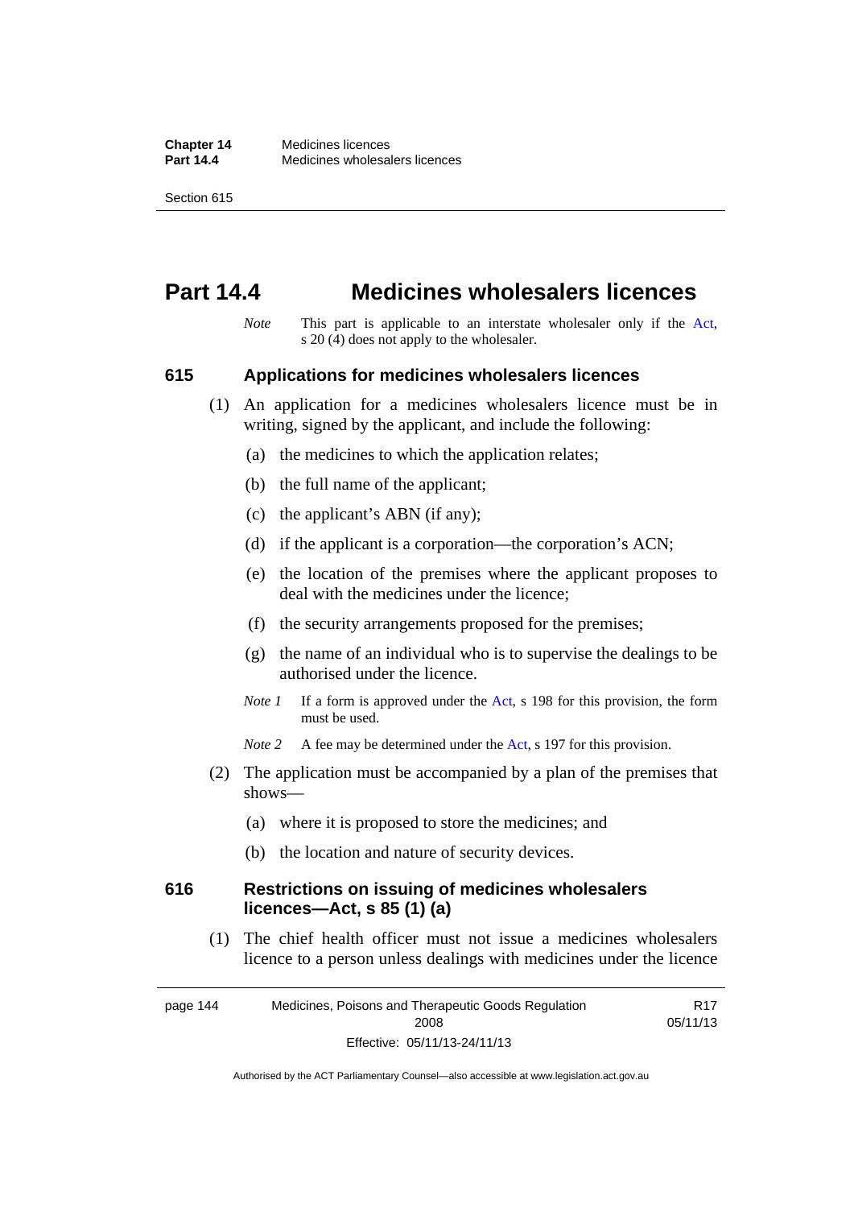# Part 14.4 Medicines wholesalers licences

*Note* This part is applicable to an interstate wholesaler only if the Act, s 20 (4) does not apply to the wholesaler.

## 615 Applications for medicines wholesalers licences

(1) An application for a medicines wholesalers licence must be in writing, signed by the applicant, and include the following:

(a) the medicines to which the application relates;

(b) the full name of the applicant;

(c) the applicant's ABN (if any);

(d) if the applicant is a corporation—the corporation's ACN;

(e) the location of the premises where the applicant proposes to deal with the medicines under the licence;

(f) the security arrangements proposed for the premises;

(g) the name of an individual who is to supervise the dealings to be authorised under the licence.

*Note 1* If a form is approved under the Act, s 198 for this provision, the form must be used.

*Note 2* A fee may be determined under the Act, s 197 for this provision.

(2) The application must be accompanied by a plan of the premises that shows—

(a) where it is proposed to store the medicines; and

(b) the location and nature of security devices.

## 616 Restrictions on issuing of medicines wholesalers licences—Act, s 85 (1) (a)

(1) The chief health officer must not issue a medicines wholesalers licence to a person unless dealings with medicines under the licence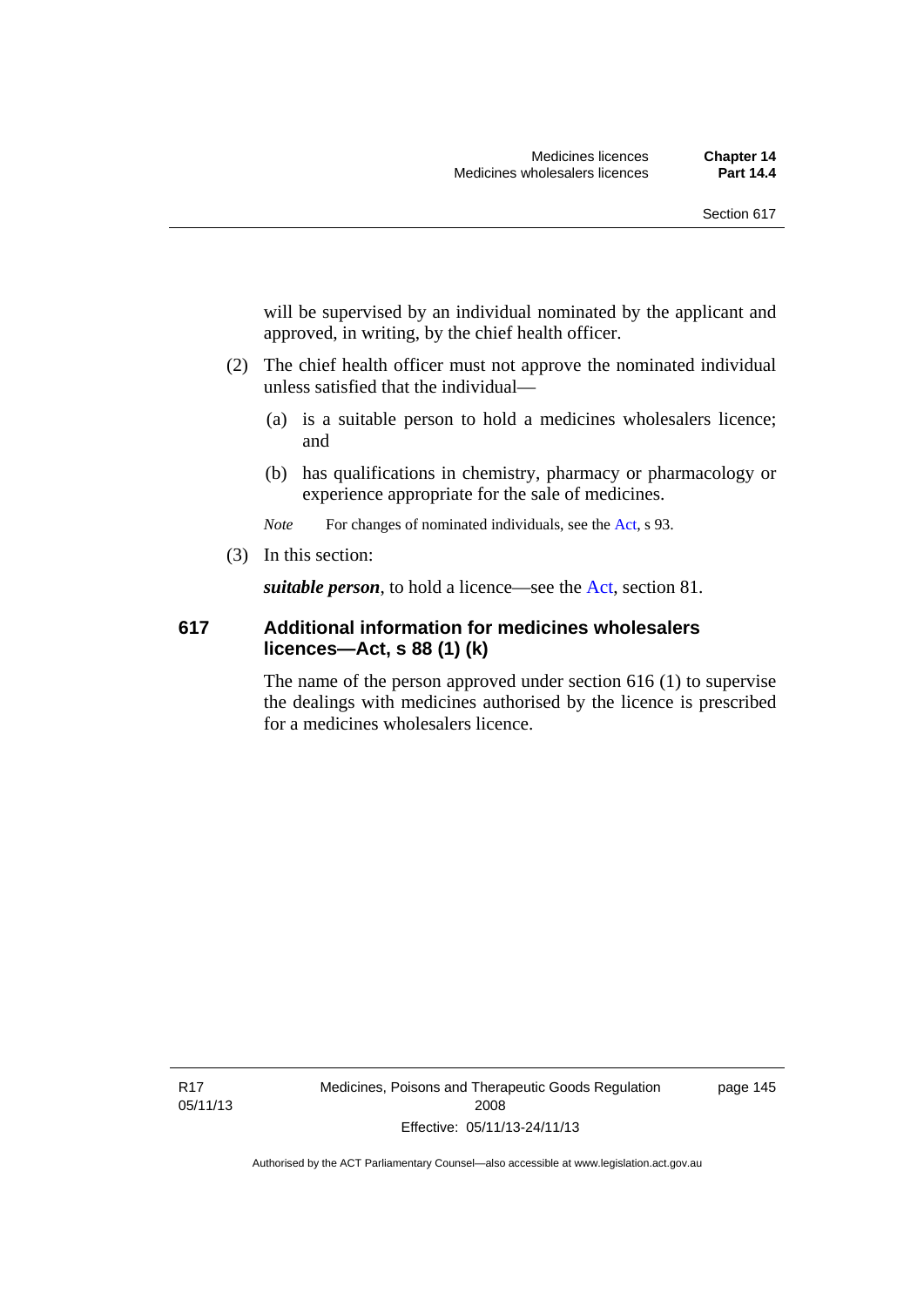will be supervised by an individual nominated by the applicant and approved, in writing, by the chief health officer.

(2) The chief health officer must not approve the nominated individual unless satisfied that the individual—

(a) is a suitable person to hold a medicines wholesalers licence; and

(b) has qualifications in chemistry, pharmacy or pharmacology or experience appropriate for the sale of medicines.

*Note* For changes of nominated individuals, see the Act, s 93.

(3) In this section:

***suitable person***, to hold a licence—see the Act, section 81.

### 617 Additional information for medicines wholesalers licences—Act, s 88 (1) (k)

The name of the person approved under section 616 (1) to supervise the dealings with medicines authorised by the licence is prescribed for a medicines wholesalers licence.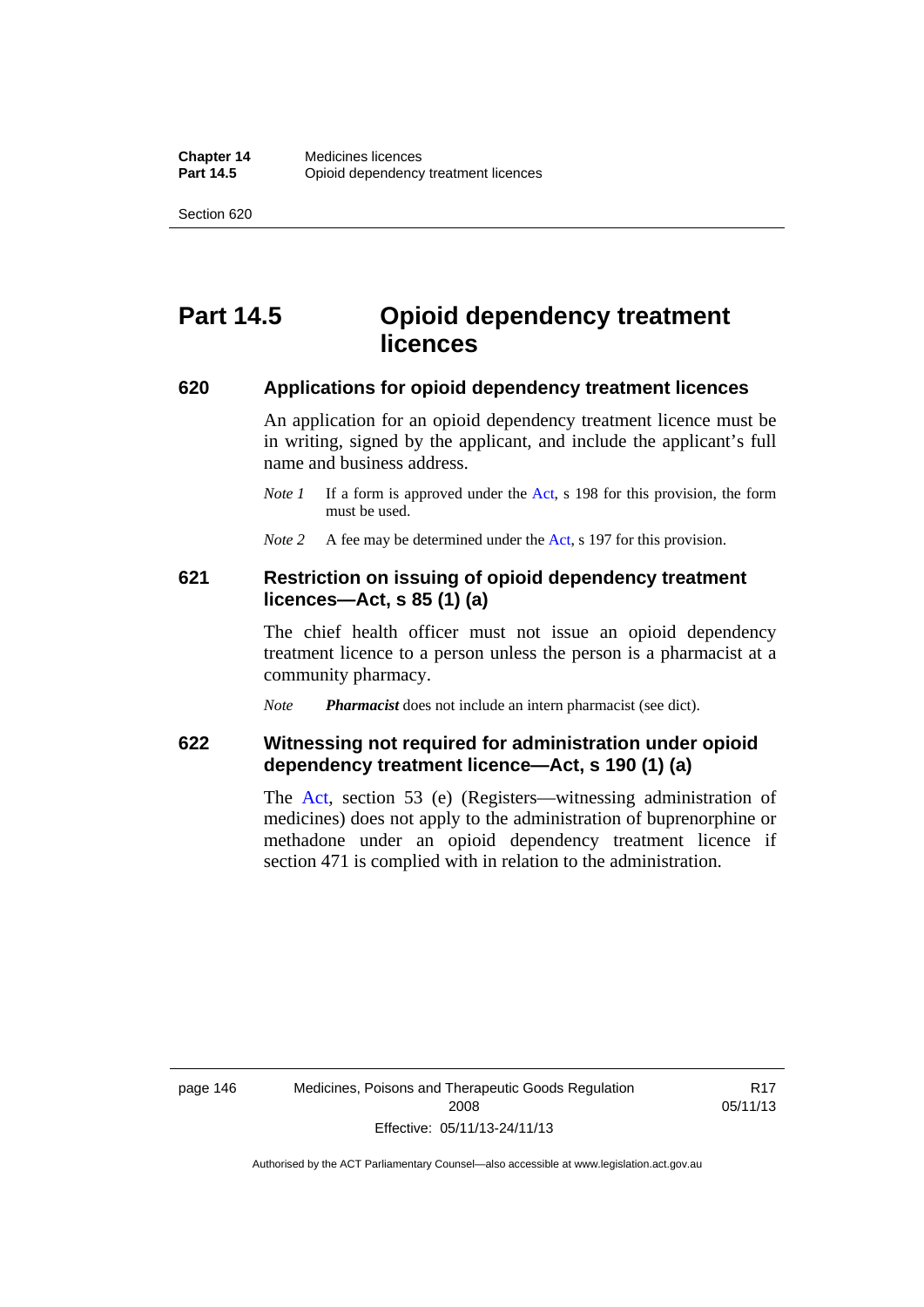# Part 14.5 Opioid dependency treatment licences

## 620 Applications for opioid dependency treatment licences

An application for an opioid dependency treatment licence must be in writing, signed by the applicant, and include the applicant's full name and business address.

*Note 1* If a form is approved under the Act, s 198 for this provision, the form must be used.

*Note 2* A fee may be determined under the Act, s 197 for this provision.

## 621 Restriction on issuing of opioid dependency treatment licences—Act, s 85 (1) (a)

The chief health officer must not issue an opioid dependency treatment licence to a person unless the person is a pharmacist at a community pharmacy.

*Note* ***Pharmacist*** does not include an intern pharmacist (see dict).

## 622 Witnessing not required for administration under opioid dependency treatment licence—Act, s 190 (1) (a)

The Act, section 53 (e) (Registers—witnessing administration of medicines) does not apply to the administration of buprenorphine or methadone under an opioid dependency treatment licence if section 471 is complied with in relation to the administration.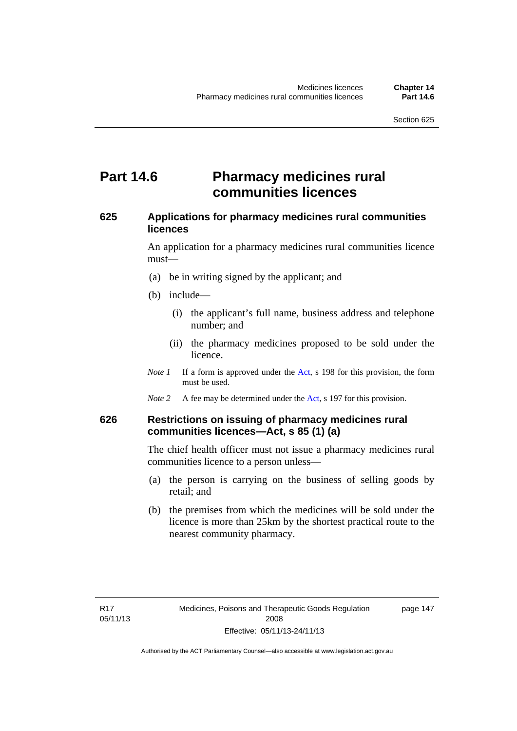# Part 14.6 Pharmacy medicines rural communities licences

### 625 Applications for pharmacy medicines rural communities licences

An application for a pharmacy medicines rural communities licence must—

(a) be in writing signed by the applicant; and

(b) include—

(i) the applicant's full name, business address and telephone number; and

(ii) the pharmacy medicines proposed to be sold under the licence.

*Note 1* If a form is approved under the Act, s 198 for this provision, the form must be used.

*Note 2* A fee may be determined under the Act, s 197 for this provision.

### 626 Restrictions on issuing of pharmacy medicines rural communities licences—Act, s 85 (1) (a)

The chief health officer must not issue a pharmacy medicines rural communities licence to a person unless—

(a) the person is carrying on the business of selling goods by retail; and

(b) the premises from which the medicines will be sold under the licence is more than 25km by the shortest practical route to the nearest community pharmacy.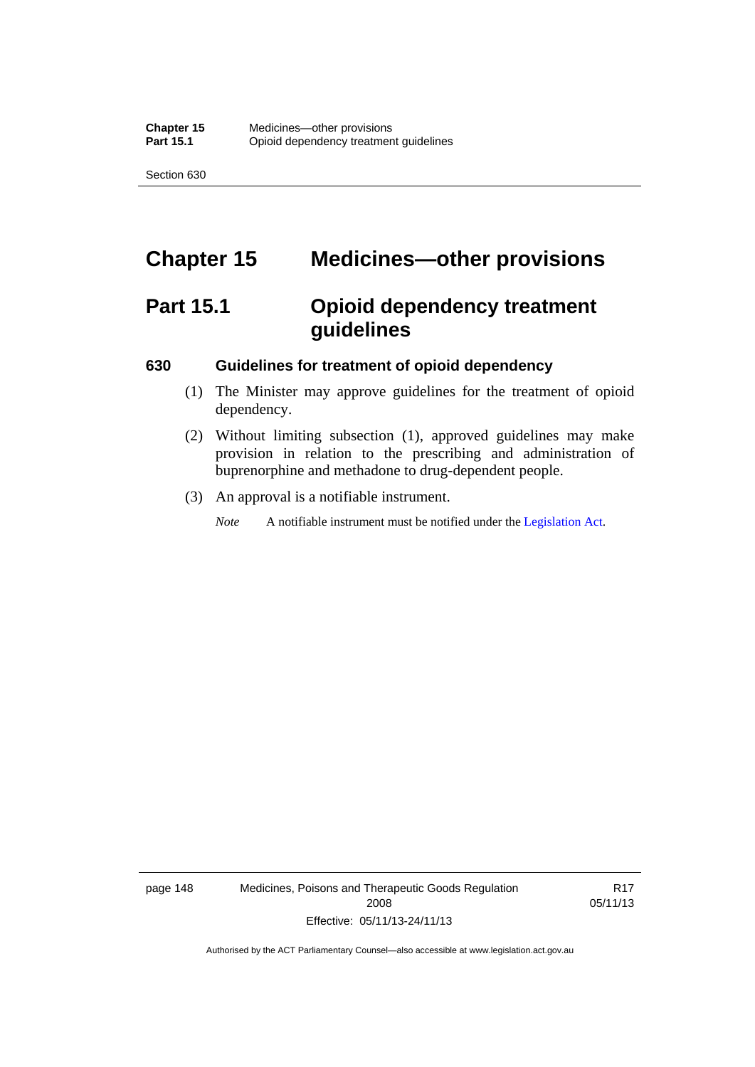# Chapter 15 Medicines—other provisions

## Part 15.1 Opioid dependency treatment guidelines

### 630 Guidelines for treatment of opioid dependency

(1) The Minister may approve guidelines for the treatment of opioid dependency.

(2) Without limiting subsection (1), approved guidelines may make provision in relation to the prescribing and administration of buprenorphine and methadone to drug-dependent people.

(3) An approval is a notifiable instrument.

*Note* A notifiable instrument must be notified under the Legislation Act.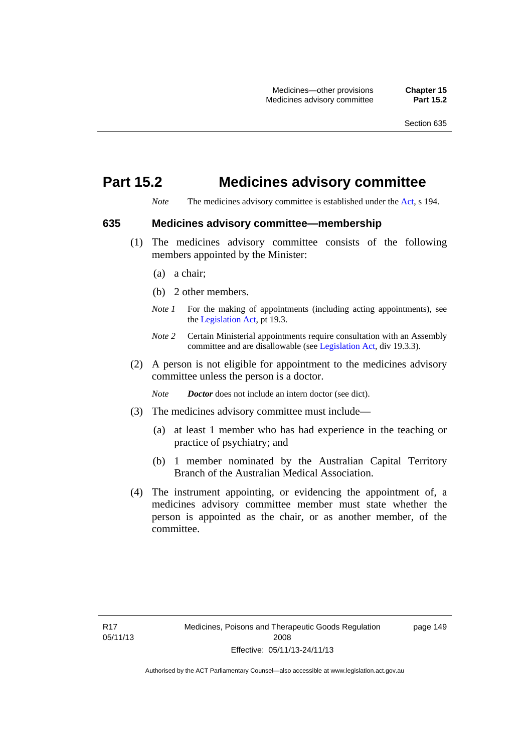# Part 15.2 Medicines advisory committee

*Note* The medicines advisory committee is established under the Act, s 194.

## 635 Medicines advisory committee—membership

(1) The medicines advisory committee consists of the following members appointed by the Minister:

(a) a chair;

(b) 2 other members.

*Note 1* For the making of appointments (including acting appointments), see the Legislation Act, pt 19.3.

*Note 2* Certain Ministerial appointments require consultation with an Assembly committee and are disallowable (see Legislation Act, div 19.3.3).

(2) A person is not eligible for appointment to the medicines advisory committee unless the person is a doctor.

*Note* ***Doctor*** does not include an intern doctor (see dict).

(3) The medicines advisory committee must include—

(a) at least 1 member who has had experience in the teaching or practice of psychiatry; and

(b) 1 member nominated by the Australian Capital Territory Branch of the Australian Medical Association.

(4) The instrument appointing, or evidencing the appointment of, a medicines advisory committee member must state whether the person is appointed as the chair, or as another member, of the committee.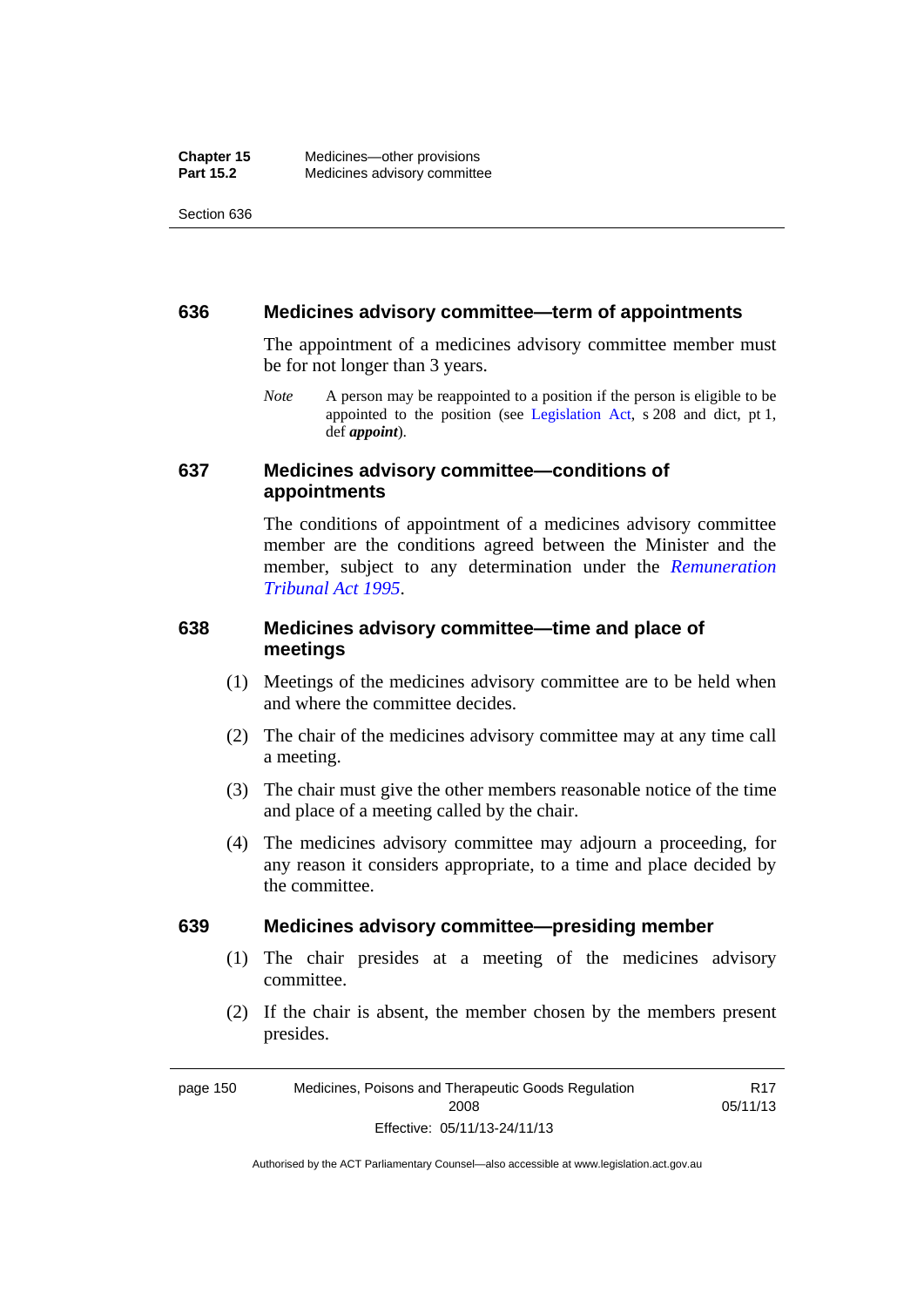## 636 Medicines advisory committee—term of appointments

The appointment of a medicines advisory committee member must be for not longer than 3 years.

*Note* A person may be reappointed to a position if the person is eligible to be appointed to the position (see Legislation Act, s 208 and dict, pt 1, def ***appoint***).

## 637 Medicines advisory committee—conditions of appointments

The conditions of appointment of a medicines advisory committee member are the conditions agreed between the Minister and the member, subject to any determination under the *Remuneration Tribunal Act 1995*.

## 638 Medicines advisory committee—time and place of meetings

(1) Meetings of the medicines advisory committee are to be held when and where the committee decides.

(2) The chair of the medicines advisory committee may at any time call a meeting.

(3) The chair must give the other members reasonable notice of the time and place of a meeting called by the chair.

(4) The medicines advisory committee may adjourn a proceeding, for any reason it considers appropriate, to a time and place decided by the committee.

## 639 Medicines advisory committee—presiding member

(1) The chair presides at a meeting of the medicines advisory committee.

(2) If the chair is absent, the member chosen by the members present presides.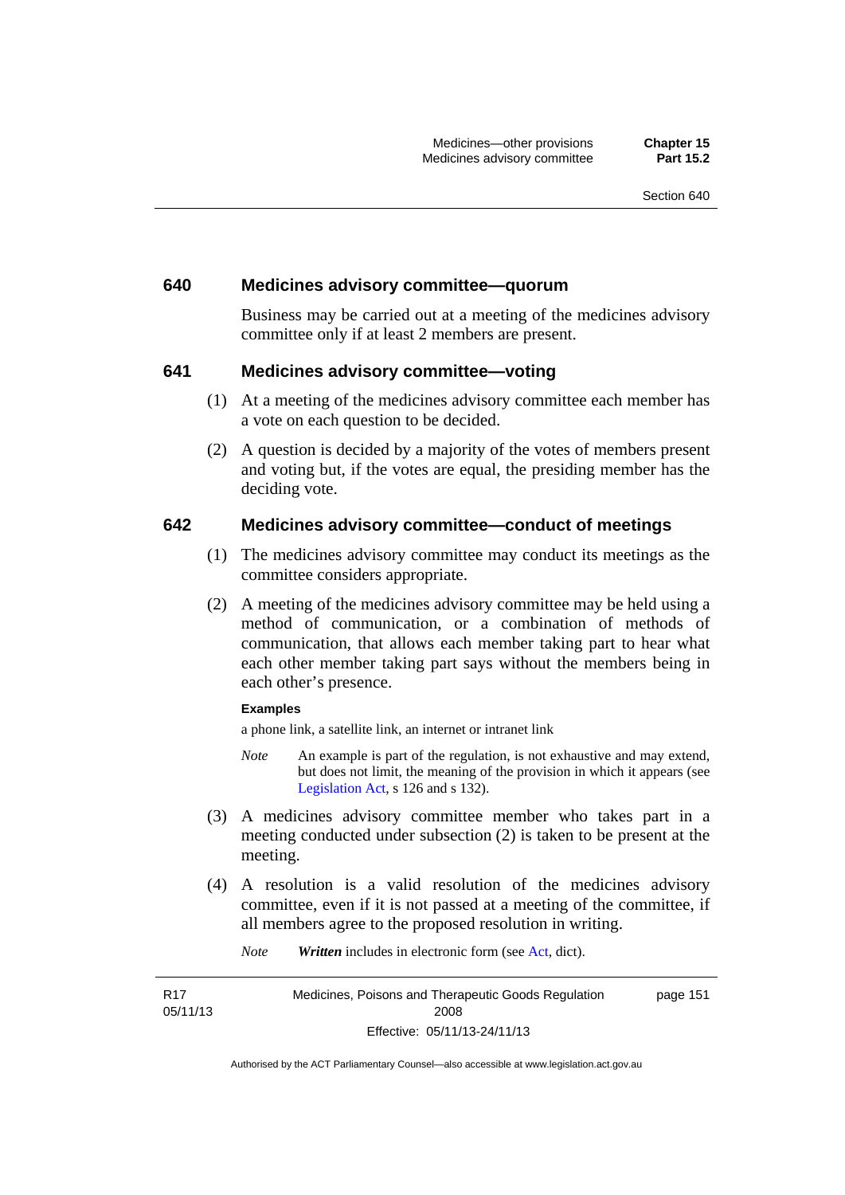### 640 Medicines advisory committee—quorum

Business may be carried out at a meeting of the medicines advisory committee only if at least 2 members are present.

### 641 Medicines advisory committee—voting

(1) At a meeting of the medicines advisory committee each member has a vote on each question to be decided.

(2) A question is decided by a majority of the votes of members present and voting but, if the votes are equal, the presiding member has the deciding vote.

### 642 Medicines advisory committee—conduct of meetings

(1) The medicines advisory committee may conduct its meetings as the committee considers appropriate.

(2) A meeting of the medicines advisory committee may be held using a method of communication, or a combination of methods of communication, that allows each member taking part to hear what each other member taking part says without the members being in each other's presence.

**Examples**

a phone link, a satellite link, an internet or intranet link

*Note* An example is part of the regulation, is not exhaustive and may extend, but does not limit, the meaning of the provision in which it appears (see Legislation Act, s 126 and s 132).

(3) A medicines advisory committee member who takes part in a meeting conducted under subsection (2) is taken to be present at the meeting.

(4) A resolution is a valid resolution of the medicines advisory committee, even if it is not passed at a meeting of the committee, if all members agree to the proposed resolution in writing.

*Note* ***Written*** includes in electronic form (see Act, dict).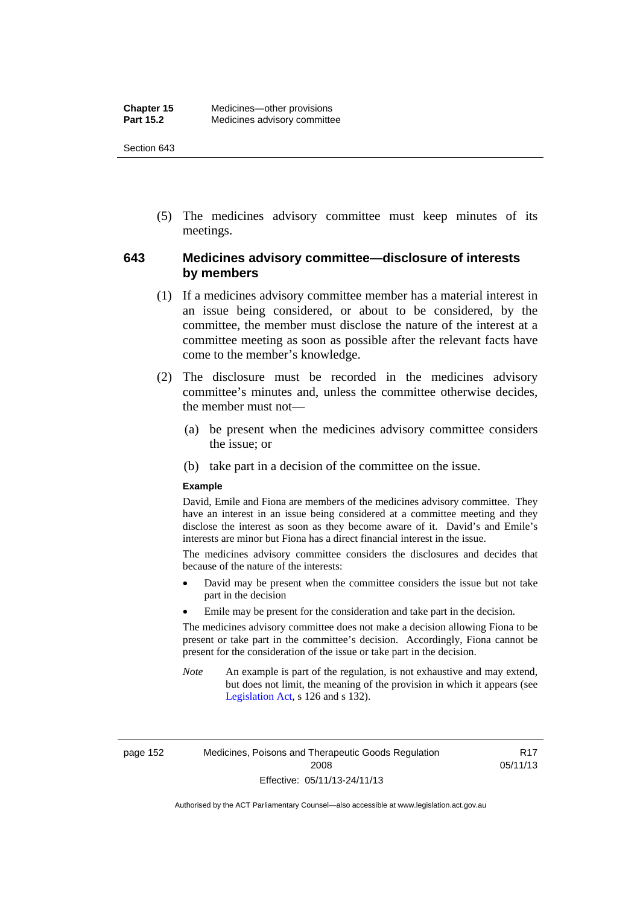(5) The medicines advisory committee must keep minutes of its meetings.

## 643 Medicines advisory committee—disclosure of interests by members

(1) If a medicines advisory committee member has a material interest in an issue being considered, or about to be considered, by the committee, the member must disclose the nature of the interest at a committee meeting as soon as possible after the relevant facts have come to the member's knowledge.

(2) The disclosure must be recorded in the medicines advisory committee's minutes and, unless the committee otherwise decides, the member must not—

(a) be present when the medicines advisory committee considers the issue; or

(b) take part in a decision of the committee on the issue.

**Example**

David, Emile and Fiona are members of the medicines advisory committee. They have an interest in an issue being considered at a committee meeting and they disclose the interest as soon as they become aware of it. David's and Emile's interests are minor but Fiona has a direct financial interest in the issue.

The medicines advisory committee considers the disclosures and decides that because of the nature of the interests:

- David may be present when the committee considers the issue but not take part in the decision
- Emile may be present for the consideration and take part in the decision.

The medicines advisory committee does not make a decision allowing Fiona to be present or take part in the committee's decision. Accordingly, Fiona cannot be present for the consideration of the issue or take part in the decision.

*Note* An example is part of the regulation, is not exhaustive and may extend, but does not limit, the meaning of the provision in which it appears (see Legislation Act, s 126 and s 132).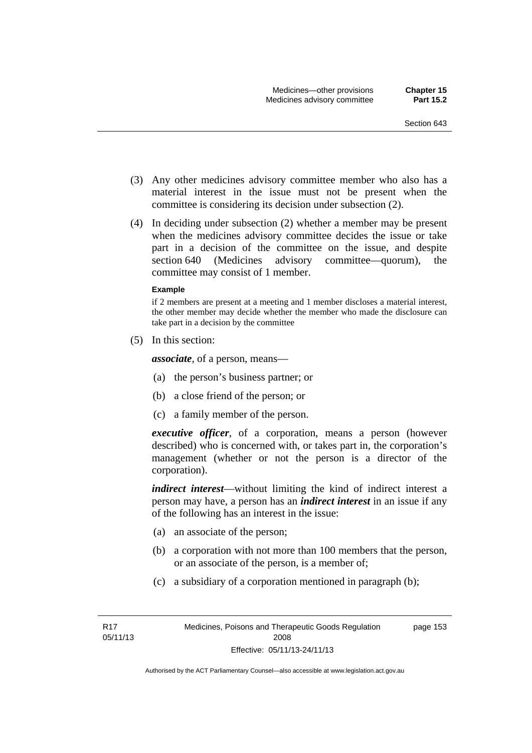(3) Any other medicines advisory committee member who also has a material interest in the issue must not be present when the committee is considering its decision under subsection (2).

(4) In deciding under subsection (2) whether a member may be present when the medicines advisory committee decides the issue or take part in a decision of the committee on the issue, and despite section 640 (Medicines advisory committee—quorum), the committee may consist of 1 member.

**Example**

if 2 members are present at a meeting and 1 member discloses a material interest, the other member may decide whether the member who made the disclosure can take part in a decision by the committee

(5) In this section:

***associate***, of a person, means—

(a) the person's business partner; or

(b) a close friend of the person; or

(c) a family member of the person.

***executive officer***, of a corporation, means a person (however described) who is concerned with, or takes part in, the corporation's management (whether or not the person is a director of the corporation).

***indirect interest***—without limiting the kind of indirect interest a person may have, a person has an ***indirect interest*** in an issue if any of the following has an interest in the issue:

(a) an associate of the person;

(b) a corporation with not more than 100 members that the person, or an associate of the person, is a member of;

(c) a subsidiary of a corporation mentioned in paragraph (b);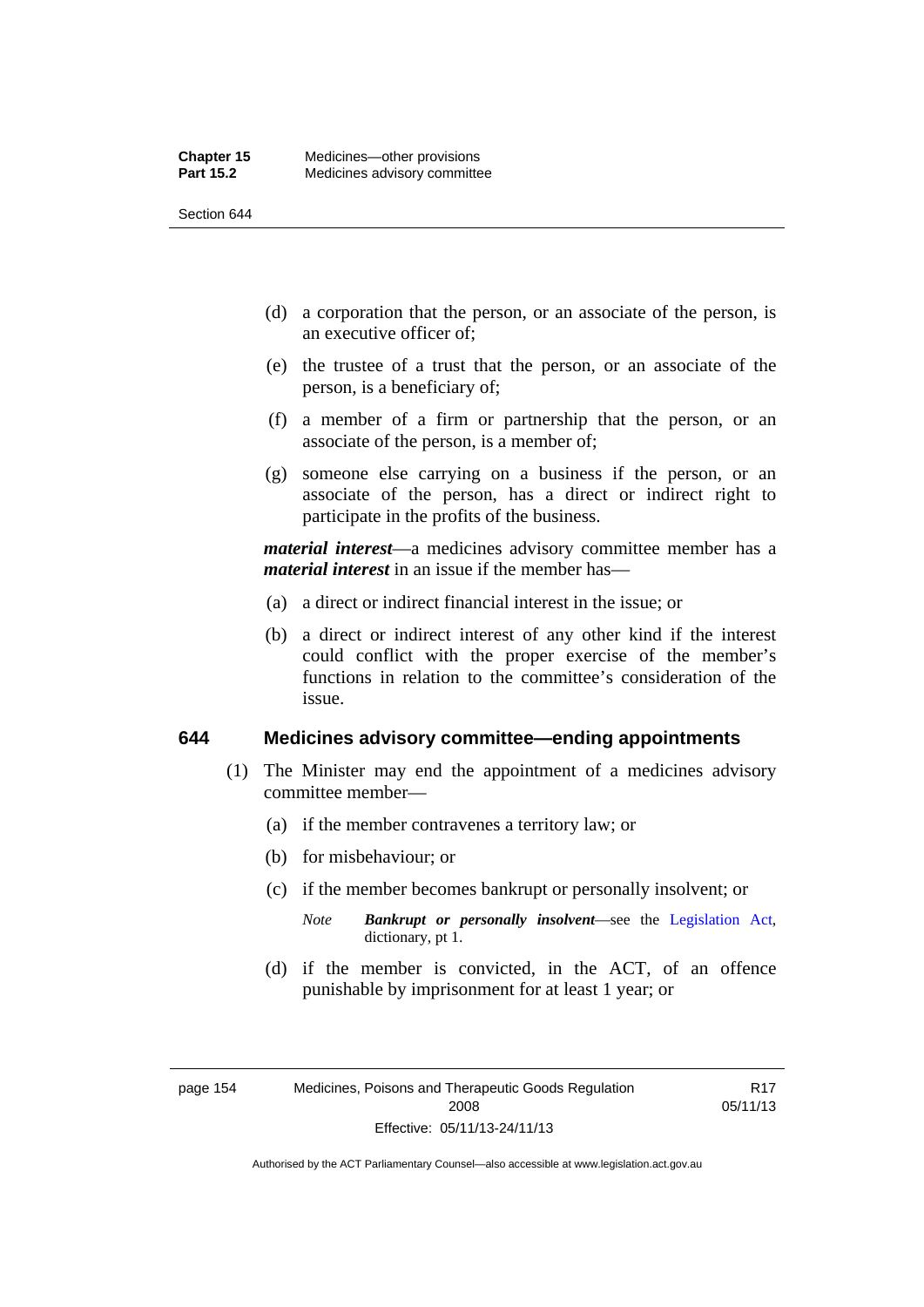(d) a corporation that the person, or an associate of the person, is an executive officer of;

(e) the trustee of a trust that the person, or an associate of the person, is a beneficiary of;

(f) a member of a firm or partnership that the person, or an associate of the person, is a member of;

(g) someone else carrying on a business if the person, or an associate of the person, has a direct or indirect right to participate in the profits of the business.

***material interest***—a medicines advisory committee member has a ***material interest*** in an issue if the member has—

(a) a direct or indirect financial interest in the issue; or

(b) a direct or indirect interest of any other kind if the interest could conflict with the proper exercise of the member's functions in relation to the committee's consideration of the issue.

### 644 Medicines advisory committee—ending appointments

(1) The Minister may end the appointment of a medicines advisory committee member—

(a) if the member contravenes a territory law; or

(b) for misbehaviour; or

(c) if the member becomes bankrupt or personally insolvent; or

*Note* ***Bankrupt or personally insolvent***—see the Legislation Act, dictionary, pt 1.

(d) if the member is convicted, in the ACT, of an offence punishable by imprisonment for at least 1 year; or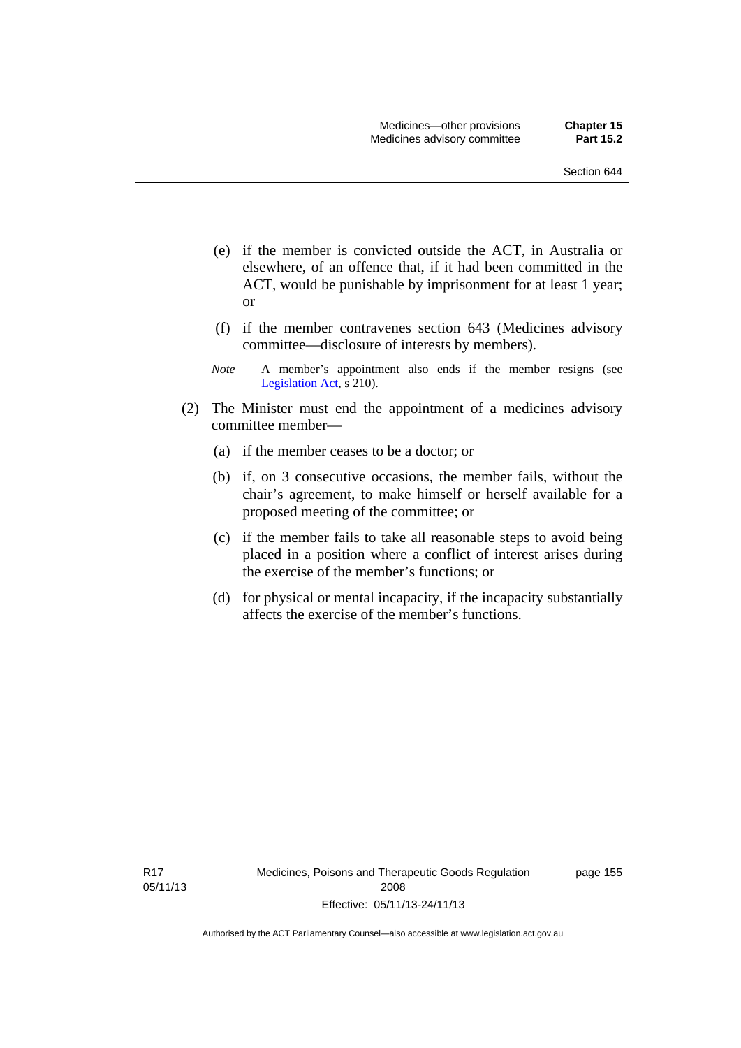(e) if the member is convicted outside the ACT, in Australia or elsewhere, of an offence that, if it had been committed in the ACT, would be punishable by imprisonment for at least 1 year; or

(f) if the member contravenes section 643 (Medicines advisory committee—disclosure of interests by members).

*Note* A member's appointment also ends if the member resigns (see Legislation Act, s 210).

(2) The Minister must end the appointment of a medicines advisory committee member—

(a) if the member ceases to be a doctor; or

(b) if, on 3 consecutive occasions, the member fails, without the chair's agreement, to make himself or herself available for a proposed meeting of the committee; or

(c) if the member fails to take all reasonable steps to avoid being placed in a position where a conflict of interest arises during the exercise of the member's functions; or

(d) for physical or mental incapacity, if the incapacity substantially affects the exercise of the member's functions.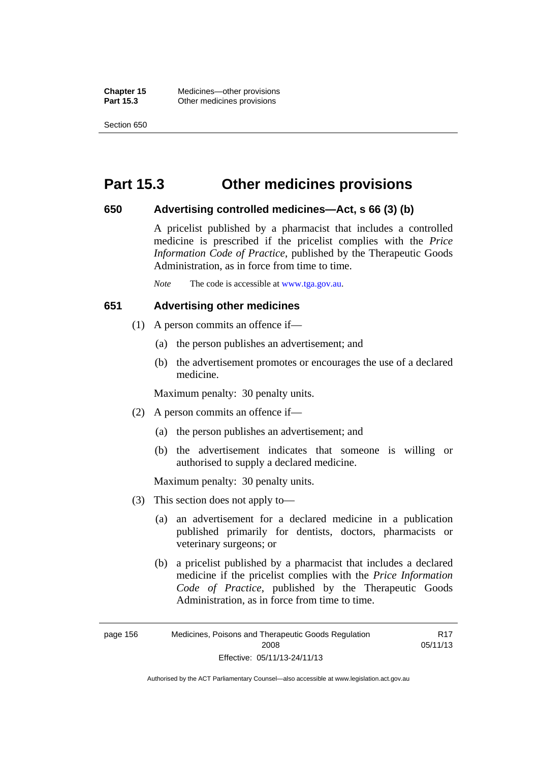# Part 15.3 Other medicines provisions

## 650 Advertising controlled medicines—Act, s 66 (3) (b)

A pricelist published by a pharmacist that includes a controlled medicine is prescribed if the pricelist complies with the *Price Information Code of Practice*, published by the Therapeutic Goods Administration, as in force from time to time.

*Note* The code is accessible at www.tga.gov.au.

## 651 Advertising other medicines

(1) A person commits an offence if—

(a) the person publishes an advertisement; and

(b) the advertisement promotes or encourages the use of a declared medicine.

Maximum penalty: 30 penalty units.

(2) A person commits an offence if—

(a) the person publishes an advertisement; and

(b) the advertisement indicates that someone is willing or authorised to supply a declared medicine.

Maximum penalty: 30 penalty units.

(3) This section does not apply to—

(a) an advertisement for a declared medicine in a publication published primarily for dentists, doctors, pharmacists or veterinary surgeons; or

(b) a pricelist published by a pharmacist that includes a declared medicine if the pricelist complies with the *Price Information Code of Practice*, published by the Therapeutic Goods Administration, as in force from time to time.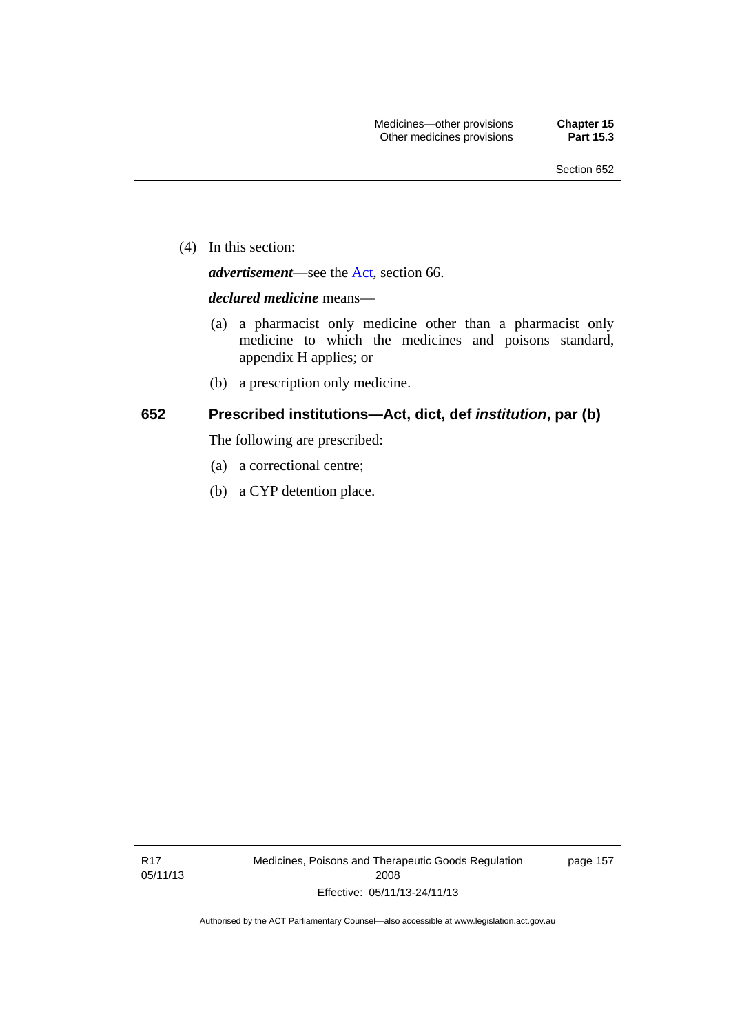(4) In this section:

***advertisement***—see the Act, section 66.

***declared medicine*** means—

(a) a pharmacist only medicine other than a pharmacist only medicine to which the medicines and poisons standard, appendix H applies; or

(b) a prescription only medicine.

## 652 Prescribed institutions—Act, dict, def *institution*, par (b)

The following are prescribed:

(a) a correctional centre;

(b) a CYP detention place.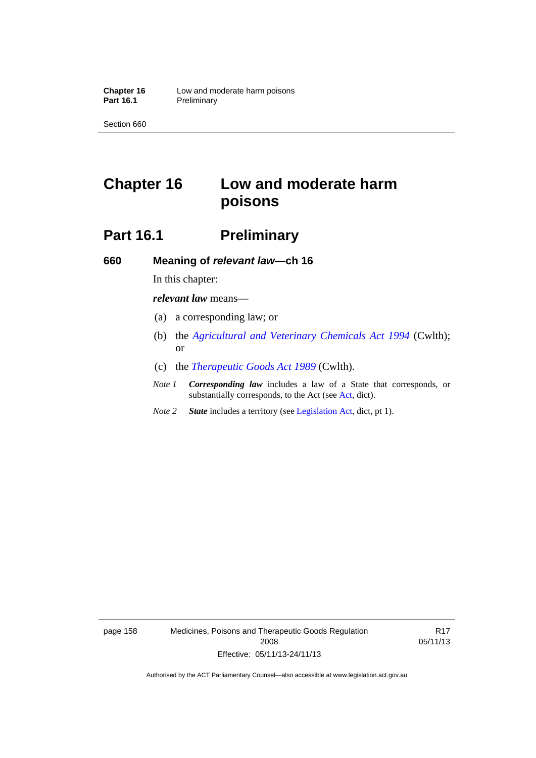# Chapter 16 Low and moderate harm poisons

## Part 16.1 Preliminary

### 660 Meaning of *relevant law*—ch 16

In this chapter:

***relevant law*** means—

(a) a corresponding law; or

(b) the *Agricultural and Veterinary Chemicals Act 1994* (Cwlth); or

(c) the *Therapeutic Goods Act 1989* (Cwlth).

*Note 1* ***Corresponding law*** includes a law of a State that corresponds, or substantially corresponds, to the Act (see Act, dict).

*Note 2* ***State*** includes a territory (see Legislation Act, dict, pt 1).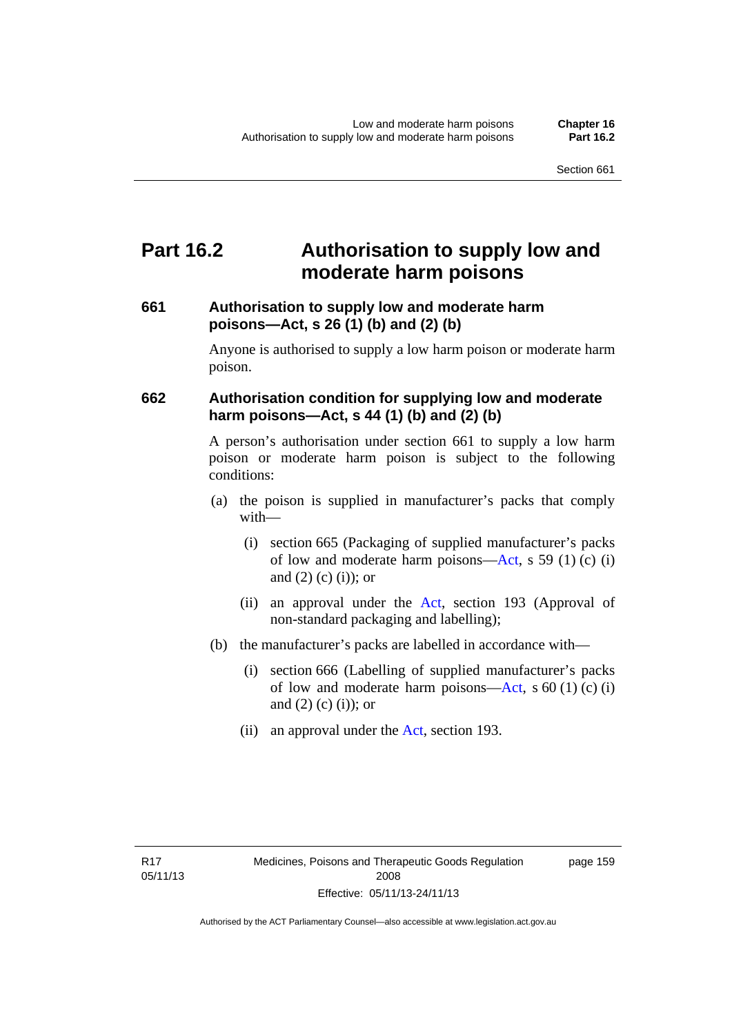# Part 16.2 Authorisation to supply low and moderate harm poisons

### 661 Authorisation to supply low and moderate harm poisons—Act, s 26 (1) (b) and (2) (b)

Anyone is authorised to supply a low harm poison or moderate harm poison.

### 662 Authorisation condition for supplying low and moderate harm poisons—Act, s 44 (1) (b) and (2) (b)

A person's authorisation under section 661 to supply a low harm poison or moderate harm poison is subject to the following conditions:

(a) the poison is supplied in manufacturer's packs that comply with—

  (i) section 665 (Packaging of supplied manufacturer's packs of low and moderate harm poisons—Act, s 59 (1) (c) (i) and (2) (c) (i)); or

  (ii) an approval under the Act, section 193 (Approval of non-standard packaging and labelling);

(b) the manufacturer's packs are labelled in accordance with—

  (i) section 666 (Labelling of supplied manufacturer's packs of low and moderate harm poisons—Act, s 60 (1) (c) (i) and (2) (c) (i)); or

  (ii) an approval under the Act, section 193.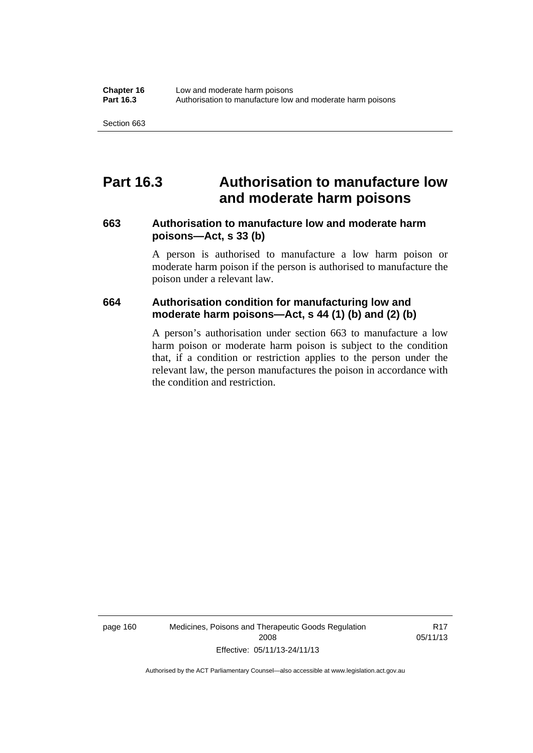# Part 16.3 Authorisation to manufacture low and moderate harm poisons

### 663 Authorisation to manufacture low and moderate harm poisons—Act, s 33 (b)

A person is authorised to manufacture a low harm poison or moderate harm poison if the person is authorised to manufacture the poison under a relevant law.

### 664 Authorisation condition for manufacturing low and moderate harm poisons—Act, s 44 (1) (b) and (2) (b)

A person's authorisation under section 663 to manufacture a low harm poison or moderate harm poison is subject to the condition that, if a condition or restriction applies to the person under the relevant law, the person manufactures the poison in accordance with the condition and restriction.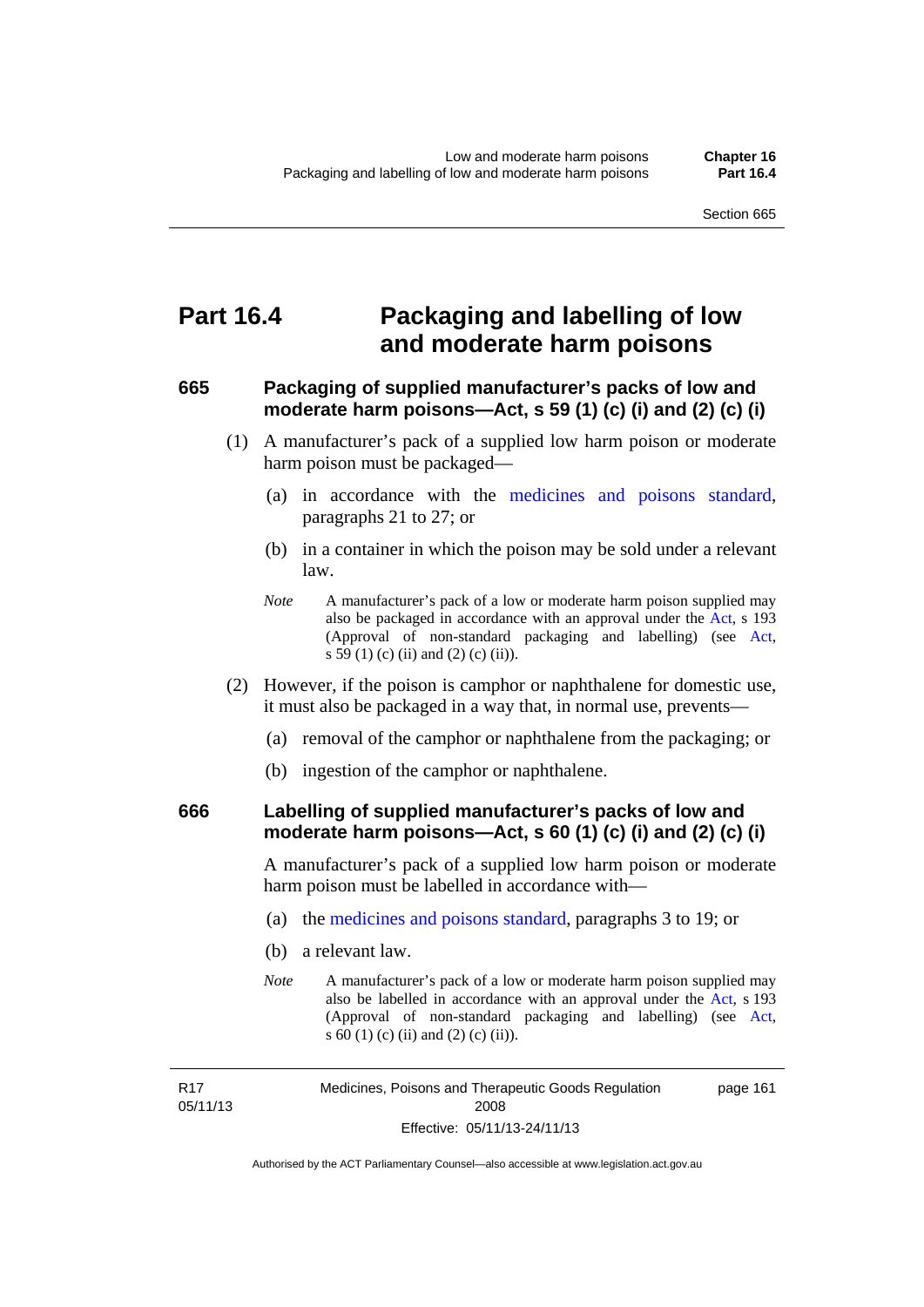# Part 16.4 Packaging and labelling of low and moderate harm poisons

## 665 Packaging of supplied manufacturer's packs of low and moderate harm poisons—Act, s 59 (1) (c) (i) and (2) (c) (i)

(1) A manufacturer's pack of a supplied low harm poison or moderate harm poison must be packaged—

(a) in accordance with the medicines and poisons standard, paragraphs 21 to 27; or

(b) in a container in which the poison may be sold under a relevant law.

*Note* A manufacturer's pack of a low or moderate harm poison supplied may also be packaged in accordance with an approval under the Act, s 193 (Approval of non-standard packaging and labelling) (see Act, s 59 (1) (c) (ii) and (2) (c) (ii)).

(2) However, if the poison is camphor or naphthalene for domestic use, it must also be packaged in a way that, in normal use, prevents—

(a) removal of the camphor or naphthalene from the packaging; or

(b) ingestion of the camphor or naphthalene.

## 666 Labelling of supplied manufacturer's packs of low and moderate harm poisons—Act, s 60 (1) (c) (i) and (2) (c) (i)

A manufacturer's pack of a supplied low harm poison or moderate harm poison must be labelled in accordance with—

(a) the medicines and poisons standard, paragraphs 3 to 19; or

(b) a relevant law.

*Note* A manufacturer's pack of a low or moderate harm poison supplied may also be labelled in accordance with an approval under the Act, s 193 (Approval of non-standard packaging and labelling) (see Act, s 60 (1) (c) (ii) and (2) (c) (ii)).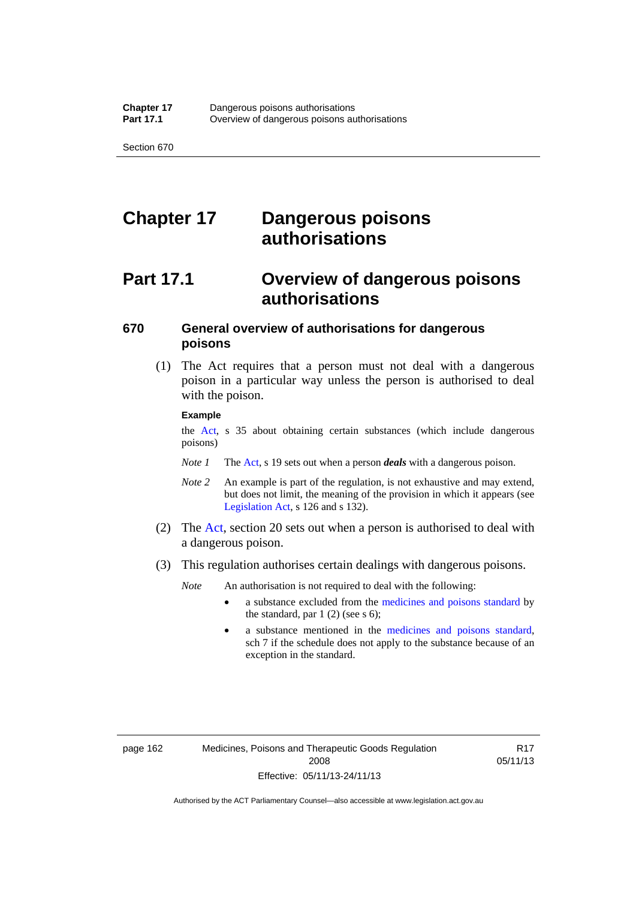# Chapter 17 Dangerous poisons authorisations

## Part 17.1 Overview of dangerous poisons authorisations

### 670 General overview of authorisations for dangerous poisons

(1) The Act requires that a person must not deal with a dangerous poison in a particular way unless the person is authorised to deal with the poison.

**Example**

the Act, s 35 about obtaining certain substances (which include dangerous poisons)

*Note 1* The Act, s 19 sets out when a person ***deals*** with a dangerous poison.

*Note 2* An example is part of the regulation, is not exhaustive and may extend, but does not limit, the meaning of the provision in which it appears (see Legislation Act, s 126 and s 132).

(2) The Act, section 20 sets out when a person is authorised to deal with a dangerous poison.

(3) This regulation authorises certain dealings with dangerous poisons.

*Note* An authorisation is not required to deal with the following:

- a substance excluded from the medicines and poisons standard by the standard, par 1 (2) (see s 6);
- a substance mentioned in the medicines and poisons standard, sch 7 if the schedule does not apply to the substance because of an exception in the standard.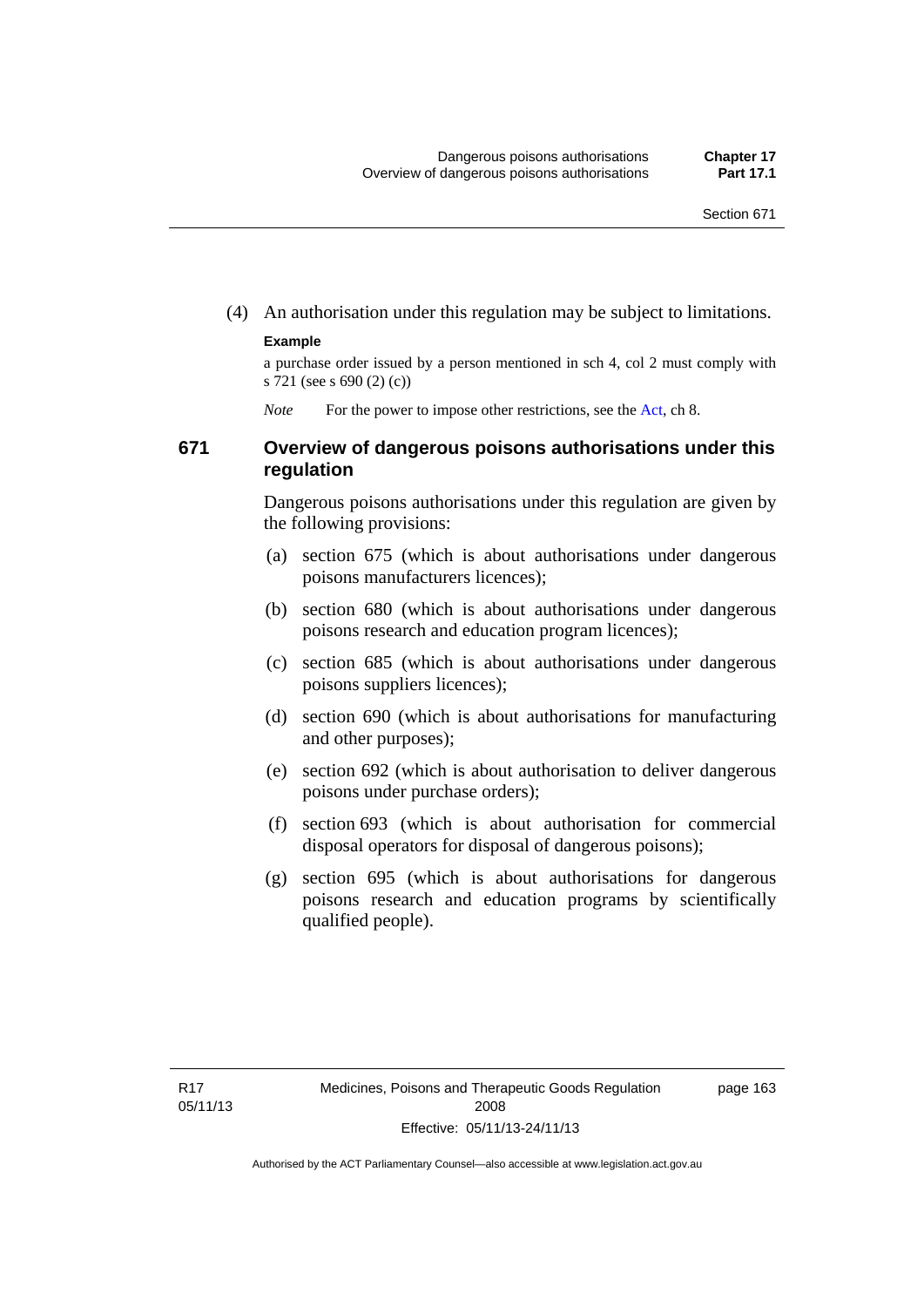(4) An authorisation under this regulation may be subject to limitations.

**Example**

a purchase order issued by a person mentioned in sch 4, col 2 must comply with s 721 (see s 690 (2) (c))

*Note* For the power to impose other restrictions, see the Act, ch 8.

### 671 Overview of dangerous poisons authorisations under this regulation

Dangerous poisons authorisations under this regulation are given by the following provisions:

(a) section 675 (which is about authorisations under dangerous poisons manufacturers licences);

(b) section 680 (which is about authorisations under dangerous poisons research and education program licences);

(c) section 685 (which is about authorisations under dangerous poisons suppliers licences);

(d) section 690 (which is about authorisations for manufacturing and other purposes);

(e) section 692 (which is about authorisation to deliver dangerous poisons under purchase orders);

(f) section 693 (which is about authorisation for commercial disposal operators for disposal of dangerous poisons);

(g) section 695 (which is about authorisations for dangerous poisons research and education programs by scientifically qualified people).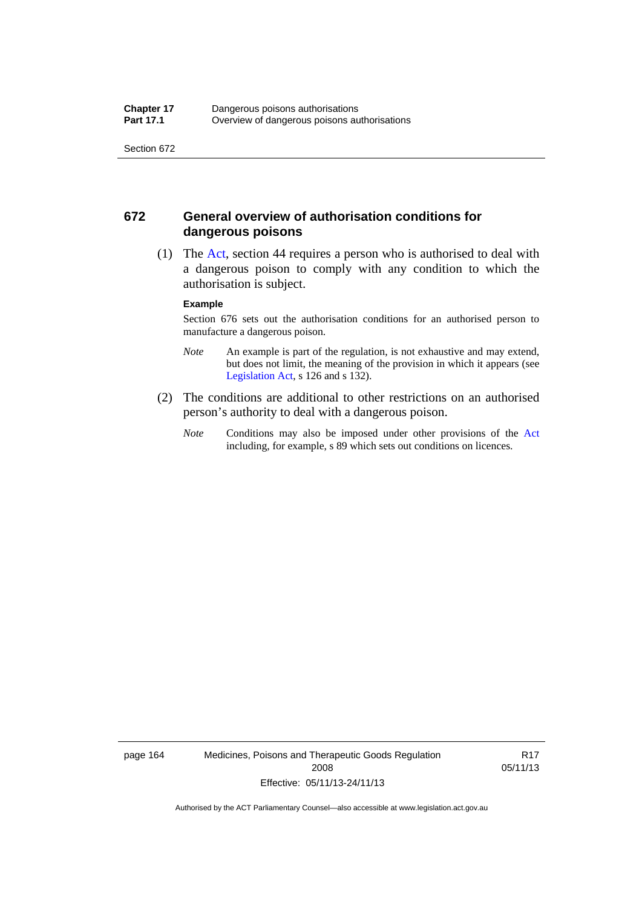## 672 General overview of authorisation conditions for dangerous poisons

(1) The Act, section 44 requires a person who is authorised to deal with a dangerous poison to comply with any condition to which the authorisation is subject.

**Example**

Section 676 sets out the authorisation conditions for an authorised person to manufacture a dangerous poison.

*Note* An example is part of the regulation, is not exhaustive and may extend, but does not limit, the meaning of the provision in which it appears (see Legislation Act, s 126 and s 132).

(2) The conditions are additional to other restrictions on an authorised person's authority to deal with a dangerous poison.

*Note* Conditions may also be imposed under other provisions of the Act including, for example, s 89 which sets out conditions on licences.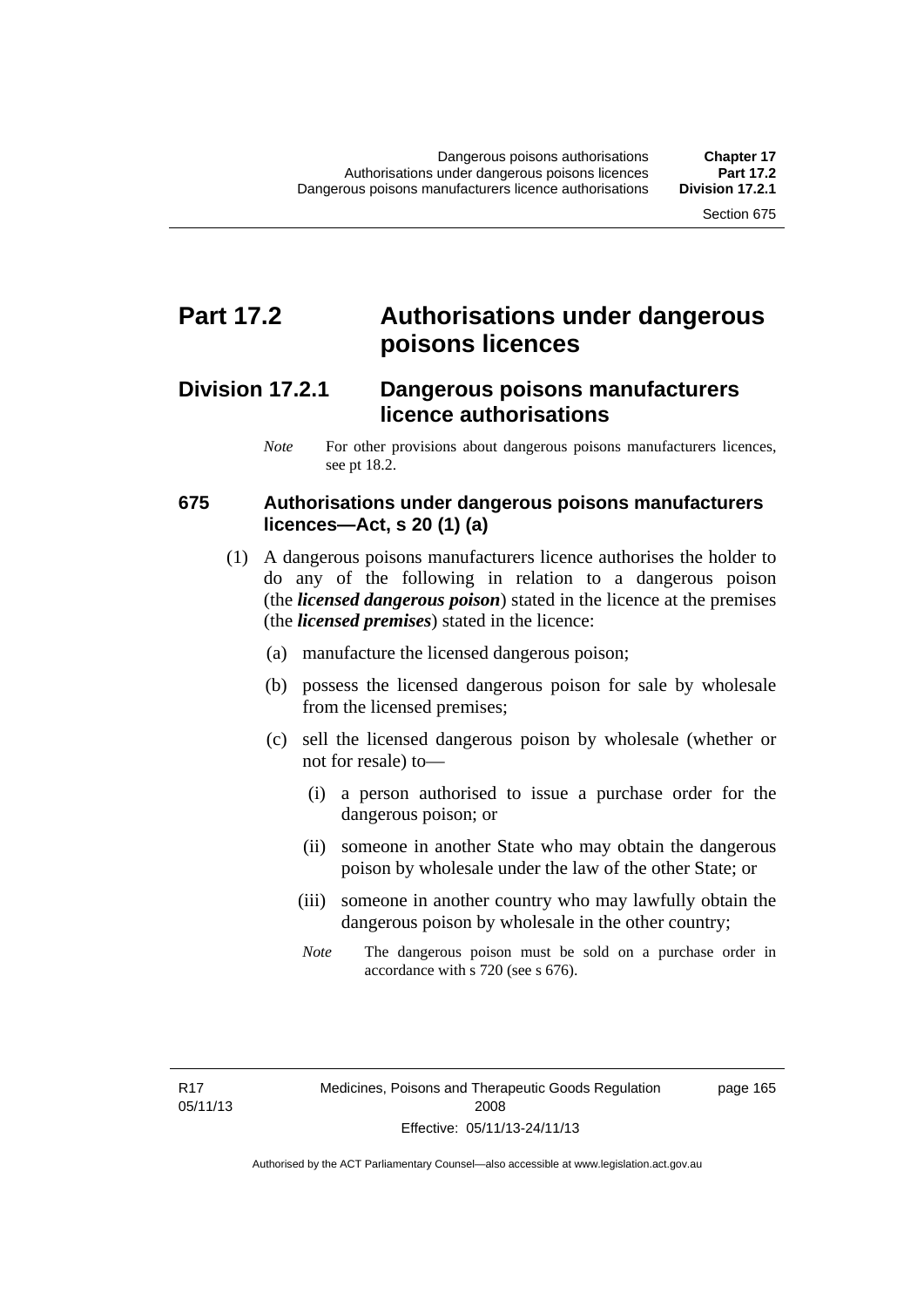# Part 17.2 Authorisations under dangerous poisons licences

## Division 17.2.1 Dangerous poisons manufacturers licence authorisations

*Note* For other provisions about dangerous poisons manufacturers licences, see pt 18.2.

### 675 Authorisations under dangerous poisons manufacturers licences—Act, s 20 (1) (a)

(1) A dangerous poisons manufacturers licence authorises the holder to do any of the following in relation to a dangerous poison (the ***licensed dangerous poison***) stated in the licence at the premises (the ***licensed premises***) stated in the licence:

- (a) manufacture the licensed dangerous poison;
- (b) possess the licensed dangerous poison for sale by wholesale from the licensed premises;
- (c) sell the licensed dangerous poison by wholesale (whether or not for resale) to—
  - (i) a person authorised to issue a purchase order for the dangerous poison; or
  - (ii) someone in another State who may obtain the dangerous poison by wholesale under the law of the other State; or
  - (iii) someone in another country who may lawfully obtain the dangerous poison by wholesale in the other country;

  *Note* The dangerous poison must be sold on a purchase order in accordance with s 720 (see s 676).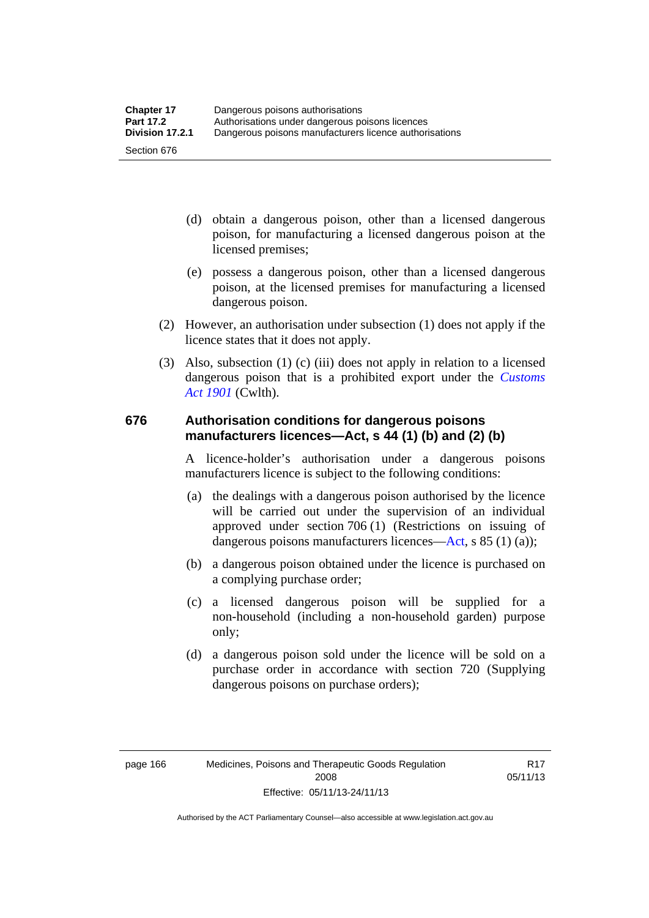(d) obtain a dangerous poison, other than a licensed dangerous poison, for manufacturing a licensed dangerous poison at the licensed premises;

(e) possess a dangerous poison, other than a licensed dangerous poison, at the licensed premises for manufacturing a licensed dangerous poison.

(2) However, an authorisation under subsection (1) does not apply if the licence states that it does not apply.

(3) Also, subsection (1) (c) (iii) does not apply in relation to a licensed dangerous poison that is a prohibited export under the *Customs Act 1901* (Cwlth).

### 676 Authorisation conditions for dangerous poisons manufacturers licences—Act, s 44 (1) (b) and (2) (b)

A licence-holder's authorisation under a dangerous poisons manufacturers licence is subject to the following conditions:

(a) the dealings with a dangerous poison authorised by the licence will be carried out under the supervision of an individual approved under section 706 (1) (Restrictions on issuing of dangerous poisons manufacturers licences—Act, s 85 (1) (a));

(b) a dangerous poison obtained under the licence is purchased on a complying purchase order;

(c) a licensed dangerous poison will be supplied for a non-household (including a non-household garden) purpose only;

(d) a dangerous poison sold under the licence will be sold on a purchase order in accordance with section 720 (Supplying dangerous poisons on purchase orders);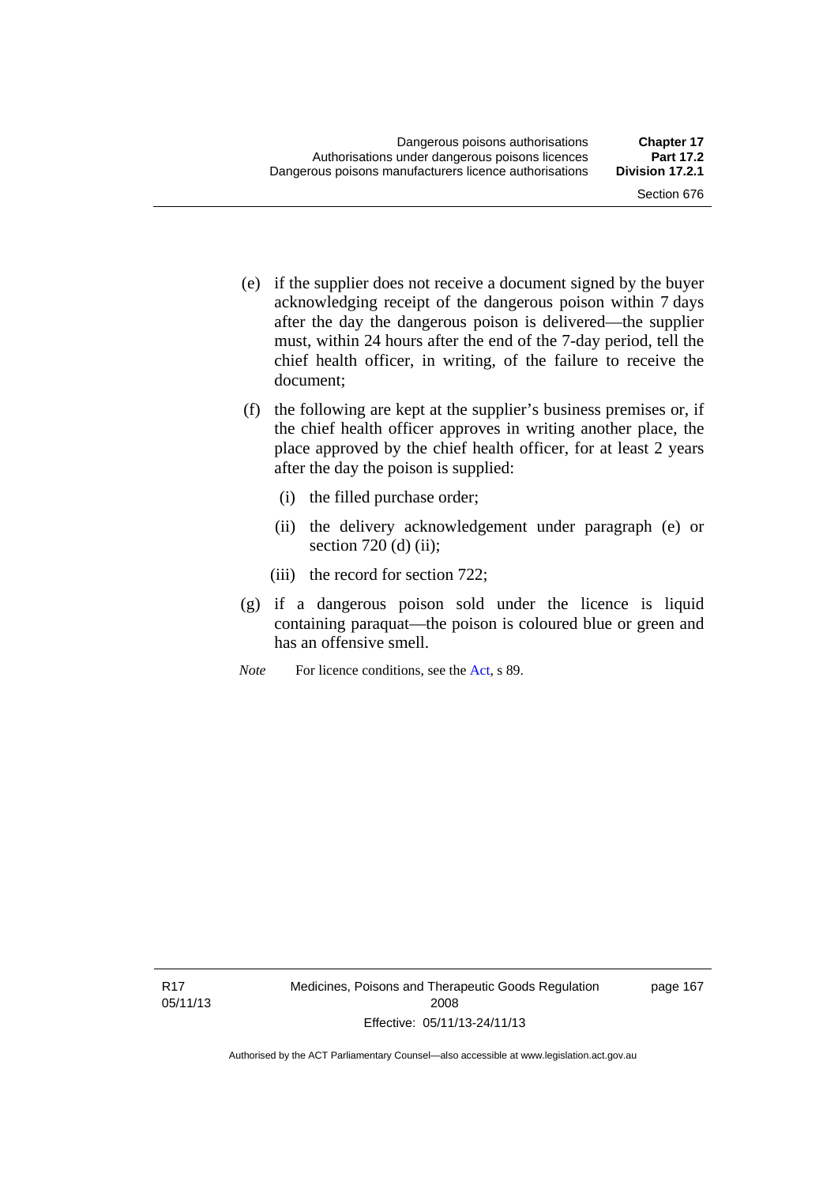(e) if the supplier does not receive a document signed by the buyer acknowledging receipt of the dangerous poison within 7 days after the day the dangerous poison is delivered—the supplier must, within 24 hours after the end of the 7-day period, tell the chief health officer, in writing, of the failure to receive the document;

(f) the following are kept at the supplier's business premises or, if the chief health officer approves in writing another place, the place approved by the chief health officer, for at least 2 years after the day the poison is supplied:

   (i) the filled purchase order;

   (ii) the delivery acknowledgement under paragraph (e) or section 720 (d) (ii);

   (iii) the record for section 722;

(g) if a dangerous poison sold under the licence is liquid containing paraquat—the poison is coloured blue or green and has an offensive smell.

*Note* For licence conditions, see the Act, s 89.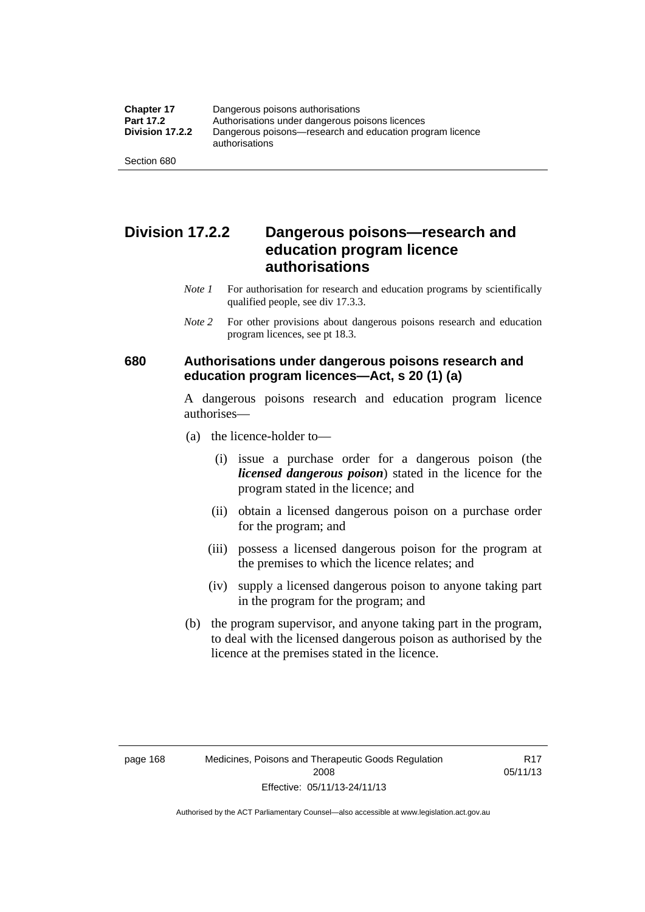## Division 17.2.2 Dangerous poisons—research and education program licence authorisations

*Note 1* For authorisation for research and education programs by scientifically qualified people, see div 17.3.3.

*Note 2* For other provisions about dangerous poisons research and education program licences, see pt 18.3.

### 680 Authorisations under dangerous poisons research and education program licences—Act, s 20 (1) (a)

A dangerous poisons research and education program licence authorises—

(a) the licence-holder to—

(i) issue a purchase order for a dangerous poison (the ***licensed dangerous poison***) stated in the licence for the program stated in the licence; and

(ii) obtain a licensed dangerous poison on a purchase order for the program; and

(iii) possess a licensed dangerous poison for the program at the premises to which the licence relates; and

(iv) supply a licensed dangerous poison to anyone taking part in the program for the program; and

(b) the program supervisor, and anyone taking part in the program, to deal with the licensed dangerous poison as authorised by the licence at the premises stated in the licence.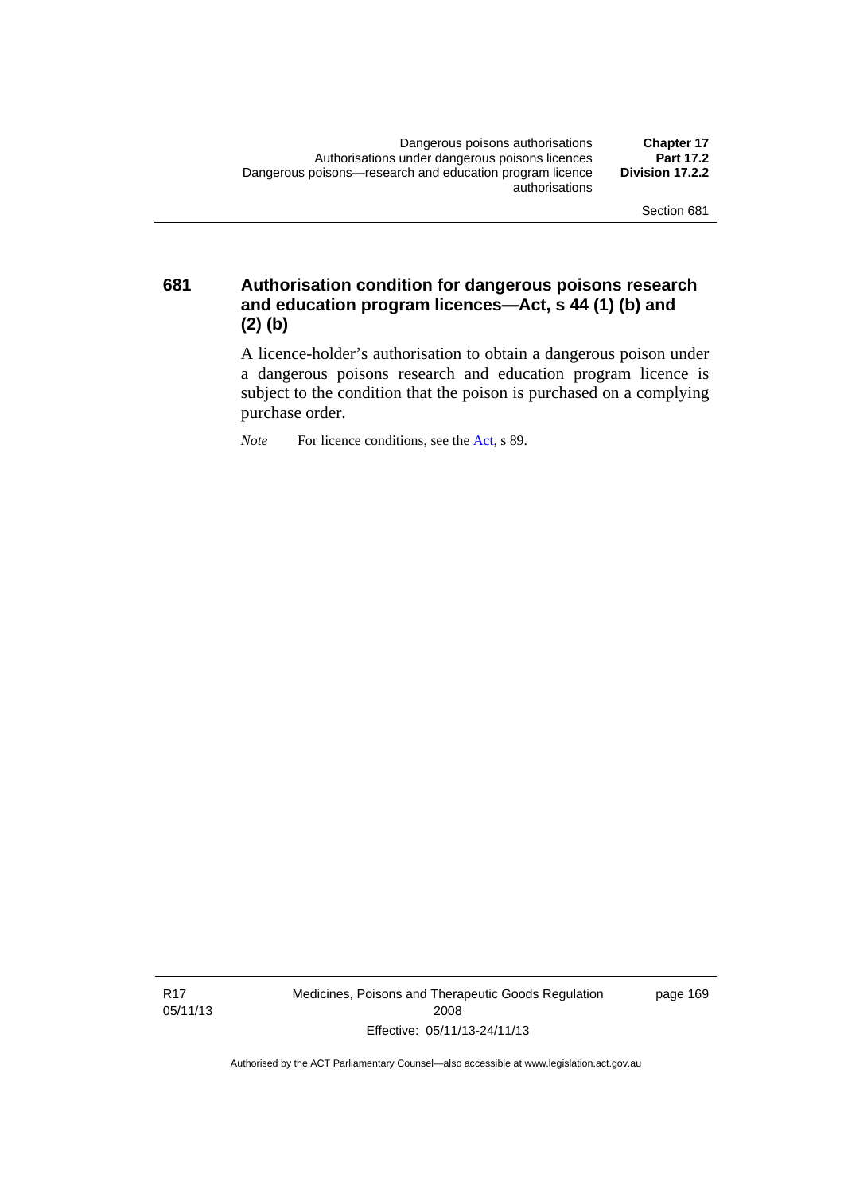### 681 Authorisation condition for dangerous poisons research and education program licences—Act, s 44 (1) (b) and (2) (b)

A licence-holder's authorisation to obtain a dangerous poison under a dangerous poisons research and education program licence is subject to the condition that the poison is purchased on a complying purchase order.

*Note* For licence conditions, see the Act, s 89.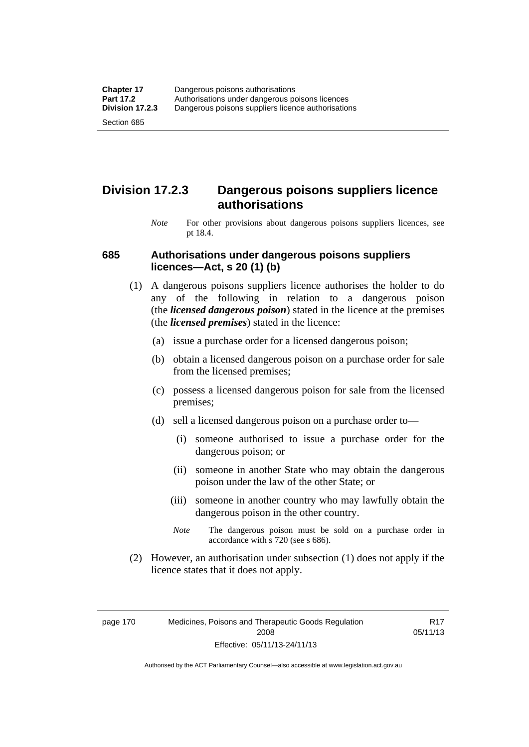## Division 17.2.3 Dangerous poisons suppliers licence authorisations

*Note* For other provisions about dangerous poisons suppliers licences, see pt 18.4.

### 685 Authorisations under dangerous poisons suppliers licences—Act, s 20 (1) (b)

(1) A dangerous poisons suppliers licence authorises the holder to do any of the following in relation to a dangerous poison (the ***licensed dangerous poison***) stated in the licence at the premises (the ***licensed premises***) stated in the licence:

(a) issue a purchase order for a licensed dangerous poison;

(b) obtain a licensed dangerous poison on a purchase order for sale from the licensed premises;

(c) possess a licensed dangerous poison for sale from the licensed premises;

(d) sell a licensed dangerous poison on a purchase order to—

(i) someone authorised to issue a purchase order for the dangerous poison; or

(ii) someone in another State who may obtain the dangerous poison under the law of the other State; or

(iii) someone in another country who may lawfully obtain the dangerous poison in the other country.

*Note* The dangerous poison must be sold on a purchase order in accordance with s 720 (see s 686).

(2) However, an authorisation under subsection (1) does not apply if the licence states that it does not apply.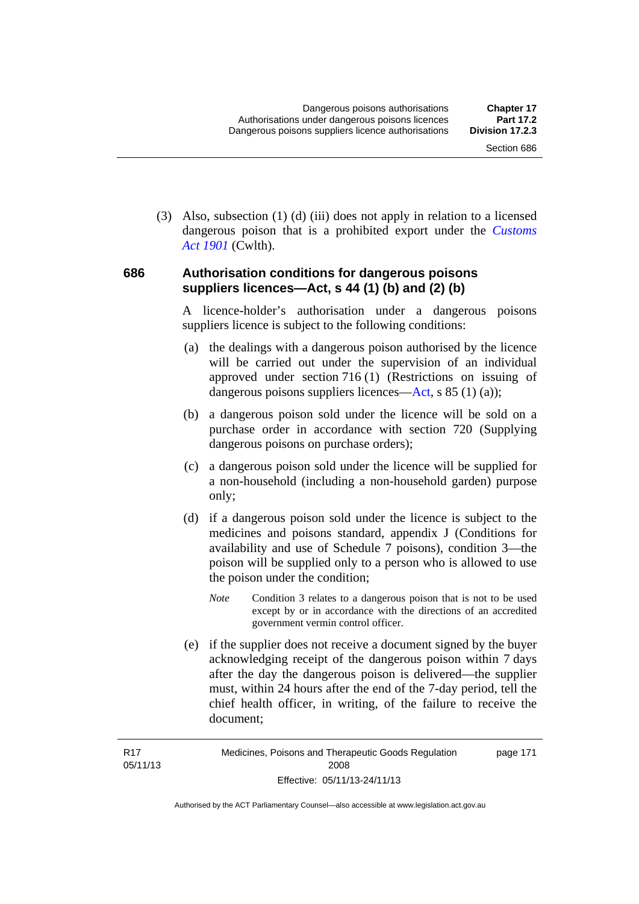(3) Also, subsection (1) (d) (iii) does not apply in relation to a licensed dangerous poison that is a prohibited export under the *Customs Act 1901* (Cwlth).

### 686 Authorisation conditions for dangerous poisons suppliers licences—Act, s 44 (1) (b) and (2) (b)

A licence-holder's authorisation under a dangerous poisons suppliers licence is subject to the following conditions:

(a) the dealings with a dangerous poison authorised by the licence will be carried out under the supervision of an individual approved under section 716 (1) (Restrictions on issuing of dangerous poisons suppliers licences—Act, s 85 (1) (a));

(b) a dangerous poison sold under the licence will be sold on a purchase order in accordance with section 720 (Supplying dangerous poisons on purchase orders);

(c) a dangerous poison sold under the licence will be supplied for a non-household (including a non-household garden) purpose only;

(d) if a dangerous poison sold under the licence is subject to the medicines and poisons standard, appendix J (Conditions for availability and use of Schedule 7 poisons), condition 3—the poison will be supplied only to a person who is allowed to use the poison under the condition;

*Note* Condition 3 relates to a dangerous poison that is not to be used except by or in accordance with the directions of an accredited government vermin control officer.

(e) if the supplier does not receive a document signed by the buyer acknowledging receipt of the dangerous poison within 7 days after the day the dangerous poison is delivered—the supplier must, within 24 hours after the end of the 7-day period, tell the chief health officer, in writing, of the failure to receive the document;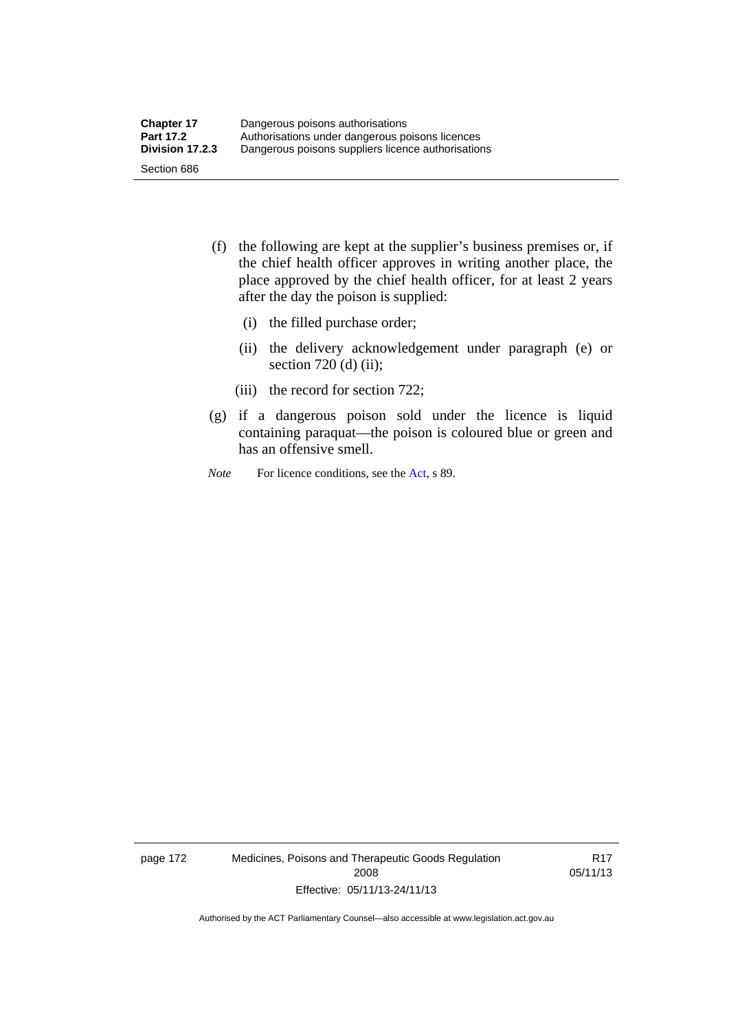(f) the following are kept at the supplier's business premises or, if the chief health officer approves in writing another place, the place approved by the chief health officer, for at least 2 years after the day the poison is supplied:

   (i) the filled purchase order;

   (ii) the delivery acknowledgement under paragraph (e) or section 720 (d) (ii);

   (iii) the record for section 722;

(g) if a dangerous poison sold under the licence is liquid containing paraquat—the poison is coloured blue or green and has an offensive smell.

*Note* For licence conditions, see the Act, s 89.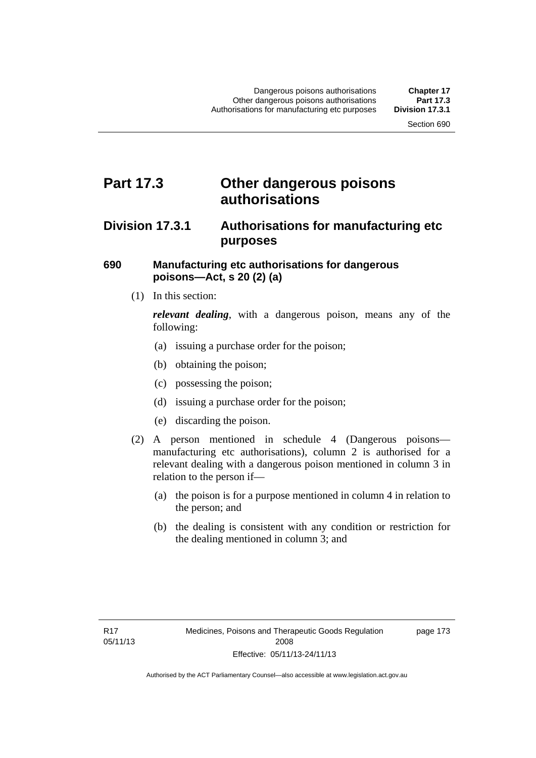# Part 17.3 Other dangerous poisons authorisations

## Division 17.3.1 Authorisations for manufacturing etc purposes

### 690 Manufacturing etc authorisations for dangerous poisons—Act, s 20 (2) (a)

(1) In this section:

***relevant dealing***, with a dangerous poison, means any of the following:

(a) issuing a purchase order for the poison;

(b) obtaining the poison;

(c) possessing the poison;

(d) issuing a purchase order for the poison;

(e) discarding the poison.

(2) A person mentioned in schedule 4 (Dangerous poisons—manufacturing etc authorisations), column 2 is authorised for a relevant dealing with a dangerous poison mentioned in column 3 in relation to the person if—

(a) the poison is for a purpose mentioned in column 4 in relation to the person; and

(b) the dealing is consistent with any condition or restriction for the dealing mentioned in column 3; and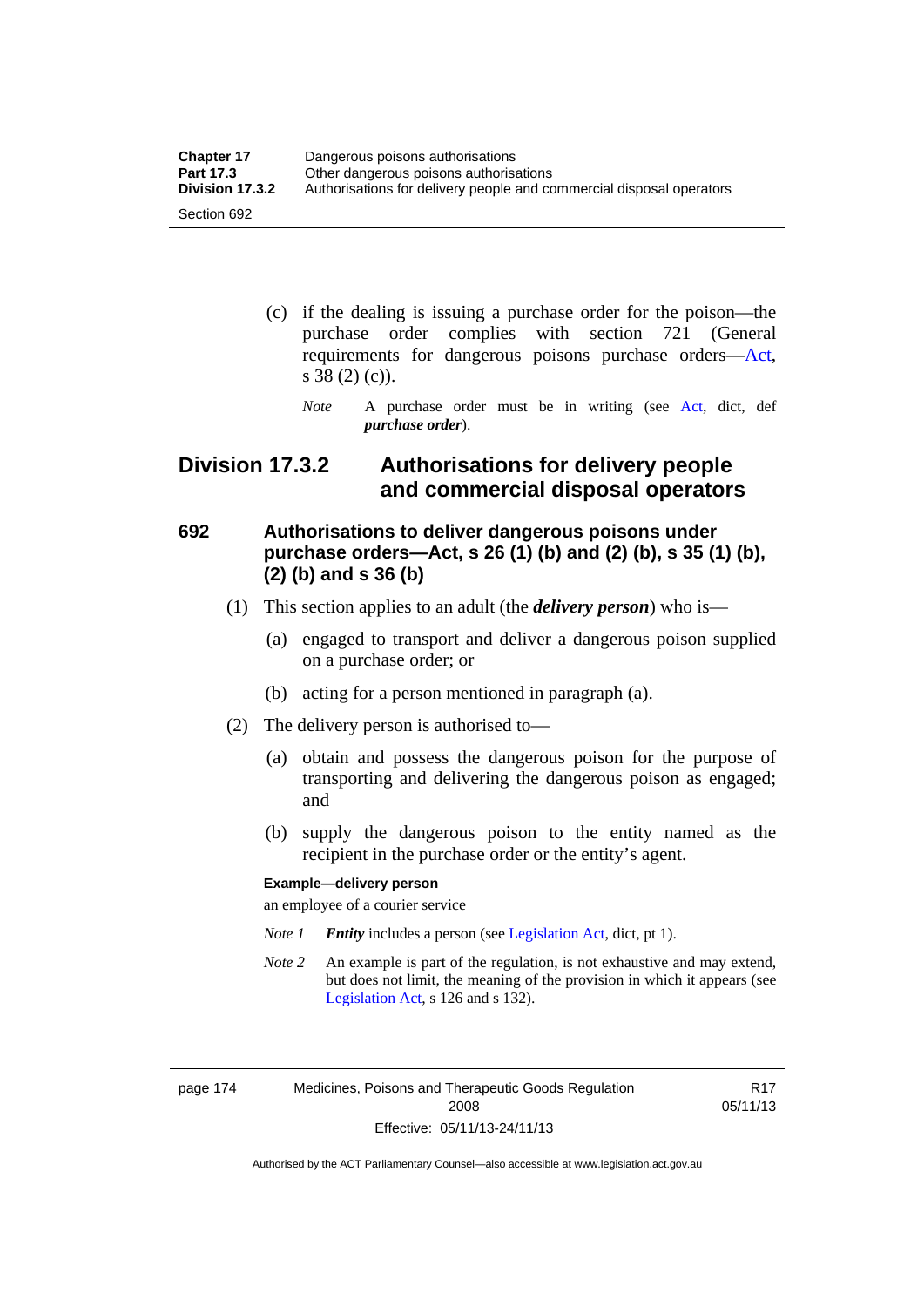(c) if the dealing is issuing a purchase order for the poison—the purchase order complies with section 721 (General requirements for dangerous poisons purchase orders—Act, s 38 (2) (c)).

*Note* A purchase order must be in writing (see Act, dict, def ***purchase order***).

## Division 17.3.2 Authorisations for delivery people and commercial disposal operators

### 692 Authorisations to deliver dangerous poisons under purchase orders—Act, s 26 (1) (b) and (2) (b), s 35 (1) (b), (2) (b) and s 36 (b)

(1) This section applies to an adult (the ***delivery person***) who is—

(a) engaged to transport and deliver a dangerous poison supplied on a purchase order; or

(b) acting for a person mentioned in paragraph (a).

(2) The delivery person is authorised to—

(a) obtain and possess the dangerous poison for the purpose of transporting and delivering the dangerous poison as engaged; and

(b) supply the dangerous poison to the entity named as the recipient in the purchase order or the entity's agent.

**Example—delivery person**

an employee of a courier service

*Note 1* ***Entity*** includes a person (see Legislation Act, dict, pt 1).

*Note 2* An example is part of the regulation, is not exhaustive and may extend, but does not limit, the meaning of the provision in which it appears (see Legislation Act, s 126 and s 132).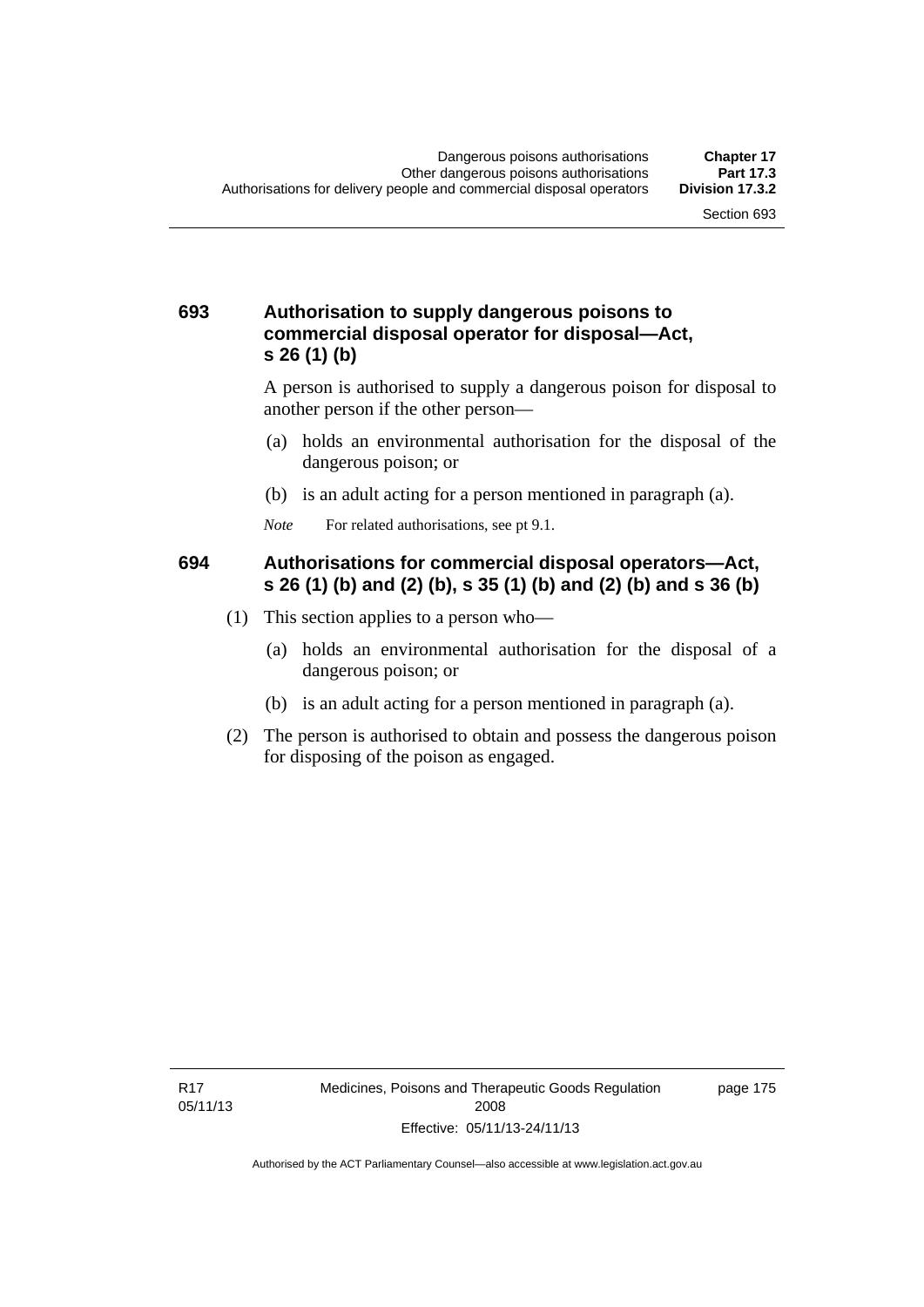### 693 Authorisation to supply dangerous poisons to commercial disposal operator for disposal—Act, s 26 (1) (b)

A person is authorised to supply a dangerous poison for disposal to another person if the other person—

(a) holds an environmental authorisation for the disposal of the dangerous poison; or

(b) is an adult acting for a person mentioned in paragraph (a).

*Note* For related authorisations, see pt 9.1.

### 694 Authorisations for commercial disposal operators—Act, s 26 (1) (b) and (2) (b), s 35 (1) (b) and (2) (b) and s 36 (b)

(1) This section applies to a person who—

(a) holds an environmental authorisation for the disposal of a dangerous poison; or

(b) is an adult acting for a person mentioned in paragraph (a).

(2) The person is authorised to obtain and possess the dangerous poison for disposing of the poison as engaged.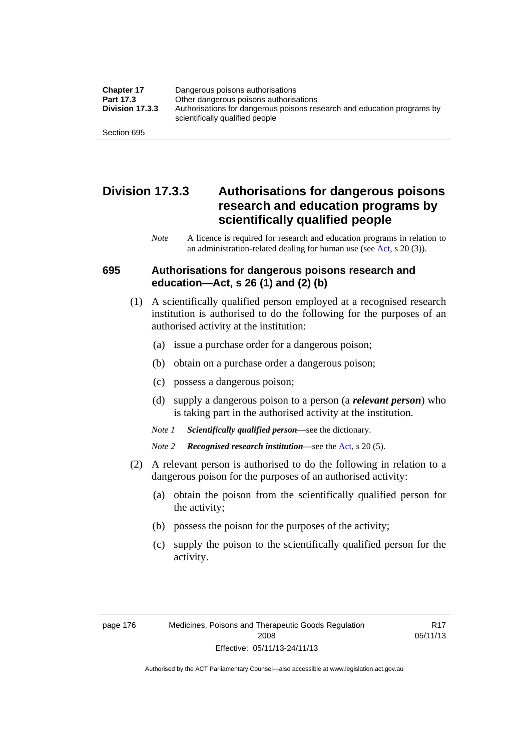## Division 17.3.3 Authorisations for dangerous poisons research and education programs by scientifically qualified people

*Note* A licence is required for research and education programs in relation to an administration-related dealing for human use (see Act, s 20 (3)).

### 695 Authorisations for dangerous poisons research and education—Act, s 26 (1) and (2) (b)

(1) A scientifically qualified person employed at a recognised research institution is authorised to do the following for the purposes of an authorised activity at the institution:

(a) issue a purchase order for a dangerous poison;

(b) obtain on a purchase order a dangerous poison;

(c) possess a dangerous poison;

(d) supply a dangerous poison to a person (a ***relevant person***) who is taking part in the authorised activity at the institution.

*Note 1* ***Scientifically qualified person***—see the dictionary.

*Note 2* ***Recognised research institution***—see the Act, s 20 (5).

(2) A relevant person is authorised to do the following in relation to a dangerous poison for the purposes of an authorised activity:

(a) obtain the poison from the scientifically qualified person for the activity;

(b) possess the poison for the purposes of the activity;

(c) supply the poison to the scientifically qualified person for the activity.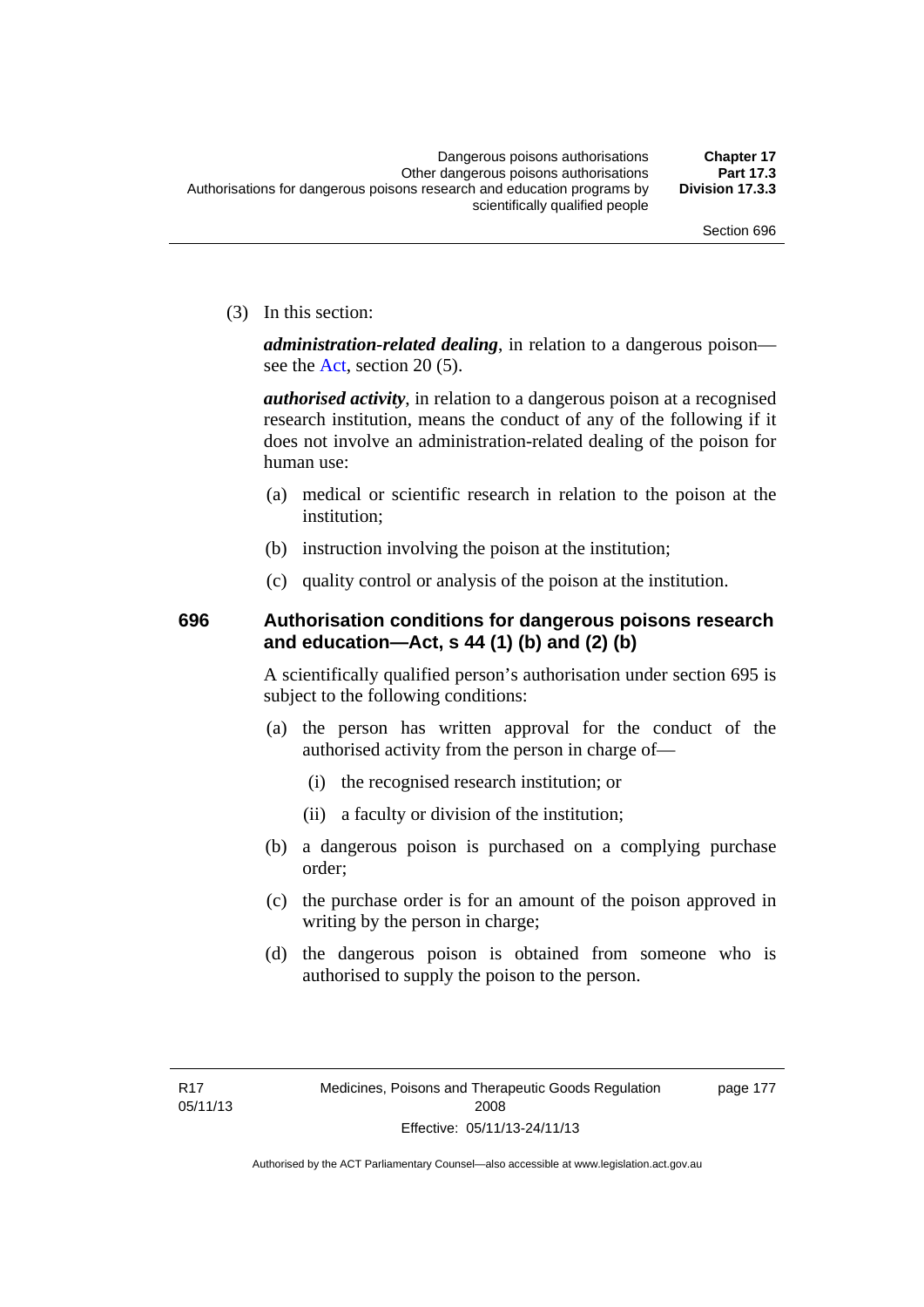(3) In this section:

***administration-related dealing***, in relation to a dangerous poison—see the Act, section 20 (5).

***authorised activity***, in relation to a dangerous poison at a recognised research institution, means the conduct of any of the following if it does not involve an administration-related dealing of the poison for human use:

(a) medical or scientific research in relation to the poison at the institution;

(b) instruction involving the poison at the institution;

(c) quality control or analysis of the poison at the institution.

### 696 Authorisation conditions for dangerous poisons research and education—Act, s 44 (1) (b) and (2) (b)

A scientifically qualified person's authorisation under section 695 is subject to the following conditions:

(a) the person has written approval for the conduct of the authorised activity from the person in charge of—

 (i) the recognised research institution; or

 (ii) a faculty or division of the institution;

(b) a dangerous poison is purchased on a complying purchase order;

(c) the purchase order is for an amount of the poison approved in writing by the person in charge;

(d) the dangerous poison is obtained from someone who is authorised to supply the poison to the person.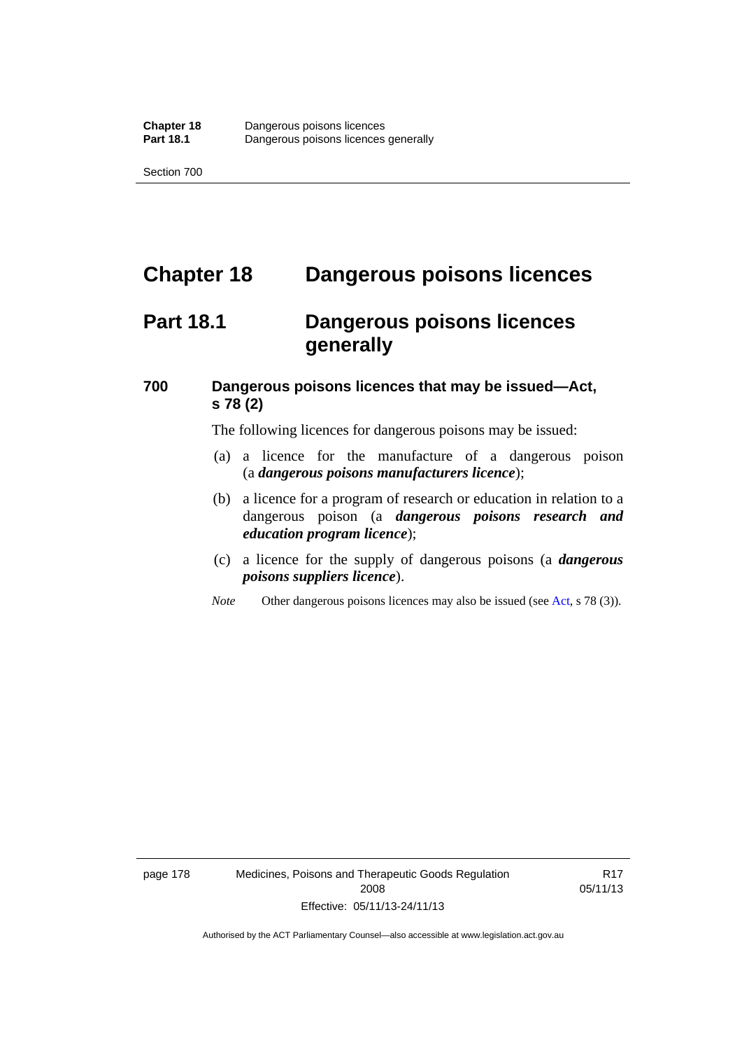# Chapter 18 Dangerous poisons licences

## Part 18.1 Dangerous poisons licences generally

### 700 Dangerous poisons licences that may be issued—Act, s 78 (2)

The following licences for dangerous poisons may be issued:

(a) a licence for the manufacture of a dangerous poison (a ***dangerous poisons manufacturers licence***);

(b) a licence for a program of research or education in relation to a dangerous poison (a ***dangerous poisons research and education program licence***);

(c) a licence for the supply of dangerous poisons (a ***dangerous poisons suppliers licence***).

*Note* Other dangerous poisons licences may also be issued (see Act, s 78 (3)).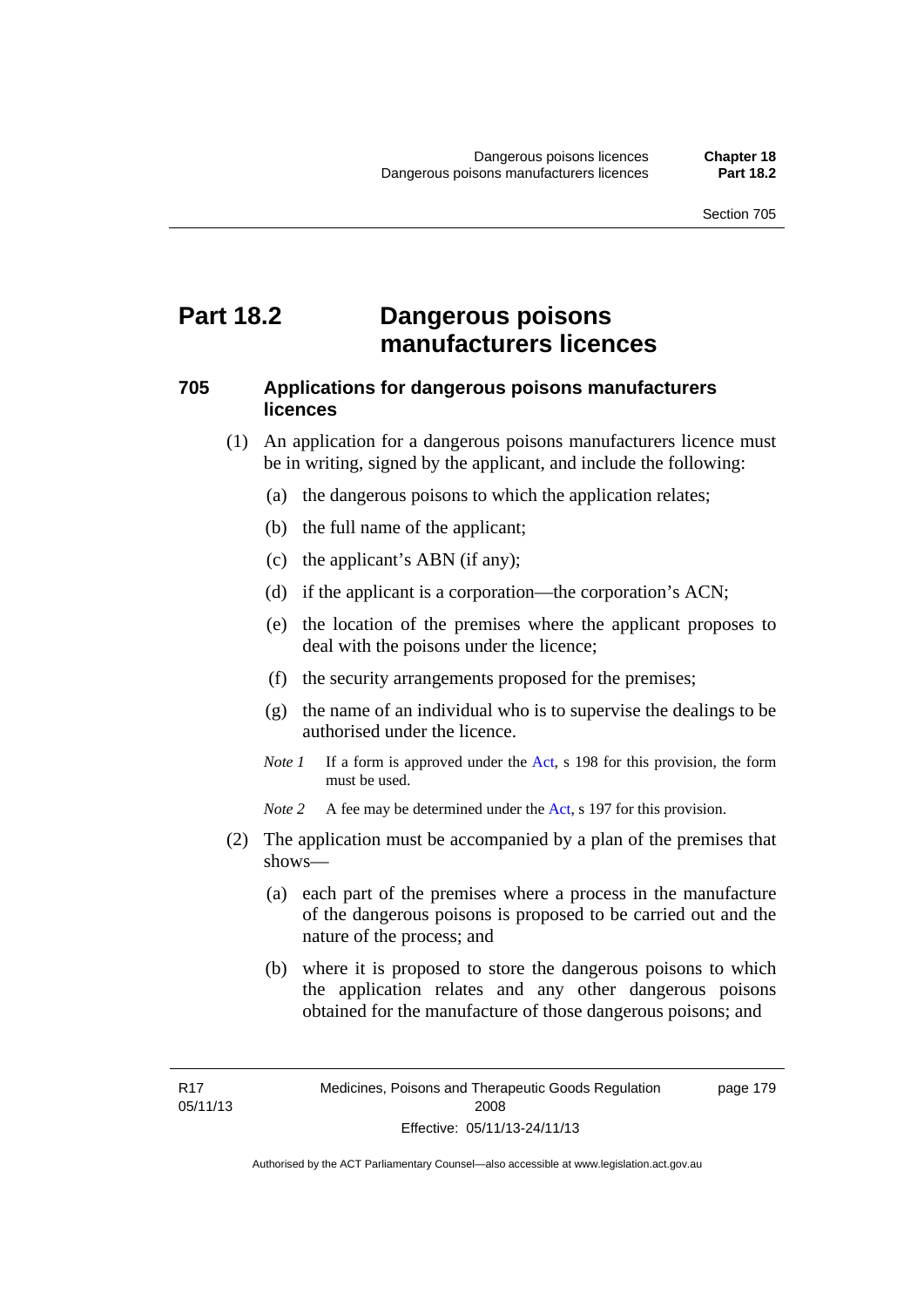# Part 18.2 Dangerous poisons manufacturers licences

## 705 Applications for dangerous poisons manufacturers licences

(1) An application for a dangerous poisons manufacturers licence must be in writing, signed by the applicant, and include the following:

(a) the dangerous poisons to which the application relates;

(b) the full name of the applicant;

(c) the applicant's ABN (if any);

(d) if the applicant is a corporation—the corporation's ACN;

(e) the location of the premises where the applicant proposes to deal with the poisons under the licence;

(f) the security arrangements proposed for the premises;

(g) the name of an individual who is to supervise the dealings to be authorised under the licence.

*Note 1* If a form is approved under the Act, s 198 for this provision, the form must be used.

*Note 2* A fee may be determined under the Act, s 197 for this provision.

(2) The application must be accompanied by a plan of the premises that shows—

(a) each part of the premises where a process in the manufacture of the dangerous poisons is proposed to be carried out and the nature of the process; and

(b) where it is proposed to store the dangerous poisons to which the application relates and any other dangerous poisons obtained for the manufacture of those dangerous poisons; and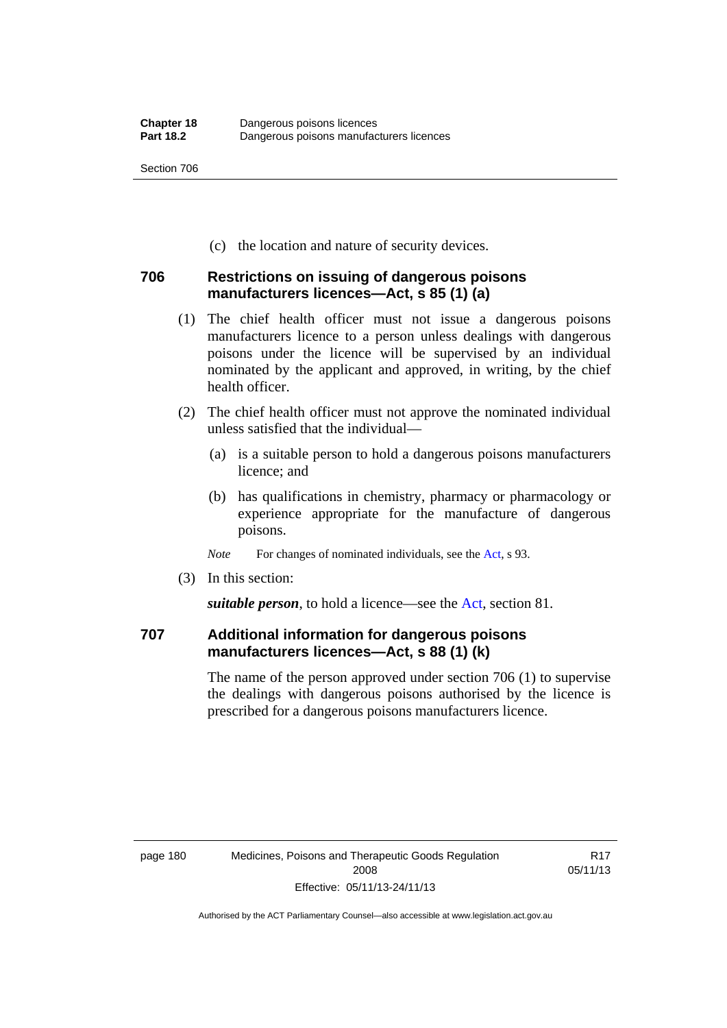(c) the location and nature of security devices.

### 706 Restrictions on issuing of dangerous poisons manufacturers licences—Act, s 85 (1) (a)

(1) The chief health officer must not issue a dangerous poisons manufacturers licence to a person unless dealings with dangerous poisons under the licence will be supervised by an individual nominated by the applicant and approved, in writing, by the chief health officer.

(2) The chief health officer must not approve the nominated individual unless satisfied that the individual—

(a) is a suitable person to hold a dangerous poisons manufacturers licence; and

(b) has qualifications in chemistry, pharmacy or pharmacology or experience appropriate for the manufacture of dangerous poisons.

*Note* For changes of nominated individuals, see the Act, s 93.

(3) In this section:

***suitable person***, to hold a licence—see the Act, section 81.

### 707 Additional information for dangerous poisons manufacturers licences—Act, s 88 (1) (k)

The name of the person approved under section 706 (1) to supervise the dealings with dangerous poisons authorised by the licence is prescribed for a dangerous poisons manufacturers licence.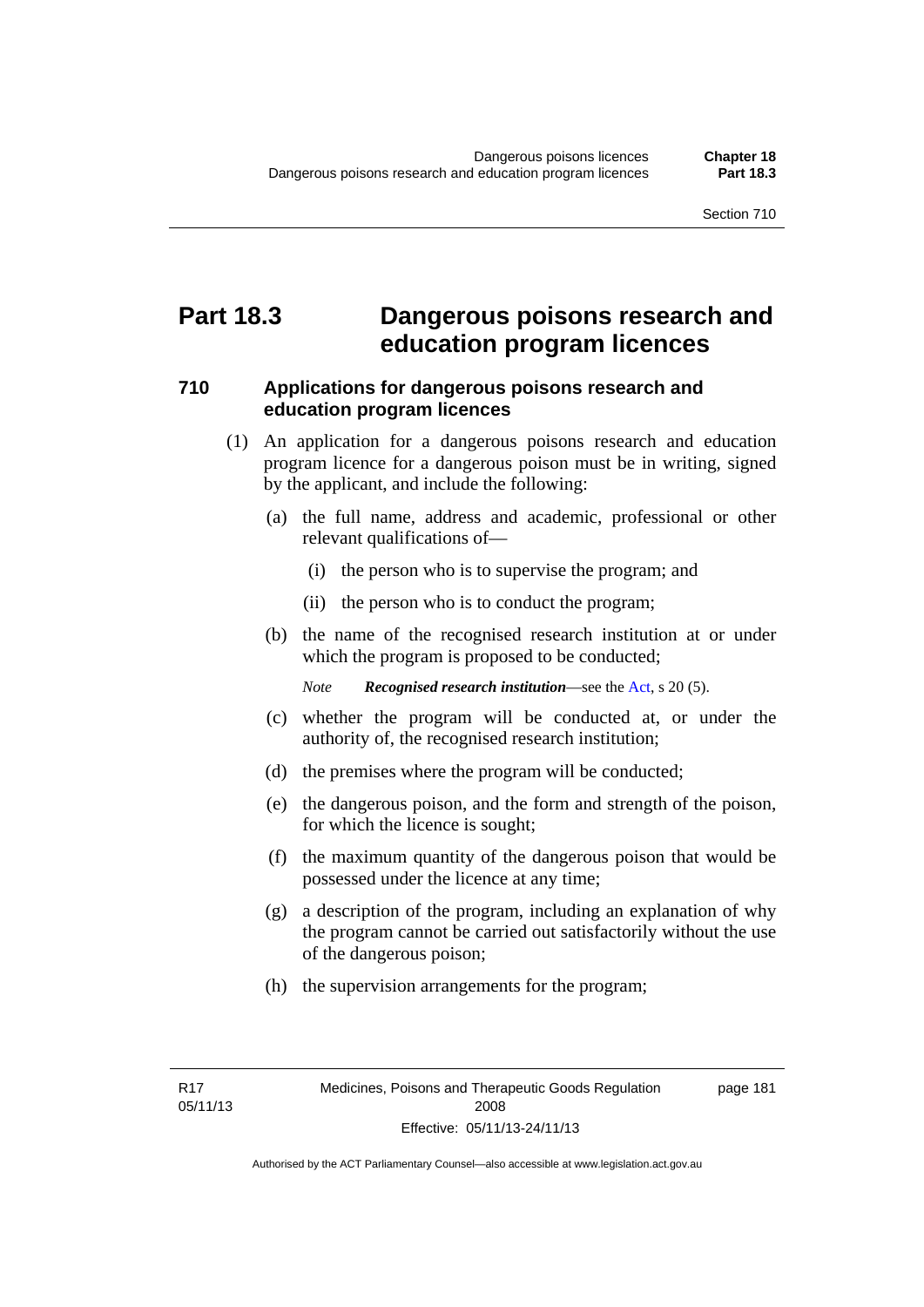# Part 18.3 Dangerous poisons research and education program licences

## 710 Applications for dangerous poisons research and education program licences

(1) An application for a dangerous poisons research and education program licence for a dangerous poison must be in writing, signed by the applicant, and include the following:

(a) the full name, address and academic, professional or other relevant qualifications of—

(i) the person who is to supervise the program; and

(ii) the person who is to conduct the program;

(b) the name of the recognised research institution at or under which the program is proposed to be conducted;

*Note* ***Recognised research institution***—see the Act, s 20 (5).

(c) whether the program will be conducted at, or under the authority of, the recognised research institution;

(d) the premises where the program will be conducted;

(e) the dangerous poison, and the form and strength of the poison, for which the licence is sought;

(f) the maximum quantity of the dangerous poison that would be possessed under the licence at any time;

(g) a description of the program, including an explanation of why the program cannot be carried out satisfactorily without the use of the dangerous poison;

(h) the supervision arrangements for the program;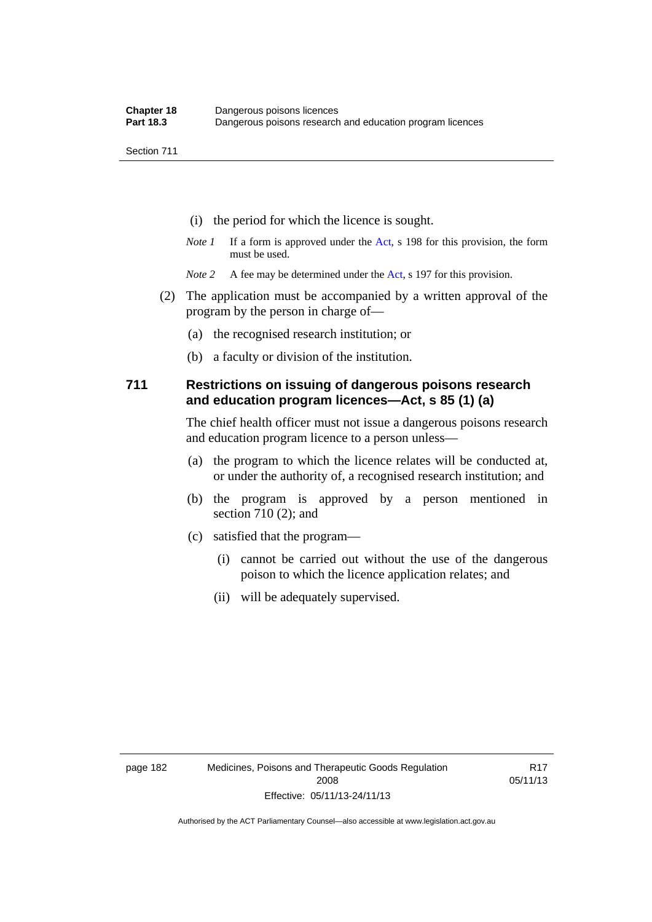(i) the period for which the licence is sought.

*Note 1* If a form is approved under the Act, s 198 for this provision, the form must be used.

*Note 2* A fee may be determined under the Act, s 197 for this provision.

(2) The application must be accompanied by a written approval of the program by the person in charge of—

(a) the recognised research institution; or

(b) a faculty or division of the institution.

## 711 Restrictions on issuing of dangerous poisons research and education program licences—Act, s 85 (1) (a)

The chief health officer must not issue a dangerous poisons research and education program licence to a person unless—

(a) the program to which the licence relates will be conducted at, or under the authority of, a recognised research institution; and

(b) the program is approved by a person mentioned in section 710 (2); and

(c) satisfied that the program—

(i) cannot be carried out without the use of the dangerous poison to which the licence application relates; and

(ii) will be adequately supervised.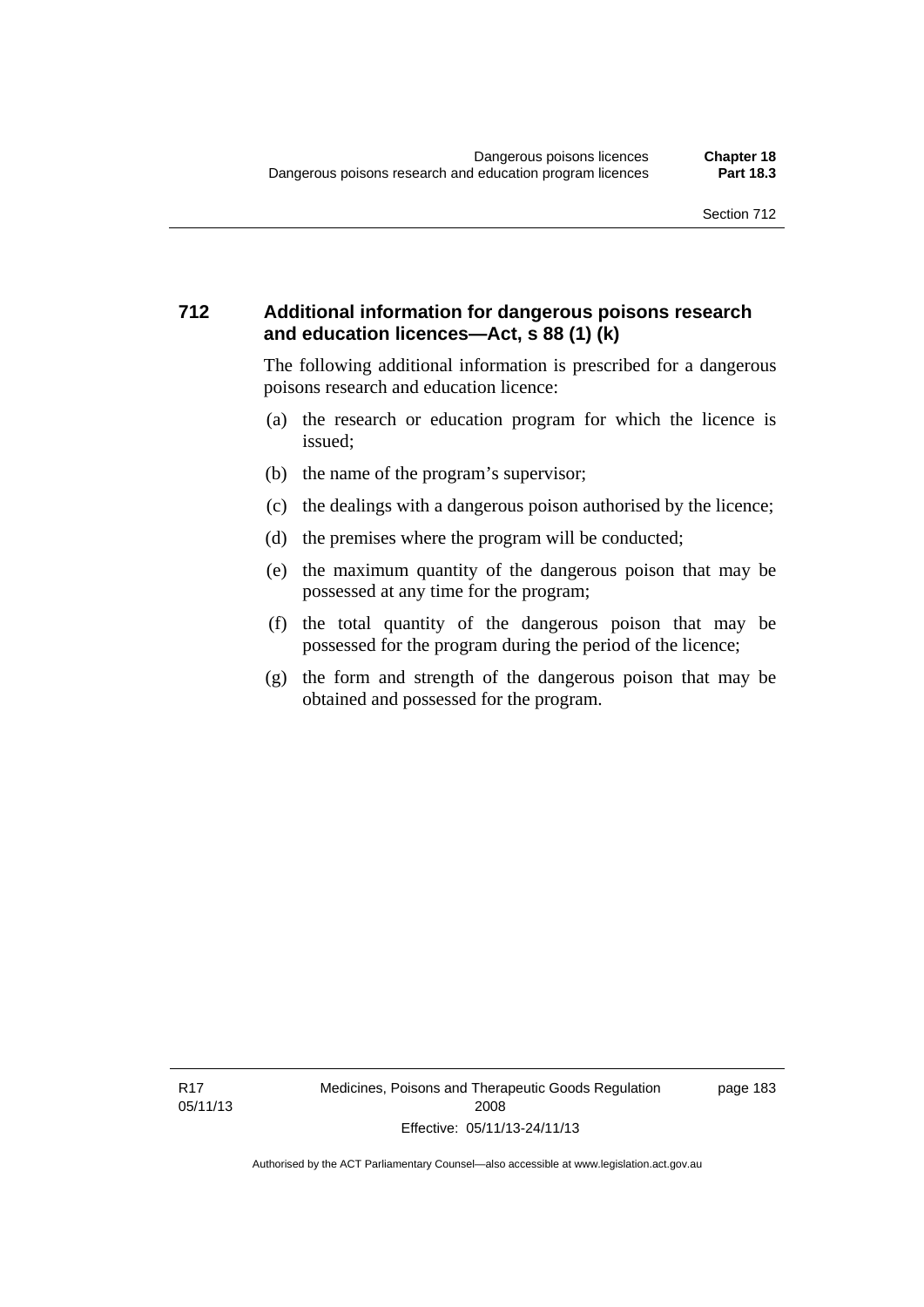## 712 Additional information for dangerous poisons research and education licences—Act, s 88 (1) (k)

The following additional information is prescribed for a dangerous poisons research and education licence:

(a) the research or education program for which the licence is issued;

(b) the name of the program's supervisor;

(c) the dealings with a dangerous poison authorised by the licence;

(d) the premises where the program will be conducted;

(e) the maximum quantity of the dangerous poison that may be possessed at any time for the program;

(f) the total quantity of the dangerous poison that may be possessed for the program during the period of the licence;

(g) the form and strength of the dangerous poison that may be obtained and possessed for the program.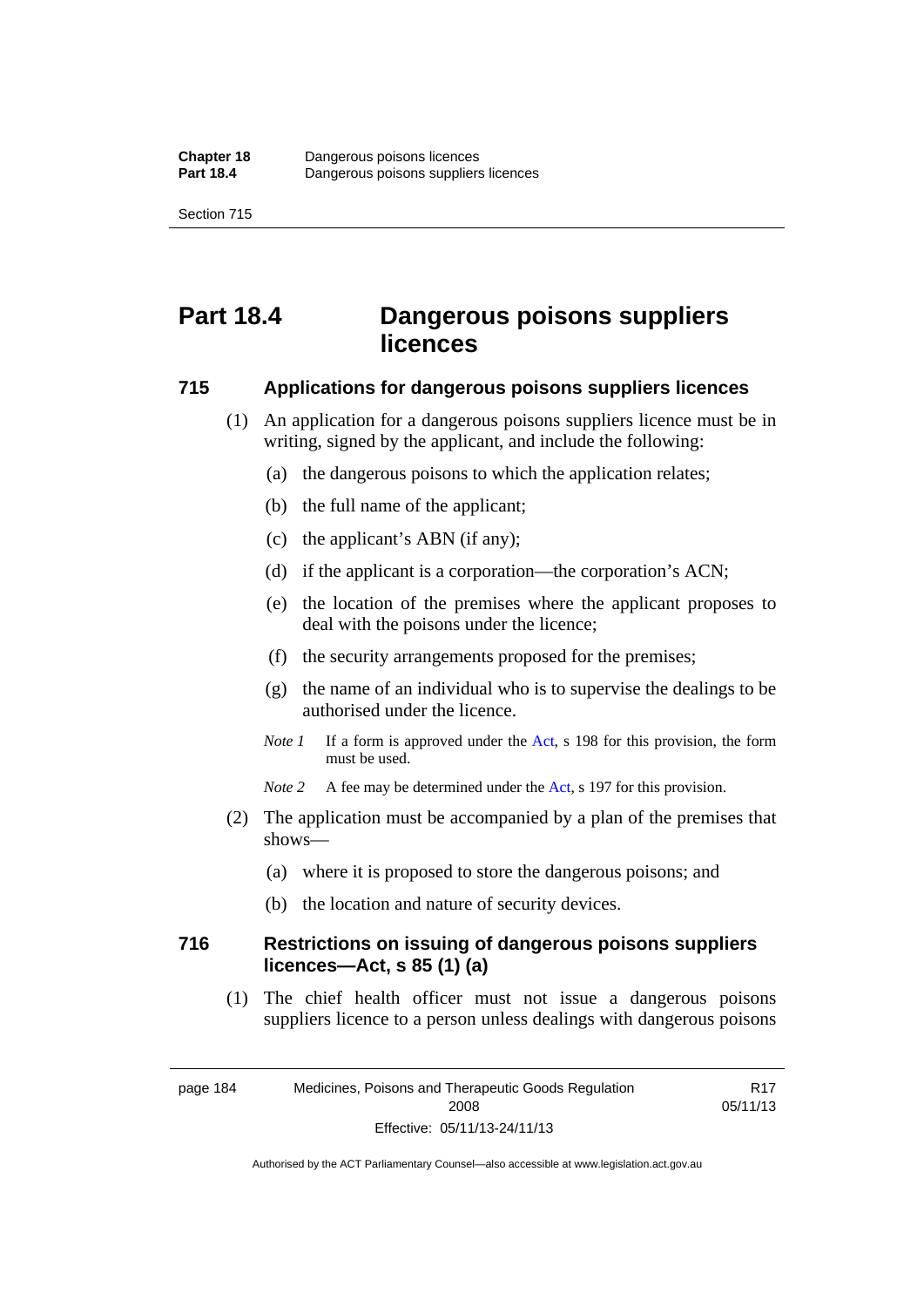# Part 18.4 Dangerous poisons suppliers licences

## 715 Applications for dangerous poisons suppliers licences

(1) An application for a dangerous poisons suppliers licence must be in writing, signed by the applicant, and include the following:

(a) the dangerous poisons to which the application relates;

(b) the full name of the applicant;

(c) the applicant's ABN (if any);

(d) if the applicant is a corporation—the corporation's ACN;

(e) the location of the premises where the applicant proposes to deal with the poisons under the licence;

(f) the security arrangements proposed for the premises;

(g) the name of an individual who is to supervise the dealings to be authorised under the licence.

*Note 1* If a form is approved under the Act, s 198 for this provision, the form must be used.

*Note 2* A fee may be determined under the Act, s 197 for this provision.

(2) The application must be accompanied by a plan of the premises that shows—

(a) where it is proposed to store the dangerous poisons; and

(b) the location and nature of security devices.

## 716 Restrictions on issuing of dangerous poisons suppliers licences—Act, s 85 (1) (a)

(1) The chief health officer must not issue a dangerous poisons suppliers licence to a person unless dealings with dangerous poisons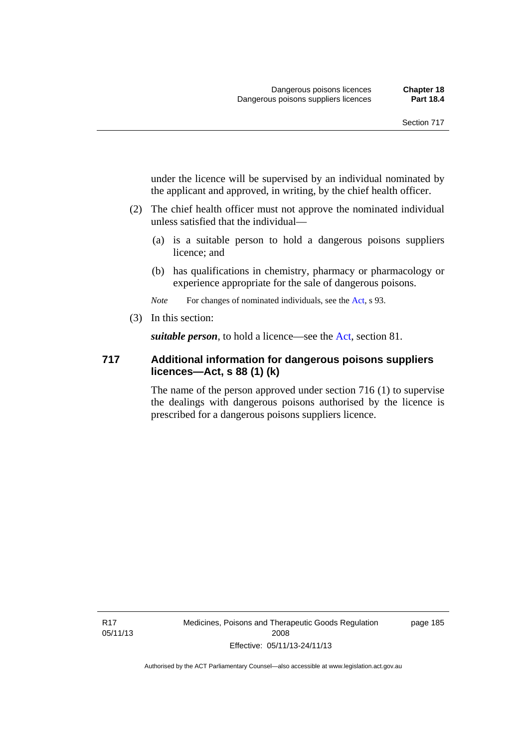under the licence will be supervised by an individual nominated by the applicant and approved, in writing, by the chief health officer.

(2) The chief health officer must not approve the nominated individual unless satisfied that the individual—

(a) is a suitable person to hold a dangerous poisons suppliers licence; and

(b) has qualifications in chemistry, pharmacy or pharmacology or experience appropriate for the sale of dangerous poisons.

*Note* For changes of nominated individuals, see the Act, s 93.

(3) In this section:

***suitable person***, to hold a licence—see the Act, section 81.

### 717 Additional information for dangerous poisons suppliers licences—Act, s 88 (1) (k)

The name of the person approved under section 716 (1) to supervise the dealings with dangerous poisons authorised by the licence is prescribed for a dangerous poisons suppliers licence.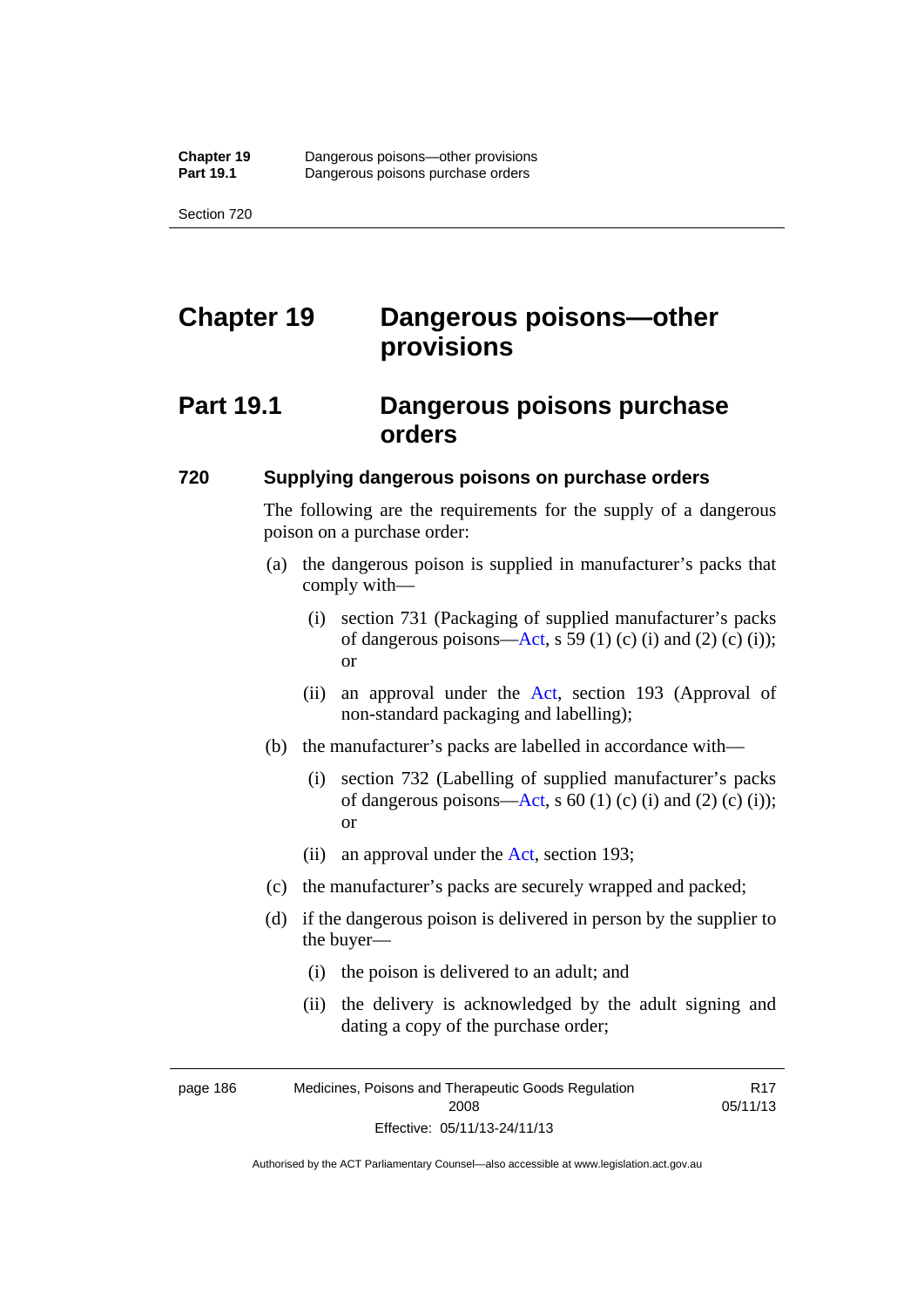# Chapter 19 Dangerous poisons—other provisions

## Part 19.1 Dangerous poisons purchase orders

### 720 Supplying dangerous poisons on purchase orders

The following are the requirements for the supply of a dangerous poison on a purchase order:

(a) the dangerous poison is supplied in manufacturer's packs that comply with—

(i) section 731 (Packaging of supplied manufacturer's packs of dangerous poisons—Act, s 59 (1) (c) (i) and (2) (c) (i)); or

(ii) an approval under the Act, section 193 (Approval of non-standard packaging and labelling);

(b) the manufacturer's packs are labelled in accordance with—

(i) section 732 (Labelling of supplied manufacturer's packs of dangerous poisons—Act, s 60 (1) (c) (i) and (2) (c) (i)); or

(ii) an approval under the Act, section 193;

(c) the manufacturer's packs are securely wrapped and packed;

(d) if the dangerous poison is delivered in person by the supplier to the buyer—

(i) the poison is delivered to an adult; and

(ii) the delivery is acknowledged by the adult signing and dating a copy of the purchase order;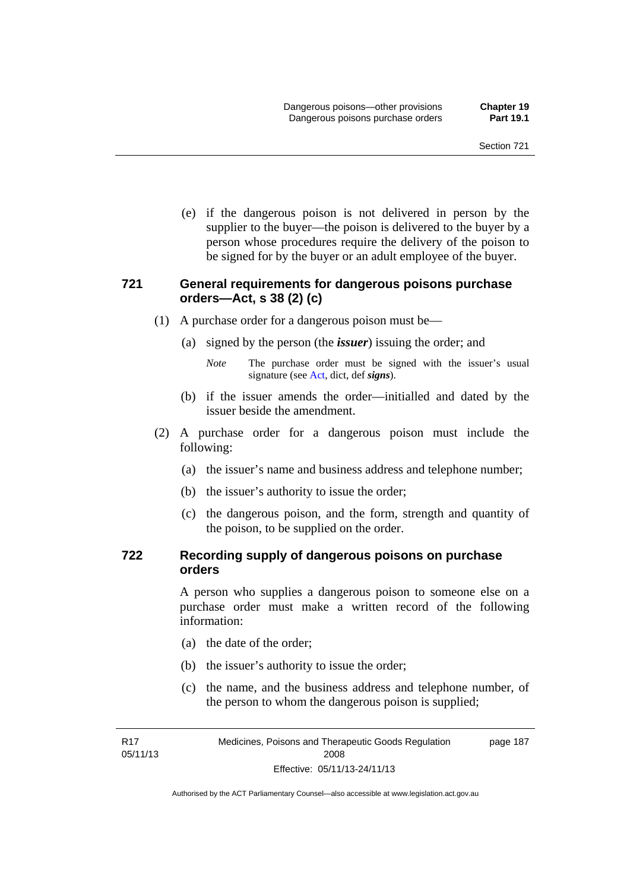(e) if the dangerous poison is not delivered in person by the supplier to the buyer—the poison is delivered to the buyer by a person whose procedures require the delivery of the poison to be signed for by the buyer or an adult employee of the buyer.

## 721 General requirements for dangerous poisons purchase orders—Act, s 38 (2) (c)

(1) A purchase order for a dangerous poison must be—

(a) signed by the person (the ***issuer***) issuing the order; and

*Note* The purchase order must be signed with the issuer's usual signature (see Act, dict, def ***signs***).

(b) if the issuer amends the order—initialled and dated by the issuer beside the amendment.

(2) A purchase order for a dangerous poison must include the following:

(a) the issuer's name and business address and telephone number;

(b) the issuer's authority to issue the order;

(c) the dangerous poison, and the form, strength and quantity of the poison, to be supplied on the order.

## 722 Recording supply of dangerous poisons on purchase orders

A person who supplies a dangerous poison to someone else on a purchase order must make a written record of the following information:

(a) the date of the order;

(b) the issuer's authority to issue the order;

(c) the name, and the business address and telephone number, of the person to whom the dangerous poison is supplied;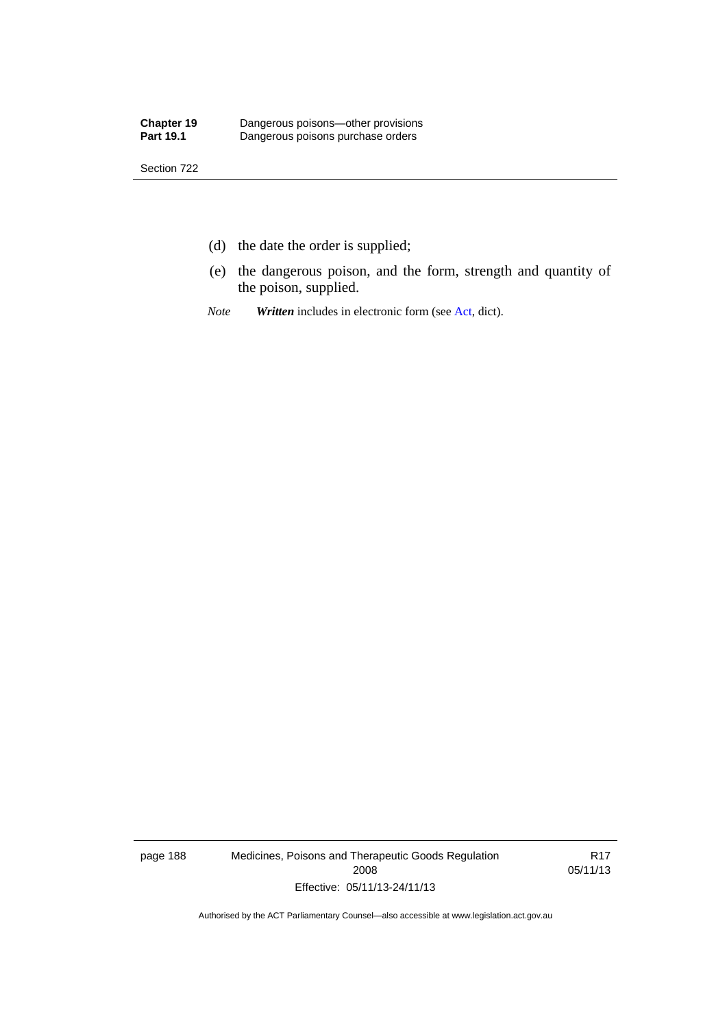(d) the date the order is supplied;

(e) the dangerous poison, and the form, strength and quantity of the poison, supplied.

*Note* ***Written*** includes in electronic form (see Act, dict).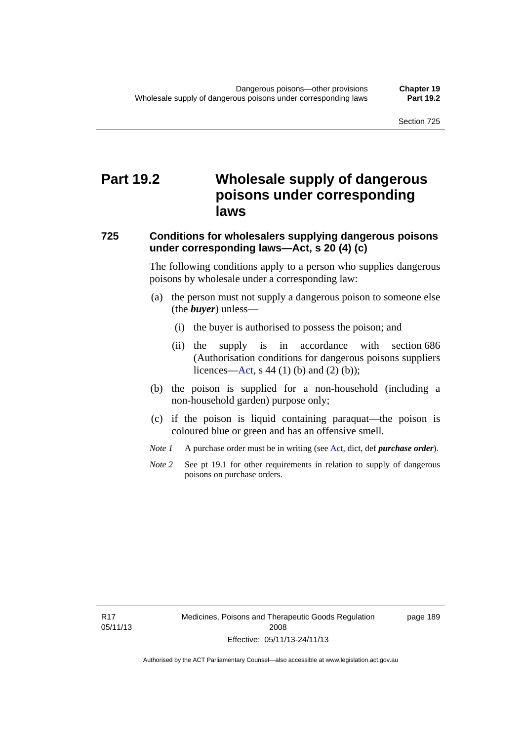# Part 19.2 Wholesale supply of dangerous poisons under corresponding laws

## 725 Conditions for wholesalers supplying dangerous poisons under corresponding laws—Act, s 20 (4) (c)

The following conditions apply to a person who supplies dangerous poisons by wholesale under a corresponding law:

(a) the person must not supply a dangerous poison to someone else (the ***buyer***) unless—

(i) the buyer is authorised to possess the poison; and

(ii) the supply is in accordance with section 686 (Authorisation conditions for dangerous poisons suppliers licences—Act, s 44 (1) (b) and (2) (b));

(b) the poison is supplied for a non-household (including a non-household garden) purpose only;

(c) if the poison is liquid containing paraquat—the poison is coloured blue or green and has an offensive smell.

*Note 1* A purchase order must be in writing (see Act, dict, def ***purchase order***).

*Note 2* See pt 19.1 for other requirements in relation to supply of dangerous poisons on purchase orders.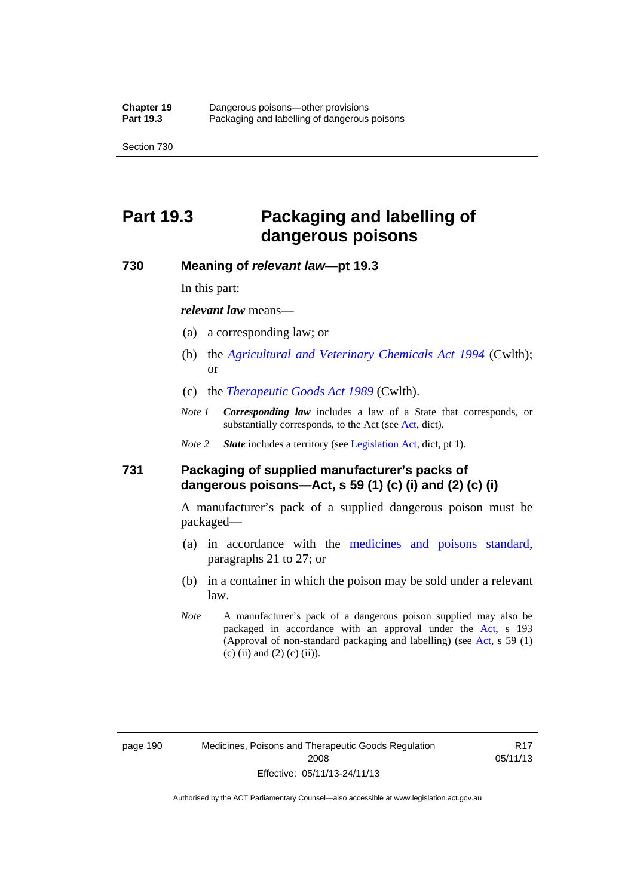# Part 19.3 Packaging and labelling of dangerous poisons

## 730 Meaning of *relevant law*—pt 19.3

In this part:

***relevant law*** means—

(a) a corresponding law; or

(b) the *Agricultural and Veterinary Chemicals Act 1994* (Cwlth); or

(c) the *Therapeutic Goods Act 1989* (Cwlth).

*Note 1* ***Corresponding law*** includes a law of a State that corresponds, or substantially corresponds, to the Act (see Act, dict).

*Note 2* ***State*** includes a territory (see Legislation Act, dict, pt 1).

## 731 Packaging of supplied manufacturer's packs of dangerous poisons—Act, s 59 (1) (c) (i) and (2) (c) (i)

A manufacturer's pack of a supplied dangerous poison must be packaged—

(a) in accordance with the medicines and poisons standard, paragraphs 21 to 27; or

(b) in a container in which the poison may be sold under a relevant law.

*Note* A manufacturer's pack of a dangerous poison supplied may also be packaged in accordance with an approval under the Act, s 193 (Approval of non-standard packaging and labelling) (see Act, s 59 (1) (c) (ii) and (2) (c) (ii)).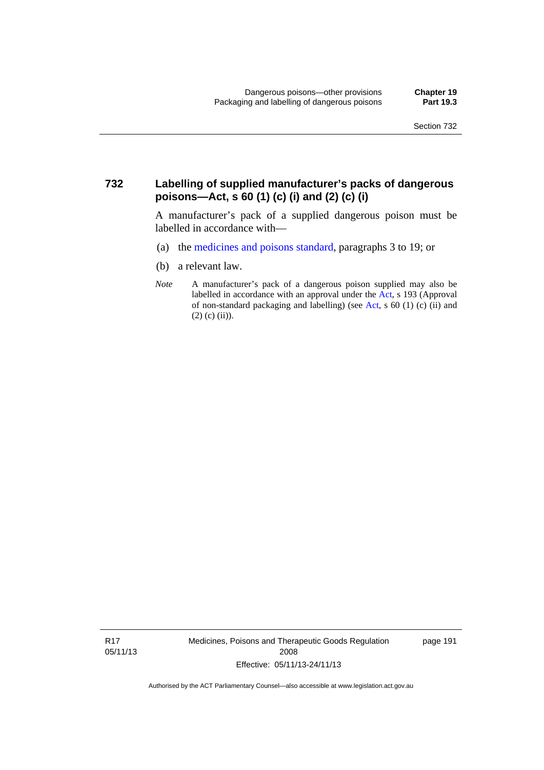## 732 Labelling of supplied manufacturer's packs of dangerous poisons—Act, s 60 (1) (c) (i) and (2) (c) (i)

A manufacturer's pack of a supplied dangerous poison must be labelled in accordance with—

(a) the medicines and poisons standard, paragraphs 3 to 19; or

(b) a relevant law.

*Note* A manufacturer's pack of a dangerous poison supplied may also be labelled in accordance with an approval under the Act, s 193 (Approval of non-standard packaging and labelling) (see Act, s 60 (1) (c) (ii) and (2) (c) (ii)).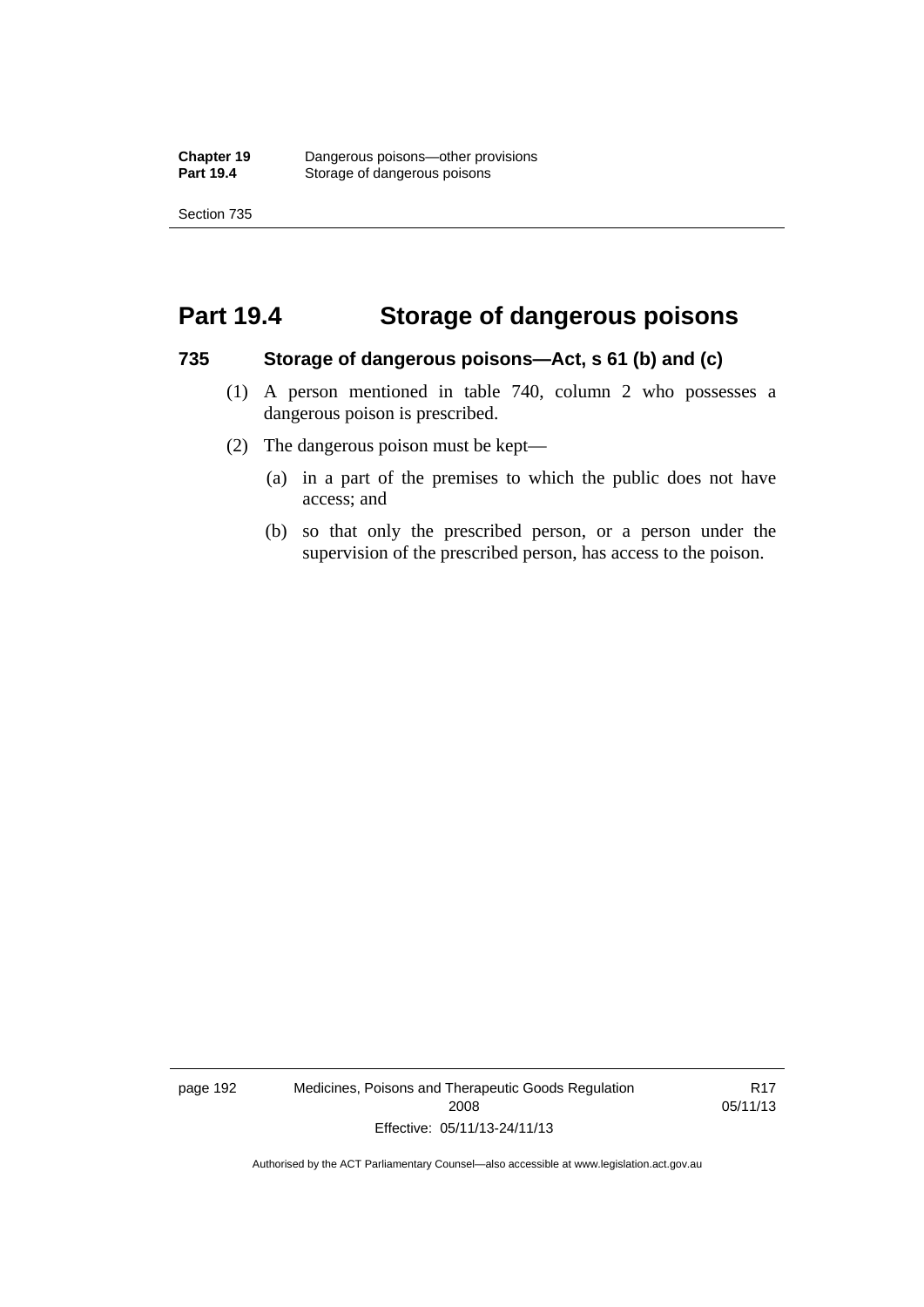# Part 19.4 Storage of dangerous poisons

## 735 Storage of dangerous poisons—Act, s 61 (b) and (c)

(1) A person mentioned in table 740, column 2 who possesses a dangerous poison is prescribed.

(2) The dangerous poison must be kept—

(a) in a part of the premises to which the public does not have access; and

(b) so that only the prescribed person, or a person under the supervision of the prescribed person, has access to the poison.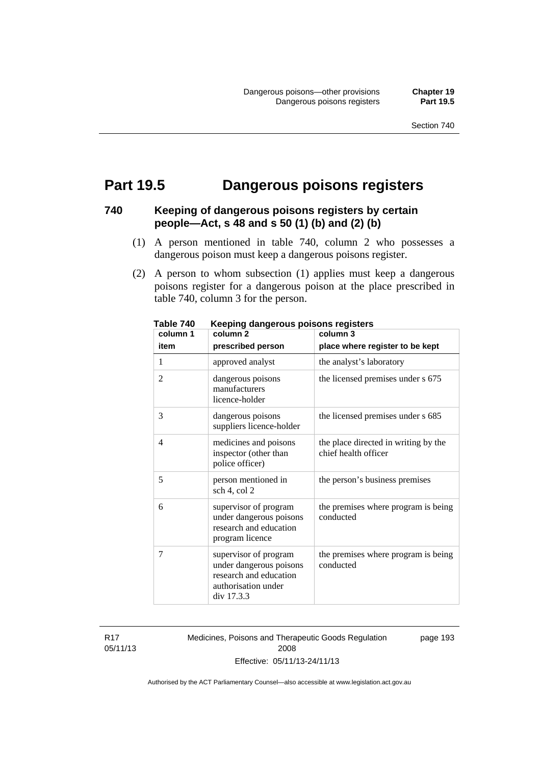# Part 19.5 Dangerous poisons registers

### 740 Keeping of dangerous poisons registers by certain people—Act, s 48 and s 50 (1) (b) and (2) (b)

(1) A person mentioned in table 740, column 2 who possesses a dangerous poison must keep a dangerous poisons register.

(2) A person to whom subsection (1) applies must keep a dangerous poisons register for a dangerous poison at the place prescribed in table 740, column 3 for the person.

**Table 740 Keeping dangerous poisons registers**

| column 1<br>item | column 2<br>prescribed person | column 3<br>place where register to be kept |
|---|---|---|
| 1 | approved analyst | the analyst's laboratory |
| 2 | dangerous poisons manufacturers licence-holder | the licensed premises under s 675 |
| 3 | dangerous poisons suppliers licence-holder | the licensed premises under s 685 |
| 4 | medicines and poisons inspector (other than police officer) | the place directed in writing by the chief health officer |
| 5 | person mentioned in sch 4, col 2 | the person's business premises |
| 6 | supervisor of program under dangerous poisons research and education program licence | the premises where program is being conducted |
| 7 | supervisor of program under dangerous poisons research and education authorisation under div 17.3.3 | the premises where program is being conducted |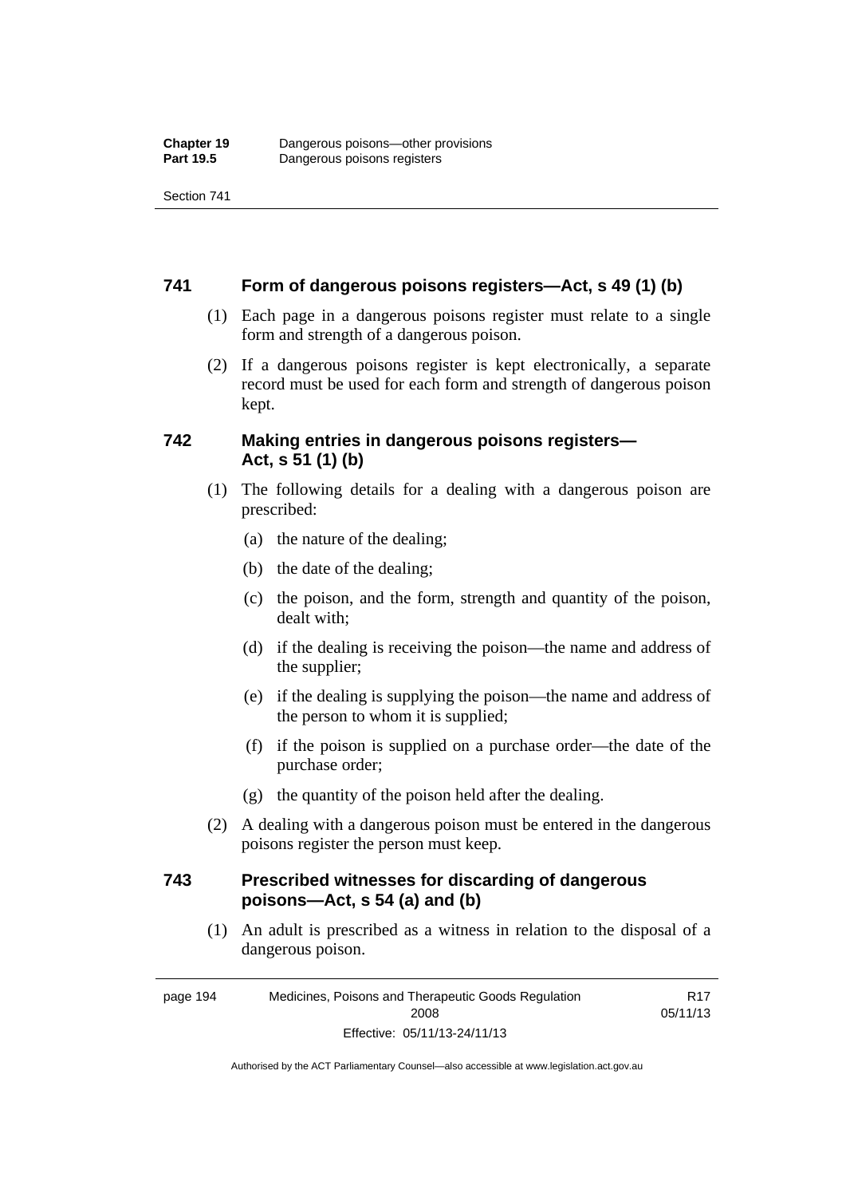### 741 Form of dangerous poisons registers—Act, s 49 (1) (b)

(1) Each page in a dangerous poisons register must relate to a single form and strength of a dangerous poison.

(2) If a dangerous poisons register is kept electronically, a separate record must be used for each form and strength of dangerous poison kept.

### 742 Making entries in dangerous poisons registers—Act, s 51 (1) (b)

(1) The following details for a dealing with a dangerous poison are prescribed:

(a) the nature of the dealing;

(b) the date of the dealing;

(c) the poison, and the form, strength and quantity of the poison, dealt with;

(d) if the dealing is receiving the poison—the name and address of the supplier;

(e) if the dealing is supplying the poison—the name and address of the person to whom it is supplied;

(f) if the poison is supplied on a purchase order—the date of the purchase order;

(g) the quantity of the poison held after the dealing.

(2) A dealing with a dangerous poison must be entered in the dangerous poisons register the person must keep.

### 743 Prescribed witnesses for discarding of dangerous poisons—Act, s 54 (a) and (b)

(1) An adult is prescribed as a witness in relation to the disposal of a dangerous poison.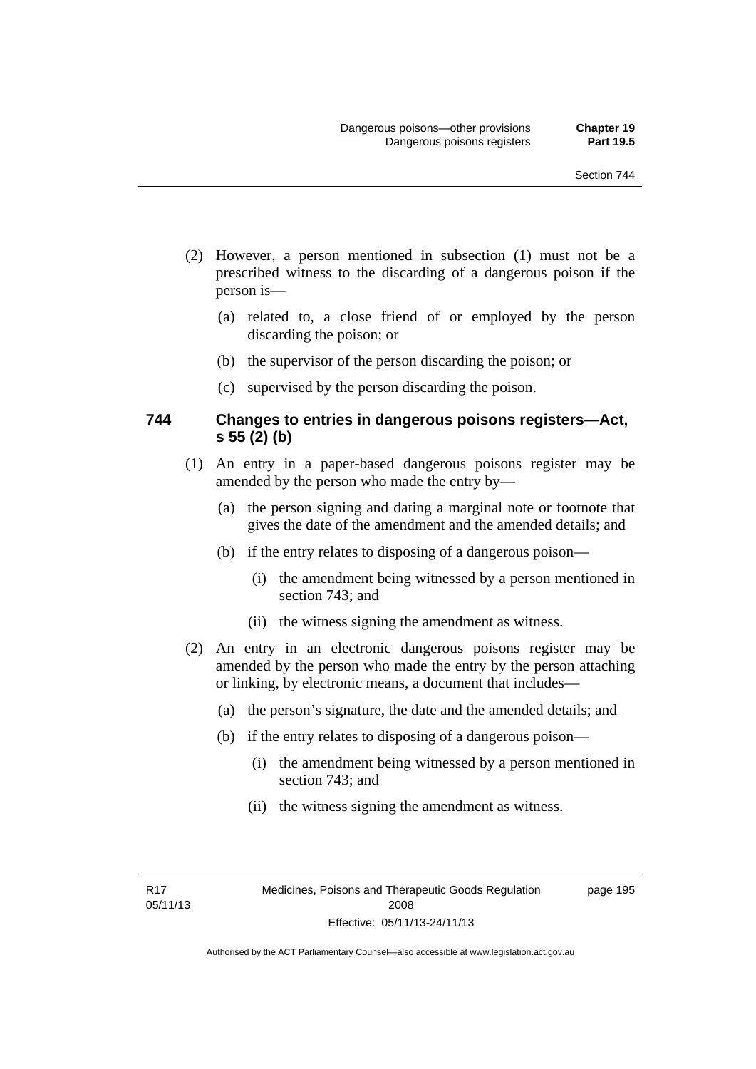(2) However, a person mentioned in subsection (1) must not be a prescribed witness to the discarding of a dangerous poison if the person is—

(a) related to, a close friend of or employed by the person discarding the poison; or

(b) the supervisor of the person discarding the poison; or

(c) supervised by the person discarding the poison.

### 744 Changes to entries in dangerous poisons registers—Act, s 55 (2) (b)

(1) An entry in a paper-based dangerous poisons register may be amended by the person who made the entry by—

(a) the person signing and dating a marginal note or footnote that gives the date of the amendment and the amended details; and

(b) if the entry relates to disposing of a dangerous poison—

(i) the amendment being witnessed by a person mentioned in section 743; and

(ii) the witness signing the amendment as witness.

(2) An entry in an electronic dangerous poisons register may be amended by the person who made the entry by the person attaching or linking, by electronic means, a document that includes—

(a) the person's signature, the date and the amended details; and

(b) if the entry relates to disposing of a dangerous poison—

(i) the amendment being witnessed by a person mentioned in section 743; and

(ii) the witness signing the amendment as witness.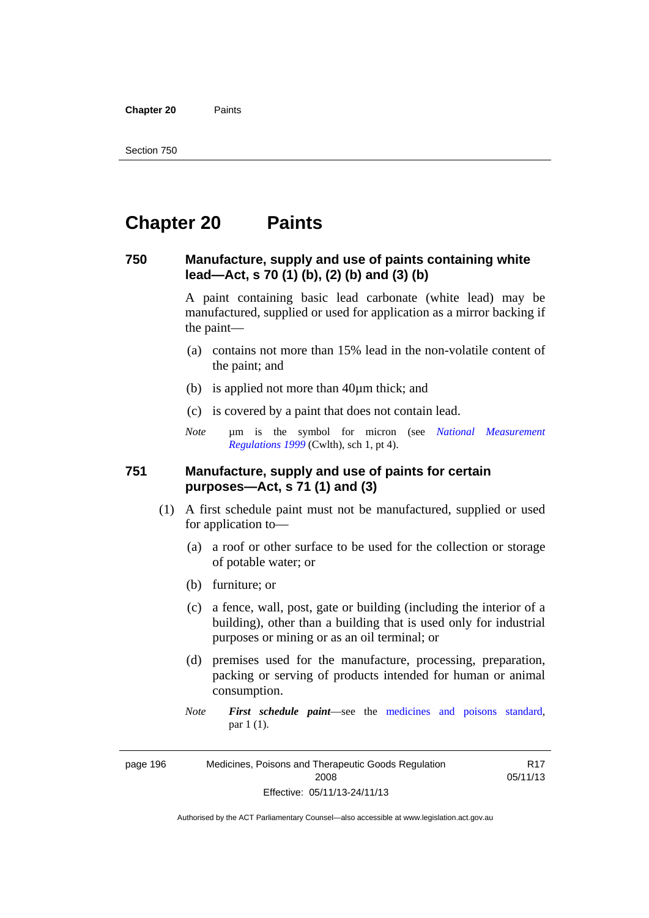# Chapter 20 Paints

### 750 Manufacture, supply and use of paints containing white lead—Act, s 70 (1) (b), (2) (b) and (3) (b)

A paint containing basic lead carbonate (white lead) may be manufactured, supplied or used for application as a mirror backing if the paint—

(a) contains not more than 15% lead in the non-volatile content of the paint; and

(b) is applied not more than 40µm thick; and

(c) is covered by a paint that does not contain lead.

*Note* µm is the symbol for micron (see *National Measurement Regulations 1999* (Cwlth), sch 1, pt 4).

### 751 Manufacture, supply and use of paints for certain purposes—Act, s 71 (1) and (3)

(1) A first schedule paint must not be manufactured, supplied or used for application to—

(a) a roof or other surface to be used for the collection or storage of potable water; or

(b) furniture; or

(c) a fence, wall, post, gate or building (including the interior of a building), other than a building that is used only for industrial purposes or mining or as an oil terminal; or

(d) premises used for the manufacture, processing, preparation, packing or serving of products intended for human or animal consumption.

*Note* ***First schedule paint***—see the medicines and poisons standard, par 1 (1).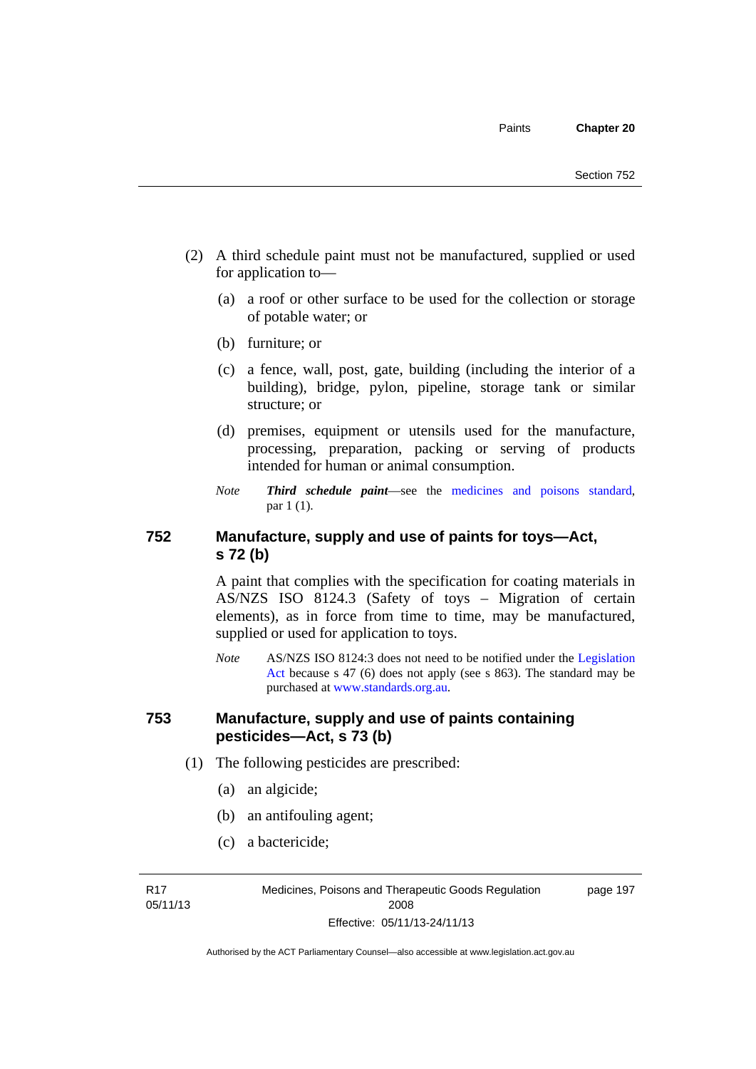(2) A third schedule paint must not be manufactured, supplied or used for application to—

(a) a roof or other surface to be used for the collection or storage of potable water; or

(b) furniture; or

(c) a fence, wall, post, gate, building (including the interior of a building), bridge, pylon, pipeline, storage tank or similar structure; or

(d) premises, equipment or utensils used for the manufacture, processing, preparation, packing or serving of products intended for human or animal consumption.

*Note* ***Third schedule paint***—see the medicines and poisons standard, par 1 (1).

### 752 Manufacture, supply and use of paints for toys—Act, s 72 (b)

A paint that complies with the specification for coating materials in AS/NZS ISO 8124.3 (Safety of toys – Migration of certain elements), as in force from time to time, may be manufactured, supplied or used for application to toys.

*Note* AS/NZS ISO 8124:3 does not need to be notified under the Legislation Act because s 47 (6) does not apply (see s 863). The standard may be purchased at www.standards.org.au.

### 753 Manufacture, supply and use of paints containing pesticides—Act, s 73 (b)

(1) The following pesticides are prescribed:

(a) an algicide;

(b) an antifouling agent;

(c) a bactericide;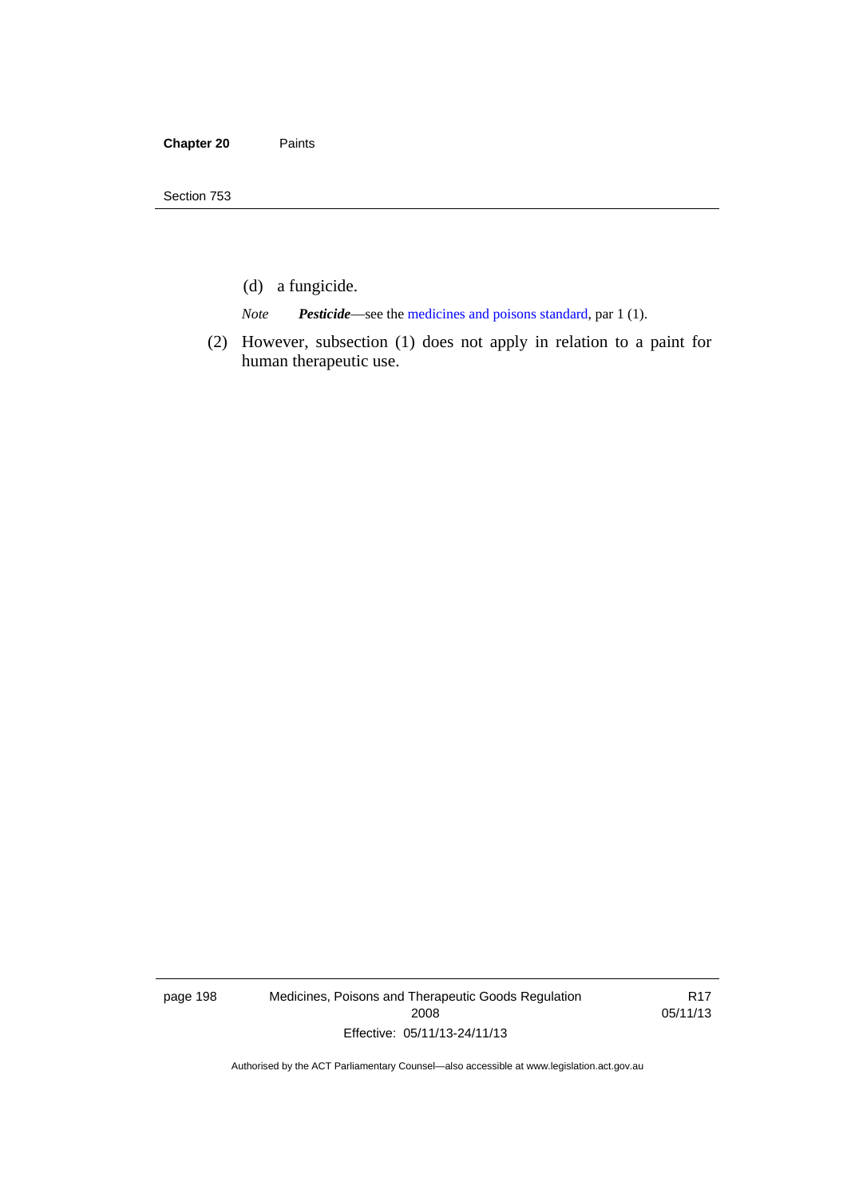(d) a fungicide.

*Note* ***Pesticide***—see the medicines and poisons standard, par 1 (1).

(2) However, subsection (1) does not apply in relation to a paint for human therapeutic use.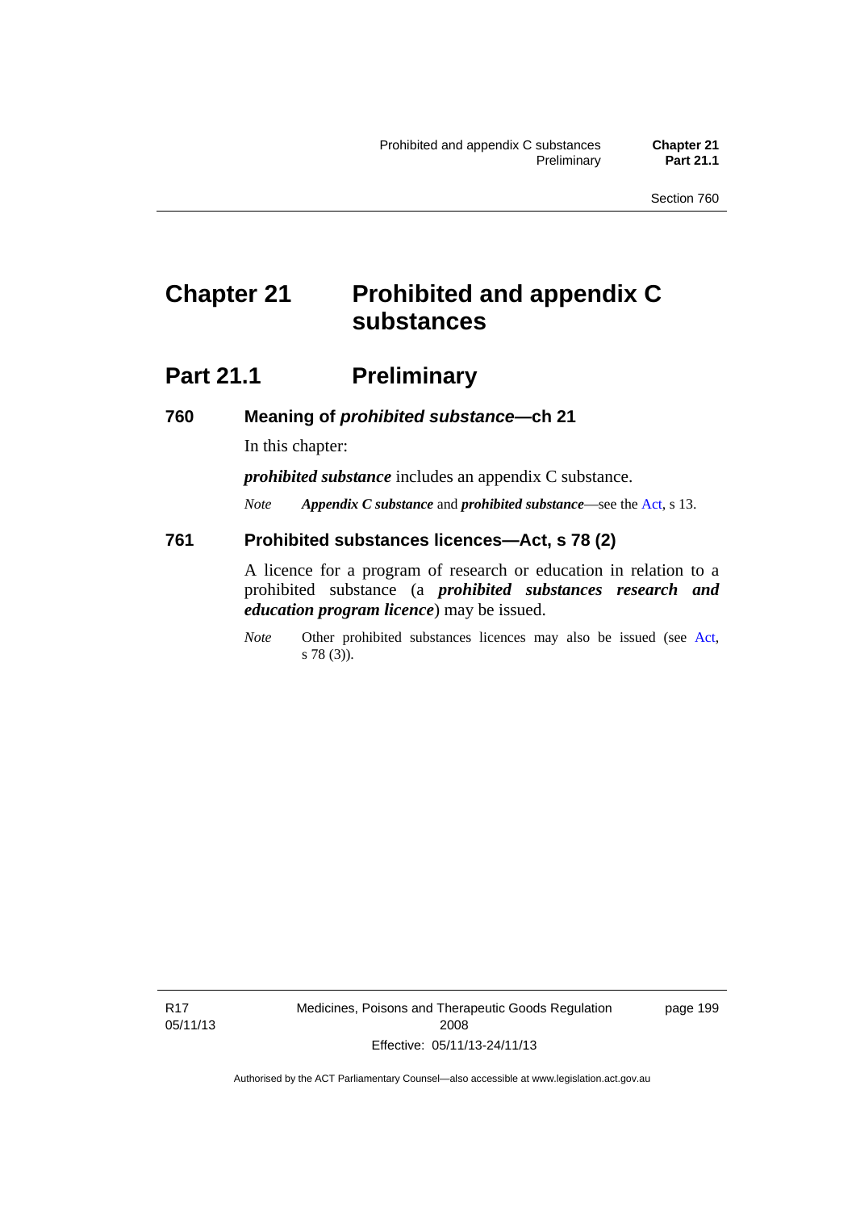# Chapter 21 Prohibited and appendix C substances

## Part 21.1 Preliminary

### 760 Meaning of *prohibited substance*—ch 21

In this chapter:

***prohibited substance*** includes an appendix C substance.

*Note* ***Appendix C substance*** and ***prohibited substance***—see the Act, s 13.

### 761 Prohibited substances licences—Act, s 78 (2)

A licence for a program of research or education in relation to a prohibited substance (a ***prohibited substances research and education program licence***) may be issued.

*Note* Other prohibited substances licences may also be issued (see Act, s 78 (3)).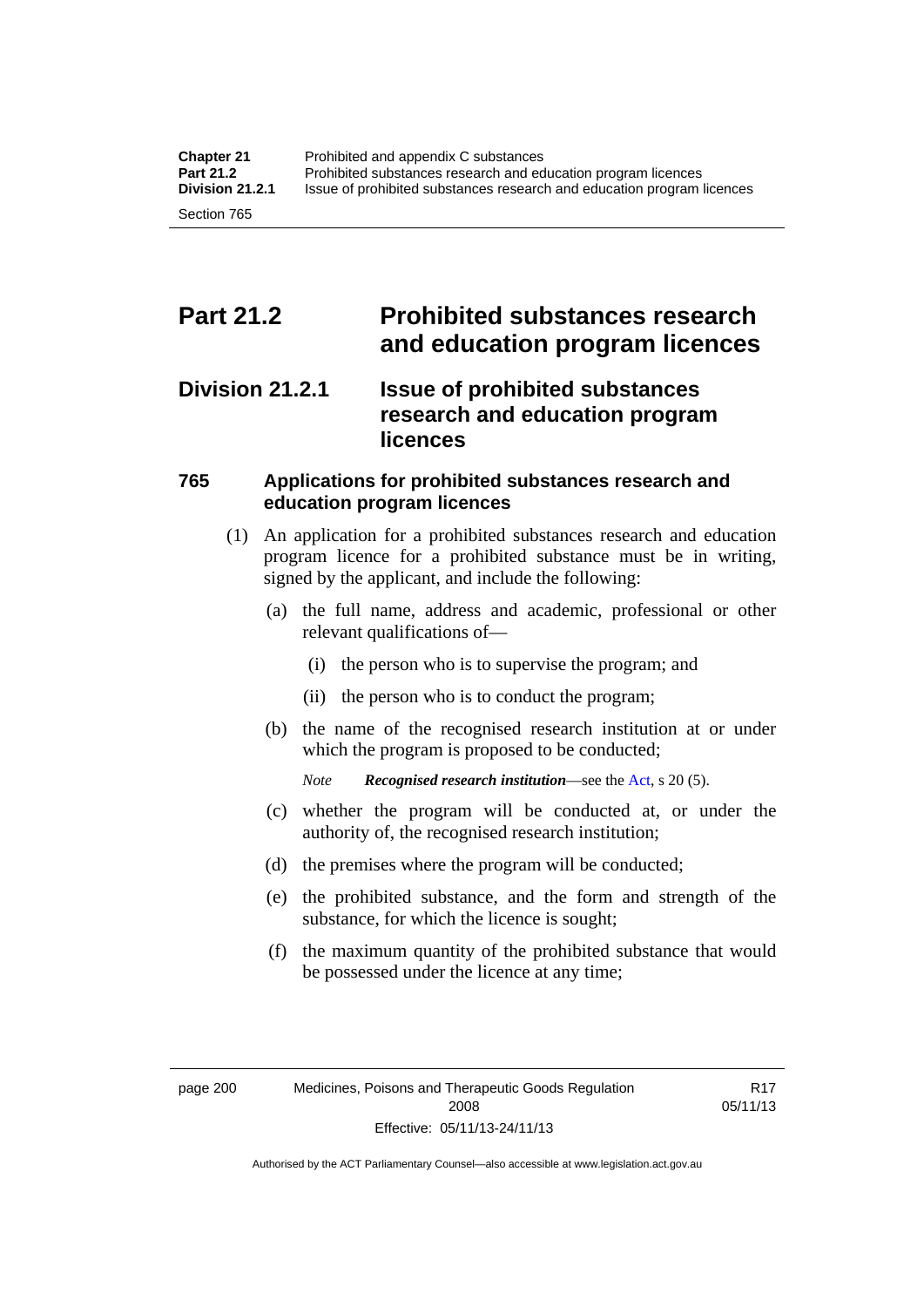# Part 21.2 Prohibited substances research and education program licences

## Division 21.2.1 Issue of prohibited substances research and education program licences

### 765 Applications for prohibited substances research and education program licences

(1) An application for a prohibited substances research and education program licence for a prohibited substance must be in writing, signed by the applicant, and include the following:

(a) the full name, address and academic, professional or other relevant qualifications of—

(i) the person who is to supervise the program; and

(ii) the person who is to conduct the program;

(b) the name of the recognised research institution at or under which the program is proposed to be conducted;

*Note* ***Recognised research institution***—see the Act, s 20 (5).

(c) whether the program will be conducted at, or under the authority of, the recognised research institution;

(d) the premises where the program will be conducted;

(e) the prohibited substance, and the form and strength of the substance, for which the licence is sought;

(f) the maximum quantity of the prohibited substance that would be possessed under the licence at any time;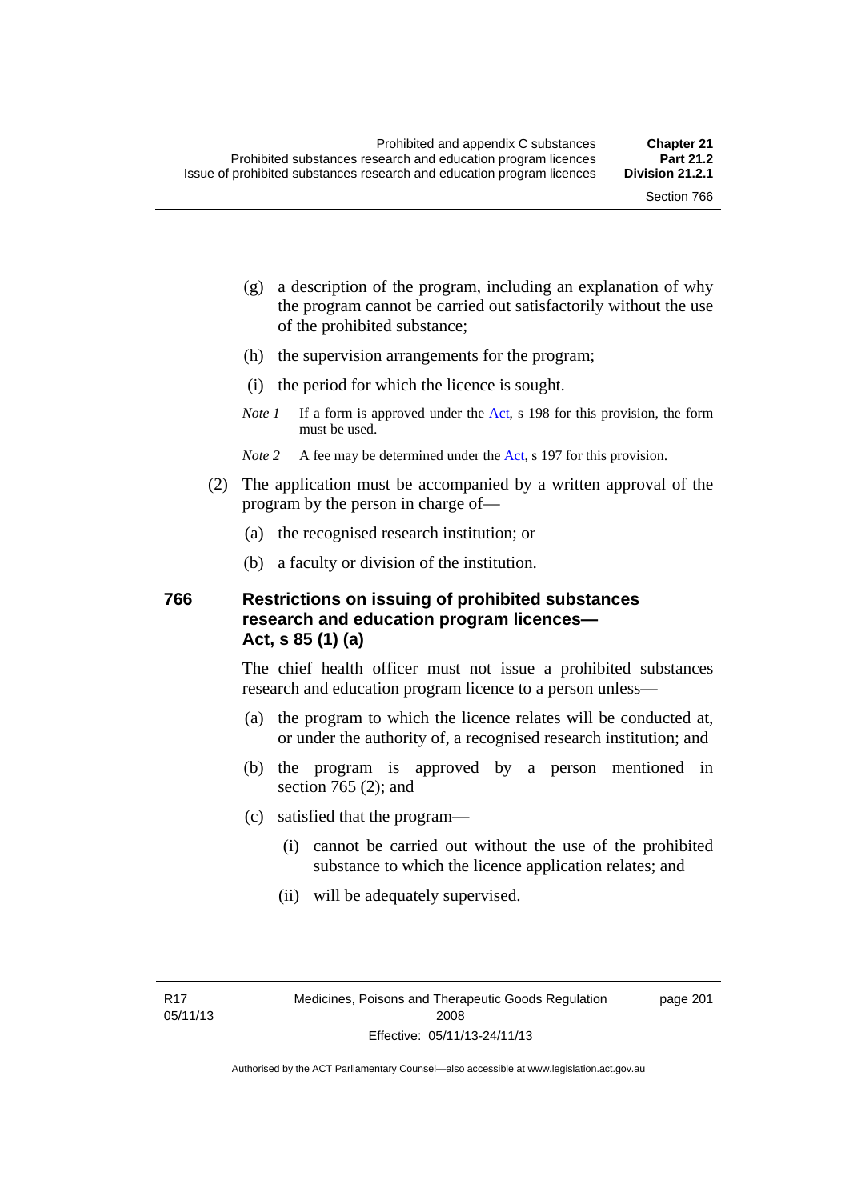(g) a description of the program, including an explanation of why the program cannot be carried out satisfactorily without the use of the prohibited substance;

(h) the supervision arrangements for the program;

(i) the period for which the licence is sought.

*Note 1* If a form is approved under the Act, s 198 for this provision, the form must be used.

*Note 2* A fee may be determined under the Act, s 197 for this provision.

(2) The application must be accompanied by a written approval of the program by the person in charge of—

(a) the recognised research institution; or

(b) a faculty or division of the institution.

### 766 Restrictions on issuing of prohibited substances research and education program licences—Act, s 85 (1) (a)

The chief health officer must not issue a prohibited substances research and education program licence to a person unless—

(a) the program to which the licence relates will be conducted at, or under the authority of, a recognised research institution; and

(b) the program is approved by a person mentioned in section 765 (2); and

(c) satisfied that the program—

(i) cannot be carried out without the use of the prohibited substance to which the licence application relates; and

(ii) will be adequately supervised.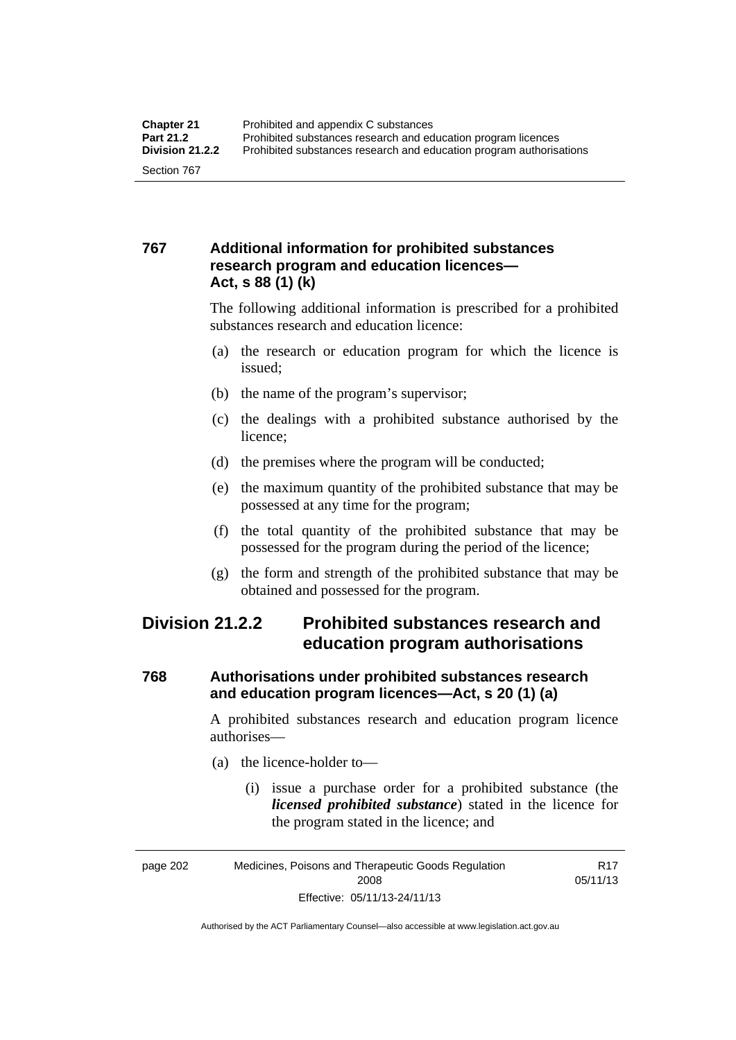### 767 Additional information for prohibited substances research program and education licences—Act, s 88 (1) (k)

The following additional information is prescribed for a prohibited substances research and education licence:

(a) the research or education program for which the licence is issued;

(b) the name of the program's supervisor;

(c) the dealings with a prohibited substance authorised by the licence;

(d) the premises where the program will be conducted;

(e) the maximum quantity of the prohibited substance that may be possessed at any time for the program;

(f) the total quantity of the prohibited substance that may be possessed for the program during the period of the licence;

(g) the form and strength of the prohibited substance that may be obtained and possessed for the program.

## Division 21.2.2 Prohibited substances research and education program authorisations

### 768 Authorisations under prohibited substances research and education program licences—Act, s 20 (1) (a)

A prohibited substances research and education program licence authorises—

(a) the licence-holder to—

(i) issue a purchase order for a prohibited substance (the ***licensed prohibited substance***) stated in the licence for the program stated in the licence; and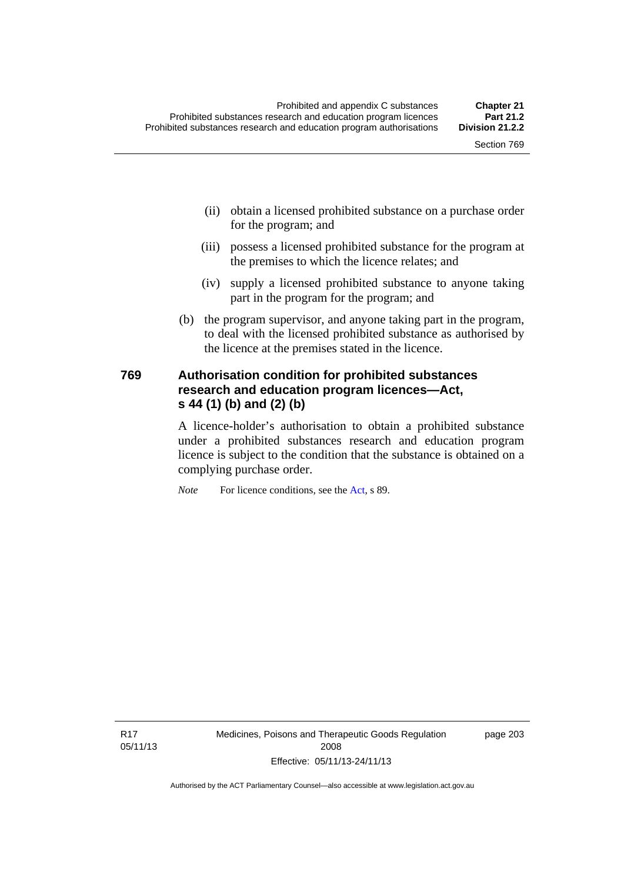(ii) obtain a licensed prohibited substance on a purchase order for the program; and

(iii) possess a licensed prohibited substance for the program at the premises to which the licence relates; and

(iv) supply a licensed prohibited substance to anyone taking part in the program for the program; and

(b) the program supervisor, and anyone taking part in the program, to deal with the licensed prohibited substance as authorised by the licence at the premises stated in the licence.

### 769 Authorisation condition for prohibited substances research and education program licences—Act, s 44 (1) (b) and (2) (b)

A licence-holder's authorisation to obtain a prohibited substance under a prohibited substances research and education program licence is subject to the condition that the substance is obtained on a complying purchase order.

*Note* For licence conditions, see the Act, s 89.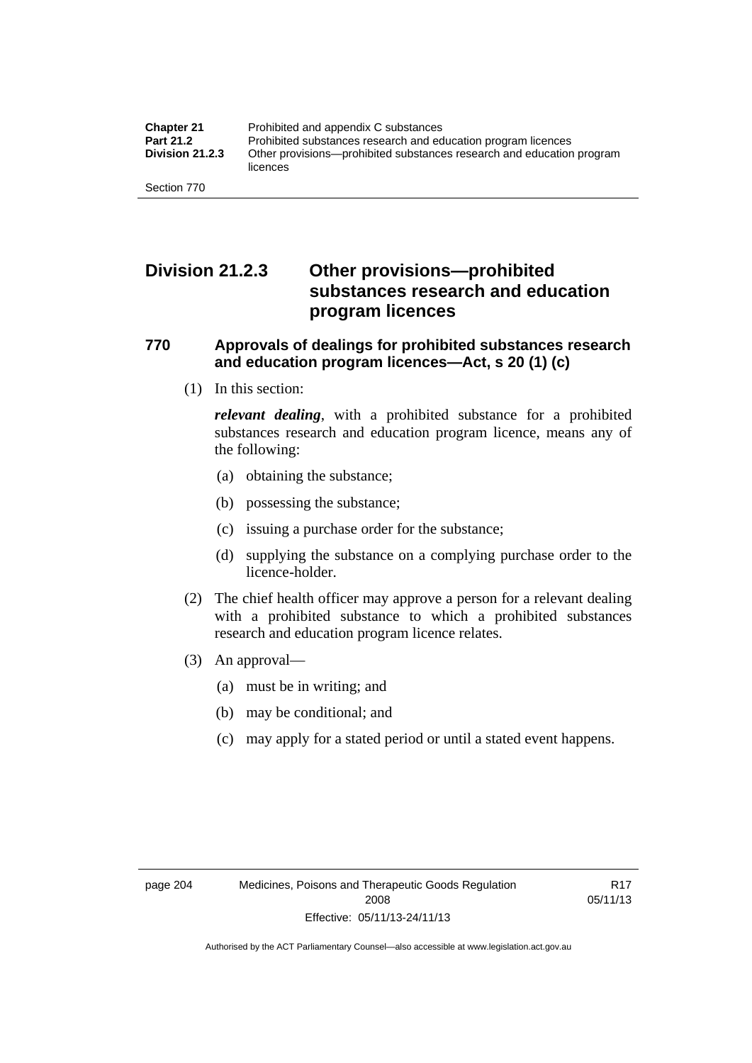# Division 21.2.3 Other provisions—prohibited substances research and education program licences

## 770 Approvals of dealings for prohibited substances research and education program licences—Act, s 20 (1) (c)

(1) In this section:

***relevant dealing***, with a prohibited substance for a prohibited substances research and education program licence, means any of the following:

(a) obtaining the substance;

(b) possessing the substance;

(c) issuing a purchase order for the substance;

(d) supplying the substance on a complying purchase order to the licence-holder.

(2) The chief health officer may approve a person for a relevant dealing with a prohibited substance to which a prohibited substances research and education program licence relates.

(3) An approval—

(a) must be in writing; and

(b) may be conditional; and

(c) may apply for a stated period or until a stated event happens.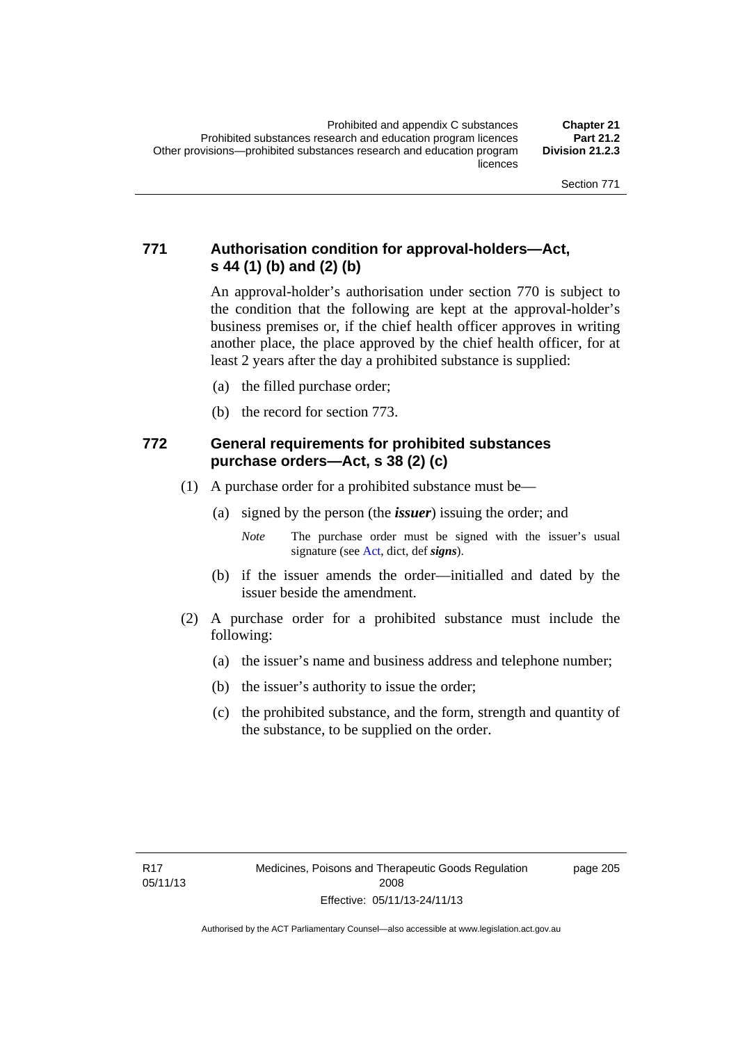### 771 Authorisation condition for approval-holders—Act, s 44 (1) (b) and (2) (b)

An approval-holder's authorisation under section 770 is subject to the condition that the following are kept at the approval-holder's business premises or, if the chief health officer approves in writing another place, the place approved by the chief health officer, for at least 2 years after the day a prohibited substance is supplied:

(a) the filled purchase order;

(b) the record for section 773.

### 772 General requirements for prohibited substances purchase orders—Act, s 38 (2) (c)

(1) A purchase order for a prohibited substance must be—

(a) signed by the person (the ***issuer***) issuing the order; and

*Note* The purchase order must be signed with the issuer's usual signature (see Act, dict, def ***signs***).

(b) if the issuer amends the order—initialled and dated by the issuer beside the amendment.

(2) A purchase order for a prohibited substance must include the following:

(a) the issuer's name and business address and telephone number;

(b) the issuer's authority to issue the order;

(c) the prohibited substance, and the form, strength and quantity of the substance, to be supplied on the order.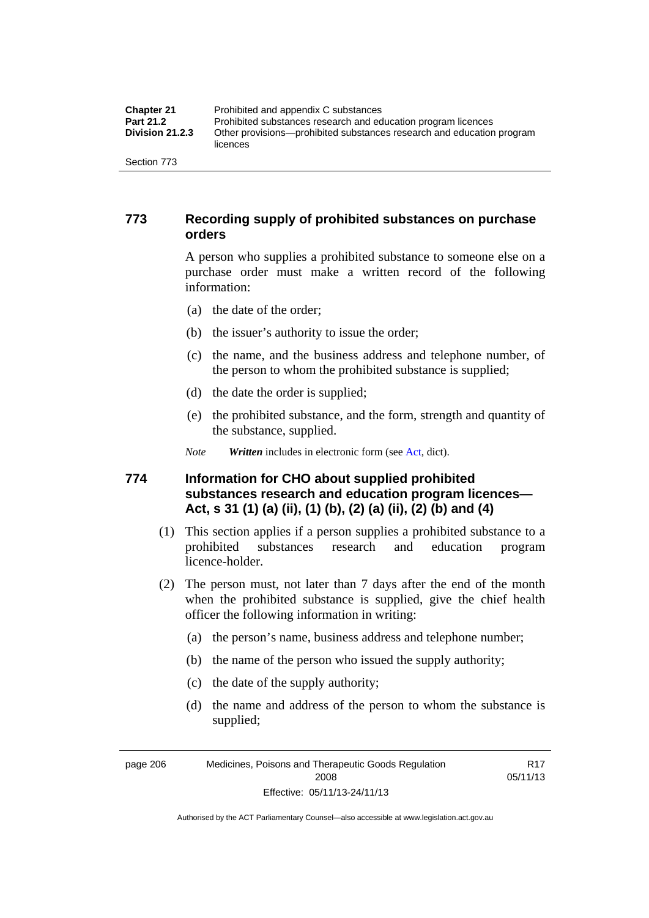## 773 Recording supply of prohibited substances on purchase orders

A person who supplies a prohibited substance to someone else on a purchase order must make a written record of the following information:

(a) the date of the order;

(b) the issuer's authority to issue the order;

(c) the name, and the business address and telephone number, of the person to whom the prohibited substance is supplied;

(d) the date the order is supplied;

(e) the prohibited substance, and the form, strength and quantity of the substance, supplied.

*Note* ***Written*** includes in electronic form (see Act, dict).

## 774 Information for CHO about supplied prohibited substances research and education program licences—Act, s 31 (1) (a) (ii), (1) (b), (2) (a) (ii), (2) (b) and (4)

(1) This section applies if a person supplies a prohibited substance to a prohibited substances research and education program licence-holder.

(2) The person must, not later than 7 days after the end of the month when the prohibited substance is supplied, give the chief health officer the following information in writing:

(a) the person's name, business address and telephone number;

(b) the name of the person who issued the supply authority;

(c) the date of the supply authority;

(d) the name and address of the person to whom the substance is supplied;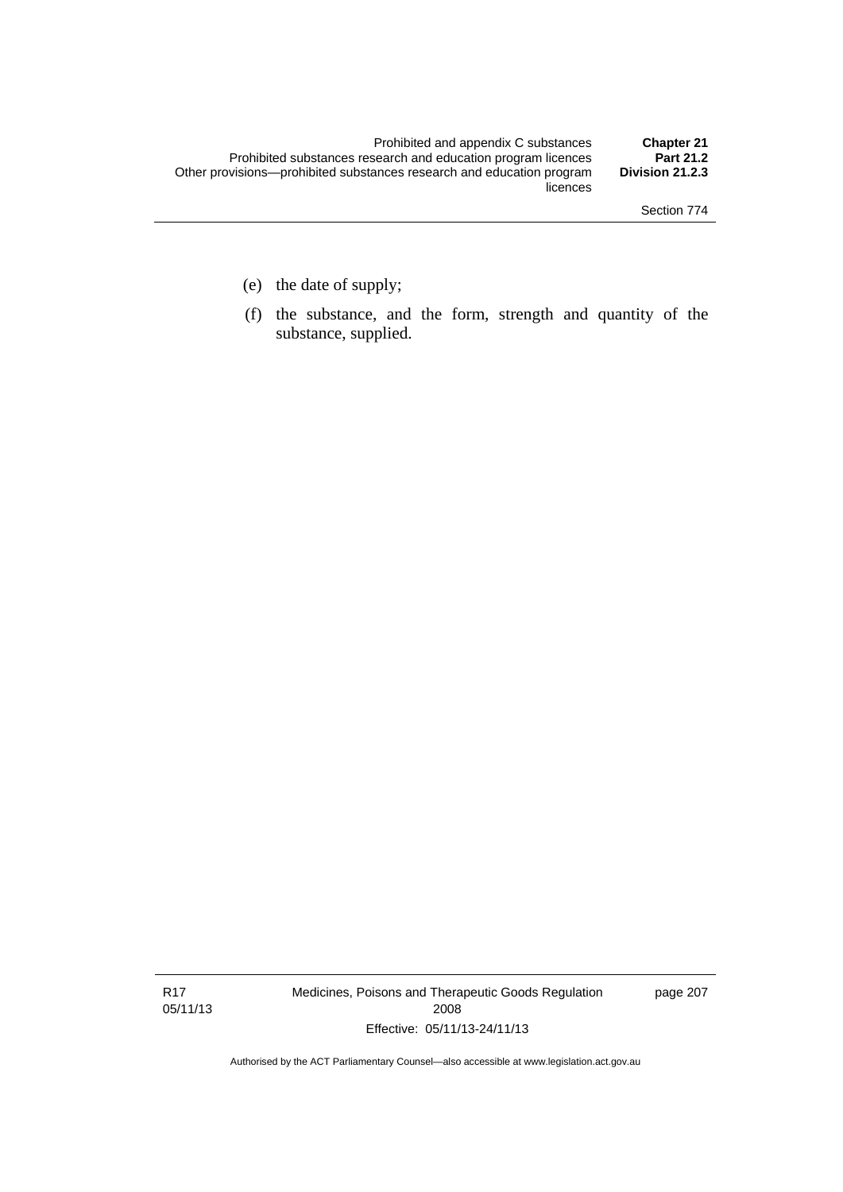(e) the date of supply;

(f) the substance, and the form, strength and quantity of the substance, supplied.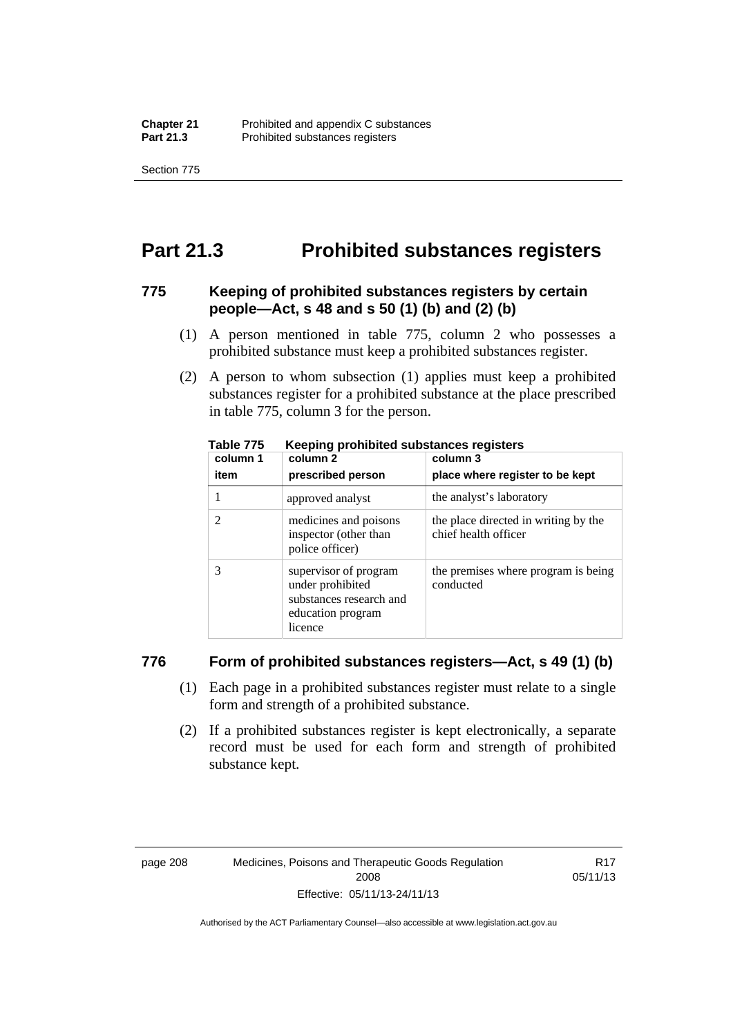# Part 21.3 Prohibited substances registers

### 775 Keeping of prohibited substances registers by certain people—Act, s 48 and s 50 (1) (b) and (2) (b)

(1) A person mentioned in table 775, column 2 who possesses a prohibited substance must keep a prohibited substances register.

(2) A person to whom subsection (1) applies must keep a prohibited substances register for a prohibited substance at the place prescribed in table 775, column 3 for the person.

**Table 775 Keeping prohibited substances registers**

| column 1<br>item | column 2<br>prescribed person | column 3<br>place where register to be kept |
|---|---|---|
| 1 | approved analyst | the analyst's laboratory |
| 2 | medicines and poisons inspector (other than police officer) | the place directed in writing by the chief health officer |
| 3 | supervisor of program under prohibited substances research and education program licence | the premises where program is being conducted |

### 776 Form of prohibited substances registers—Act, s 49 (1) (b)

(1) Each page in a prohibited substances register must relate to a single form and strength of a prohibited substance.

(2) If a prohibited substances register is kept electronically, a separate record must be used for each form and strength of prohibited substance kept.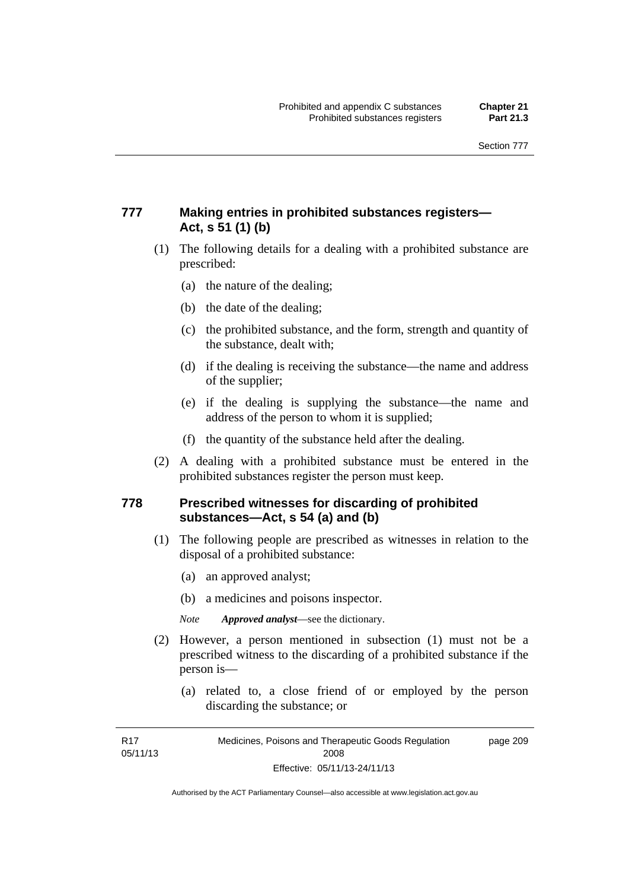### 777 Making entries in prohibited substances registers—Act, s 51 (1) (b)

(1) The following details for a dealing with a prohibited substance are prescribed:

(a) the nature of the dealing;

(b) the date of the dealing;

(c) the prohibited substance, and the form, strength and quantity of the substance, dealt with;

(d) if the dealing is receiving the substance—the name and address of the supplier;

(e) if the dealing is supplying the substance—the name and address of the person to whom it is supplied;

(f) the quantity of the substance held after the dealing.

(2) A dealing with a prohibited substance must be entered in the prohibited substances register the person must keep.

### 778 Prescribed witnesses for discarding of prohibited substances—Act, s 54 (a) and (b)

(1) The following people are prescribed as witnesses in relation to the disposal of a prohibited substance:

(a) an approved analyst;

(b) a medicines and poisons inspector.

*Note* ***Approved analyst***—see the dictionary.

(2) However, a person mentioned in subsection (1) must not be a prescribed witness to the discarding of a prohibited substance if the person is—

(a) related to, a close friend of or employed by the person discarding the substance; or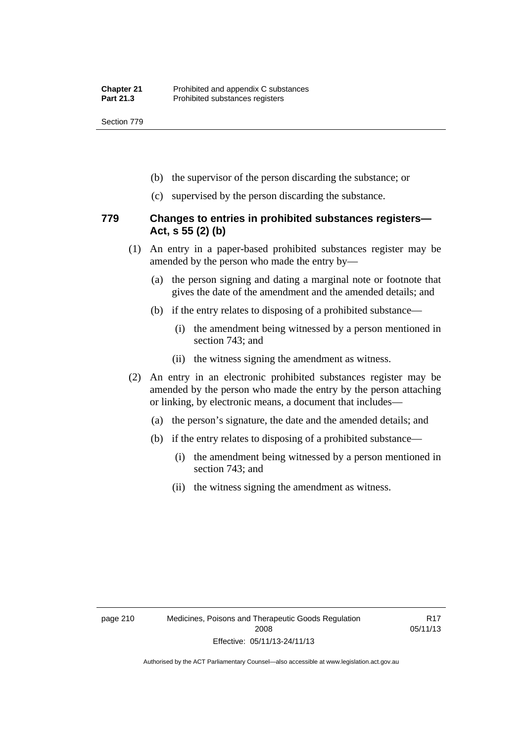(b) the supervisor of the person discarding the substance; or

(c) supervised by the person discarding the substance.

## 779 Changes to entries in prohibited substances registers—Act, s 55 (2) (b)

(1) An entry in a paper-based prohibited substances register may be amended by the person who made the entry by—

(a) the person signing and dating a marginal note or footnote that gives the date of the amendment and the amended details; and

(b) if the entry relates to disposing of a prohibited substance—

(i) the amendment being witnessed by a person mentioned in section 743; and

(ii) the witness signing the amendment as witness.

(2) An entry in an electronic prohibited substances register may be amended by the person who made the entry by the person attaching or linking, by electronic means, a document that includes—

(a) the person's signature, the date and the amended details; and

(b) if the entry relates to disposing of a prohibited substance—

(i) the amendment being witnessed by a person mentioned in section 743; and

(ii) the witness signing the amendment as witness.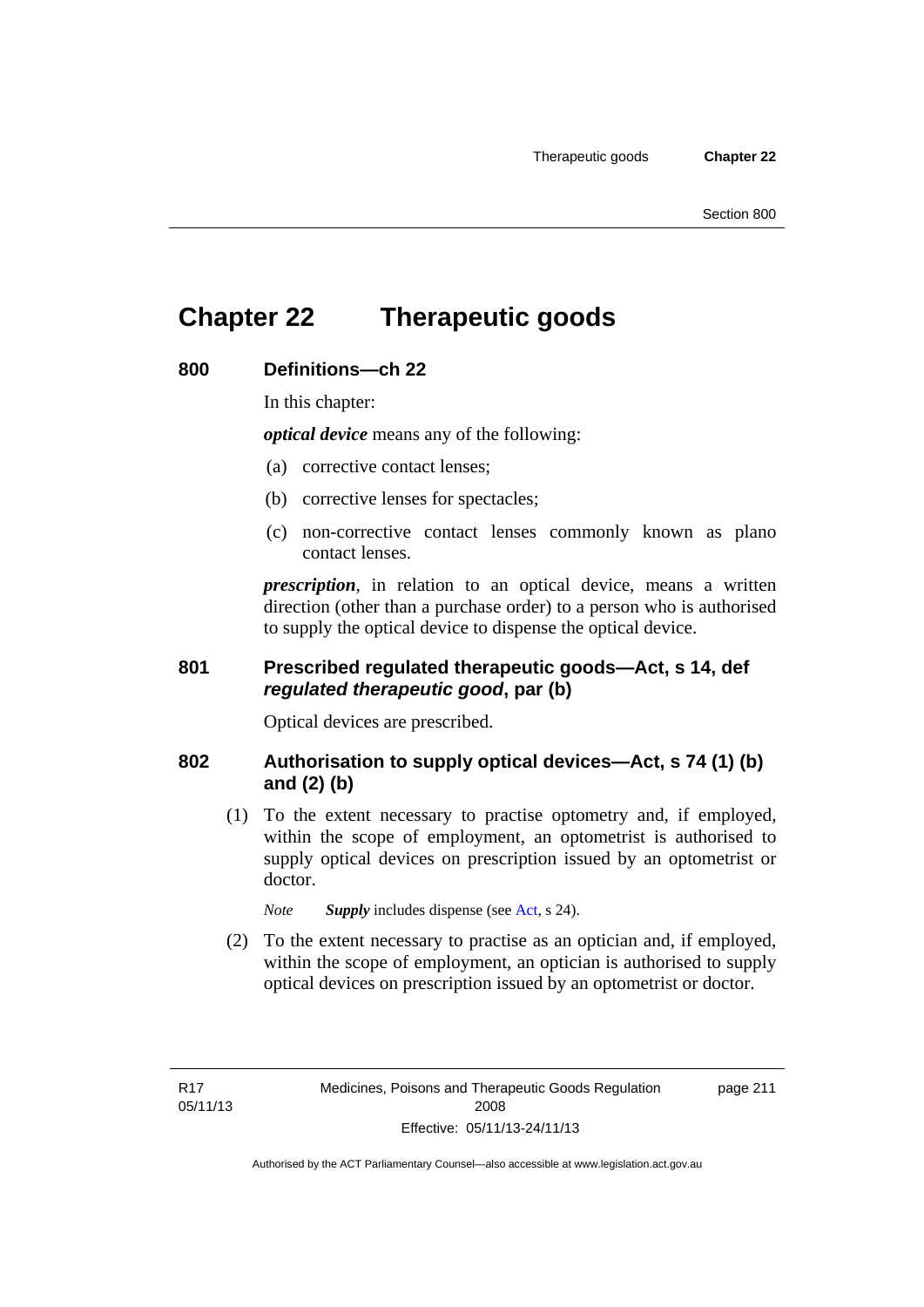# Chapter 22 Therapeutic goods

## 800 Definitions—ch 22

In this chapter:

***optical device*** means any of the following:

(a) corrective contact lenses;

(b) corrective lenses for spectacles;

(c) non-corrective contact lenses commonly known as plano contact lenses.

***prescription***, in relation to an optical device, means a written direction (other than a purchase order) to a person who is authorised to supply the optical device to dispense the optical device.

## 801 Prescribed regulated therapeutic goods—Act, s 14, def *regulated therapeutic good*, par (b)

Optical devices are prescribed.

## 802 Authorisation to supply optical devices—Act, s 74 (1) (b) and (2) (b)

(1) To the extent necessary to practise optometry and, if employed, within the scope of employment, an optometrist is authorised to supply optical devices on prescription issued by an optometrist or doctor.

*Note* ***Supply*** includes dispense (see Act, s 24).

(2) To the extent necessary to practise as an optician and, if employed, within the scope of employment, an optician is authorised to supply optical devices on prescription issued by an optometrist or doctor.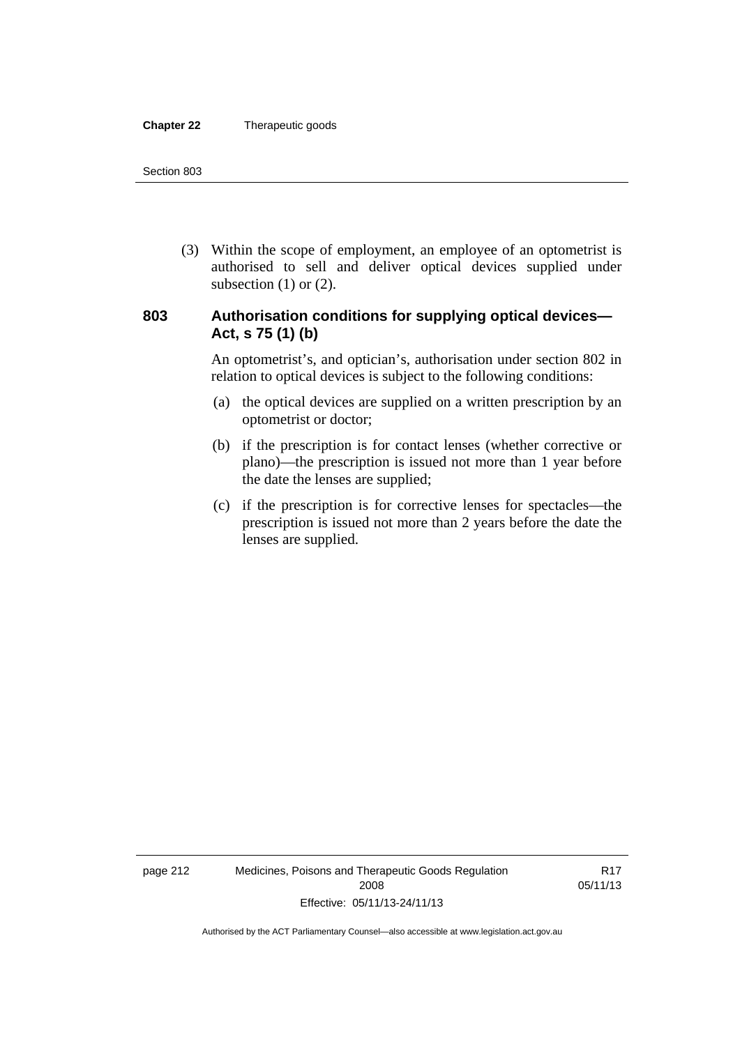(3) Within the scope of employment, an employee of an optometrist is authorised to sell and deliver optical devices supplied under subsection (1) or (2).

## 803 Authorisation conditions for supplying optical devices—Act, s 75 (1) (b)

An optometrist's, and optician's, authorisation under section 802 in relation to optical devices is subject to the following conditions:

(a) the optical devices are supplied on a written prescription by an optometrist or doctor;

(b) if the prescription is for contact lenses (whether corrective or plano)—the prescription is issued not more than 1 year before the date the lenses are supplied;

(c) if the prescription is for corrective lenses for spectacles—the prescription is issued not more than 2 years before the date the lenses are supplied.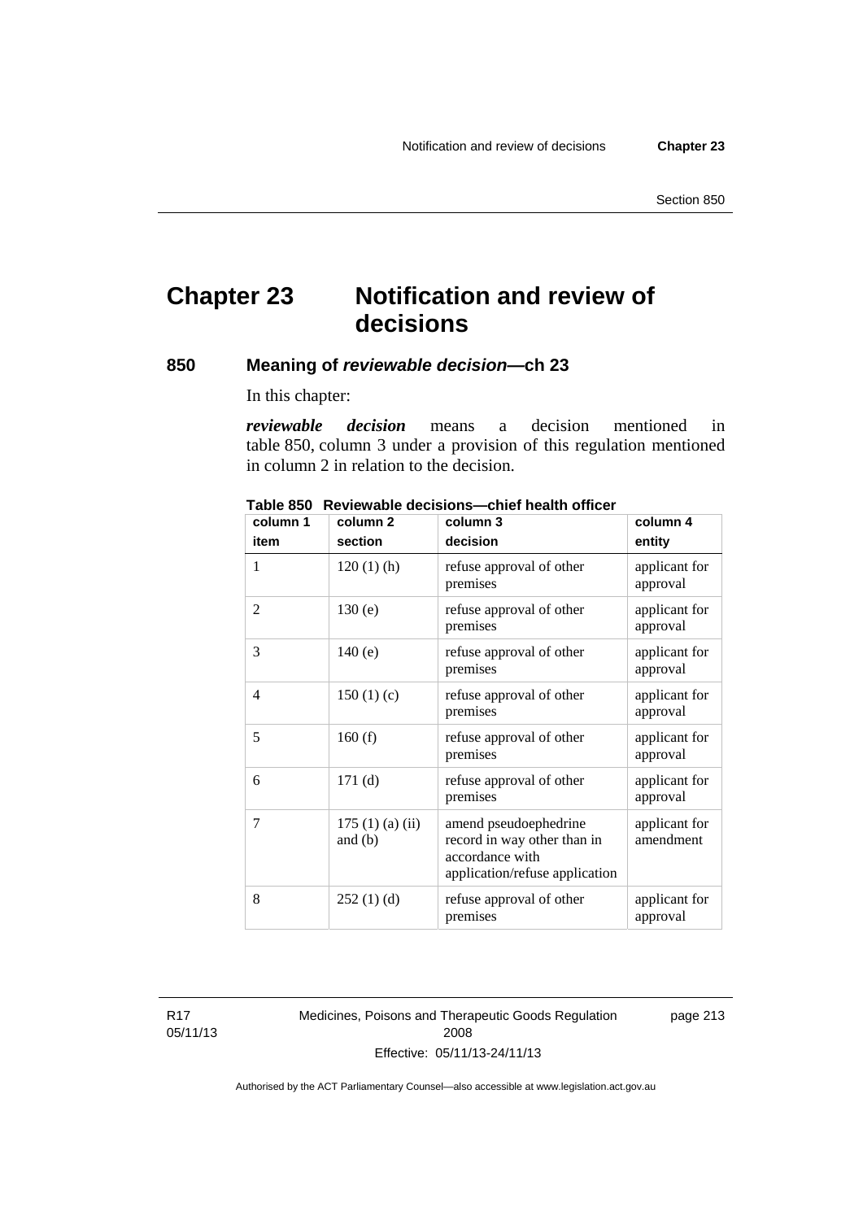# Chapter 23 Notification and review of decisions

## 850 Meaning of *reviewable decision*—ch 23

In this chapter:

***reviewable decision*** means a decision mentioned in table 850, column 3 under a provision of this regulation mentioned in column 2 in relation to the decision.

**Table 850 Reviewable decisions—chief health officer**

| column 1<br>item | column 2<br>section | column 3<br>decision | column 4<br>entity |
|---|---|---|---|
| 1 | 120 (1) (h) | refuse approval of other premises | applicant for approval |
| 2 | 130 (e) | refuse approval of other premises | applicant for approval |
| 3 | 140 (e) | refuse approval of other premises | applicant for approval |
| 4 | 150 (1) (c) | refuse approval of other premises | applicant for approval |
| 5 | 160 (f) | refuse approval of other premises | applicant for approval |
| 6 | 171 (d) | refuse approval of other premises | applicant for approval |
| 7 | 175 (1) (a) (ii) and (b) | amend pseudoephedrine record in way other than in accordance with application/refuse application | applicant for amendment |
| 8 | 252 (1) (d) | refuse approval of other premises | applicant for approval |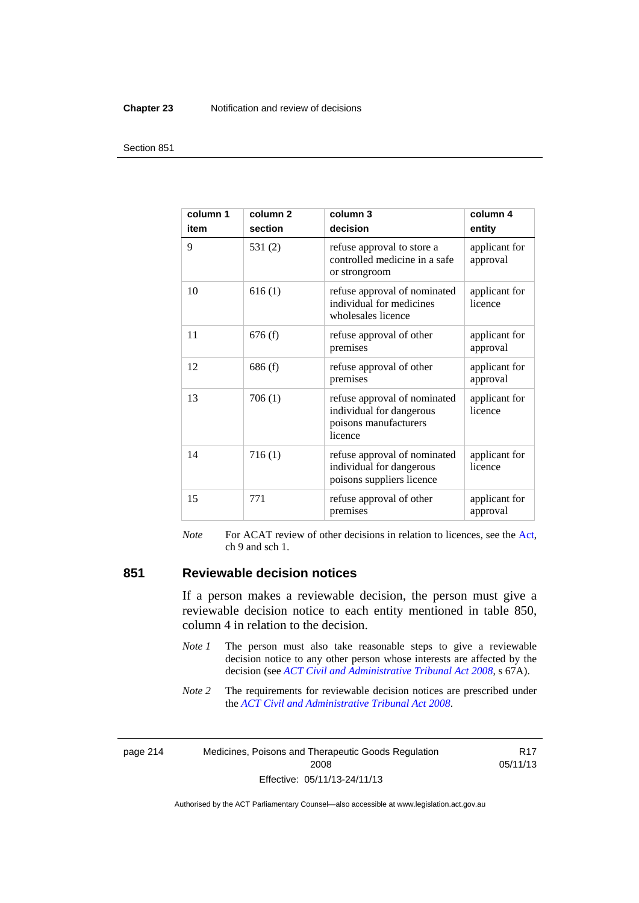| column 1<br>item | column 2<br>section | column 3<br>decision | column 4<br>entity |
|---|---|---|---|
| 9 | 531 (2) | refuse approval to store a controlled medicine in a safe or strongroom | applicant for approval |
| 10 | 616 (1) | refuse approval of nominated individual for medicines wholesales licence | applicant for licence |
| 11 | 676 (f) | refuse approval of other premises | applicant for approval |
| 12 | 686 (f) | refuse approval of other premises | applicant for approval |
| 13 | 706 (1) | refuse approval of nominated individual for dangerous poisons manufacturers licence | applicant for licence |
| 14 | 716 (1) | refuse approval of nominated individual for dangerous poisons suppliers licence | applicant for licence |
| 15 | 771 | refuse approval of other premises | applicant for approval |

*Note* For ACAT review of other decisions in relation to licences, see the Act, ch 9 and sch 1.

## 851 Reviewable decision notices

If a person makes a reviewable decision, the person must give a reviewable decision notice to each entity mentioned in table 850, column 4 in relation to the decision.

*Note 1* The person must also take reasonable steps to give a reviewable decision notice to any other person whose interests are affected by the decision (see *ACT Civil and Administrative Tribunal Act 2008*, s 67A).

*Note 2* The requirements for reviewable decision notices are prescribed under the *ACT Civil and Administrative Tribunal Act 2008*.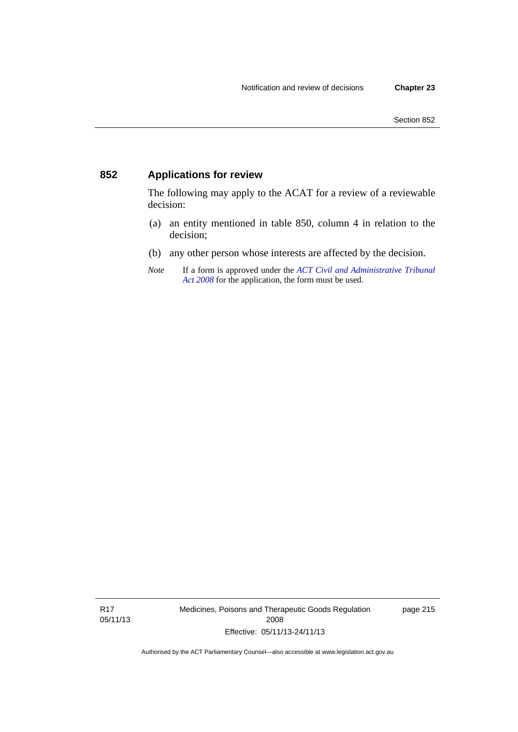### 852 Applications for review

The following may apply to the ACAT for a review of a reviewable decision:

(a) an entity mentioned in table 850, column 4 in relation to the decision;

(b) any other person whose interests are affected by the decision.

*Note* If a form is approved under the *ACT Civil and Administrative Tribunal Act 2008* for the application, the form must be used.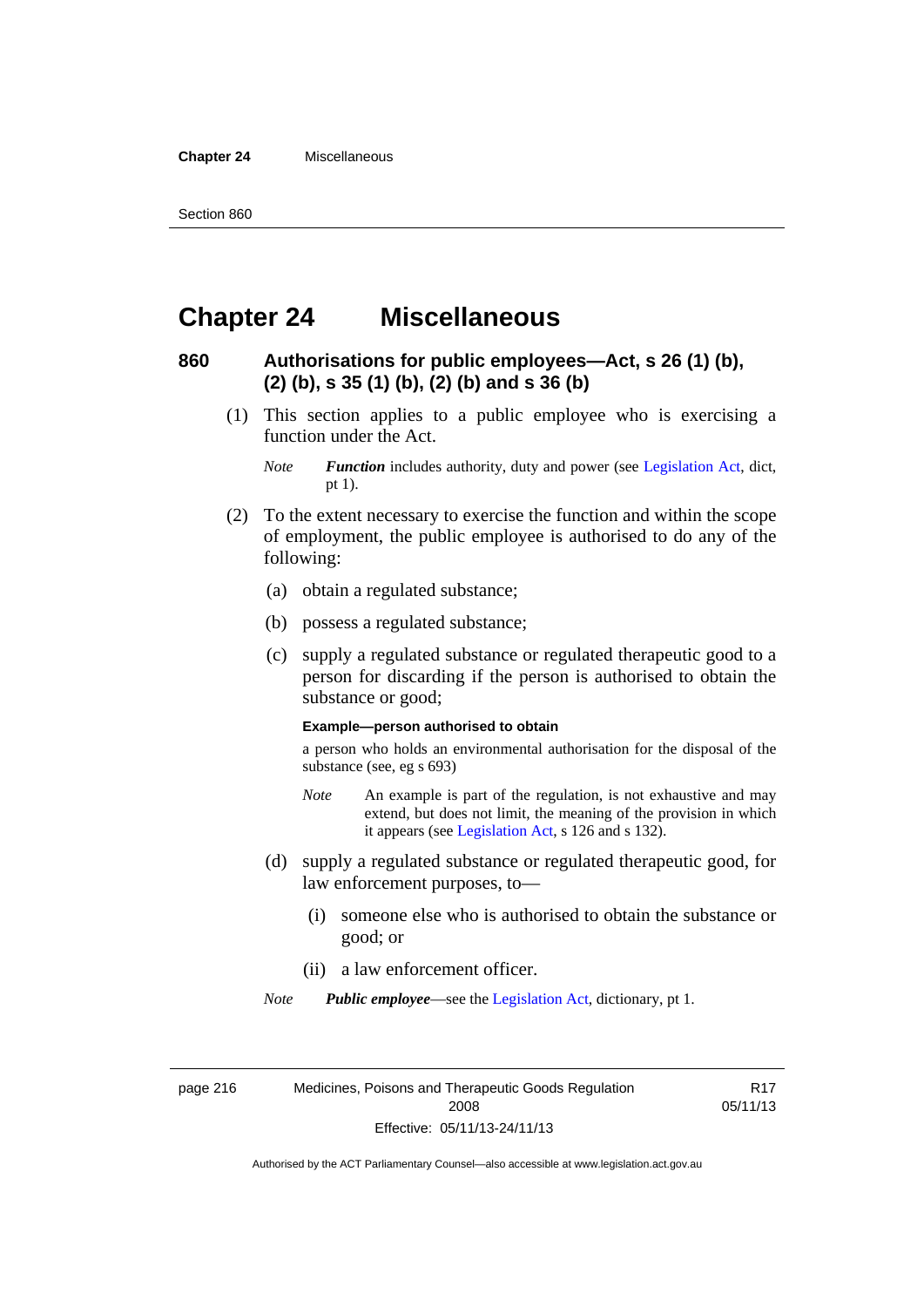# Chapter 24 Miscellaneous

## 860 Authorisations for public employees—Act, s 26 (1) (b), (2) (b), s 35 (1) (b), (2) (b) and s 36 (b)

(1) This section applies to a public employee who is exercising a function under the Act.

*Note* ***Function*** includes authority, duty and power (see Legislation Act, dict, pt 1).

(2) To the extent necessary to exercise the function and within the scope of employment, the public employee is authorised to do any of the following:

(a) obtain a regulated substance;

(b) possess a regulated substance;

(c) supply a regulated substance or regulated therapeutic good to a person for discarding if the person is authorised to obtain the substance or good;

**Example—person authorised to obtain**

a person who holds an environmental authorisation for the disposal of the substance (see, eg s 693)

*Note* An example is part of the regulation, is not exhaustive and may extend, but does not limit, the meaning of the provision in which it appears (see Legislation Act, s 126 and s 132).

(d) supply a regulated substance or regulated therapeutic good, for law enforcement purposes, to—

(i) someone else who is authorised to obtain the substance or good; or

(ii) a law enforcement officer.

*Note* ***Public employee***—see the Legislation Act, dictionary, pt 1.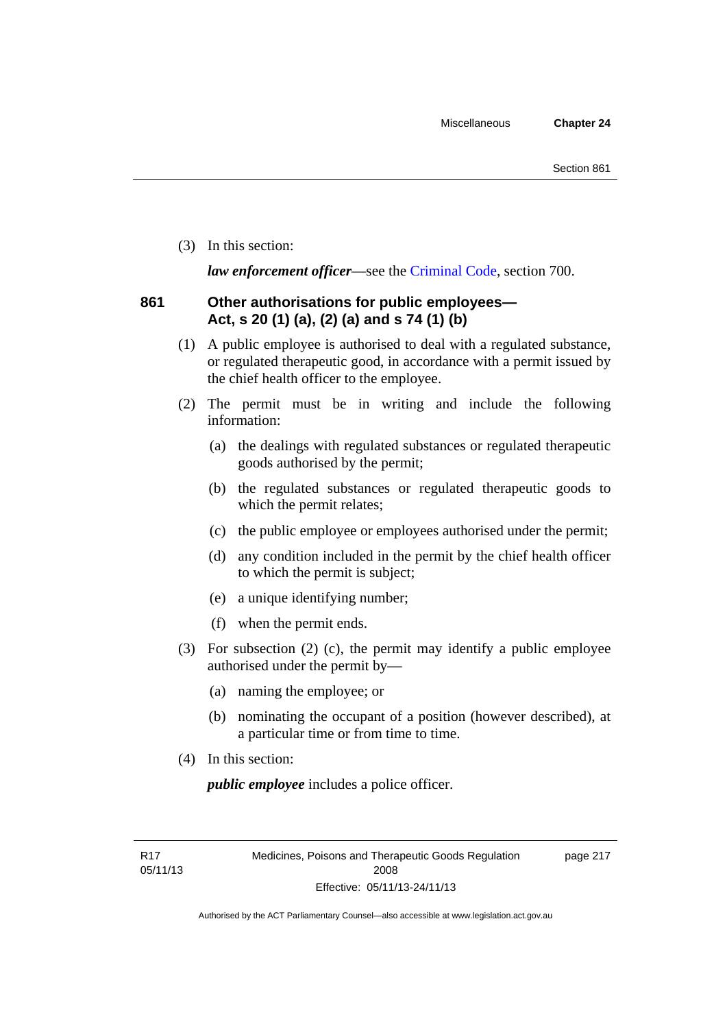(3) In this section:

***law enforcement officer***—see the Criminal Code, section 700.

## 861 Other authorisations for public employees—Act, s 20 (1) (a), (2) (a) and s 74 (1) (b)

(1) A public employee is authorised to deal with a regulated substance, or regulated therapeutic good, in accordance with a permit issued by the chief health officer to the employee.

(2) The permit must be in writing and include the following information:

(a) the dealings with regulated substances or regulated therapeutic goods authorised by the permit;

(b) the regulated substances or regulated therapeutic goods to which the permit relates;

(c) the public employee or employees authorised under the permit;

(d) any condition included in the permit by the chief health officer to which the permit is subject;

(e) a unique identifying number;

(f) when the permit ends.

(3) For subsection (2) (c), the permit may identify a public employee authorised under the permit by—

(a) naming the employee; or

(b) nominating the occupant of a position (however described), at a particular time or from time to time.

(4) In this section:

***public employee*** includes a police officer.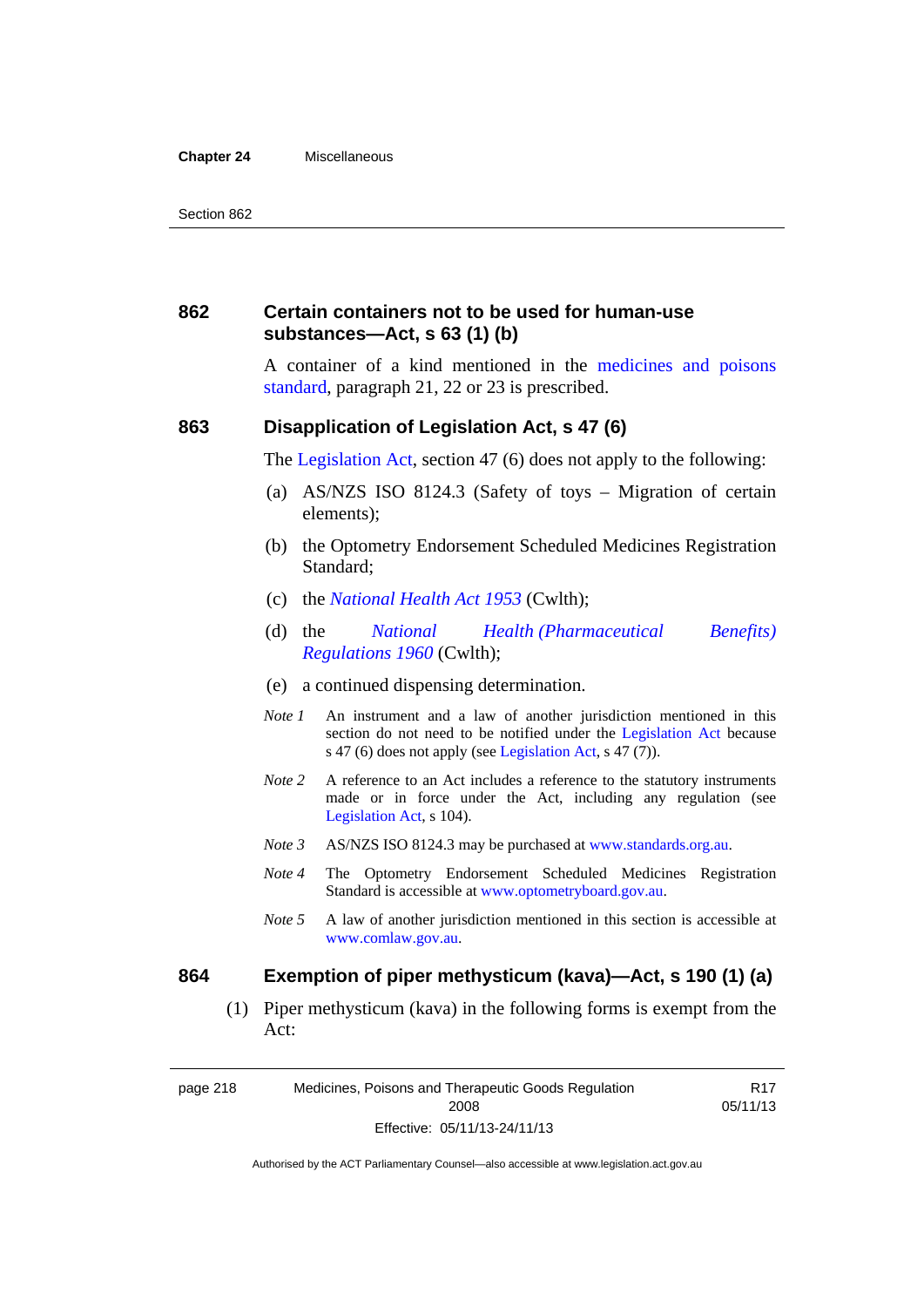## 862 Certain containers not to be used for human-use substances—Act, s 63 (1) (b)

A container of a kind mentioned in the medicines and poisons standard, paragraph 21, 22 or 23 is prescribed.

## 863 Disapplication of Legislation Act, s 47 (6)

The Legislation Act, section 47 (6) does not apply to the following:

(a) AS/NZS ISO 8124.3 (Safety of toys – Migration of certain elements);

(b) the Optometry Endorsement Scheduled Medicines Registration Standard;

(c) the *National Health Act 1953* (Cwlth);

(d) the *National Health (Pharmaceutical Benefits) Regulations 1960* (Cwlth);

(e) a continued dispensing determination.

*Note 1* An instrument and a law of another jurisdiction mentioned in this section do not need to be notified under the Legislation Act because s 47 (6) does not apply (see Legislation Act, s 47 (7)).

*Note 2* A reference to an Act includes a reference to the statutory instruments made or in force under the Act, including any regulation (see Legislation Act, s 104).

*Note 3* AS/NZS ISO 8124.3 may be purchased at www.standards.org.au.

*Note 4* The Optometry Endorsement Scheduled Medicines Registration Standard is accessible at www.optometryboard.gov.au.

*Note 5* A law of another jurisdiction mentioned in this section is accessible at www.comlaw.gov.au.

## 864 Exemption of piper methysticum (kava)—Act, s 190 (1) (a)

(1) Piper methysticum (kava) in the following forms is exempt from the Act: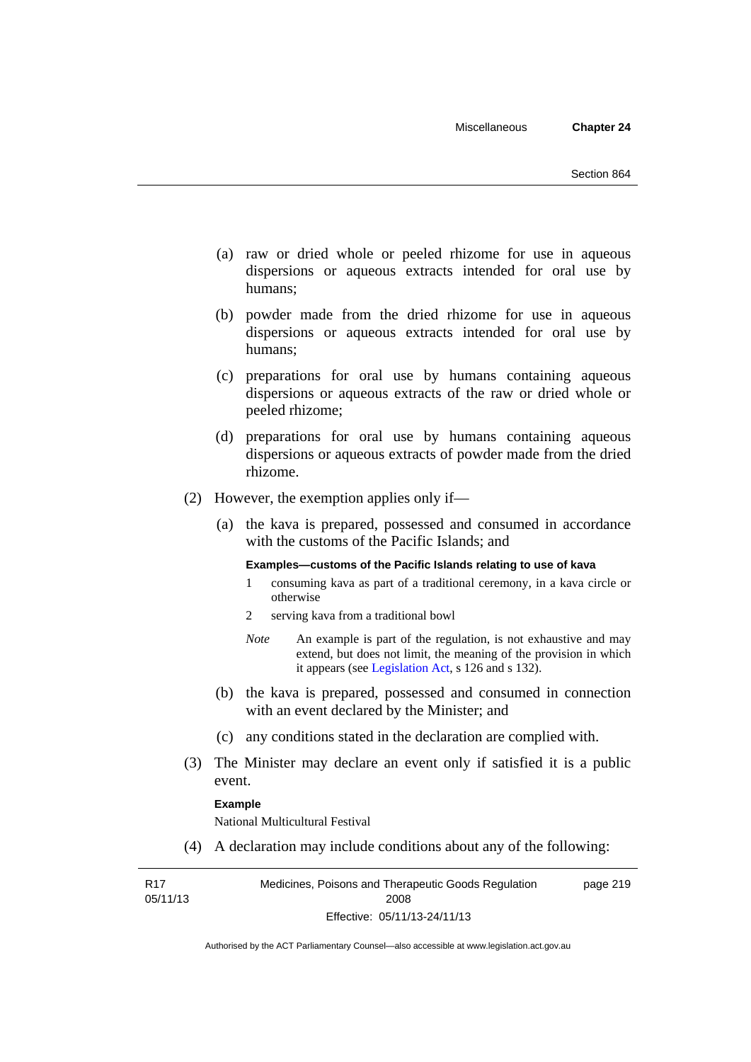(a) raw or dried whole or peeled rhizome for use in aqueous dispersions or aqueous extracts intended for oral use by humans;

(b) powder made from the dried rhizome for use in aqueous dispersions or aqueous extracts intended for oral use by humans;

(c) preparations for oral use by humans containing aqueous dispersions or aqueous extracts of the raw or dried whole or peeled rhizome;

(d) preparations for oral use by humans containing aqueous dispersions or aqueous extracts of powder made from the dried rhizome.

(2) However, the exemption applies only if—

(a) the kava is prepared, possessed and consumed in accordance with the customs of the Pacific Islands; and

**Examples—customs of the Pacific Islands relating to use of kava**

1 consuming kava as part of a traditional ceremony, in a kava circle or otherwise

2 serving kava from a traditional bowl

*Note* An example is part of the regulation, is not exhaustive and may extend, but does not limit, the meaning of the provision in which it appears (see Legislation Act, s 126 and s 132).

(b) the kava is prepared, possessed and consumed in connection with an event declared by the Minister; and

(c) any conditions stated in the declaration are complied with.

(3) The Minister may declare an event only if satisfied it is a public event.

**Example**

National Multicultural Festival

(4) A declaration may include conditions about any of the following: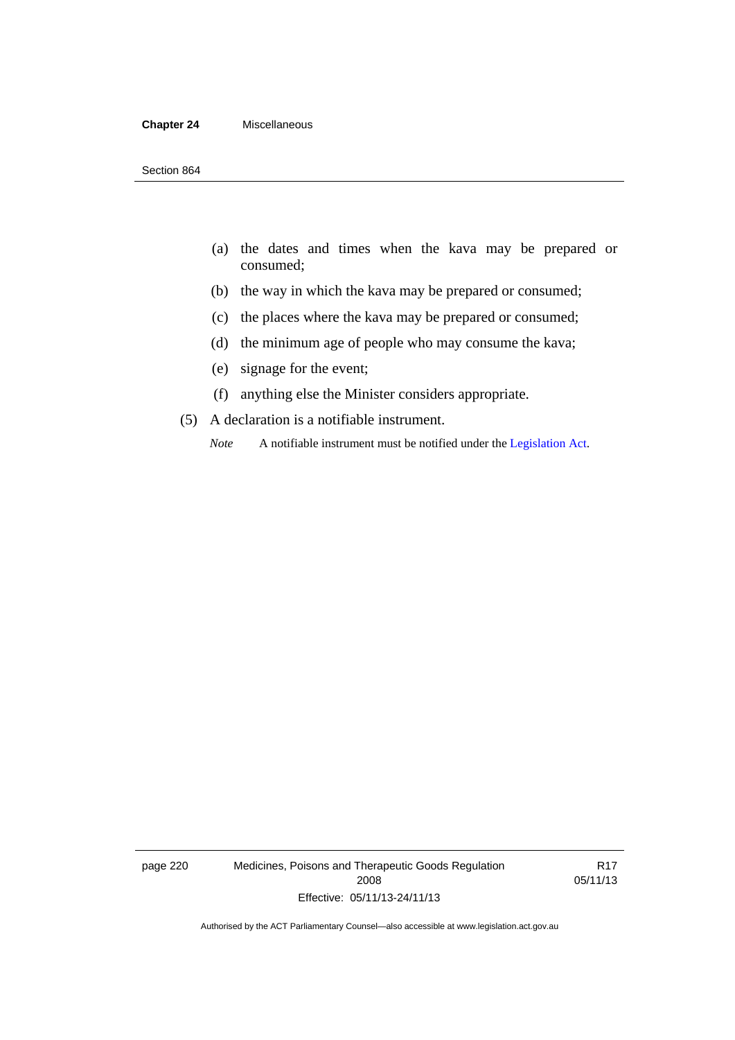(a) the dates and times when the kava may be prepared or consumed;

(b) the way in which the kava may be prepared or consumed;

(c) the places where the kava may be prepared or consumed;

(d) the minimum age of people who may consume the kava;

(e) signage for the event;

(f) anything else the Minister considers appropriate.

(5) A declaration is a notifiable instrument.

*Note* A notifiable instrument must be notified under the Legislation Act.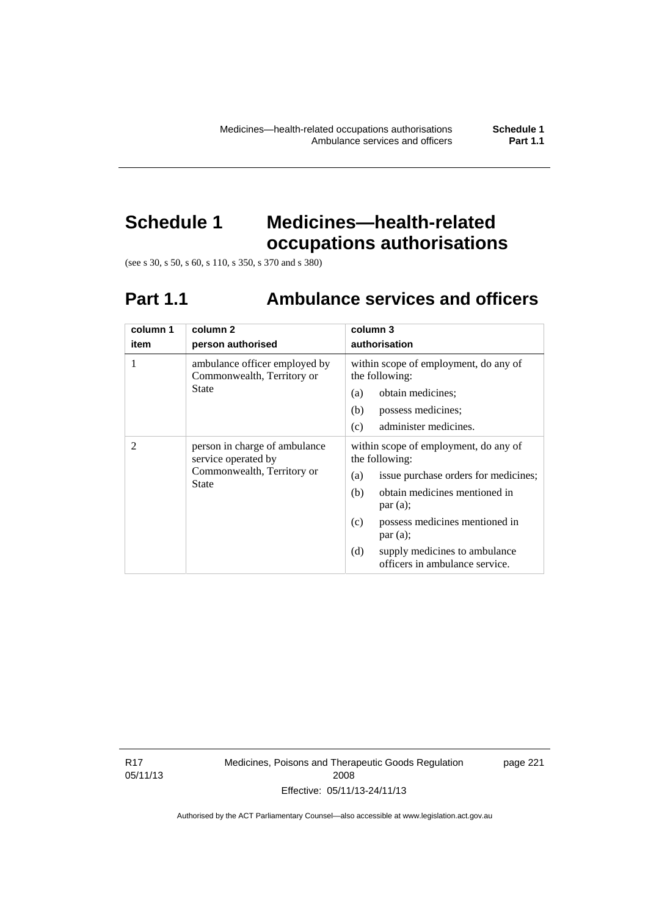# Schedule 1 Medicines—health-related occupations authorisations

(see s 30, s 50, s 60, s 110, s 350, s 370 and s 380)

## Part 1.1 Ambulance services and officers

| column 1<br>item | column 2<br>person authorised | column 3<br>authorisation |
|---|---|---|
| 1 | ambulance officer employed by Commonwealth, Territory or State | within scope of employment, do any of the following:<br>(a) obtain medicines;<br>(b) possess medicines;<br>(c) administer medicines. |
| 2 | person in charge of ambulance service operated by Commonwealth, Territory or State | within scope of employment, do any of the following:<br>(a) issue purchase orders for medicines;<br>(b) obtain medicines mentioned in par (a);<br>(c) possess medicines mentioned in par (a);<br>(d) supply medicines to ambulance officers in ambulance service. |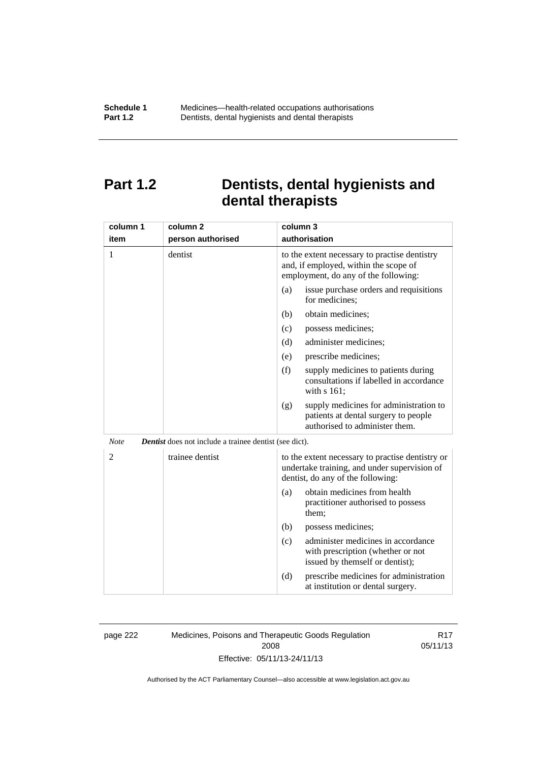# Part 1.2 Dentists, dental hygienists and dental therapists

| column 1<br>item | column 2<br>person authorised | column 3<br>authorisation |
|---|---|---|
| 1 | dentist | to the extent necessary to practise dentistry and, if employed, within the scope of employment, do any of the following:<br>(a) issue purchase orders and requisitions for medicines;<br>(b) obtain medicines;<br>(c) possess medicines;<br>(d) administer medicines;<br>(e) prescribe medicines;<br>(f) supply medicines to patients during consultations if labelled in accordance with s 161;<br>(g) supply medicines for administration to patients at dental surgery to people authorised to administer them. |

*Note* ***Dentist*** does not include a trainee dentist (see dict).

| column 1<br>item | column 2<br>person authorised | column 3<br>authorisation |
|---|---|---|
| 2 | trainee dentist | to the extent necessary to practise dentistry or undertake training, and under supervision of dentist, do any of the following:<br>(a) obtain medicines from health practitioner authorised to possess them;<br>(b) possess medicines;<br>(c) administer medicines in accordance with prescription (whether or not issued by themself or dentist);<br>(d) prescribe medicines for administration at institution or dental surgery. |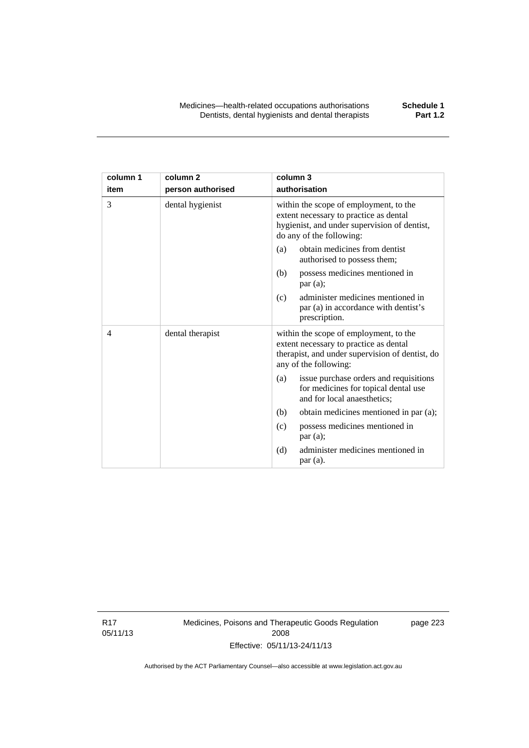| column 1<br>item | column 2<br>person authorised | column 3<br>authorisation |
|---|---|---|
| 3 | dental hygienist | within the scope of employment, to the extent necessary to practice as dental hygienist, and under supervision of dentist, do any of the following:<br>(a) obtain medicines from dentist authorised to possess them;<br>(b) possess medicines mentioned in par (a);<br>(c) administer medicines mentioned in par (a) in accordance with dentist's prescription. |
| 4 | dental therapist | within the scope of employment, to the extent necessary to practice as dental therapist, and under supervision of dentist, do any of the following:<br>(a) issue purchase orders and requisitions for medicines for topical dental use and for local anaesthetics;<br>(b) obtain medicines mentioned in par (a);<br>(c) possess medicines mentioned in par (a);<br>(d) administer medicines mentioned in par (a). |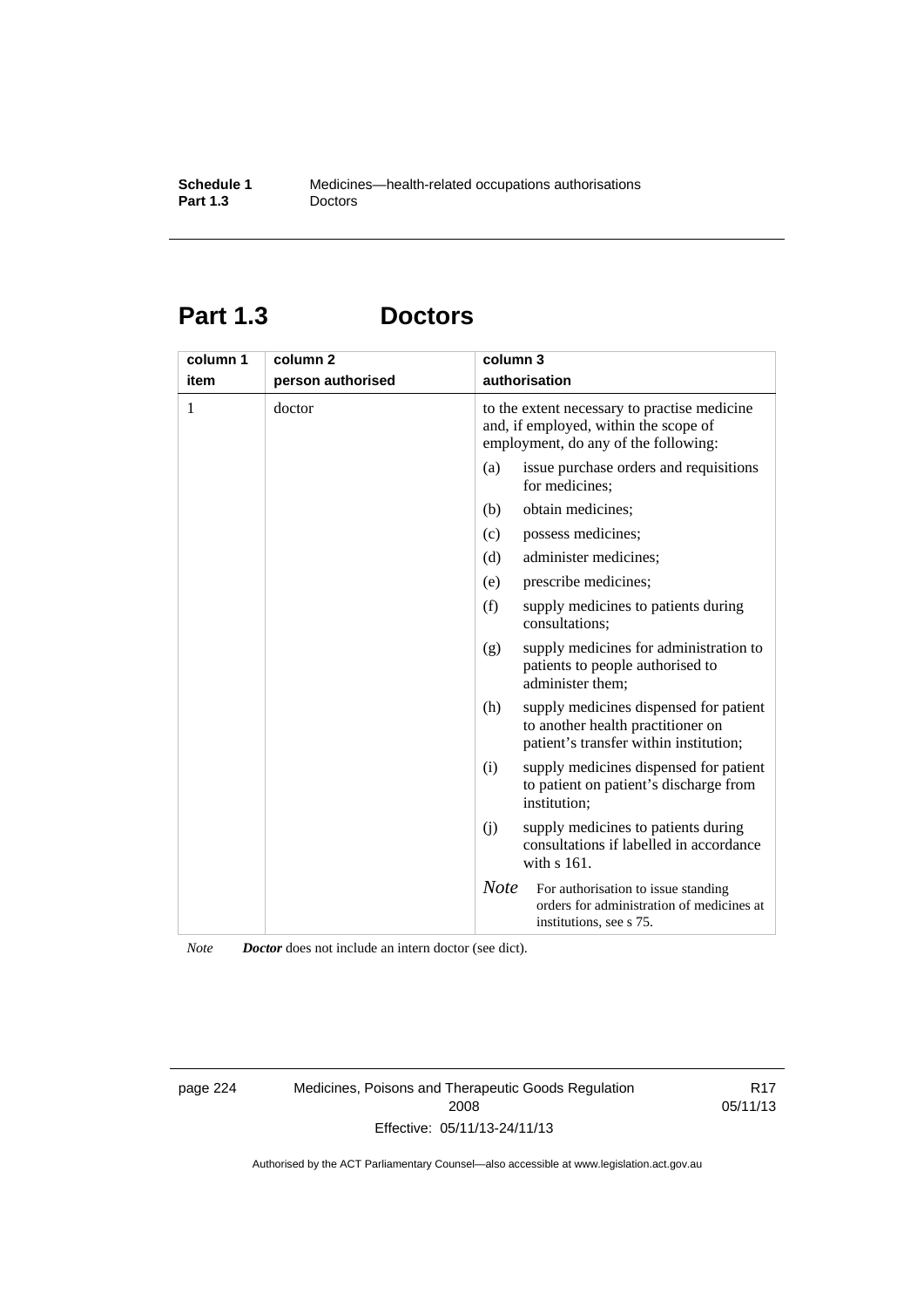## Part 1.3 Doctors

| column 1<br>item | column 2<br>person authorised | column 3<br>authorisation |
|---|---|---|
| 1 | doctor | to the extent necessary to practise medicine and, if employed, within the scope of employment, do any of the following:<br>(a) issue purchase orders and requisitions for medicines;<br>(b) obtain medicines;<br>(c) possess medicines;<br>(d) administer medicines;<br>(e) prescribe medicines;<br>(f) supply medicines to patients during consultations;<br>(g) supply medicines for administration to patients to people authorised to administer them;<br>(h) supply medicines dispensed for patient to another health practitioner on patient's transfer within institution;<br>(i) supply medicines dispensed for patient to patient on patient's discharge from institution;<br>(j) supply medicines to patients during consultations if labelled in accordance with s 161.<br>*Note* For authorisation to issue standing orders for administration of medicines at institutions, see s 75. |

*Note* ***Doctor*** does not include an intern doctor (see dict).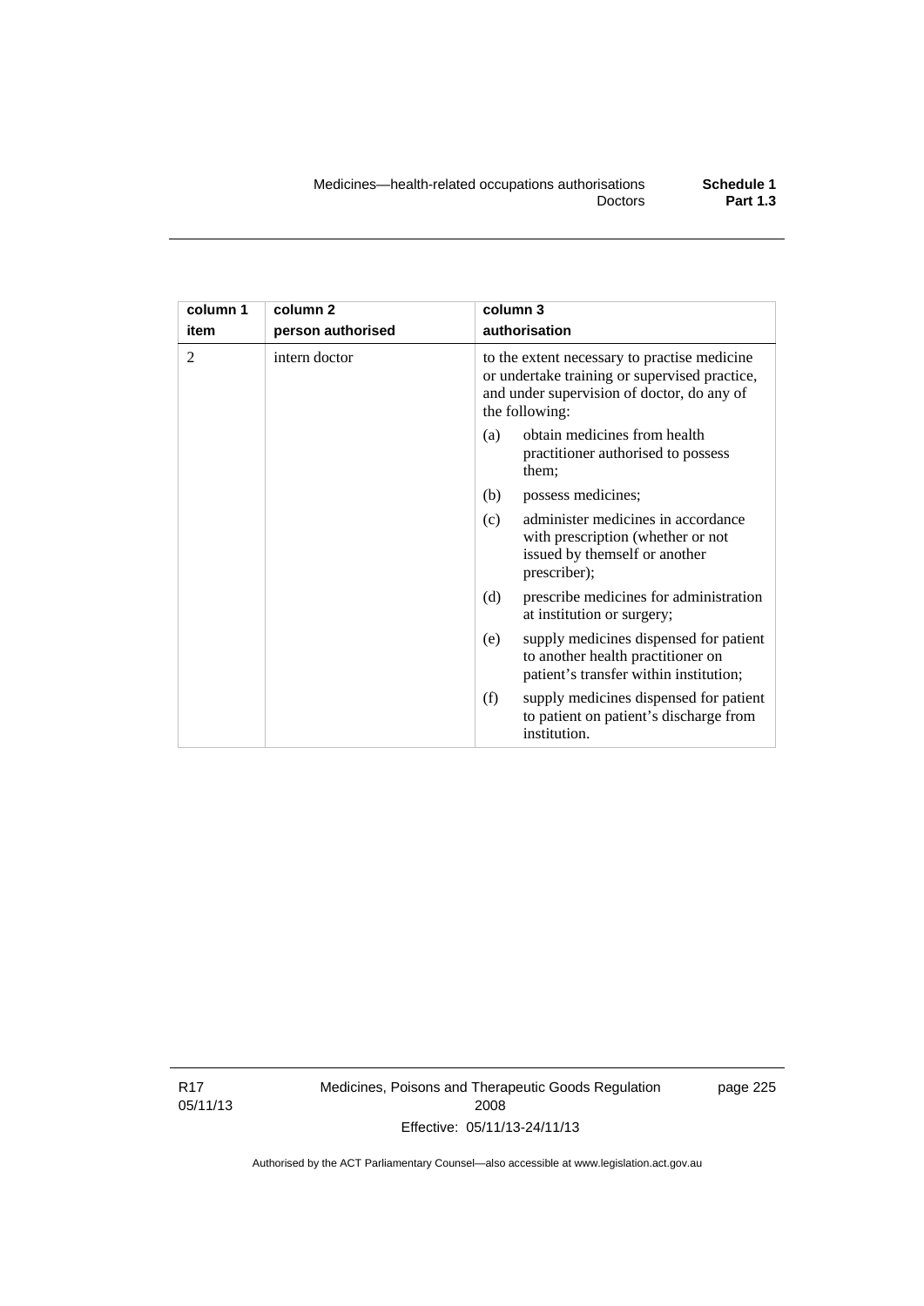| column 1 item | column 2 person authorised | column 3 authorisation |
|---|---|---|
| 2 | intern doctor | to the extent necessary to practise medicine or undertake training or supervised practice, and under supervision of doctor, do any of the following: |
| | | (a) obtain medicines from health practitioner authorised to possess them; |
| | | (b) possess medicines; |
| | | (c) administer medicines in accordance with prescription (whether or not issued by themself or another prescriber); |
| | | (d) prescribe medicines for administration at institution or surgery; |
| | | (e) supply medicines dispensed for patient to another health practitioner on patient's transfer within institution; |
| | | (f) supply medicines dispensed for patient to patient on patient's discharge from institution. |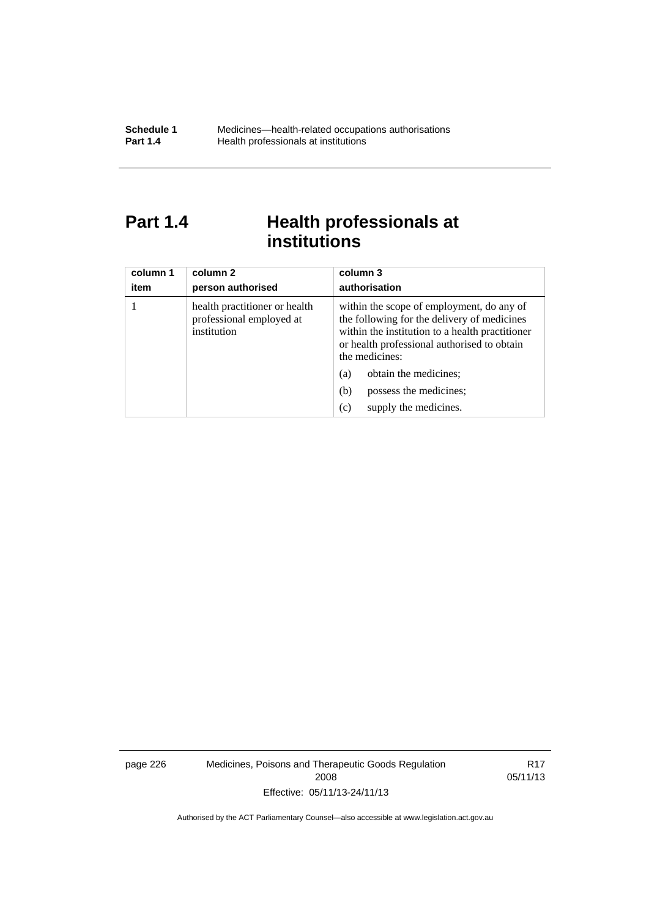# Part 1.4 Health professionals at institutions

| column 1<br>item | column 2<br>person authorised | column 3<br>authorisation |
|---|---|---|
| 1 | health practitioner or health professional employed at institution | within the scope of employment, do any of the following for the delivery of medicines within the institution to a health practitioner or health professional authorised to obtain the medicines:<br>(a) obtain the medicines;<br>(b) possess the medicines;<br>(c) supply the medicines. |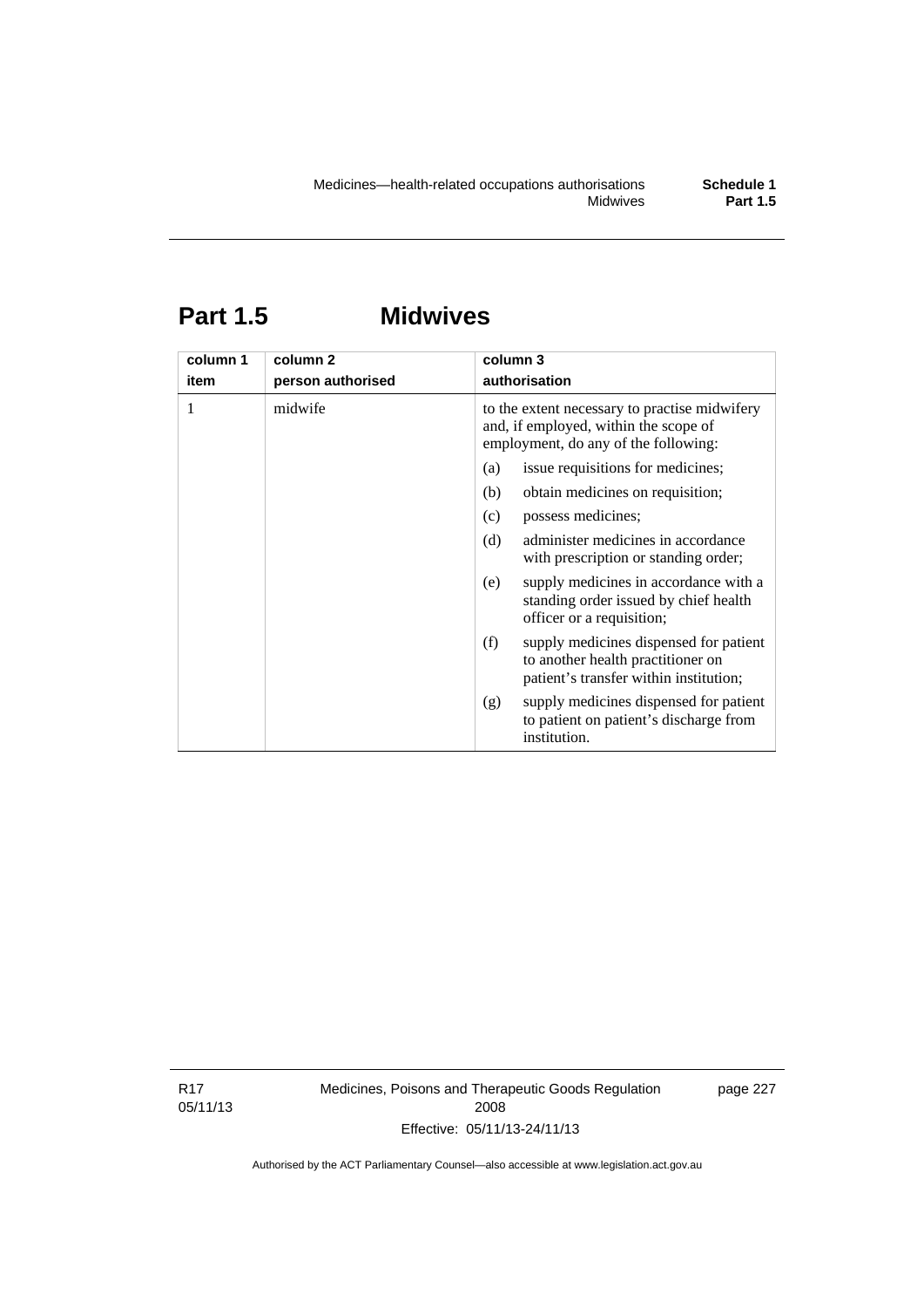# Part 1.5 Midwives

| column 1 item | column 2 person authorised | column 3 authorisation |
|---|---|---|
| 1 | midwife | to the extent necessary to practise midwifery and, if employed, within the scope of employment, do any of the following: (a) issue requisitions for medicines; (b) obtain medicines on requisition; (c) possess medicines; (d) administer medicines in accordance with prescription or standing order; (e) supply medicines in accordance with a standing order issued by chief health officer or a requisition; (f) supply medicines dispensed for patient to another health practitioner on patient's transfer within institution; (g) supply medicines dispensed for patient to patient on patient's discharge from institution. |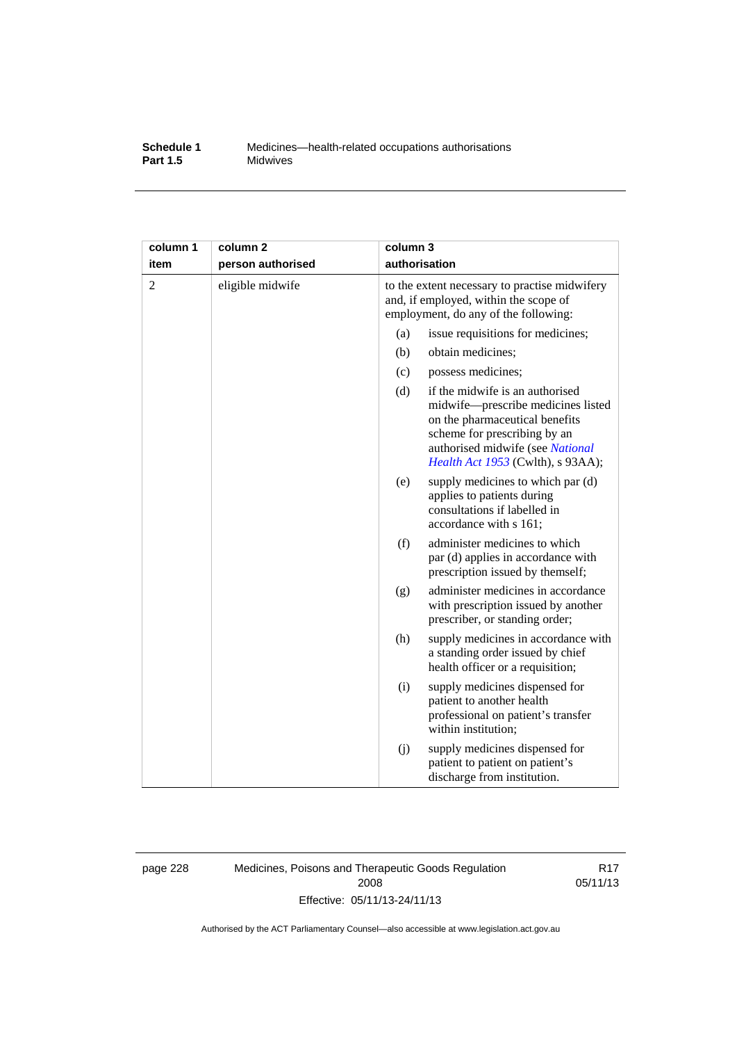| column 1 item | column 2 person authorised | column 3 authorisation |
| --- | --- | --- |
| 2 | eligible midwife | to the extent necessary to practise midwifery and, if employed, within the scope of employment, do any of the following:<br>(a) issue requisitions for medicines;<br>(b) obtain medicines;<br>(c) possess medicines;<br>(d) if the midwife is an authorised midwife—prescribe medicines listed on the pharmaceutical benefits scheme for prescribing by an authorised midwife (see *National Health Act 1953* (Cwlth), s 93AA);<br>(e) supply medicines to which par (d) applies to patients during consultations if labelled in accordance with s 161;<br>(f) administer medicines to which par (d) applies in accordance with prescription issued by themself;<br>(g) administer medicines in accordance with prescription issued by another prescriber, or standing order;<br>(h) supply medicines in accordance with a standing order issued by chief health officer or a requisition;<br>(i) supply medicines dispensed for patient to another health professional on patient's transfer within institution;<br>(j) supply medicines dispensed for patient to patient on patient's discharge from institution. |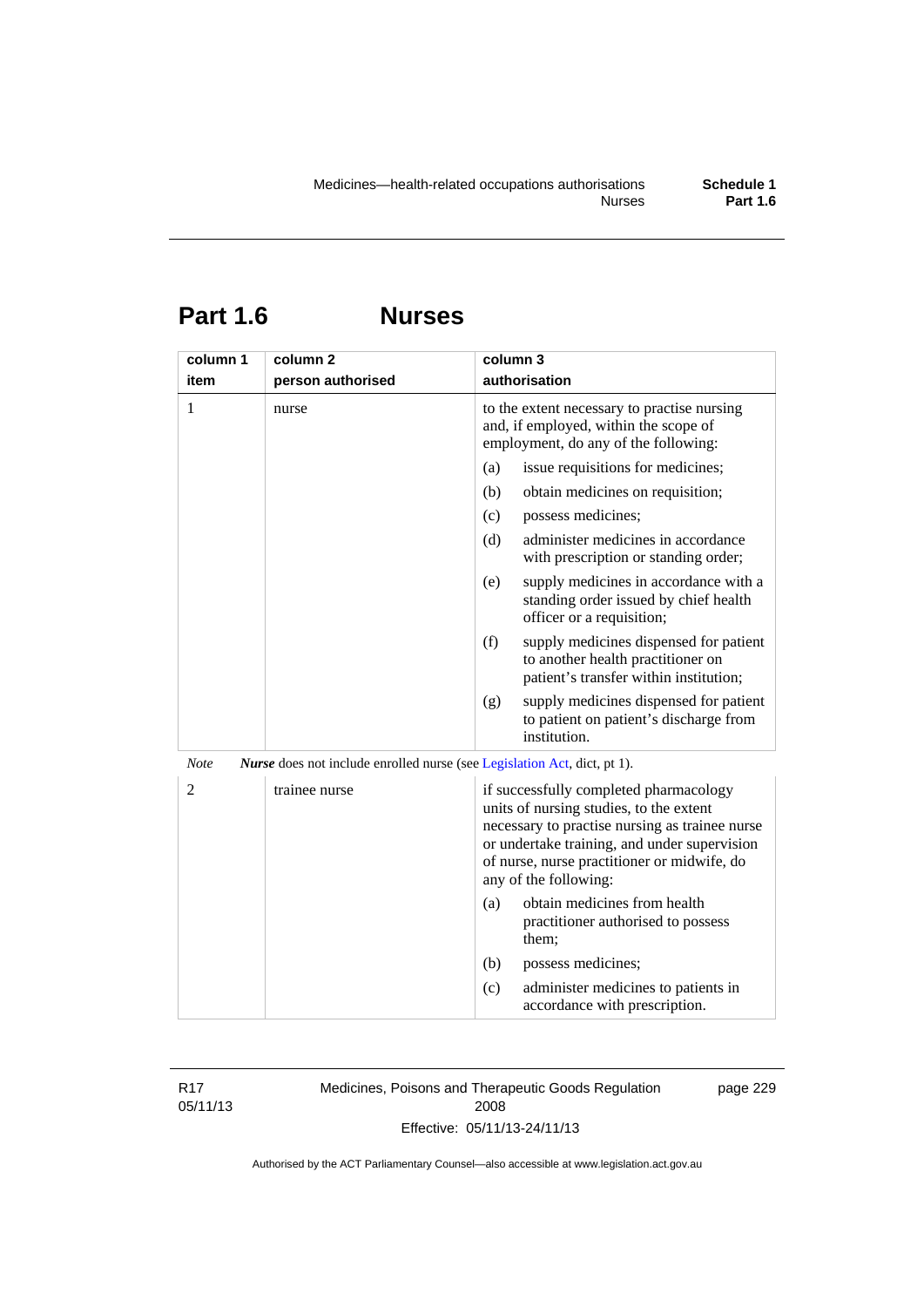# Part 1.6 Nurses

| column 1 item | column 2 person authorised | column 3 authorisation |
|---|---|---|
| 1 | nurse | to the extent necessary to practise nursing and, if employed, within the scope of employment, do any of the following:<br>(a) issue requisitions for medicines;<br>(b) obtain medicines on requisition;<br>(c) possess medicines;<br>(d) administer medicines in accordance with prescription or standing order;<br>(e) supply medicines in accordance with a standing order issued by chief health officer or a requisition;<br>(f) supply medicines dispensed for patient to another health practitioner on patient's transfer within institution;<br>(g) supply medicines dispensed for patient to patient on patient's discharge from institution. |

*Note* ***Nurse*** does not include enrolled nurse (see Legislation Act, dict, pt 1).

| column 1 item | column 2 person authorised | column 3 authorisation |
|---|---|---|
| 2 | trainee nurse | if successfully completed pharmacology units of nursing studies, to the extent necessary to practise nursing as trainee nurse or undertake training, and under supervision of nurse, nurse practitioner or midwife, do any of the following:<br>(a) obtain medicines from health practitioner authorised to possess them;<br>(b) possess medicines;<br>(c) administer medicines to patients in accordance with prescription. |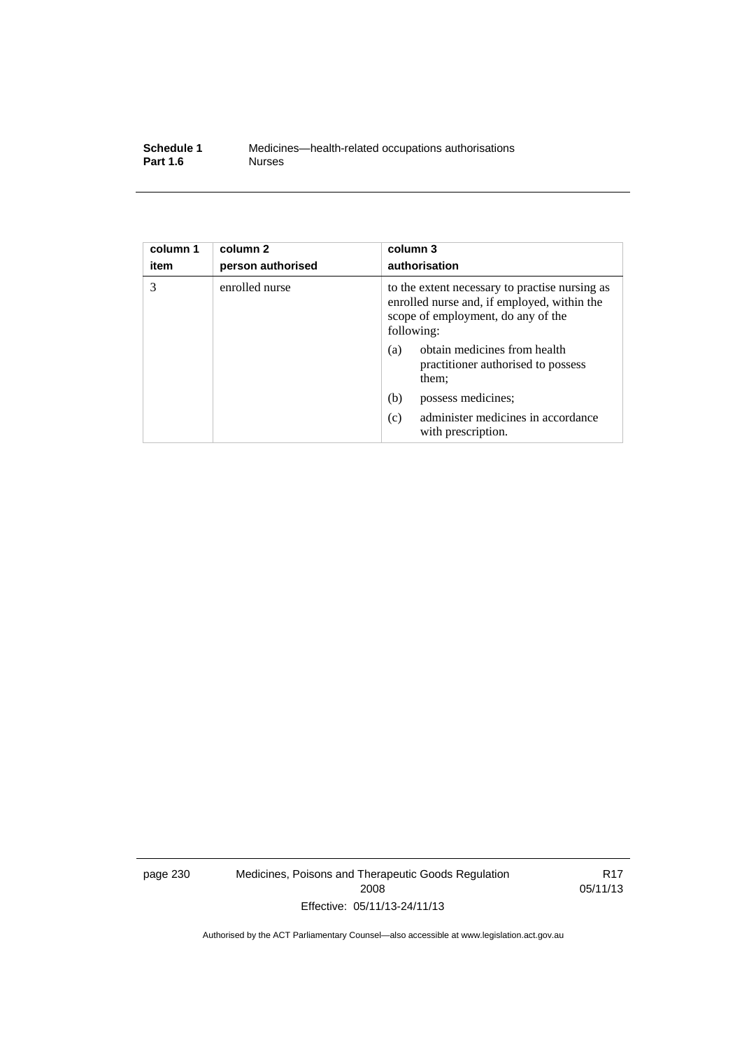| column 1 item | column 2 person authorised | column 3 authorisation |
| --- | --- | --- |
| 3 | enrolled nurse | to the extent necessary to practise nursing as enrolled nurse and, if employed, within the scope of employment, do any of the following:<br>(a) obtain medicines from health practitioner authorised to possess them;<br>(b) possess medicines;<br>(c) administer medicines in accordance with prescription. |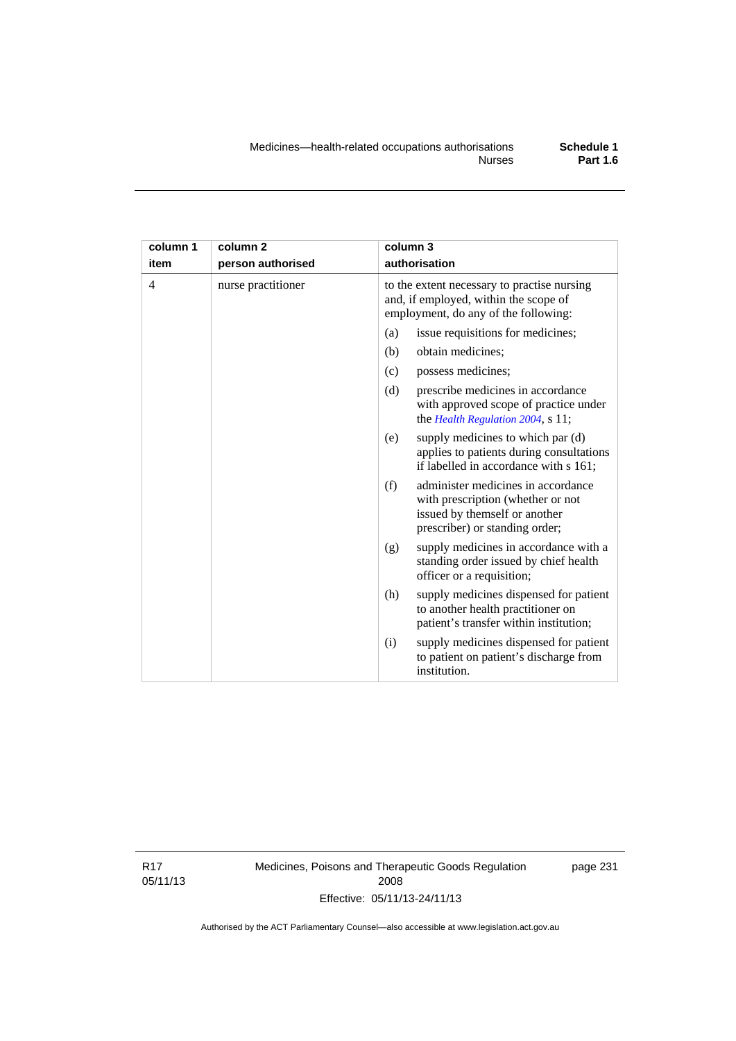| column 1 item | column 2 person authorised | column 3 authorisation |
|---|---|---|
| 4 | nurse practitioner | to the extent necessary to practise nursing and, if employed, within the scope of employment, do any of the following:<br>(a) issue requisitions for medicines;<br>(b) obtain medicines;<br>(c) possess medicines;<br>(d) prescribe medicines in accordance with approved scope of practice under the *Health Regulation 2004*, s 11;<br>(e) supply medicines to which par (d) applies to patients during consultations if labelled in accordance with s 161;<br>(f) administer medicines in accordance with prescription (whether or not issued by themself or another prescriber) or standing order;<br>(g) supply medicines in accordance with a standing order issued by chief health officer or a requisition;<br>(h) supply medicines dispensed for patient to another health practitioner on patient's transfer within institution;<br>(i) supply medicines dispensed for patient to patient on patient's discharge from institution. |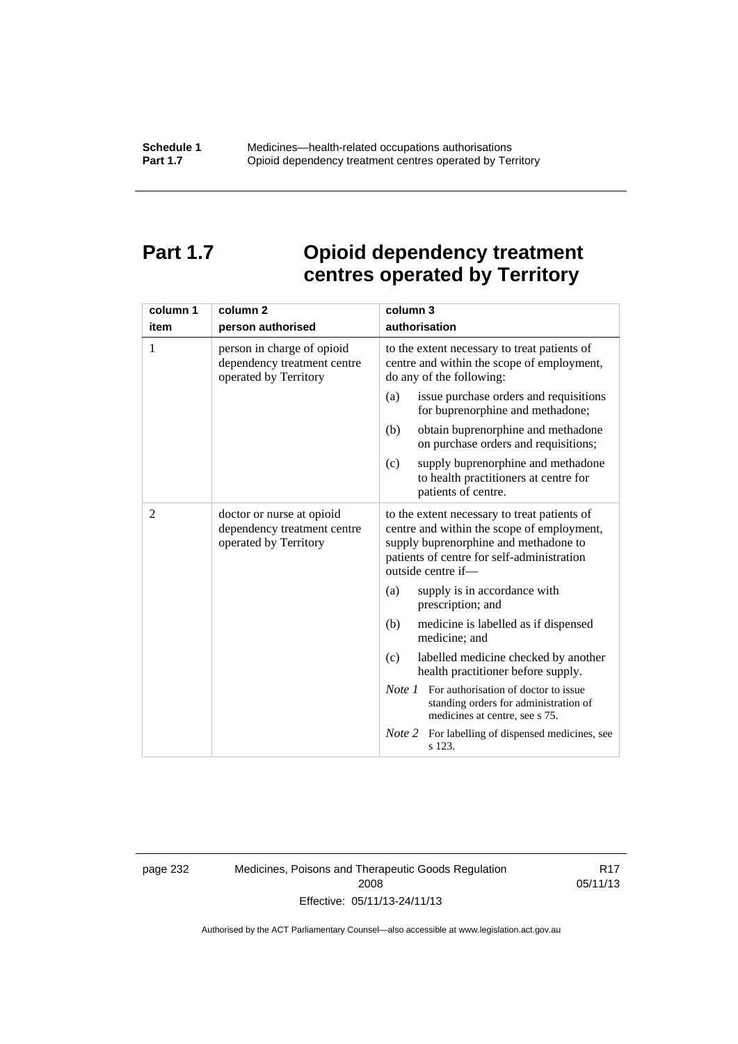# Part 1.7 Opioid dependency treatment centres operated by Territory

| column 1 item | column 2 person authorised | column 3 authorisation |
|---|---|---|
| 1 | person in charge of opioid dependency treatment centre operated by Territory | to the extent necessary to treat patients of centre and within the scope of employment, do any of the following:<br>(a) issue purchase orders and requisitions for buprenorphine and methadone;<br>(b) obtain buprenorphine and methadone on purchase orders and requisitions;<br>(c) supply buprenorphine and methadone to health practitioners at centre for patients of centre. |
| 2 | doctor or nurse at opioid dependency treatment centre operated by Territory | to the extent necessary to treat patients of centre and within the scope of employment, supply buprenorphine and methadone to patients of centre for self-administration outside centre if—<br>(a) supply is in accordance with prescription; and<br>(b) medicine is labelled as if dispensed medicine; and<br>(c) labelled medicine checked by another health practitioner before supply.<br>*Note 1* For authorisation of doctor to issue standing orders for administration of medicines at centre, see s 75.<br>*Note 2* For labelling of dispensed medicines, see s 123. |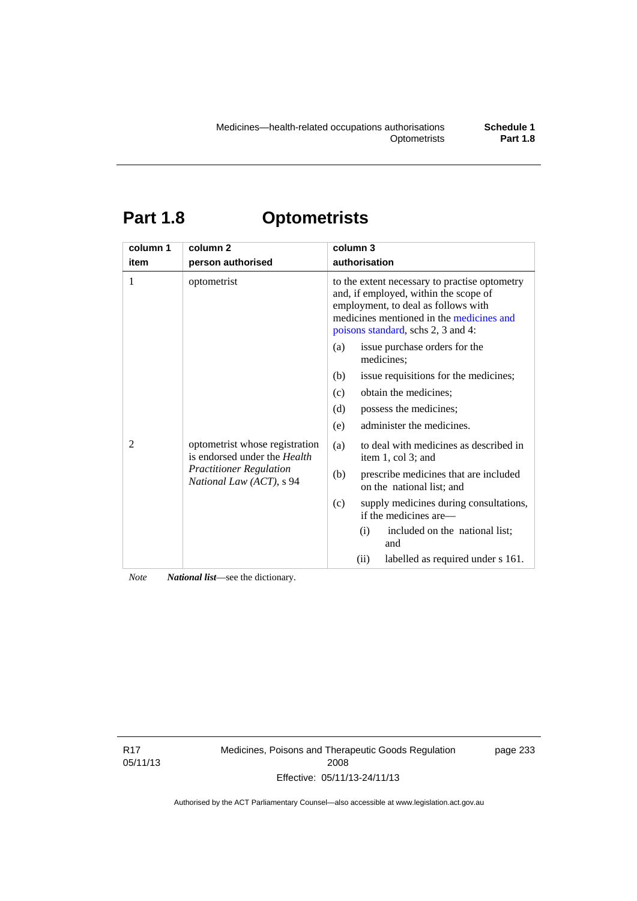# Part 1.8 Optometrists

| column 1<br>item | column 2<br>person authorised | column 3<br>authorisation |
|---|---|---|
| 1 | optometrist | to the extent necessary to practise optometry and, if employed, within the scope of employment, to deal as follows with medicines mentioned in the medicines and poisons standard, schs 2, 3 and 4:<br>(a) issue purchase orders for the medicines;<br>(b) issue requisitions for the medicines;<br>(c) obtain the medicines;<br>(d) possess the medicines;<br>(e) administer the medicines. |
| 2 | optometrist whose registration is endorsed under the *Health Practitioner Regulation National Law (ACT)*, s 94 | (a) to deal with medicines as described in item 1, col 3; and<br>(b) prescribe medicines that are included on the national list; and<br>(c) supply medicines during consultations, if the medicines are—<br>(i) included on the national list; and<br>(ii) labelled as required under s 161. |

*Note* ***National list***—see the dictionary.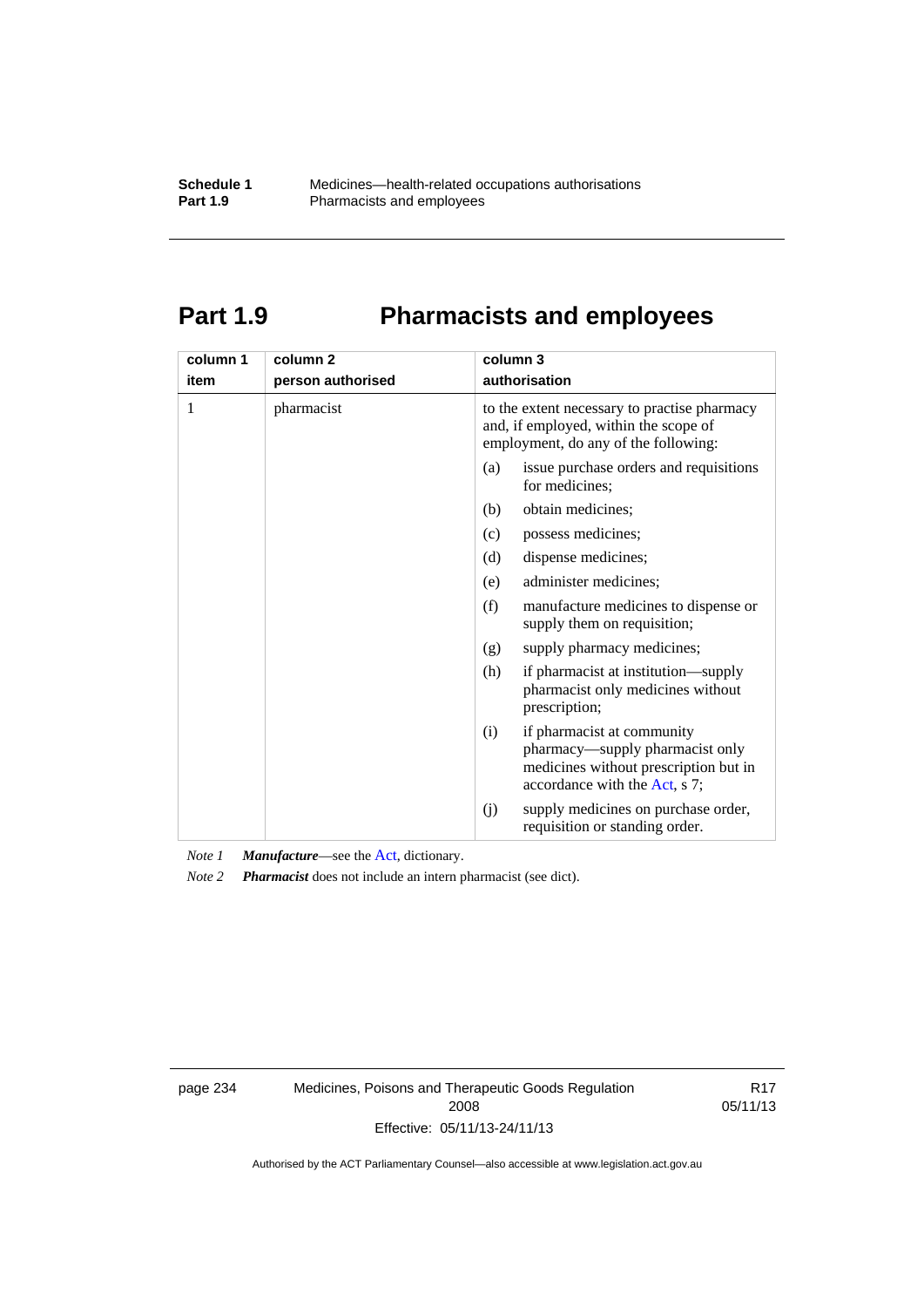# Part 1.9 Pharmacists and employees

| column 1<br>item | column 2<br>person authorised | column 3<br>authorisation |
|---|---|---|
| 1 | pharmacist | to the extent necessary to practise pharmacy and, if employed, within the scope of employment, do any of the following:<br>(a) issue purchase orders and requisitions for medicines;<br>(b) obtain medicines;<br>(c) possess medicines;<br>(d) dispense medicines;<br>(e) administer medicines;<br>(f) manufacture medicines to dispense or supply them on requisition;<br>(g) supply pharmacy medicines;<br>(h) if pharmacist at institution—supply pharmacist only medicines without prescription;<br>(i) if pharmacist at community pharmacy—supply pharmacist only medicines without prescription but in accordance with the Act, s 7;<br>(j) supply medicines on purchase order, requisition or standing order. |

*Note 1* ***Manufacture***—see the Act, dictionary.

*Note 2* ***Pharmacist*** does not include an intern pharmacist (see dict).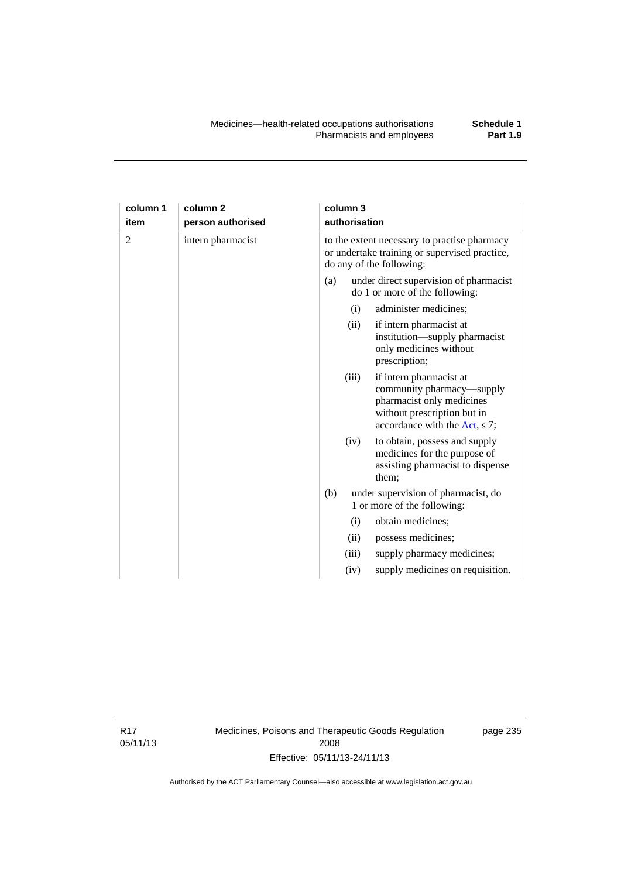| column 1 item | column 2 person authorised | column 3 authorisation |
|---|---|---|
| 2 | intern pharmacist | to the extent necessary to practise pharmacy or undertake training or supervised practice, do any of the following:<br>(a) under direct supervision of pharmacist do 1 or more of the following:<br>(i) administer medicines;<br>(ii) if intern pharmacist at institution—supply pharmacist only medicines without prescription;<br>(iii) if intern pharmacist at community pharmacy—supply pharmacist only medicines without prescription but in accordance with the Act, s 7;<br>(iv) to obtain, possess and supply medicines for the purpose of assisting pharmacist to dispense them;<br>(b) under supervision of pharmacist, do 1 or more of the following:<br>(i) obtain medicines;<br>(ii) possess medicines;<br>(iii) supply pharmacy medicines;<br>(iv) supply medicines on requisition. |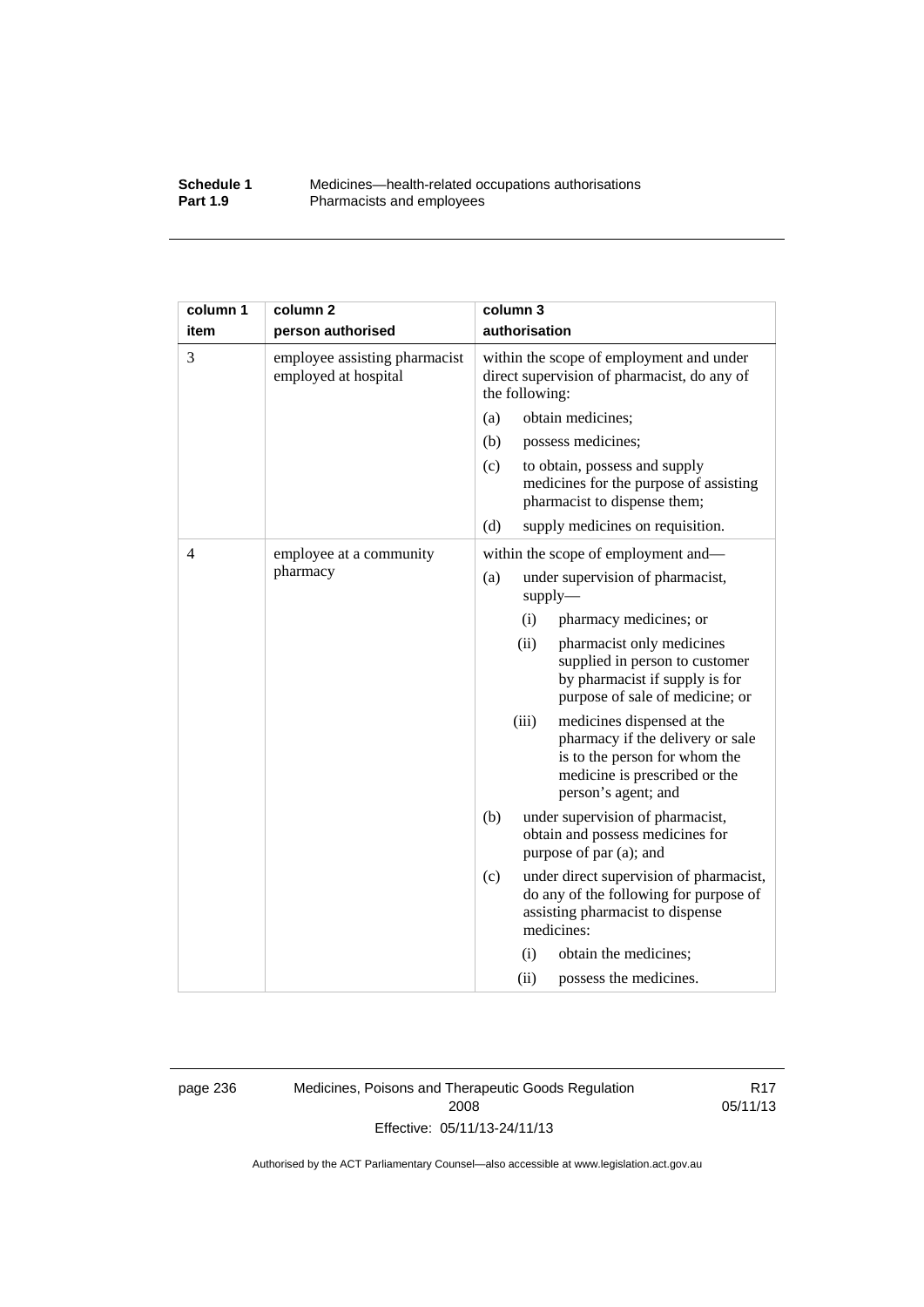| column 1 item | column 2 person authorised | column 3 authorisation |
|---|---|---|
| 3 | employee assisting pharmacist employed at hospital | within the scope of employment and under direct supervision of pharmacist, do any of the following:<br>(a) obtain medicines;<br>(b) possess medicines;<br>(c) to obtain, possess and supply medicines for the purpose of assisting pharmacist to dispense them;<br>(d) supply medicines on requisition. |
| 4 | employee at a community pharmacy | within the scope of employment and—<br>(a) under supervision of pharmacist, supply—<br>(i) pharmacy medicines; or<br>(ii) pharmacist only medicines supplied in person to customer by pharmacist if supply is for purpose of sale of medicine; or<br>(iii) medicines dispensed at the pharmacy if the delivery or sale is to the person for whom the medicine is prescribed or the person's agent; and<br>(b) under supervision of pharmacist, obtain and possess medicines for purpose of par (a); and<br>(c) under direct supervision of pharmacist, do any of the following for purpose of assisting pharmacist to dispense medicines:<br>(i) obtain the medicines;<br>(ii) possess the medicines. |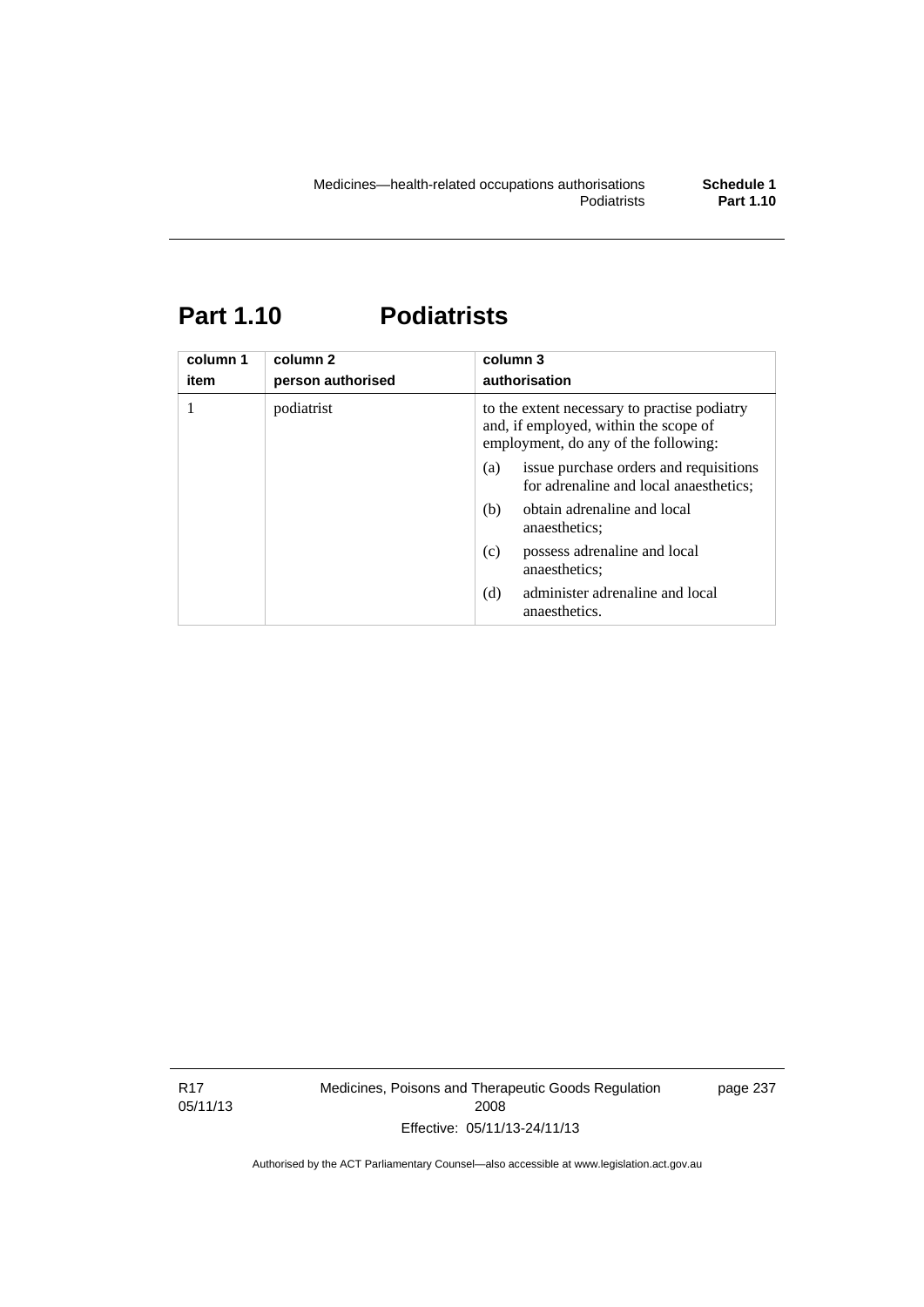# Part 1.10 Podiatrists

| column 1<br>item | column 2<br>person authorised | column 3<br>authorisation |
|---|---|---|
| 1 | podiatrist | to the extent necessary to practise podiatry and, if employed, within the scope of employment, do any of the following:<br>(a) issue purchase orders and requisitions for adrenaline and local anaesthetics;<br>(b) obtain adrenaline and local anaesthetics;<br>(c) possess adrenaline and local anaesthetics;<br>(d) administer adrenaline and local anaesthetics. |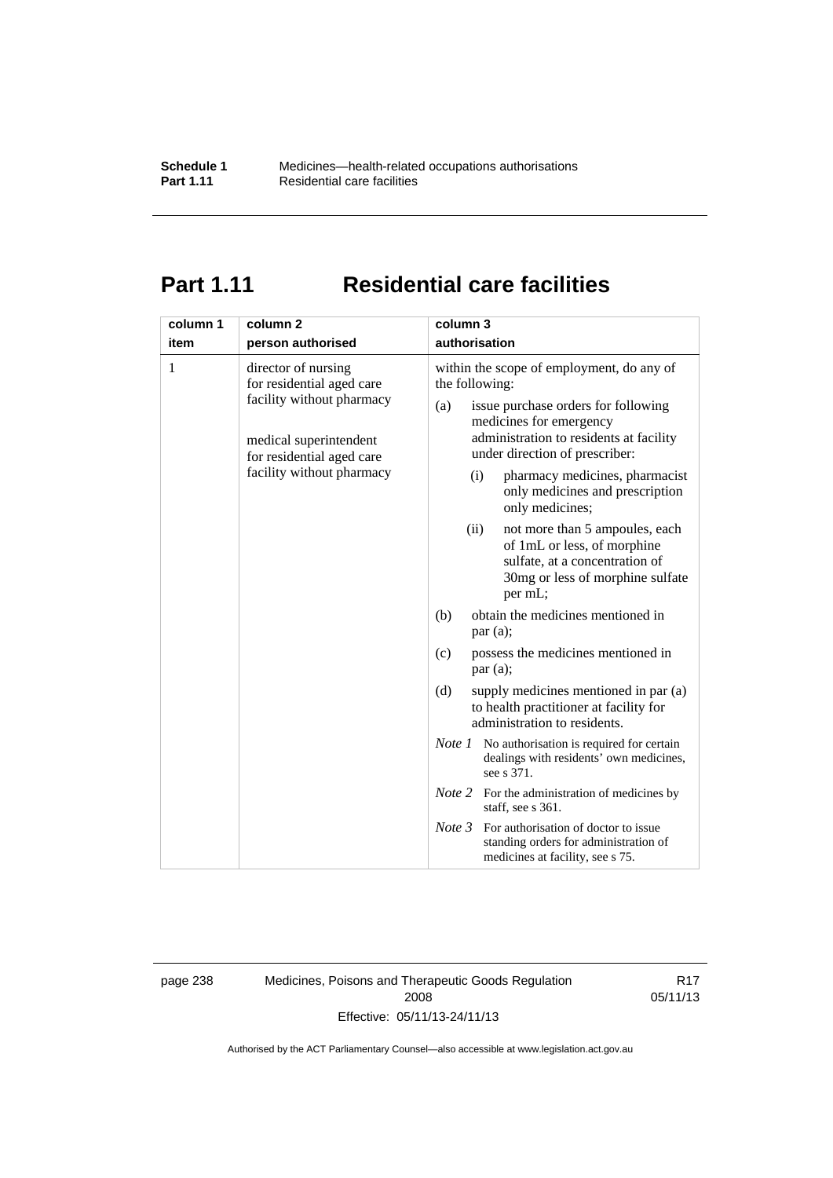# Part 1.11 Residential care facilities

| column 1 item | column 2 person authorised | column 3 authorisation |
|---|---|---|
| 1 | director of nursing for residential aged care facility without pharmacy<br><br>medical superintendent for residential aged care facility without pharmacy | within the scope of employment, do any of the following:<br>(a) issue purchase orders for following medicines for emergency administration to residents at facility under direction of prescriber:<br>(i) pharmacy medicines, pharmacist only medicines and prescription only medicines;<br>(ii) not more than 5 ampoules, each of 1mL or less, of morphine sulfate, at a concentration of 30mg or less of morphine sulfate per mL;<br>(b) obtain the medicines mentioned in par (a);<br>(c) possess the medicines mentioned in par (a);<br>(d) supply medicines mentioned in par (a) to health practitioner at facility for administration to residents.<br>*Note 1* No authorisation is required for certain dealings with residents' own medicines, see s 371.<br>*Note 2* For the administration of medicines by staff, see s 361.<br>*Note 3* For authorisation of doctor to issue standing orders for administration of medicines at facility, see s 75. |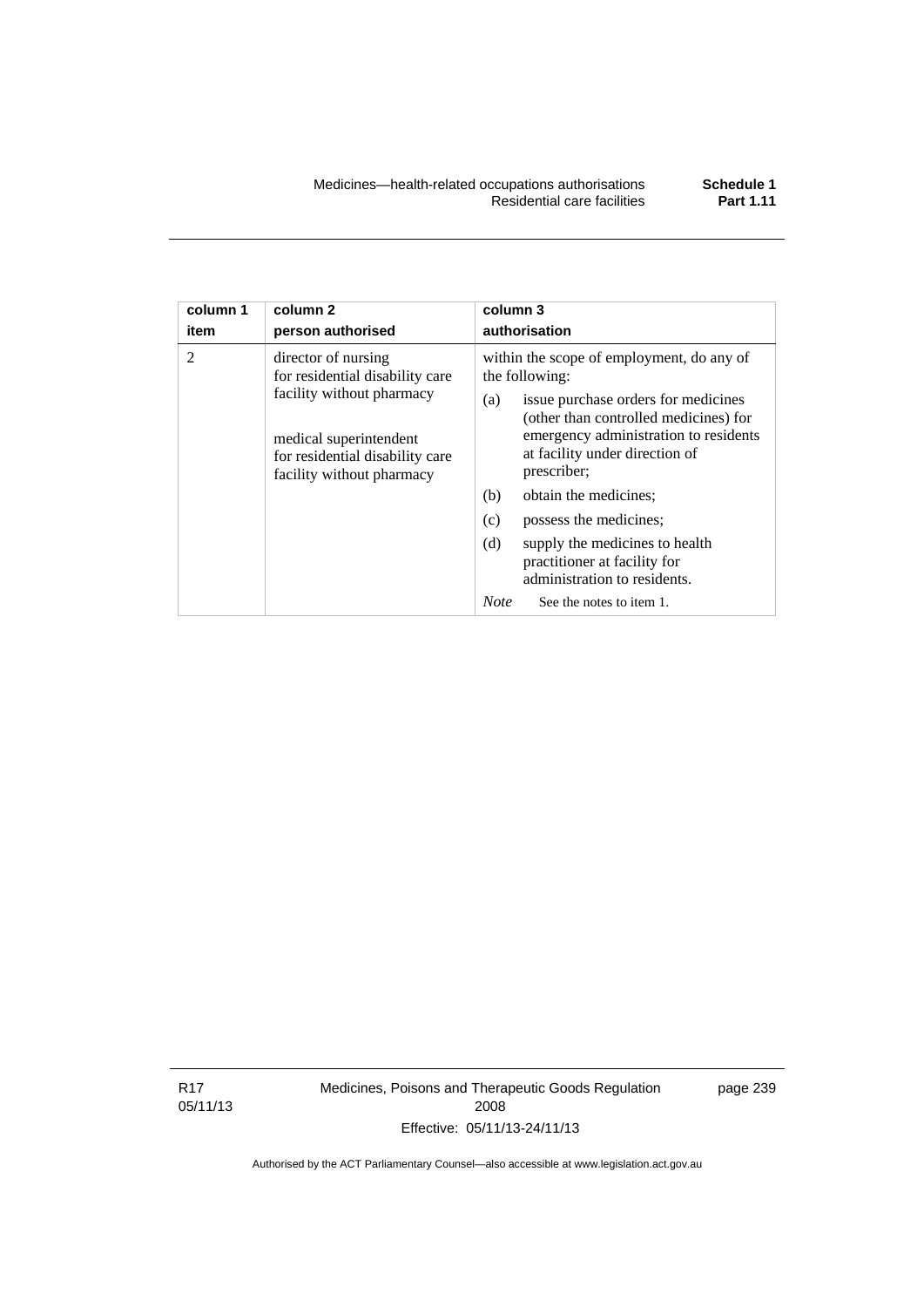| column 1<br>item | column 2<br>person authorised | column 3<br>authorisation |
|---|---|---|
| 2 | director of nursing for residential disability care facility without pharmacy<br><br>medical superintendent for residential disability care facility without pharmacy | within the scope of employment, do any of the following:<br>(a) issue purchase orders for medicines (other than controlled medicines) for emergency administration to residents at facility under direction of prescriber;<br>(b) obtain the medicines;<br>(c) possess the medicines;<br>(d) supply the medicines to health practitioner at facility for administration to residents.<br>*Note* See the notes to item 1. |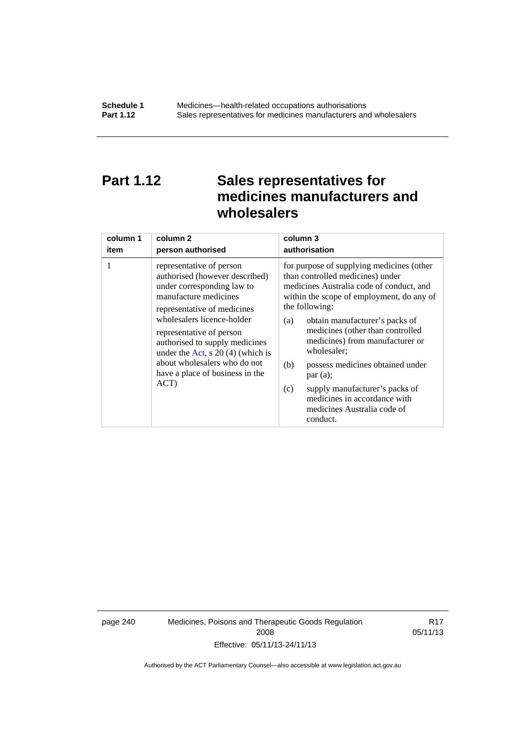# Part 1.12 Sales representatives for medicines manufacturers and wholesalers

| column 1<br>item | column 2<br>person authorised | column 3<br>authorisation |
|---|---|---|
| 1 | representative of person authorised (however described) under corresponding law to manufacture medicines<br><br>representative of medicines wholesalers licence-holder<br><br>representative of person authorised to supply medicines under the Act, s 20 (4) (which is about wholesalers who do not have a place of business in the ACT) | for purpose of supplying medicines (other than controlled medicines) under medicines Australia code of conduct, and within the scope of employment, do any of the following:<br><br>(a) obtain manufacturer's packs of medicines (other than controlled medicines) from manufacturer or wholesaler;<br><br>(b) possess medicines obtained under par (a);<br><br>(c) supply manufacturer's packs of medicines in accordance with medicines Australia code of conduct. |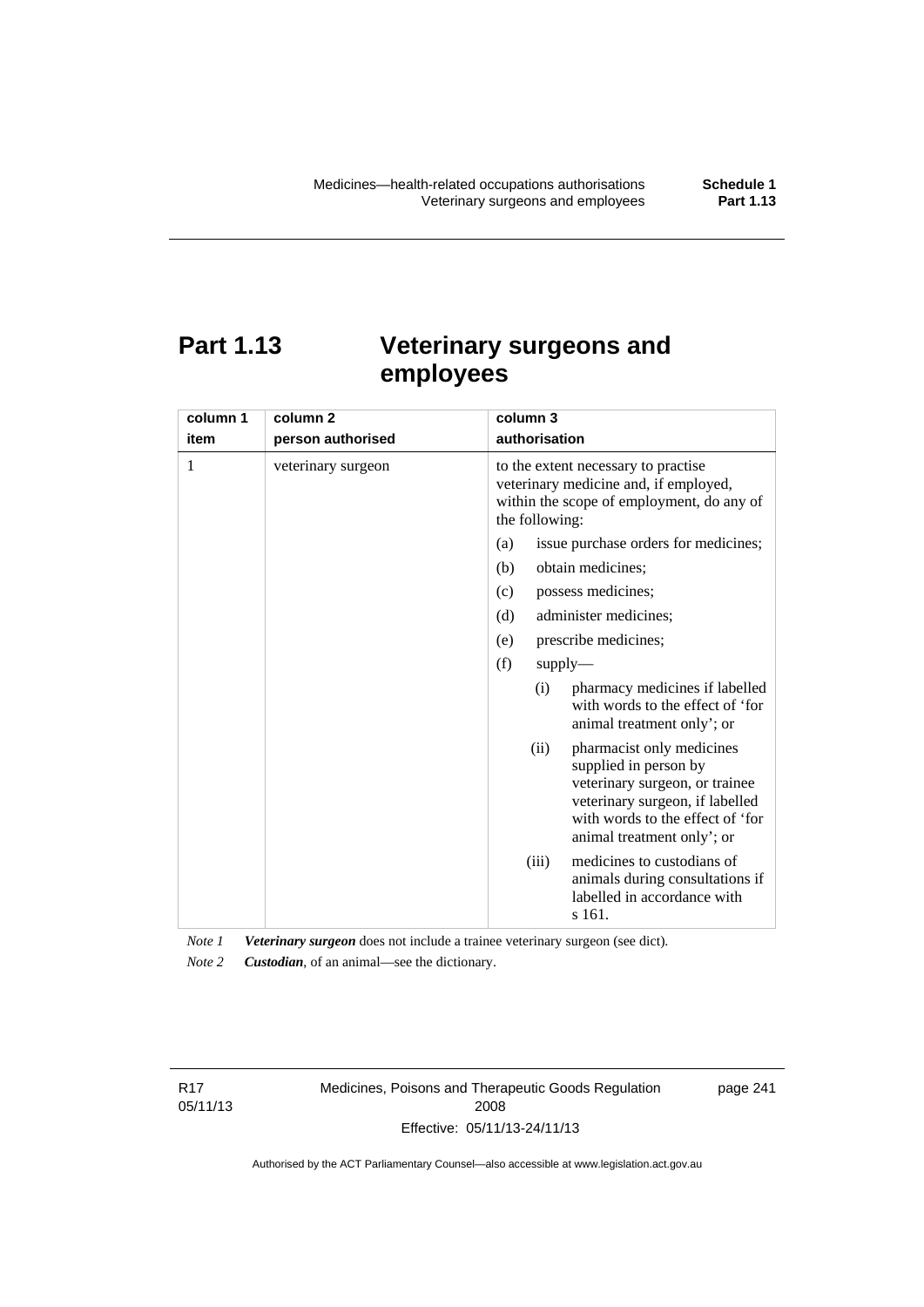## Part 1.13 Veterinary surgeons and employees

| column 1<br>item | column 2<br>person authorised | column 3<br>authorisation |
|---|---|---|
| 1 | veterinary surgeon | to the extent necessary to practise veterinary medicine and, if employed, within the scope of employment, do any of the following:<br>(a) issue purchase orders for medicines;<br>(b) obtain medicines;<br>(c) possess medicines;<br>(d) administer medicines;<br>(e) prescribe medicines;<br>(f) supply—<br>(i) pharmacy medicines if labelled with words to the effect of 'for animal treatment only'; or<br>(ii) pharmacist only medicines supplied in person by veterinary surgeon, or trainee veterinary surgeon, if labelled with words to the effect of 'for animal treatment only'; or<br>(iii) medicines to custodians of animals during consultations if labelled in accordance with s 161. |

*Note 1* ***Veterinary surgeon*** does not include a trainee veterinary surgeon (see dict).

*Note 2* ***Custodian***, of an animal—see the dictionary.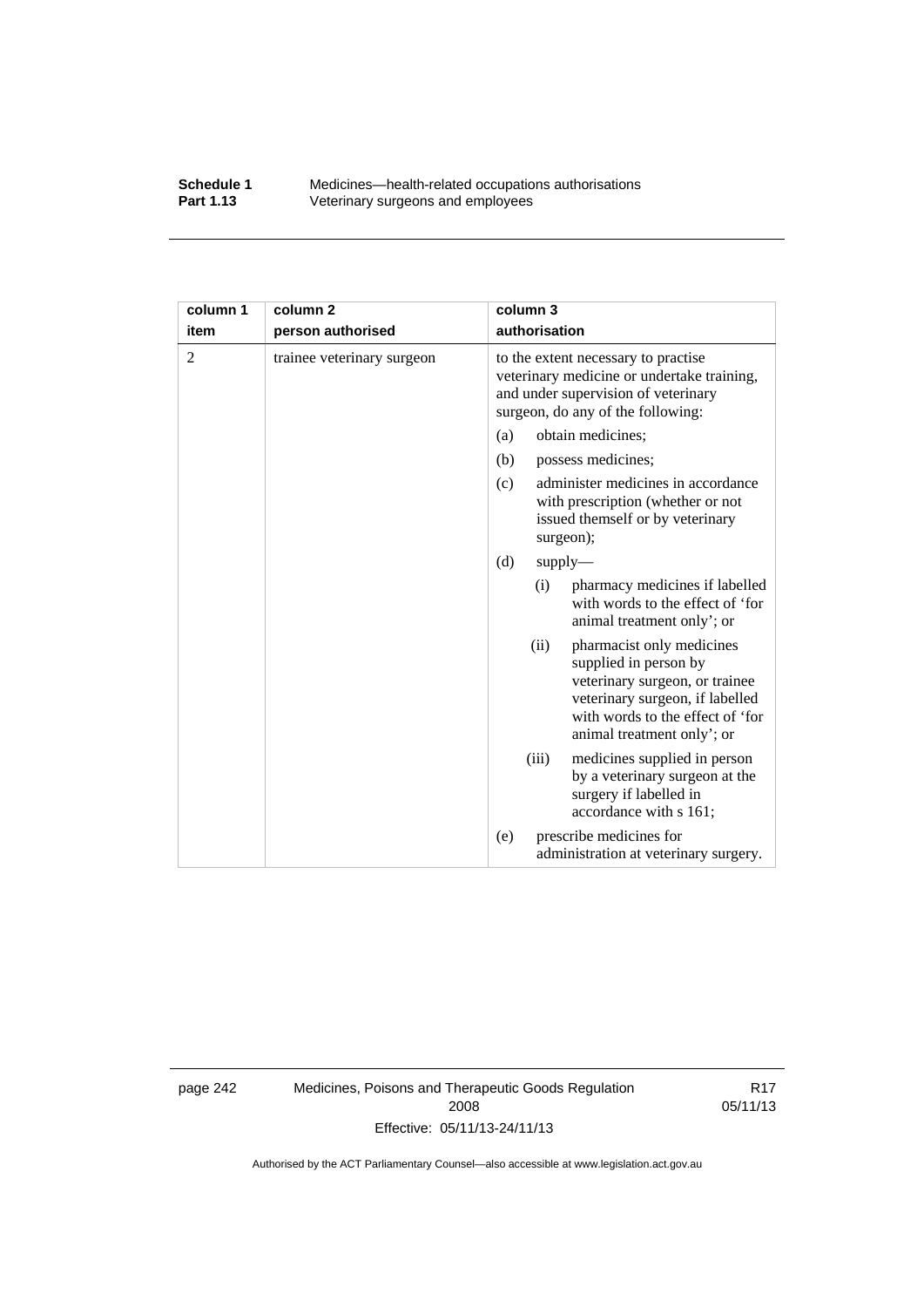| column 1 item | column 2 person authorised | column 3 authorisation |
|---|---|---|
| 2 | trainee veterinary surgeon | to the extent necessary to practise veterinary medicine or undertake training, and under supervision of veterinary surgeon, do any of the following: (a) obtain medicines; (b) possess medicines; (c) administer medicines in accordance with prescription (whether or not issued themself or by veterinary surgeon); (d) supply— (i) pharmacy medicines if labelled with words to the effect of 'for animal treatment only'; or (ii) pharmacist only medicines supplied in person by veterinary surgeon, or trainee veterinary surgeon, if labelled with words to the effect of 'for animal treatment only'; or (iii) medicines supplied in person by a veterinary surgeon at the surgery if labelled in accordance with s 161; (e) prescribe medicines for administration at veterinary surgery. |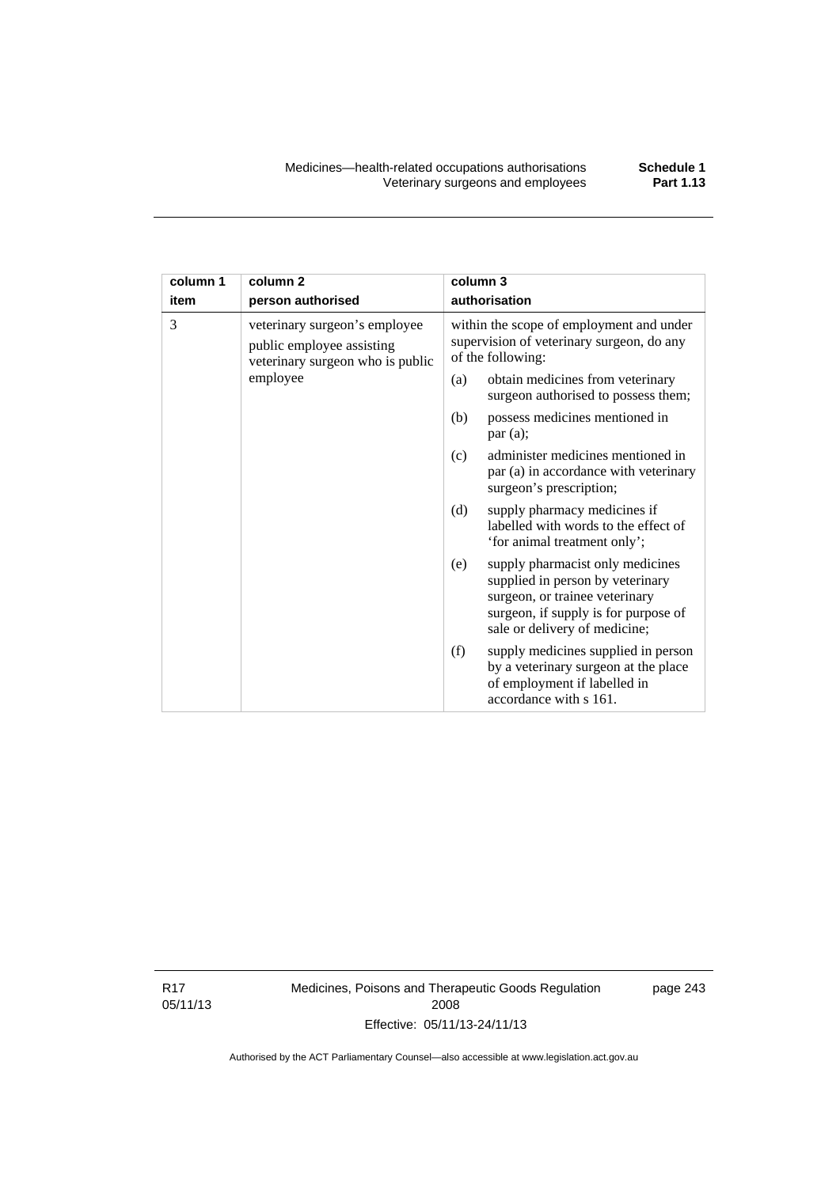| column 1<br>item | column 2<br>person authorised | column 3<br>authorisation |
|---|---|---|
| 3 | veterinary surgeon's employee<br>public employee assisting veterinary surgeon who is public employee | within the scope of employment and under supervision of veterinary surgeon, do any of the following:<br>(a) obtain medicines from veterinary surgeon authorised to possess them;<br>(b) possess medicines mentioned in par (a);<br>(c) administer medicines mentioned in par (a) in accordance with veterinary surgeon's prescription;<br>(d) supply pharmacy medicines if labelled with words to the effect of 'for animal treatment only';<br>(e) supply pharmacist only medicines supplied in person by veterinary surgeon, or trainee veterinary surgeon, if supply is for purpose of sale or delivery of medicine;<br>(f) supply medicines supplied in person by a veterinary surgeon at the place of employment if labelled in accordance with s 161. |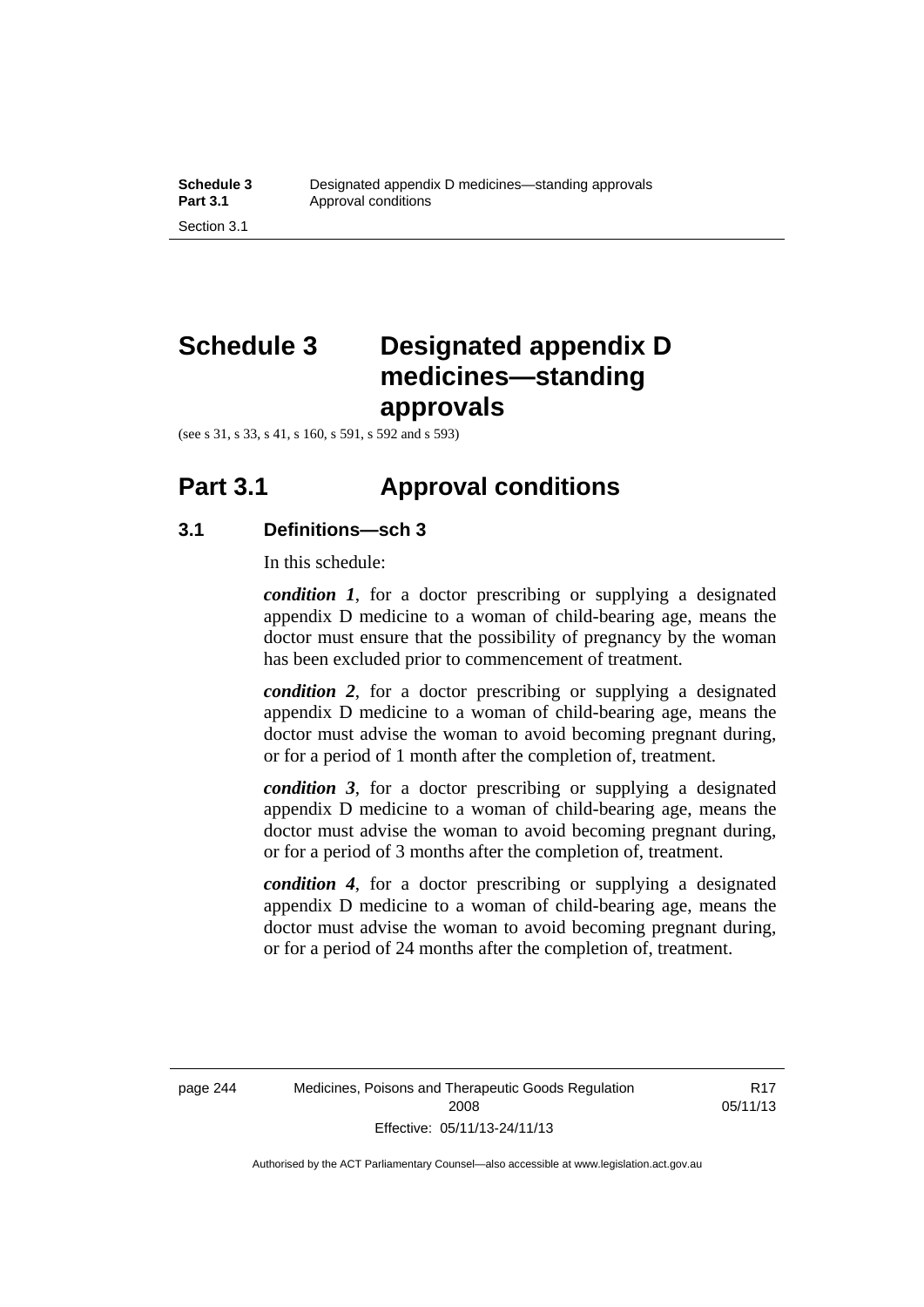# Schedule 3 Designated appendix D medicines—standing approvals

(see s 31, s 33, s 41, s 160, s 591, s 592 and s 593)

## Part 3.1 Approval conditions

### 3.1 Definitions—sch 3

In this schedule:

***condition 1***, for a doctor prescribing or supplying a designated appendix D medicine to a woman of child-bearing age, means the doctor must ensure that the possibility of pregnancy by the woman has been excluded prior to commencement of treatment.

***condition 2***, for a doctor prescribing or supplying a designated appendix D medicine to a woman of child-bearing age, means the doctor must advise the woman to avoid becoming pregnant during, or for a period of 1 month after the completion of, treatment.

***condition 3***, for a doctor prescribing or supplying a designated appendix D medicine to a woman of child-bearing age, means the doctor must advise the woman to avoid becoming pregnant during, or for a period of 3 months after the completion of, treatment.

***condition 4***, for a doctor prescribing or supplying a designated appendix D medicine to a woman of child-bearing age, means the doctor must advise the woman to avoid becoming pregnant during, or for a period of 24 months after the completion of, treatment.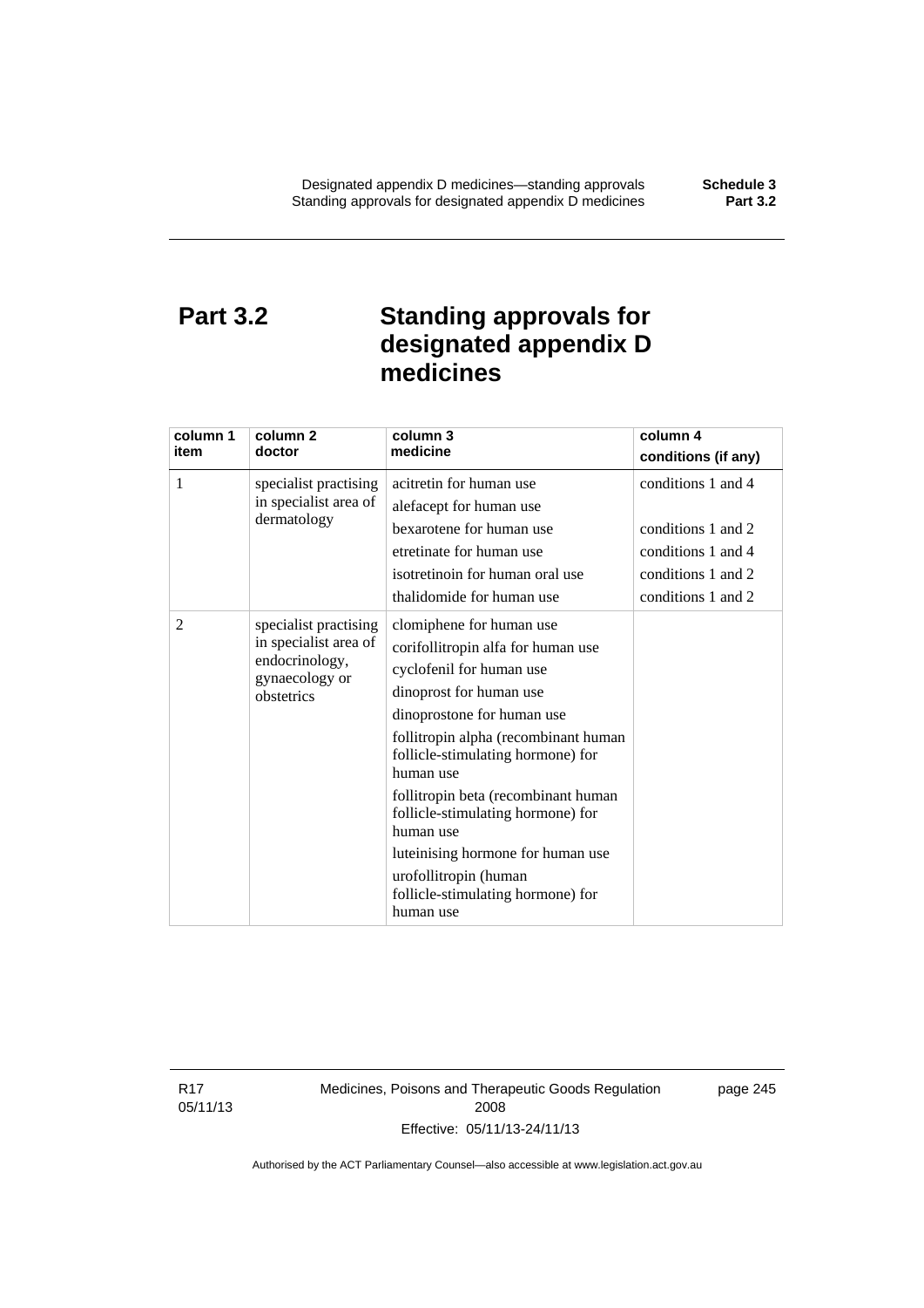# Part 3.2 Standing approvals for designated appendix D medicines

| column 1 item | column 2 doctor | column 3 medicine | column 4 conditions (if any) |
|---|---|---|---|
| 1 | specialist practising in specialist area of dermatology | acitretin for human use | conditions 1 and 4 |
| | | alefacept for human use | |
| | | bexarotene for human use | conditions 1 and 2 |
| | | etretinate for human use | conditions 1 and 4 |
| | | isotretinoin for human oral use | conditions 1 and 2 |
| | | thalidomide for human use | conditions 1 and 2 |
| 2 | specialist practising in specialist area of endocrinology, gynaecology or obstetrics | clomiphene for human use | |
| | | corifollitropin alfa for human use | |
| | | cyclofenil for human use | |
| | | dinoprost for human use | |
| | | dinoprostone for human use | |
| | | follitropin alpha (recombinant human follicle-stimulating hormone) for human use | |
| | | follitropin beta (recombinant human follicle-stimulating hormone) for human use | |
| | | luteinising hormone for human use | |
| | | urofollitropin (human follicle-stimulating hormone) for human use | |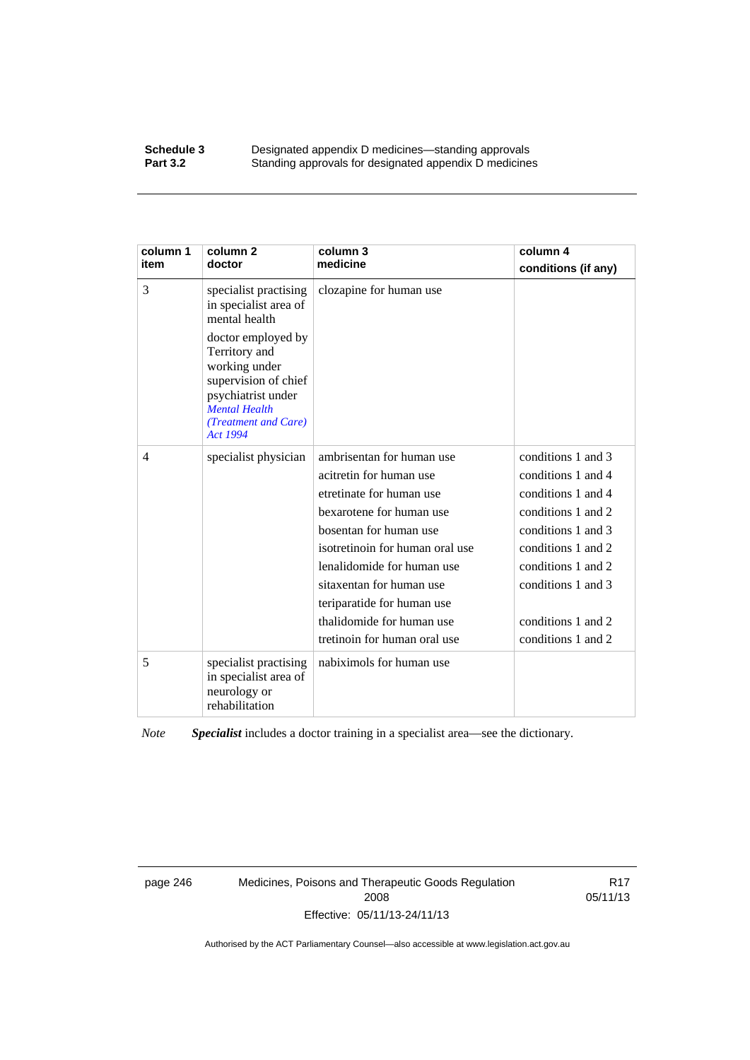| column 1 item | column 2 doctor | column 3 medicine | column 4 conditions (if any) |
|---|---|---|---|
| 3 | specialist practising in specialist area of mental health<br><br>doctor employed by Territory and working under supervision of chief psychiatrist under *Mental Health (Treatment and Care) Act 1994* | clozapine for human use | |
| 4 | specialist physician | ambrisentan for human use<br>acitretin for human use<br>etretinate for human use<br>bexarotene for human use<br>bosentan for human use<br>isotretinoin for human oral use<br>lenalidomide for human use<br>sitaxentan for human use<br>teriparatide for human use<br>thalidomide for human use<br>tretinoin for human oral use | conditions 1 and 3<br>conditions 1 and 4<br>conditions 1 and 4<br>conditions 1 and 2<br>conditions 1 and 3<br>conditions 1 and 2<br>conditions 1 and 2<br>conditions 1 and 3<br><br>conditions 1 and 2<br>conditions 1 and 2 |
| 5 | specialist practising in specialist area of neurology or rehabilitation | nabiximols for human use | |

*Note* ***Specialist*** includes a doctor training in a specialist area—see the dictionary.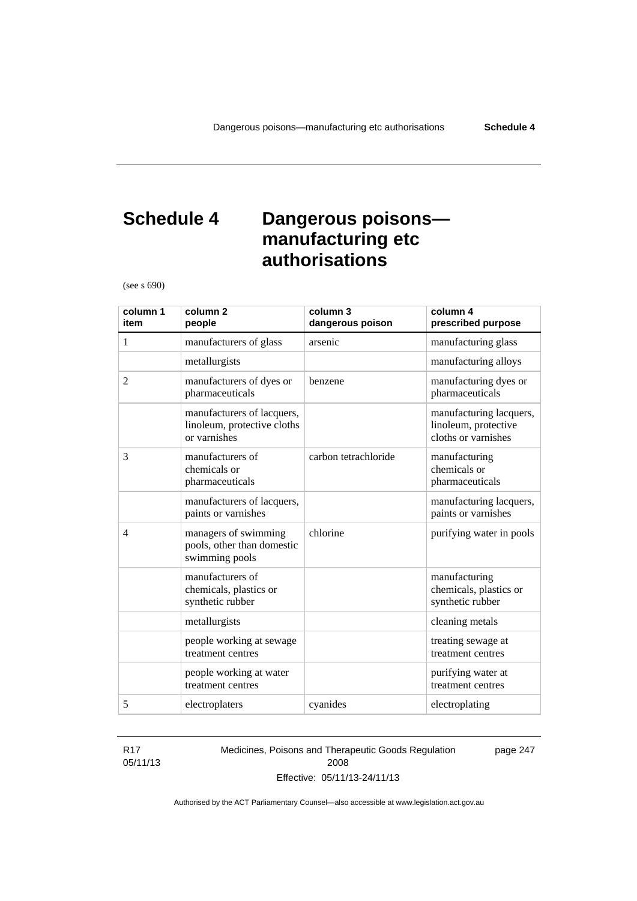# Schedule 4 Dangerous poisons—manufacturing etc authorisations

(see s 690)

| column 1 item | column 2 people | column 3 dangerous poison | column 4 prescribed purpose |
|---|---|---|---|
| 1 | manufacturers of glass | arsenic | manufacturing glass |
| | metallurgists | | manufacturing alloys |
| 2 | manufacturers of dyes or pharmaceuticals | benzene | manufacturing dyes or pharmaceuticals |
| | manufacturers of lacquers, linoleum, protective cloths or varnishes | | manufacturing lacquers, linoleum, protective cloths or varnishes |
| 3 | manufacturers of chemicals or pharmaceuticals | carbon tetrachloride | manufacturing chemicals or pharmaceuticals |
| | manufacturers of lacquers, paints or varnishes | | manufacturing lacquers, paints or varnishes |
| 4 | managers of swimming pools, other than domestic swimming pools | chlorine | purifying water in pools |
| | manufacturers of chemicals, plastics or synthetic rubber | | manufacturing chemicals, plastics or synthetic rubber |
| | metallurgists | | cleaning metals |
| | people working at sewage treatment centres | | treating sewage at treatment centres |
| | people working at water treatment centres | | purifying water at treatment centres |
| 5 | electroplaters | cyanides | electroplating |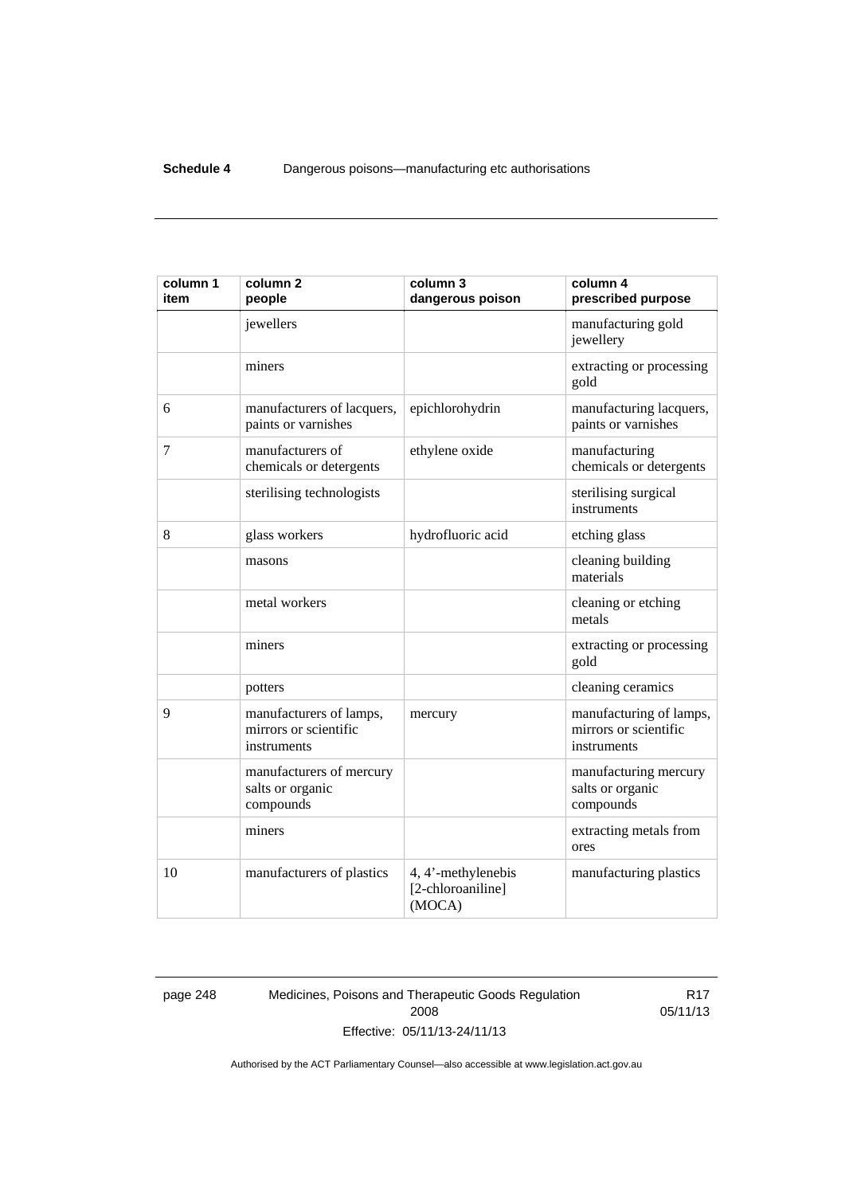| column 1 item | column 2 people | column 3 dangerous poison | column 4 prescribed purpose |
| --- | --- | --- | --- |
| | jewellers | | manufacturing gold jewellery |
| | miners | | extracting or processing gold |
| 6 | manufacturers of lacquers, paints or varnishes | epichlorohydrin | manufacturing lacquers, paints or varnishes |
| 7 | manufacturers of chemicals or detergents | ethylene oxide | manufacturing chemicals or detergents |
| | sterilising technologists | | sterilising surgical instruments |
| 8 | glass workers | hydrofluoric acid | etching glass |
| | masons | | cleaning building materials |
| | metal workers | | cleaning or etching metals |
| | miners | | extracting or processing gold |
| | potters | | cleaning ceramics |
| 9 | manufacturers of lamps, mirrors or scientific instruments | mercury | manufacturing of lamps, mirrors or scientific instruments |
| | manufacturers of mercury salts or organic compounds | | manufacturing mercury salts or organic compounds |
| | miners | | extracting metals from ores |
| 10 | manufacturers of plastics | 4, 4'-methylenebis [2-chloroaniline] (MOCA) | manufacturing plastics |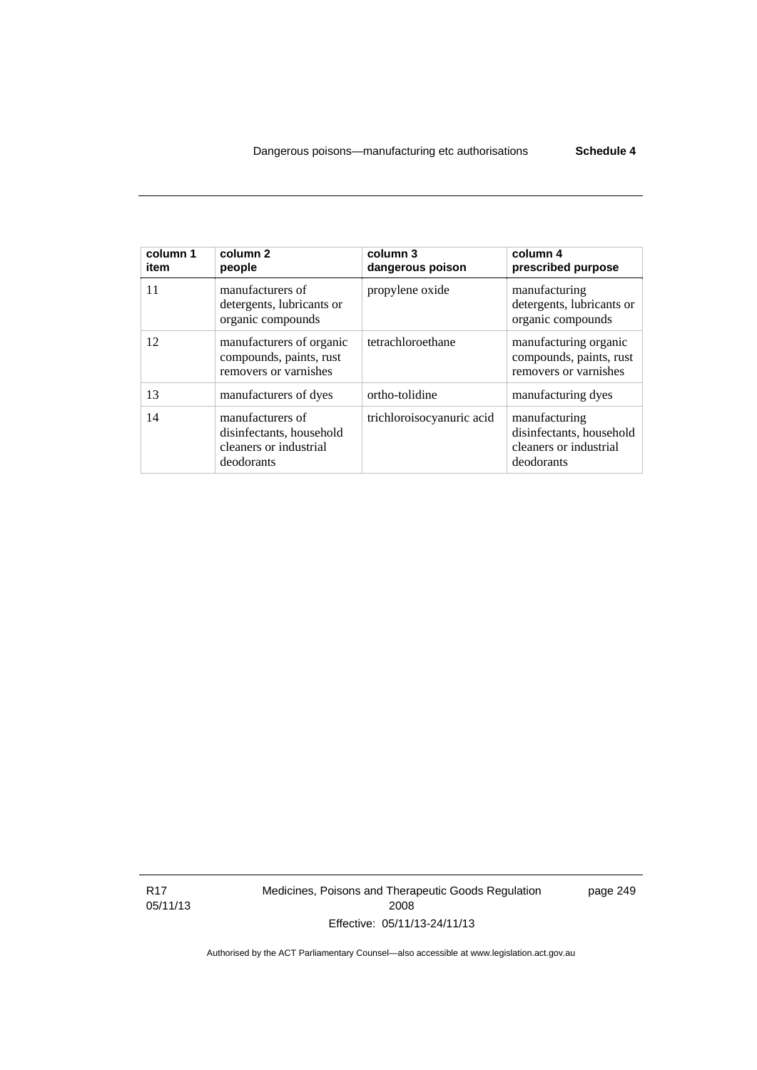| column 1 item | column 2 people | column 3 dangerous poison | column 4 prescribed purpose |
|---|---|---|---|
| 11 | manufacturers of detergents, lubricants or organic compounds | propylene oxide | manufacturing detergents, lubricants or organic compounds |
| 12 | manufacturers of organic compounds, paints, rust removers or varnishes | tetrachloroethane | manufacturing organic compounds, paints, rust removers or varnishes |
| 13 | manufacturers of dyes | ortho-tolidine | manufacturing dyes |
| 14 | manufacturers of disinfectants, household cleaners or industrial deodorants | trichloroisocyanuric acid | manufacturing disinfectants, household cleaners or industrial deodorants |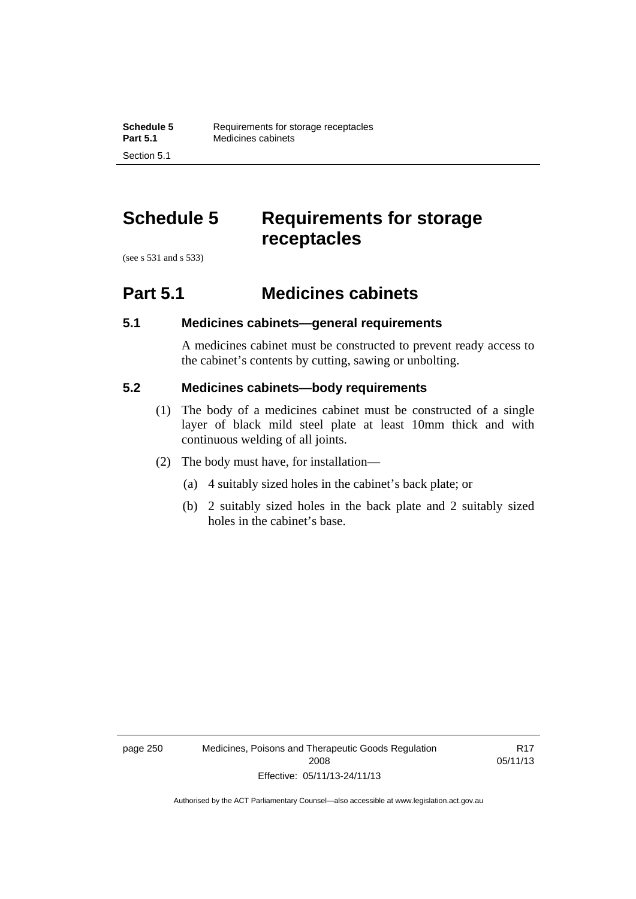# Schedule 5 Requirements for storage receptacles

(see s 531 and s 533)

## Part 5.1 Medicines cabinets

### 5.1 Medicines cabinets—general requirements

A medicines cabinet must be constructed to prevent ready access to the cabinet's contents by cutting, sawing or unbolting.

### 5.2 Medicines cabinets—body requirements

(1) The body of a medicines cabinet must be constructed of a single layer of black mild steel plate at least 10mm thick and with continuous welding of all joints.

(2) The body must have, for installation—

(a) 4 suitably sized holes in the cabinet's back plate; or

(b) 2 suitably sized holes in the back plate and 2 suitably sized holes in the cabinet's base.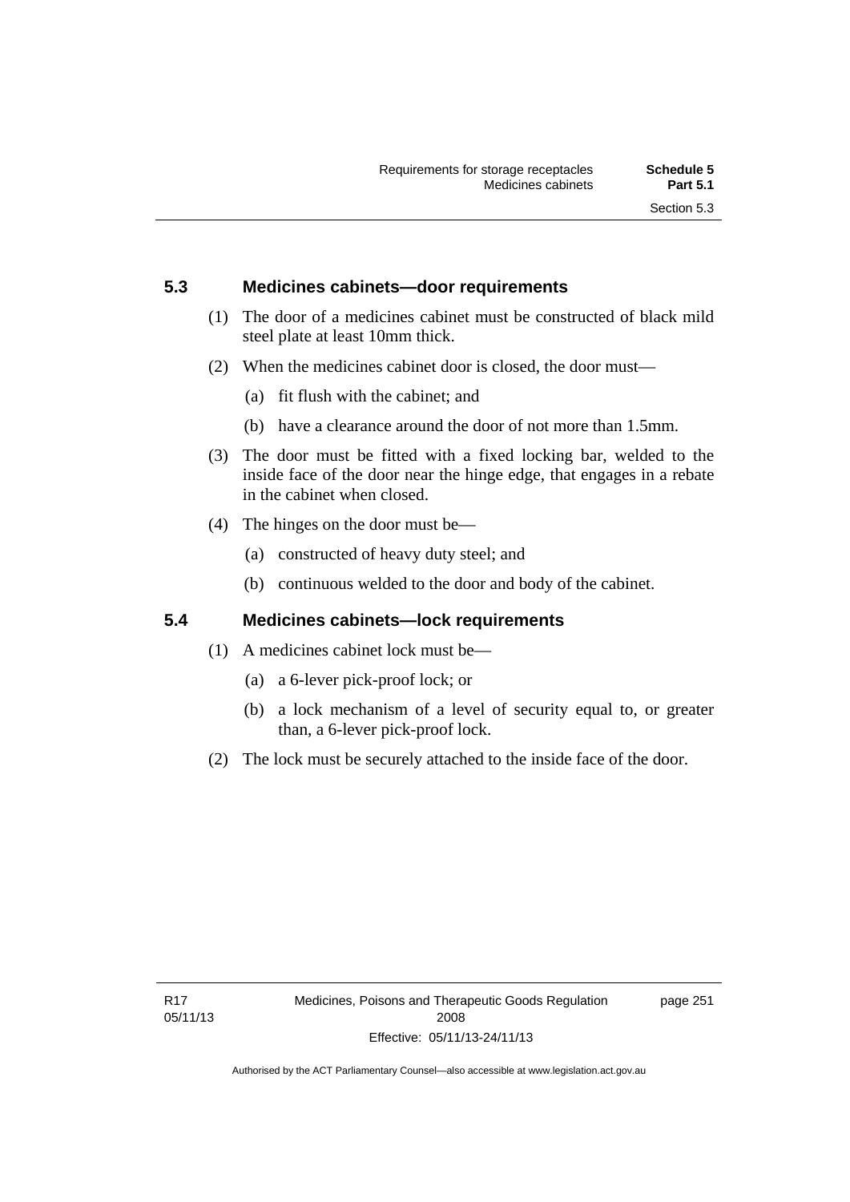### 5.3 Medicines cabinets—door requirements

(1) The door of a medicines cabinet must be constructed of black mild steel plate at least 10mm thick.

(2) When the medicines cabinet door is closed, the door must—

(a) fit flush with the cabinet; and

(b) have a clearance around the door of not more than 1.5mm.

(3) The door must be fitted with a fixed locking bar, welded to the inside face of the door near the hinge edge, that engages in a rebate in the cabinet when closed.

(4) The hinges on the door must be—

(a) constructed of heavy duty steel; and

(b) continuous welded to the door and body of the cabinet.

### 5.4 Medicines cabinets—lock requirements

(1) A medicines cabinet lock must be—

(a) a 6-lever pick-proof lock; or

(b) a lock mechanism of a level of security equal to, or greater than, a 6-lever pick-proof lock.

(2) The lock must be securely attached to the inside face of the door.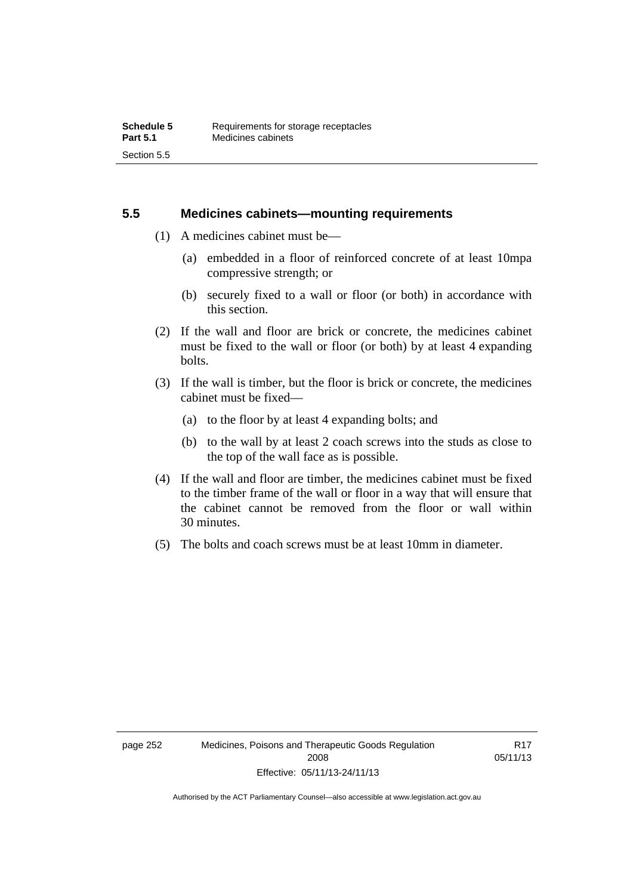## 5.5 Medicines cabinets—mounting requirements

(1) A medicines cabinet must be—

(a) embedded in a floor of reinforced concrete of at least 10mpa compressive strength; or

(b) securely fixed to a wall or floor (or both) in accordance with this section.

(2) If the wall and floor are brick or concrete, the medicines cabinet must be fixed to the wall or floor (or both) by at least 4 expanding bolts.

(3) If the wall is timber, but the floor is brick or concrete, the medicines cabinet must be fixed—

(a) to the floor by at least 4 expanding bolts; and

(b) to the wall by at least 2 coach screws into the studs as close to the top of the wall face as is possible.

(4) If the wall and floor are timber, the medicines cabinet must be fixed to the timber frame of the wall or floor in a way that will ensure that the cabinet cannot be removed from the floor or wall within 30 minutes.

(5) The bolts and coach screws must be at least 10mm in diameter.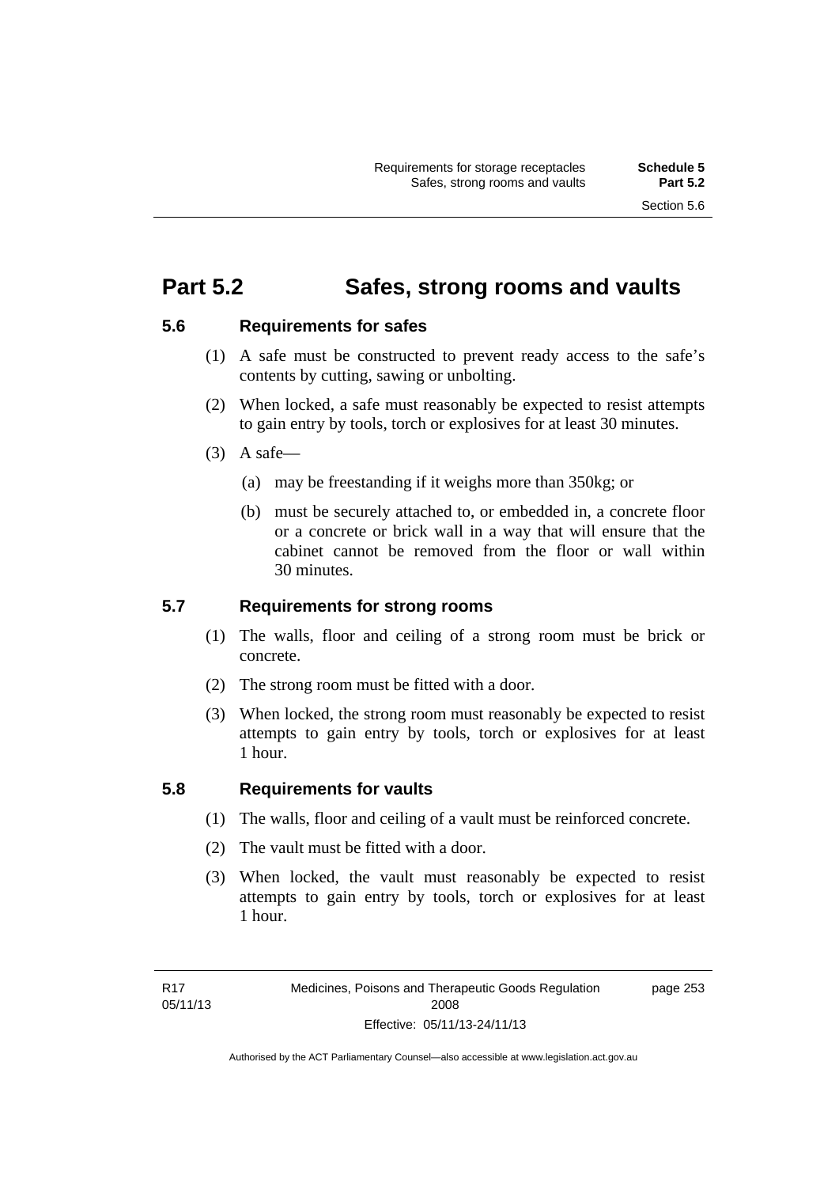# Part 5.2 Safes, strong rooms and vaults

## 5.6 Requirements for safes

(1) A safe must be constructed to prevent ready access to the safe's contents by cutting, sawing or unbolting.

(2) When locked, a safe must reasonably be expected to resist attempts to gain entry by tools, torch or explosives for at least 30 minutes.

(3) A safe—

(a) may be freestanding if it weighs more than 350kg; or

(b) must be securely attached to, or embedded in, a concrete floor or a concrete or brick wall in a way that will ensure that the cabinet cannot be removed from the floor or wall within 30 minutes.

## 5.7 Requirements for strong rooms

(1) The walls, floor and ceiling of a strong room must be brick or concrete.

(2) The strong room must be fitted with a door.

(3) When locked, the strong room must reasonably be expected to resist attempts to gain entry by tools, torch or explosives for at least 1 hour.

## 5.8 Requirements for vaults

(1) The walls, floor and ceiling of a vault must be reinforced concrete.

(2) The vault must be fitted with a door.

(3) When locked, the vault must reasonably be expected to resist attempts to gain entry by tools, torch or explosives for at least 1 hour.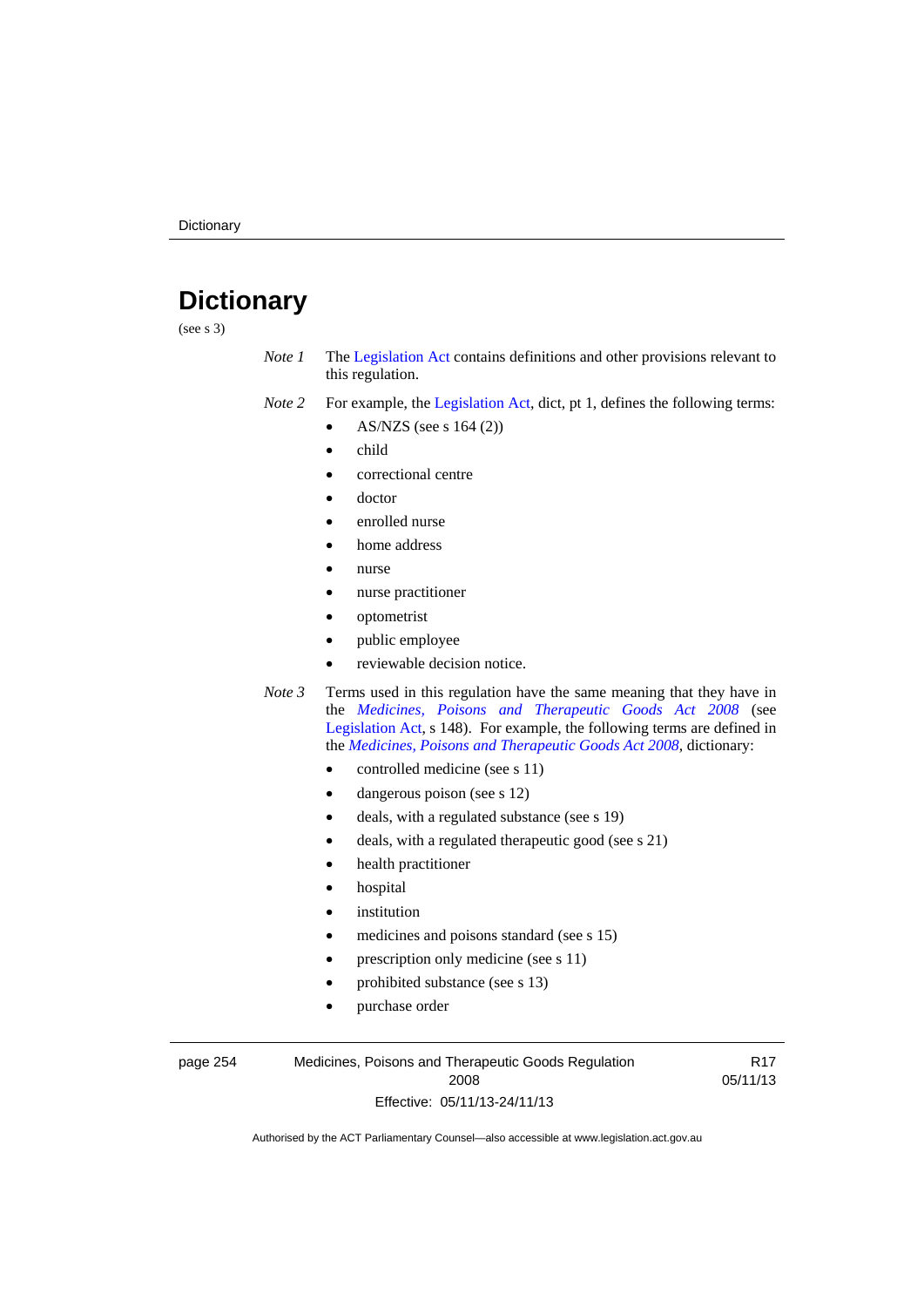# Dictionary

(see s 3)

*Note 1* The Legislation Act contains definitions and other provisions relevant to this regulation.

*Note 2* For example, the Legislation Act, dict, pt 1, defines the following terms:

- AS/NZS (see s 164 (2))
- child
- correctional centre
- doctor
- enrolled nurse
- home address
- nurse
- nurse practitioner
- optometrist
- public employee
- reviewable decision notice.

*Note 3* Terms used in this regulation have the same meaning that they have in the *Medicines, Poisons and Therapeutic Goods Act 2008* (see Legislation Act, s 148). For example, the following terms are defined in the *Medicines, Poisons and Therapeutic Goods Act 2008*, dictionary:

- controlled medicine (see s 11)
- dangerous poison (see s 12)
- deals, with a regulated substance (see s 19)
- deals, with a regulated therapeutic good (see s 21)
- health practitioner
- hospital
- institution
- medicines and poisons standard (see s 15)
- prescription only medicine (see s 11)
- prohibited substance (see s 13)
- purchase order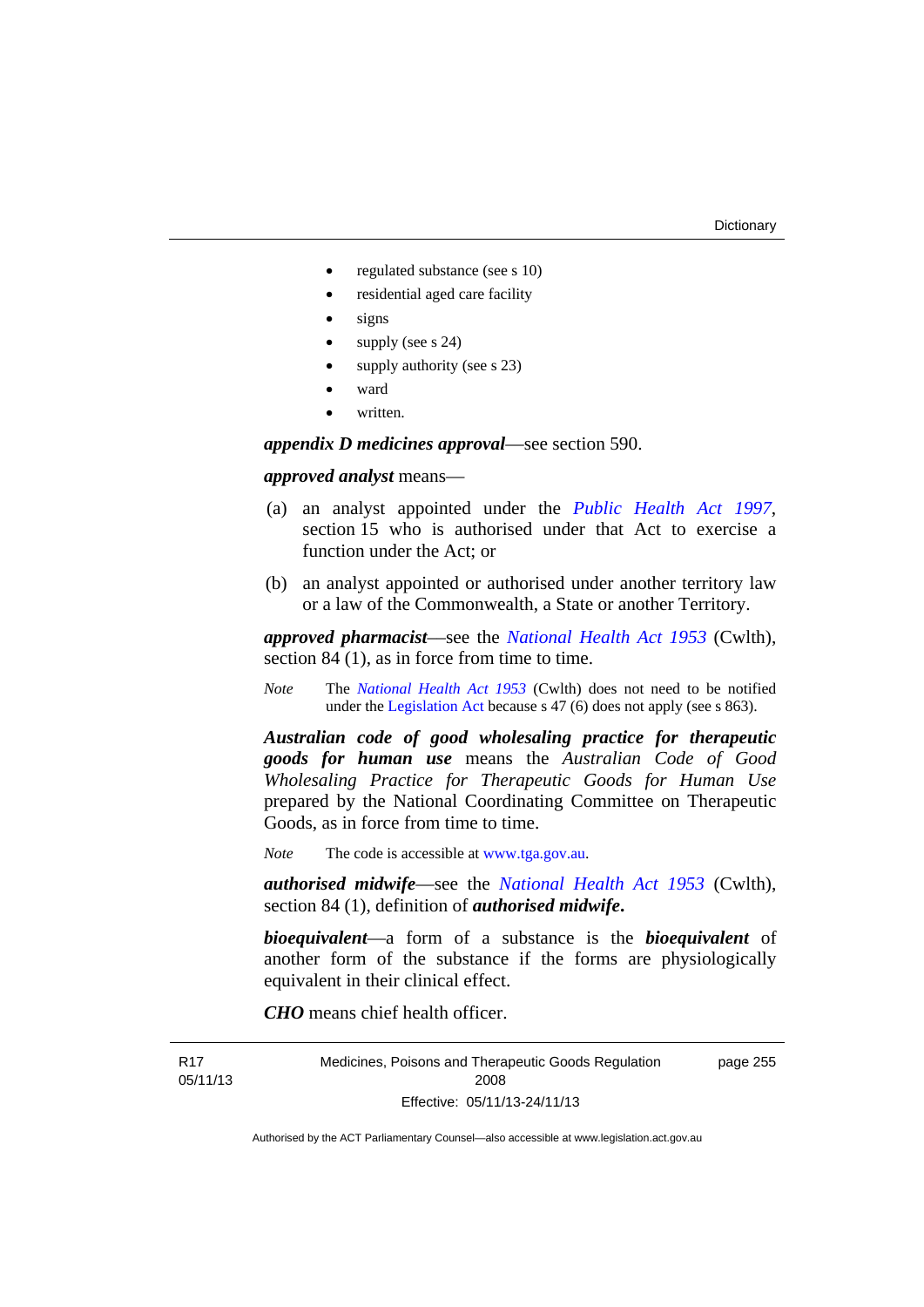- regulated substance (see s 10)
- residential aged care facility
- signs
- supply (see s 24)
- supply authority (see s 23)
- ward
- written.

***appendix D medicines approval***—see section 590.

***approved analyst*** means—

(a) an analyst appointed under the *Public Health Act 1997*, section 15 who is authorised under that Act to exercise a function under the Act; or

(b) an analyst appointed or authorised under another territory law or a law of the Commonwealth, a State or another Territory.

***approved pharmacist***—see the *National Health Act 1953* (Cwlth), section 84 (1), as in force from time to time.

*Note* The *National Health Act 1953* (Cwlth) does not need to be notified under the Legislation Act because s 47 (6) does not apply (see s 863).

***Australian code of good wholesaling practice for therapeutic goods for human use*** means the *Australian Code of Good Wholesaling Practice for Therapeutic Goods for Human Use* prepared by the National Coordinating Committee on Therapeutic Goods, as in force from time to time.

*Note* The code is accessible at www.tga.gov.au.

***authorised midwife***—see the *National Health Act 1953* (Cwlth), section 84 (1), definition of ***authorised midwife.***

***bioequivalent***—a form of a substance is the ***bioequivalent*** of another form of the substance if the forms are physiologically equivalent in their clinical effect.

***CHO*** means chief health officer.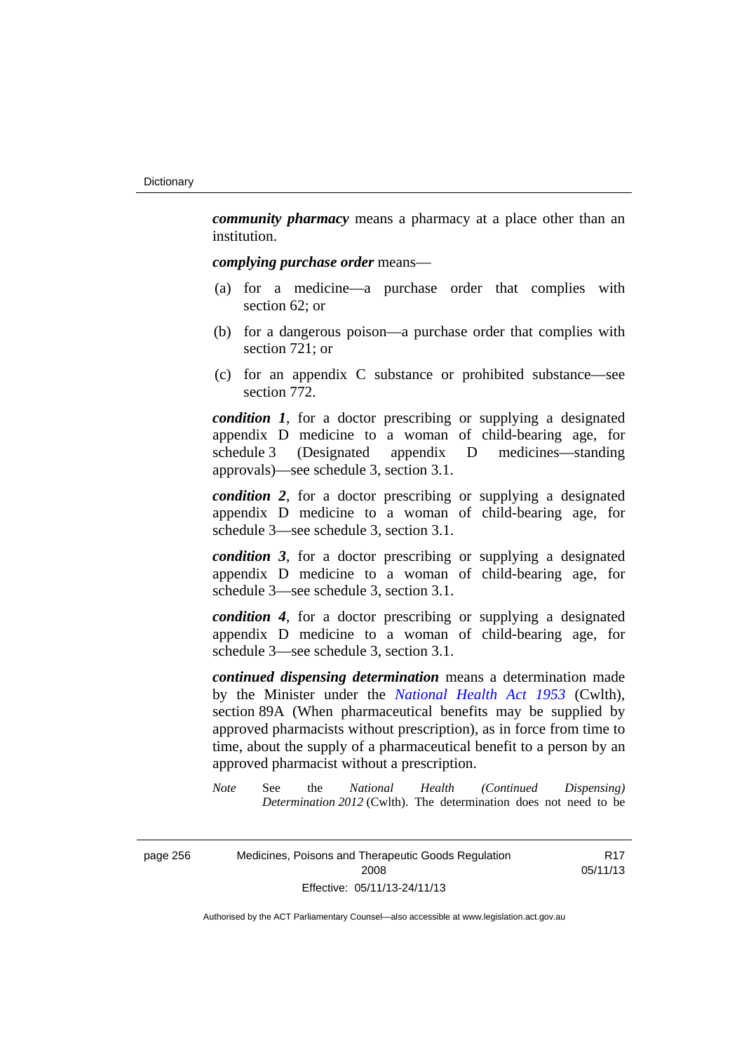***community pharmacy*** means a pharmacy at a place other than an institution.

***complying purchase order*** means—

(a) for a medicine—a purchase order that complies with section 62; or

(b) for a dangerous poison—a purchase order that complies with section 721; or

(c) for an appendix C substance or prohibited substance—see section 772.

***condition 1***, for a doctor prescribing or supplying a designated appendix D medicine to a woman of child-bearing age, for schedule 3 (Designated appendix D medicines—standing approvals)—see schedule 3, section 3.1.

***condition 2***, for a doctor prescribing or supplying a designated appendix D medicine to a woman of child-bearing age, for schedule 3—see schedule 3, section 3.1.

***condition 3***, for a doctor prescribing or supplying a designated appendix D medicine to a woman of child-bearing age, for schedule 3—see schedule 3, section 3.1.

***condition 4***, for a doctor prescribing or supplying a designated appendix D medicine to a woman of child-bearing age, for schedule 3—see schedule 3, section 3.1.

***continued dispensing determination*** means a determination made by the Minister under the *National Health Act 1953* (Cwlth), section 89A (When pharmaceutical benefits may be supplied by approved pharmacists without prescription), as in force from time to time, about the supply of a pharmaceutical benefit to a person by an approved pharmacist without a prescription.

*Note* See the *National Health (Continued Dispensing) Determination 2012* (Cwlth). The determination does not need to be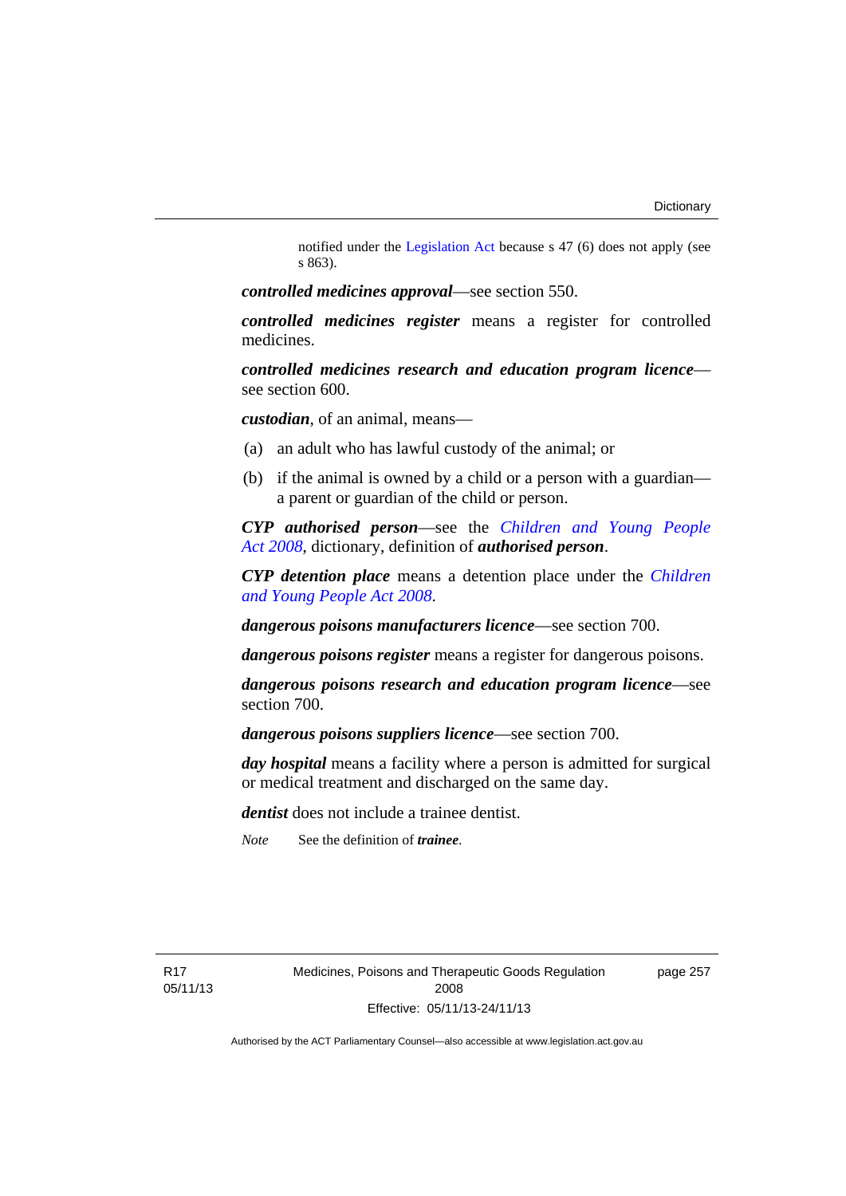notified under the Legislation Act because s 47 (6) does not apply (see s 863).

***controlled medicines approval***—see section 550.

***controlled medicines register*** means a register for controlled medicines.

***controlled medicines research and education program licence***—see section 600.

***custodian***, of an animal, means—

(a) an adult who has lawful custody of the animal; or

(b) if the animal is owned by a child or a person with a guardian—a parent or guardian of the child or person.

***CYP authorised person***—see the *Children and Young People Act 2008*, dictionary, definition of ***authorised person***.

***CYP detention place*** means a detention place under the *Children and Young People Act 2008*.

***dangerous poisons manufacturers licence***—see section 700.

***dangerous poisons register*** means a register for dangerous poisons.

***dangerous poisons research and education program licence***—see section 700.

***dangerous poisons suppliers licence***—see section 700.

***day hospital*** means a facility where a person is admitted for surgical or medical treatment and discharged on the same day.

***dentist*** does not include a trainee dentist.

*Note* See the definition of ***trainee***.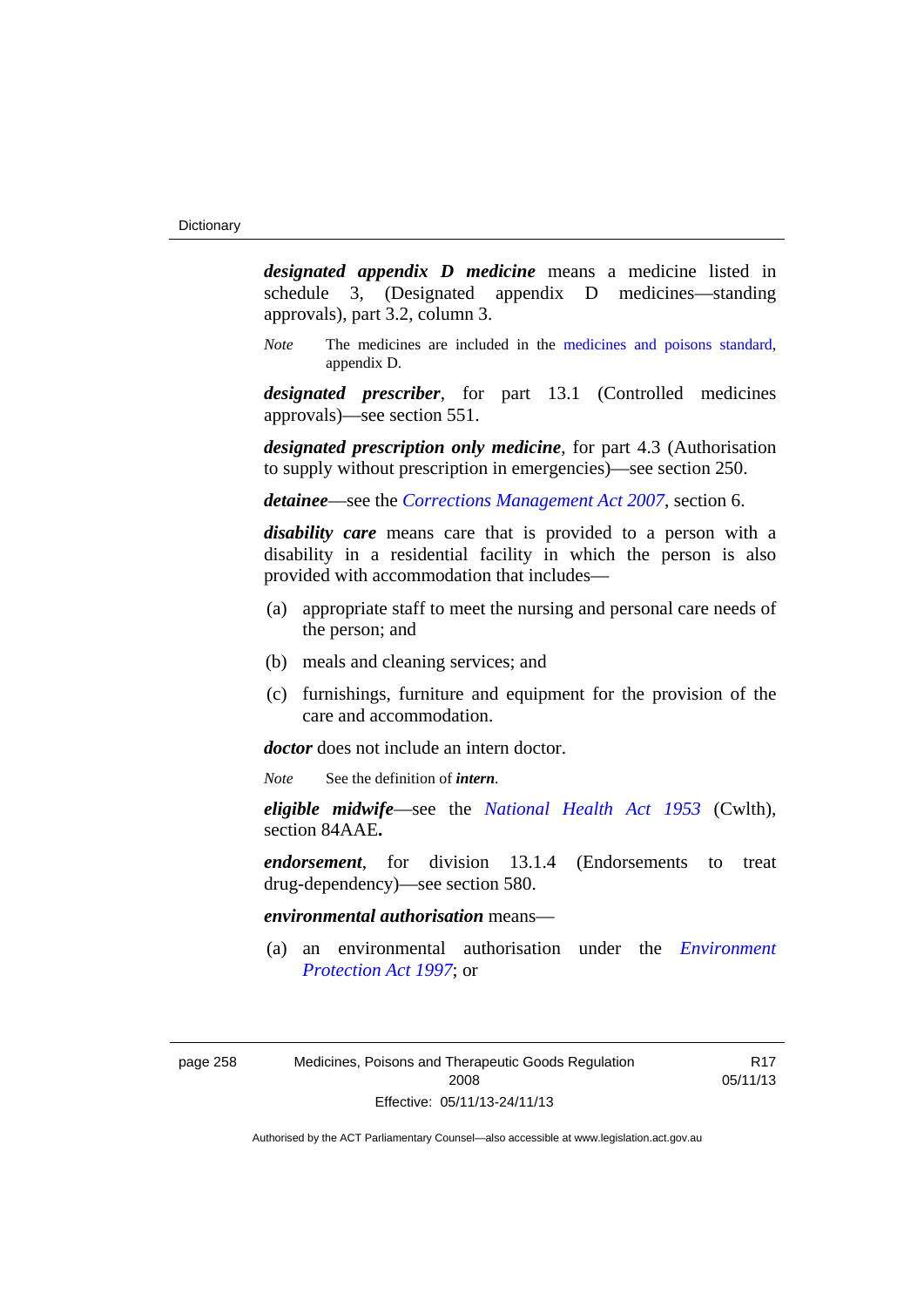***designated appendix D medicine*** means a medicine listed in schedule 3, (Designated appendix D medicines—standing approvals), part 3.2, column 3.

*Note* The medicines are included in the medicines and poisons standard, appendix D.

***designated prescriber***, for part 13.1 (Controlled medicines approvals)—see section 551.

***designated prescription only medicine***, for part 4.3 (Authorisation to supply without prescription in emergencies)—see section 250.

***detainee***—see the *Corrections Management Act 2007*, section 6.

***disability care*** means care that is provided to a person with a disability in a residential facility in which the person is also provided with accommodation that includes—

(a) appropriate staff to meet the nursing and personal care needs of the person; and

(b) meals and cleaning services; and

(c) furnishings, furniture and equipment for the provision of the care and accommodation.

***doctor*** does not include an intern doctor.

*Note* See the definition of ***intern***.

***eligible midwife***—see the *National Health Act 1953* (Cwlth), section 84AAE**.**

***endorsement***, for division 13.1.4 (Endorsements to treat drug-dependency)—see section 580.

***environmental authorisation*** means—

(a) an environmental authorisation under the *Environment Protection Act 1997*; or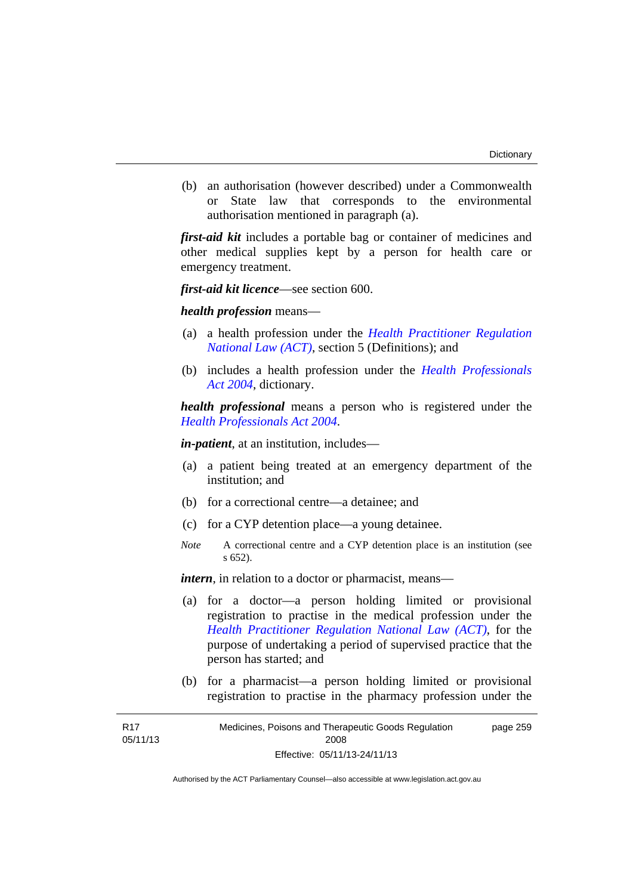(b) an authorisation (however described) under a Commonwealth or State law that corresponds to the environmental authorisation mentioned in paragraph (a).

***first-aid kit*** includes a portable bag or container of medicines and other medical supplies kept by a person for health care or emergency treatment.

***first-aid kit licence***—see section 600.

***health profession*** means—

(a) a health profession under the *Health Practitioner Regulation National Law (ACT)*, section 5 (Definitions); and

(b) includes a health profession under the *Health Professionals Act 2004*, dictionary.

***health professional*** means a person who is registered under the *Health Professionals Act 2004*.

***in-patient***, at an institution, includes—

(a) a patient being treated at an emergency department of the institution; and

(b) for a correctional centre—a detainee; and

(c) for a CYP detention place—a young detainee.

*Note* A correctional centre and a CYP detention place is an institution (see s 652).

***intern***, in relation to a doctor or pharmacist, means—

(a) for a doctor—a person holding limited or provisional registration to practise in the medical profession under the *Health Practitioner Regulation National Law (ACT)*, for the purpose of undertaking a period of supervised practice that the person has started; and

(b) for a pharmacist—a person holding limited or provisional registration to practise in the pharmacy profession under the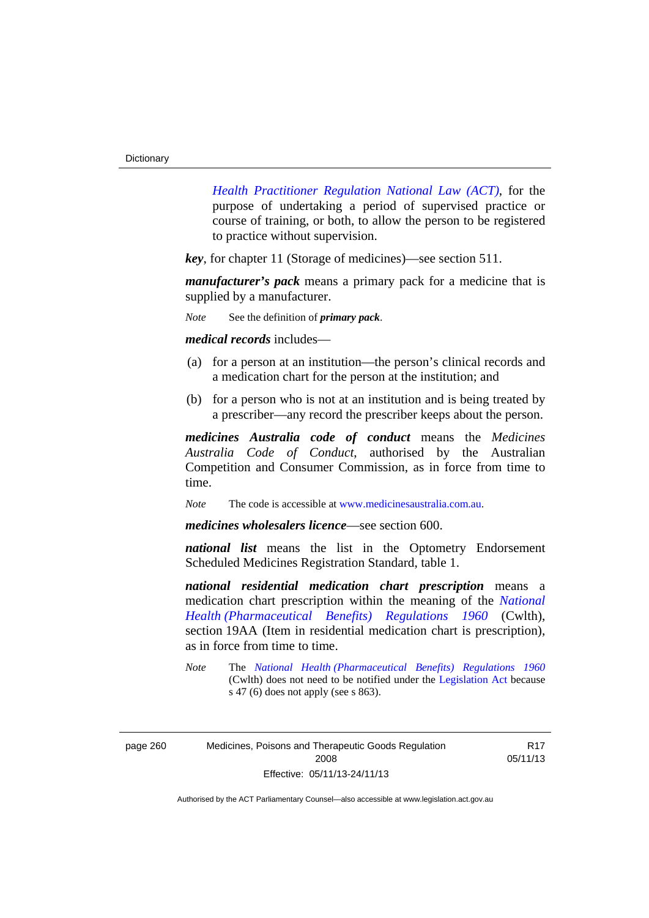*Health Practitioner Regulation National Law (ACT)*, for the purpose of undertaking a period of supervised practice or course of training, or both, to allow the person to be registered to practice without supervision.

***key***, for chapter 11 (Storage of medicines)—see section 511.

***manufacturer's pack*** means a primary pack for a medicine that is supplied by a manufacturer.

*Note* See the definition of ***primary pack***.

***medical records*** includes—

(a) for a person at an institution—the person's clinical records and a medication chart for the person at the institution; and

(b) for a person who is not at an institution and is being treated by a prescriber—any record the prescriber keeps about the person.

***medicines Australia code of conduct*** means the *Medicines Australia Code of Conduct*, authorised by the Australian Competition and Consumer Commission, as in force from time to time.

*Note* The code is accessible at www.medicinesaustralia.com.au.

***medicines wholesalers licence***—see section 600.

***national list*** means the list in the Optometry Endorsement Scheduled Medicines Registration Standard, table 1.

***national residential medication chart prescription*** means a medication chart prescription within the meaning of the *National Health (Pharmaceutical Benefits) Regulations 1960* (Cwlth), section 19AA (Item in residential medication chart is prescription), as in force from time to time.

*Note* The *National Health (Pharmaceutical Benefits) Regulations 1960* (Cwlth) does not need to be notified under the Legislation Act because s 47 (6) does not apply (see s 863).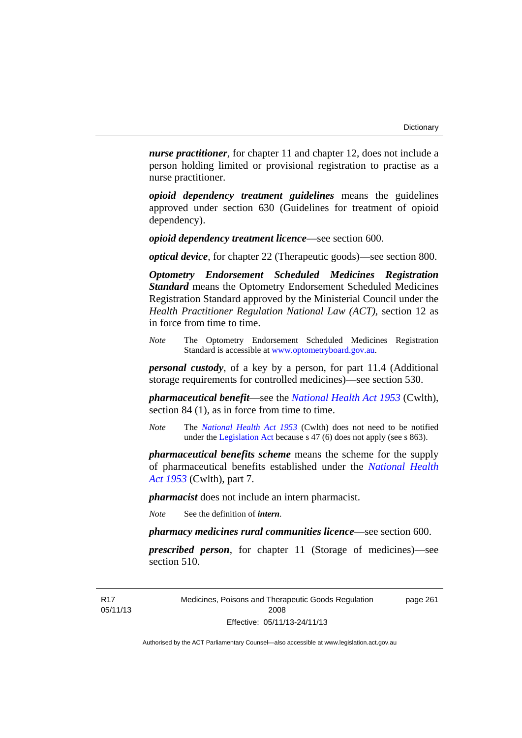***nurse practitioner***, for chapter 11 and chapter 12, does not include a person holding limited or provisional registration to practise as a nurse practitioner.

***opioid dependency treatment guidelines*** means the guidelines approved under section 630 (Guidelines for treatment of opioid dependency).

***opioid dependency treatment licence***—see section 600.

***optical device***, for chapter 22 (Therapeutic goods)—see section 800.

***Optometry Endorsement Scheduled Medicines Registration Standard*** means the Optometry Endorsement Scheduled Medicines Registration Standard approved by the Ministerial Council under the *Health Practitioner Regulation National Law (ACT)*, section 12 as in force from time to time.

*Note* The Optometry Endorsement Scheduled Medicines Registration Standard is accessible at www.optometryboard.gov.au.

***personal custody***, of a key by a person, for part 11.4 (Additional storage requirements for controlled medicines)—see section 530.

***pharmaceutical benefit***—see the *National Health Act 1953* (Cwlth), section 84 (1), as in force from time to time.

*Note* The *National Health Act 1953* (Cwlth) does not need to be notified under the Legislation Act because s 47 (6) does not apply (see s 863).

***pharmaceutical benefits scheme*** means the scheme for the supply of pharmaceutical benefits established under the *National Health Act 1953* (Cwlth), part 7.

***pharmacist*** does not include an intern pharmacist.

*Note* See the definition of ***intern***.

***pharmacy medicines rural communities licence***—see section 600.

***prescribed person***, for chapter 11 (Storage of medicines)—see section 510.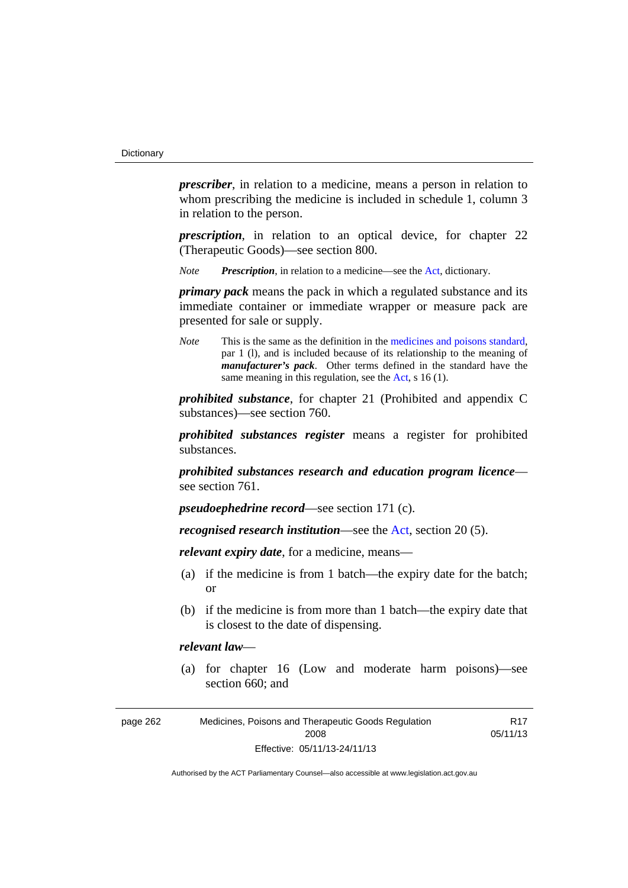***prescriber***, in relation to a medicine, means a person in relation to whom prescribing the medicine is included in schedule 1, column 3 in relation to the person.

***prescription***, in relation to an optical device, for chapter 22 (Therapeutic Goods)—see section 800.

*Note* ***Prescription***, in relation to a medicine—see the Act, dictionary.

***primary pack*** means the pack in which a regulated substance and its immediate container or immediate wrapper or measure pack are presented for sale or supply.

*Note* This is the same as the definition in the medicines and poisons standard, par 1 (l), and is included because of its relationship to the meaning of ***manufacturer's pack***. Other terms defined in the standard have the same meaning in this regulation, see the Act, s 16 (1).

***prohibited substance***, for chapter 21 (Prohibited and appendix C substances)—see section 760.

***prohibited substances register*** means a register for prohibited substances.

***prohibited substances research and education program licence***—see section 761.

***pseudoephedrine record***—see section 171 (c).

***recognised research institution***—see the Act, section 20 (5).

***relevant expiry date***, for a medicine, means—

(a) if the medicine is from 1 batch—the expiry date for the batch; or

(b) if the medicine is from more than 1 batch—the expiry date that is closest to the date of dispensing.

***relevant law***—

(a) for chapter 16 (Low and moderate harm poisons)—see section 660; and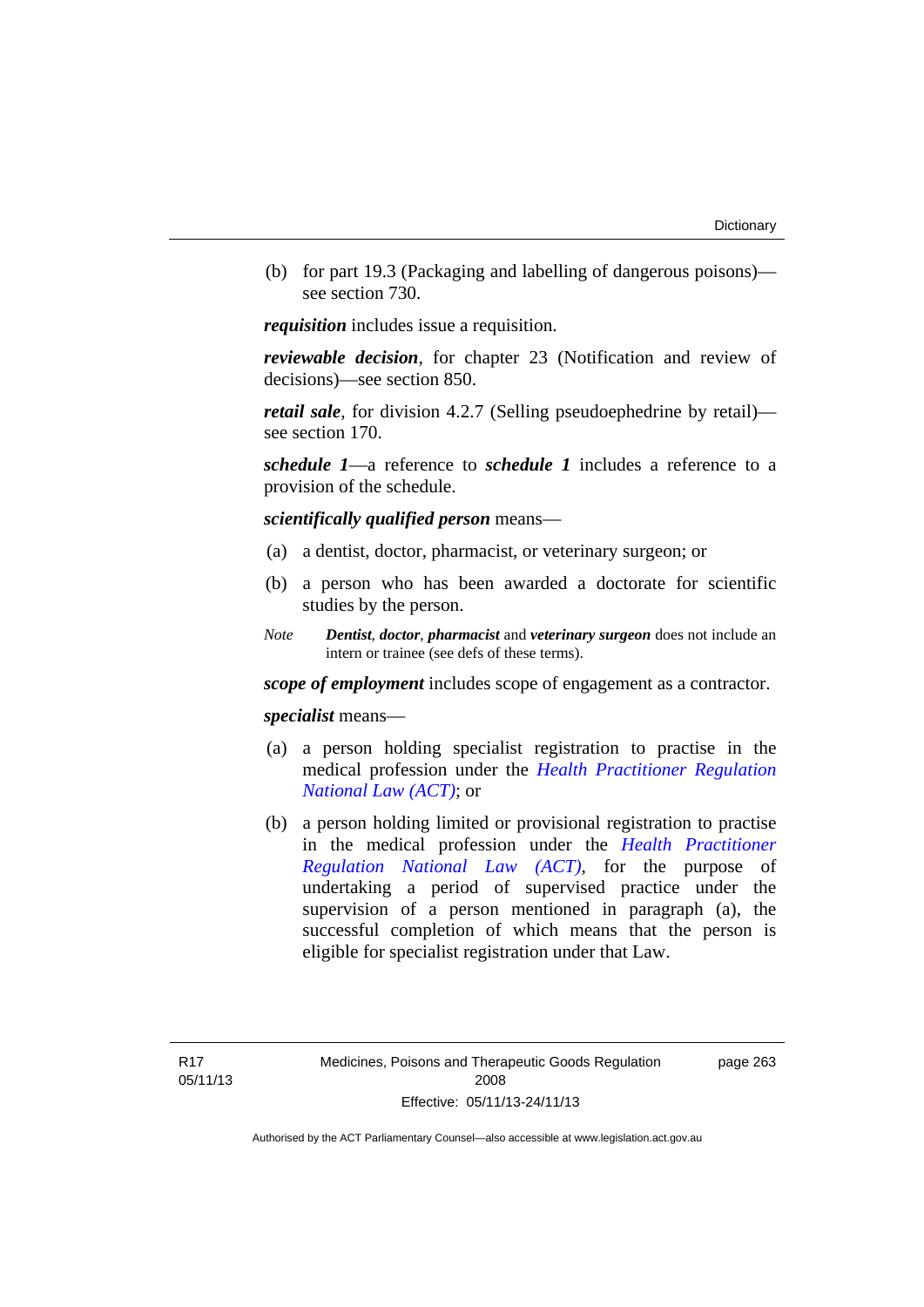(b) for part 19.3 (Packaging and labelling of dangerous poisons)—see section 730.

***requisition*** includes issue a requisition.

***reviewable decision***, for chapter 23 (Notification and review of decisions)—see section 850.

***retail sale***, for division 4.2.7 (Selling pseudoephedrine by retail)—see section 170.

***schedule 1***—a reference to ***schedule 1*** includes a reference to a provision of the schedule.

***scientifically qualified person*** means—

(a) a dentist, doctor, pharmacist, or veterinary surgeon; or

(b) a person who has been awarded a doctorate for scientific studies by the person.

*Note* ***Dentist***, ***doctor***, ***pharmacist*** and ***veterinary surgeon*** does not include an intern or trainee (see defs of these terms).

***scope of employment*** includes scope of engagement as a contractor.

***specialist*** means—

(a) a person holding specialist registration to practise in the medical profession under the *Health Practitioner Regulation National Law (ACT)*; or

(b) a person holding limited or provisional registration to practise in the medical profession under the *Health Practitioner Regulation National Law (ACT)*, for the purpose of undertaking a period of supervised practice under the supervision of a person mentioned in paragraph (a), the successful completion of which means that the person is eligible for specialist registration under that Law.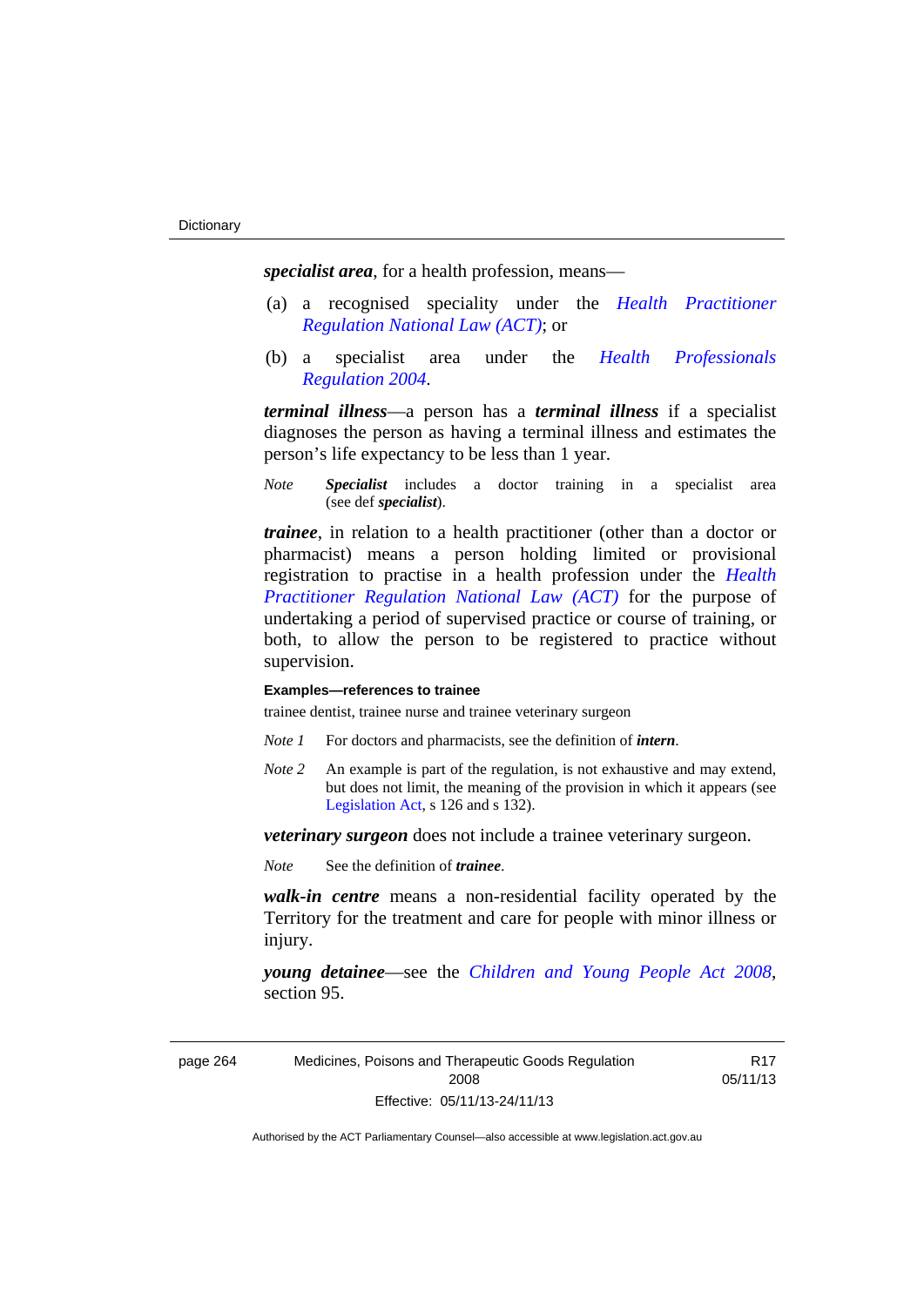***specialist area***, for a health profession, means—

(a) a recognised speciality under the *Health Practitioner Regulation National Law (ACT)*; or

(b) a specialist area under the *Health Professionals Regulation 2004*.

***terminal illness***—a person has a ***terminal illness*** if a specialist diagnoses the person as having a terminal illness and estimates the person's life expectancy to be less than 1 year.

*Note* ***Specialist*** includes a doctor training in a specialist area (see def ***specialist***).

***trainee***, in relation to a health practitioner (other than a doctor or pharmacist) means a person holding limited or provisional registration to practise in a health profession under the *Health Practitioner Regulation National Law (ACT)* for the purpose of undertaking a period of supervised practice or course of training, or both, to allow the person to be registered to practice without supervision.

**Examples—references to trainee**

trainee dentist, trainee nurse and trainee veterinary surgeon

*Note 1* For doctors and pharmacists, see the definition of ***intern***.

*Note 2* An example is part of the regulation, is not exhaustive and may extend, but does not limit, the meaning of the provision in which it appears (see Legislation Act, s 126 and s 132).

***veterinary surgeon*** does not include a trainee veterinary surgeon.

*Note* See the definition of ***trainee***.

***walk-in centre*** means a non-residential facility operated by the Territory for the treatment and care for people with minor illness or injury.

***young detainee***—see the *Children and Young People Act 2008*, section 95.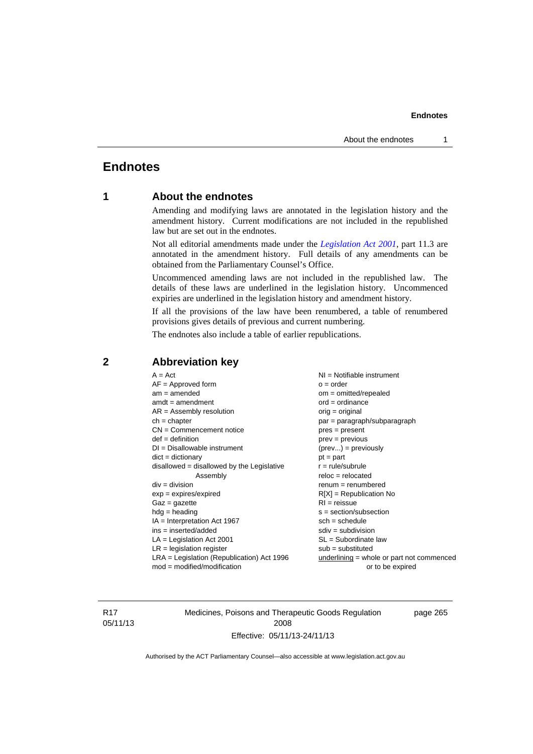# Endnotes

## 1 About the endnotes

Amending and modifying laws are annotated in the legislation history and the amendment history. Current modifications are not included in the republished law but are set out in the endnotes.

Not all editorial amendments made under the *Legislation Act 2001*, part 11.3 are annotated in the amendment history. Full details of any amendments can be obtained from the Parliamentary Counsel's Office.

Uncommenced amending laws are not included in the republished law. The details of these laws are underlined in the legislation history. Uncommenced expiries are underlined in the legislation history and amendment history.

If all the provisions of the law have been renumbered, a table of renumbered provisions gives details of previous and current numbering.

The endnotes also include a table of earlier republications.

## 2 Abbreviation key

A = Act
AF = Approved form
am = amended
amdt = amendment
AR = Assembly resolution
ch = chapter
CN = Commencement notice
def = definition
DI = Disallowable instrument
dict = dictionary
disallowed = disallowed by the Legislative Assembly
div = division
exp = expires/expired
Gaz = gazette
hdg = heading
IA = Interpretation Act 1967
ins = inserted/added
LA = Legislation Act 2001
LR = legislation register
LRA = Legislation (Republication) Act 1996
mod = modified/modification
NI = Notifiable instrument
o = order
om = omitted/repealed
ord = ordinance
orig = original
par = paragraph/subparagraph
pres = present
prev = previous
(prev...) = previously
pt = part
r = rule/subrule
reloc = relocated
renum = renumbered
R[X] = Republication No
RI = reissue
s = section/subsection
sch = schedule
sdiv = subdivision
SL = Subordinate law
sub = substituted
underlining = whole or part not commenced or to be expired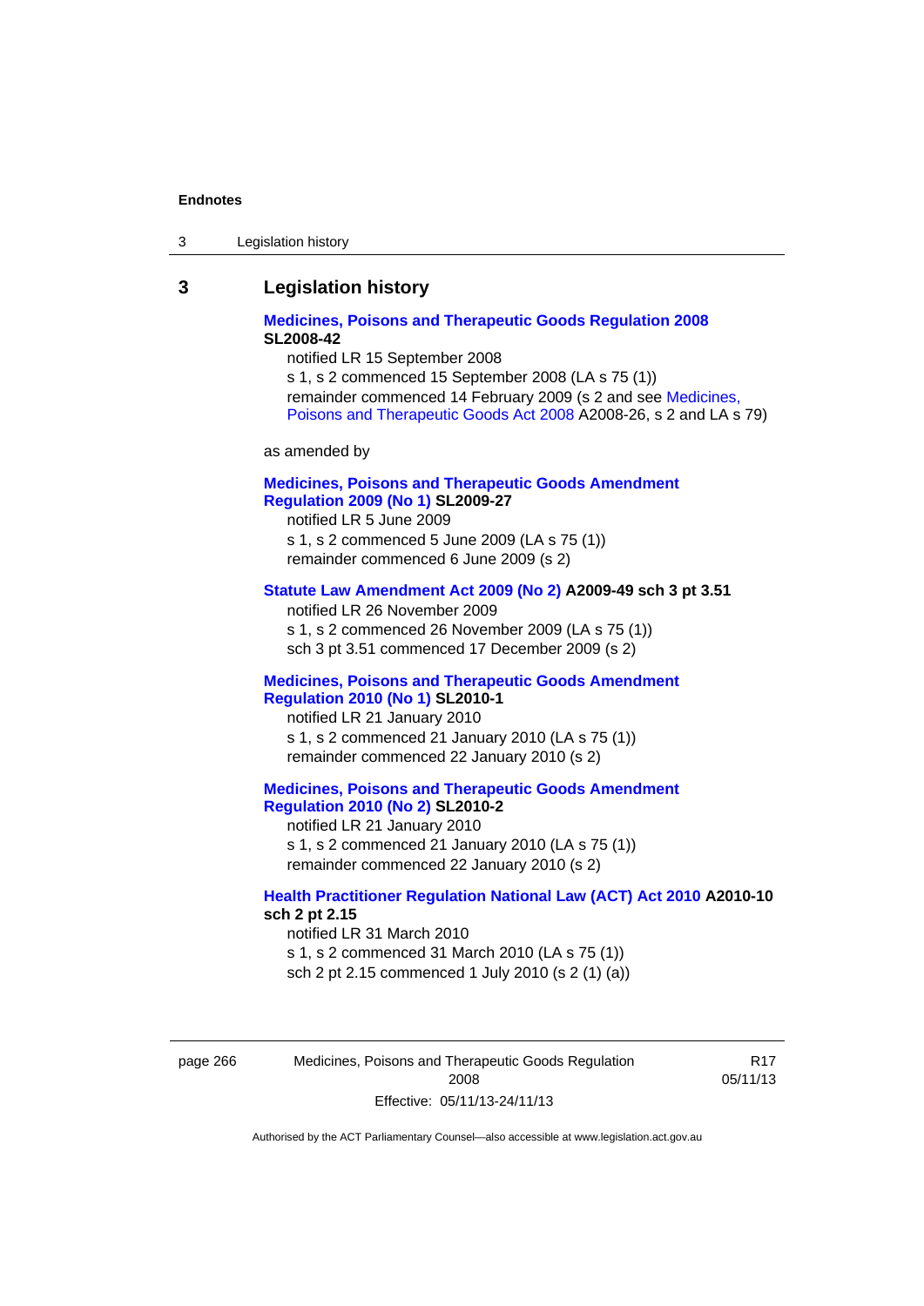## 3 Legislation history

**Medicines, Poisons and Therapeutic Goods Regulation 2008 SL2008-42**

notified LR 15 September 2008

s 1, s 2 commenced 15 September 2008 (LA s 75 (1))

remainder commenced 14 February 2009 (s 2 and see Medicines, Poisons and Therapeutic Goods Act 2008 A2008-26, s 2 and LA s 79)

as amended by

**Medicines, Poisons and Therapeutic Goods Amendment Regulation 2009 (No 1) SL2009-27**

notified LR 5 June 2009

s 1, s 2 commenced 5 June 2009 (LA s 75 (1))

remainder commenced 6 June 2009 (s 2)

**Statute Law Amendment Act 2009 (No 2) A2009-49 sch 3 pt 3.51**

notified LR 26 November 2009

s 1, s 2 commenced 26 November 2009 (LA s 75 (1))

sch 3 pt 3.51 commenced 17 December 2009 (s 2)

**Medicines, Poisons and Therapeutic Goods Amendment Regulation 2010 (No 1) SL2010-1**

notified LR 21 January 2010

s 1, s 2 commenced 21 January 2010 (LA s 75 (1))

remainder commenced 22 January 2010 (s 2)

**Medicines, Poisons and Therapeutic Goods Amendment Regulation 2010 (No 2) SL2010-2**

notified LR 21 January 2010

s 1, s 2 commenced 21 January 2010 (LA s 75 (1))

remainder commenced 22 January 2010 (s 2)

**Health Practitioner Regulation National Law (ACT) Act 2010 A2010-10 sch 2 pt 2.15**

notified LR 31 March 2010

s 1, s 2 commenced 31 March 2010 (LA s 75 (1))

sch 2 pt 2.15 commenced 1 July 2010 (s 2 (1) (a))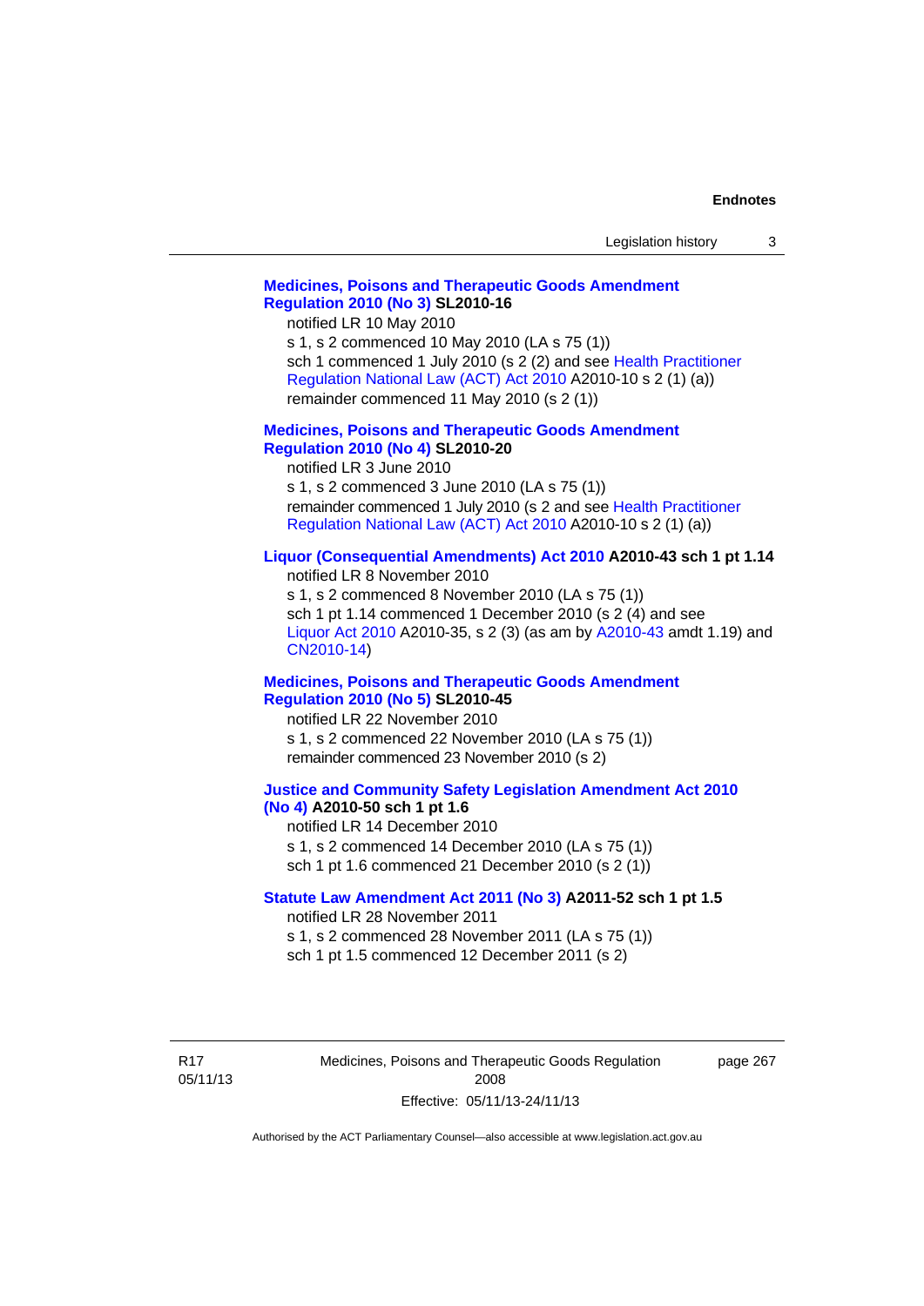**Medicines, Poisons and Therapeutic Goods Amendment Regulation 2010 (No 3) SL2010-16**

notified LR 10 May 2010

s 1, s 2 commenced 10 May 2010 (LA s 75 (1))

sch 1 commenced 1 July 2010 (s 2 (2) and see Health Practitioner Regulation National Law (ACT) Act 2010 A2010-10 s 2 (1) (a))

remainder commenced 11 May 2010 (s 2 (1))

**Medicines, Poisons and Therapeutic Goods Amendment Regulation 2010 (No 4) SL2010-20**

notified LR 3 June 2010

s 1, s 2 commenced 3 June 2010 (LA s 75 (1))

remainder commenced 1 July 2010 (s 2 and see Health Practitioner Regulation National Law (ACT) Act 2010 A2010-10 s 2 (1) (a))

**Liquor (Consequential Amendments) Act 2010 A2010-43 sch 1 pt 1.14**

notified LR 8 November 2010

s 1, s 2 commenced 8 November 2010 (LA s 75 (1))

sch 1 pt 1.14 commenced 1 December 2010 (s 2 (4) and see Liquor Act 2010 A2010-35, s 2 (3) (as am by A2010-43 amdt 1.19) and CN2010-14)

**Medicines, Poisons and Therapeutic Goods Amendment Regulation 2010 (No 5) SL2010-45**

notified LR 22 November 2010

s 1, s 2 commenced 22 November 2010 (LA s 75 (1))

remainder commenced 23 November 2010 (s 2)

**Justice and Community Safety Legislation Amendment Act 2010 (No 4) A2010-50 sch 1 pt 1.6**

notified LR 14 December 2010

s 1, s 2 commenced 14 December 2010 (LA s 75 (1))

sch 1 pt 1.6 commenced 21 December 2010 (s 2 (1))

**Statute Law Amendment Act 2011 (No 3) A2011-52 sch 1 pt 1.5**

notified LR 28 November 2011

s 1, s 2 commenced 28 November 2011 (LA s 75 (1))

sch 1 pt 1.5 commenced 12 December 2011 (s 2)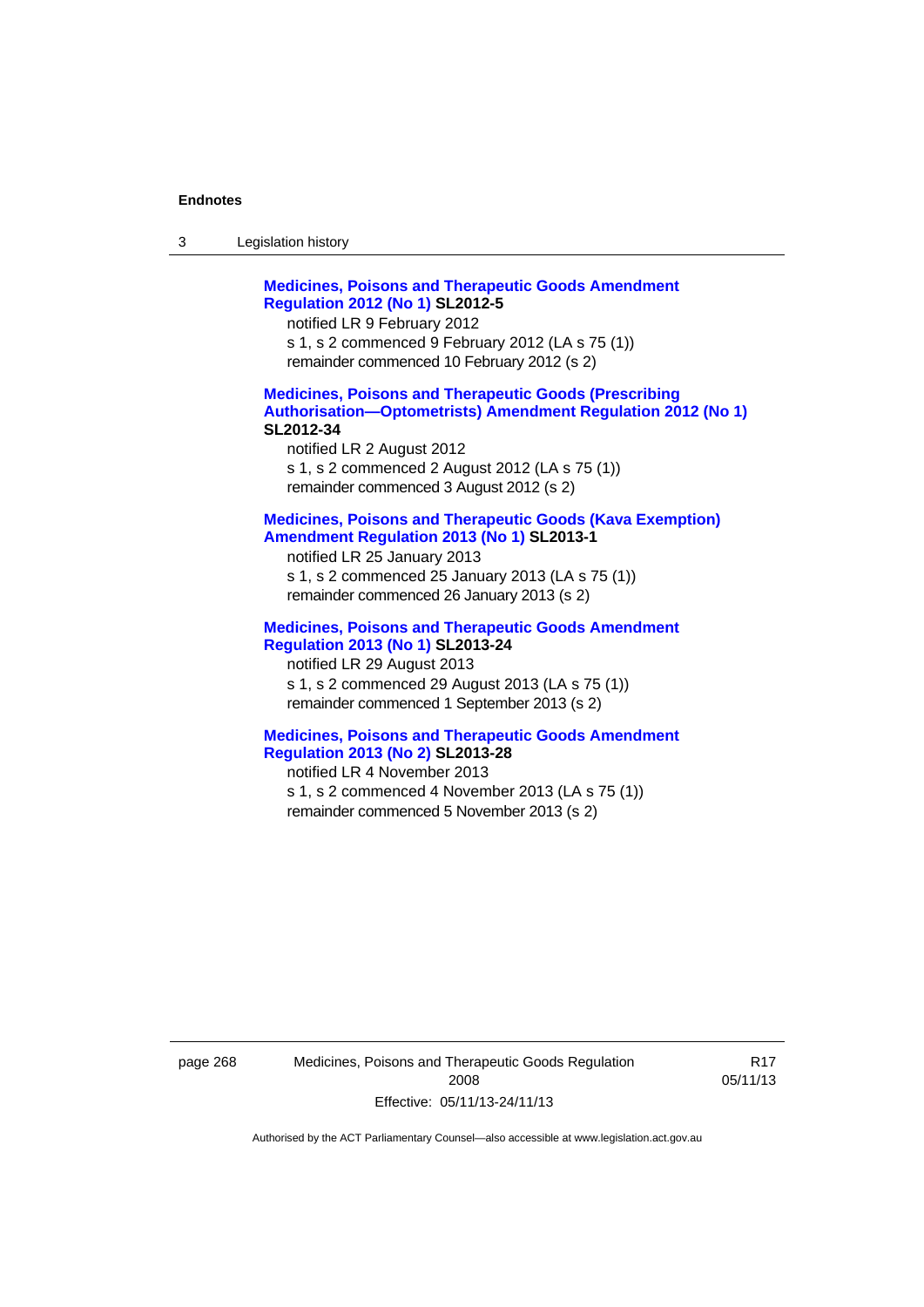**Medicines, Poisons and Therapeutic Goods Amendment Regulation 2012 (No 1) SL2012-5**

notified LR 9 February 2012

s 1, s 2 commenced 9 February 2012 (LA s 75 (1))

remainder commenced 10 February 2012 (s 2)

**Medicines, Poisons and Therapeutic Goods (Prescribing Authorisation—Optometrists) Amendment Regulation 2012 (No 1) SL2012-34**

notified LR 2 August 2012

s 1, s 2 commenced 2 August 2012 (LA s 75 (1))

remainder commenced 3 August 2012 (s 2)

**Medicines, Poisons and Therapeutic Goods (Kava Exemption) Amendment Regulation 2013 (No 1) SL2013-1**

notified LR 25 January 2013

s 1, s 2 commenced 25 January 2013 (LA s 75 (1))

remainder commenced 26 January 2013 (s 2)

**Medicines, Poisons and Therapeutic Goods Amendment Regulation 2013 (No 1) SL2013-24**

notified LR 29 August 2013

s 1, s 2 commenced 29 August 2013 (LA s 75 (1))

remainder commenced 1 September 2013 (s 2)

**Medicines, Poisons and Therapeutic Goods Amendment Regulation 2013 (No 2) SL2013-28**

notified LR 4 November 2013

s 1, s 2 commenced 4 November 2013 (LA s 75 (1))

remainder commenced 5 November 2013 (s 2)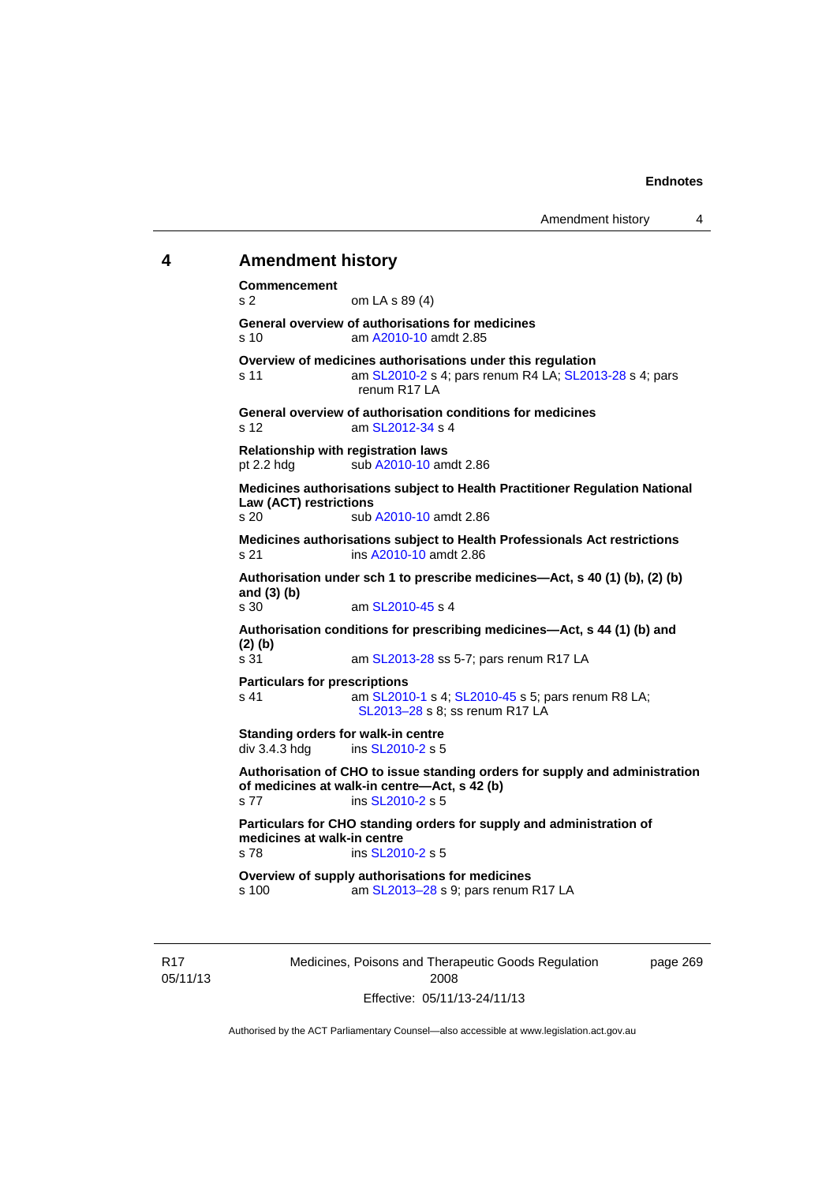## 4 Amendment history

**Commencement**
s 2 om LA s 89 (4)

**General overview of authorisations for medicines**
s 10 am A2010-10 amdt 2.85

**Overview of medicines authorisations under this regulation**
s 11 am SL2010-2 s 4; pars renum R4 LA; SL2013-28 s 4; pars renum R17 LA

**General overview of authorisation conditions for medicines**
s 12 am SL2012-34 s 4

**Relationship with registration laws**
pt 2.2 hdg sub A2010-10 amdt 2.86

**Medicines authorisations subject to Health Practitioner Regulation National Law (ACT) restrictions**
s 20 sub A2010-10 amdt 2.86

**Medicines authorisations subject to Health Professionals Act restrictions**
s 21 ins A2010-10 amdt 2.86

**Authorisation under sch 1 to prescribe medicines—Act, s 40 (1) (b), (2) (b) and (3) (b)**
s 30 am SL2010-45 s 4

**Authorisation conditions for prescribing medicines—Act, s 44 (1) (b) and (2) (b)**
s 31 am SL2013-28 ss 5-7; pars renum R17 LA

**Particulars for prescriptions**
s 41 am SL2010-1 s 4; SL2010-45 s 5; pars renum R8 LA; SL2013–28 s 8; ss renum R17 LA

**Standing orders for walk-in centre**
div 3.4.3 hdg ins SL2010-2 s 5

**Authorisation of CHO to issue standing orders for supply and administration of medicines at walk-in centre—Act, s 42 (b)**
s 77 ins SL2010-2 s 5

**Particulars for CHO standing orders for supply and administration of medicines at walk-in centre**
s 78 ins SL2010-2 s 5

**Overview of supply authorisations for medicines**
s 100 am SL2013–28 s 9; pars renum R17 LA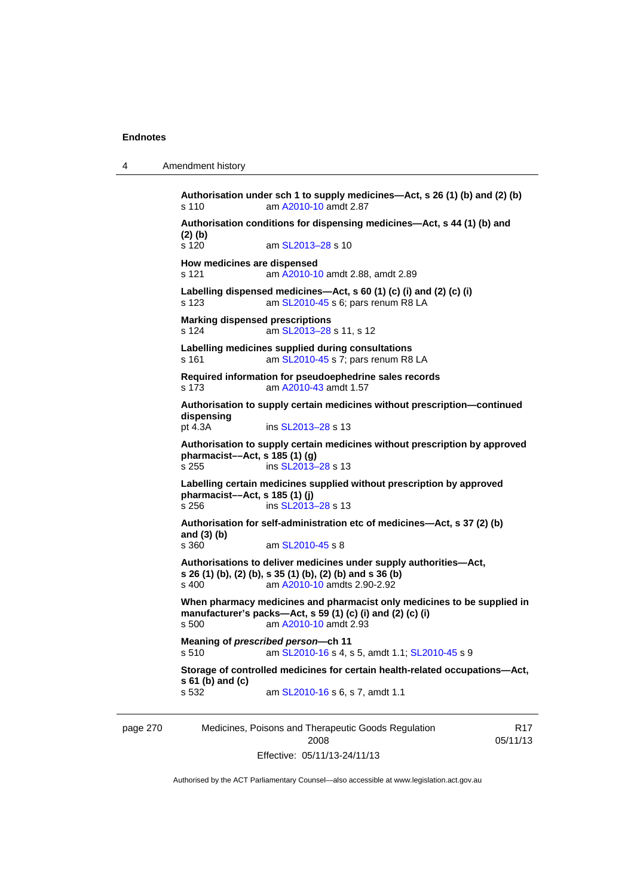**Authorisation under sch 1 to supply medicines—Act, s 26 (1) (b) and (2) (b)**
s 110 am A2010-10 amdt 2.87

**Authorisation conditions for dispensing medicines—Act, s 44 (1) (b) and (2) (b)**
s 120 am SL2013–28 s 10

**How medicines are dispensed**
s 121 am A2010-10 amdt 2.88, amdt 2.89

**Labelling dispensed medicines—Act, s 60 (1) (c) (i) and (2) (c) (i)**
s 123 am SL2010-45 s 6; pars renum R8 LA

**Marking dispensed prescriptions**
s 124 am SL2013–28 s 11, s 12

**Labelling medicines supplied during consultations**
s 161 am SL2010-45 s 7; pars renum R8 LA

**Required information for pseudoephedrine sales records**
s 173 am A2010-43 amdt 1.57

**Authorisation to supply certain medicines without prescription—continued dispensing**
pt 4.3A ins SL2013–28 s 13

**Authorisation to supply certain medicines without prescription by approved pharmacist––Act, s 185 (1) (g)**
s 255 ins SL2013–28 s 13

**Labelling certain medicines supplied without prescription by approved pharmacist––Act, s 185 (1) (j)**
s 256 ins SL2013–28 s 13

**Authorisation for self-administration etc of medicines—Act, s 37 (2) (b) and (3) (b)**
s 360 am SL2010-45 s 8

**Authorisations to deliver medicines under supply authorities—Act, s 26 (1) (b), (2) (b), s 35 (1) (b), (2) (b) and s 36 (b)**
s 400 am A2010-10 amdts 2.90-2.92

**When pharmacy medicines and pharmacist only medicines to be supplied in manufacturer's packs—Act, s 59 (1) (c) (i) and (2) (c) (i)**
s 500 am A2010-10 amdt 2.93

**Meaning of *prescribed person*—ch 11**
s 510 am SL2010-16 s 4, s 5, amdt 1.1; SL2010-45 s 9

**Storage of controlled medicines for certain health-related occupations—Act, s 61 (b) and (c)**
s 532 am SL2010-16 s 6, s 7, amdt 1.1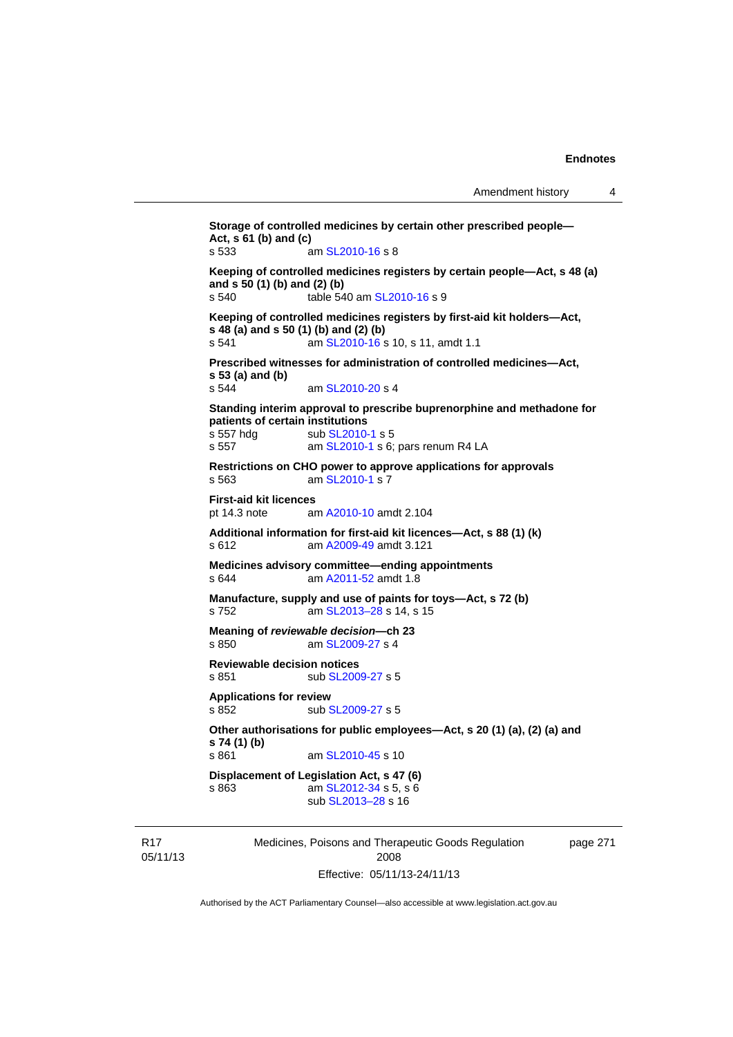**Storage of controlled medicines by certain other prescribed people—Act, s 61 (b) and (c)**
s 533 am SL2010-16 s 8

**Keeping of controlled medicines registers by certain people—Act, s 48 (a) and s 50 (1) (b) and (2) (b)**
s 540 table 540 am SL2010-16 s 9

**Keeping of controlled medicines registers by first-aid kit holders—Act, s 48 (a) and s 50 (1) (b) and (2) (b)**
s 541 am SL2010-16 s 10, s 11, amdt 1.1

**Prescribed witnesses for administration of controlled medicines—Act, s 53 (a) and (b)**
s 544 am SL2010-20 s 4

**Standing interim approval to prescribe buprenorphine and methadone for patients of certain institutions**
s 557 hdg sub SL2010-1 s 5
s 557 am SL2010-1 s 6; pars renum R4 LA

**Restrictions on CHO power to approve applications for approvals**
s 563 am SL2010-1 s 7

**First-aid kit licences**
pt 14.3 note am A2010-10 amdt 2.104

**Additional information for first-aid kit licences—Act, s 88 (1) (k)**
s 612 am A2009-49 amdt 3.121

**Medicines advisory committee—ending appointments**
s 644 am A2011-52 amdt 1.8

**Manufacture, supply and use of paints for toys—Act, s 72 (b)**
s 752 am SL2013–28 s 14, s 15

**Meaning of *reviewable decision*—ch 23**
s 850 am SL2009-27 s 4

**Reviewable decision notices**
s 851 sub SL2009-27 s 5

**Applications for review**
s 852 sub SL2009-27 s 5

**Other authorisations for public employees—Act, s 20 (1) (a), (2) (a) and s 74 (1) (b)**
s 861 am SL2010-45 s 10

**Displacement of Legislation Act, s 47 (6)**
s 863 am SL2012-34 s 5, s 6
sub SL2013–28 s 16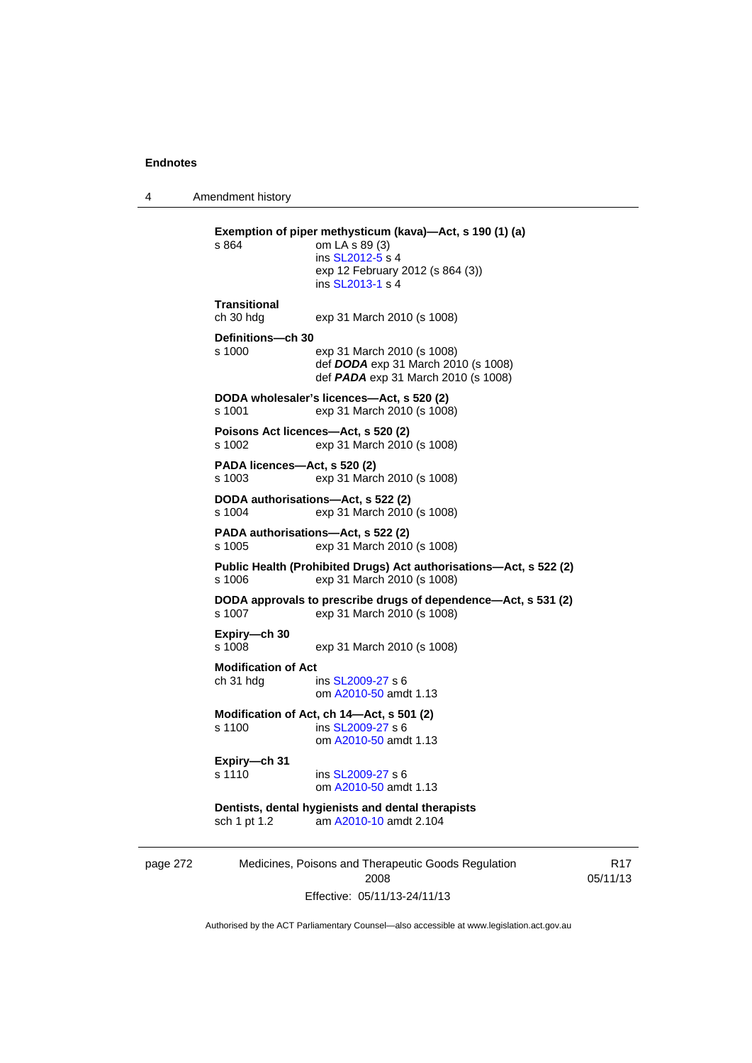**Exemption of piper methysticum (kava)—Act, s 190 (1) (a)**
s 864 om LA s 89 (3)
ins SL2012-5 s 4
exp 12 February 2012 (s 864 (3))
ins SL2013-1 s 4

**Transitional**
ch 30 hdg exp 31 March 2010 (s 1008)

**Definitions—ch 30**
s 1000 exp 31 March 2010 (s 1008)
def ***DODA*** exp 31 March 2010 (s 1008)
def ***PADA*** exp 31 March 2010 (s 1008)

**DODA wholesaler's licences—Act, s 520 (2)**
s 1001 exp 31 March 2010 (s 1008)

**Poisons Act licences—Act, s 520 (2)**
s 1002 exp 31 March 2010 (s 1008)

**PADA licences—Act, s 520 (2)**
s 1003 exp 31 March 2010 (s 1008)

**DODA authorisations—Act, s 522 (2)**
s 1004 exp 31 March 2010 (s 1008)

**PADA authorisations—Act, s 522 (2)**
s 1005 exp 31 March 2010 (s 1008)

**Public Health (Prohibited Drugs) Act authorisations—Act, s 522 (2)**
s 1006 exp 31 March 2010 (s 1008)

**DODA approvals to prescribe drugs of dependence—Act, s 531 (2)**
s 1007 exp 31 March 2010 (s 1008)

**Expiry—ch 30**
s 1008 exp 31 March 2010 (s 1008)

**Modification of Act**
ch 31 hdg ins SL2009-27 s 6
om A2010-50 amdt 1.13

**Modification of Act, ch 14—Act, s 501 (2)**
s 1100 ins SL2009-27 s 6
om A2010-50 amdt 1.13

**Expiry—ch 31**
s 1110 ins SL2009-27 s 6
om A2010-50 amdt 1.13

**Dentists, dental hygienists and dental therapists**
sch 1 pt 1.2 am A2010-10 amdt 2.104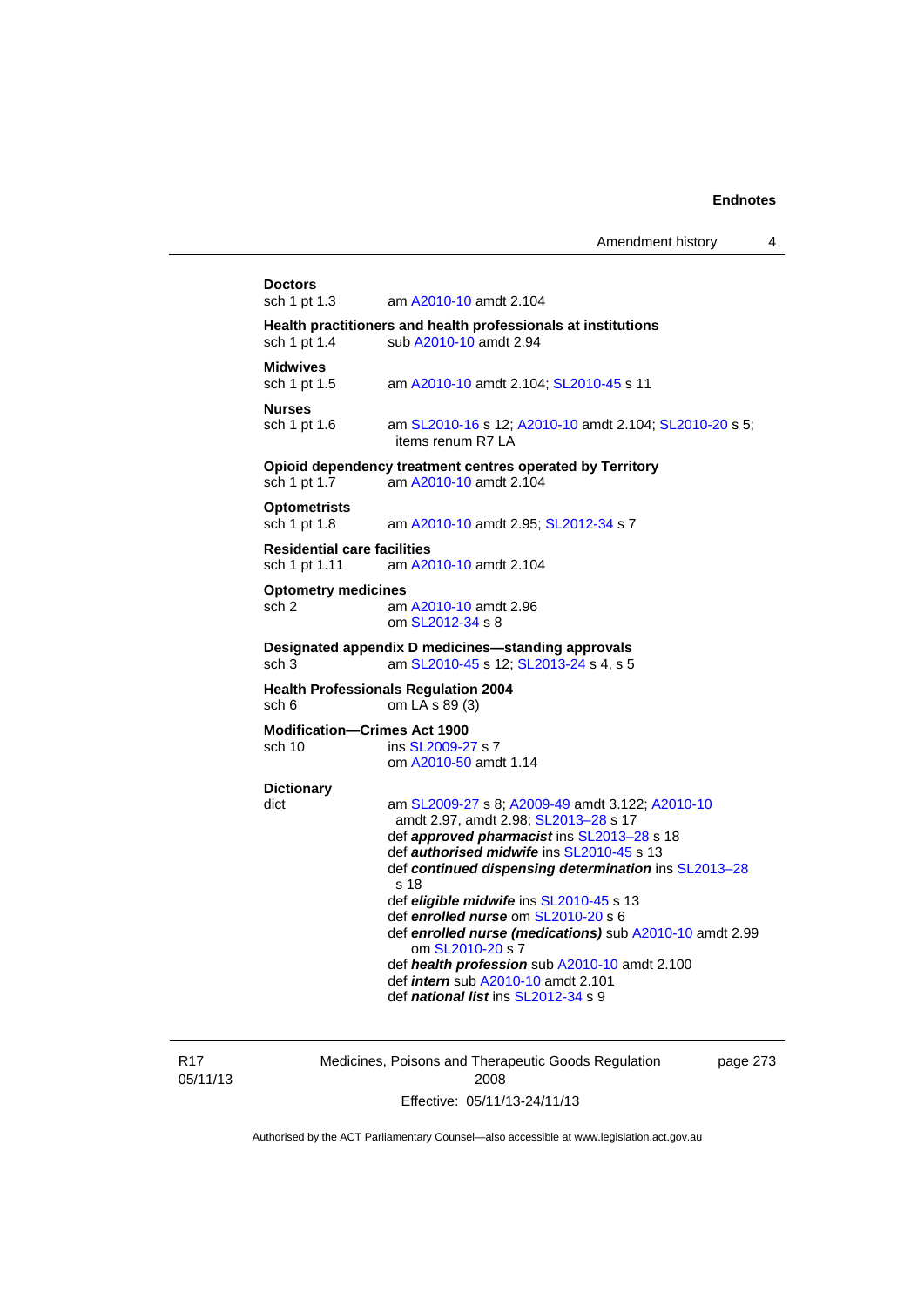**Doctors**
sch 1 pt 1.3 am A2010-10 amdt 2.104

**Health practitioners and health professionals at institutions**
sch 1 pt 1.4 sub A2010-10 amdt 2.94

**Midwives**
sch 1 pt 1.5 am A2010-10 amdt 2.104; SL2010-45 s 11

**Nurses**
sch 1 pt 1.6 am SL2010-16 s 12; A2010-10 amdt 2.104; SL2010-20 s 5; items renum R7 LA

**Opioid dependency treatment centres operated by Territory**
sch 1 pt 1.7 am A2010-10 amdt 2.104

**Optometrists**
sch 1 pt 1.8 am A2010-10 amdt 2.95; SL2012-34 s 7

**Residential care facilities**
sch 1 pt 1.11 am A2010-10 amdt 2.104

**Optometry medicines**
sch 2 am A2010-10 amdt 2.96
om SL2012-34 s 8

**Designated appendix D medicines—standing approvals**
sch 3 am SL2010-45 s 12; SL2013-24 s 4, s 5

**Health Professionals Regulation 2004**
sch 6 om LA s 89 (3)

**Modification—Crimes Act 1900**
sch 10 ins SL2009-27 s 7
om A2010-50 amdt 1.14

**Dictionary**
dict am SL2009-27 s 8; A2009-49 amdt 3.122; A2010-10 amdt 2.97, amdt 2.98; SL2013–28 s 17
def ***approved pharmacist*** ins SL2013–28 s 18
def ***authorised midwife*** ins SL2010-45 s 13
def ***continued dispensing determination*** ins SL2013–28 s 18
def ***eligible midwife*** ins SL2010-45 s 13
def ***enrolled nurse*** om SL2010-20 s 6
def ***enrolled nurse (medications)*** sub A2010-10 amdt 2.99 om SL2010-20 s 7
def ***health profession*** sub A2010-10 amdt 2.100
def ***intern*** sub A2010-10 amdt 2.101
def ***national list*** ins SL2012-34 s 9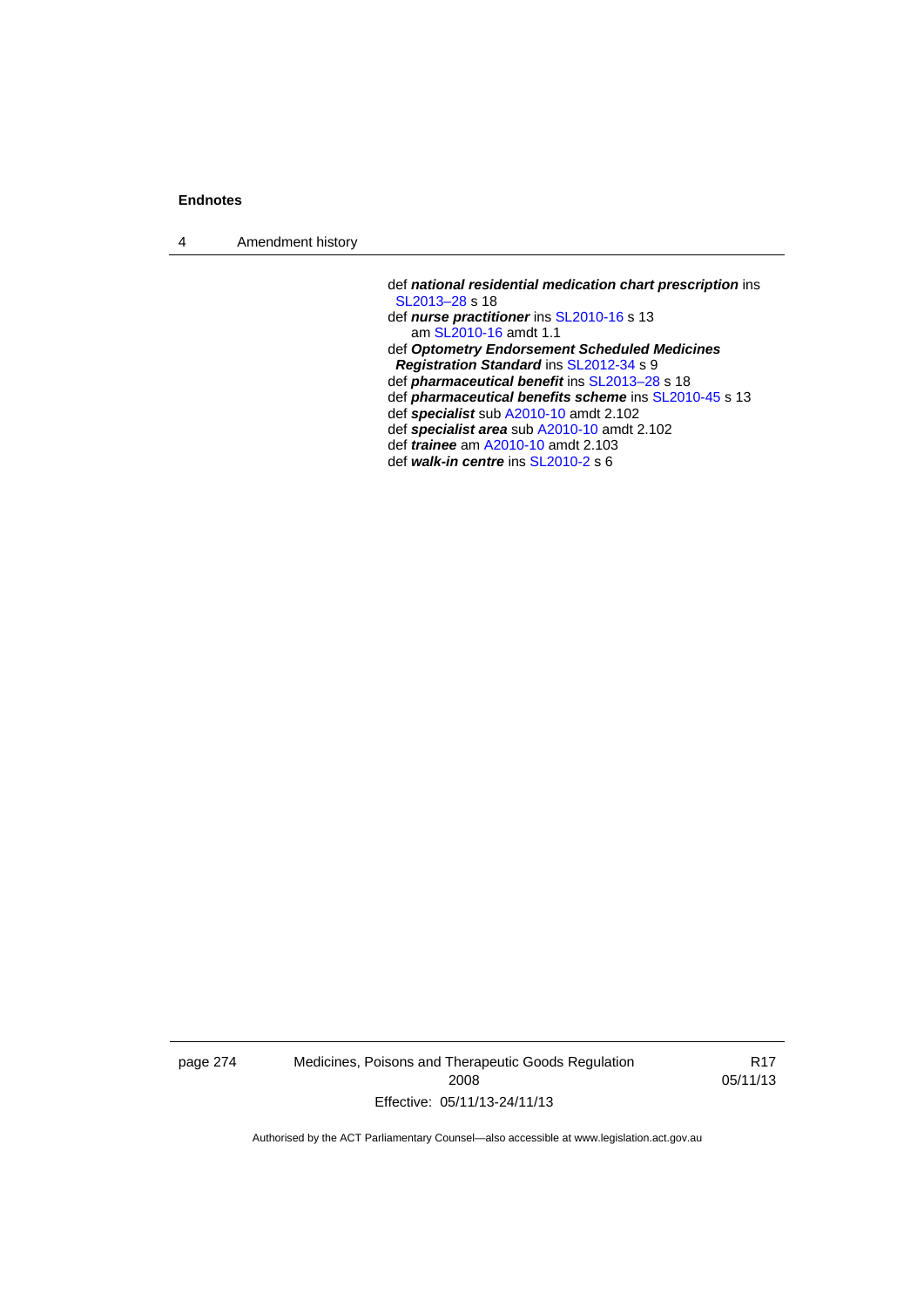def ***national residential medication chart prescription*** ins SL2013–28 s 18

def ***nurse practitioner*** ins SL2010-16 s 13
  am SL2010-16 amdt 1.1

def ***Optometry Endorsement Scheduled Medicines Registration Standard*** ins SL2012-34 s 9

def ***pharmaceutical benefit*** ins SL2013–28 s 18

def ***pharmaceutical benefits scheme*** ins SL2010-45 s 13

def ***specialist*** sub A2010-10 amdt 2.102

def ***specialist area*** sub A2010-10 amdt 2.102

def ***trainee*** am A2010-10 amdt 2.103

def ***walk-in centre*** ins SL2010-2 s 6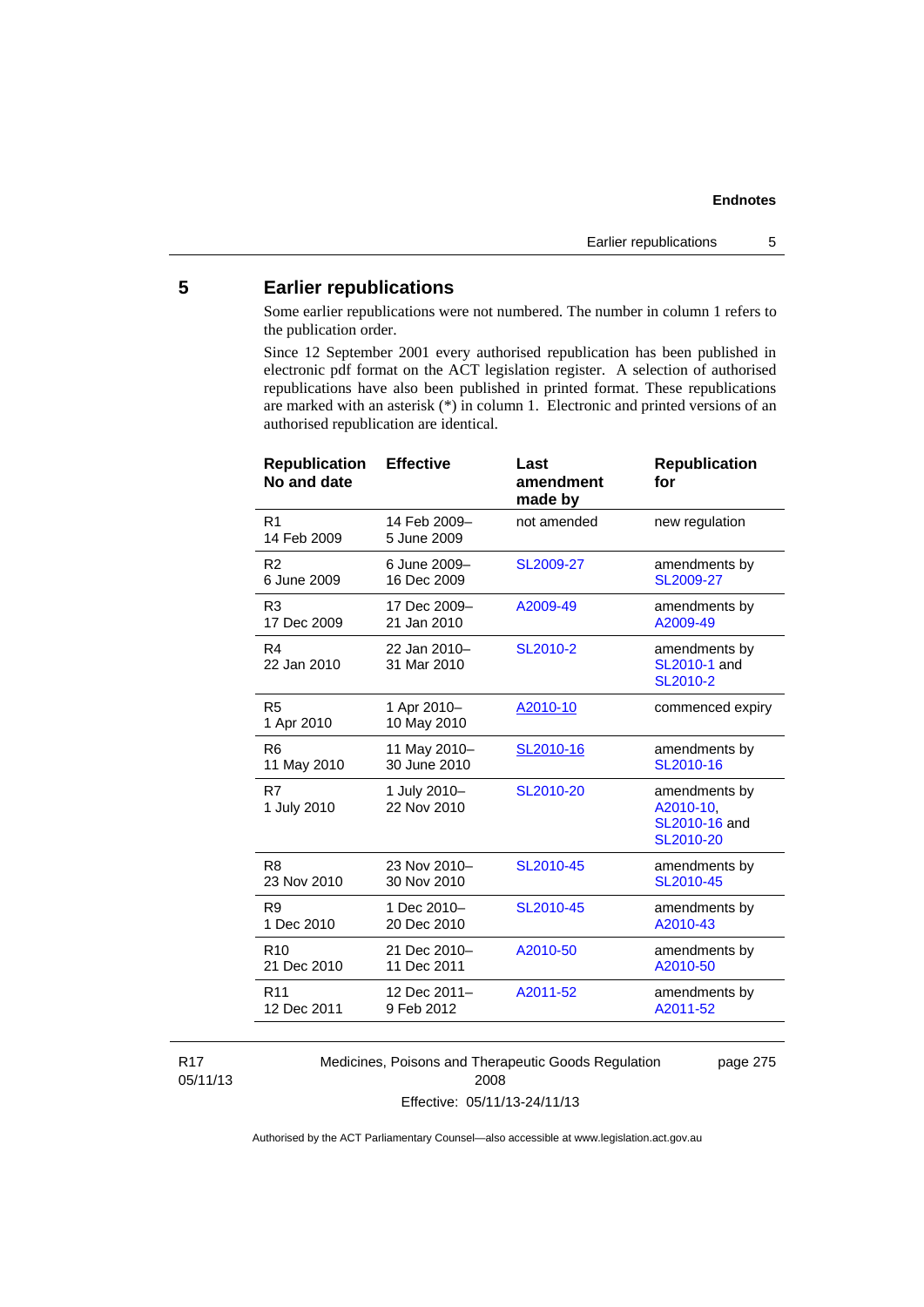## 5 Earlier republications

Some earlier republications were not numbered. The number in column 1 refers to the publication order.

Since 12 September 2001 every authorised republication has been published in electronic pdf format on the ACT legislation register. A selection of authorised republications have also been published in printed format. These republications are marked with an asterisk (*) in column 1. Electronic and printed versions of an authorised republication are identical.

| Republication No and date | Effective | Last amendment made by | Republication for |
|---|---|---|---|
| R1<br>14 Feb 2009 | 14 Feb 2009–<br>5 June 2009 | not amended | new regulation |
| R2<br>6 June 2009 | 6 June 2009–<br>16 Dec 2009 | SL2009-27 | amendments by SL2009-27 |
| R3<br>17 Dec 2009 | 17 Dec 2009–<br>21 Jan 2010 | A2009-49 | amendments by A2009-49 |
| R4<br>22 Jan 2010 | 22 Jan 2010–<br>31 Mar 2010 | SL2010-2 | amendments by SL2010-1 and SL2010-2 |
| R5<br>1 Apr 2010 | 1 Apr 2010–<br>10 May 2010 | A2010-10 | commenced expiry |
| R6<br>11 May 2010 | 11 May 2010–<br>30 June 2010 | SL2010-16 | amendments by SL2010-16 |
| R7<br>1 July 2010 | 1 July 2010–<br>22 Nov 2010 | SL2010-20 | amendments by A2010-10, SL2010-16 and SL2010-20 |
| R8<br>23 Nov 2010 | 23 Nov 2010–<br>30 Nov 2010 | SL2010-45 | amendments by SL2010-45 |
| R9<br>1 Dec 2010 | 1 Dec 2010–<br>20 Dec 2010 | SL2010-45 | amendments by A2010-43 |
| R10<br>21 Dec 2010 | 21 Dec 2010–<br>11 Dec 2011 | A2010-50 | amendments by A2010-50 |
| R11<br>12 Dec 2011 | 12 Dec 2011–<br>9 Feb 2012 | A2011-52 | amendments by A2011-52 |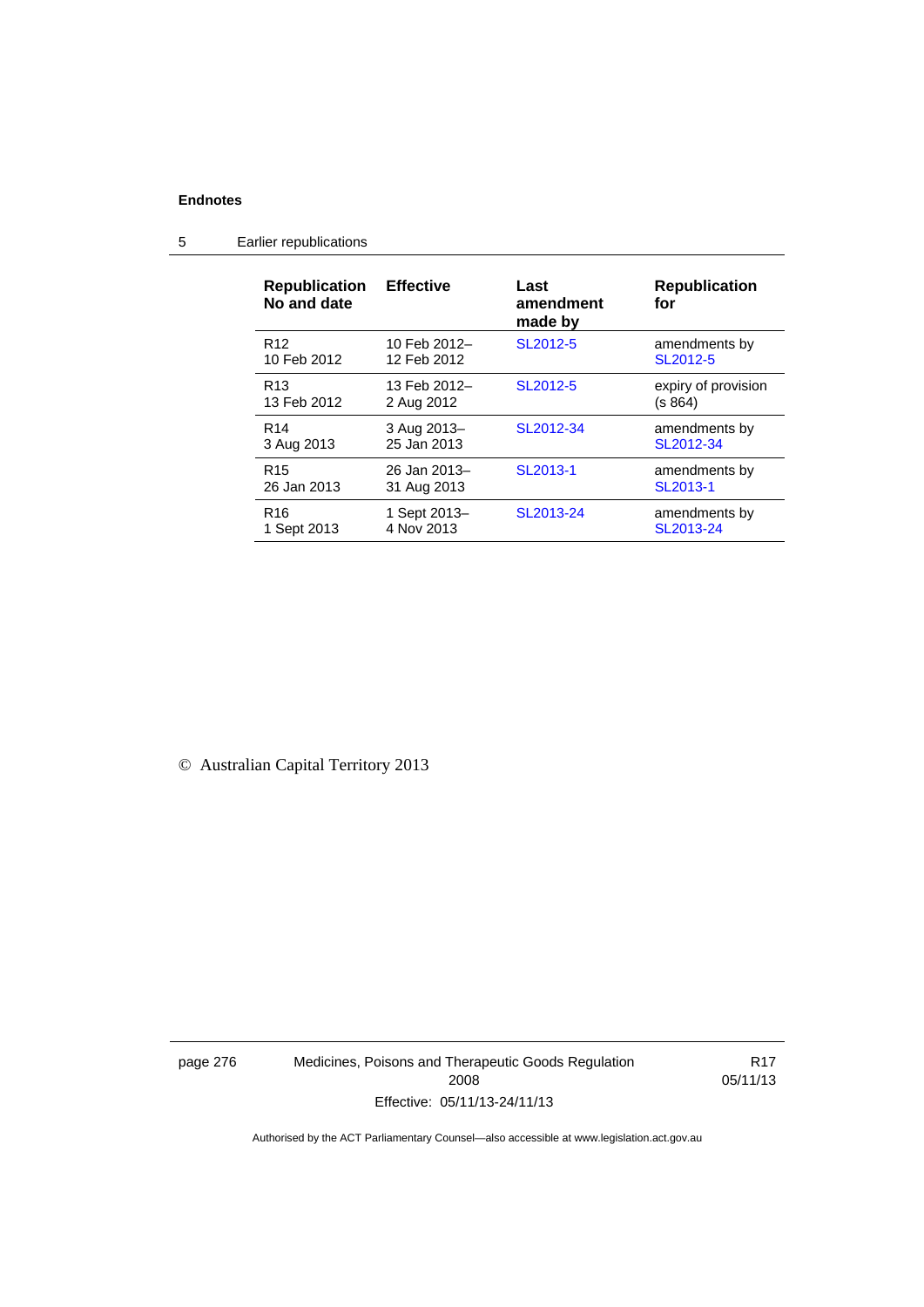# Endnotes

## 5 Earlier republications

| Republication No and date | Effective | Last amendment made by | Republication for |
|---|---|---|---|
| R12 10 Feb 2012 | 10 Feb 2012– 12 Feb 2012 | SL2012-5 | amendments by SL2012-5 |
| R13 13 Feb 2012 | 13 Feb 2012– 2 Aug 2012 | SL2012-5 | expiry of provision (s 864) |
| R14 3 Aug 2013 | 3 Aug 2013– 25 Jan 2013 | SL2012-34 | amendments by SL2012-34 |
| R15 26 Jan 2013 | 26 Jan 2013– 31 Aug 2013 | SL2013-1 | amendments by SL2013-1 |
| R16 1 Sept 2013 | 1 Sept 2013– 4 Nov 2013 | SL2013-24 | amendments by SL2013-24 |

© Australian Capital Territory 2013